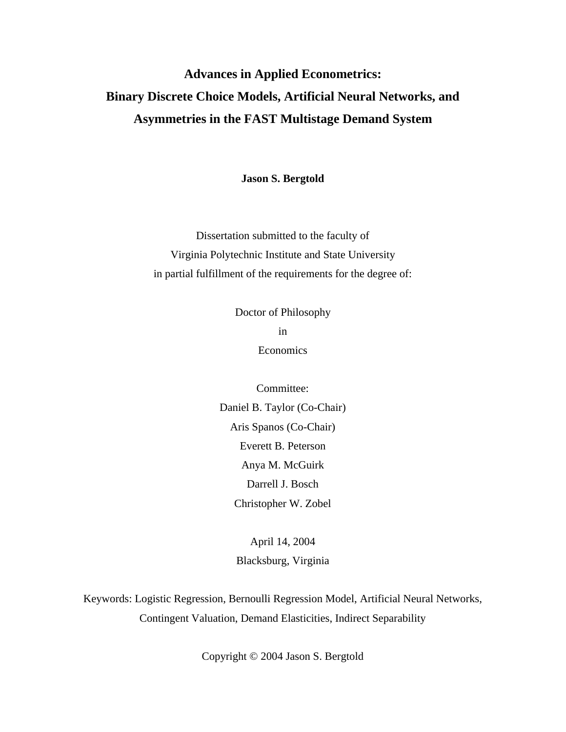# Advances in Applied Econometrics:
# Binary Discrete Choice Models, Artificial Neural Networks, and Asymmetries in the FAST Multistage Demand System

**Jason S. Bergtold**

Dissertation submitted to the faculty of
Virginia Polytechnic Institute and State University
in partial fulfillment of the requirements for the degree of:

Doctor of Philosophy
in
Economics

Committee:
Daniel B. Taylor (Co-Chair)
Aris Spanos (Co-Chair)
Everett B. Peterson
Anya M. McGuirk
Darrell J. Bosch
Christopher W. Zobel

April 14, 2004
Blacksburg, Virginia

Keywords: Logistic Regression, Bernoulli Regression Model, Artificial Neural Networks, Contingent Valuation, Demand Elasticities, Indirect Separability

Copyright © 2004 Jason S. Bergtold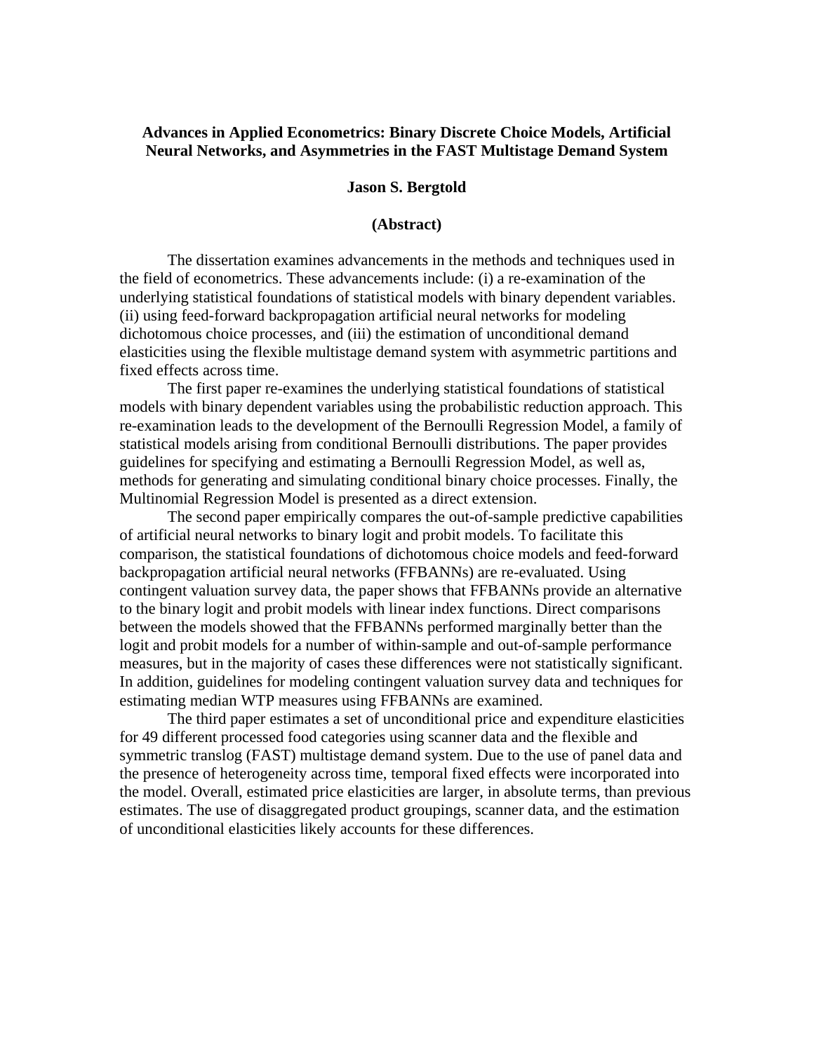**Advances in Applied Econometrics: Binary Discrete Choice Models, Artificial Neural Networks, and Asymmetries in the FAST Multistage Demand System**

**Jason S. Bergtold**

**(Abstract)**

The dissertation examines advancements in the methods and techniques used in the field of econometrics. These advancements include: (i) a re-examination of the underlying statistical foundations of statistical models with binary dependent variables. (ii) using feed-forward backpropagation artificial neural networks for modeling dichotomous choice processes, and (iii) the estimation of unconditional demand elasticities using the flexible multistage demand system with asymmetric partitions and fixed effects across time.

The first paper re-examines the underlying statistical foundations of statistical models with binary dependent variables using the probabilistic reduction approach. This re-examination leads to the development of the Bernoulli Regression Model, a family of statistical models arising from conditional Bernoulli distributions. The paper provides guidelines for specifying and estimating a Bernoulli Regression Model, as well as, methods for generating and simulating conditional binary choice processes. Finally, the Multinomial Regression Model is presented as a direct extension.

The second paper empirically compares the out-of-sample predictive capabilities of artificial neural networks to binary logit and probit models. To facilitate this comparison, the statistical foundations of dichotomous choice models and feed-forward backpropagation artificial neural networks (FFBANNs) are re-evaluated. Using contingent valuation survey data, the paper shows that FFBANNs provide an alternative to the binary logit and probit models with linear index functions. Direct comparisons between the models showed that the FFBANNs performed marginally better than the logit and probit models for a number of within-sample and out-of-sample performance measures, but in the majority of cases these differences were not statistically significant. In addition, guidelines for modeling contingent valuation survey data and techniques for estimating median WTP measures using FFBANNs are examined.

The third paper estimates a set of unconditional price and expenditure elasticities for 49 different processed food categories using scanner data and the flexible and symmetric translog (FAST) multistage demand system. Due to the use of panel data and the presence of heterogeneity across time, temporal fixed effects were incorporated into the model. Overall, estimated price elasticities are larger, in absolute terms, than previous estimates. The use of disaggregated product groupings, scanner data, and the estimation of unconditional elasticities likely accounts for these differences.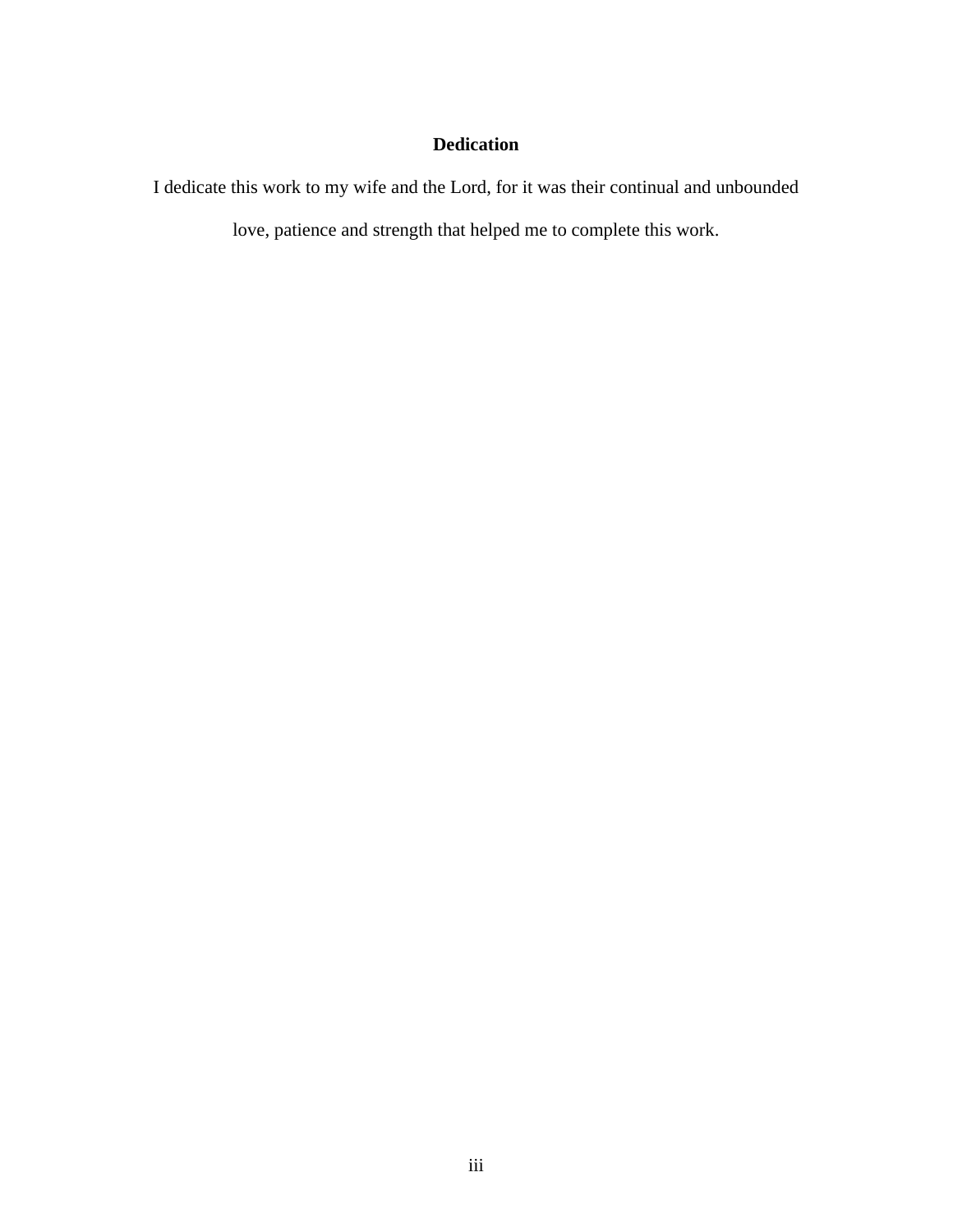# Dedication

I dedicate this work to my wife and the Lord, for it was their continual and unbounded love, patience and strength that helped me to complete this work.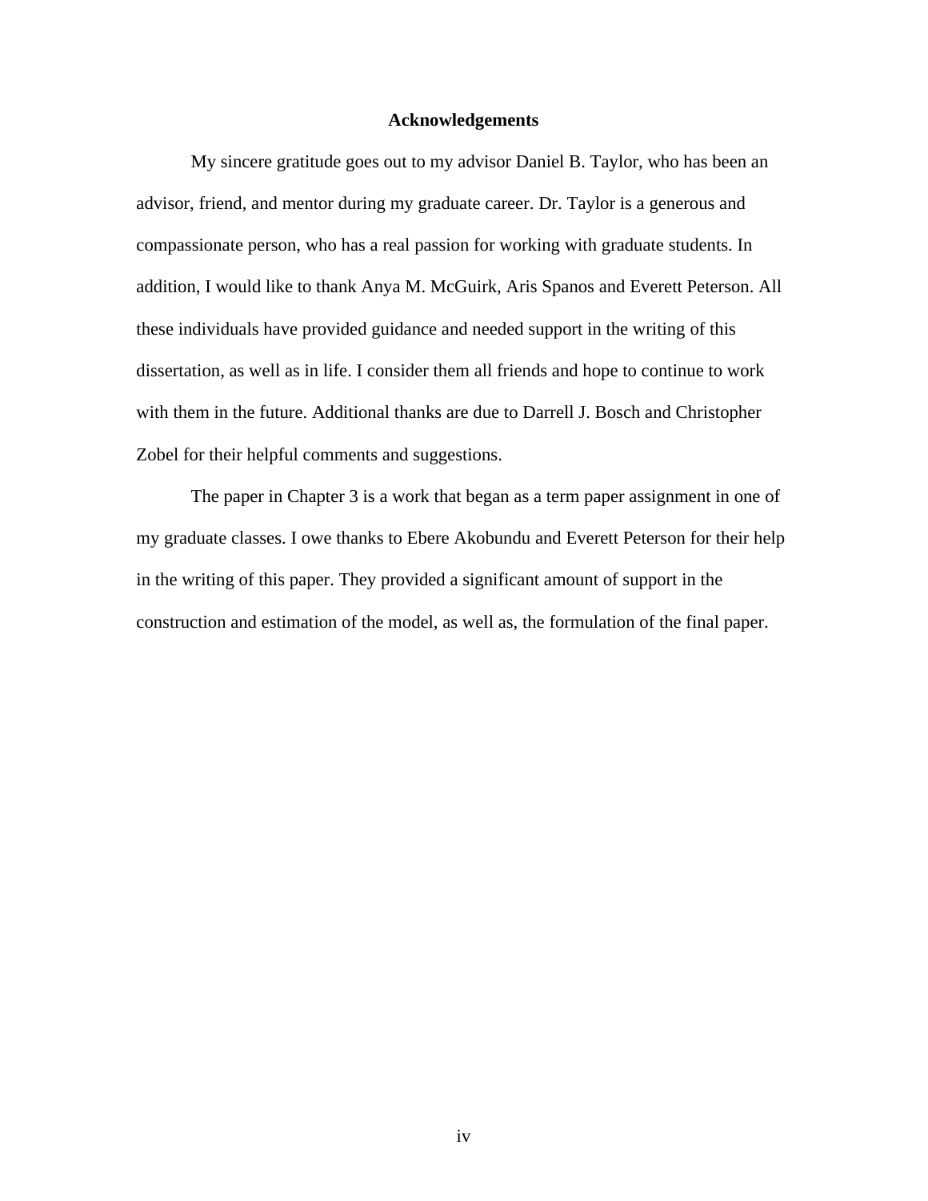# Acknowledgements

My sincere gratitude goes out to my advisor Daniel B. Taylor, who has been an advisor, friend, and mentor during my graduate career. Dr. Taylor is a generous and compassionate person, who has a real passion for working with graduate students. In addition, I would like to thank Anya M. McGuirk, Aris Spanos and Everett Peterson. All these individuals have provided guidance and needed support in the writing of this dissertation, as well as in life. I consider them all friends and hope to continue to work with them in the future. Additional thanks are due to Darrell J. Bosch and Christopher Zobel for their helpful comments and suggestions.

The paper in Chapter 3 is a work that began as a term paper assignment in one of my graduate classes. I owe thanks to Ebere Akobundu and Everett Peterson for their help in the writing of this paper. They provided a significant amount of support in the construction and estimation of the model, as well as, the formulation of the final paper.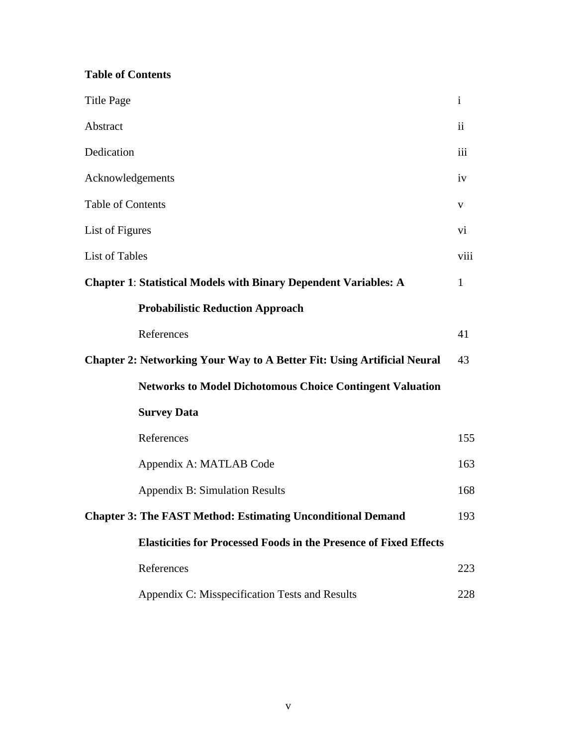**Table of Contents**

| | |
|---|---|
| Title Page | i |
| Abstract | ii |
| Dedication | iii |
| Acknowledgements | iv |
| Table of Contents | v |
| List of Figures | vi |
| List of Tables | viii |
| **Chapter 1**: **Statistical Models with Binary Dependent Variables: A Probabilistic Reduction Approach** | 1 |
| References | 41 |
| **Chapter 2: Networking Your Way to A Better Fit: Using Artificial Neural Networks to Model Dichotomous Choice Contingent Valuation Survey Data** | 43 |
| References | 155 |
| Appendix A: MATLAB Code | 163 |
| Appendix B: Simulation Results | 168 |
| **Chapter 3: The FAST Method: Estimating Unconditional Demand Elasticities for Processed Foods in the Presence of Fixed Effects** | 193 |
| References | 223 |
| Appendix C: Misspecification Tests and Results | 228 |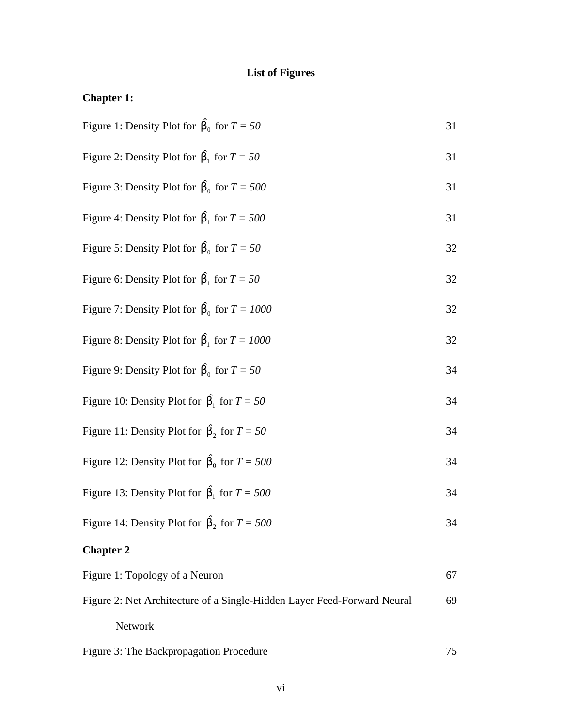# List of Figures

**Chapter 1:**

Figure 1: Density Plot for $\hat{\beta}_0$ for $T = 50$ 31

Figure 2: Density Plot for $\hat{\beta}_1$ for $T = 50$ 31

Figure 3: Density Plot for $\hat{\beta}_0$ for $T = 500$ 31

Figure 4: Density Plot for $\hat{\beta}_1$ for $T = 500$ 31

Figure 5: Density Plot for $\hat{\beta}_0$ for $T = 50$ 32

Figure 6: Density Plot for $\hat{\beta}_1$ for $T = 50$ 32

Figure 7: Density Plot for $\hat{\beta}_0$ for $T = 1000$ 32

Figure 8: Density Plot for $\hat{\beta}_1$ for $T = 1000$ 32

Figure 9: Density Plot for $\hat{\beta}_0$ for $T = 50$ 34

Figure 10: Density Plot for $\hat{\beta}_1$ for $T = 50$ 34

Figure 11: Density Plot for $\hat{\beta}_2$ for $T = 50$ 34

Figure 12: Density Plot for $\hat{\beta}_0$ for $T = 500$ 34

Figure 13: Density Plot for $\hat{\beta}_1$ for $T = 500$ 34

Figure 14: Density Plot for $\hat{\beta}_2$ for $T = 500$ 34

**Chapter 2**

Figure 1: Topology of a Neuron 67

Figure 2: Net Architecture of a Single-Hidden Layer Feed-Forward Neural Network 69

Figure 3: The Backpropagation Procedure 75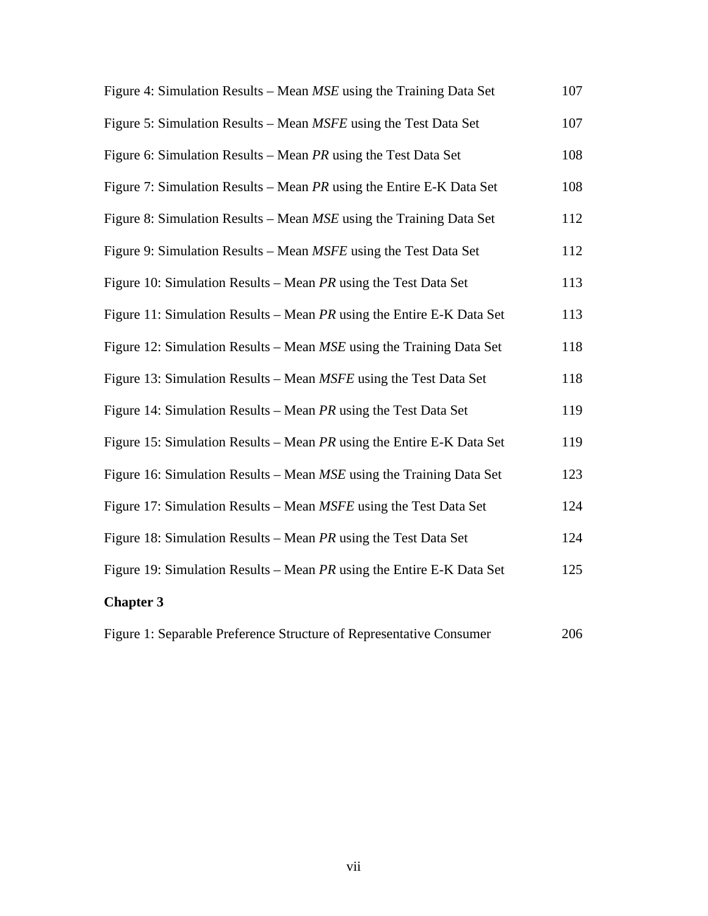Figure 4: Simulation Results – Mean *MSE* using the Training Data Set 107

Figure 5: Simulation Results – Mean *MSFE* using the Test Data Set 107

Figure 6: Simulation Results – Mean *PR* using the Test Data Set 108

Figure 7: Simulation Results – Mean *PR* using the Entire E-K Data Set 108

Figure 8: Simulation Results – Mean *MSE* using the Training Data Set 112

Figure 9: Simulation Results – Mean *MSFE* using the Test Data Set 112

Figure 10: Simulation Results – Mean *PR* using the Test Data Set 113

Figure 11: Simulation Results – Mean *PR* using the Entire E-K Data Set 113

Figure 12: Simulation Results – Mean *MSE* using the Training Data Set 118

Figure 13: Simulation Results – Mean *MSFE* using the Test Data Set 118

Figure 14: Simulation Results – Mean *PR* using the Test Data Set 119

Figure 15: Simulation Results – Mean *PR* using the Entire E-K Data Set 119

Figure 16: Simulation Results – Mean *MSE* using the Training Data Set 123

Figure 17: Simulation Results – Mean *MSFE* using the Test Data Set 124

Figure 18: Simulation Results – Mean *PR* using the Test Data Set 124

Figure 19: Simulation Results – Mean *PR* using the Entire E-K Data Set 125

**Chapter 3**

Figure 1: Separable Preference Structure of Representative Consumer 206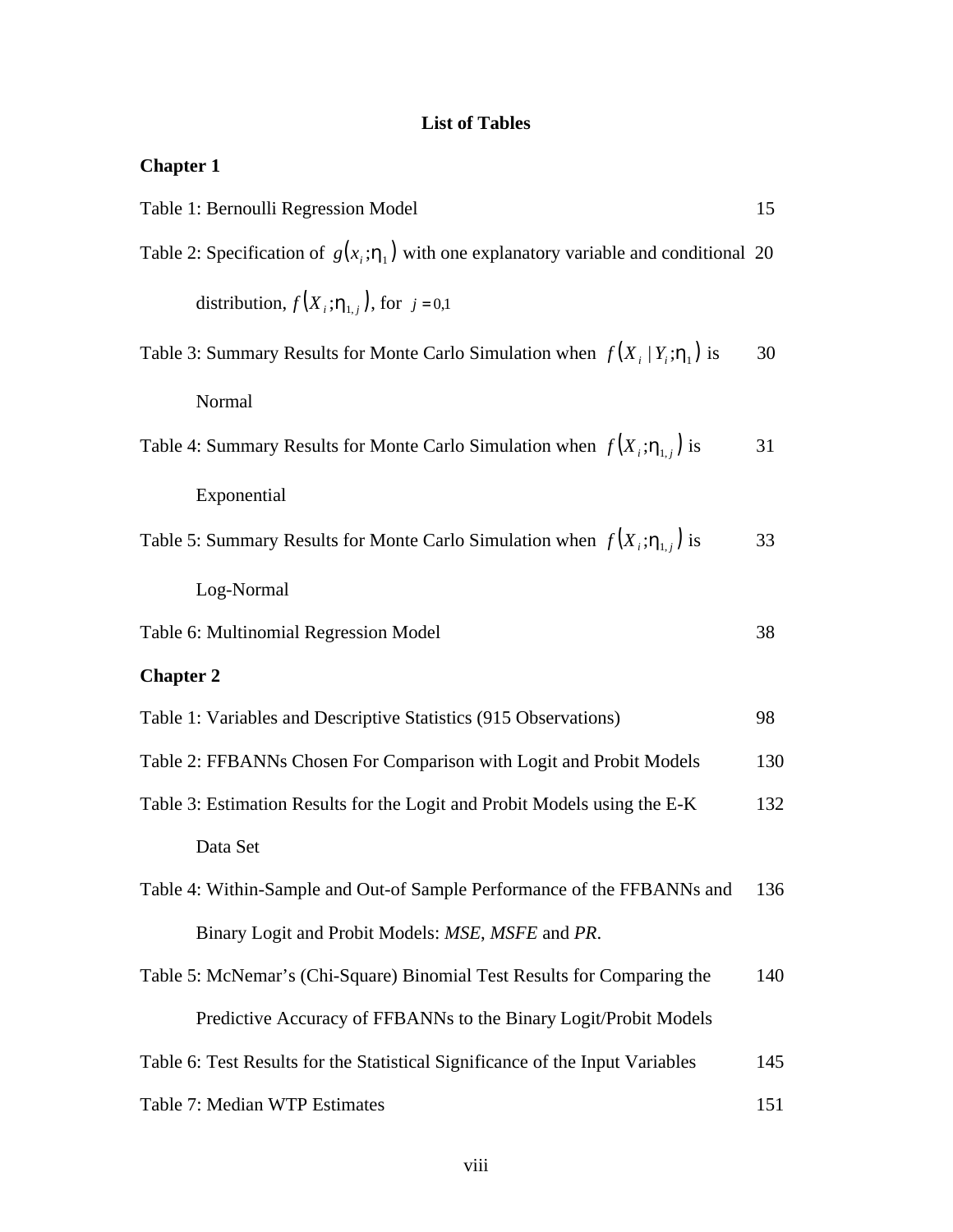# List of Tables

**Chapter 1**

Table 1: Bernoulli Regression Model 15

Table 2: Specification of $g(x_i;\eta_1)$ with one explanatory variable and conditional distribution, $f(X_i;\eta_{1,j})$, for $j = 0,1$ 20

Table 3: Summary Results for Monte Carlo Simulation when $f(X_i \mid Y_i;\eta_1)$ is Normal 30

Table 4: Summary Results for Monte Carlo Simulation when $f(X_i;\eta_{1,j})$ is Exponential 31

Table 5: Summary Results for Monte Carlo Simulation when $f(X_i;\eta_{1,j})$ is Log-Normal 33

Table 6: Multinomial Regression Model 38

**Chapter 2**

Table 1: Variables and Descriptive Statistics (915 Observations) 98

Table 2: FFBANNs Chosen For Comparison with Logit and Probit Models 130

Table 3: Estimation Results for the Logit and Probit Models using the E-K Data Set 132

Table 4: Within-Sample and Out-of Sample Performance of the FFBANNs and Binary Logit and Probit Models: *MSE*, *MSFE* and *PR*. 136

Table 5: McNemar's (Chi-Square) Binomial Test Results for Comparing the Predictive Accuracy of FFBANNs to the Binary Logit/Probit Models 140

Table 6: Test Results for the Statistical Significance of the Input Variables 145

Table 7: Median WTP Estimates 151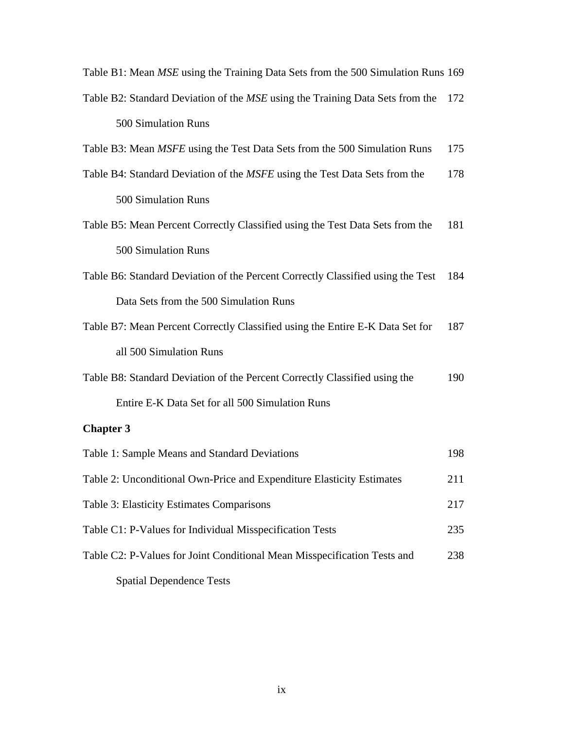Table B1: Mean *MSE* using the Training Data Sets from the 500 Simulation Runs 169

Table B2: Standard Deviation of the *MSE* using the Training Data Sets from the 500 Simulation Runs 172

Table B3: Mean *MSFE* using the Test Data Sets from the 500 Simulation Runs 175

Table B4: Standard Deviation of the *MSFE* using the Test Data Sets from the 500 Simulation Runs 178

Table B5: Mean Percent Correctly Classified using the Test Data Sets from the 500 Simulation Runs 181

Table B6: Standard Deviation of the Percent Correctly Classified using the Test Data Sets from the 500 Simulation Runs 184

Table B7: Mean Percent Correctly Classified using the Entire E-K Data Set for all 500 Simulation Runs 187

Table B8: Standard Deviation of the Percent Correctly Classified using the Entire E-K Data Set for all 500 Simulation Runs 190

**Chapter 3**

Table 1: Sample Means and Standard Deviations 198

Table 2: Unconditional Own-Price and Expenditure Elasticity Estimates 211

Table 3: Elasticity Estimates Comparisons 217

Table C1: P-Values for Individual Misspecification Tests 235

Table C2: P-Values for Joint Conditional Mean Misspecification Tests and Spatial Dependence Tests 238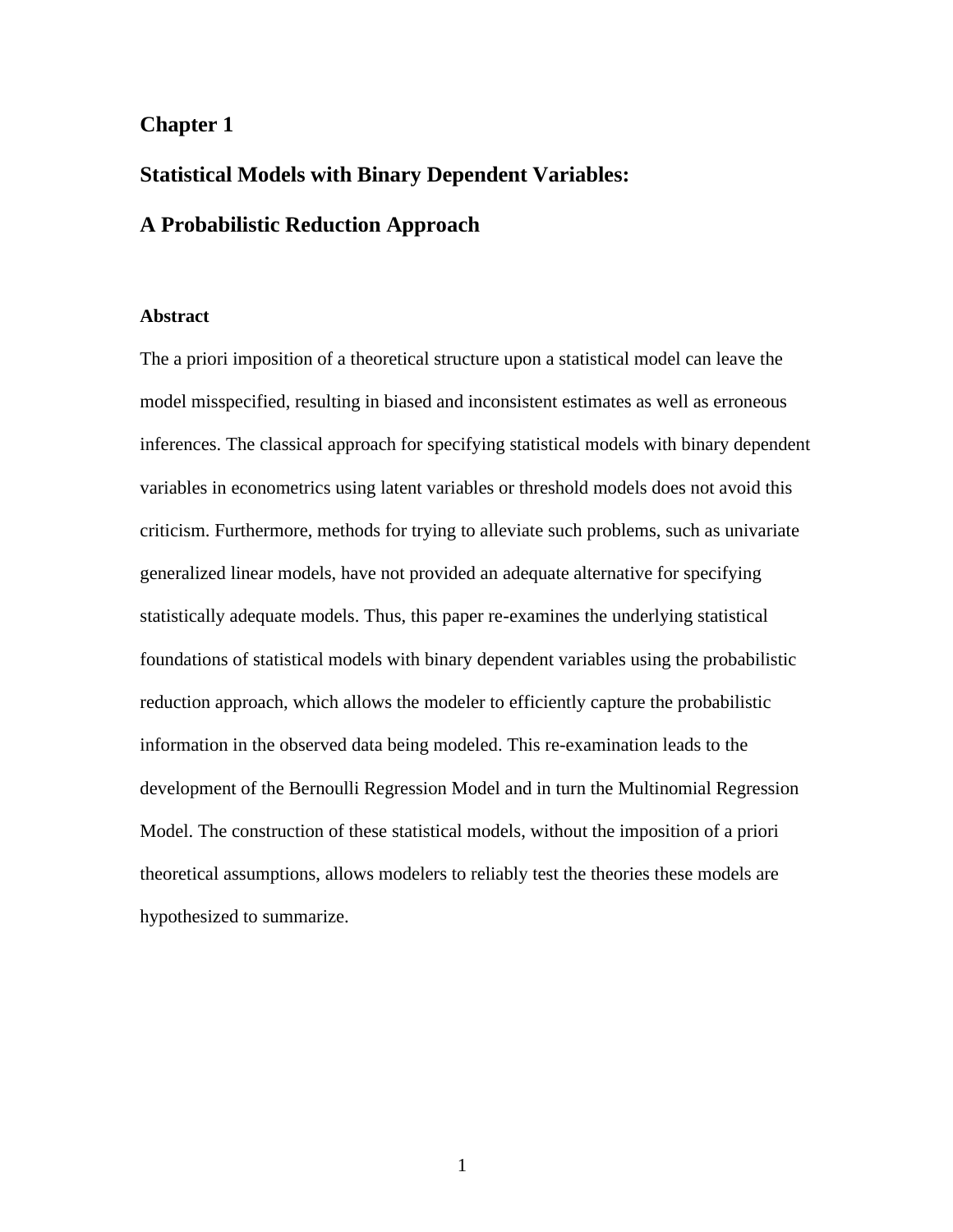# Chapter 1

## Statistical Models with Binary Dependent Variables:

## A Probabilistic Reduction Approach

### Abstract

The a priori imposition of a theoretical structure upon a statistical model can leave the model misspecified, resulting in biased and inconsistent estimates as well as erroneous inferences. The classical approach for specifying statistical models with binary dependent variables in econometrics using latent variables or threshold models does not avoid this criticism. Furthermore, methods for trying to alleviate such problems, such as univariate generalized linear models, have not provided an adequate alternative for specifying statistically adequate models. Thus, this paper re-examines the underlying statistical foundations of statistical models with binary dependent variables using the probabilistic reduction approach, which allows the modeler to efficiently capture the probabilistic information in the observed data being modeled. This re-examination leads to the development of the Bernoulli Regression Model and in turn the Multinomial Regression Model. The construction of these statistical models, without the imposition of a priori theoretical assumptions, allows modelers to reliably test the theories these models are hypothesized to summarize.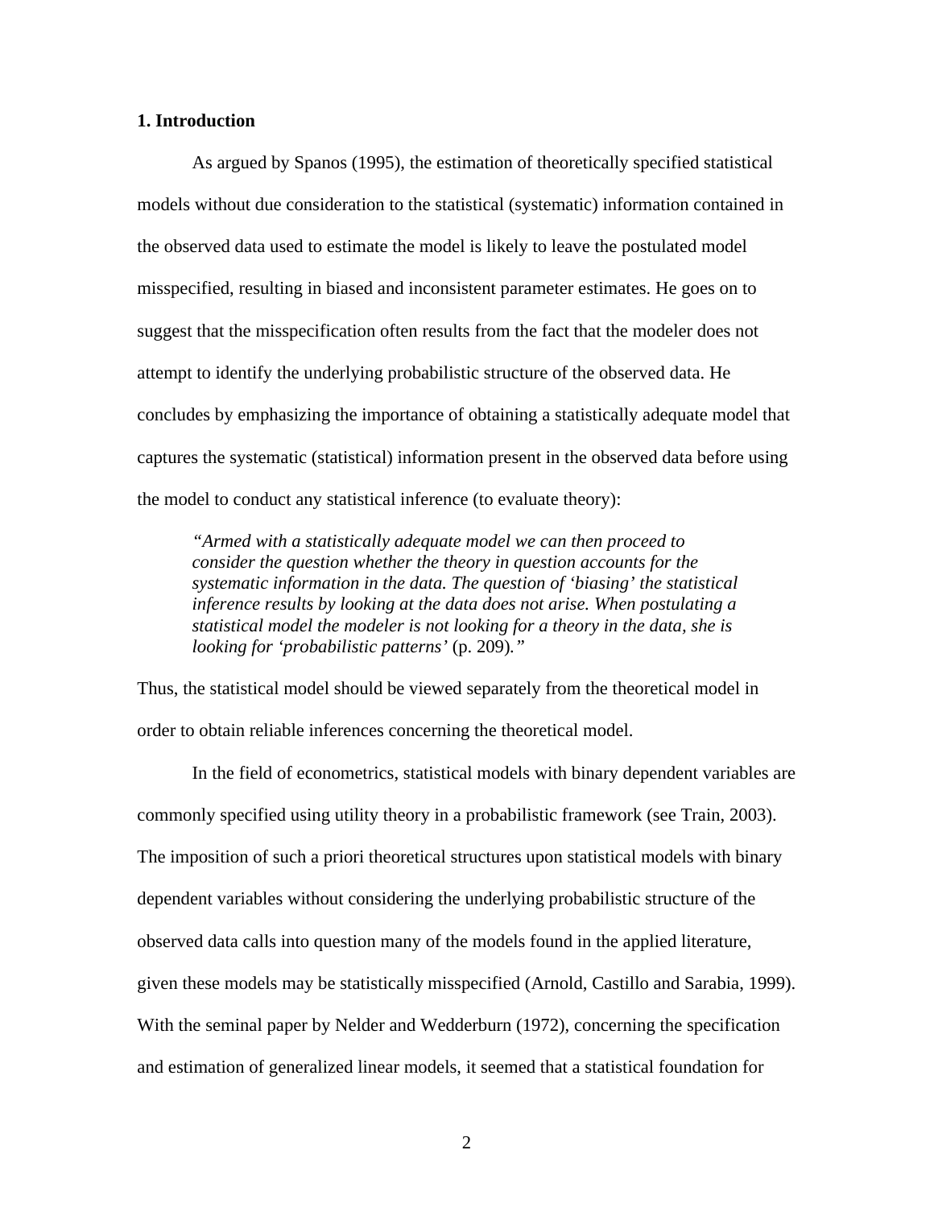## 1. Introduction

As argued by Spanos (1995), the estimation of theoretically specified statistical models without due consideration to the statistical (systematic) information contained in the observed data used to estimate the model is likely to leave the postulated model misspecified, resulting in biased and inconsistent parameter estimates. He goes on to suggest that the misspecification often results from the fact that the modeler does not attempt to identify the underlying probabilistic structure of the observed data. He concludes by emphasizing the importance of obtaining a statistically adequate model that captures the systematic (statistical) information present in the observed data before using the model to conduct any statistical inference (to evaluate theory):

> *"Armed with a statistically adequate model we can then proceed to consider the question whether the theory in question accounts for the systematic information in the data. The question of 'biasing' the statistical inference results by looking at the data does not arise. When postulating a statistical model the modeler is not looking for a theory in the data, she is looking for 'probabilistic patterns'* (p. 209)*."*

Thus, the statistical model should be viewed separately from the theoretical model in order to obtain reliable inferences concerning the theoretical model.

In the field of econometrics, statistical models with binary dependent variables are commonly specified using utility theory in a probabilistic framework (see Train, 2003). The imposition of such a priori theoretical structures upon statistical models with binary dependent variables without considering the underlying probabilistic structure of the observed data calls into question many of the models found in the applied literature, given these models may be statistically misspecified (Arnold, Castillo and Sarabia, 1999). With the seminal paper by Nelder and Wedderburn (1972), concerning the specification and estimation of generalized linear models, it seemed that a statistical foundation for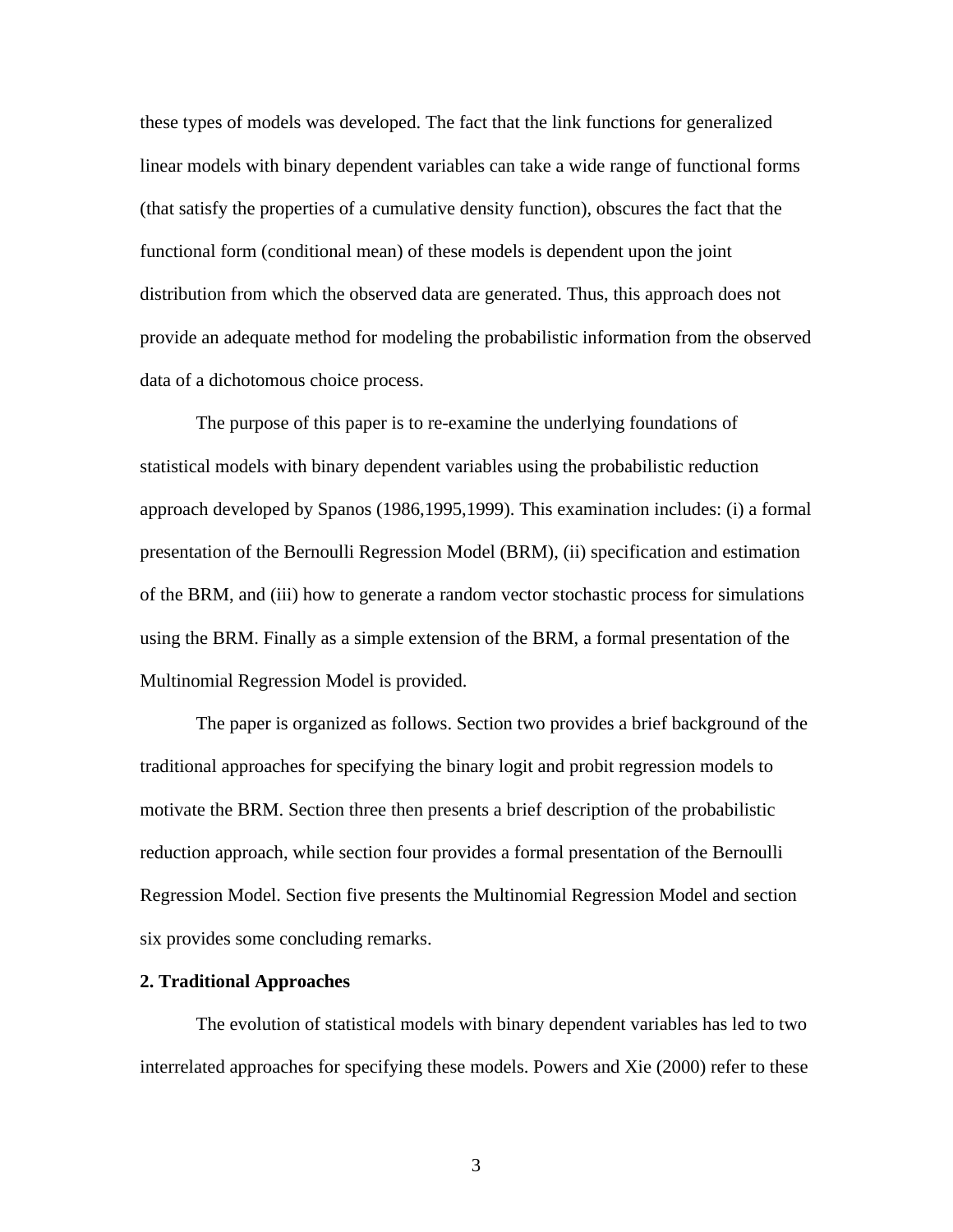these types of models was developed. The fact that the link functions for generalized linear models with binary dependent variables can take a wide range of functional forms (that satisfy the properties of a cumulative density function), obscures the fact that the functional form (conditional mean) of these models is dependent upon the joint distribution from which the observed data are generated. Thus, this approach does not provide an adequate method for modeling the probabilistic information from the observed data of a dichotomous choice process.

The purpose of this paper is to re-examine the underlying foundations of statistical models with binary dependent variables using the probabilistic reduction approach developed by Spanos (1986,1995,1999). This examination includes: (i) a formal presentation of the Bernoulli Regression Model (BRM), (ii) specification and estimation of the BRM, and (iii) how to generate a random vector stochastic process for simulations using the BRM. Finally as a simple extension of the BRM, a formal presentation of the Multinomial Regression Model is provided.

The paper is organized as follows. Section two provides a brief background of the traditional approaches for specifying the binary logit and probit regression models to motivate the BRM. Section three then presents a brief description of the probabilistic reduction approach, while section four provides a formal presentation of the Bernoulli Regression Model. Section five presents the Multinomial Regression Model and section six provides some concluding remarks.

**2. Traditional Approaches**

The evolution of statistical models with binary dependent variables has led to two interrelated approaches for specifying these models. Powers and Xie (2000) refer to these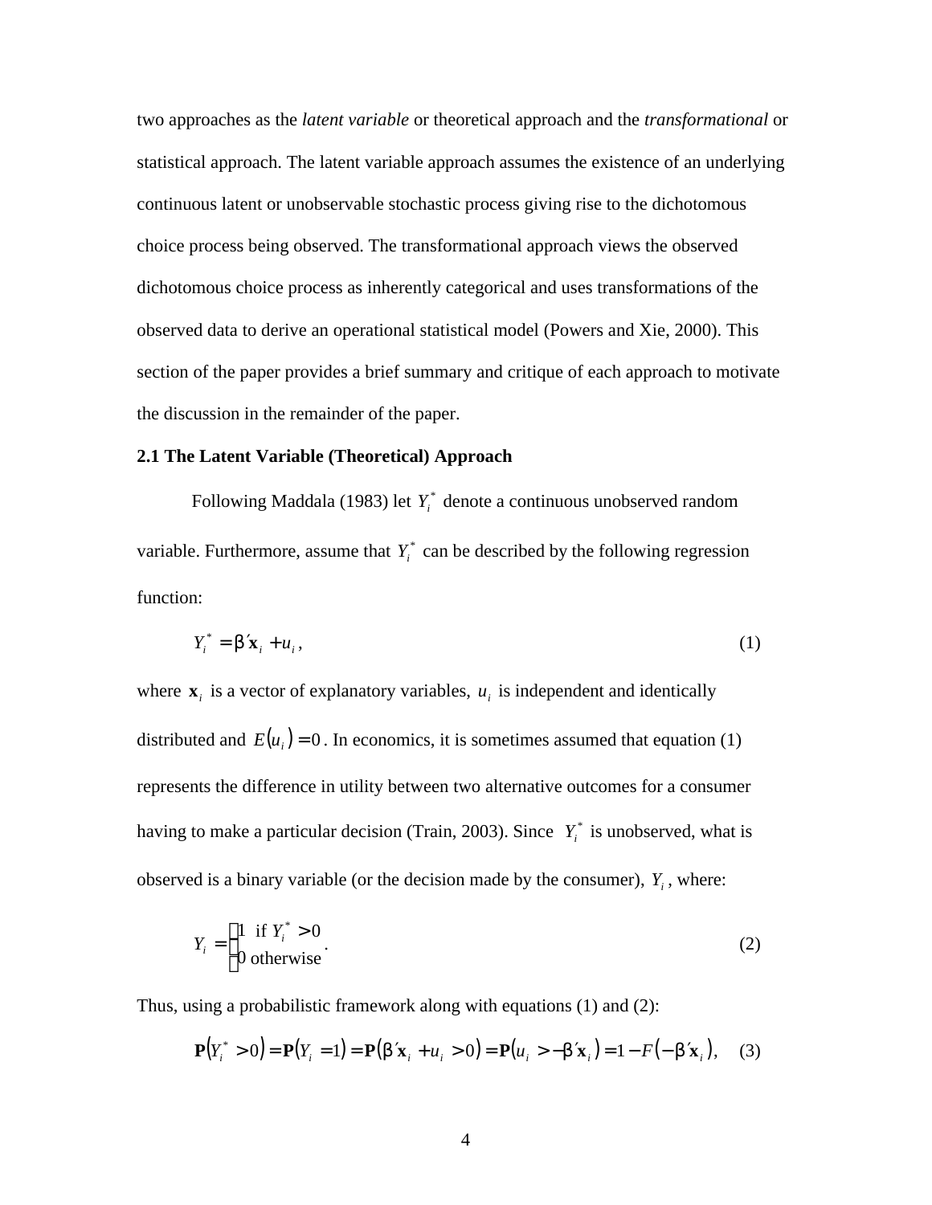two approaches as the *latent variable* or theoretical approach and the *transformational* or statistical approach. The latent variable approach assumes the existence of an underlying continuous latent or unobservable stochastic process giving rise to the dichotomous choice process being observed. The transformational approach views the observed dichotomous choice process as inherently categorical and uses transformations of the observed data to derive an operational statistical model (Powers and Xie, 2000). This section of the paper provides a brief summary and critique of each approach to motivate the discussion in the remainder of the paper.

**2.1 The Latent Variable (Theoretical) Approach**

Following Maddala (1983) let $Y_i^*$ denote a continuous unobserved random variable. Furthermore, assume that $Y_i^*$ can be described by the following regression function:

$$Y_i^* = \beta' \mathbf{x}_i + u_i, \tag{1}$$

where $\mathbf{x}_i$ is a vector of explanatory variables, $u_i$ is independent and identically distributed and $E(u_i) = 0$. In economics, it is sometimes assumed that equation (1) represents the difference in utility between two alternative outcomes for a consumer having to make a particular decision (Train, 2003). Since $Y_i^*$ is unobserved, what is observed is a binary variable (or the decision made by the consumer), $Y_i$, where:

$$Y_i = \begin{cases} 1 & \text{if } Y_i^* > 0 \\ 0 & \text{otherwise} \end{cases}. \tag{2}$$

Thus, using a probabilistic framework along with equations (1) and (2):

$$\mathbf{P}(Y_i^* > 0) = \mathbf{P}(Y_i = 1) = \mathbf{P}(\beta' \mathbf{x}_i + u_i > 0) = \mathbf{P}(u_i > -\beta' \mathbf{x}_i) = 1 - F(-\beta' \mathbf{x}_i), \tag{3}$$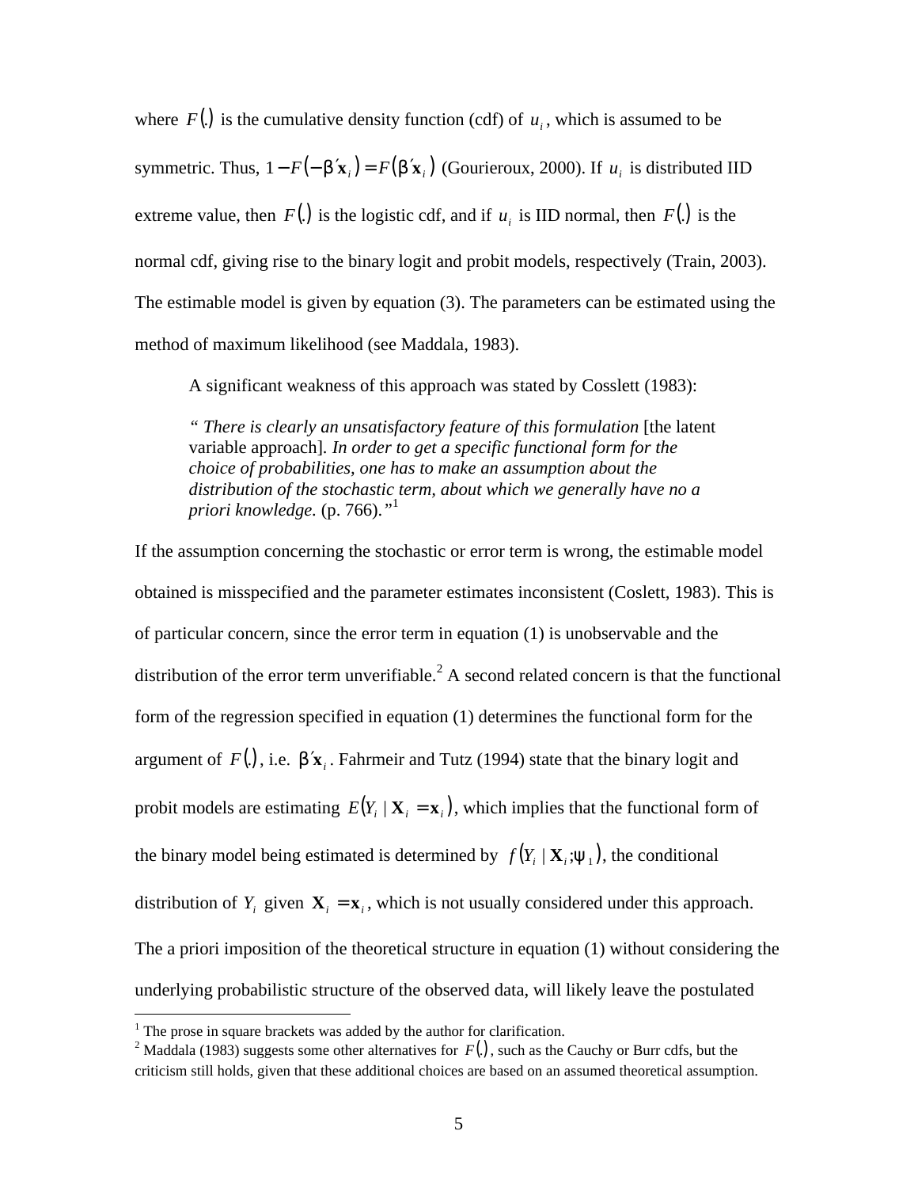where $F(.)$ is the cumulative density function (cdf) of $u_i$, which is assumed to be symmetric. Thus, $1 - F(-\beta' \mathbf{x}_i) = F(\beta' \mathbf{x}_i)$ (Gourieroux, 2000). If $u_i$ is distributed IID extreme value, then $F(.)$ is the logistic cdf, and if $u_i$ is IID normal, then $F(.)$ is the normal cdf, giving rise to the binary logit and probit models, respectively (Train, 2003). The estimable model is given by equation (3). The parameters can be estimated using the method of maximum likelihood (see Maddala, 1983).

> A significant weakness of this approach was stated by Cosslett (1983):
>
> *" There is clearly an unsatisfactory feature of this formulation* [the latent variable approach]. *In order to get a specific functional form for the choice of probabilities, one has to make an assumption about the distribution of the stochastic term, about which we generally have no a priori knowledge.* (p. 766).*"*[1]

If the assumption concerning the stochastic or error term is wrong, the estimable model obtained is misspecified and the parameter estimates inconsistent (Coslett, 1983). This is of particular concern, since the error term in equation (1) is unobservable and the distribution of the error term unverifiable.[2] A second related concern is that the functional form of the regression specified in equation (1) determines the functional form for the argument of $F(.)$, i.e. $\beta' \mathbf{x}_i$. Fahrmeir and Tutz (1994) state that the binary logit and probit models are estimating $E(Y_i \mid \mathbf{X}_i = \mathbf{x}_i)$, which implies that the functional form of the binary model being estimated is determined by $f(Y_i \mid \mathbf{X}_i; \psi_1)$, the conditional distribution of $Y_i$ given $\mathbf{X}_i = \mathbf{x}_i$, which is not usually considered under this approach. The a priori imposition of the theoretical structure in equation (1) without considering the underlying probabilistic structure of the observed data, will likely leave the postulated

[1] The prose in square brackets was added by the author for clarification.

[2] Maddala (1983) suggests some other alternatives for $F(.)$, such as the Cauchy or Burr cdfs, but the criticism still holds, given that these additional choices are based on an assumed theoretical assumption.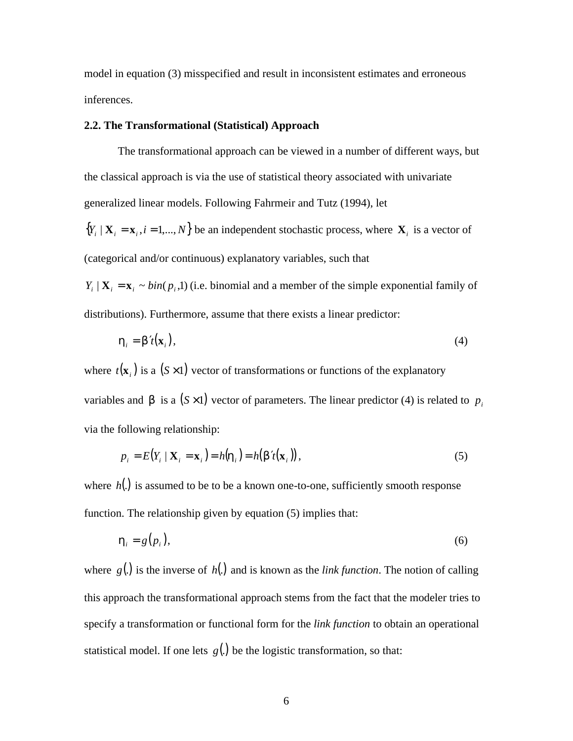model in equation (3) misspecified and result in inconsistent estimates and erroneous inferences.

**2.2. The Transformational (Statistical) Approach**

The transformational approach can be viewed in a number of different ways, but the classical approach is via the use of statistical theory associated with univariate generalized linear models. Following Fahrmeir and Tutz (1994), let $\{Y_i \mid \mathbf{X}_i = \mathbf{x}_i, i = 1,..., N\}$ be an independent stochastic process, where $\mathbf{X}_i$ is a vector of (categorical and/or continuous) explanatory variables, such that $Y_i \mid \mathbf{X}_i = \mathbf{x}_i \sim bin(p_i, 1)$ (i.e. binomial and a member of the simple exponential family of distributions). Furthermore, assume that there exists a linear predictor:

$$\eta_i = \beta' t(\mathbf{x}_i), \tag{4}$$

where $t(\mathbf{x}_i)$ is a $(S \times 1)$ vector of transformations or functions of the explanatory variables and $\beta$ is a $(S \times 1)$ vector of parameters. The linear predictor (4) is related to $p_i$ via the following relationship:

$$p_i = E(Y_i \mid \mathbf{X}_i = \mathbf{x}_i) = h(\eta_i) = h(\beta' t(\mathbf{x}_i)), \tag{5}$$

where $h(.)$ is assumed to be to be a known one-to-one, sufficiently smooth response function. The relationship given by equation (5) implies that:

$$\eta_i = g(p_i), \tag{6}$$

where $g(.)$ is the inverse of $h(.)$ and is known as the *link function*. The notion of calling this approach the transformational approach stems from the fact that the modeler tries to specify a transformation or functional form for the *link function* to obtain an operational statistical model. If one lets $g(.)$ be the logistic transformation, so that: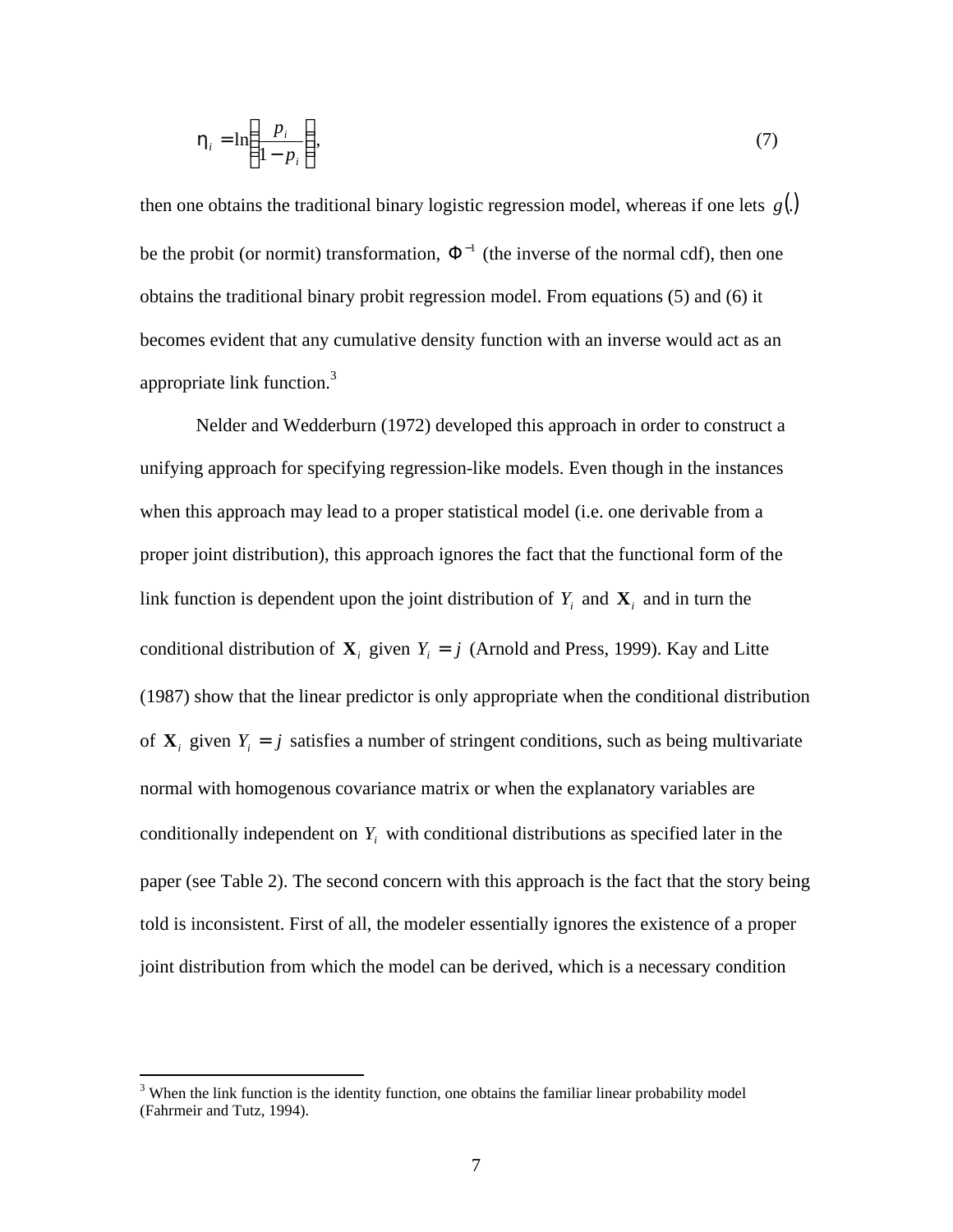$$\eta_i = \ln\left(\frac{p_i}{1 - p_i}\right), \tag{7}$$

then one obtains the traditional binary logistic regression model, whereas if one lets $g(.)$ be the probit (or normit) transformation, $\Phi^{-1}$ (the inverse of the normal cdf), then one obtains the traditional binary probit regression model. From equations (5) and (6) it becomes evident that any cumulative density function with an inverse would act as an appropriate link function.[3]

Nelder and Wedderburn (1972) developed this approach in order to construct a unifying approach for specifying regression-like models. Even though in the instances when this approach may lead to a proper statistical model (i.e. one derivable from a proper joint distribution), this approach ignores the fact that the functional form of the link function is dependent upon the joint distribution of $Y_i$ and $\mathbf{X}_i$ and in turn the conditional distribution of $\mathbf{X}_i$ given $Y_i = j$ (Arnold and Press, 1999). Kay and Litte (1987) show that the linear predictor is only appropriate when the conditional distribution of $\mathbf{X}_i$ given $Y_i = j$ satisfies a number of stringent conditions, such as being multivariate normal with homogenous covariance matrix or when the explanatory variables are conditionally independent on $Y_i$ with conditional distributions as specified later in the paper (see Table 2). The second concern with this approach is the fact that the story being told is inconsistent. First of all, the modeler essentially ignores the existence of a proper joint distribution from which the model can be derived, which is a necessary condition

---

[3] When the link function is the identity function, one obtains the familiar linear probability model (Fahrmeir and Tutz, 1994).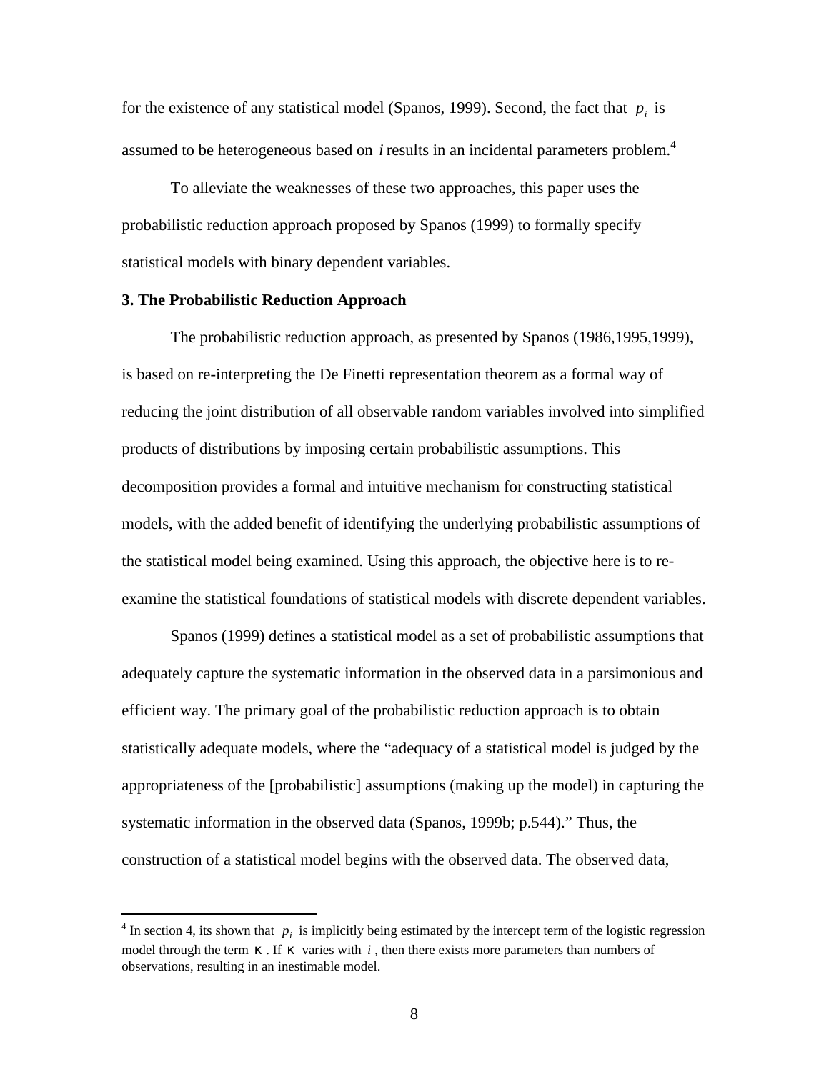for the existence of any statistical model (Spanos, 1999). Second, the fact that $p_i$ is assumed to be heterogeneous based on $i$ results in an incidental parameters problem.[4]

To alleviate the weaknesses of these two approaches, this paper uses the probabilistic reduction approach proposed by Spanos (1999) to formally specify statistical models with binary dependent variables.

### 3. The Probabilistic Reduction Approach

The probabilistic reduction approach, as presented by Spanos (1986,1995,1999), is based on re-interpreting the De Finetti representation theorem as a formal way of reducing the joint distribution of all observable random variables involved into simplified products of distributions by imposing certain probabilistic assumptions. This decomposition provides a formal and intuitive mechanism for constructing statistical models, with the added benefit of identifying the underlying probabilistic assumptions of the statistical model being examined. Using this approach, the objective here is to re-examine the statistical foundations of statistical models with discrete dependent variables.

Spanos (1999) defines a statistical model as a set of probabilistic assumptions that adequately capture the systematic information in the observed data in a parsimonious and efficient way. The primary goal of the probabilistic reduction approach is to obtain statistically adequate models, where the "adequacy of a statistical model is judged by the appropriateness of the [probabilistic] assumptions (making up the model) in capturing the systematic information in the observed data (Spanos, 1999b; p.544)." Thus, the construction of a statistical model begins with the observed data. The observed data,

[4] In section 4, its shown that $p_i$ is implicitly being estimated by the intercept term of the logistic regression model through the term $\kappa$. If $\kappa$ varies with $i$, then there exists more parameters than numbers of observations, resulting in an inestimable model.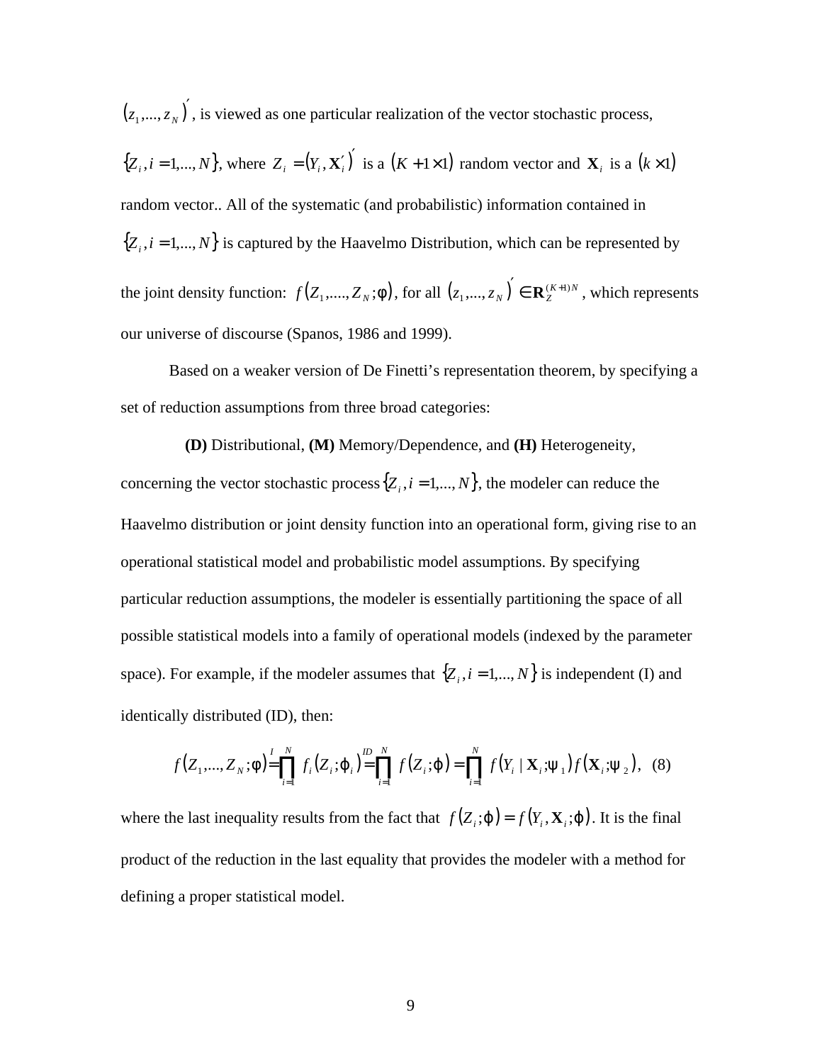$(z_1,...,z_N)'$, is viewed as one particular realization of the vector stochastic process, $\{Z_i, i=1,...,N\}$, where $Z_i = (Y_i, \mathbf{X}_i')'$ is a $(K+1\times 1)$ random vector and $\mathbf{X}_i$ is a $(k\times 1)$ random vector.. All of the systematic (and probabilistic) information contained in $\{Z_i, i=1,...,N\}$ is captured by the Haavelmo Distribution, which can be represented by the joint density function: $f(Z_1,....,Z_N;\phi)$, for all $(z_1,...,z_N)' \in \mathbf{R}_Z^{(K+1)N}$, which represents our universe of discourse (Spanos, 1986 and 1999).

Based on a weaker version of De Finetti's representation theorem, by specifying a set of reduction assumptions from three broad categories:

**(D)** Distributional, **(M)** Memory/Dependence, and **(H)** Heterogeneity,

concerning the vector stochastic process $\{Z_i, i=1,...,N\}$, the modeler can reduce the Haavelmo distribution or joint density function into an operational form, giving rise to an operational statistical model and probabilistic model assumptions. By specifying particular reduction assumptions, the modeler is essentially partitioning the space of all possible statistical models into a family of operational models (indexed by the parameter space). For example, if the modeler assumes that $\{Z_i, i=1,...,N\}$ is independent (I) and identically distributed (ID), then:

$$f(Z_1,...,Z_N;\phi) \overset{I}{=} \prod_{i=1}^{N} f_i(Z_i;\varphi_i) \overset{ID}{=} \prod_{i=1}^{N} f(Z_i;\varphi) = \prod_{i=1}^{N} f(Y_i \mid \mathbf{X}_i;\psi_1) f(\mathbf{X}_i;\psi_2), \quad (8)$$

where the last inequality results from the fact that $f(Z_i;\varphi) = f(Y_i, \mathbf{X}_i;\varphi)$. It is the final product of the reduction in the last equality that provides the modeler with a method for defining a proper statistical model.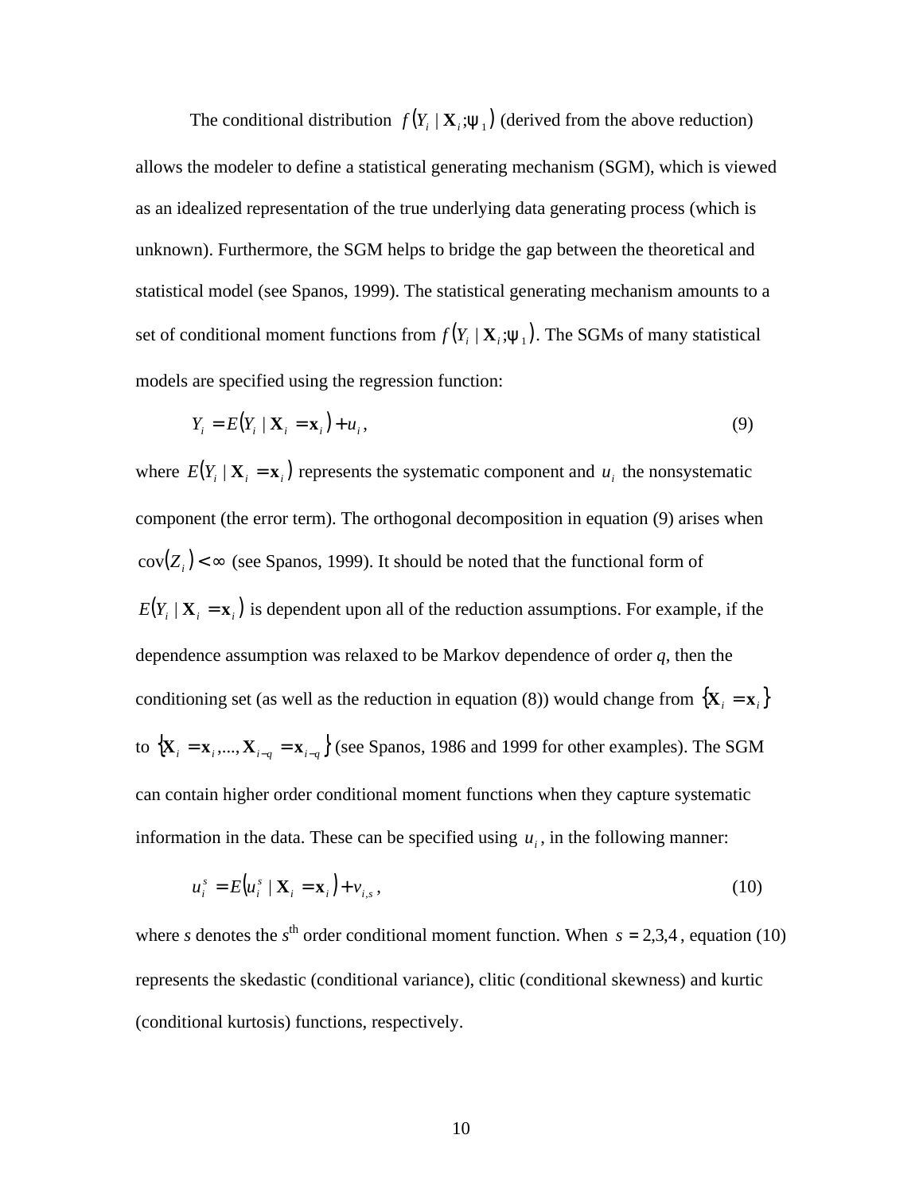The conditional distribution $f(Y_i \mid \mathbf{X}_i; \psi_1)$ (derived from the above reduction) allows the modeler to define a statistical generating mechanism (SGM), which is viewed as an idealized representation of the true underlying data generating process (which is unknown). Furthermore, the SGM helps to bridge the gap between the theoretical and statistical model (see Spanos, 1999). The statistical generating mechanism amounts to a set of conditional moment functions from $f(Y_i \mid \mathbf{X}_i; \psi_1)$. The SGMs of many statistical models are specified using the regression function:

$$Y_i = E(Y_i \mid \mathbf{X}_i = \mathbf{x}_i) + u_i, \tag{9}$$

where $E(Y_i \mid \mathbf{X}_i = \mathbf{x}_i)$ represents the systematic component and $u_i$ the nonsystematic component (the error term). The orthogonal decomposition in equation (9) arises when $\mathrm{cov}(Z_i) < \infty$ (see Spanos, 1999). It should be noted that the functional form of $E(Y_i \mid \mathbf{X}_i = \mathbf{x}_i)$ is dependent upon all of the reduction assumptions. For example, if the dependence assumption was relaxed to be Markov dependence of order *q*, then the conditioning set (as well as the reduction in equation (8)) would change from $\{\mathbf{X}_i = \mathbf{x}_i\}$ to $\{\mathbf{X}_i = \mathbf{x}_i, ..., \mathbf{X}_{i-q} = \mathbf{x}_{i-q}\}$ (see Spanos, 1986 and 1999 for other examples). The SGM can contain higher order conditional moment functions when they capture systematic information in the data. These can be specified using $u_i$, in the following manner:

$$u_i^s = E(u_i^s \mid \mathbf{X}_i = \mathbf{x}_i) + v_{i,s}, \tag{10}$$

where *s* denotes the $s^{\text{th}}$ order conditional moment function. When $s = 2,3,4$, equation (10) represents the skedastic (conditional variance), clitic (conditional skewness) and kurtic (conditional kurtosis) functions, respectively.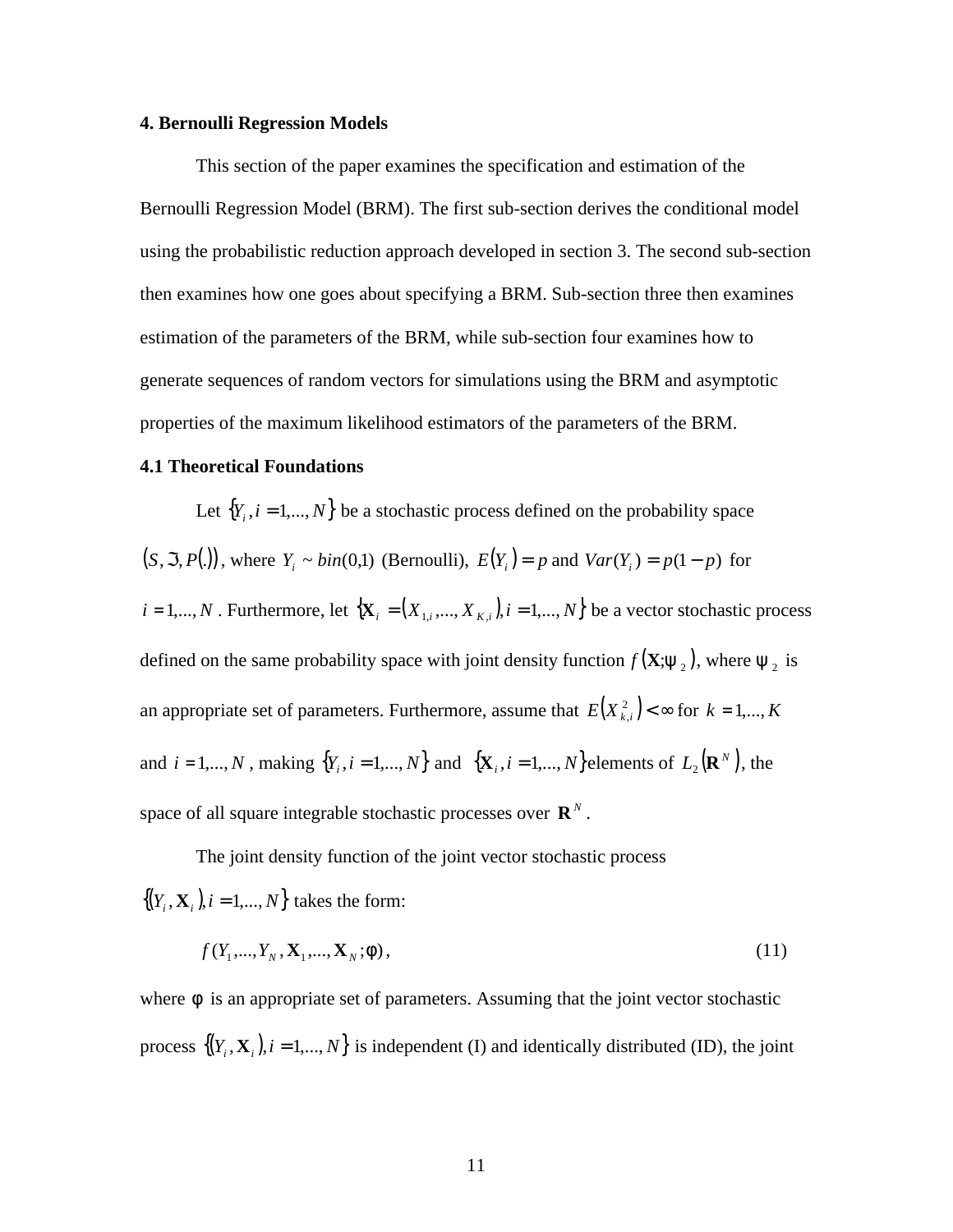## 4. Bernoulli Regression Models

This section of the paper examines the specification and estimation of the Bernoulli Regression Model (BRM). The first sub-section derives the conditional model using the probabilistic reduction approach developed in section 3. The second sub-section then examines how one goes about specifying a BRM. Sub-section three then examines estimation of the parameters of the BRM, while sub-section four examines how to generate sequences of random vectors for simulations using the BRM and asymptotic properties of the maximum likelihood estimators of the parameters of the BRM.

### 4.1 Theoretical Foundations

Let $\{Y_i, i = 1,...,N\}$ be a stochastic process defined on the probability space $(S, \Im, P(.))$, where $Y_i \sim bin(0,1)$ (Bernoulli), $E(Y_i) = p$ and $Var(Y_i) = p(1-p)$ for $i = 1,...,N$. Furthermore, let $\{\mathbf{X}_i = (X_{1,i},...,X_{K,i}), i = 1,...,N\}$ be a vector stochastic process defined on the same probability space with joint density function $f(\mathbf{X};\psi_2)$, where $\psi_2$ is an appropriate set of parameters. Furthermore, assume that $E(X_{k,i}^2) < \infty$ for $k = 1,...,K$ and $i = 1,...,N$, making $\{Y_i, i = 1,...,N\}$ and $\{\mathbf{X}_i, i = 1,...,N\}$ elements of $L_2(\mathbf{R}^N)$, the space of all square integrable stochastic processes over $\mathbf{R}^N$.

The joint density function of the joint vector stochastic process $\{(Y_i, \mathbf{X}_i), i = 1,...,N\}$ takes the form:

$$f(Y_1,...,Y_N, \mathbf{X}_1,...,\mathbf{X}_N;\phi), \tag{11}$$

where $\phi$ is an appropriate set of parameters. Assuming that the joint vector stochastic process $\{(Y_i, \mathbf{X}_i), i = 1,...,N\}$ is independent (I) and identically distributed (ID), the joint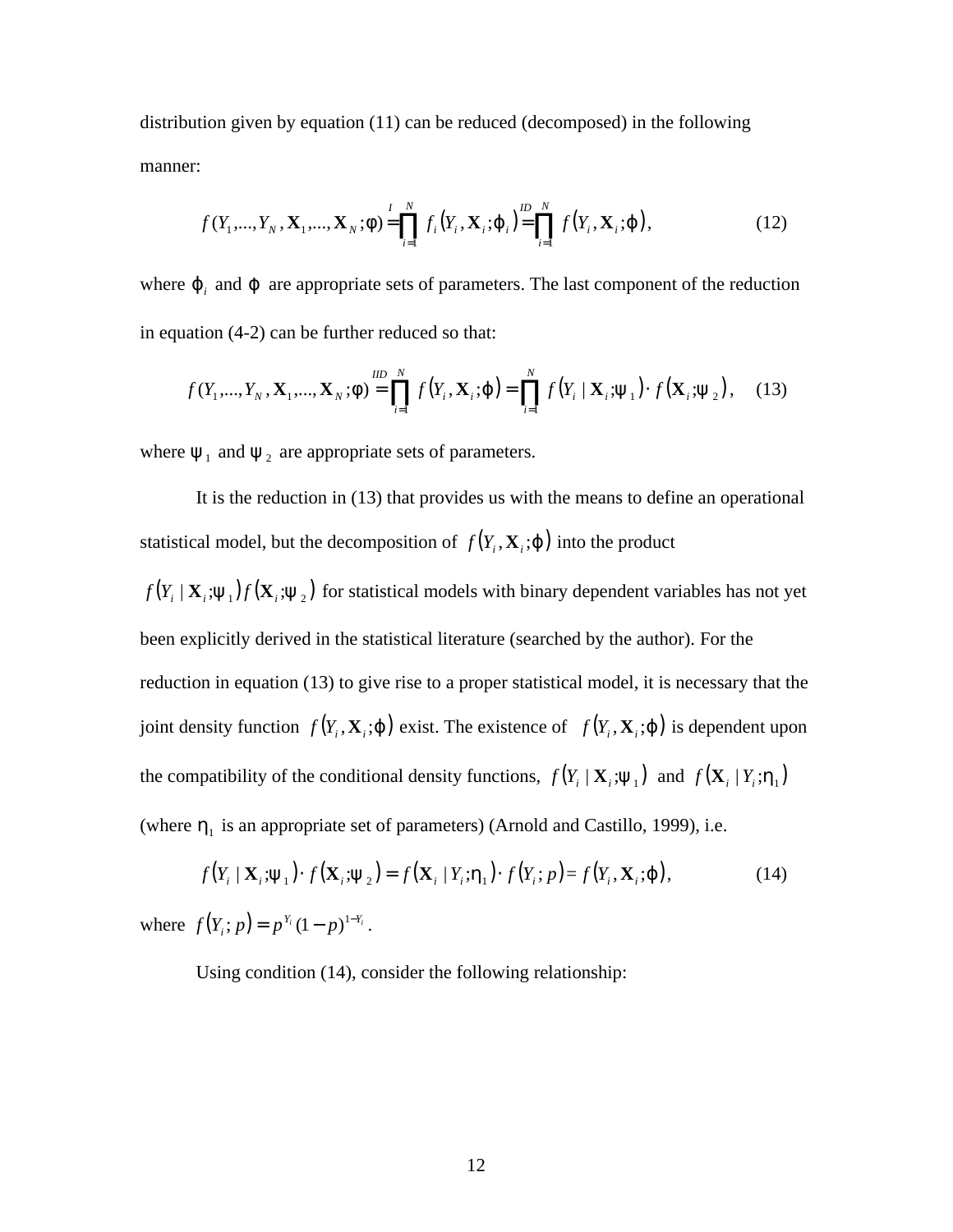distribution given by equation (11) can be reduced (decomposed) in the following manner:

$$f(Y_1,...,Y_N, \mathbf{X}_1,...,\mathbf{X}_N;\phi) \overset{I}{=} \prod_{i=1}^{N} f_i\left(Y_i, \mathbf{X}_i; \varphi_i\right) \overset{ID}{=} \prod_{i=1}^{N} f\left(Y_i, \mathbf{X}_i; \varphi\right), \tag{12}$$

where $\varphi_i$ and $\varphi$ are appropriate sets of parameters. The last component of the reduction in equation (4-2) can be further reduced so that:

$$f(Y_1,...,Y_N, \mathbf{X}_1,...,\mathbf{X}_N;\phi) \overset{IID}{=} \prod_{i=1}^{N} f\left(Y_i, \mathbf{X}_i; \varphi\right) = \prod_{i=1}^{N} f\left(Y_i \mid \mathbf{X}_i; \psi_1\right) \cdot f\left(\mathbf{X}_i; \psi_2\right), \tag{13}$$

where $\psi_1$ and $\psi_2$ are appropriate sets of parameters.

It is the reduction in (13) that provides us with the means to define an operational statistical model, but the decomposition of $f\left(Y_i, \mathbf{X}_i; \varphi\right)$ into the product $f\left(Y_i \mid \mathbf{X}_i; \psi_1\right) f\left(\mathbf{X}_i; \psi_2\right)$ for statistical models with binary dependent variables has not yet been explicitly derived in the statistical literature (searched by the author). For the reduction in equation (13) to give rise to a proper statistical model, it is necessary that the joint density function $f\left(Y_i, \mathbf{X}_i; \varphi\right)$ exist. The existence of $f\left(Y_i, \mathbf{X}_i; \varphi\right)$ is dependent upon the compatibility of the conditional density functions, $f\left(Y_i \mid \mathbf{X}_i; \psi_1\right)$ and $f\left(\mathbf{X}_i \mid Y_i; \eta_1\right)$ (where $\eta_1$ is an appropriate set of parameters) (Arnold and Castillo, 1999), i.e.

$$f\left(Y_i \mid \mathbf{X}_i; \psi_1\right) \cdot f\left(\mathbf{X}_i; \psi_2\right) = f\left(\mathbf{X}_i \mid Y_i; \eta_1\right) \cdot f\left(Y_i; p\right) = f\left(Y_i, \mathbf{X}_i; \varphi\right), \tag{14}$$

where $f\left(Y_i; p\right) = p^{Y_i}(1-p)^{1-Y_i}$.

Using condition (14), consider the following relationship: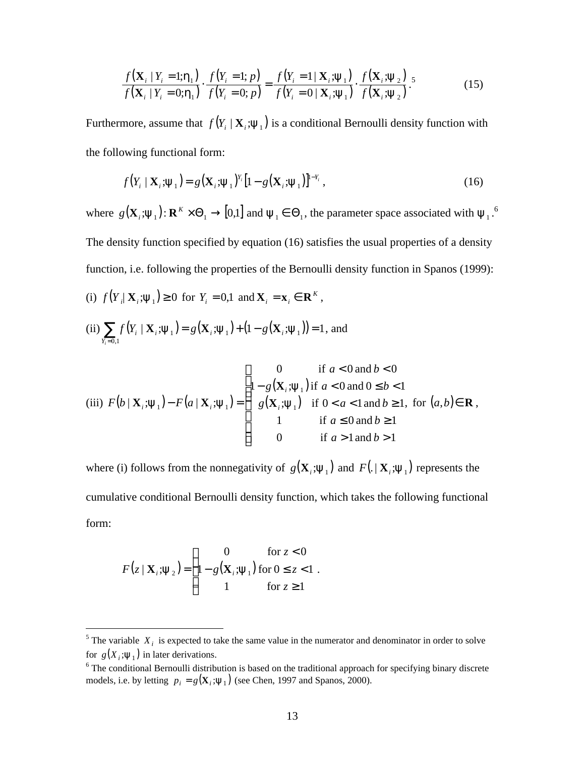$$\frac{f(\mathbf{X}_i \mid Y_i = 1; \eta_1)}{f(\mathbf{X}_i \mid Y_i = 0; \eta_1)} \cdot \frac{f(Y_i = 1; p)}{f(Y_i = 0; p)} = \frac{f(Y_i = 1 \mid \mathbf{X}_i; \psi_1)}{f(Y_i = 0 \mid \mathbf{X}_i; \psi_1)} \cdot \frac{f(\mathbf{X}_i; \psi_2)}{f(\mathbf{X}_i; \psi_2)}.^{5} \tag{15}$$

Furthermore, assume that $f(Y_i \mid \mathbf{X}_i; \psi_1)$ is a conditional Bernoulli density function with the following functional form:

$$f(Y_i \mid \mathbf{X}_i; \psi_1) = g(\mathbf{X}_i; \psi_1)^{Y_i} \left[1 - g(\mathbf{X}_i; \psi_1)\right]^{1-Y_i}, \tag{16}$$

where $g(\mathbf{X}_i; \psi_1): \mathbf{R}^K \times \Theta_1 \rightarrow [0,1]$ and $\psi_1 \in \Theta_1$, the parameter space associated with $\psi_1$.[6] The density function specified by equation (16) satisfies the usual properties of a density function, i.e. following the properties of the Bernoulli density function in Spanos (1999):

(i) $f(Y_i \mid \mathbf{X}_i; \psi_1) \geq 0$ for $Y_i = 0,1$ and $\mathbf{X}_i = \mathbf{x}_i \in \mathbf{R}^K$,

(ii) $\sum_{Y_i = 0,1} f(Y_i \mid \mathbf{X}_i; \psi_1) = g(\mathbf{X}_i; \psi_1) + (1 - g(\mathbf{X}_i; \psi_1)) = 1$, and

(iii) $F(b \mid \mathbf{X}_i; \psi_1) - F(a \mid \mathbf{X}_i; \psi_1) = \begin{cases} 0 & \text{if } a < 0 \text{ and } b < 0 \\ 1 - g(\mathbf{X}_i; \psi_1) & \text{if } a < 0 \text{ and } 0 \leq b < 1 \\ g(\mathbf{X}_i; \psi_1) & \text{if } 0 < a < 1 \text{ and } b \geq 1 \\ 1 & \text{if } a \leq 0 \text{ and } b \geq 1 \\ 0 & \text{if } a > 1 \text{ and } b > 1 \end{cases}$, for $(a,b) \in \mathbf{R}$,

where (i) follows from the nonnegativity of $g(\mathbf{X}_i; \psi_1)$ and $F(. \mid \mathbf{X}_i; \psi_1)$ represents the cumulative conditional Bernoulli density function, which takes the following functional form:

$$F(z \mid \mathbf{X}_i; \psi_2) = \begin{cases} 0 & \text{for } z < 0 \\ 1 - g(\mathbf{X}_i; \psi_1) & \text{for } 0 \leq z < 1 \\ 1 & \text{for } z \geq 1 \end{cases}.$$

---

[5] The variable $X_i$ is expected to take the same value in the numerator and denominator in order to solve for $g(X_i; \psi_1)$ in later derivations.

[6] The conditional Bernoulli distribution is based on the traditional approach for specifying binary discrete models, i.e. by letting $p_i = g(\mathbf{X}_i; \psi_1)$ (see Chen, 1997 and Spanos, 2000).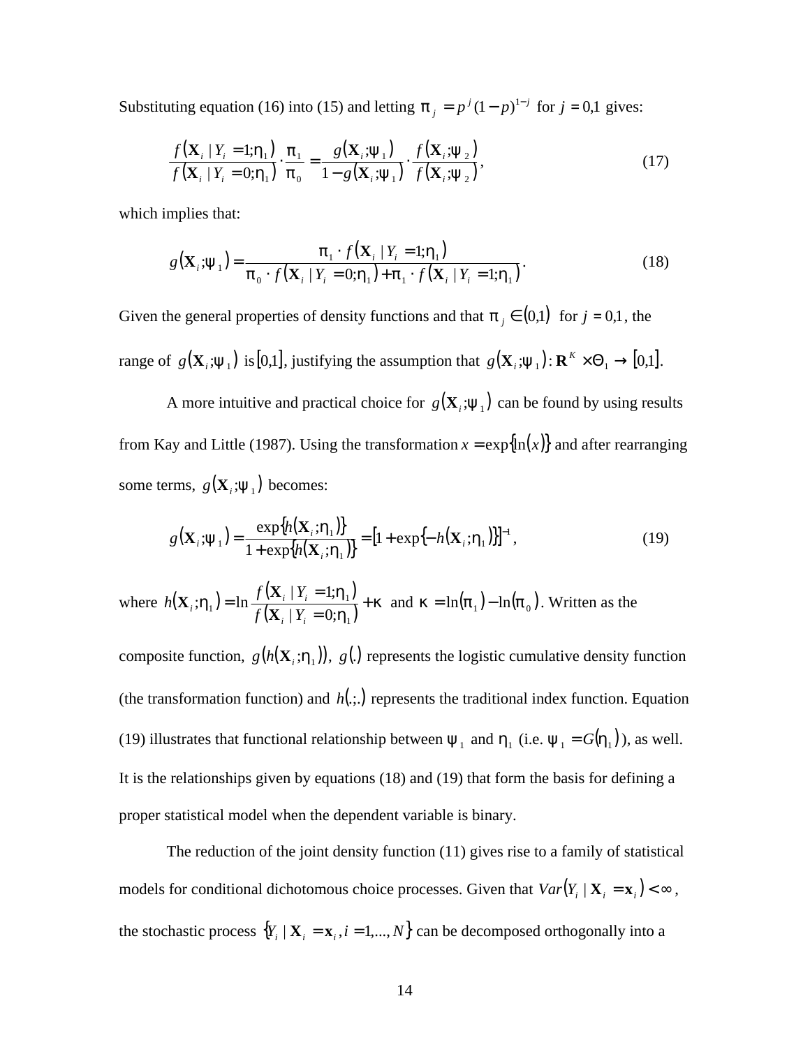Substituting equation (16) into (15) and letting $\pi_j = p^j(1-p)^{1-j}$ for $j = 0,1$ gives:

$$\frac{f(\mathbf{X}_i \mid Y_i = 1;\eta_1)}{f(\mathbf{X}_i \mid Y_i = 0;\eta_1)} \cdot \frac{\pi_1}{\pi_0} = \frac{g(\mathbf{X}_i;\psi_1)}{1-g(\mathbf{X}_i;\psi_1)} \cdot \frac{f(\mathbf{X}_i;\psi_2)}{f(\mathbf{X}_i;\psi_2)}, \tag{17}$$

which implies that:

$$g(\mathbf{X}_i;\psi_1) = \frac{\pi_1 \cdot f(\mathbf{X}_i \mid Y_i = 1;\eta_1)}{\pi_0 \cdot f(\mathbf{X}_i \mid Y_i = 0;\eta_1) + \pi_1 \cdot f(\mathbf{X}_i \mid Y_i = 1;\eta_1)}. \tag{18}$$

Given the general properties of density functions and that $\pi_j \in (0,1)$ for $j = 0,1$, the range of $g(\mathbf{X}_i;\psi_1)$ is $[0,1]$, justifying the assumption that $g(\mathbf{X}_i;\psi_1): \mathbf{R}^K \times \Theta_1 \rightarrow [0,1]$.

A more intuitive and practical choice for $g(\mathbf{X}_i;\psi_1)$ can be found by using results from Kay and Little (1987). Using the transformation $x = \exp\{\ln(x)\}$ and after rearranging some terms, $g(\mathbf{X}_i;\psi_1)$ becomes:

$$g(\mathbf{X}_i;\psi_1) = \frac{\exp\{h(\mathbf{X}_i;\eta_1)\}}{1+\exp\{h(\mathbf{X}_i;\eta_1)\}} = [1+\exp\{-h(\mathbf{X}_i;\eta_1)\}]^{-1}, \tag{19}$$

where $h(\mathbf{X}_i;\eta_1) = \ln \dfrac{f(\mathbf{X}_i \mid Y_i = 1;\eta_1)}{f(\mathbf{X}_i \mid Y_i = 0;\eta_1)} + \kappa$ and $\kappa = \ln(\pi_1) - \ln(\pi_0)$. Written as the composite function, $g(h(\mathbf{X}_i;\eta_1))$, $g(.)$ represents the logistic cumulative density function (the transformation function) and $h(.;.)$ represents the traditional index function. Equation (19) illustrates that functional relationship between $\psi_1$ and $\eta_1$ (i.e. $\psi_1 = G(\eta_1)$), as well. It is the relationships given by equations (18) and (19) that form the basis for defining a proper statistical model when the dependent variable is binary.

The reduction of the joint density function (11) gives rise to a family of statistical models for conditional dichotomous choice processes. Given that $Var(Y_i \mid \mathbf{X}_i = \mathbf{x}_i) < \infty$, the stochastic process $\{Y_i \mid \mathbf{X}_i = \mathbf{x}_i, i = 1,..., N\}$ can be decomposed orthogonally into a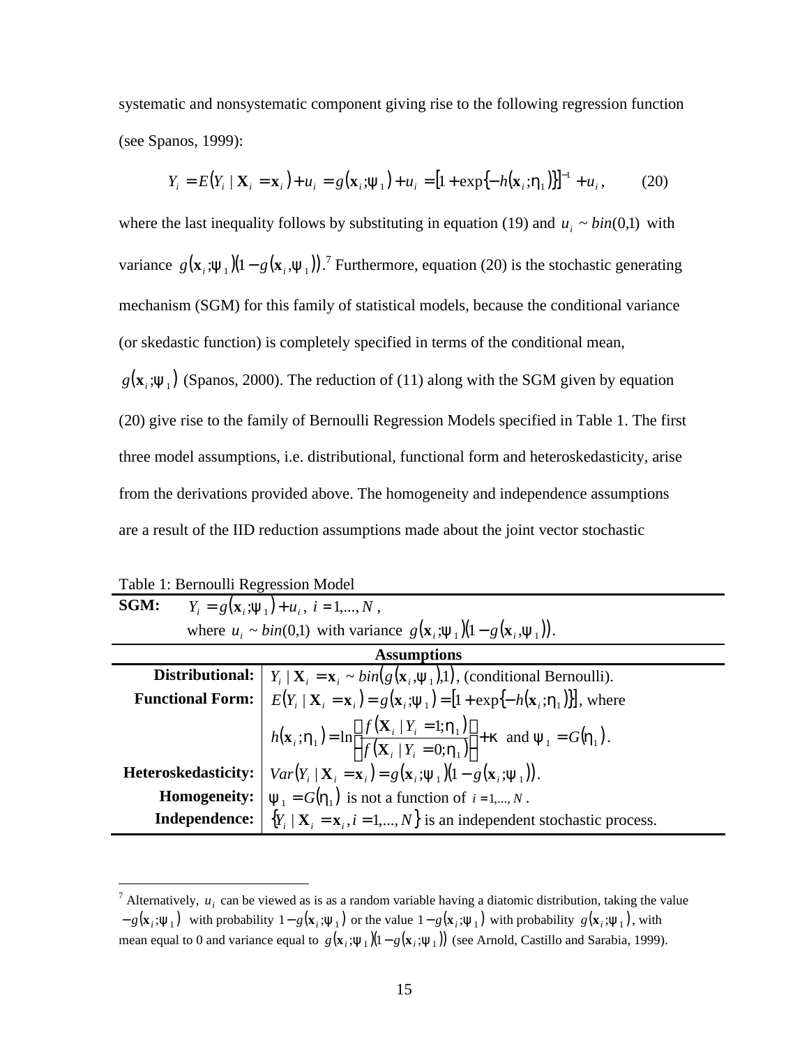systematic and nonsystematic component giving rise to the following regression function (see Spanos, 1999):

$$Y_i = E(Y_i \mid \mathbf{X}_i = \mathbf{x}_i) + u_i = g(\mathbf{x}_i; \psi_1) + u_i = [1 + \exp\{-h(\mathbf{x}_i; \eta_1)\}]^{-1} + u_i, \qquad (20)$$

where the last inequality follows by substituting in equation (19) and $u_i \sim bin(0,1)$ with variance $g(\mathbf{x}_i; \psi_1)(1 - g(\mathbf{x}_i, \psi_1))$.[7] Furthermore, equation (20) is the stochastic generating mechanism (SGM) for this family of statistical models, because the conditional variance (or skedastic function) is completely specified in terms of the conditional mean, $g(\mathbf{x}_i; \psi_1)$ (Spanos, 2000). The reduction of (11) along with the SGM given by equation (20) give rise to the family of Bernoulli Regression Models specified in Table 1. The first three model assumptions, i.e. distributional, functional form and heteroskedasticity, arise from the derivations provided above. The homogeneity and independence assumptions are a result of the IID reduction assumptions made about the joint vector stochastic

Table 1: Bernoulli Regression Model

| **SGM:** | $Y_i = g(\mathbf{x}_i; \psi_1) + u_i$, $i = 1,...,N$, where $u_i \sim bin(0,1)$ with variance $g(\mathbf{x}_i; \psi_1)(1 - g(\mathbf{x}_i, \psi_1))$. |
|---|---|
| | **Assumptions** |
| **Distributional:** | $Y_i \mid \mathbf{X}_i = \mathbf{x}_i \sim bin(g(\mathbf{x}_i, \psi_1), 1)$, (conditional Bernoulli). |
| **Functional Form:** | $E(Y_i \mid \mathbf{X}_i = \mathbf{x}_i) = g(\mathbf{x}_i; \psi_1) = [1 + \exp\{-h(\mathbf{x}_i; \eta_1)\}]$, where $h(\mathbf{x}_i; \eta_1) = \ln\left[\frac{f(\mathbf{X}_i \mid Y_i = 1; \eta_1)}{f(\mathbf{X}_i \mid Y_i = 0; \eta_1)}\right] + \kappa$ and $\psi_1 = G(\eta_1)$. |
| **Heteroskedasticity:** | $Var(Y_i \mid \mathbf{X}_i = \mathbf{x}_i) = g(\mathbf{x}_i; \psi_1)(1 - g(\mathbf{x}_i; \psi_1))$. |
| **Homogeneity:** | $\psi_1 = G(\eta_1)$ is not a function of $i = 1,...,N$. |
| **Independence:** | $\{Y_i \mid \mathbf{X}_i = \mathbf{x}_i, i = 1,...,N\}$ is an independent stochastic process. |

[7] Alternatively, $u_i$ can be viewed as is as a random variable having a diatomic distribution, taking the value $-g(\mathbf{x}_i; \psi_1)$ with probability $1 - g(\mathbf{x}_i; \psi_1)$ or the value $1 - g(\mathbf{x}_i; \psi_1)$ with probability $g(\mathbf{x}_i; \psi_1)$, with mean equal to 0 and variance equal to $g(\mathbf{x}_i; \psi_1)(1 - g(\mathbf{x}_i; \psi_1))$ (see Arnold, Castillo and Sarabia, 1999).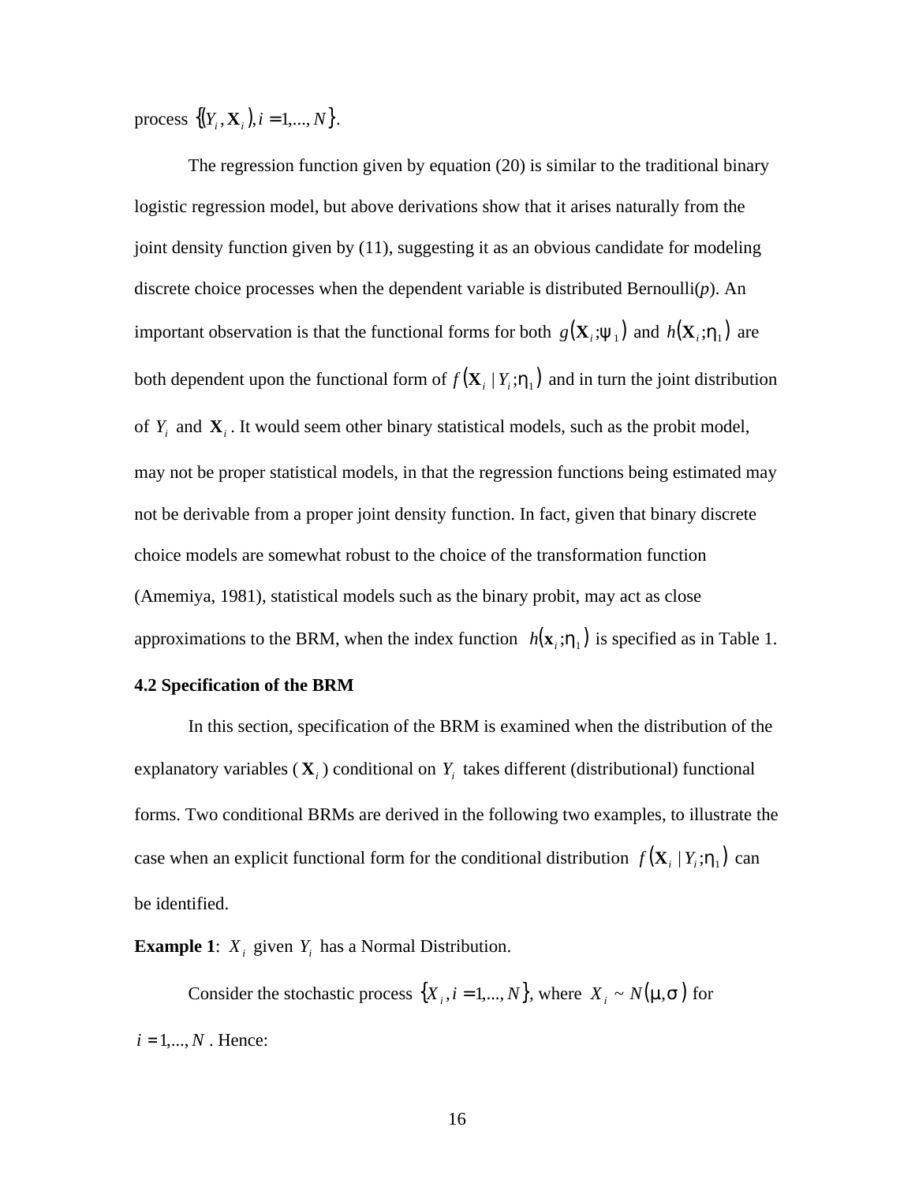process $\{(Y_i, \mathbf{X}_i), i = 1,..., N\}$.

The regression function given by equation (20) is similar to the traditional binary logistic regression model, but above derivations show that it arises naturally from the joint density function given by (11), suggesting it as an obvious candidate for modeling discrete choice processes when the dependent variable is distributed Bernoulli($p$). An important observation is that the functional forms for both $g(\mathbf{X}_i;\psi_1)$ and $h(\mathbf{X}_i;\eta_1)$ are both dependent upon the functional form of $f(\mathbf{X}_i \mid Y_i;\eta_1)$ and in turn the joint distribution of $Y_i$ and $\mathbf{X}_i$. It would seem other binary statistical models, such as the probit model, may not be proper statistical models, in that the regression functions being estimated may not be derivable from a proper joint density function. In fact, given that binary discrete choice models are somewhat robust to the choice of the transformation function (Amemiya, 1981), statistical models such as the binary probit, may act as close approximations to the BRM, when the index function $h(\mathbf{x}_i;\eta_1)$ is specified as in Table 1.

**4.2 Specification of the BRM**

In this section, specification of the BRM is examined when the distribution of the explanatory variables ($\mathbf{X}_i$) conditional on $Y_i$ takes different (distributional) functional forms. Two conditional BRMs are derived in the following two examples, to illustrate the case when an explicit functional form for the conditional distribution $f(\mathbf{X}_i \mid Y_i;\eta_1)$ can be identified.

**Example 1**: $X_i$ given $Y_i$ has a Normal Distribution.

Consider the stochastic process $\{X_i, i = 1,..., N\}$, where $X_i \sim N(\mu,\sigma)$ for $i = 1,..., N$. Hence: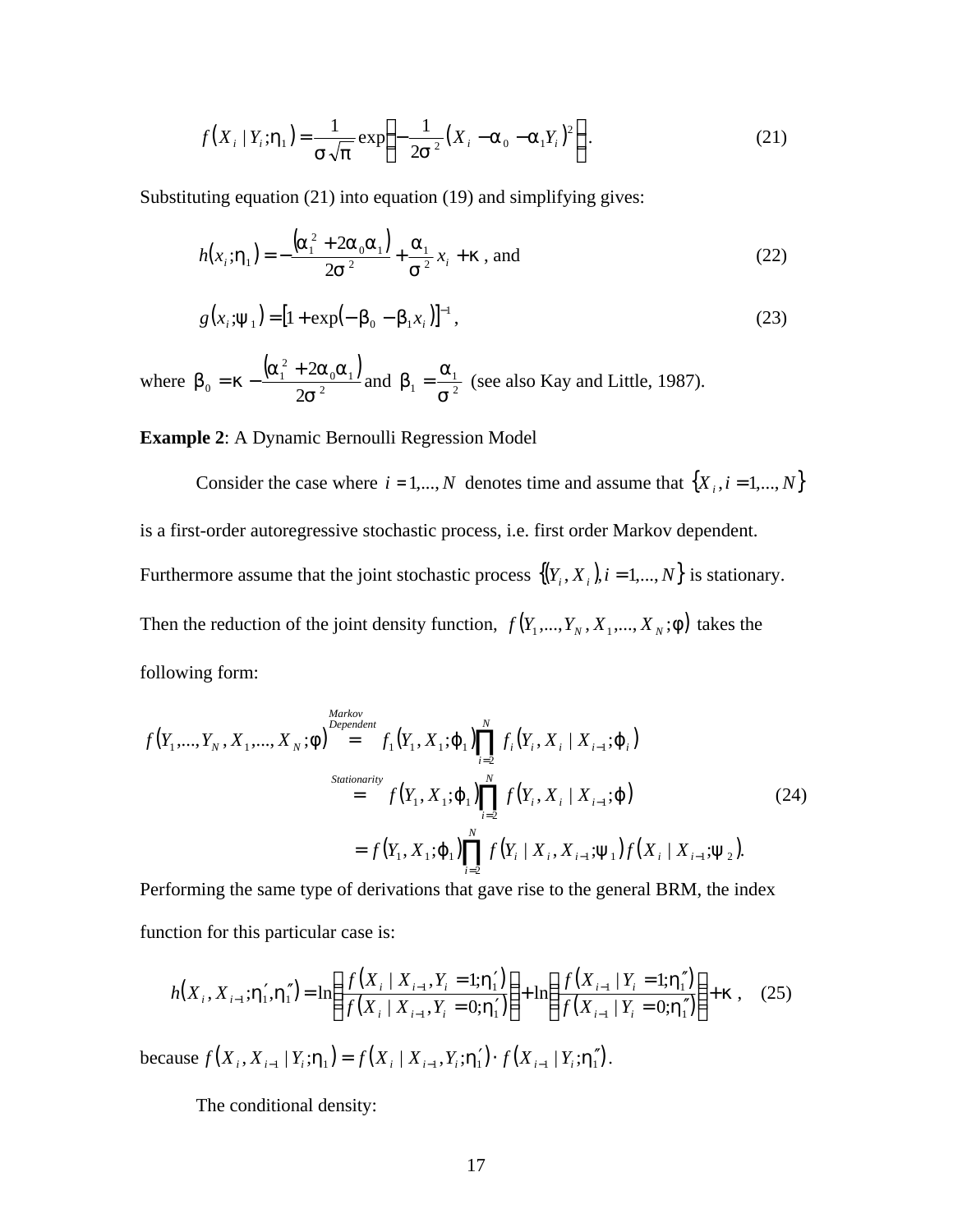$$f\left(X_i \mid Y_i;\eta_1\right) = \frac{1}{\sigma\sqrt{\pi}}\exp\left(-\frac{1}{2\sigma^2}\left(X_i - \alpha_0 - \alpha_1 Y_i\right)^2\right). \tag{21}$$

Substituting equation (21) into equation (19) and simplifying gives:

$$h(x_i;\eta_1) = -\frac{\left(\alpha_1^2 + 2\alpha_0\alpha_1\right)}{2\sigma^2} + \frac{\alpha_1}{\sigma^2}x_i + \kappa \text{ , and} \tag{22}$$

$$g(x_i;\psi_1) = \left[1 + \exp(-\beta_0 - \beta_1 x_i)\right]^{-1}, \tag{23}$$

where $\beta_0 = \kappa - \frac{\left(\alpha_1^2 + 2\alpha_0\alpha_1\right)}{2\sigma^2}$ and $\beta_1 = \frac{\alpha_1}{\sigma^2}$ (see also Kay and Little, 1987).

**Example 2**: A Dynamic Bernoulli Regression Model

Consider the case where $i = 1,...,N$ denotes time and assume that $\{X_i, i = 1,...,N\}$ is a first-order autoregressive stochastic process, i.e. first order Markov dependent. Furthermore assume that the joint stochastic process $\{(Y_i, X_i), i = 1,...,N\}$ is stationary. Then the reduction of the joint density function, $f(Y_1,...,Y_N, X_1,...,X_N;\phi)$ takes the following form:

$$\begin{aligned}
f(Y_1,...,Y_N, X_1,...,X_N;\phi) &\overset{\substack{Markov\\Dependent}}{=} f_1(Y_1, X_1;\varphi_1)\prod_{i=2}^{N} f_i(Y_i, X_i \mid X_{i-1};\varphi_i) \\
&\overset{Stationarity}{=} f(Y_1, X_1;\varphi_1)\prod_{i=2}^{N} f(Y_i, X_i \mid X_{i-1};\varphi) \\
&= f(Y_1, X_1;\varphi_1)\prod_{i=2}^{N} f(Y_i \mid X_i, X_{i-1};\psi_1) f(X_i \mid X_{i-1};\psi_2).
\end{aligned} \tag{24}$$

Performing the same type of derivations that gave rise to the general BRM, the index function for this particular case is:

$$h(X_i, X_{i-1};\eta_1', \eta_1'') = \ln\left(\frac{f\left(X_i \mid X_{i-1}, Y_i = 1;\eta_1'\right)}{f\left(X_i \mid X_{i-1}, Y_i = 0;\eta_1'\right)}\right) + \ln\left(\frac{f\left(X_{i-1} \mid Y_i = 1;\eta_1''\right)}{f\left(X_{i-1} \mid Y_i = 0;\eta_1''\right)}\right) + \kappa \text{ ,} \tag{25}$$

because $f\left(X_i, X_{i-1} \mid Y_i;\eta_1\right) = f\left(X_i \mid X_{i-1}, Y_i;\eta_1'\right)\cdot f\left(X_{i-1} \mid Y_i;\eta_1''\right)$.

The conditional density: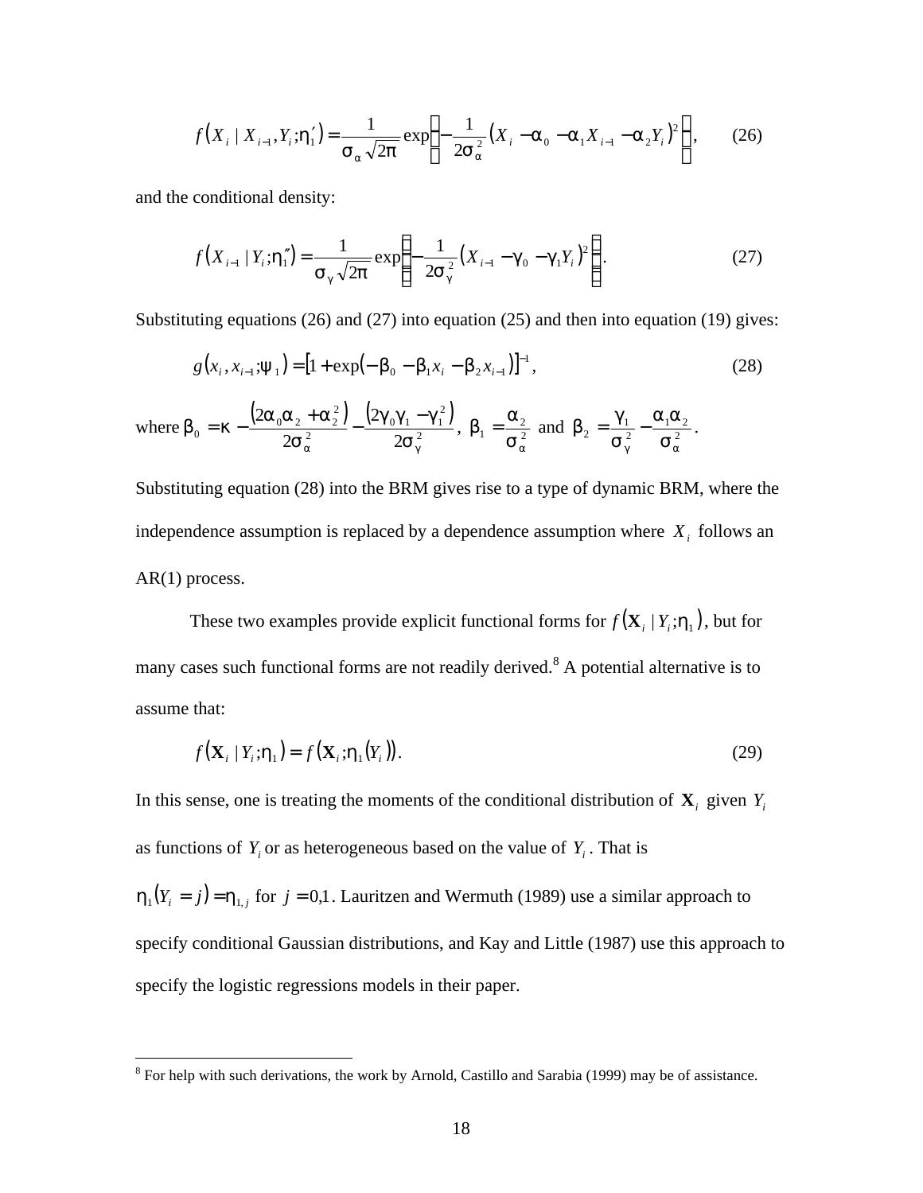$$f\left(X_i \mid X_{i-1}, Y_i; \eta_1'\right) = \frac{1}{\sigma_\alpha \sqrt{2\pi}} \exp\left[-\frac{1}{2\sigma_\alpha^2}\left(X_i - \alpha_0 - \alpha_1 X_{i-1} - \alpha_2 Y_i\right)^2\right], \qquad (26)$$

and the conditional density:

$$f\left(X_{i-1} \mid Y_i; \eta_1''\right) = \frac{1}{\sigma_\gamma \sqrt{2\pi}} \exp\left[-\frac{1}{2\sigma_\gamma^2}\left(X_{i-1} - \gamma_0 - \gamma_1 Y_i\right)^2\right]. \qquad (27)$$

Substituting equations (26) and (27) into equation (25) and then into equation (19) gives:

$$g\left(x_i, x_{i-1}; \psi_1\right) = \left[1 + \exp\left(-\beta_0 - \beta_1 x_i - \beta_2 x_{i-1}\right)\right]^{-1}, \qquad (28)$$

where $\beta_0 = \kappa - \frac{\left(2\alpha_0\alpha_2 + \alpha_2^2\right)}{2\sigma_\alpha^2} - \frac{\left(2\gamma_0\gamma_1 - \gamma_1^2\right)}{2\sigma_\gamma^2}$, $\beta_1 = \frac{\alpha_2}{\sigma_\alpha^2}$ and $\beta_2 = \frac{\gamma_1}{\sigma_\gamma^2} - \frac{\alpha_1\alpha_2}{\sigma_\alpha^2}$.

Substituting equation (28) into the BRM gives rise to a type of dynamic BRM, where the independence assumption is replaced by a dependence assumption where $X_i$ follows an AR(1) process.

These two examples provide explicit functional forms for $f\left(\mathbf{X}_i \mid Y_i; \eta_1\right)$, but for many cases such functional forms are not readily derived.[8] A potential alternative is to assume that:

$$f\left(\mathbf{X}_i \mid Y_i; \eta_1\right) = f\left(\mathbf{X}_i; \eta_1\left(Y_i\right)\right). \qquad (29)$$

In this sense, one is treating the moments of the conditional distribution of $\mathbf{X}_i$ given $Y_i$ as functions of $Y_i$ or as heterogeneous based on the value of $Y_i$. That is $\eta_1\left(Y_i = j\right) = \eta_{1,j}$ for $j = 0,1$. Lauritzen and Wermuth (1989) use a similar approach to specify conditional Gaussian distributions, and Kay and Little (1987) use this approach to specify the logistic regressions models in their paper.

[8] For help with such derivations, the work by Arnold, Castillo and Sarabia (1999) may be of assistance.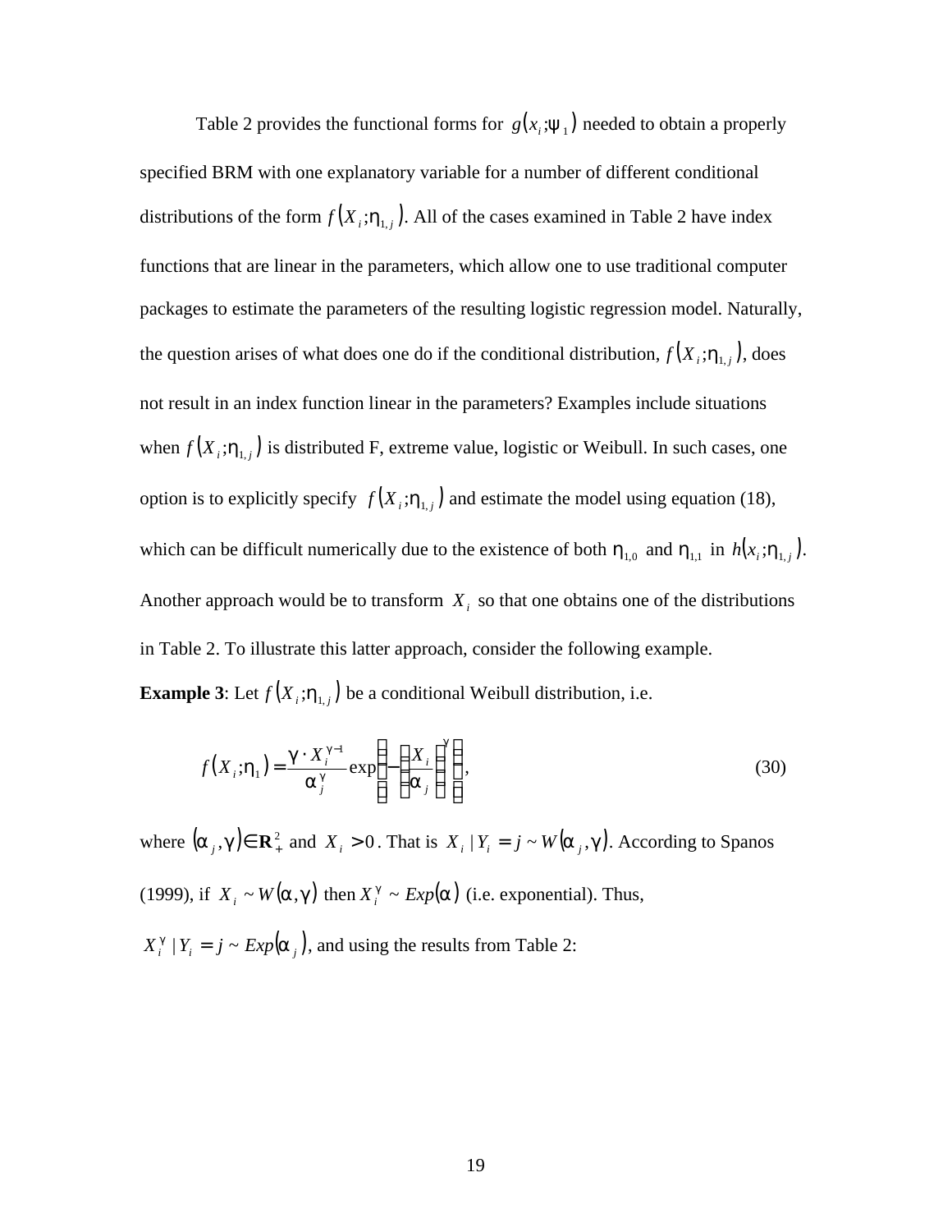Table 2 provides the functional forms for $g(x_i;\psi_1)$ needed to obtain a properly specified BRM with one explanatory variable for a number of different conditional distributions of the form $f(X_i;\eta_{1,j})$. All of the cases examined in Table 2 have index functions that are linear in the parameters, which allow one to use traditional computer packages to estimate the parameters of the resulting logistic regression model. Naturally, the question arises of what does one do if the conditional distribution, $f(X_i;\eta_{1,j})$, does not result in an index function linear in the parameters? Examples include situations when $f(X_i;\eta_{1,j})$ is distributed F, extreme value, logistic or Weibull. In such cases, one option is to explicitly specify $f(X_i;\eta_{1,j})$ and estimate the model using equation (18), which can be difficult numerically due to the existence of both $\eta_{1,0}$ and $\eta_{1,1}$ in $h(x_i;\eta_{1,j})$. Another approach would be to transform $X_i$ so that one obtains one of the distributions in Table 2. To illustrate this latter approach, consider the following example.

**Example 3**: Let $f(X_i;\eta_{1,j})$ be a conditional Weibull distribution, i.e.

$$f(X_i;\eta_1) = \frac{\gamma \cdot X_i^{\gamma-1}}{\alpha_j^{\gamma}} \exp\left[-\left(\frac{X_i}{\alpha_j}\right)^{\gamma}\right], \tag{30}$$

where $(\alpha_j,\gamma) \in \mathbf{R}_+^2$ and $X_i > 0$. That is $X_i \mid Y_i = j \sim W(\alpha_j,\gamma)$. According to Spanos (1999), if $X_i \sim W(\alpha,\gamma)$ then $X_i^{\gamma} \sim Exp(\alpha)$ (i.e. exponential). Thus, $X_i^{\gamma} \mid Y_i = j \sim Exp(\alpha_j)$, and using the results from Table 2: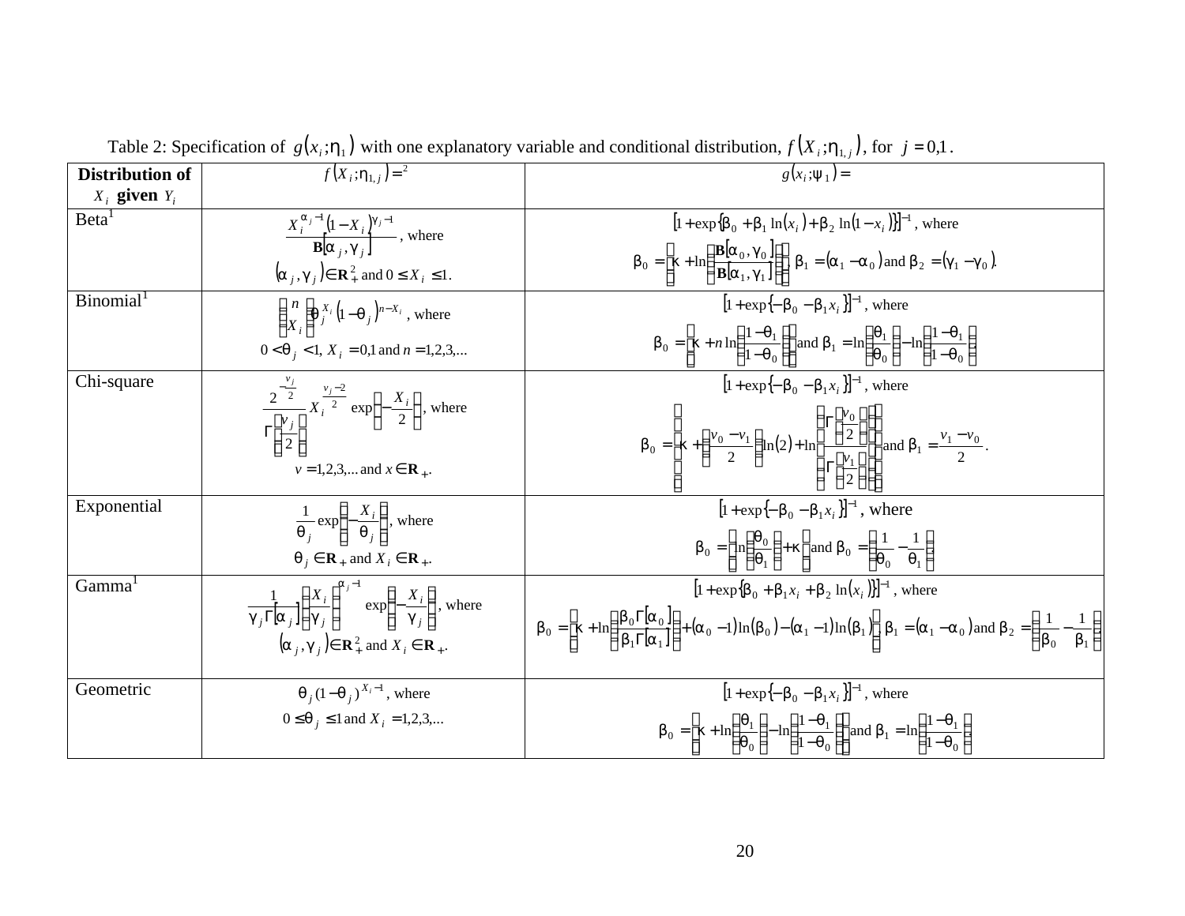Table 2: Specification of $g(x_i;\eta_1)$ with one explanatory variable and conditional distribution, $f(X_i;\eta_{1,j})$, for $j=0,1$.

| Distribution of $X_i$ given $Y_i$ | $f(X_i;\eta_{1,j}) =$[2] | $g(x_i;\psi_1) =$ |
|---|---|---|
| Beta[1] | $\frac{X_i^{\alpha_j - 1}(1-X_i)^{\gamma_j - 1}}{\mathbf{B}[\alpha_j,\gamma_j]}$, where $(\alpha_j,\gamma_j)\in\mathbf{R}_+^2$ and $0 \le X_i \le 1$. | $[1+\exp\{\beta_0+\beta_1\ln(x_i)+\beta_2\ln(1-x_i)\}]^{-1}$, where $\beta_0 = \left\{\kappa + \ln\left(\frac{\mathbf{B}[\alpha_0,\gamma_0]}{\mathbf{B}[\alpha_1,\gamma_1]}\right)\right\}$, $\beta_1 = (\alpha_1-\alpha_0)$ and $\beta_2 = (\gamma_1-\gamma_0)$. |
| Binomial[1] | $\binom{n}{X_i}\theta_j^{X_i}(1-\theta_j)^{n-X_i}$, where $0<\theta_j<1$, $X_i = 0,1$ and $n = 1,2,3,\ldots$ | $[1+\exp\{-\beta_0-\beta_1 x_i\}]^{-1}$, where $\beta_0 = \left\{\kappa + n\ln\left(\frac{1-\theta_1}{1-\theta_0}\right)\right\}$ and $\beta_1 = \ln\left(\frac{\theta_1}{\theta_0}\right) - \ln\left(\frac{1-\theta_1}{1-\theta_0}\right)$. |
| Chi-square | $\frac{2^{-\frac{v_j}{2}}}{\Gamma\left[\frac{v_j}{2}\right]}X_i^{\frac{v_j-2}{2}}\exp\left\{-\frac{X_i}{2}\right\}$, where $v = 1,2,3,\ldots$ and $x\in\mathbf{R}_+$. | $[1+\exp\{-\beta_0-\beta_1 x_i\}]^{-1}$, where $\beta_0 = \left\{\kappa + \left(\frac{v_0-v_1}{2}\right)\ln(2) + \ln\left(\frac{\Gamma\left[\frac{v_0}{2}\right]}{\Gamma\left[\frac{v_1}{2}\right]}\right)\right\}$ and $\beta_1 = \frac{v_1-v_0}{2}$. |
| Exponential | $\frac{1}{\theta_j}\exp\left\{-\frac{X_i}{\theta_j}\right\}$, where $\theta_j\in\mathbf{R}_+$ and $X_i\in\mathbf{R}_+$. | $[1+\exp\{-\beta_0-\beta_1 x_i\}]^{-1}$, where $\beta_0 = \left\{\ln\left(\frac{\theta_0}{\theta_1}\right)+\kappa\right\}$ and $\beta_0 = \left(\frac{1}{\theta_0}-\frac{1}{\theta_1}\right)$. |
| Gamma[1] | $\frac{1}{\gamma_j\Gamma[\alpha_j]}\left(\frac{X_i}{\gamma_j}\right)^{\alpha_j-1}\exp\left\{-\frac{X_i}{\gamma_j}\right\}$, where $(\alpha_j,\gamma_j)\in\mathbf{R}_+^2$ and $X_i\in\mathbf{R}_+$. | $[1+\exp\{\beta_0+\beta_1 x_i+\beta_2\ln(x_i)\}]^{-1}$, where $\beta_0 = \left\{\kappa+\ln\left(\frac{\beta_0\Gamma[\alpha_0]}{\beta_1\Gamma[\alpha_1]}\right)+(\alpha_0-1)\ln(\beta_0)-(\alpha_1-1)\ln(\beta_1)\right\}$, $\beta_1 = (\alpha_1-\alpha_0)$ and $\beta_2 = \left(\frac{1}{\beta_0}-\frac{1}{\beta_1}\right)$. |
| Geometric | $\theta_j(1-\theta_j)^{X_i-1}$, where $0\le\theta_j\le 1$ and $X_i = 1,2,3,\ldots$ | $[1+\exp\{-\beta_0-\beta_1 x_i\}]^{-1}$, where $\beta_0 = \left\{\kappa+\ln\left(\frac{\theta_1}{\theta_0}\right)-\ln\left(\frac{1-\theta_1}{1-\theta_0}\right)\right\}$ and $\beta_1 = \ln\left(\frac{1-\theta_1}{1-\theta_0}\right)$. |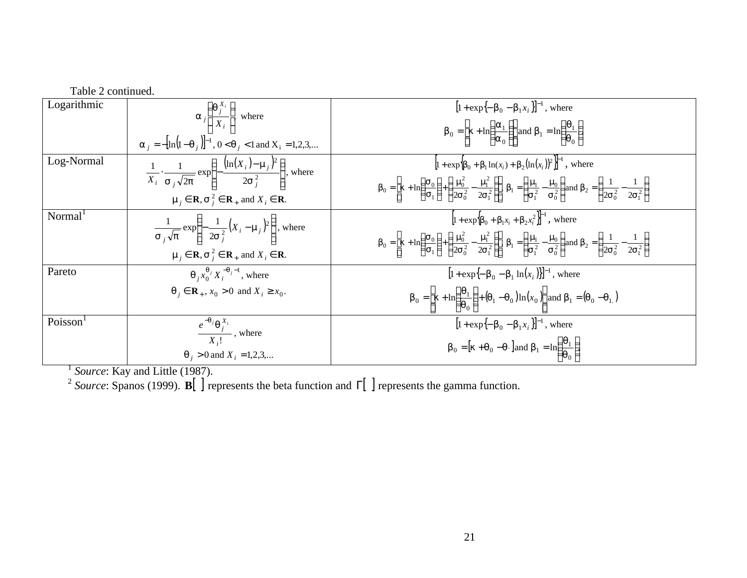Table 2 continued.

| | | |
|---|---|---|
| Logarithmic | $\alpha_j \left( \dfrac{\theta_j^{X_i}}{X_i} \right)$, where $\alpha_j = -\left[\ln\left(1-\theta_j\right)\right]^{-1}$, $0 < \theta_j < 1$ and $X_i = 1,2,3,\ldots$ | $\left[1+\exp\left\{-\beta_0 - \beta_1 x_i\right\}\right]^{-1}$, where $\beta_0 = \left[\kappa + \ln\left(\dfrac{\alpha_1}{\alpha_0}\right)\right]$ and $\beta_1 = \ln\left(\dfrac{\theta_1}{\theta_0}\right)$ |
| Log-Normal | $\dfrac{1}{X_i} \cdot \dfrac{1}{\sigma_j \sqrt{2\pi}} \exp\left( -\dfrac{\left(\ln\left(X_i\right) - \mu_j\right)^2}{2\sigma_j^2} \right)$, where $\mu_j \in \mathbf{R}, \sigma_j^2 \in \mathbf{R}_+$ and $X_i \in \mathbf{R}$. | $\left[1+\exp\left\{\beta_0 + \beta_1 \ln(x_i) + \beta_2 \left(\ln(x_i)\right)^2\right\}\right]^{-1}$, where $\beta_0 = \left[\kappa + \ln\left(\dfrac{\sigma_0}{\sigma_1}\right) + \left(\dfrac{\mu_0^2}{2\sigma_0^2} - \dfrac{\mu_1^2}{2\sigma_1^2}\right)\right]$, $\beta_1 = \left(\dfrac{\mu_1}{\sigma_1^2} - \dfrac{\mu_0}{\sigma_0^2}\right)$ and $\beta_2 = \left(\dfrac{1}{2\sigma_0^2} - \dfrac{1}{2\sigma_1^2}\right)$ |
| Normal[1] | $\dfrac{1}{\sigma_j \sqrt{\pi}} \exp\left( -\dfrac{1}{2\sigma_j^2} \left(X_i - \mu_j\right)^2 \right)$, where $\mu_j \in \mathbf{R}, \sigma_j^2 \in \mathbf{R}_+$ and $X_i \in \mathbf{R}$. | $\left[1+\exp\left\{\beta_0 + \beta_1 x_i + \beta_2 x_i^2\right\}\right]^{-1}$, where $\beta_0 = \left[\kappa + \ln\left(\dfrac{\sigma_0}{\sigma_1}\right) + \left(\dfrac{\mu_0^2}{2\sigma_0^2} - \dfrac{\mu_1^2}{2\sigma_1^2}\right)\right]$, $\beta_1 = \left(\dfrac{\mu_1}{\sigma_1^2} - \dfrac{\mu_0}{\sigma_0^2}\right)$ and $\beta_2 = \left(\dfrac{1}{2\sigma_0^2} - \dfrac{1}{2\sigma_1^2}\right)$ |
| Pareto | $\theta_j x_0^{\theta_j} X_i^{-\theta_j - 1}$, where $\theta_j \in \mathbf{R}_+$, $x_0 > 0$ and $X_i \geq x_0$. | $\left[1+\exp\left\{-\beta_0 - \beta_1 \ln\left(x_i\right)\right\}\right]^{-1}$, where $\beta_0 = \left[\kappa + \ln\left(\dfrac{\theta_1}{\theta_0}\right) + \left(\theta_1 - \theta_0\right)\ln\left(x_0\right)\right]$ and $\beta_1 = \left(\theta_0 - \theta_{1.}\right)$ |
| Poisson[1] | $\dfrac{e^{-\theta_j}\theta_j^{X_i}}{X_i!}$, where $\theta_j > 0$ and $X_i = 1,2,3,\ldots$ | $\left[1+\exp\left\{-\beta_0 - \beta_1 x_i\right\}\right]^{-1}$, where $\beta_0 = \left[\kappa + \theta_0 - \theta_.\right]$ and $\beta_1 = \ln\left(\dfrac{\theta_1}{\theta_0}\right)$ |

[1] *Source*: Kay and Little (1987).

[2] *Source*: Spanos (1999). $\mathbf{B}[\;]$ represents the beta function and $\Gamma[\;]$ represents the gamma function.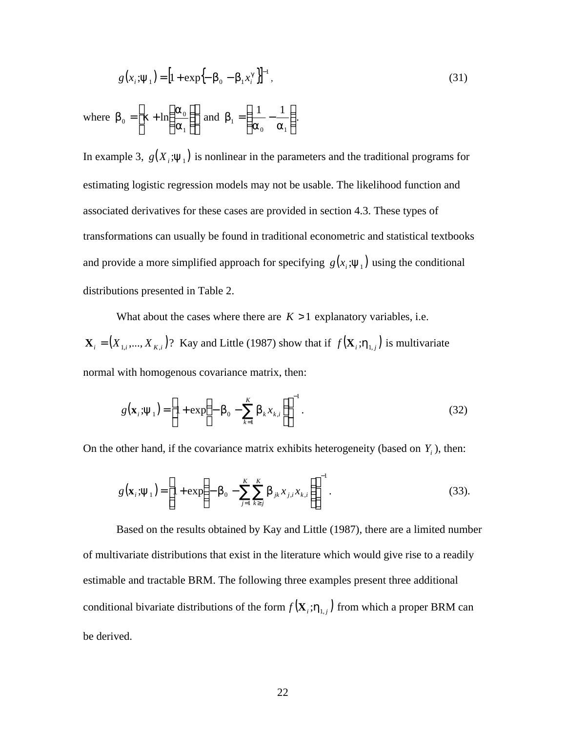$$g(x_i;\psi_1) = \left[1 + \exp\left\{-\beta_0 - \beta_1 x_i^{\gamma}\right\}\right]^{-1}, \tag{31}$$

where $\beta_0 = \left[\kappa + \ln\left(\frac{\alpha_0}{\alpha_1}\right)\right]$ and $\beta_1 = \left[\frac{1}{\alpha_0} - \frac{1}{\alpha_1}\right]$.

In example 3, $g(X_i;\psi_1)$ is nonlinear in the parameters and the traditional programs for estimating logistic regression models may not be usable. The likelihood function and associated derivatives for these cases are provided in section 4.3. These types of transformations can usually be found in traditional econometric and statistical textbooks and provide a more simplified approach for specifying $g(x_i;\psi_1)$ using the conditional distributions presented in Table 2.

What about the cases where there are $K > 1$ explanatory variables, i.e. $\mathbf{X}_i = (X_{1,i},..., X_{K,i})$? Kay and Little (1987) show that if $f(\mathbf{X}_i;\eta_{1,j})$ is multivariate normal with homogenous covariance matrix, then:

$$g(\mathbf{x}_i;\psi_1) = \left[1 + \exp\left(-\beta_0 - \sum_{k=1}^{K} \beta_k x_{k,i}\right)\right]^{-1}. \tag{32}$$

On the other hand, if the covariance matrix exhibits heterogeneity (based on $Y_i$), then:

$$g(\mathbf{x}_i;\psi_1) = \left[1 + \exp\left(-\beta_0 - \sum_{j=1}^{K} \sum_{k \geq j}^{K} \beta_{jk} x_{j,i} x_{k,i}\right)\right]^{-1}. \tag{33}$$

Based on the results obtained by Kay and Little (1987), there are a limited number of multivariate distributions that exist in the literature which would give rise to a readily estimable and tractable BRM. The following three examples present three additional conditional bivariate distributions of the form $f(\mathbf{X}_i;\eta_{1,j})$ from which a proper BRM can be derived.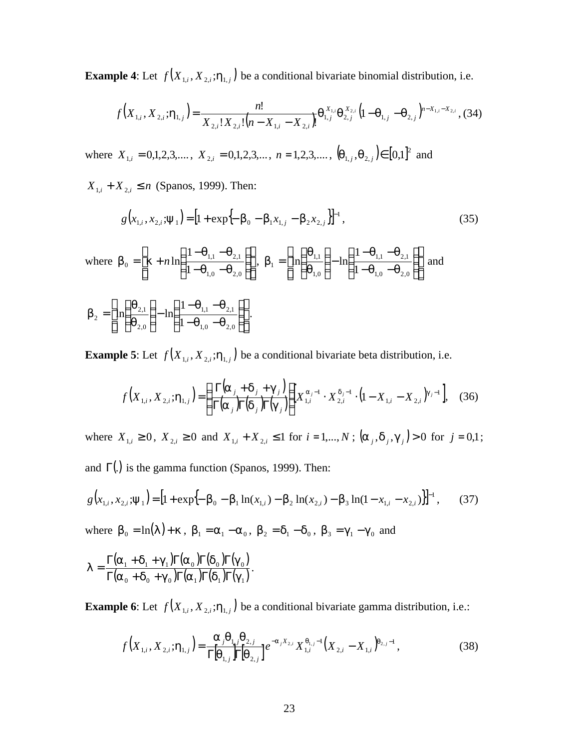**Example 4**: Let $f(X_{1,i}, X_{2,i}; \eta_{1,j})$ be a conditional bivariate binomial distribution, i.e.

$$f(X_{1,i}, X_{2,i}; \eta_{1,j}) = \frac{n!}{X_{2,i}!\,X_{2,i}!\,(n - X_{1,i} - X_{2,i})!}\theta_{1,j}^{X_{1,i}}\theta_{2,j}^{X_{2,i}}(1-\theta_{1,j}-\theta_{2,j})^{n-X_{1,i}-X_{2,i}}, \quad (34)$$

where $X_{1,i} = 0,1,2,3,....$, $X_{2,i} = 0,1,2,3,...$, $n = 1,2,3,....$, $(\theta_{1,j}, \theta_{2,j}) \in [0,1]^2$ and $X_{1,i} + X_{2,i} \leq n$ (Spanos, 1999). Then:

$$g(x_{1,i}, x_{2,i}; \psi_1) = \left[1 + \exp\{-\beta_0 - \beta_1 x_{1,j} - \beta_2 x_{2,j}\}\right]^{-1}, \quad (35)$$

where $\beta_0 = \left[\kappa + n\ln\left(\frac{1-\theta_{1,1}-\theta_{2,1}}{1-\theta_{1,0}-\theta_{2,0}}\right)\right]$, $\beta_1 = \left[\ln\left(\frac{\theta_{1,1}}{\theta_{1,0}}\right) - \ln\left(\frac{1-\theta_{1,1}-\theta_{2,1}}{1-\theta_{1,0}-\theta_{2,0}}\right)\right]$ and

$\beta_2 = \left[\ln\left(\frac{\theta_{2,1}}{\theta_{2,0}}\right) - \ln\left(\frac{1-\theta_{1,1}-\theta_{2,1}}{1-\theta_{1,0}-\theta_{2,0}}\right)\right]$.

**Example 5**: Let $f(X_{1,i}, X_{2,i}; \eta_{1,j})$ be a conditional bivariate beta distribution, i.e.

$$f(X_{1,i}, X_{2,i}; \eta_{1,j}) = \left(\frac{\Gamma(\alpha_j + \delta_j + \gamma_j)}{\Gamma(\alpha_j)\Gamma(\delta_j)\Gamma(\gamma_j)}\right)\left[X_{1,i}^{\alpha_j - 1} \cdot X_{2,i}^{\delta_j - 1} \cdot (1 - X_{1,i} - X_{2,i})^{\gamma_j - 1}\right], \quad (36)$$

where $X_{1,i} \geq 0$, $X_{2,i} \geq 0$ and $X_{1,i} + X_{2,i} \leq 1$ for $i = 1,...,N$; $(\alpha_j, \delta_j, \gamma_j) > 0$ for $j = 0,1$; and $\Gamma(.)$ is the gamma function (Spanos, 1999). Then:

$$g(x_{1,i}, x_{2,i}; \psi_1) = \left[1 + \exp\{-\beta_0 - \beta_1\ln(x_{1,i}) - \beta_2\ln(x_{2,i}) - \beta_3\ln(1 - x_{1,i} - x_{2,i})\}\right]^{-1}, \quad (37)$$

where $\beta_0 = \ln(\lambda) + \kappa$, $\beta_1 = \alpha_1 - \alpha_0$, $\beta_2 = \delta_1 - \delta_0$, $\beta_3 = \gamma_1 - \gamma_0$ and

$$\lambda = \frac{\Gamma(\alpha_1 + \delta_1 + \gamma_1)\Gamma(\alpha_0)\Gamma(\delta_0)\Gamma(\gamma_0)}{\Gamma(\alpha_0 + \delta_0 + \gamma_0)\Gamma(\alpha_1)\Gamma(\delta_1)\Gamma(\gamma_1)}.$$

**Example 6**: Let $f(X_{1,i}, X_{2,i}; \eta_{1,j})$ be a conditional bivariate gamma distribution, i.e.:

$$f(X_{1,i}, X_{2,i}; \eta_{1,j}) = \frac{\alpha_j^{\theta_{1,j}\theta_{2,j}}}{\Gamma[\theta_{1,j}]\Gamma[\theta_{2,j}]}e^{-\alpha_j X_{2,i}}X_{1,i}^{\theta_{1,j}-1}(X_{2,i} - X_{1,i})^{\theta_{2,j}-1}, \quad (38)$$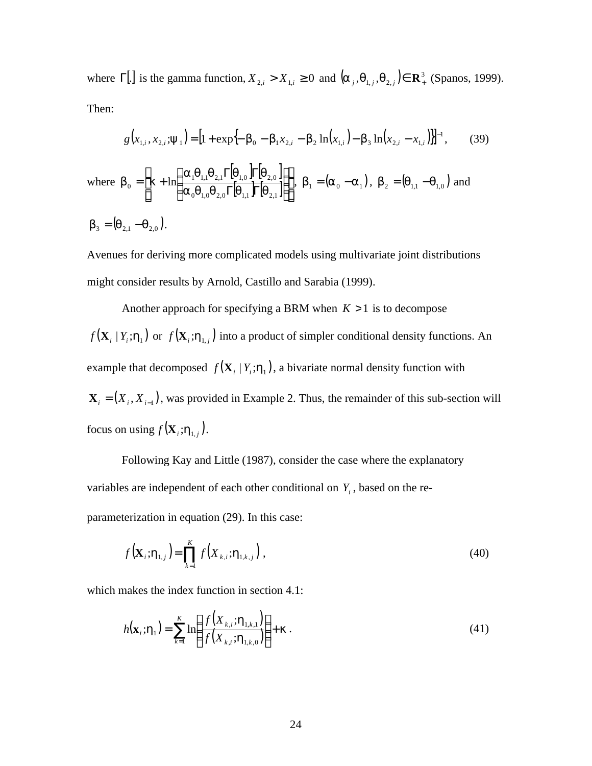where $\Gamma[.]$ is the gamma function, $X_{2,i} > X_{1,i} \geq 0$ and $(\alpha_j, \theta_{1,j}, \theta_{2,j}) \in \mathbf{R}_+^3$ (Spanos, 1999). Then:

$$g(x_{1,i}, x_{2,i}; \psi_1) = [1 + \exp\{-\beta_0 - \beta_1 x_{2,i} - \beta_2 \ln(x_{1,i}) - \beta_3 \ln(x_{2,i} - x_{1,i})\}]^{-1}, \tag{39}$$

where $\beta_0 = \left[\kappa + \ln\left(\frac{\alpha_1 \theta_{1,1} \theta_{2,1} \Gamma[\theta_{1,0}] \Gamma[\theta_{2,0}]}{\alpha_0 \theta_{1,0} \theta_{2,0} \Gamma[\theta_{1,1}] \Gamma[\theta_{2,1}]}\right)\right]$, $\beta_1 = (\alpha_0 - \alpha_1)$, $\beta_2 = (\theta_{1,1} - \theta_{1,0})$ and $\beta_3 = (\theta_{2,1} - \theta_{2,0})$.

Avenues for deriving more complicated models using multivariate joint distributions might consider results by Arnold, Castillo and Sarabia (1999).

Another approach for specifying a BRM when $K > 1$ is to decompose $f(\mathbf{X}_i \mid Y_i; \eta_1)$ or $f(\mathbf{X}_i; \eta_{1,j})$ into a product of simpler conditional density functions. An example that decomposed $f(\mathbf{X}_i \mid Y_i; \eta_1)$, a bivariate normal density function with $\mathbf{X}_i = (X_i, X_{i-1})$, was provided in Example 2. Thus, the remainder of this sub-section will focus on using $f(\mathbf{X}_i; \eta_{1,j})$.

Following Kay and Little (1987), consider the case where the explanatory variables are independent of each other conditional on $Y_i$, based on the re-parameterization in equation (29). In this case:

$$f(\mathbf{X}_i; \eta_{1,j}) = \prod_{k=1}^{K} f(X_{k,i}; \eta_{1,k,j}), \tag{40}$$

which makes the index function in section 4.1:

$$h(\mathbf{x}_i; \eta_1) = \sum_{k=1}^{K} \ln\left(\frac{f(X_{k,i}; \eta_{1,k,1})}{f(X_{k,i}; \eta_{1,k,0})}\right) + \kappa. \tag{41}$$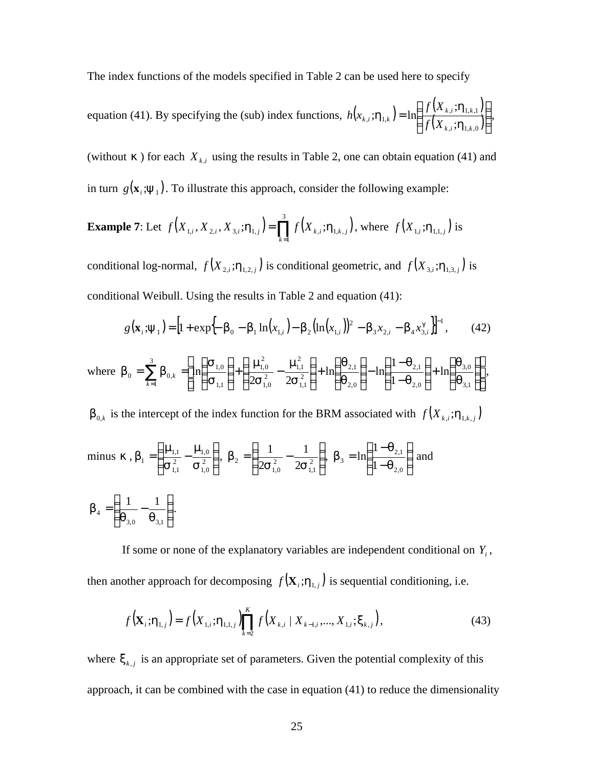The index functions of the models specified in Table 2 can be used here to specify equation (41). By specifying the (sub) index functions, $h(x_{k,i};\eta_{1,k}) = \ln\left(\frac{f(X_{k,i};\eta_{1,k,1})}{f(X_{k,i};\eta_{1,k,0})}\right)$, (without $\kappa$ ) for each $X_{k,i}$ using the results in Table 2, one can obtain equation (41) and in turn $g(\mathbf{x}_i;\psi_1)$. To illustrate this approach, consider the following example:

**Example 7**: Let $f(X_{1,i}, X_{2,i}, X_{3,i};\eta_{1,j}) = \prod_{k=1}^{3} f(X_{k,i};\eta_{1,k,j})$, where $f(X_{1,i};\eta_{1,1,j})$ is conditional log-normal, $f(X_{2,i};\eta_{1,2,j})$ is conditional geometric, and $f(X_{3,i};\eta_{1,3,j})$ is conditional Weibull. Using the results in Table 2 and equation (41):

$$g(\mathbf{x}_i;\psi_1) = \left[1 + \exp\left\{-\beta_0 - \beta_1 \ln(x_{1,i}) - \beta_2 (\ln(x_{1,i}))^2 - \beta_3 x_{2,i} - \beta_4 x_{3,i}^{\gamma}\right\}\right]^{-1}, \qquad (42)$$

where $\beta_0 = \sum_{k=1}^{3} \beta_{0,k} = \left[\ln\left(\frac{\sigma_{1,0}}{\sigma_{1,1}}\right) + \left(\frac{\mu_{1,0}^2}{2\sigma_{1,0}^2} - \frac{\mu_{1,1}^2}{2\sigma_{1,1}^2}\right) + \ln\left(\frac{\theta_{2,1}}{\theta_{2,0}}\right) - \ln\left(\frac{1-\theta_{2,1}}{1-\theta_{2,0}}\right) + \ln\left(\frac{\theta_{3,0}}{\theta_{3,1}}\right)\right]$,

$\beta_{0,k}$ is the intercept of the index function for the BRM associated with $f(X_{k,i};\eta_{1,k,j})$ minus $\kappa$ , $\beta_1 = \left(\frac{\mu_{1,1}}{\sigma_{1,1}^2} - \frac{\mu_{1,0}}{\sigma_{1,0}^2}\right)$, $\beta_2 = \left(\frac{1}{2\sigma_{1,0}^2} - \frac{1}{2\sigma_{1,1}^2}\right)$, $\beta_3 = \ln\left(\frac{1-\theta_{2,1}}{1-\theta_{2,0}}\right)$ and $\beta_4 = \left(\frac{1}{\theta_{3,0}} - \frac{1}{\theta_{3,1}}\right)$.

If some or none of the explanatory variables are independent conditional on $Y_i$, then another approach for decomposing $f(\mathbf{X}_i;\eta_{1,j})$ is sequential conditioning, i.e.

$$f(\mathbf{X}_i;\eta_{1,j}) = f(X_{1,i};\eta_{1,1,j}) \prod_{k=2}^{K} f(X_{k,i} \mid X_{k-1,i},...,X_{1,i};\xi_{k,j}), \qquad (43)$$

where $\xi_{k,j}$ is an appropriate set of parameters. Given the potential complexity of this approach, it can be combined with the case in equation (41) to reduce the dimensionality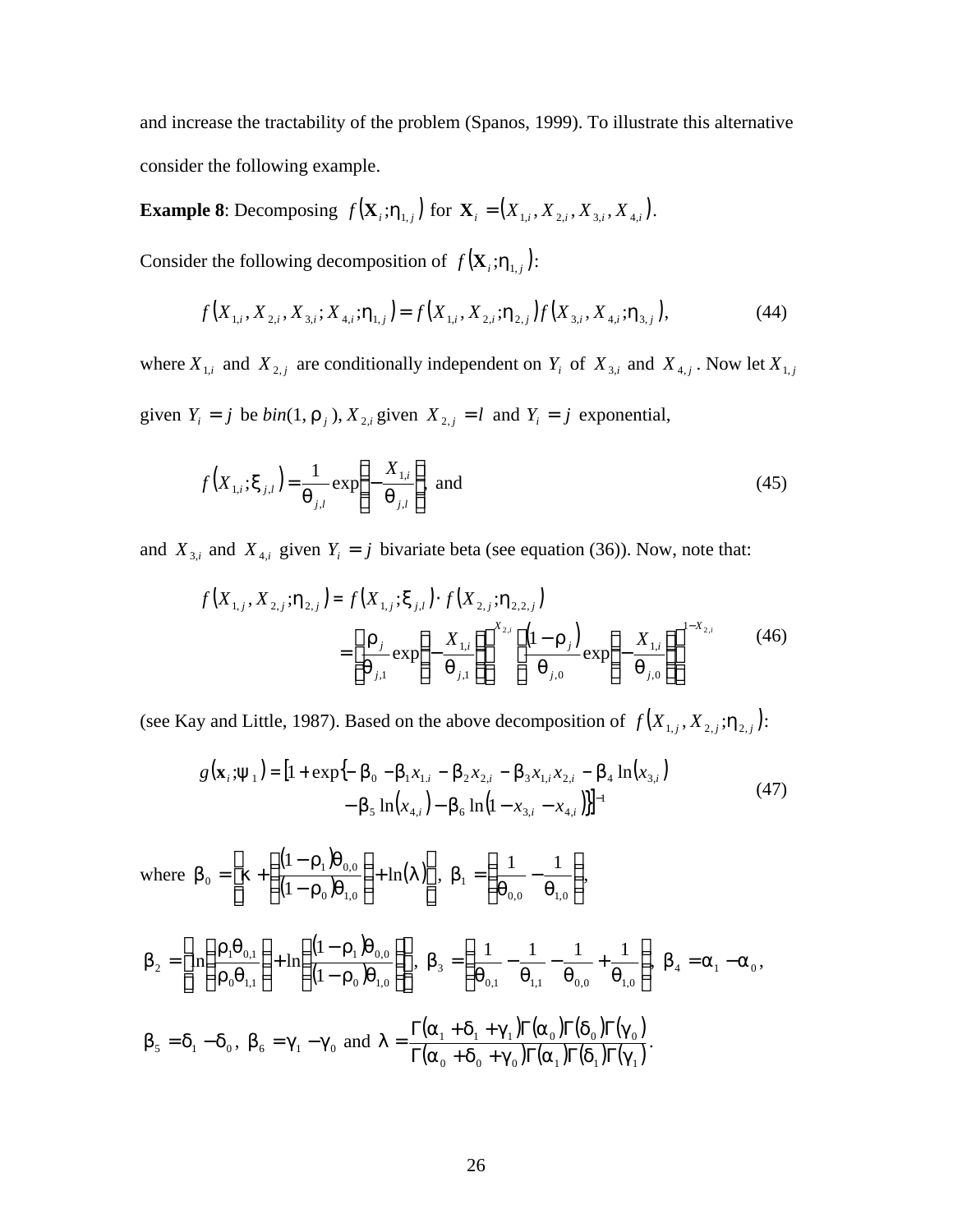and increase the tractability of the problem (Spanos, 1999). To illustrate this alternative consider the following example.

**Example 8**: Decomposing $f(\mathbf{X}_i;\eta_{1,j})$ for $\mathbf{X}_i = (X_{1,i}, X_{2,i}, X_{3,i}, X_{4,i})$.

Consider the following decomposition of $f(\mathbf{X}_i;\eta_{1,j})$:

$$f(X_{1,i}, X_{2,i}, X_{3,i}; X_{4,i};\eta_{1,j}) = f(X_{1,i}, X_{2,i};\eta_{2,j}) f(X_{3,i}, X_{4,i};\eta_{3,j}), \tag{44}$$

where $X_{1,i}$ and $X_{2,j}$ are conditionally independent on $Y_i$ of $X_{3,i}$ and $X_{4,j}$. Now let $X_{1,j}$ given $Y_i = j$ be $bin(1, \rho_j)$, $X_{2,i}$ given $X_{2,j} = l$ and $Y_i = j$ exponential,

$$f(X_{1,i};\xi_{j,l}) = \frac{1}{\theta_{j,l}} \exp\left(-\frac{X_{1,i}}{\theta_{j,l}}\right), \text{ and} \tag{45}$$

and $X_{3,i}$ and $X_{4,i}$ given $Y_i = j$ bivariate beta (see equation (36)). Now, note that:

$$\begin{aligned} f(X_{1,j}, X_{2,j};\eta_{2,j}) &= f(X_{1,j};\xi_{j,l}) \cdot f(X_{2,j};\eta_{2,2,j}) \\ &= \left[\frac{\rho_j}{\theta_{j,1}} \exp\left(-\frac{X_{1,i}}{\theta_{j,1}}\right)\right]^{X_{2,i}} \left[\frac{(1-\rho_j)}{\theta_{j,0}} \exp\left(-\frac{X_{1,i}}{\theta_{j,0}}\right)\right]^{1-X_{2,i}} \end{aligned} \tag{46}$$

(see Kay and Little, 1987). Based on the above decomposition of $f(X_{1,j}, X_{2,j};\eta_{2,j})$:

$$\begin{aligned} g(\mathbf{x}_i;\psi_1) = [1 + \exp\{&-\beta_0 - \beta_1 x_{1,i} - \beta_2 x_{2,i} - \beta_3 x_{1,i} x_{2,i} - \beta_4 \ln(x_{3,i}) \\ &- \beta_5 \ln(x_{4,i}) - \beta_6 \ln(1 - x_{3,i} - x_{4,i})\}]^{-1} \end{aligned} \tag{47}$$

where $\beta_0 = \left[\kappa + \left(\frac{(1-\rho_1)\theta_{0,0}}{(1-\rho_0)\theta_{1,0}}\right) + \ln(\lambda)\right]$, $\beta_1 = \left(\frac{1}{\theta_{0,0}} - \frac{1}{\theta_{1,0}}\right)$,

$\beta_2 = \left[\ln\left(\frac{\rho_1\theta_{0,1}}{\rho_0\theta_{1,1}}\right) + \ln\left(\frac{(1-\rho_1)\theta_{0,0}}{(1-\rho_0)\theta_{1,0}}\right)\right]$, $\beta_3 = \left(\frac{1}{\theta_{0,1}} - \frac{1}{\theta_{1,1}} - \frac{1}{\theta_{0,0}} + \frac{1}{\theta_{1,0}}\right)$, $\beta_4 = \alpha_1 - \alpha_0$,

$\beta_5 = \delta_1 - \delta_0$, $\beta_6 = \gamma_1 - \gamma_0$ and $\lambda = \frac{\Gamma(\alpha_1 + \delta_1 + \gamma_1)\Gamma(\alpha_0)\Gamma(\delta_0)\Gamma(\gamma_0)}{\Gamma(\alpha_0 + \delta_0 + \gamma_0)\Gamma(\alpha_1)\Gamma(\delta_1)\Gamma(\gamma_1)}$.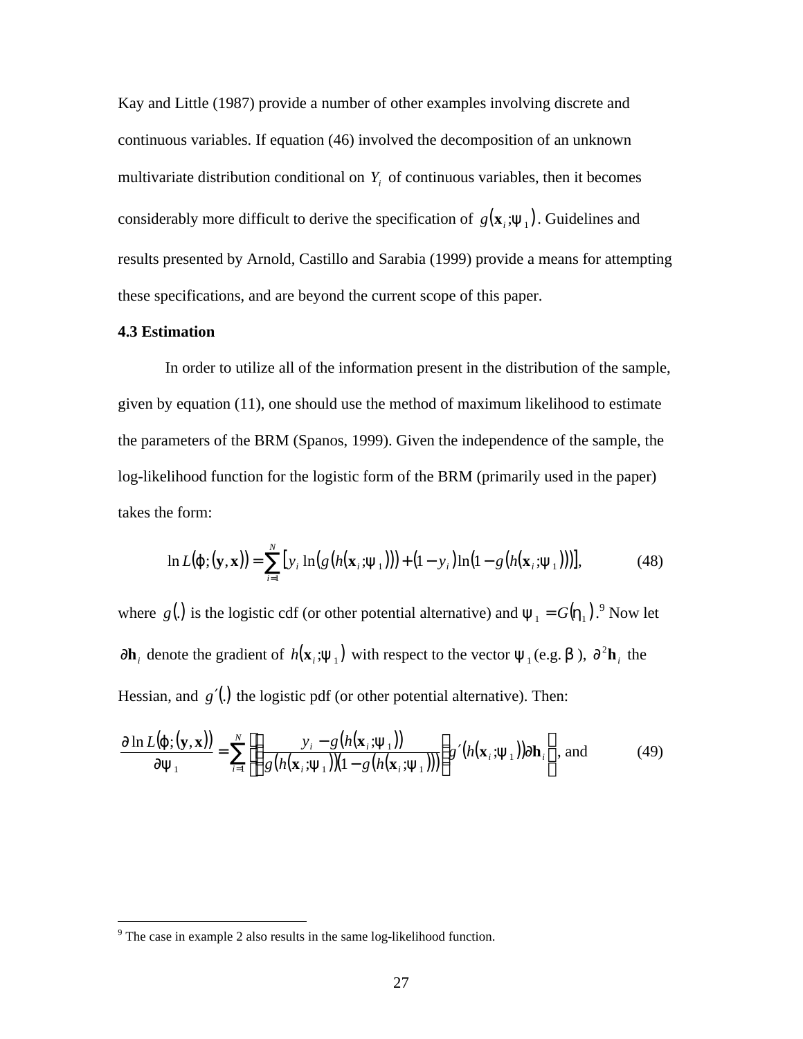Kay and Little (1987) provide a number of other examples involving discrete and continuous variables. If equation (46) involved the decomposition of an unknown multivariate distribution conditional on $Y_i$ of continuous variables, then it becomes considerably more difficult to derive the specification of $g(\mathbf{x}_i;\psi_1)$. Guidelines and results presented by Arnold, Castillo and Sarabia (1999) provide a means for attempting these specifications, and are beyond the current scope of this paper.

**4.3 Estimation**

In order to utilize all of the information present in the distribution of the sample, given by equation (11), one should use the method of maximum likelihood to estimate the parameters of the BRM (Spanos, 1999). Given the independence of the sample, the log-likelihood function for the logistic form of the BRM (primarily used in the paper) takes the form:

$$\ln L(\varphi;(\mathbf{y},\mathbf{x})) = \sum_{i=1}^{N} \left[ y_i \ln\left(g\left(h(\mathbf{x}_i;\psi_1)\right)\right) + (1-y_i)\ln\left(1-g\left(h(\mathbf{x}_i;\psi_1)\right)\right)\right], \tag{48}$$

where $g(.)$ is the logistic cdf (or other potential alternative) and $\psi_1 = G(\eta_1)$.[9] Now let $\partial\mathbf{h}_i$ denote the gradient of $h(\mathbf{x}_i;\psi_1)$ with respect to the vector $\psi_1$ (e.g. $\beta$), $\partial^2\mathbf{h}_i$ the Hessian, and $g'(.)$ the logistic pdf (or other potential alternative). Then:

$$\frac{\partial \ln L(\varphi;(\mathbf{y},\mathbf{x}))}{\partial \psi_1} = \sum_{i=1}^{N} \left[ \left( \frac{y_i - g\left(h(\mathbf{x}_i;\psi_1)\right)}{g\left(h(\mathbf{x}_i;\psi_1)\right)\left(1-g\left(h(\mathbf{x}_i;\psi_1)\right)\right)} \right) g'\left(h(\mathbf{x}_i;\psi_1)\right)\partial\mathbf{h}_i \right], \text{ and} \tag{49}$$

---

[9] The case in example 2 also results in the same log-likelihood function.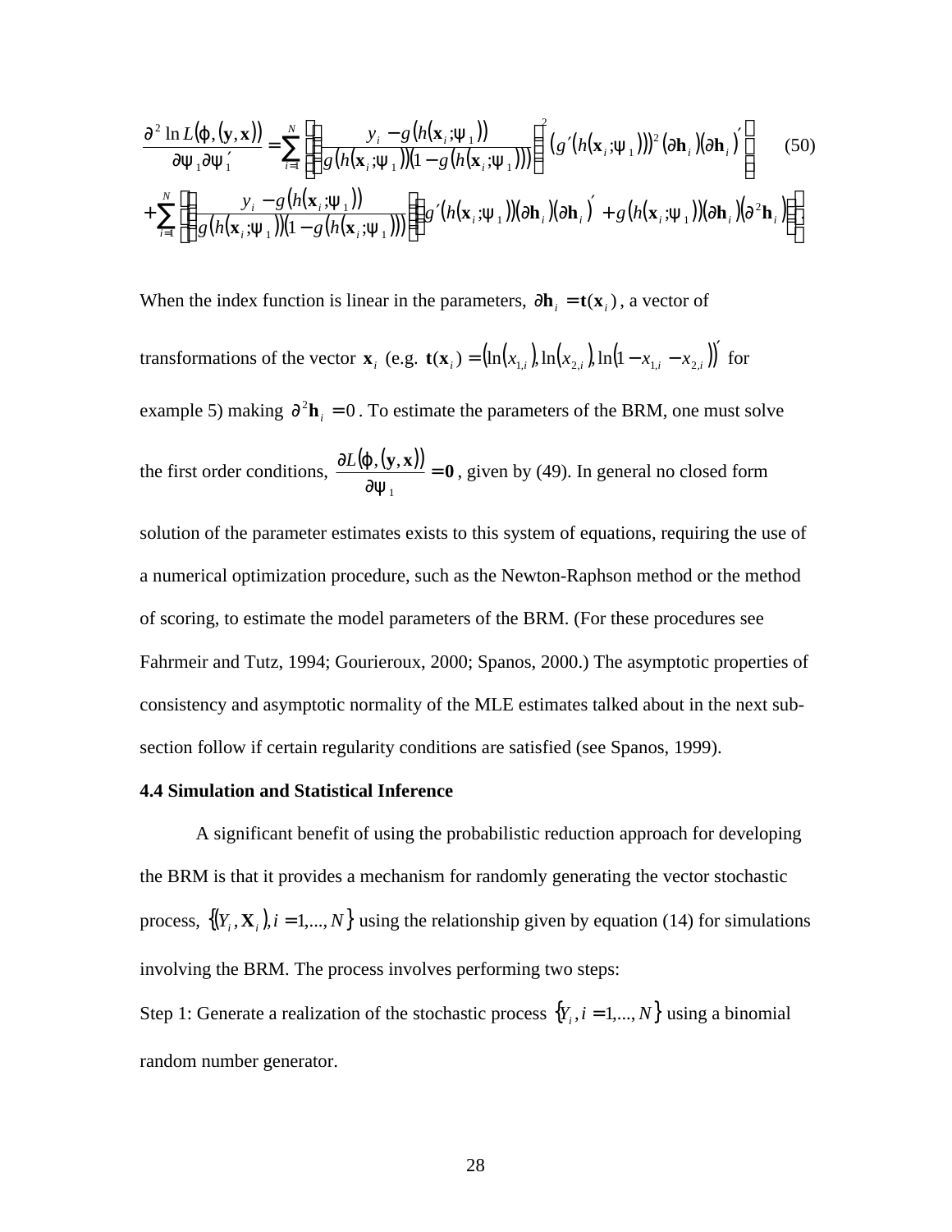$$\frac{\partial^2 \ln L(\varphi,(\mathbf{y},\mathbf{x}))}{\partial \psi_1 \partial \psi_1'} = \sum_{i=1}^{N}\left[-\left(\frac{y_i - g(h(\mathbf{x}_i;\psi_1))}{g(h(\mathbf{x}_i;\psi_1))(1-g(h(\mathbf{x}_i;\psi_1)))}\right)^2 \left(g'(h(\mathbf{x}_i;\psi_1))\right)^2 (\partial \mathbf{h}_i)(\partial \mathbf{h}_i)'\right] \quad (50)$$

$$+\sum_{i=1}^{N}\left[\left(\frac{y_i - g(h(\mathbf{x}_i;\psi_1))}{g(h(\mathbf{x}_i;\psi_1))(1-g(h(\mathbf{x}_i;\psi_1)))}\right)\left[g'(h(\mathbf{x}_i;\psi_1))(\partial \mathbf{h}_i)(\partial \mathbf{h}_i)' + g(h(\mathbf{x}_i;\psi_1))(\partial \mathbf{h}_i)(\partial^2 \mathbf{h}_i)\right]\right].$$

When the index function is linear in the parameters, $\partial \mathbf{h}_i = \mathbf{t}(\mathbf{x}_i)$, a vector of transformations of the vector $\mathbf{x}_i$ (e.g. $\mathbf{t}(\mathbf{x}_i) = (\ln(x_{1,i}), \ln(x_{2,i}), \ln(1 - x_{1,i} - x_{2,i}))'$ for example 5) making $\partial^2 \mathbf{h}_i = 0$. To estimate the parameters of the BRM, one must solve the first order conditions, $\frac{\partial L(\varphi,(\mathbf{y},\mathbf{x}))}{\partial \psi_1} = \mathbf{0}$, given by (49). In general no closed form solution of the parameter estimates exists to this system of equations, requiring the use of a numerical optimization procedure, such as the Newton-Raphson method or the method of scoring, to estimate the model parameters of the BRM. (For these procedures see Fahrmeir and Tutz, 1994; Gourieroux, 2000; Spanos, 2000.) The asymptotic properties of consistency and asymptotic normality of the MLE estimates talked about in the next sub-section follow if certain regularity conditions are satisfied (see Spanos, 1999).

**4.4 Simulation and Statistical Inference**

A significant benefit of using the probabilistic reduction approach for developing the BRM is that it provides a mechanism for randomly generating the vector stochastic process, $\{(Y_i, \mathbf{X}_i), i = 1,...,N\}$ using the relationship given by equation (14) for simulations involving the BRM. The process involves performing two steps:

Step 1: Generate a realization of the stochastic process $\{Y_i, i = 1,...,N\}$ using a binomial random number generator.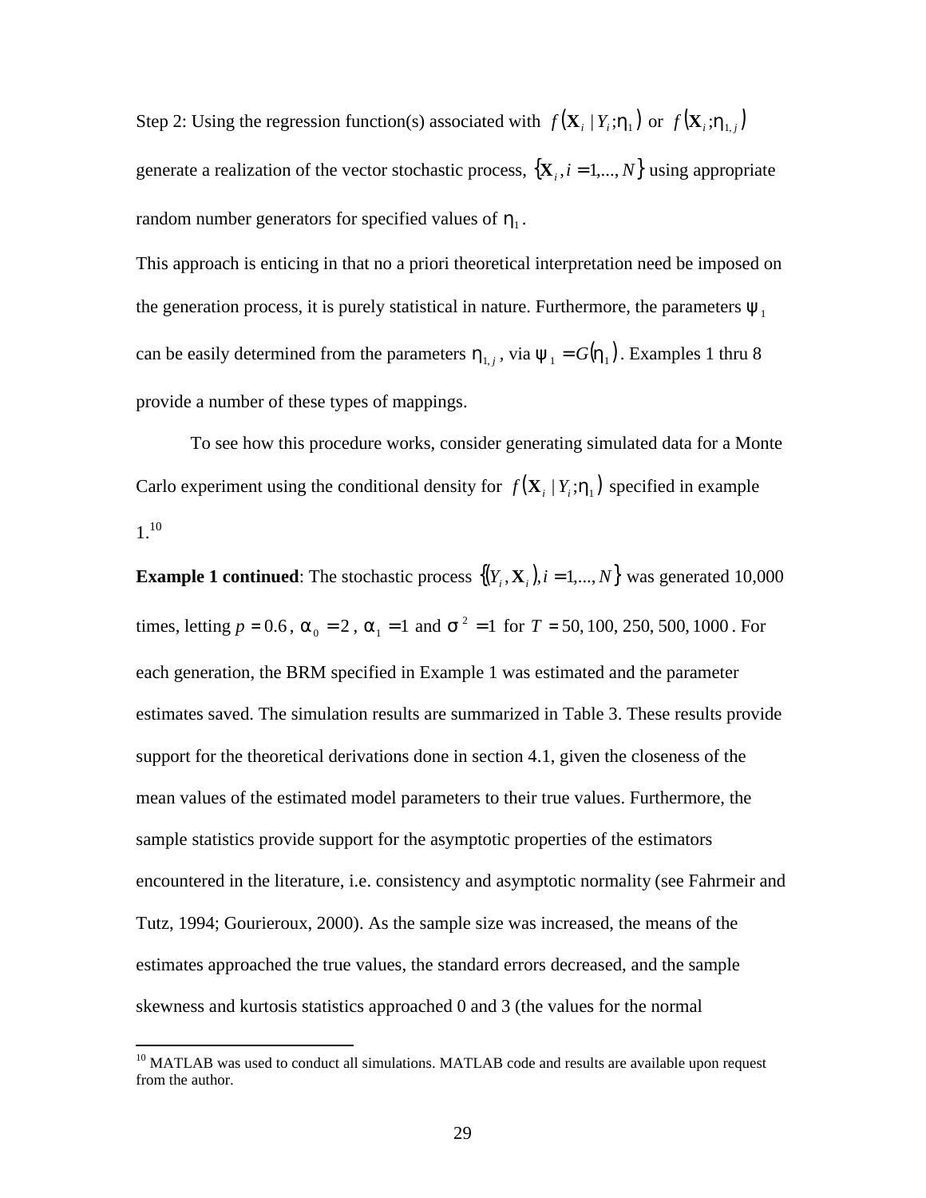Step 2: Using the regression function(s) associated with $f(\mathbf{X}_i \mid Y_i;\eta_1)$ or $f(\mathbf{X}_i;\eta_{1,j})$ generate a realization of the vector stochastic process, $\{\mathbf{X}_i, i = 1,...,N\}$ using appropriate random number generators for specified values of $\eta_1$.

This approach is enticing in that no a priori theoretical interpretation need be imposed on the generation process, it is purely statistical in nature. Furthermore, the parameters $\psi_1$ can be easily determined from the parameters $\eta_{1,j}$, via $\psi_1 = G(\eta_1)$. Examples 1 thru 8 provide a number of these types of mappings.

To see how this procedure works, consider generating simulated data for a Monte Carlo experiment using the conditional density for $f(\mathbf{X}_i \mid Y_i;\eta_1)$ specified in example 1.[10]

**Example 1 continued**: The stochastic process $\{(Y_i, \mathbf{X}_i), i = 1,...,N\}$ was generated 10,000 times, letting $p = 0.6$, $\alpha_0 = 2$, $\alpha_1 = 1$ and $\sigma^2 = 1$ for $T = 50, 100, 250, 500, 1000$. For each generation, the BRM specified in Example 1 was estimated and the parameter estimates saved. The simulation results are summarized in Table 3. These results provide support for the theoretical derivations done in section 4.1, given the closeness of the mean values of the estimated model parameters to their true values. Furthermore, the sample statistics provide support for the asymptotic properties of the estimators encountered in the literature, i.e. consistency and asymptotic normality (see Fahrmeir and Tutz, 1994; Gourieroux, 2000). As the sample size was increased, the means of the estimates approached the true values, the standard errors decreased, and the sample skewness and kurtosis statistics approached 0 and 3 (the values for the normal

---

[10] MATLAB was used to conduct all simulations. MATLAB code and results are available upon request from the author.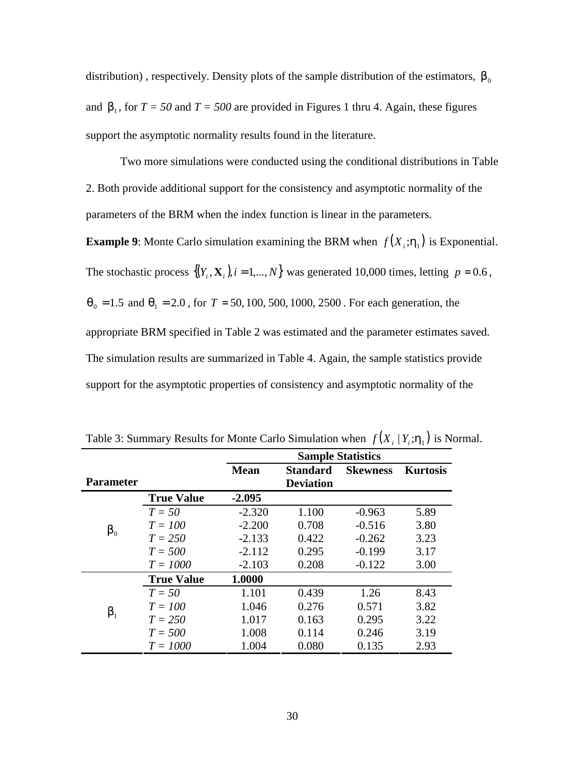distribution) , respectively. Density plots of the sample distribution of the estimators, $\beta_0$ and $\beta_1$, for *T = 50* and *T = 500* are provided in Figures 1 thru 4. Again, these figures support the asymptotic normality results found in the literature.

Two more simulations were conducted using the conditional distributions in Table 2. Both provide additional support for the consistency and asymptotic normality of the parameters of the BRM when the index function is linear in the parameters.

**Example 9**: Monte Carlo simulation examining the BRM when $f(X_i;\eta_1)$ is Exponential. The stochastic process $\{(Y_i, \mathbf{X}_i), i = 1,..., N\}$ was generated 10,000 times, letting $p = 0.6$, $\theta_0 = 1.5$ and $\theta_1 = 2.0$, for $T = 50, 100, 500, 1000, 2500$. For each generation, the appropriate BRM specified in Table 2 was estimated and the parameter estimates saved. The simulation results are summarized in Table 4. Again, the sample statistics provide support for the asymptotic properties of consistency and asymptotic normality of the

Table 3: Summary Results for Monte Carlo Simulation when $f(X_i \mid Y_i;\eta_1)$ is Normal.

| | | Sample Statistics | | | |
|---|---|---|---|---|---|
| **Parameter** | | **Mean** | **Standard Deviation** | **Skewness** | **Kurtosis** |
| | **True Value** | **-2.095** | | | |
| $\beta_0$ | *T = 50* | -2.320 | 1.100 | -0.963 | 5.89 |
| | *T = 100* | -2.200 | 0.708 | -0.516 | 3.80 |
| | *T = 250* | -2.133 | 0.422 | -0.262 | 3.23 |
| | *T = 500* | -2.112 | 0.295 | -0.199 | 3.17 |
| | *T = 1000* | -2.103 | 0.208 | -0.122 | 3.00 |
| | **True Value** | **1.0000** | | | |
| $\beta_1$ | *T = 50* | 1.101 | 0.439 | 1.26 | 8.43 |
| | *T = 100* | 1.046 | 0.276 | 0.571 | 3.82 |
| | *T = 250* | 1.017 | 0.163 | 0.295 | 3.22 |
| | *T = 500* | 1.008 | 0.114 | 0.246 | 3.19 |
| | *T = 1000* | 1.004 | 0.080 | 0.135 | 2.93 |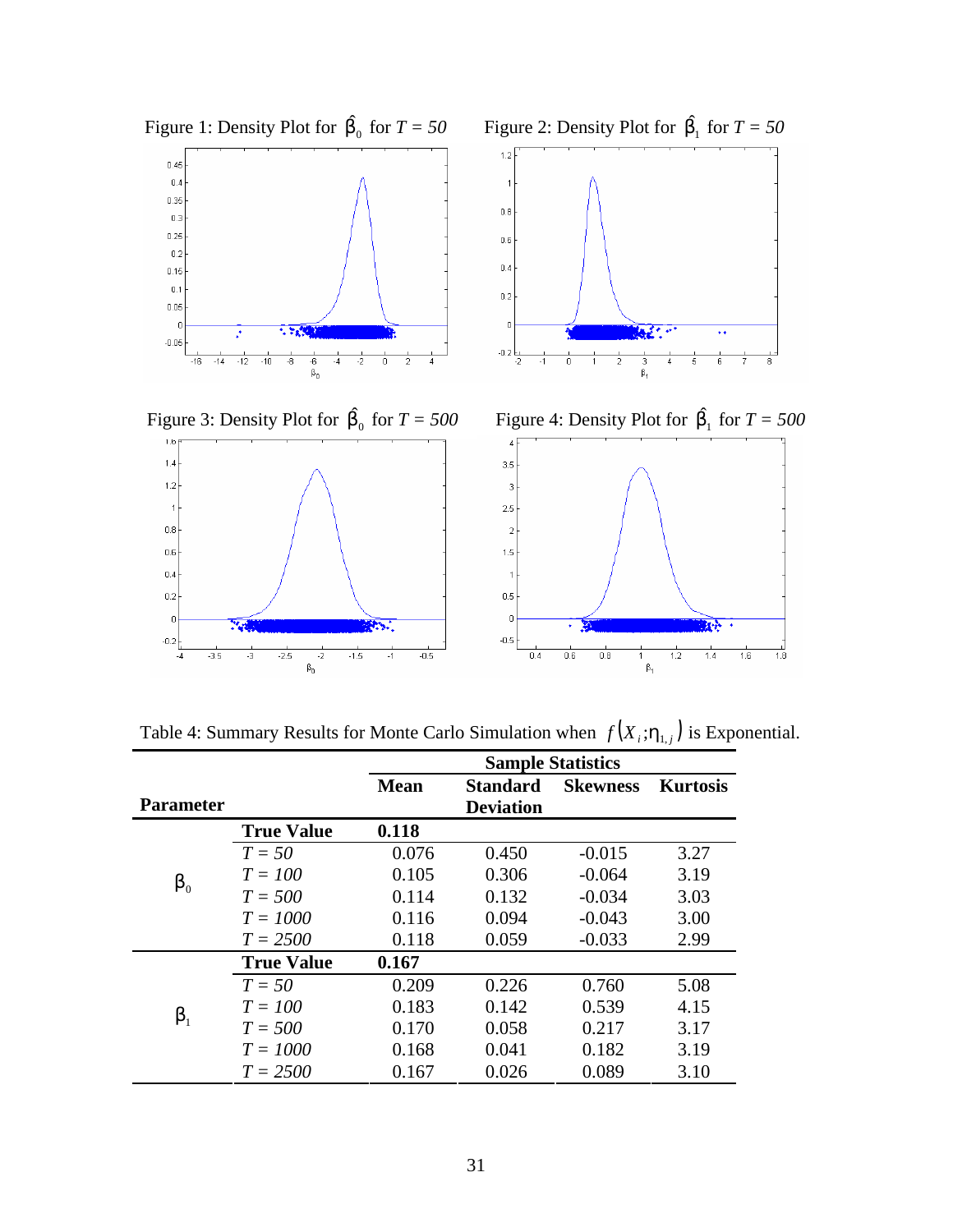Figure 1: Density Plot for $\hat{\beta}_0$ for $T = 50$

Figure 2: Density Plot for $\hat{\beta}_1$ for $T = 50$

Figure 3: Density Plot for $\hat{\beta}_0$ for $T = 500$

Figure 4: Density Plot for $\hat{\beta}_1$ for $T = 500$

Table 4: Summary Results for Monte Carlo Simulation when $f(X_i;\eta_{1,j})$ is Exponential.

| Parameter | | Sample Statistics | | | |
|---|---|---|---|---|---|
| | | Mean | Standard Deviation | Skewness | Kurtosis |
| $\beta_0$ | **True Value** | **0.118** | | | |
| | $T = 50$ | 0.076 | 0.450 | -0.015 | 3.27 |
| | $T = 100$ | 0.105 | 0.306 | -0.064 | 3.19 |
| | $T = 500$ | 0.114 | 0.132 | -0.034 | 3.03 |
| | $T = 1000$ | 0.116 | 0.094 | -0.043 | 3.00 |
| | $T = 2500$ | 0.118 | 0.059 | -0.033 | 2.99 |
| $\beta_1$ | **True Value** | **0.167** | | | |
| | $T = 50$ | 0.209 | 0.226 | 0.760 | 5.08 |
| | $T = 100$ | 0.183 | 0.142 | 0.539 | 4.15 |
| | $T = 500$ | 0.170 | 0.058 | 0.217 | 3.17 |
| | $T = 1000$ | 0.168 | 0.041 | 0.182 | 3.19 |
| | $T = 2500$ | 0.167 | 0.026 | 0.089 | 3.10 |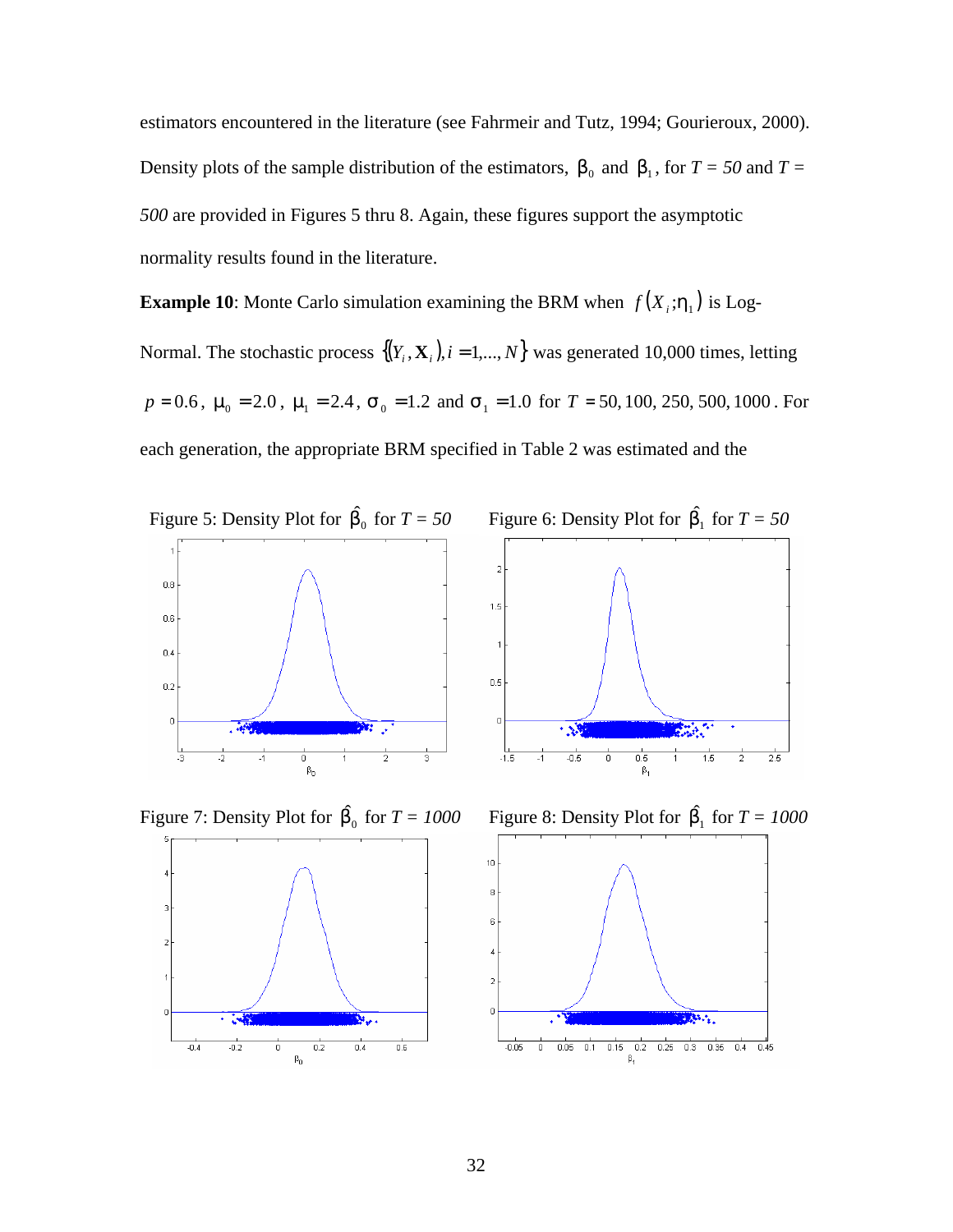estimators encountered in the literature (see Fahrmeir and Tutz, 1994; Gourieroux, 2000). Density plots of the sample distribution of the estimators, $\beta_0$ and $\beta_1$, for *T = 50* and *T = 500* are provided in Figures 5 thru 8. Again, these figures support the asymptotic normality results found in the literature.

**Example 10**: Monte Carlo simulation examining the BRM when $f(X_i;\eta_1)$ is Log-Normal. The stochastic process $\{(Y_i, \mathbf{X}_i), i = 1,...,N\}$ was generated 10,000 times, letting $p = 0.6$, $\mu_0 = 2.0$, $\mu_1 = 2.4$, $\sigma_0 = 1.2$ and $\sigma_1 = 1.0$ for $T = 50, 100, 250, 500, 1000$. For each generation, the appropriate BRM specified in Table 2 was estimated and the

Figure 5: Density Plot for $\hat{\beta}_0$ for *T = 50*

Figure 6: Density Plot for $\hat{\beta}_1$ for *T = 50*

Figure 7: Density Plot for $\hat{\beta}_0$ for *T = 1000*

Figure 8: Density Plot for $\hat{\beta}_1$ for *T = 1000*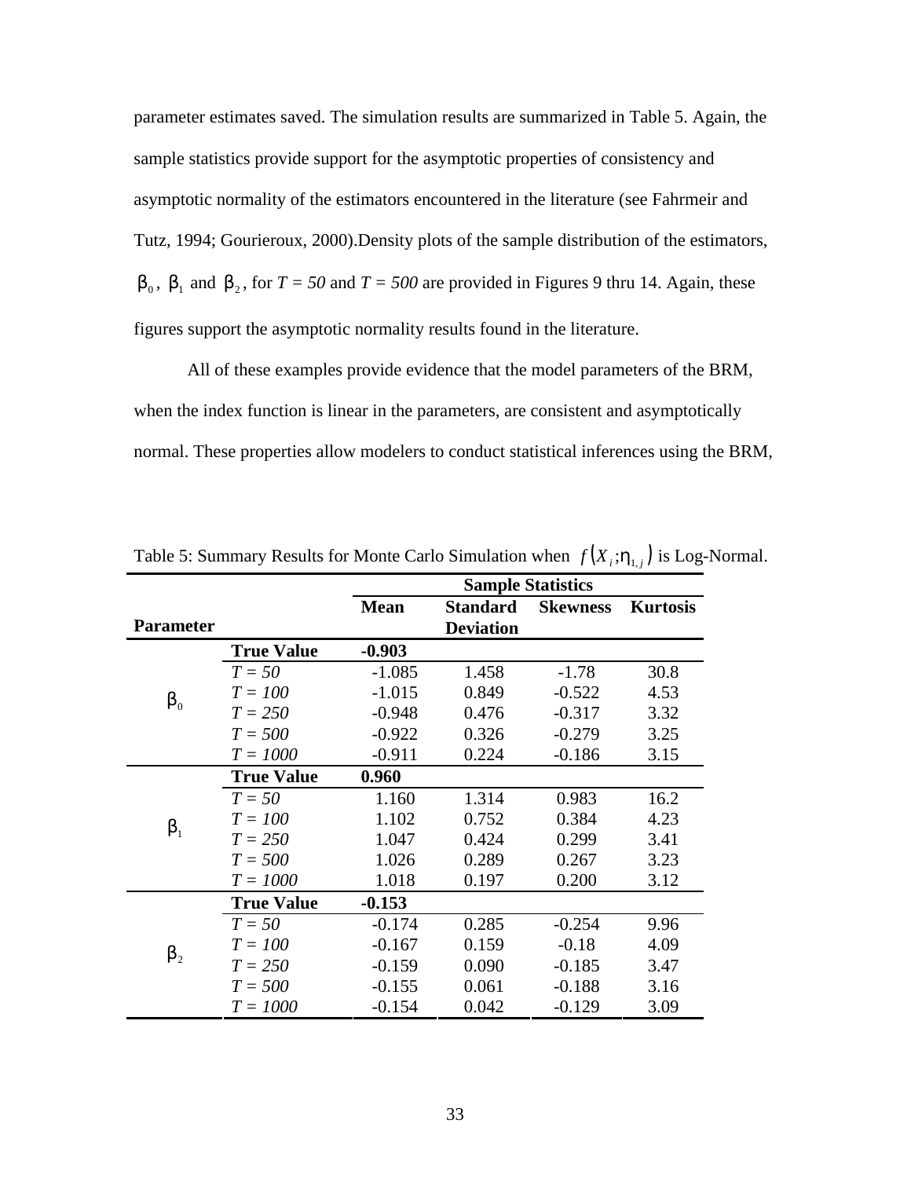parameter estimates saved. The simulation results are summarized in Table 5. Again, the sample statistics provide support for the asymptotic properties of consistency and asymptotic normality of the estimators encountered in the literature (see Fahrmeir and Tutz, 1994; Gourieroux, 2000).Density plots of the sample distribution of the estimators, $\beta_0$, $\beta_1$ and $\beta_2$, for *T = 50* and *T = 500* are provided in Figures 9 thru 14. Again, these figures support the asymptotic normality results found in the literature.

All of these examples provide evidence that the model parameters of the BRM, when the index function is linear in the parameters, are consistent and asymptotically normal. These properties allow modelers to conduct statistical inferences using the BRM,

Table 5: Summary Results for Monte Carlo Simulation when $f(X_i;\eta_{1,j})$ is Log-Normal.

| Parameter | | Sample Statistics | | | |
|---|---|---|---|---|---|
| | | **Mean** | **Standard Deviation** | **Skewness** | **Kurtosis** |
| $\beta_0$ | **True Value** | **-0.903** | | | |
| | *T = 50* | -1.085 | 1.458 | -1.78 | 30.8 |
| | *T = 100* | -1.015 | 0.849 | -0.522 | 4.53 |
| | *T = 250* | -0.948 | 0.476 | -0.317 | 3.32 |
| | *T = 500* | -0.922 | 0.326 | -0.279 | 3.25 |
| | *T = 1000* | -0.911 | 0.224 | -0.186 | 3.15 |
| $\beta_1$ | **True Value** | **0.960** | | | |
| | *T = 50* | 1.160 | 1.314 | 0.983 | 16.2 |
| | *T = 100* | 1.102 | 0.752 | 0.384 | 4.23 |
| | *T = 250* | 1.047 | 0.424 | 0.299 | 3.41 |
| | *T = 500* | 1.026 | 0.289 | 0.267 | 3.23 |
| | *T = 1000* | 1.018 | 0.197 | 0.200 | 3.12 |
| $\beta_2$ | **True Value** | **-0.153** | | | |
| | *T = 50* | -0.174 | 0.285 | -0.254 | 9.96 |
| | *T = 100* | -0.167 | 0.159 | -0.18 | 4.09 |
| | *T = 250* | -0.159 | 0.090 | -0.185 | 3.47 |
| | *T = 500* | -0.155 | 0.061 | -0.188 | 3.16 |
| | *T = 1000* | -0.154 | 0.042 | -0.129 | 3.09 |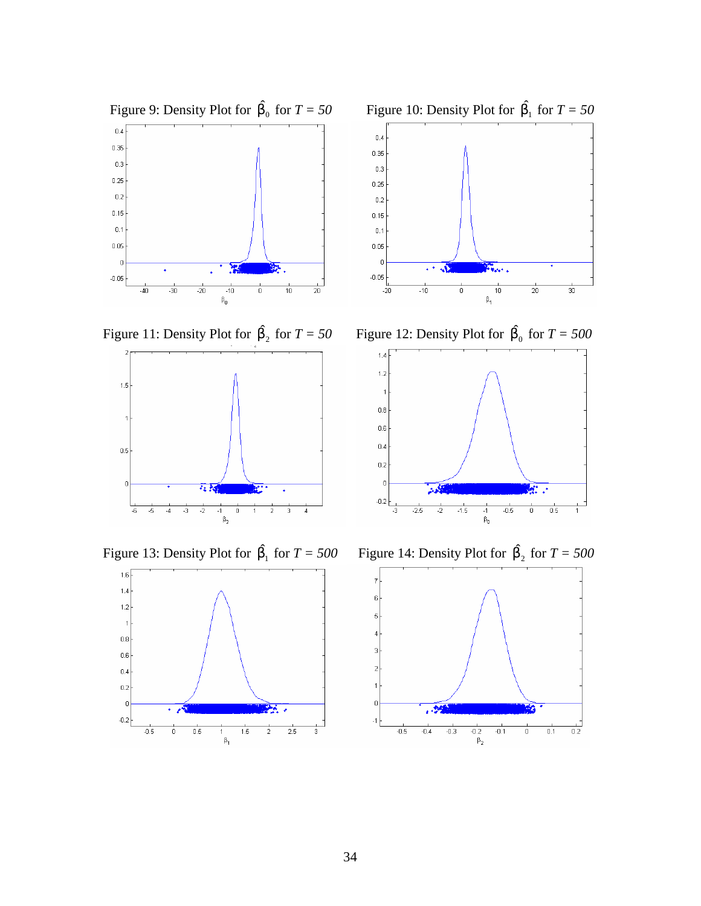Figure 9: Density Plot for $\hat{\beta}_0$ for $T = 50$

Figure 10: Density Plot for $\hat{\beta}_1$ for $T = 50$

Figure 11: Density Plot for $\hat{\beta}_2$ for $T = 50$

Figure 12: Density Plot for $\hat{\beta}_0$ for $T = 500$

Figure 13: Density Plot for $\hat{\beta}_1$ for $T = 500$

Figure 14: Density Plot for $\hat{\beta}_2$ for $T = 500$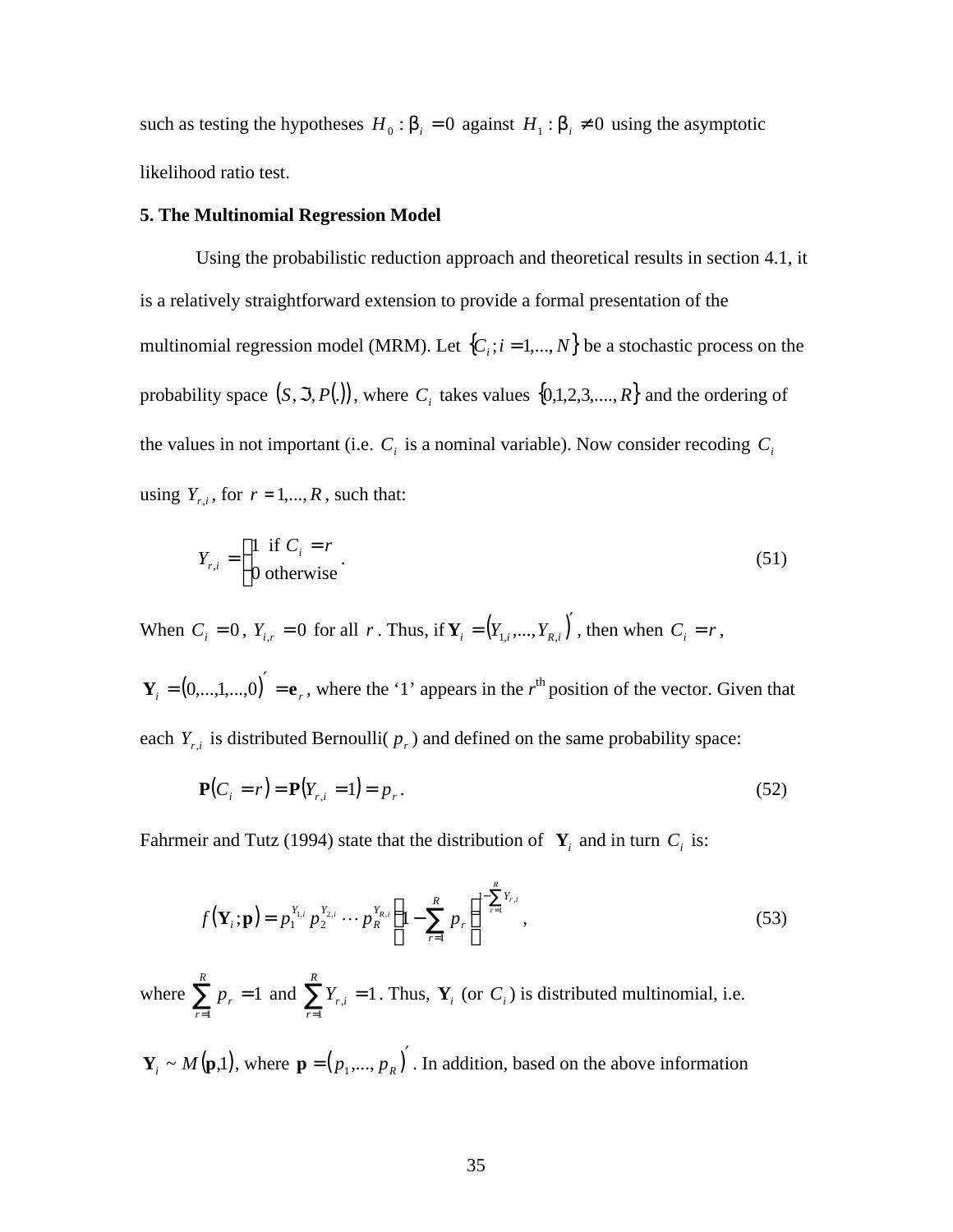such as testing the hypotheses $H_0 : \beta_i = 0$ against $H_1 : \beta_i \neq 0$ using the asymptotic likelihood ratio test.

**5. The Multinomial Regression Model**

Using the probabilistic reduction approach and theoretical results in section 4.1, it is a relatively straightforward extension to provide a formal presentation of the multinomial regression model (MRM). Let $\{C_i ; i = 1,..., N\}$ be a stochastic process on the probability space $(S, \Im, P(.))$, where $C_i$ takes values $\{0,1,2,3,....,R\}$ and the ordering of the values in not important (i.e. $C_i$ is a nominal variable). Now consider recoding $C_i$ using $Y_{r,i}$, for $r = 1,..., R$, such that:

$$Y_{r,i} = \begin{cases} 1 \text{ if } C_i = r \\ 0 \text{ otherwise} \end{cases}. \tag{51}$$

When $C_i = 0$, $Y_{i,r} = 0$ for all $r$. Thus, if $\mathbf{Y}_i = (Y_{1,i},...,Y_{R,i})'$, then when $C_i = r$, $\mathbf{Y}_i = (0,...,1,...,0)' = \mathbf{e}_r$, where the '1' appears in the $r^{\text{th}}$ position of the vector. Given that each $Y_{r,i}$ is distributed Bernoulli( $p_r$ ) and defined on the same probability space:

$$\mathbf{P}(C_i = r) = \mathbf{P}(Y_{r,i} = 1) = p_r. \tag{52}$$

Fahrmeir and Tutz (1994) state that the distribution of $\mathbf{Y}_i$ and in turn $C_i$ is:

$$f(\mathbf{Y}_i ; \mathbf{p}) = p_1^{Y_{1,i}} p_2^{Y_{2,i}} \cdots p_R^{Y_{R,i}} \left(1 - \sum_{r=1}^{R} p_r\right)^{1 - \sum_{r=1}^{R} Y_{r,i}}, \tag{53}$$

where $\sum_{r=1}^{R} p_r = 1$ and $\sum_{r=1}^{R} Y_{r,i} = 1$. Thus, $\mathbf{Y}_i$ (or $C_i$) is distributed multinomial, i.e. $\mathbf{Y}_i \sim M(\mathbf{p},1)$, where $\mathbf{p} = (p_1,..., p_R)'$. In addition, based on the above information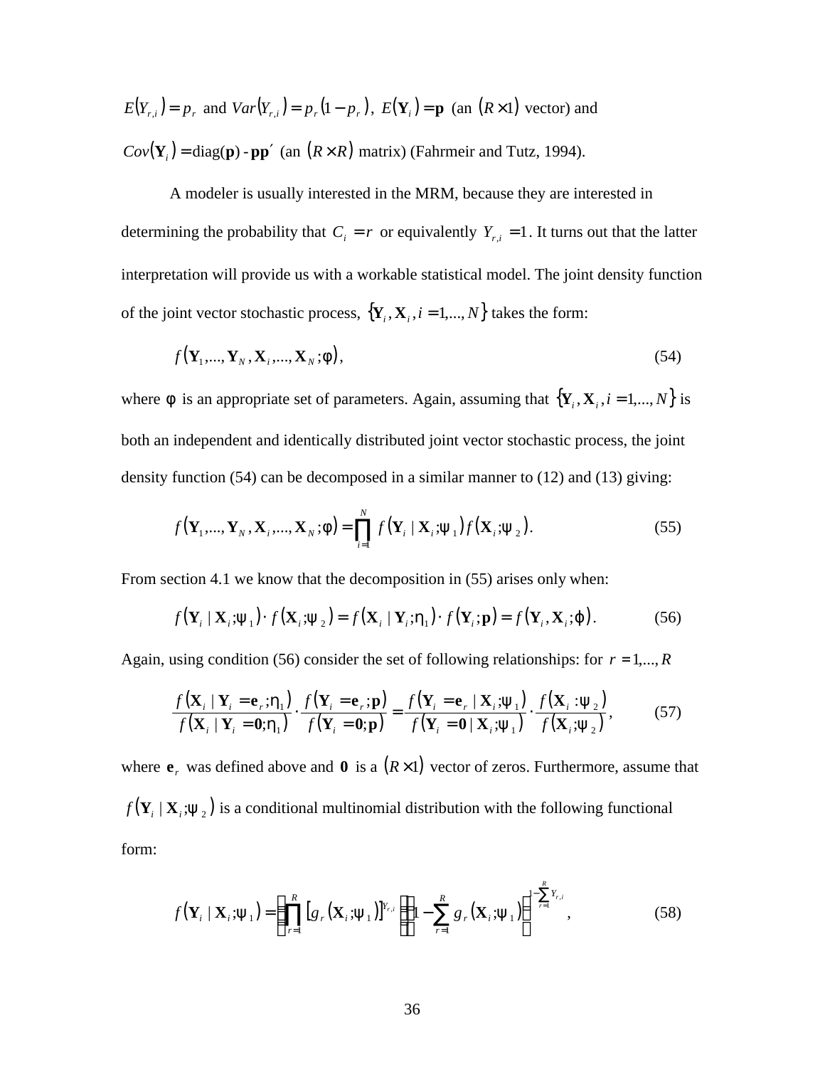$E(Y_{r,i}) = p_r$ and $Var(Y_{r,i}) = p_r(1-p_r)$, $E(\mathbf{Y}_i) = \mathbf{p}$ (an $(R \times 1)$ vector) and $Cov(\mathbf{Y}_i) = \text{diag}(\mathbf{p}) - \mathbf{pp}'$ (an $(R \times R)$ matrix) (Fahrmeir and Tutz, 1994).

A modeler is usually interested in the MRM, because they are interested in determining the probability that $C_i = r$ or equivalently $Y_{r,i} = 1$. It turns out that the latter interpretation will provide us with a workable statistical model. The joint density function of the joint vector stochastic process, $\{\mathbf{Y}_i, \mathbf{X}_i, i = 1,..., N\}$ takes the form:

$$f(\mathbf{Y}_1,..., \mathbf{Y}_N, \mathbf{X}_i,..., \mathbf{X}_N; \phi), \tag{54}$$

where $\phi$ is an appropriate set of parameters. Again, assuming that $\{\mathbf{Y}_i, \mathbf{X}_i, i = 1,..., N\}$ is both an independent and identically distributed joint vector stochastic process, the joint density function (54) can be decomposed in a similar manner to (12) and (13) giving:

$$f(\mathbf{Y}_1,..., \mathbf{Y}_N, \mathbf{X}_i,..., \mathbf{X}_N; \phi) = \prod_{i=1}^{N} f(\mathbf{Y}_i \mid \mathbf{X}_i; \psi_1) f(\mathbf{X}_i; \psi_2). \tag{55}$$

From section 4.1 we know that the decomposition in (55) arises only when:

$$f(\mathbf{Y}_i \mid \mathbf{X}_i; \psi_1) \cdot f(\mathbf{X}_i; \psi_2) = f(\mathbf{X}_i \mid \mathbf{Y}_i; \eta_1) \cdot f(\mathbf{Y}_i; \mathbf{p}) = f(\mathbf{Y}_i, \mathbf{X}_i; \varphi). \tag{56}$$

Again, using condition (56) consider the set of following relationships: for $r = 1,..., R$

$$\frac{f(\mathbf{X}_i \mid \mathbf{Y}_i = \mathbf{e}_r; \eta_1)}{f(\mathbf{X}_i \mid \mathbf{Y}_i = \mathbf{0}; \eta_1)} \cdot \frac{f(\mathbf{Y}_i = \mathbf{e}_r; \mathbf{p})}{f(\mathbf{Y}_i = \mathbf{0}; \mathbf{p})} = \frac{f(\mathbf{Y}_i = \mathbf{e}_r \mid \mathbf{X}_i; \psi_1)}{f(\mathbf{Y}_i = \mathbf{0} \mid \mathbf{X}_i; \psi_1)} \cdot \frac{f(\mathbf{X}_i : \psi_2)}{f(\mathbf{X}_i; \psi_2)}, \tag{57}$$

where $\mathbf{e}_r$ was defined above and $\mathbf{0}$ is a $(R \times 1)$ vector of zeros. Furthermore, assume that $f(\mathbf{Y}_i \mid \mathbf{X}_i; \psi_2)$ is a conditional multinomial distribution with the following functional form:

$$f(\mathbf{Y}_i \mid \mathbf{X}_i; \psi_1) = \left(\prod_{r=1}^{R} [g_r(\mathbf{X}_i; \psi_1)]^{Y_{r,i}}\right)\left(1 - \sum_{r=1}^{R} g_r(\mathbf{X}_i; \psi_1)\right)^{1 - \sum_{r=1}^{R} Y_{r,i}}, \tag{58}$$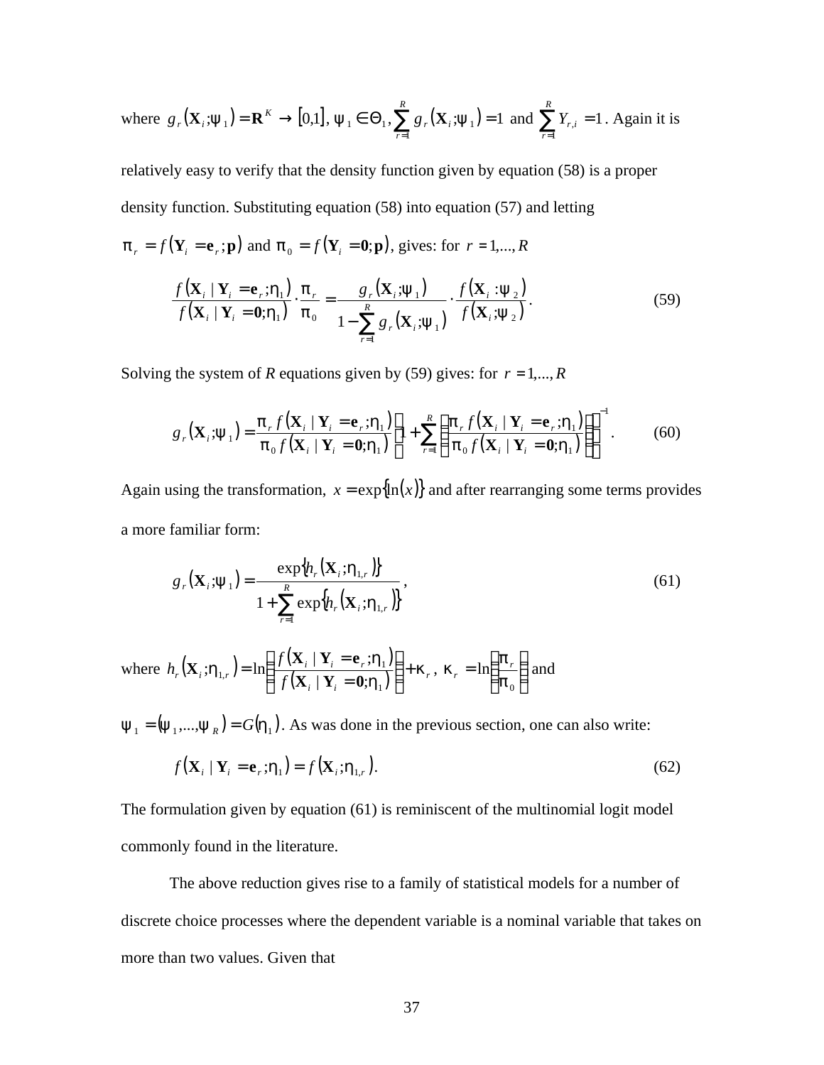where $g_r(\mathbf{X}_i;\psi_1) = \mathbf{R}^K \to [0,1]$, $\psi_1 \in \Theta_1$, $\sum_{r=1}^{R} g_r(\mathbf{X}_i;\psi_1) = 1$ and $\sum_{r=1}^{R} Y_{r,i} = 1$. Again it is relatively easy to verify that the density function given by equation (58) is a proper density function. Substituting equation (58) into equation (57) and letting $\pi_r = f(\mathbf{Y}_i = \mathbf{e}_r;\mathbf{p})$ and $\pi_0 = f(\mathbf{Y}_i = \mathbf{0};\mathbf{p})$, gives: for $r = 1,...,R$

$$\frac{f(\mathbf{X}_i \mid \mathbf{Y}_i = \mathbf{e}_r;\eta_1)}{f(\mathbf{X}_i \mid \mathbf{Y}_i = \mathbf{0};\eta_1)} \cdot \frac{\pi_r}{\pi_0} = \frac{g_r(\mathbf{X}_i;\psi_1)}{1 - \sum_{r=1}^{R} g_r(\mathbf{X}_i;\psi_1)} \cdot \frac{f(\mathbf{X}_i : \psi_2)}{f(\mathbf{X}_i;\psi_2)}. \tag{59}$$

Solving the system of *R* equations given by (59) gives: for $r = 1,...,R$

$$g_r(\mathbf{X}_i;\psi_1) = \frac{\pi_r f(\mathbf{X}_i \mid \mathbf{Y}_i = \mathbf{e}_r;\eta_1)}{\pi_0 f(\mathbf{X}_i \mid \mathbf{Y}_i = \mathbf{0};\eta_1)} \left[1 + \sum_{r=1}^{R} \left(\frac{\pi_r f(\mathbf{X}_i \mid \mathbf{Y}_i = \mathbf{e}_r;\eta_1)}{\pi_0 f(\mathbf{X}_i \mid \mathbf{Y}_i = \mathbf{0};\eta_1)}\right)\right]^{-1}. \tag{60}$$

Again using the transformation, $x = \exp\{\ln(x)\}$ and after rearranging some terms provides a more familiar form:

$$g_r(\mathbf{X}_i;\psi_1) = \frac{\exp\{h_r(\mathbf{X}_i;\eta_{1,r})\}}{1 + \sum_{r=1}^{R} \exp\{h_r(\mathbf{X}_i;\eta_{1,r})\}}, \tag{61}$$

where $h_r(\mathbf{X}_i;\eta_{1,r}) = \ln\left(\frac{f(\mathbf{X}_i \mid \mathbf{Y}_i = \mathbf{e}_r;\eta_1)}{f(\mathbf{X}_i \mid \mathbf{Y}_i = \mathbf{0};\eta_1)}\right) + \kappa_r$, $\kappa_r = \ln\left(\frac{\pi_r}{\pi_0}\right)$ and $\psi_1 = (\psi_1,...,\psi_R) = G(\eta_1)$. As was done in the previous section, one can also write:

$$f(\mathbf{X}_i \mid \mathbf{Y}_i = \mathbf{e}_r;\eta_1) = f(\mathbf{X}_i;\eta_{1,r}). \tag{62}$$

The formulation given by equation (61) is reminiscent of the multinomial logit model commonly found in the literature.

The above reduction gives rise to a family of statistical models for a number of discrete choice processes where the dependent variable is a nominal variable that takes on more than two values. Given that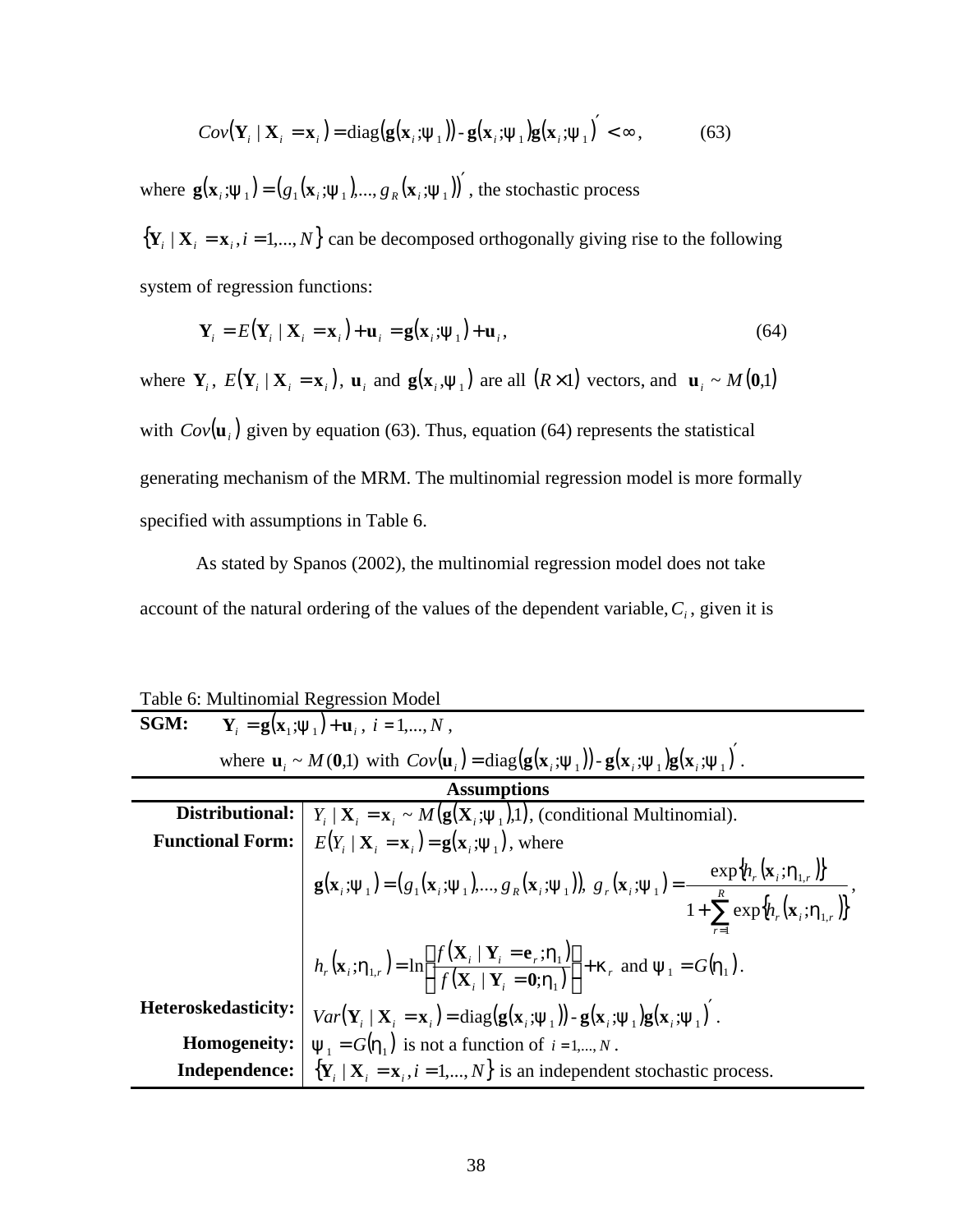$$Cov(\mathbf{Y}_i \mid \mathbf{X}_i = \mathbf{x}_i) = \text{diag}(\mathbf{g}(\mathbf{x}_i;\psi_1)) - \mathbf{g}(\mathbf{x}_i;\psi_1)\mathbf{g}(\mathbf{x}_i;\psi_1)' < \infty, \qquad (63)$$

where $\mathbf{g}(\mathbf{x}_i;\psi_1) = (g_1(\mathbf{x}_i;\psi_1),\ldots,g_R(\mathbf{x}_i;\psi_1))'$, the stochastic process $\{\mathbf{Y}_i \mid \mathbf{X}_i = \mathbf{x}_i, i = 1,\ldots,N\}$ can be decomposed orthogonally giving rise to the following system of regression functions:

$$\mathbf{Y}_i = E(\mathbf{Y}_i \mid \mathbf{X}_i = \mathbf{x}_i) + \mathbf{u}_i = \mathbf{g}(\mathbf{x}_i;\psi_1) + \mathbf{u}_i, \qquad (64)$$

where $\mathbf{Y}_i$, $E(\mathbf{Y}_i \mid \mathbf{X}_i = \mathbf{x}_i)$, $\mathbf{u}_i$ and $\mathbf{g}(\mathbf{x}_i,\psi_1)$ are all $(R \times 1)$ vectors, and $\mathbf{u}_i \sim M(\mathbf{0},1)$ with $Cov(\mathbf{u}_i)$ given by equation (63). Thus, equation (64) represents the statistical generating mechanism of the MRM. The multinomial regression model is more formally specified with assumptions in Table 6.

As stated by Spanos (2002), the multinomial regression model does not take account of the natural ordering of the values of the dependent variable, $C_i$, given it is

Table 6: Multinomial Regression Model

| | |
|---|---|
| **SGM:** | $\mathbf{Y}_i = \mathbf{g}(\mathbf{x}_1;\psi_1) + \mathbf{u}_i$, $i = 1,\ldots,N$, where $\mathbf{u}_i \sim M(\mathbf{0},1)$ with $Cov(\mathbf{u}_i) = \text{diag}(\mathbf{g}(\mathbf{x}_i;\psi_1)) - \mathbf{g}(\mathbf{x}_i;\psi_1)\mathbf{g}(\mathbf{x}_i;\psi_1)'$. |
| **Assumptions** | |
| **Distributional:** | $Y_i \mid \mathbf{X}_i = \mathbf{x}_i \sim M(\mathbf{g}(\mathbf{X}_i;\psi_1),1)$, (conditional Multinomial). |
| **Functional Form:** | $E(Y_i \mid \mathbf{X}_i = \mathbf{x}_i) = \mathbf{g}(\mathbf{x}_i;\psi_1)$, where $\mathbf{g}(\mathbf{x}_i;\psi_1) = (g_1(\mathbf{x}_i;\psi_1),\ldots,g_R(\mathbf{x}_i;\psi_1))$, $g_r(\mathbf{x}_i;\psi_1) = \dfrac{\exp\{h_r(\mathbf{x}_i;\eta_{1,r})\}}{1 + \sum_{r=1}^{R} \exp\{h_r(\mathbf{x}_i;\eta_{1,r})\}}$, $h_r(\mathbf{x}_i;\eta_{1,r}) = \ln\left[\dfrac{f(\mathbf{X}_i \mid \mathbf{Y}_i = \mathbf{e}_r;\eta_1)}{f(\mathbf{X}_i \mid \mathbf{Y}_i = \mathbf{0};\eta_1)}\right] + \kappa_r$ and $\psi_1 = G(\eta_1)$. |
| **Heteroskedasticity:** | $Var(\mathbf{Y}_i \mid \mathbf{X}_i = \mathbf{x}_i) = \text{diag}(\mathbf{g}(\mathbf{x}_i;\psi_1)) - \mathbf{g}(\mathbf{x}_i;\psi_1)\mathbf{g}(\mathbf{x}_i;\psi_1)'$. |
| **Homogeneity:** | $\psi_1 = G(\eta_1)$ is not a function of $i = 1,\ldots,N$. |
| **Independence:** | $\{\mathbf{Y}_i \mid \mathbf{X}_i = \mathbf{x}_i, i = 1,\ldots,N\}$ is an independent stochastic process. |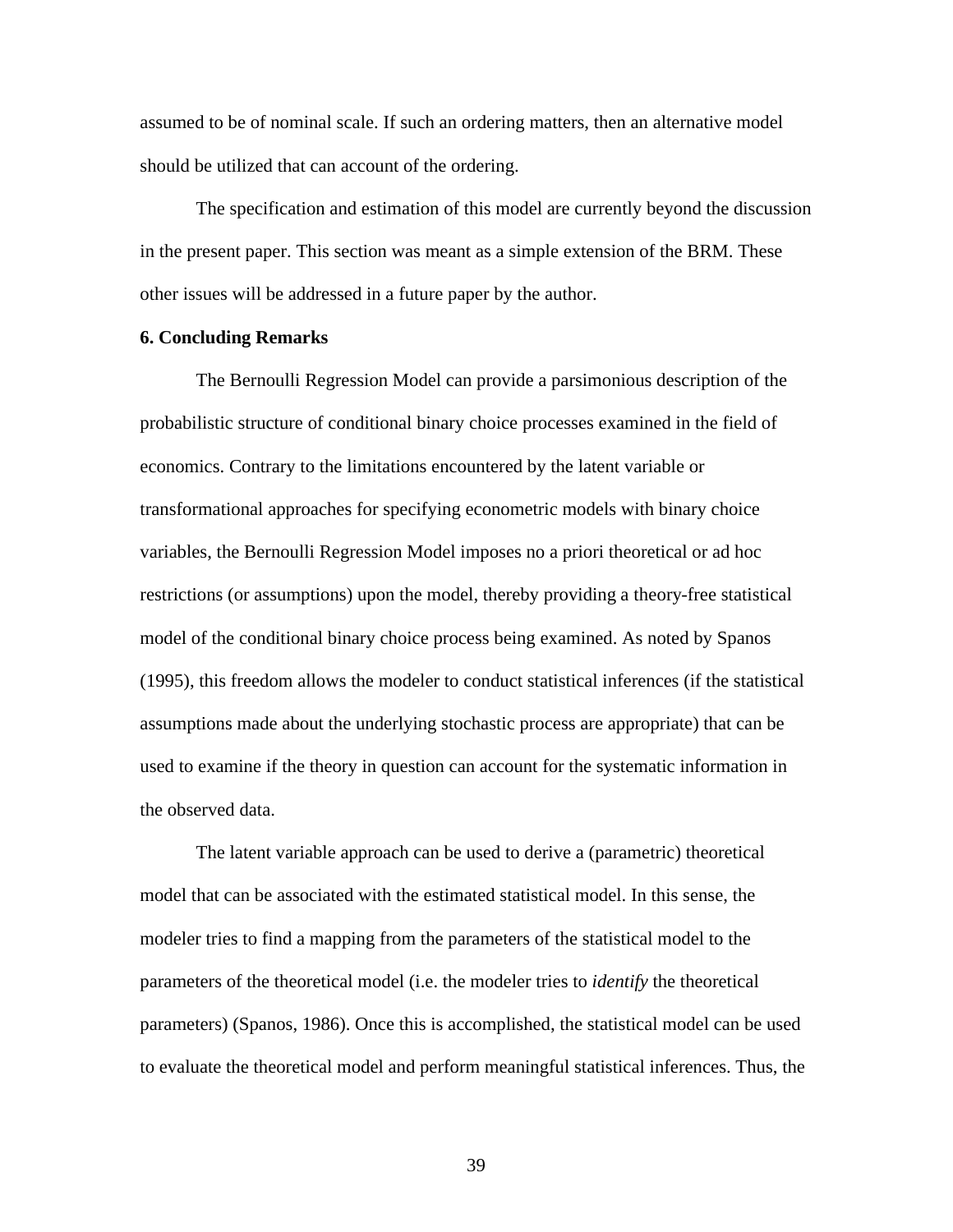assumed to be of nominal scale. If such an ordering matters, then an alternative model should be utilized that can account of the ordering.

The specification and estimation of this model are currently beyond the discussion in the present paper. This section was meant as a simple extension of the BRM. These other issues will be addressed in a future paper by the author.

**6. Concluding Remarks**

The Bernoulli Regression Model can provide a parsimonious description of the probabilistic structure of conditional binary choice processes examined in the field of economics. Contrary to the limitations encountered by the latent variable or transformational approaches for specifying econometric models with binary choice variables, the Bernoulli Regression Model imposes no a priori theoretical or ad hoc restrictions (or assumptions) upon the model, thereby providing a theory-free statistical model of the conditional binary choice process being examined. As noted by Spanos (1995), this freedom allows the modeler to conduct statistical inferences (if the statistical assumptions made about the underlying stochastic process are appropriate) that can be used to examine if the theory in question can account for the systematic information in the observed data.

The latent variable approach can be used to derive a (parametric) theoretical model that can be associated with the estimated statistical model. In this sense, the modeler tries to find a mapping from the parameters of the statistical model to the parameters of the theoretical model (i.e. the modeler tries to *identify* the theoretical parameters) (Spanos, 1986). Once this is accomplished, the statistical model can be used to evaluate the theoretical model and perform meaningful statistical inferences. Thus, the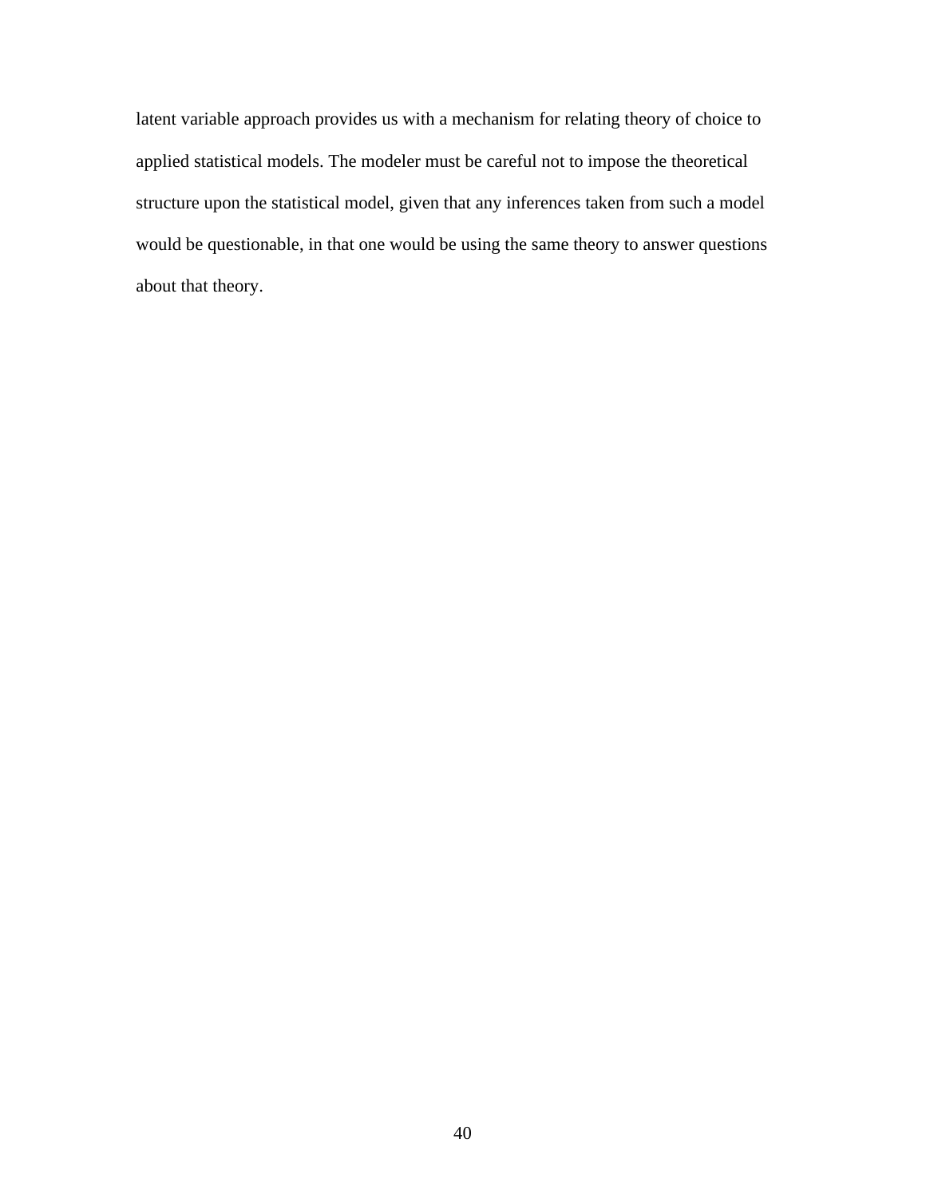latent variable approach provides us with a mechanism for relating theory of choice to applied statistical models. The modeler must be careful not to impose the theoretical structure upon the statistical model, given that any inferences taken from such a model would be questionable, in that one would be using the same theory to answer questions about that theory.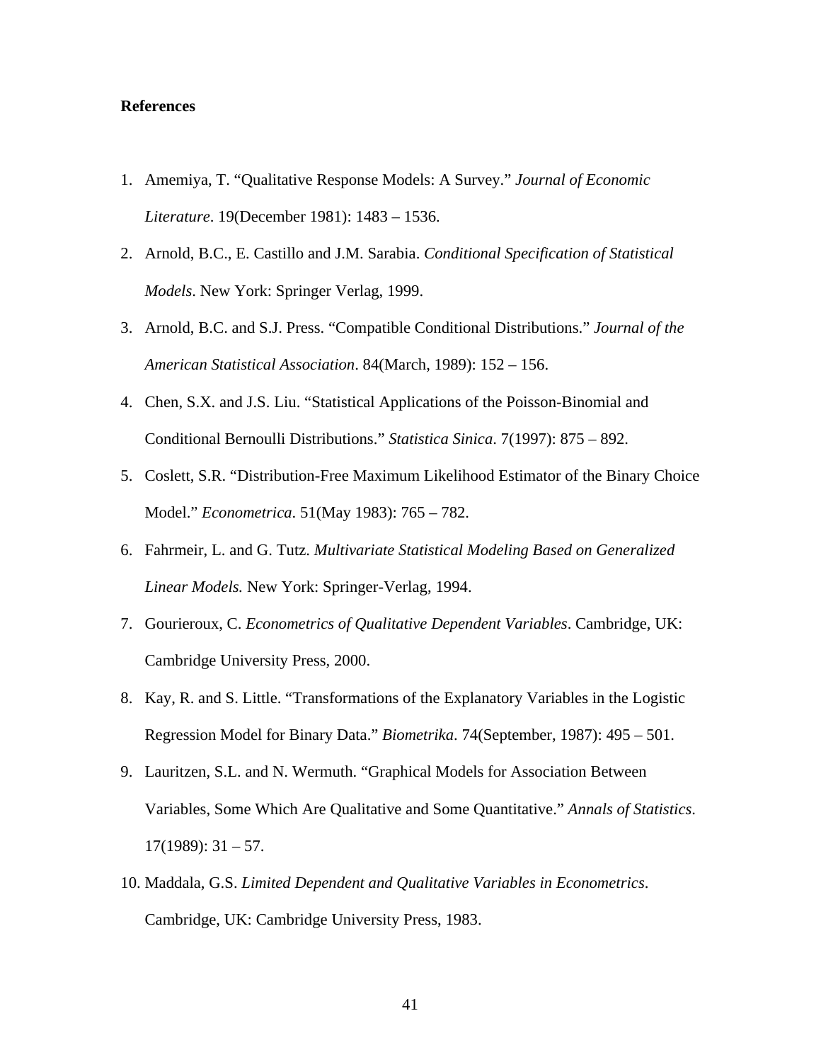**References**

1. Amemiya, T. "Qualitative Response Models: A Survey." *Journal of Economic Literature*. 19(December 1981): 1483 – 1536.
2. Arnold, B.C., E. Castillo and J.M. Sarabia. *Conditional Specification of Statistical Models*. New York: Springer Verlag, 1999.
3. Arnold, B.C. and S.J. Press. "Compatible Conditional Distributions." *Journal of the American Statistical Association*. 84(March, 1989): 152 – 156.
4. Chen, S.X. and J.S. Liu. "Statistical Applications of the Poisson-Binomial and Conditional Bernoulli Distributions." *Statistica Sinica*. 7(1997): 875 – 892.
5. Coslett, S.R. "Distribution-Free Maximum Likelihood Estimator of the Binary Choice Model." *Econometrica*. 51(May 1983): 765 – 782.
6. Fahrmeir, L. and G. Tutz. *Multivariate Statistical Modeling Based on Generalized Linear Models.* New York: Springer-Verlag, 1994.
7. Gourieroux, C. *Econometrics of Qualitative Dependent Variables*. Cambridge, UK: Cambridge University Press, 2000.
8. Kay, R. and S. Little. "Transformations of the Explanatory Variables in the Logistic Regression Model for Binary Data." *Biometrika*. 74(September, 1987): 495 – 501.
9. Lauritzen, S.L. and N. Wermuth. "Graphical Models for Association Between Variables, Some Which Are Qualitative and Some Quantitative." *Annals of Statistics*. 17(1989): 31 – 57.
10. Maddala, G.S. *Limited Dependent and Qualitative Variables in Econometrics*. Cambridge, UK: Cambridge University Press, 1983.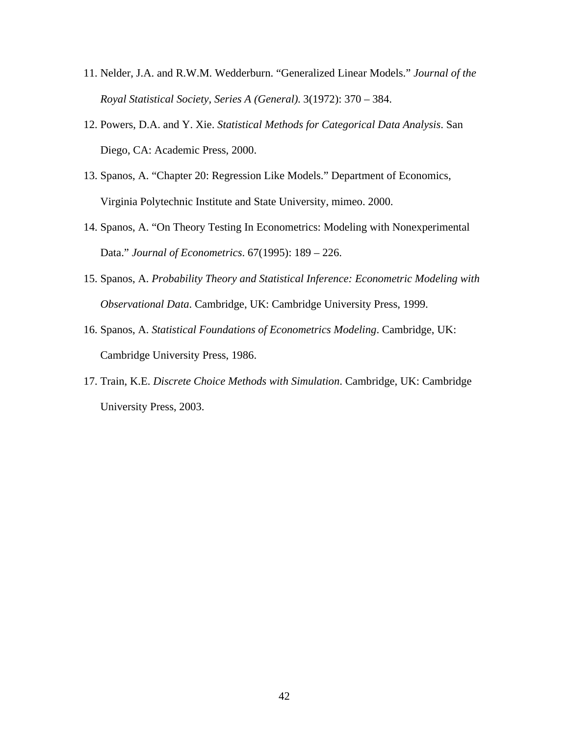11. Nelder, J.A. and R.W.M. Wedderburn. “Generalized Linear Models.” *Journal of the Royal Statistical Society, Series A (General).* 3(1972): 370 – 384.
12. Powers, D.A. and Y. Xie. *Statistical Methods for Categorical Data Analysis*. San Diego, CA: Academic Press, 2000.
13. Spanos, A. “Chapter 20: Regression Like Models.” Department of Economics, Virginia Polytechnic Institute and State University, mimeo. 2000.
14. Spanos, A. “On Theory Testing In Econometrics: Modeling with Nonexperimental Data.” *Journal of Econometrics*. 67(1995): 189 – 226.
15. Spanos, A. *Probability Theory and Statistical Inference: Econometric Modeling with Observational Data*. Cambridge, UK: Cambridge University Press, 1999.
16. Spanos, A. *Statistical Foundations of Econometrics Modeling*. Cambridge, UK: Cambridge University Press, 1986.
17. Train, K.E. *Discrete Choice Methods with Simulation*. Cambridge, UK: Cambridge University Press, 2003.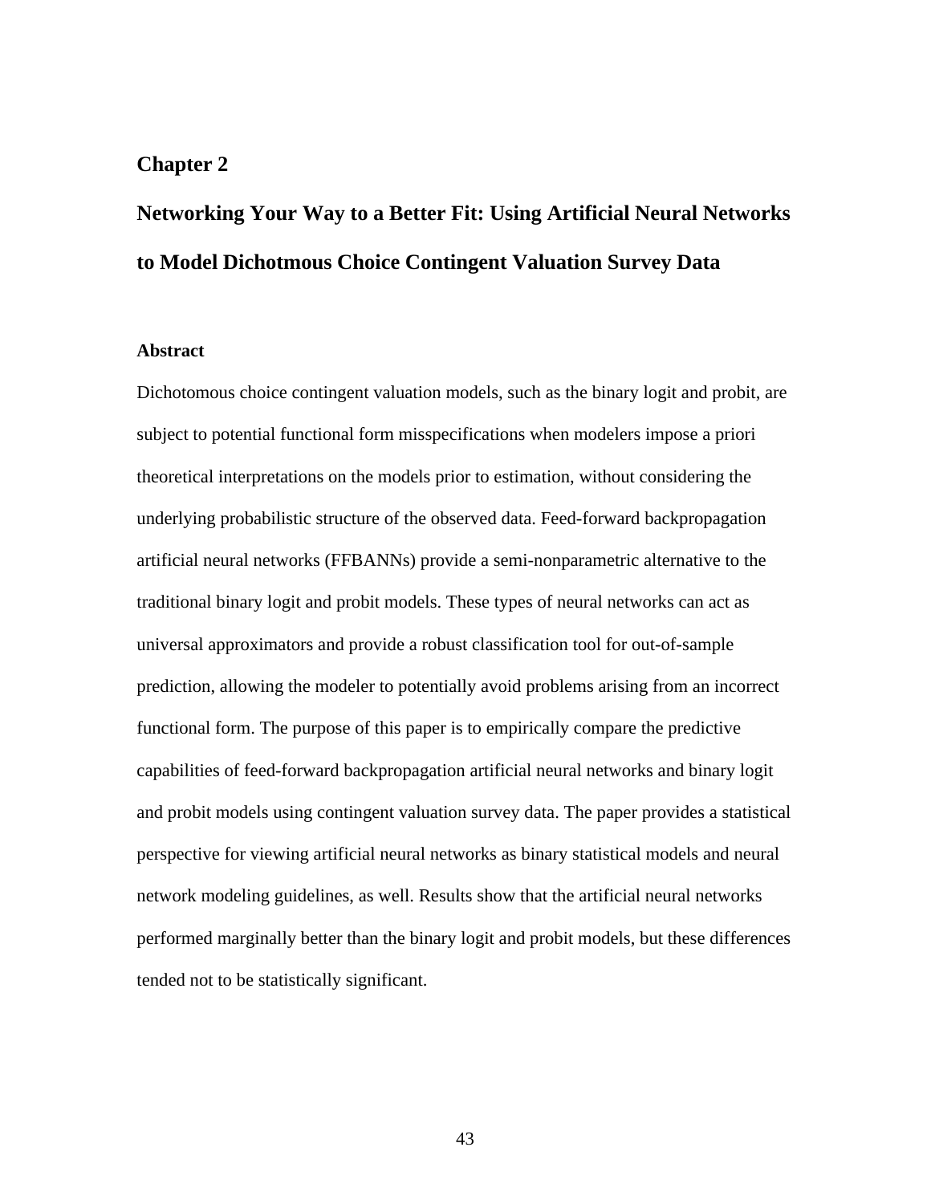# Chapter 2

# Networking Your Way to a Better Fit: Using Artificial Neural Networks to Model Dichotmous Choice Contingent Valuation Survey Data

### Abstract

Dichotomous choice contingent valuation models, such as the binary logit and probit, are subject to potential functional form misspecifications when modelers impose a priori theoretical interpretations on the models prior to estimation, without considering the underlying probabilistic structure of the observed data. Feed-forward backpropagation artificial neural networks (FFBANNs) provide a semi-nonparametric alternative to the traditional binary logit and probit models. These types of neural networks can act as universal approximators and provide a robust classification tool for out-of-sample prediction, allowing the modeler to potentially avoid problems arising from an incorrect functional form. The purpose of this paper is to empirically compare the predictive capabilities of feed-forward backpropagation artificial neural networks and binary logit and probit models using contingent valuation survey data. The paper provides a statistical perspective for viewing artificial neural networks as binary statistical models and neural network modeling guidelines, as well. Results show that the artificial neural networks performed marginally better than the binary logit and probit models, but these differences tended not to be statistically significant.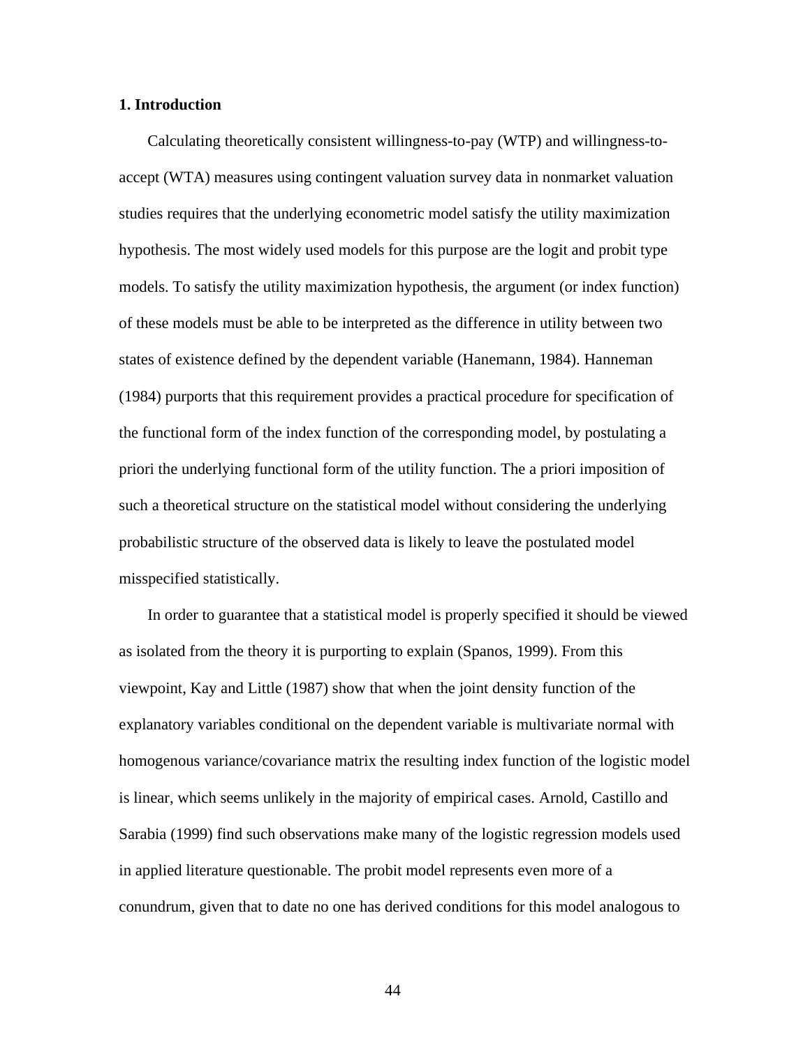## 1. Introduction

Calculating theoretically consistent willingness-to-pay (WTP) and willingness-to-accept (WTA) measures using contingent valuation survey data in nonmarket valuation studies requires that the underlying econometric model satisfy the utility maximization hypothesis. The most widely used models for this purpose are the logit and probit type models. To satisfy the utility maximization hypothesis, the argument (or index function) of these models must be able to be interpreted as the difference in utility between two states of existence defined by the dependent variable (Hanemann, 1984). Hanneman (1984) purports that this requirement provides a practical procedure for specification of the functional form of the index function of the corresponding model, by postulating a priori the underlying functional form of the utility function. The a priori imposition of such a theoretical structure on the statistical model without considering the underlying probabilistic structure of the observed data is likely to leave the postulated model misspecified statistically.

In order to guarantee that a statistical model is properly specified it should be viewed as isolated from the theory it is purporting to explain (Spanos, 1999). From this viewpoint, Kay and Little (1987) show that when the joint density function of the explanatory variables conditional on the dependent variable is multivariate normal with homogenous variance/covariance matrix the resulting index function of the logistic model is linear, which seems unlikely in the majority of empirical cases. Arnold, Castillo and Sarabia (1999) find such observations make many of the logistic regression models used in applied literature questionable. The probit model represents even more of a conundrum, given that to date no one has derived conditions for this model analogous to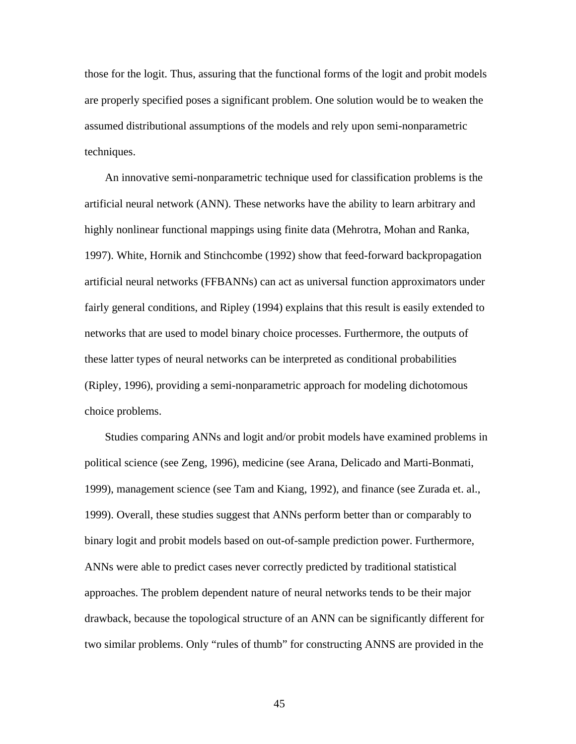those for the logit. Thus, assuring that the functional forms of the logit and probit models are properly specified poses a significant problem. One solution would be to weaken the assumed distributional assumptions of the models and rely upon semi-nonparametric techniques.

An innovative semi-nonparametric technique used for classification problems is the artificial neural network (ANN). These networks have the ability to learn arbitrary and highly nonlinear functional mappings using finite data (Mehrotra, Mohan and Ranka, 1997). White, Hornik and Stinchcombe (1992) show that feed-forward backpropagation artificial neural networks (FFBANNs) can act as universal function approximators under fairly general conditions, and Ripley (1994) explains that this result is easily extended to networks that are used to model binary choice processes. Furthermore, the outputs of these latter types of neural networks can be interpreted as conditional probabilities (Ripley, 1996), providing a semi-nonparametric approach for modeling dichotomous choice problems.

Studies comparing ANNs and logit and/or probit models have examined problems in political science (see Zeng, 1996), medicine (see Arana, Delicado and Marti-Bonmati, 1999), management science (see Tam and Kiang, 1992), and finance (see Zurada et. al., 1999). Overall, these studies suggest that ANNs perform better than or comparably to binary logit and probit models based on out-of-sample prediction power. Furthermore, ANNs were able to predict cases never correctly predicted by traditional statistical approaches. The problem dependent nature of neural networks tends to be their major drawback, because the topological structure of an ANN can be significantly different for two similar problems. Only "rules of thumb" for constructing ANNS are provided in the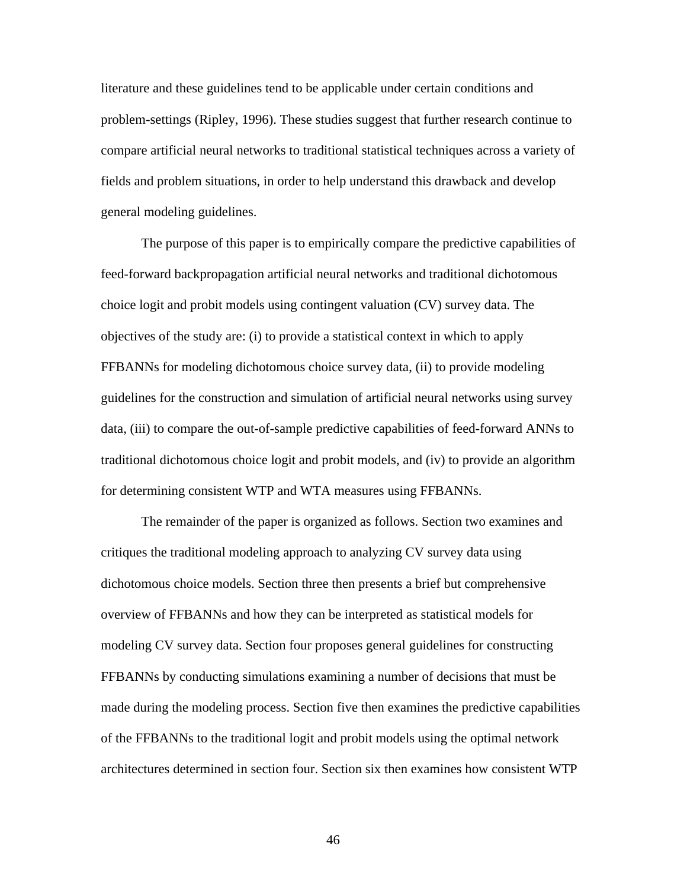literature and these guidelines tend to be applicable under certain conditions and problem-settings (Ripley, 1996). These studies suggest that further research continue to compare artificial neural networks to traditional statistical techniques across a variety of fields and problem situations, in order to help understand this drawback and develop general modeling guidelines.

The purpose of this paper is to empirically compare the predictive capabilities of feed-forward backpropagation artificial neural networks and traditional dichotomous choice logit and probit models using contingent valuation (CV) survey data. The objectives of the study are: (i) to provide a statistical context in which to apply FFBANNs for modeling dichotomous choice survey data, (ii) to provide modeling guidelines for the construction and simulation of artificial neural networks using survey data, (iii) to compare the out-of-sample predictive capabilities of feed-forward ANNs to traditional dichotomous choice logit and probit models, and (iv) to provide an algorithm for determining consistent WTP and WTA measures using FFBANNs.

The remainder of the paper is organized as follows. Section two examines and critiques the traditional modeling approach to analyzing CV survey data using dichotomous choice models. Section three then presents a brief but comprehensive overview of FFBANNs and how they can be interpreted as statistical models for modeling CV survey data. Section four proposes general guidelines for constructing FFBANNs by conducting simulations examining a number of decisions that must be made during the modeling process. Section five then examines the predictive capabilities of the FFBANNs to the traditional logit and probit models using the optimal network architectures determined in section four. Section six then examines how consistent WTP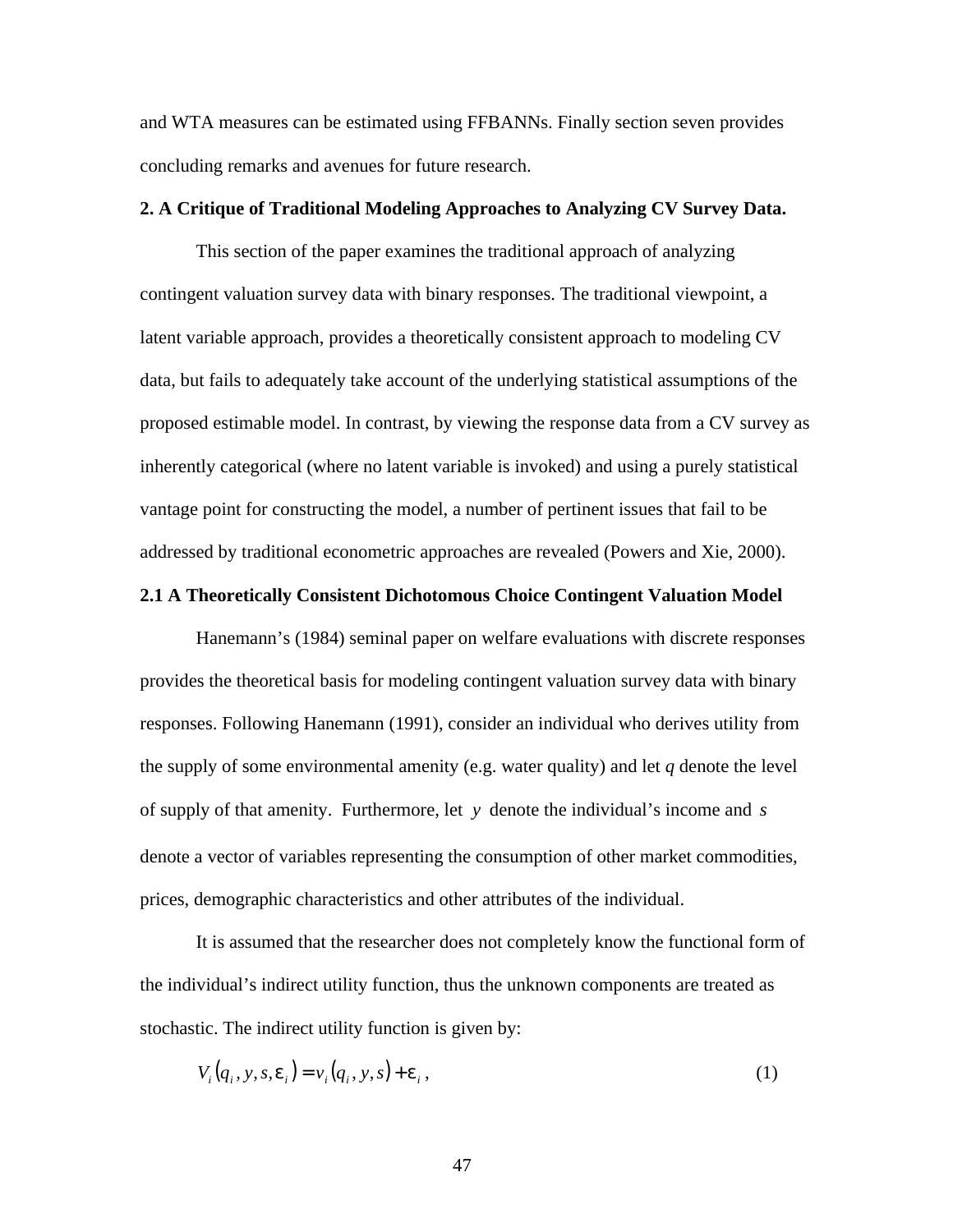and WTA measures can be estimated using FFBANNs. Finally section seven provides concluding remarks and avenues for future research.

## 2. A Critique of Traditional Modeling Approaches to Analyzing CV Survey Data.

This section of the paper examines the traditional approach of analyzing contingent valuation survey data with binary responses. The traditional viewpoint, a latent variable approach, provides a theoretically consistent approach to modeling CV data, but fails to adequately take account of the underlying statistical assumptions of the proposed estimable model. In contrast, by viewing the response data from a CV survey as inherently categorical (where no latent variable is invoked) and using a purely statistical vantage point for constructing the model, a number of pertinent issues that fail to be addressed by traditional econometric approaches are revealed (Powers and Xie, 2000).

### 2.1 A Theoretically Consistent Dichotomous Choice Contingent Valuation Model

Hanemann's (1984) seminal paper on welfare evaluations with discrete responses provides the theoretical basis for modeling contingent valuation survey data with binary responses. Following Hanemann (1991), consider an individual who derives utility from the supply of some environmental amenity (e.g. water quality) and let $q$ denote the level of supply of that amenity. Furthermore, let $y$ denote the individual's income and $s$ denote a vector of variables representing the consumption of other market commodities, prices, demographic characteristics and other attributes of the individual.

It is assumed that the researcher does not completely know the functional form of the individual's indirect utility function, thus the unknown components are treated as stochastic. The indirect utility function is given by:

$$V_i(q_i, y, s, \varepsilon_i) = v_i(q_i, y, s) + \varepsilon_i , \tag{1}$$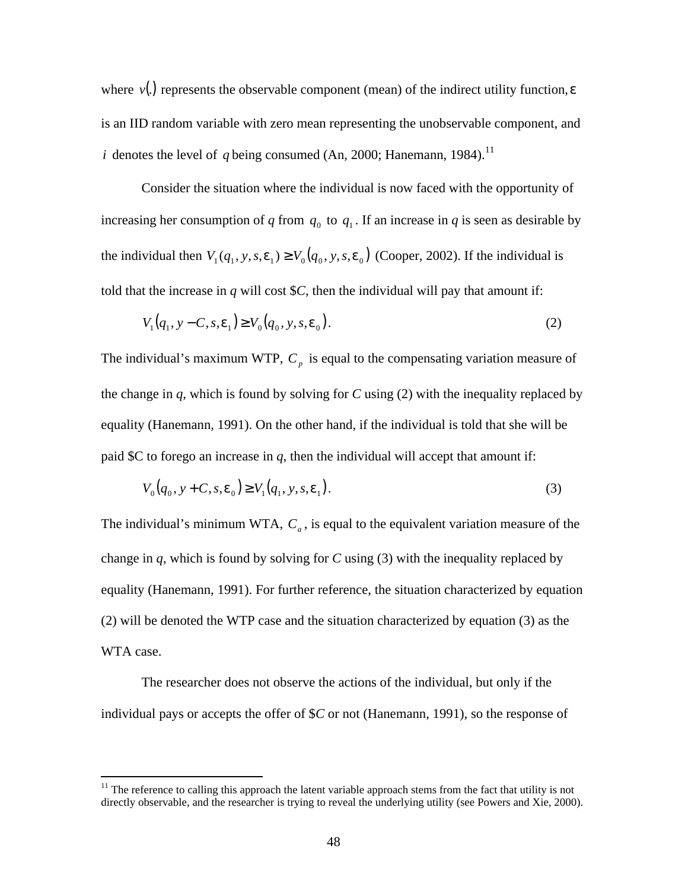where $v(.)$ represents the observable component (mean) of the indirect utility function, $\varepsilon$ is an IID random variable with zero mean representing the unobservable component, and $i$ denotes the level of $q$ being consumed (An, 2000; Hanemann, 1984).[11]

Consider the situation where the individual is now faced with the opportunity of increasing her consumption of *q* from $q_0$ to $q_1$. If an increase in *q* is seen as desirable by the individual then $V_1(q_1, y, s, \varepsilon_1) \geq V_0(q_0, y, s, \varepsilon_0)$ (Cooper, 2002). If the individual is told that the increase in *q* will cost \$*C*, then the individual will pay that amount if:

$$V_1(q_1, y - C, s, \varepsilon_1) \geq V_0(q_0, y, s, \varepsilon_0). \tag{2}$$

The individual's maximum WTP, $C_p$ is equal to the compensating variation measure of the change in *q*, which is found by solving for *C* using (2) with the inequality replaced by equality (Hanemann, 1991). On the other hand, if the individual is told that she will be paid \$C to forego an increase in *q*, then the individual will accept that amount if:

$$V_0(q_0, y + C, s, \varepsilon_0) \geq V_1(q_1, y, s, \varepsilon_1). \tag{3}$$

The individual's minimum WTA, $C_a$, is equal to the equivalent variation measure of the change in *q*, which is found by solving for *C* using (3) with the inequality replaced by equality (Hanemann, 1991). For further reference, the situation characterized by equation (2) will be denoted the WTP case and the situation characterized by equation (3) as the WTA case.

The researcher does not observe the actions of the individual, but only if the individual pays or accepts the offer of \$*C* or not (Hanemann, 1991), so the response of

---

[11] The reference to calling this approach the latent variable approach stems from the fact that utility is not directly observable, and the researcher is trying to reveal the underlying utility (see Powers and Xie, 2000).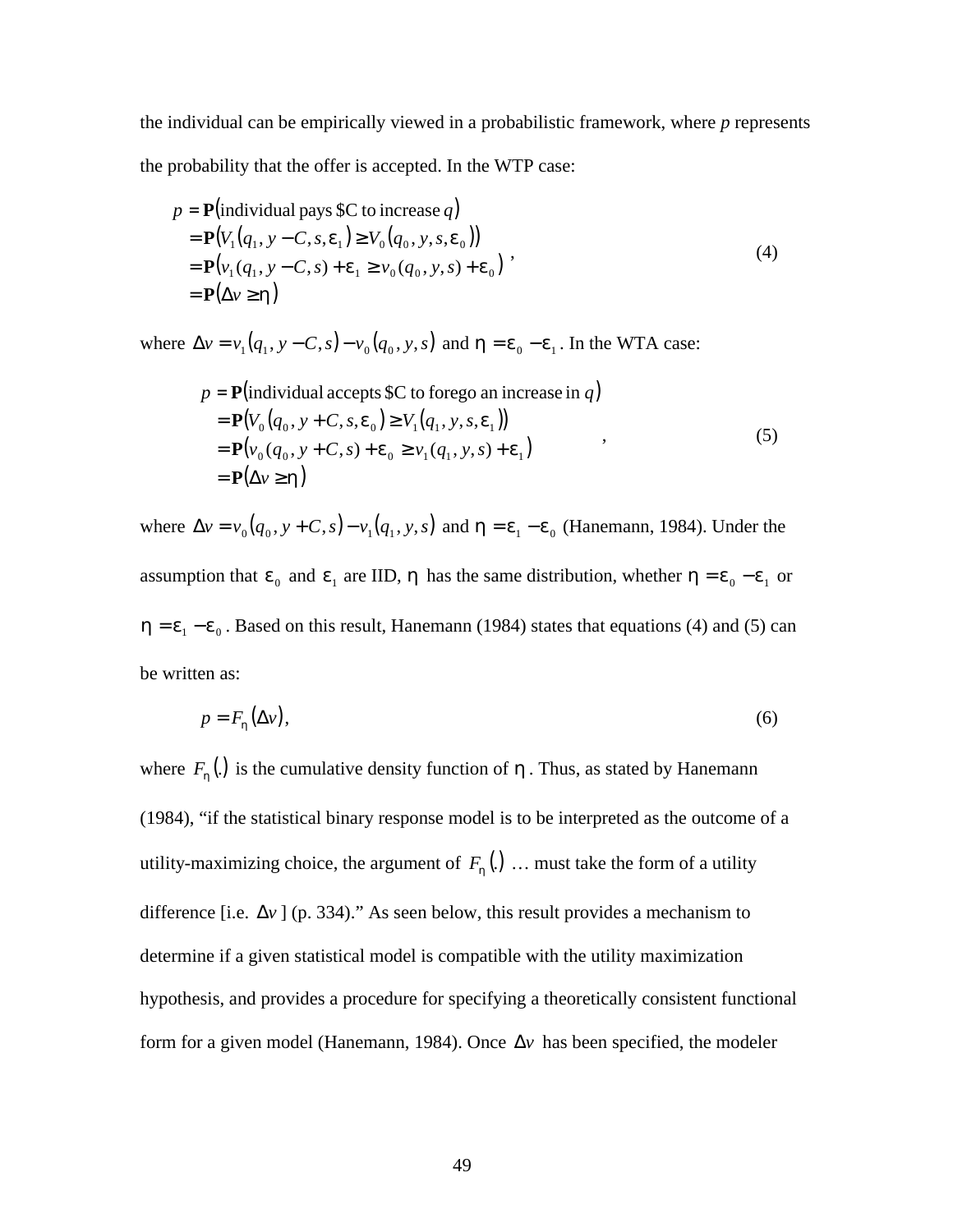the individual can be empirically viewed in a probabilistic framework, where *p* represents the probability that the offer is accepted. In the WTP case:

$$
\begin{aligned}
p &= \mathbf{P}(\text{individual pays \$C to increase } q) \\
&= \mathbf{P}(V_1(q_1, y - C, s, \varepsilon_1) \geq V_0(q_0, y, s, \varepsilon_0)) \\
&= \mathbf{P}(v_1(q_1, y - C, s) + \varepsilon_1 \geq v_0(q_0, y, s) + \varepsilon_0), \\
&= \mathbf{P}(\Delta v \geq \eta)
\end{aligned}
\tag{4}
$$

where $\Delta v = v_1(q_1, y - C, s) - v_0(q_0, y, s)$ and $\eta = \varepsilon_0 - \varepsilon_1$. In the WTA case:

$$
\begin{aligned}
p &= \mathbf{P}(\text{individual accepts \$C to forego an increase in } q) \\
&= \mathbf{P}(V_0(q_0, y + C, s, \varepsilon_0) \geq V_1(q_1, y, s, \varepsilon_1)) \\
&= \mathbf{P}(v_0(q_0, y + C, s) + \varepsilon_0 \geq v_1(q_1, y, s) + \varepsilon_1), \\
&= \mathbf{P}(\Delta v \geq \eta)
\end{aligned}
\tag{5}
$$

where $\Delta v = v_0(q_0, y + C, s) - v_1(q_1, y, s)$ and $\eta = \varepsilon_1 - \varepsilon_0$ (Hanemann, 1984). Under the assumption that $\varepsilon_0$ and $\varepsilon_1$ are IID, $\eta$ has the same distribution, whether $\eta = \varepsilon_0 - \varepsilon_1$ or $\eta = \varepsilon_1 - \varepsilon_0$. Based on this result, Hanemann (1984) states that equations (4) and (5) can be written as:

$$
p = F_\eta(\Delta v), \tag{6}
$$

where $F_\eta(.)$ is the cumulative density function of $\eta$. Thus, as stated by Hanemann (1984), "if the statistical binary response model is to be interpreted as the outcome of a utility-maximizing choice, the argument of $F_\eta(.)$ … must take the form of a utility difference [i.e. $\Delta v$ ] (p. 334)." As seen below, this result provides a mechanism to determine if a given statistical model is compatible with the utility maximization hypothesis, and provides a procedure for specifying a theoretically consistent functional form for a given model (Hanemann, 1984). Once $\Delta v$ has been specified, the modeler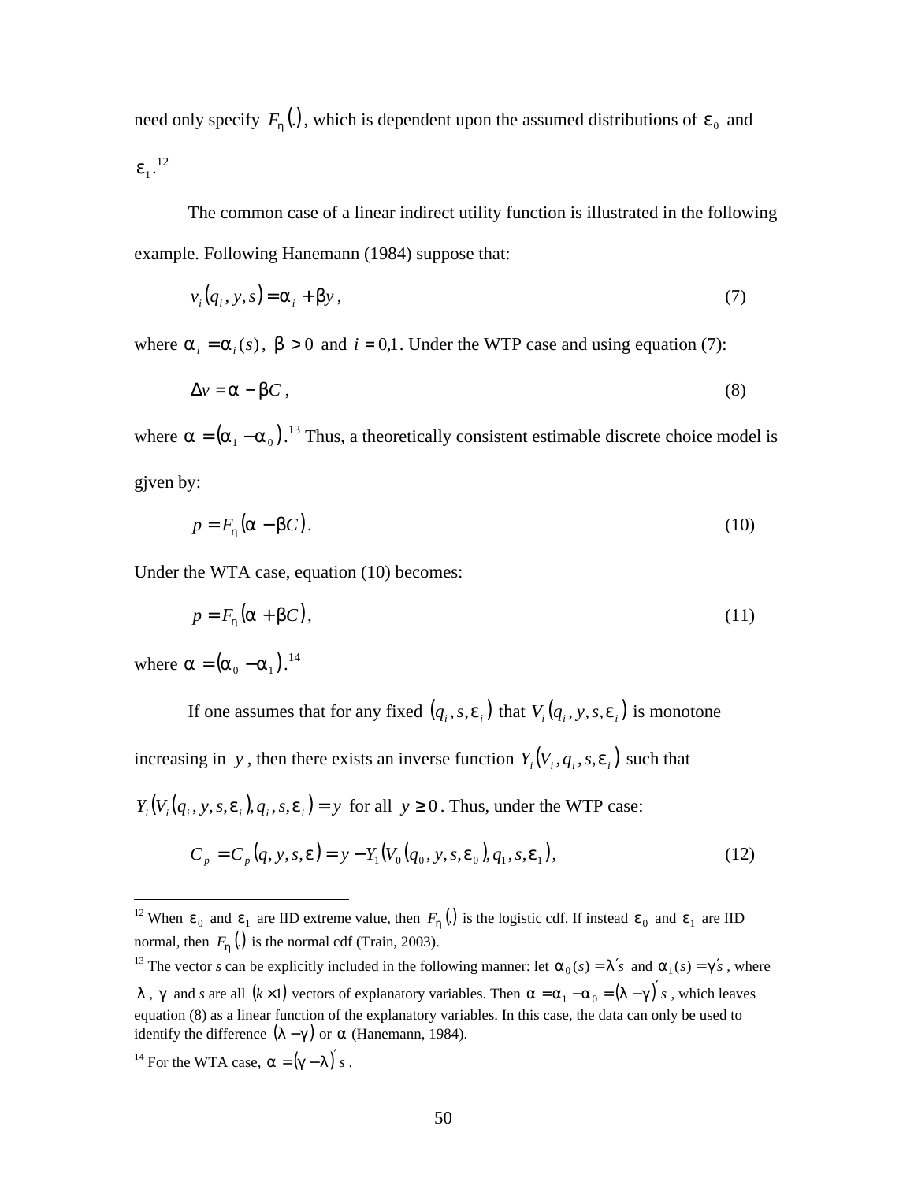need only specify $F_\eta(.)$, which is dependent upon the assumed distributions of $\varepsilon_0$ and $\varepsilon_1$.[12]

The common case of a linear indirect utility function is illustrated in the following example. Following Hanemann (1984) suppose that:

$$v_i(q_i, y, s) = \alpha_i + \beta y, \tag{7}$$

where $\alpha_i = \alpha_i(s)$, $\beta > 0$ and $i = 0{,}1$. Under the WTP case and using equation (7):

$$\Delta v = \alpha - \beta C, \tag{8}$$

where $\alpha = (\alpha_1 - \alpha_0)$.[13] Thus, a theoretically consistent estimable discrete choice model is gjven by:

$$p = F_\eta(\alpha - \beta C). \tag{10}$$

Under the WTA case, equation (10) becomes:

$$p = F_\eta(\alpha + \beta C), \tag{11}$$

where $\alpha = (\alpha_0 - \alpha_1)$.[14]

If one assumes that for any fixed $(q_i, s, \varepsilon_i)$ that $V_i(q_i, y, s, \varepsilon_i)$ is monotone increasing in $y$, then there exists an inverse function $Y_i(V_i, q_i, s, \varepsilon_i)$ such that $Y_i(V_i(q_i, y, s, \varepsilon_i), q_i, s, \varepsilon_i) = y$ for all $y \geq 0$. Thus, under the WTP case:

$$C_p = C_p(q, y, s, \varepsilon) = y - Y_1(V_0(q_0, y, s, \varepsilon_0), q_1, s, \varepsilon_1), \tag{12}$$

---

[12] When $\varepsilon_0$ and $\varepsilon_1$ are IID extreme value, then $F_\eta(.)$ is the logistic cdf. If instead $\varepsilon_0$ and $\varepsilon_1$ are IID normal, then $F_\eta(.)$ is the normal cdf (Train, 2003).

[13] The vector *s* can be explicitly included in the following manner: let $\alpha_0(s) = \lambda' s$ and $\alpha_1(s) = \gamma' s$, where $\lambda$, $\gamma$ and *s* are all $(k \times 1)$ vectors of explanatory variables. Then $\alpha = \alpha_1 - \alpha_0 = (\lambda - \gamma)' s$, which leaves equation (8) as a linear function of the explanatory variables. In this case, the data can only be used to identify the difference $(\lambda - \gamma)$ or $\alpha$ (Hanemann, 1984).

[14] For the WTA case, $\alpha = (\gamma - \lambda)' s$.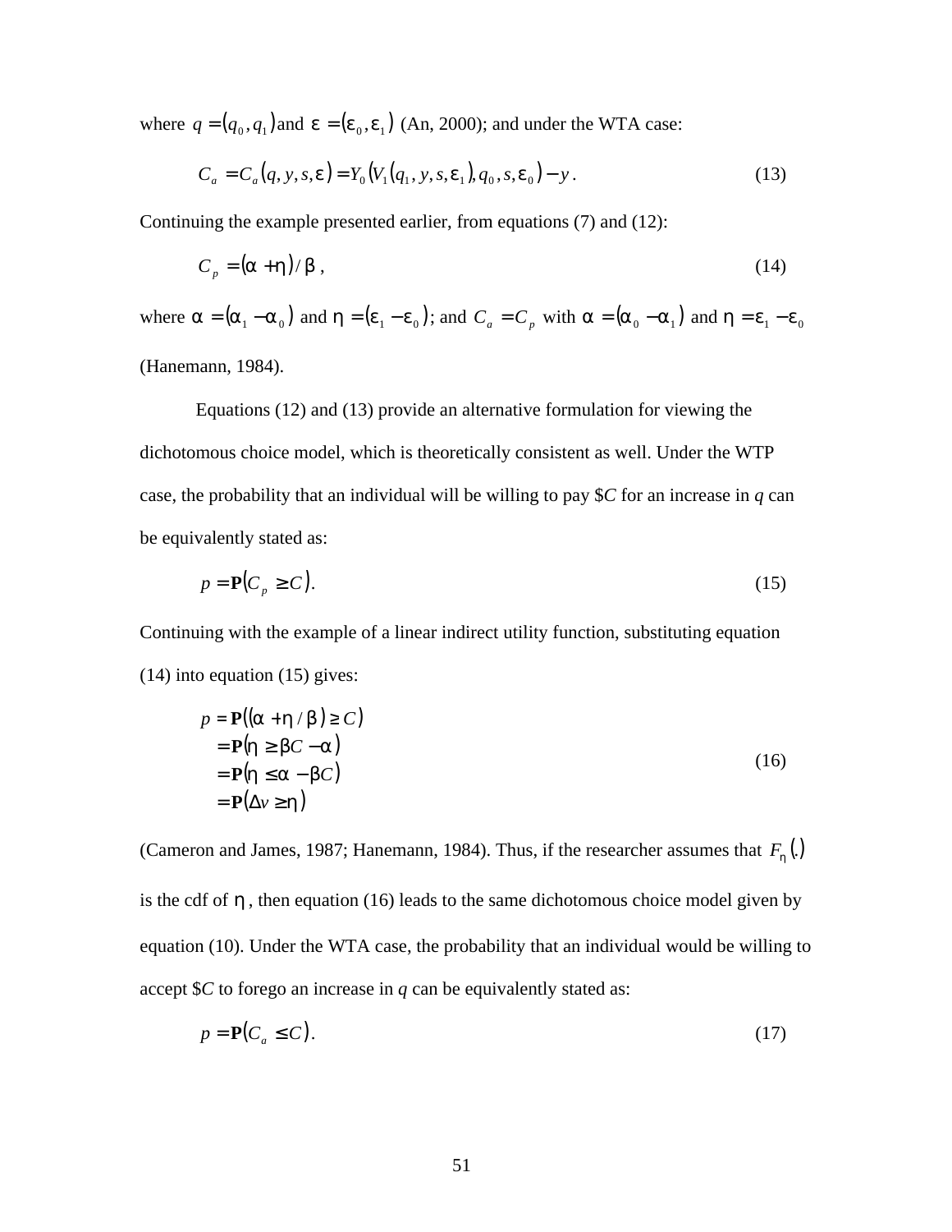where $q = (q_0, q_1)$ and $\varepsilon = (\varepsilon_0, \varepsilon_1)$ (An, 2000); and under the WTA case:

$$C_a = C_a(q, y, s, \varepsilon) = Y_0(V_1(q_1, y, s, \varepsilon_1), q_0, s, \varepsilon_0) - y. \tag{13}$$

Continuing the example presented earlier, from equations (7) and (12):

$$C_p = (\alpha + \eta)/\beta, \tag{14}$$

where $\alpha = (\alpha_1 - \alpha_0)$ and $\eta = (\varepsilon_1 - \varepsilon_0)$; and $C_a = C_p$ with $\alpha = (\alpha_0 - \alpha_1)$ and $\eta = \varepsilon_1 - \varepsilon_0$ (Hanemann, 1984).

Equations (12) and (13) provide an alternative formulation for viewing the dichotomous choice model, which is theoretically consistent as well. Under the WTP case, the probability that an individual will be willing to pay $C for an increase in *q* can be equivalently stated as:

$$p = \mathbf{P}(C_p \geq C). \tag{15}$$

Continuing with the example of a linear indirect utility function, substituting equation (14) into equation (15) gives:

$$\begin{aligned} p &= \mathbf{P}((\alpha + \eta/\beta) \geq C) \\ &= \mathbf{P}(\eta \geq \beta C - \alpha) \\ &= \mathbf{P}(\eta \leq \alpha - \beta C) \\ &= \mathbf{P}(\Delta v \geq \eta) \end{aligned} \tag{16}$$

(Cameron and James, 1987; Hanemann, 1984). Thus, if the researcher assumes that $F_\eta(.)$ is the cdf of $\eta$, then equation (16) leads to the same dichotomous choice model given by equation (10). Under the WTA case, the probability that an individual would be willing to accept $C to forego an increase in *q* can be equivalently stated as:

$$p = \mathbf{P}(C_a \leq C). \tag{17}$$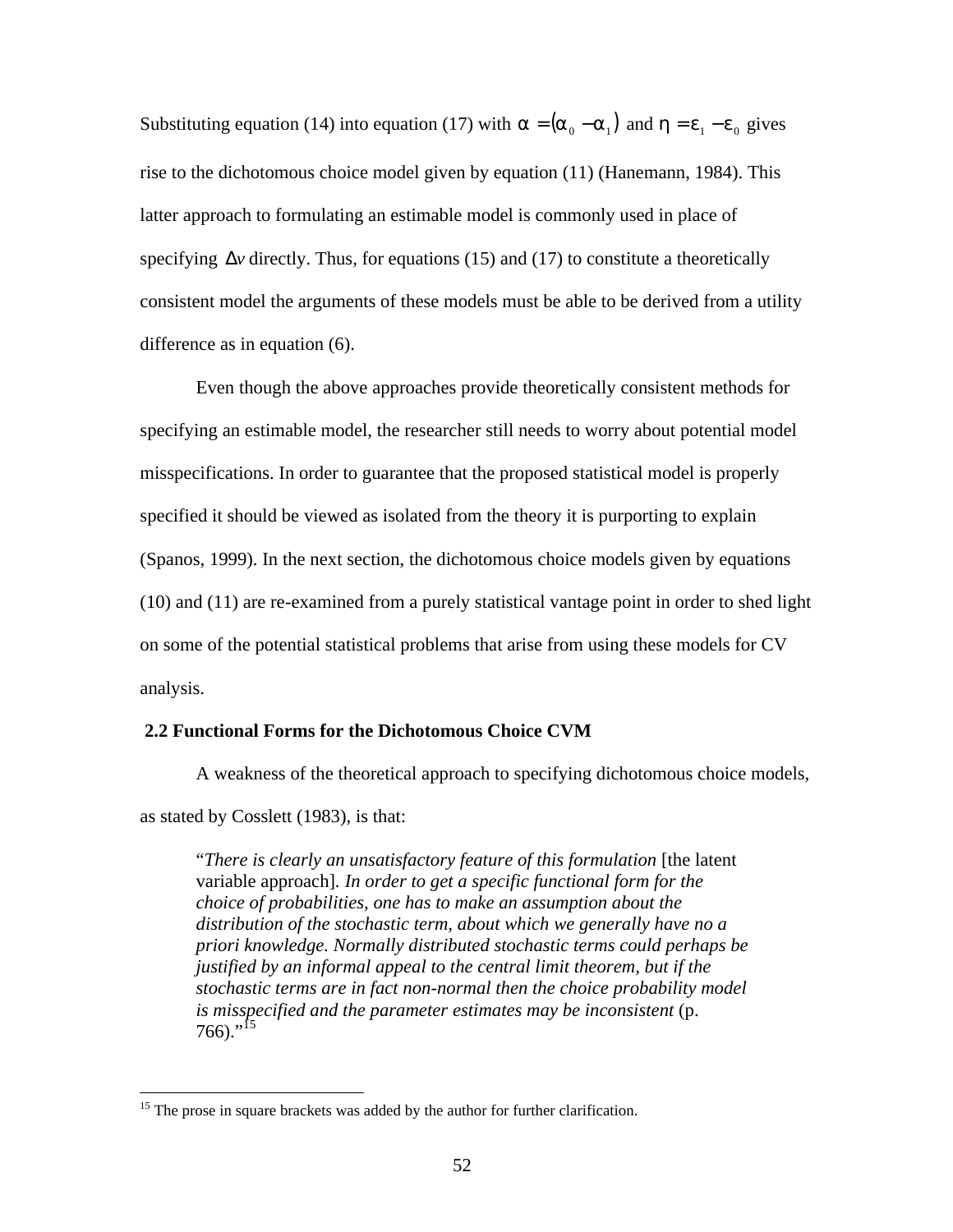Substituting equation (14) into equation (17) with $\alpha = (\alpha_0 - \alpha_1)$ and $\eta = \varepsilon_1 - \varepsilon_0$ gives rise to the dichotomous choice model given by equation (11) (Hanemann, 1984). This latter approach to formulating an estimable model is commonly used in place of specifying $\Delta v$ directly. Thus, for equations (15) and (17) to constitute a theoretically consistent model the arguments of these models must be able to be derived from a utility difference as in equation (6).

Even though the above approaches provide theoretically consistent methods for specifying an estimable model, the researcher still needs to worry about potential model misspecifications. In order to guarantee that the proposed statistical model is properly specified it should be viewed as isolated from the theory it is purporting to explain (Spanos, 1999). In the next section, the dichotomous choice models given by equations (10) and (11) are re-examined from a purely statistical vantage point in order to shed light on some of the potential statistical problems that arise from using these models for CV analysis.

## 2.2 Functional Forms for the Dichotomous Choice CVM

A weakness of the theoretical approach to specifying dichotomous choice models, as stated by Cosslett (1983), is that:

> "*There is clearly an unsatisfactory feature of this formulation* [the latent variable approach]. *In order to get a specific functional form for the choice of probabilities, one has to make an assumption about the distribution of the stochastic term, about which we generally have no a priori knowledge. Normally distributed stochastic terms could perhaps be justified by an informal appeal to the central limit theorem, but if the stochastic terms are in fact non-normal then the choice probability model is misspecified and the parameter estimates may be inconsistent* (p. 766)."[15]

[15] The prose in square brackets was added by the author for further clarification.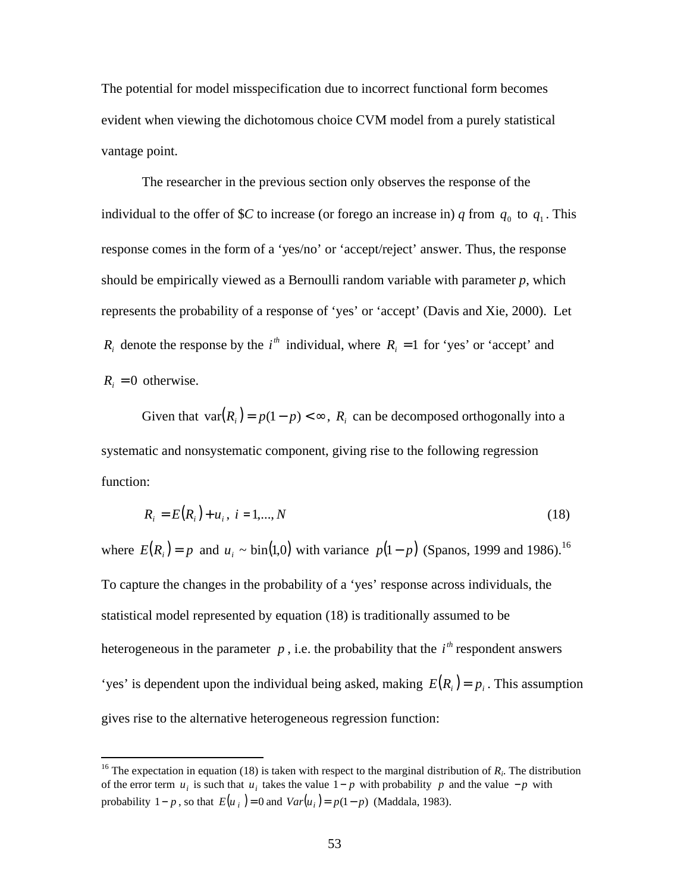The potential for model misspecification due to incorrect functional form becomes evident when viewing the dichotomous choice CVM model from a purely statistical vantage point.

The researcher in the previous section only observes the response of the individual to the offer of \$*C* to increase (or forego an increase in) *q* from $q_0$ to $q_1$. This response comes in the form of a 'yes/no' or 'accept/reject' answer. Thus, the response should be empirically viewed as a Bernoulli random variable with parameter *p*, which represents the probability of a response of 'yes' or 'accept' (Davis and Xie, 2000). Let $R_i$ denote the response by the $i^{th}$ individual, where $R_i = 1$ for 'yes' or 'accept' and $R_i = 0$ otherwise.

Given that $\text{var}(R_i) = p(1-p) < \infty$, $R_i$ can be decomposed orthogonally into a systematic and nonsystematic component, giving rise to the following regression function:

$$R_i = E(R_i) + u_i, \; i = 1,..., N \tag{18}$$

where $E(R_i) = p$ and $u_i \sim \text{bin}(1,0)$ with variance $p(1-p)$ (Spanos, 1999 and 1986).[16] To capture the changes in the probability of a 'yes' response across individuals, the statistical model represented by equation (18) is traditionally assumed to be heterogeneous in the parameter $p$, i.e. the probability that the $i^{th}$ respondent answers 'yes' is dependent upon the individual being asked, making $E(R_i) = p_i$. This assumption gives rise to the alternative heterogeneous regression function:

---

[16] The expectation in equation (18) is taken with respect to the marginal distribution of $R_i$. The distribution of the error term $u_i$ is such that $u_i$ takes the value $1-p$ with probability $p$ and the value $-p$ with probability $1-p$, so that $E(u_i) = 0$ and $Var(u_i) = p(1-p)$ (Maddala, 1983).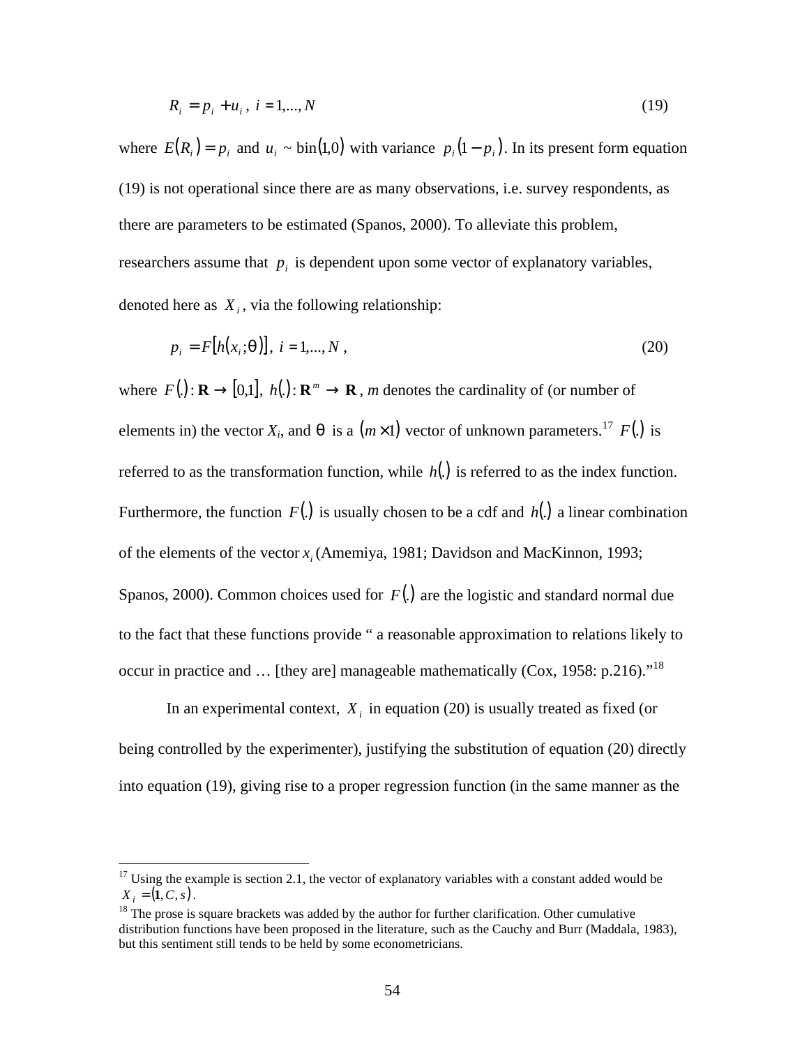$$R_i = p_i + u_i \, , \; i = 1,..., N \tag{19}$$

where $E(R_i) = p_i$ and $u_i \sim \text{bin}(1,0)$ with variance $p_i(1 - p_i)$. In its present form equation (19) is not operational since there are as many observations, i.e. survey respondents, as there are parameters to be estimated (Spanos, 2000). To alleviate this problem, researchers assume that $p_i$ is dependent upon some vector of explanatory variables, denoted here as $X_i$, via the following relationship:

$$p_i = F[h(x_i;\theta)], \; i = 1,..., N \, , \tag{20}$$

where $F(.) : \mathbf{R} \rightarrow [0,1]$, $h(.) : \mathbf{R}^m \rightarrow \mathbf{R}$, *m* denotes the cardinality of (or number of elements in) the vector $X_i$, and $\theta$ is a $(m \times 1)$ vector of unknown parameters.[17] $F(.)$ is referred to as the transformation function, while $h(.)$ is referred to as the index function. Furthermore, the function $F(.)$ is usually chosen to be a cdf and $h(.)$ a linear combination of the elements of the vector $x_i$ (Amemiya, 1981; Davidson and MacKinnon, 1993; Spanos, 2000). Common choices used for $F(.)$ are the logistic and standard normal due to the fact that these functions provide " a reasonable approximation to relations likely to occur in practice and … [they are] manageable mathematically (Cox, 1958: p.216)."[18]

In an experimental context, $X_i$ in equation (20) is usually treated as fixed (or being controlled by the experimenter), justifying the substitution of equation (20) directly into equation (19), giving rise to a proper regression function (in the same manner as the

---

[17] Using the example is section 2.1, the vector of explanatory variables with a constant added would be $X_i = (\mathbf{1}, C, s)$.

[18] The prose is square brackets was added by the author for further clarification. Other cumulative distribution functions have been proposed in the literature, such as the Cauchy and Burr (Maddala, 1983), but this sentiment still tends to be held by some econometricians.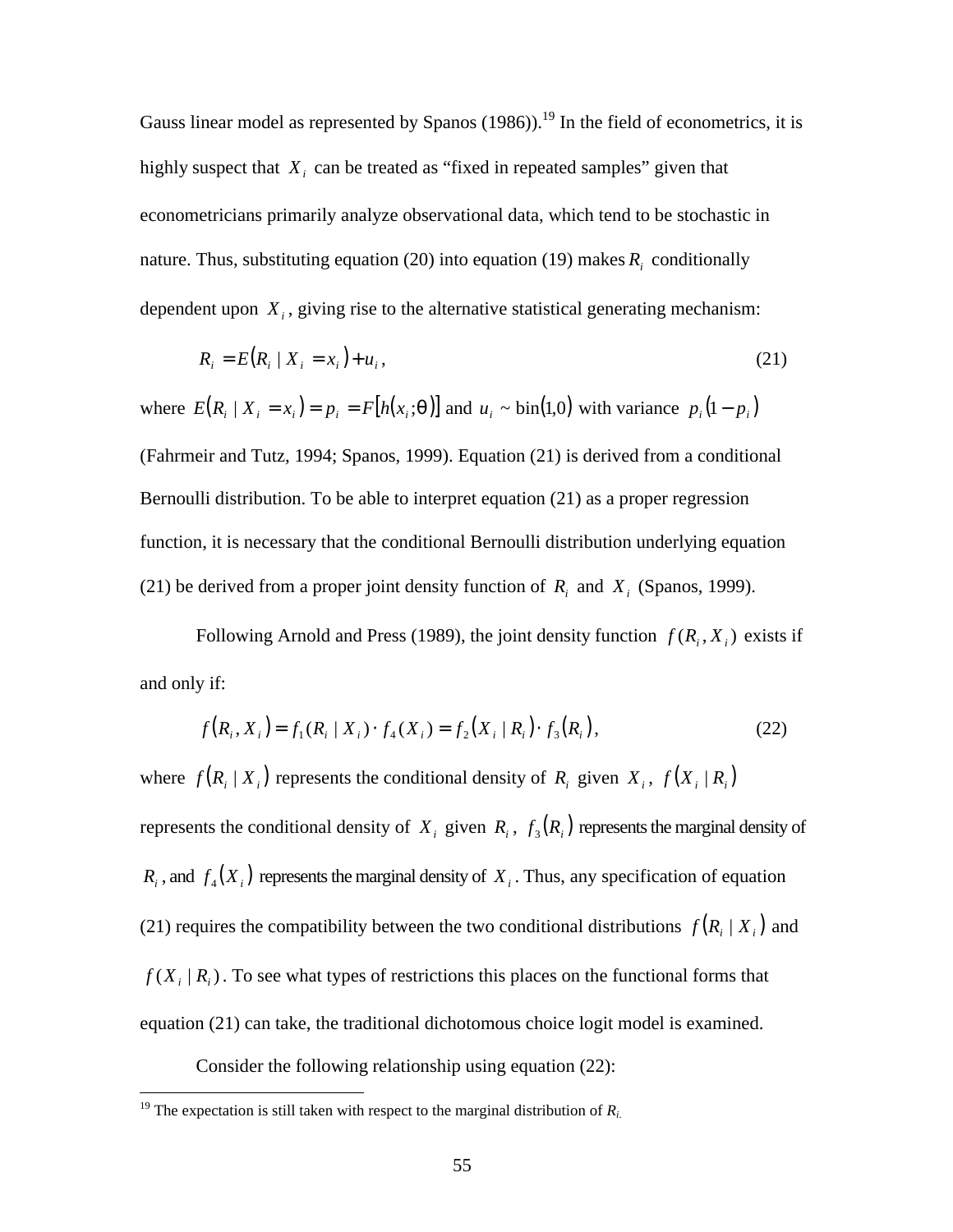Gauss linear model as represented by Spanos (1986)).[19] In the field of econometrics, it is highly suspect that $X_i$ can be treated as "fixed in repeated samples" given that econometricians primarily analyze observational data, which tend to be stochastic in nature. Thus, substituting equation (20) into equation (19) makes $R_i$ conditionally dependent upon $X_i$, giving rise to the alternative statistical generating mechanism:

$$R_i = E(R_i \mid X_i = x_i) + u_i, \tag{21}$$

where $E(R_i \mid X_i = x_i) = p_i = F[h(x_i; \theta)]$ and $u_i \sim \text{bin}(1,0)$ with variance $p_i(1 - p_i)$ (Fahrmeir and Tutz, 1994; Spanos, 1999). Equation (21) is derived from a conditional Bernoulli distribution. To be able to interpret equation (21) as a proper regression function, it is necessary that the conditional Bernoulli distribution underlying equation (21) be derived from a proper joint density function of $R_i$ and $X_i$ (Spanos, 1999).

Following Arnold and Press (1989), the joint density function $f(R_i, X_i)$ exists if and only if:

$$f(R_i, X_i) = f_1(R_i \mid X_i) \cdot f_4(X_i) = f_2(X_i \mid R_i) \cdot f_3(R_i), \tag{22}$$

where $f(R_i \mid X_i)$ represents the conditional density of $R_i$ given $X_i$, $f(X_i \mid R_i)$ represents the conditional density of $X_i$ given $R_i$, $f_3(R_i)$ represents the marginal density of $R_i$, and $f_4(X_i)$ represents the marginal density of $X_i$. Thus, any specification of equation (21) requires the compatibility between the two conditional distributions $f(R_i \mid X_i)$ and $f(X_i \mid R_i)$. To see what types of restrictions this places on the functional forms that equation (21) can take, the traditional dichotomous choice logit model is examined.

Consider the following relationship using equation (22):

---

[19] The expectation is still taken with respect to the marginal distribution of $R_i$.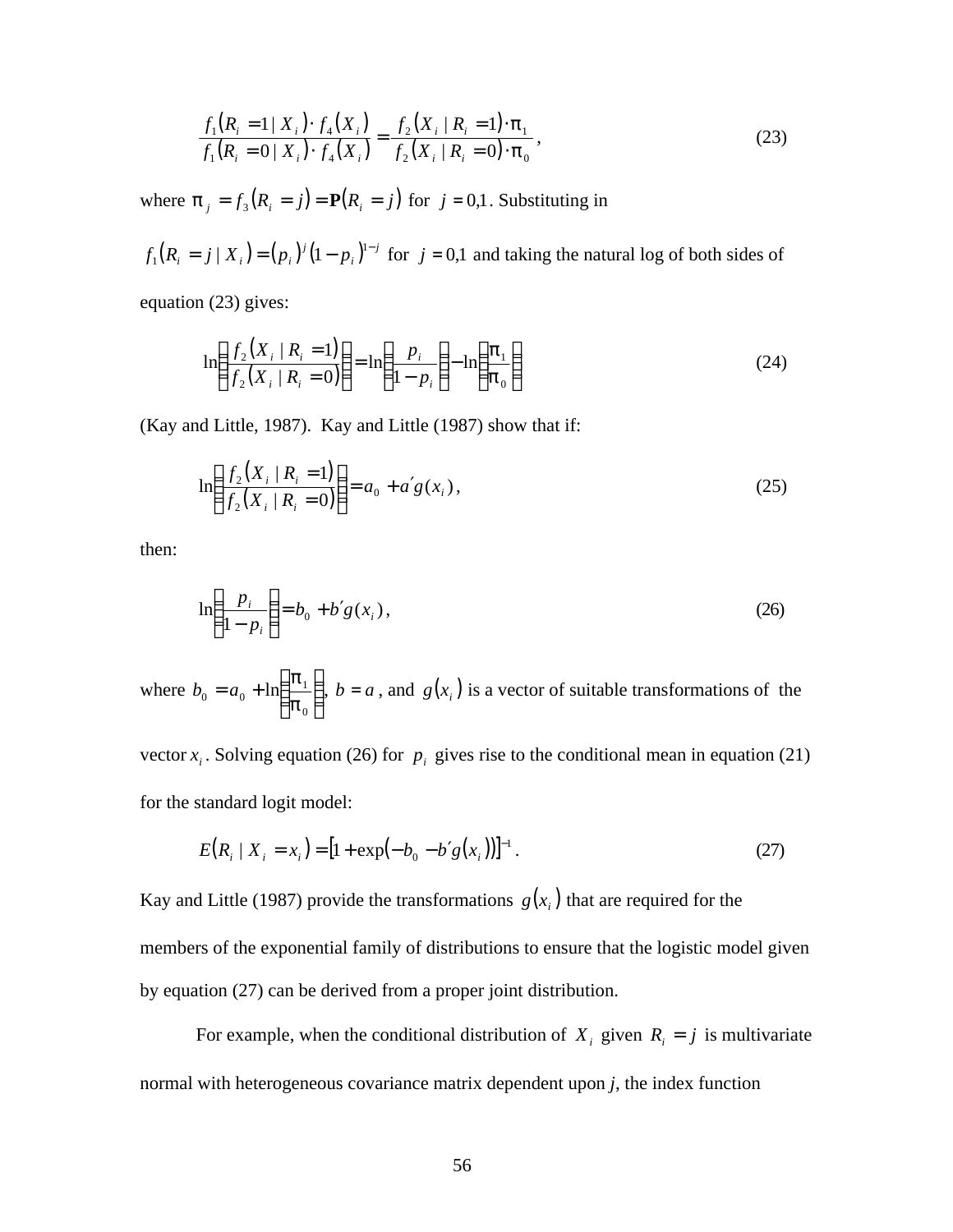$$\frac{f_1(R_i = 1 \mid X_i)\cdot f_4(X_i)}{f_1(R_i = 0 \mid X_i)\cdot f_4(X_i)} = \frac{f_2(X_i \mid R_i = 1)\cdot \pi_1}{f_2(X_i \mid R_i = 0)\cdot \pi_0}, \tag{23}$$

where $\pi_j = f_3(R_i = j) = \mathbf{P}(R_i = j)$ for $j = 0,1$. Substituting in

$f_1(R_i = j \mid X_i) = (p_i)^j (1 - p_i)^{1-j}$ for $j = 0,1$ and taking the natural log of both sides of equation (23) gives:

$$\ln\left(\frac{f_2(X_i \mid R_i = 1)}{f_2(X_i \mid R_i = 0)}\right) = \ln\left(\frac{p_i}{1 - p_i}\right) - \ln\left(\frac{\pi_1}{\pi_0}\right) \tag{24}$$

(Kay and Little, 1987). Kay and Little (1987) show that if:

$$\ln\left(\frac{f_2(X_i \mid R_i = 1)}{f_2(X_i \mid R_i = 0)}\right) = a_0 + a'g(x_i), \tag{25}$$

then:

$$\ln\left(\frac{p_i}{1 - p_i}\right) = b_0 + b'g(x_i), \tag{26}$$

where $b_0 = a_0 + \ln\left(\frac{\pi_1}{\pi_0}\right)$, $b = a$, and $g(x_i)$ is a vector of suitable transformations of the vector $x_i$. Solving equation (26) for $p_i$ gives rise to the conditional mean in equation (21) for the standard logit model:

$$E(R_i \mid X_i = x_i) = \left[1 + \exp\left(-b_0 - b'g(x_i)\right)\right]^{-1}. \tag{27}$$

Kay and Little (1987) provide the transformations $g(x_i)$ that are required for the members of the exponential family of distributions to ensure that the logistic model given by equation (27) can be derived from a proper joint distribution.

For example, when the conditional distribution of $X_i$ given $R_i = j$ is multivariate normal with heterogeneous covariance matrix dependent upon *j*, the index function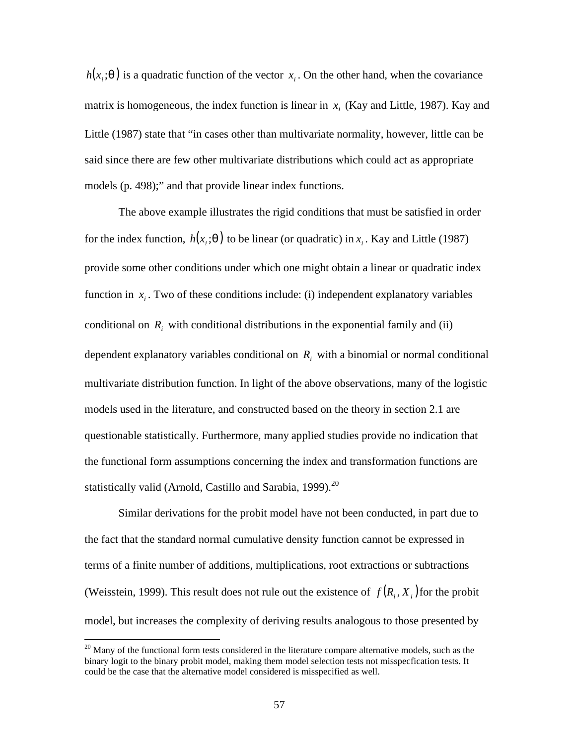$h(x_i;\theta)$ is a quadratic function of the vector $x_i$. On the other hand, when the covariance matrix is homogeneous, the index function is linear in $x_i$ (Kay and Little, 1987). Kay and Little (1987) state that "in cases other than multivariate normality, however, little can be said since there are few other multivariate distributions which could act as appropriate models (p. 498);" and that provide linear index functions.

The above example illustrates the rigid conditions that must be satisfied in order for the index function, $h(x_i;\theta)$ to be linear (or quadratic) in $x_i$. Kay and Little (1987) provide some other conditions under which one might obtain a linear or quadratic index function in $x_i$. Two of these conditions include: (i) independent explanatory variables conditional on $R_i$ with conditional distributions in the exponential family and (ii) dependent explanatory variables conditional on $R_i$ with a binomial or normal conditional multivariate distribution function. In light of the above observations, many of the logistic models used in the literature, and constructed based on the theory in section 2.1 are questionable statistically. Furthermore, many applied studies provide no indication that the functional form assumptions concerning the index and transformation functions are statistically valid (Arnold, Castillo and Sarabia, 1999).[20]

Similar derivations for the probit model have not been conducted, in part due to the fact that the standard normal cumulative density function cannot be expressed in terms of a finite number of additions, multiplications, root extractions or subtractions (Weisstein, 1999). This result does not rule out the existence of $f(R_i, X_i)$ for the probit model, but increases the complexity of deriving results analogous to those presented by

[20] Many of the functional form tests considered in the literature compare alternative models, such as the binary logit to the binary probit model, making them model selection tests not misspecfication tests. It could be the case that the alternative model considered is misspecified as well.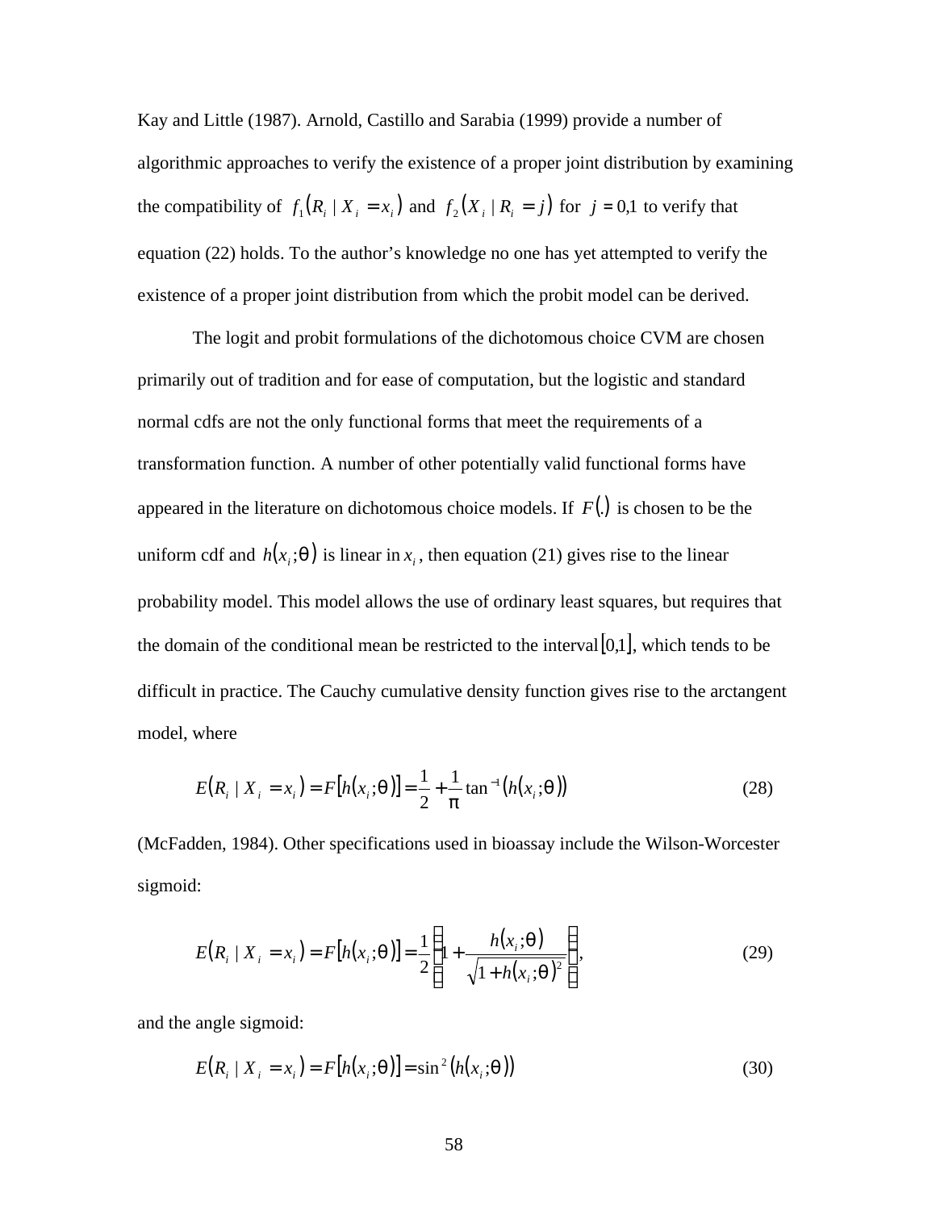Kay and Little (1987). Arnold, Castillo and Sarabia (1999) provide a number of algorithmic approaches to verify the existence of a proper joint distribution by examining the compatibility of $f_1(R_i \mid X_i = x_i)$ and $f_2(X_i \mid R_i = j)$ for $j = 0,1$ to verify that equation (22) holds. To the author's knowledge no one has yet attempted to verify the existence of a proper joint distribution from which the probit model can be derived.

The logit and probit formulations of the dichotomous choice CVM are chosen primarily out of tradition and for ease of computation, but the logistic and standard normal cdfs are not the only functional forms that meet the requirements of a transformation function. A number of other potentially valid functional forms have appeared in the literature on dichotomous choice models. If $F(.)$ is chosen to be the uniform cdf and $h(x_i;\theta)$ is linear in $x_i$, then equation (21) gives rise to the linear probability model. This model allows the use of ordinary least squares, but requires that the domain of the conditional mean be restricted to the interval $[0,1]$, which tends to be difficult in practice. The Cauchy cumulative density function gives rise to the arctangent model, where

$$E(R_i \mid X_i = x_i) = F[h(x_i;\theta)] = \frac{1}{2} + \frac{1}{\pi}\tan^{-1}(h(x_i;\theta)) \tag{28}$$

(McFadden, 1984). Other specifications used in bioassay include the Wilson-Worcester sigmoid:

$$E(R_i \mid X_i = x_i) = F[h(x_i;\theta)] = \frac{1}{2}\left(1 + \frac{h(x_i;\theta)}{\sqrt{1 + h(x_i;\theta)^2}}\right), \tag{29}$$

and the angle sigmoid:

$$E(R_i \mid X_i = x_i) = F[h(x_i;\theta)] = \sin^2(h(x_i;\theta)) \tag{30}$$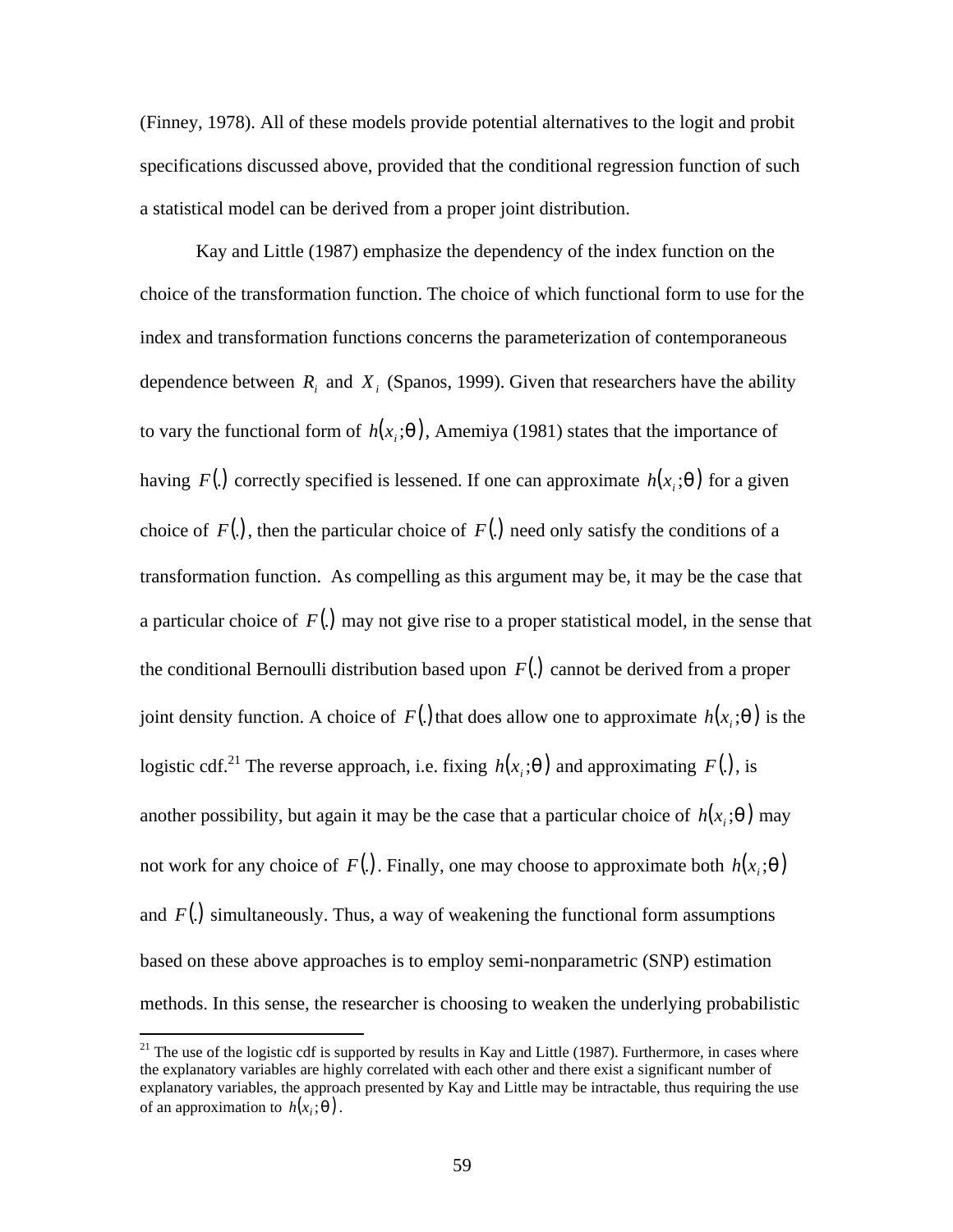(Finney, 1978). All of these models provide potential alternatives to the logit and probit specifications discussed above, provided that the conditional regression function of such a statistical model can be derived from a proper joint distribution.

Kay and Little (1987) emphasize the dependency of the index function on the choice of the transformation function. The choice of which functional form to use for the index and transformation functions concerns the parameterization of contemporaneous dependence between $R_i$ and $X_i$ (Spanos, 1999). Given that researchers have the ability to vary the functional form of $h(x_i;\theta)$, Amemiya (1981) states that the importance of having $F(.)$ correctly specified is lessened. If one can approximate $h(x_i;\theta)$ for a given choice of $F(.)$, then the particular choice of $F(.)$ need only satisfy the conditions of a transformation function. As compelling as this argument may be, it may be the case that a particular choice of $F(.)$ may not give rise to a proper statistical model, in the sense that the conditional Bernoulli distribution based upon $F(.)$ cannot be derived from a proper joint density function. A choice of $F(.)$ that does allow one to approximate $h(x_i;\theta)$ is the logistic cdf.[21] The reverse approach, i.e. fixing $h(x_i;\theta)$ and approximating $F(.)$, is another possibility, but again it may be the case that a particular choice of $h(x_i;\theta)$ may not work for any choice of $F(.)$. Finally, one may choose to approximate both $h(x_i;\theta)$ and $F(.)$ simultaneously. Thus, a way of weakening the functional form assumptions based on these above approaches is to employ semi-nonparametric (SNP) estimation methods. In this sense, the researcher is choosing to weaken the underlying probabilistic

[21] The use of the logistic cdf is supported by results in Kay and Little (1987). Furthermore, in cases where the explanatory variables are highly correlated with each other and there exist a significant number of explanatory variables, the approach presented by Kay and Little may be intractable, thus requiring the use of an approximation to $h(x_i;\theta)$.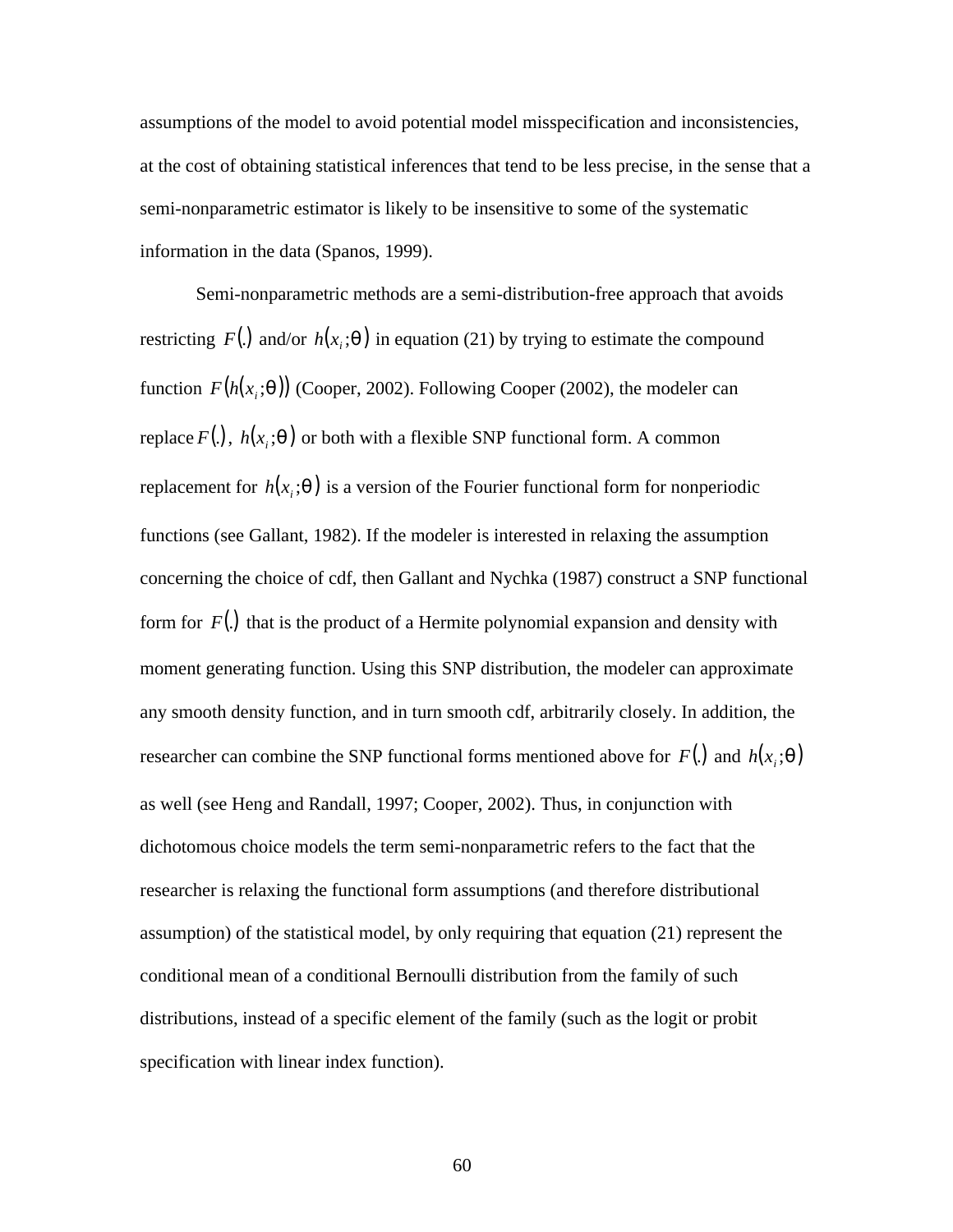assumptions of the model to avoid potential model misspecification and inconsistencies, at the cost of obtaining statistical inferences that tend to be less precise, in the sense that a semi-nonparametric estimator is likely to be insensitive to some of the systematic information in the data (Spanos, 1999).

Semi-nonparametric methods are a semi-distribution-free approach that avoids restricting $F(.)$ and/or $h(x_i;\theta)$ in equation (21) by trying to estimate the compound function $F(h(x_i;\theta))$ (Cooper, 2002). Following Cooper (2002), the modeler can replace $F(.)$, $h(x_i;\theta)$ or both with a flexible SNP functional form. A common replacement for $h(x_i;\theta)$ is a version of the Fourier functional form for nonperiodic functions (see Gallant, 1982). If the modeler is interested in relaxing the assumption concerning the choice of cdf, then Gallant and Nychka (1987) construct a SNP functional form for $F(.)$ that is the product of a Hermite polynomial expansion and density with moment generating function. Using this SNP distribution, the modeler can approximate any smooth density function, and in turn smooth cdf, arbitrarily closely. In addition, the researcher can combine the SNP functional forms mentioned above for $F(.)$ and $h(x_i;\theta)$ as well (see Heng and Randall, 1997; Cooper, 2002). Thus, in conjunction with dichotomous choice models the term semi-nonparametric refers to the fact that the researcher is relaxing the functional form assumptions (and therefore distributional assumption) of the statistical model, by only requiring that equation (21) represent the conditional mean of a conditional Bernoulli distribution from the family of such distributions, instead of a specific element of the family (such as the logit or probit specification with linear index function).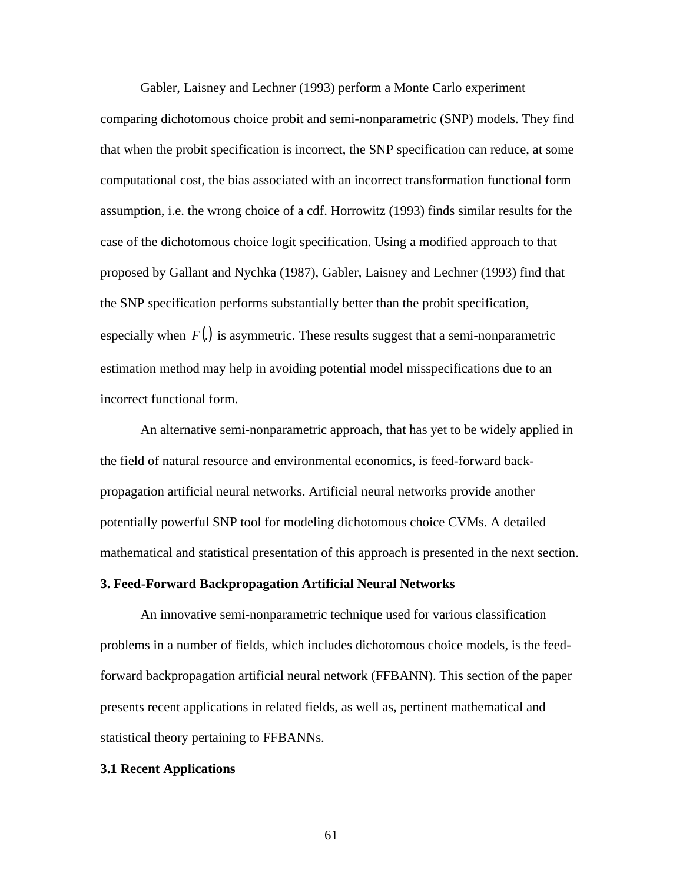Gabler, Laisney and Lechner (1993) perform a Monte Carlo experiment comparing dichotomous choice probit and semi-nonparametric (SNP) models. They find that when the probit specification is incorrect, the SNP specification can reduce, at some computational cost, the bias associated with an incorrect transformation functional form assumption, i.e. the wrong choice of a cdf. Horrowitz (1993) finds similar results for the case of the dichotomous choice logit specification. Using a modified approach to that proposed by Gallant and Nychka (1987), Gabler, Laisney and Lechner (1993) find that the SNP specification performs substantially better than the probit specification, especially when $F(.)$ is asymmetric. These results suggest that a semi-nonparametric estimation method may help in avoiding potential model misspecifications due to an incorrect functional form.

An alternative semi-nonparametric approach, that has yet to be widely applied in the field of natural resource and environmental economics, is feed-forward back-propagation artificial neural networks. Artificial neural networks provide another potentially powerful SNP tool for modeling dichotomous choice CVMs. A detailed mathematical and statistical presentation of this approach is presented in the next section.

## 3. Feed-Forward Backpropagation Artificial Neural Networks

An innovative semi-nonparametric technique used for various classification problems in a number of fields, which includes dichotomous choice models, is the feed-forward backpropagation artificial neural network (FFBANN). This section of the paper presents recent applications in related fields, as well as, pertinent mathematical and statistical theory pertaining to FFBANNs.

### 3.1 Recent Applications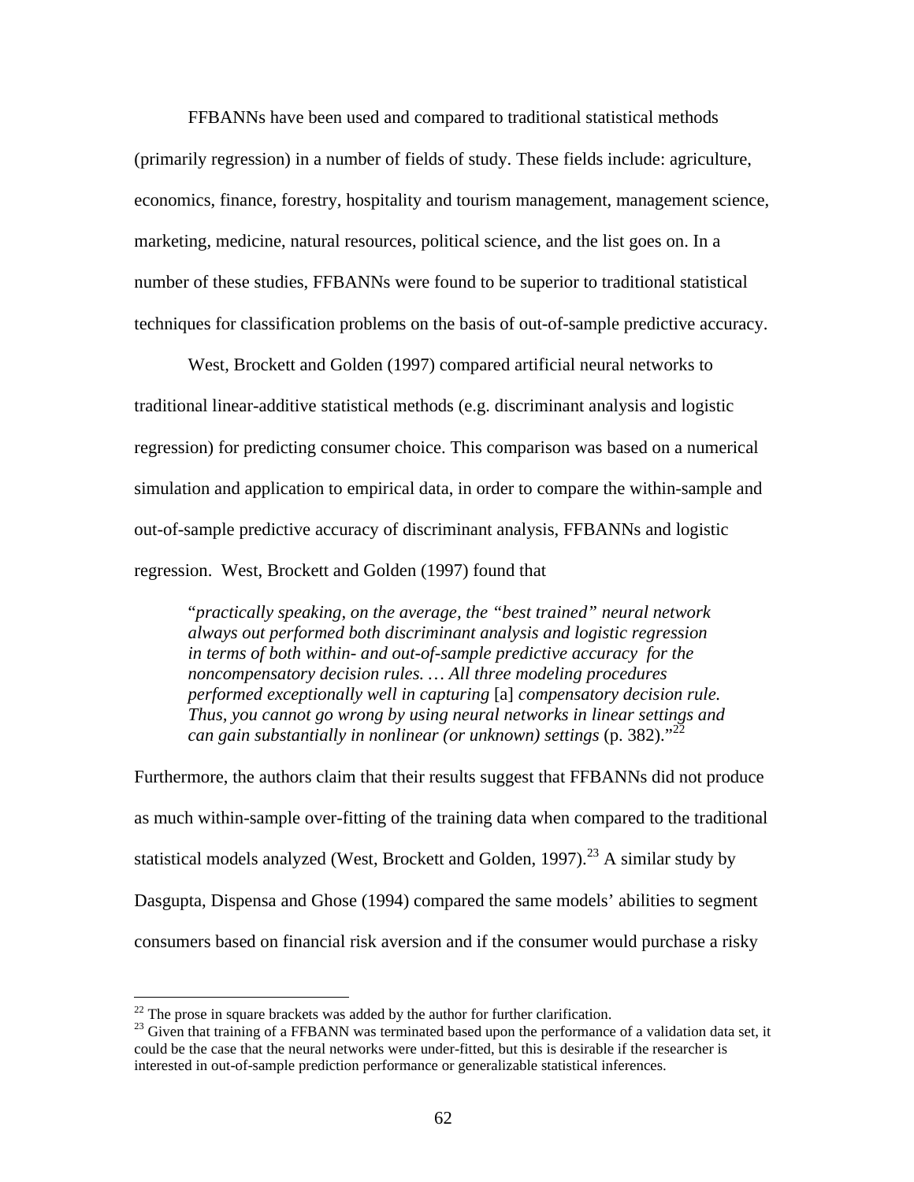FFBANNs have been used and compared to traditional statistical methods (primarily regression) in a number of fields of study. These fields include: agriculture, economics, finance, forestry, hospitality and tourism management, management science, marketing, medicine, natural resources, political science, and the list goes on. In a number of these studies, FFBANNs were found to be superior to traditional statistical techniques for classification problems on the basis of out-of-sample predictive accuracy.

West, Brockett and Golden (1997) compared artificial neural networks to traditional linear-additive statistical methods (e.g. discriminant analysis and logistic regression) for predicting consumer choice. This comparison was based on a numerical simulation and application to empirical data, in order to compare the within-sample and out-of-sample predictive accuracy of discriminant analysis, FFBANNs and logistic regression. West, Brockett and Golden (1997) found that

> "*practically speaking, on the average, the "best trained" neural network always out performed both discriminant analysis and logistic regression in terms of both within- and out-of-sample predictive accuracy for the noncompensatory decision rules. … All three modeling procedures performed exceptionally well in capturing* [a] *compensatory decision rule. Thus, you cannot go wrong by using neural networks in linear settings and can gain substantially in nonlinear (or unknown) settings* (p. 382)."[22]

Furthermore, the authors claim that their results suggest that FFBANNs did not produce as much within-sample over-fitting of the training data when compared to the traditional statistical models analyzed (West, Brockett and Golden, 1997).[23] A similar study by Dasgupta, Dispensa and Ghose (1994) compared the same models' abilities to segment consumers based on financial risk aversion and if the consumer would purchase a risky

---

[22] The prose in square brackets was added by the author for further clarification.

[23] Given that training of a FFBANN was terminated based upon the performance of a validation data set, it could be the case that the neural networks were under-fitted, but this is desirable if the researcher is interested in out-of-sample prediction performance or generalizable statistical inferences.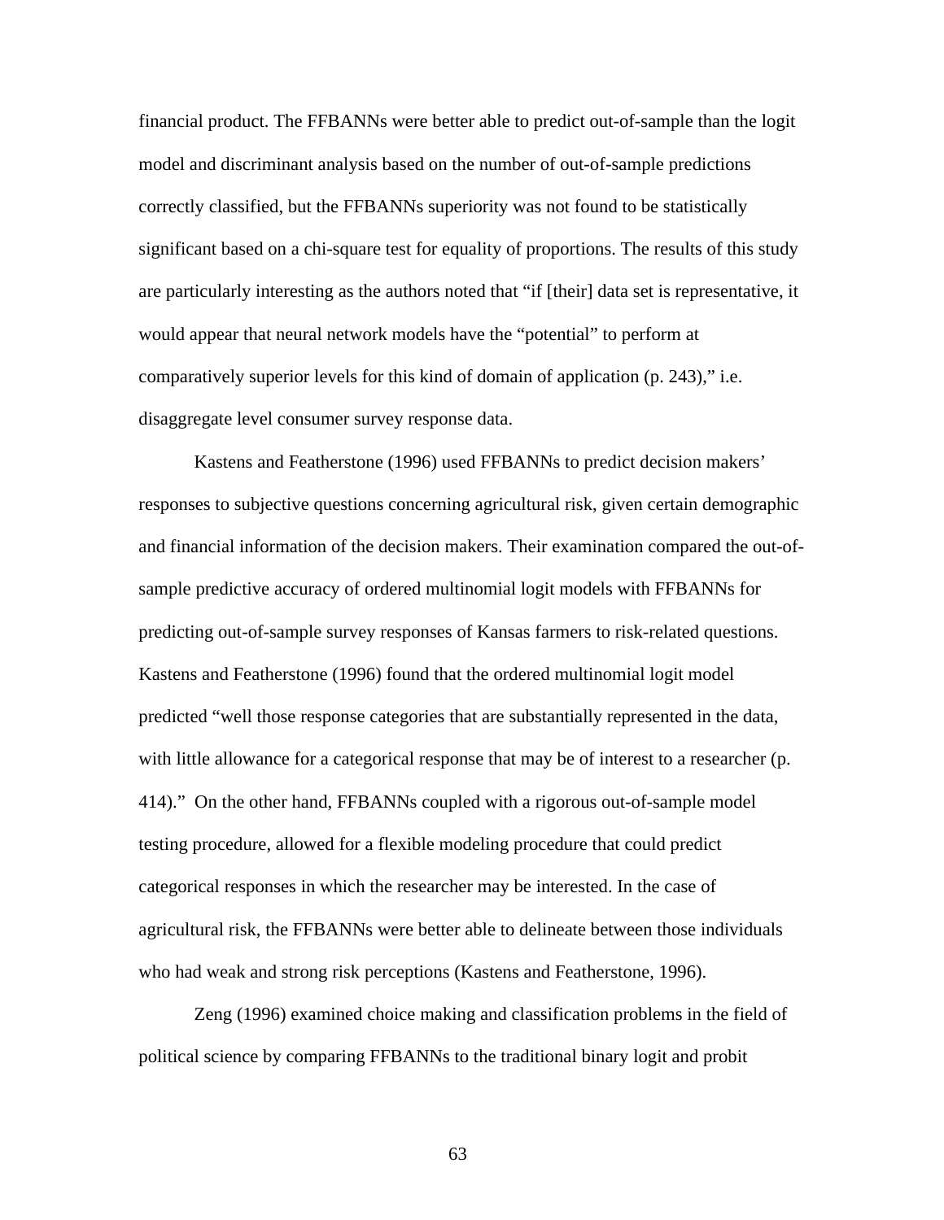financial product. The FFBANNs were better able to predict out-of-sample than the logit model and discriminant analysis based on the number of out-of-sample predictions correctly classified, but the FFBANNs superiority was not found to be statistically significant based on a chi-square test for equality of proportions. The results of this study are particularly interesting as the authors noted that "if [their] data set is representative, it would appear that neural network models have the "potential" to perform at comparatively superior levels for this kind of domain of application (p. 243)," i.e. disaggregate level consumer survey response data.

Kastens and Featherstone (1996) used FFBANNs to predict decision makers' responses to subjective questions concerning agricultural risk, given certain demographic and financial information of the decision makers. Their examination compared the out-of-sample predictive accuracy of ordered multinomial logit models with FFBANNs for predicting out-of-sample survey responses of Kansas farmers to risk-related questions. Kastens and Featherstone (1996) found that the ordered multinomial logit model predicted "well those response categories that are substantially represented in the data, with little allowance for a categorical response that may be of interest to a researcher (p. 414)." On the other hand, FFBANNs coupled with a rigorous out-of-sample model testing procedure, allowed for a flexible modeling procedure that could predict categorical responses in which the researcher may be interested. In the case of agricultural risk, the FFBANNs were better able to delineate between those individuals who had weak and strong risk perceptions (Kastens and Featherstone, 1996).

Zeng (1996) examined choice making and classification problems in the field of political science by comparing FFBANNs to the traditional binary logit and probit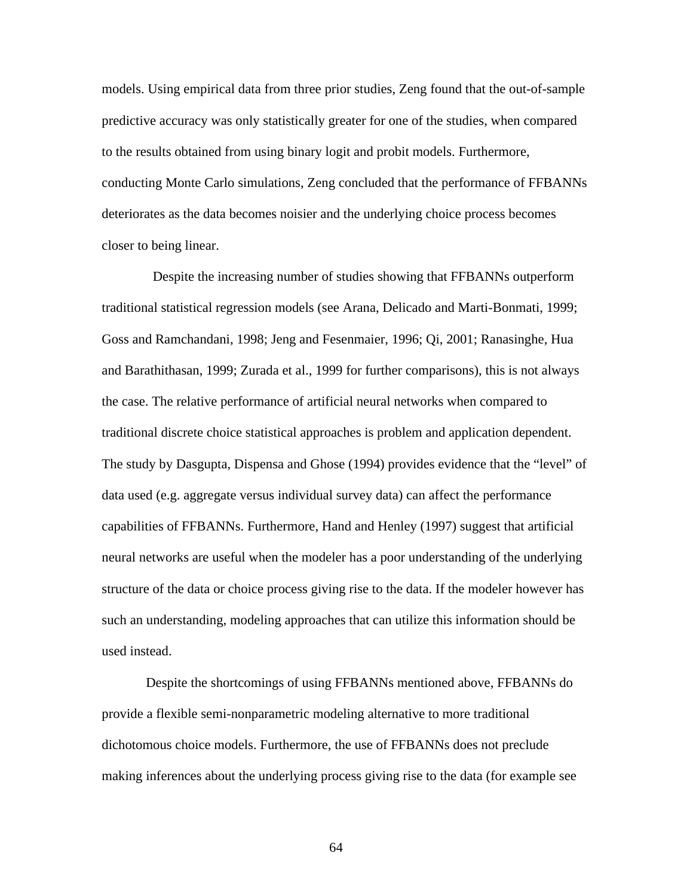models. Using empirical data from three prior studies, Zeng found that the out-of-sample predictive accuracy was only statistically greater for one of the studies, when compared to the results obtained from using binary logit and probit models. Furthermore, conducting Monte Carlo simulations, Zeng concluded that the performance of FFBANNs deteriorates as the data becomes noisier and the underlying choice process becomes closer to being linear.

Despite the increasing number of studies showing that FFBANNs outperform traditional statistical regression models (see Arana, Delicado and Marti-Bonmati, 1999; Goss and Ramchandani, 1998; Jeng and Fesenmaier, 1996; Qi, 2001; Ranasinghe, Hua and Barathithasan, 1999; Zurada et al., 1999 for further comparisons), this is not always the case. The relative performance of artificial neural networks when compared to traditional discrete choice statistical approaches is problem and application dependent. The study by Dasgupta, Dispensa and Ghose (1994) provides evidence that the "level" of data used (e.g. aggregate versus individual survey data) can affect the performance capabilities of FFBANNs. Furthermore, Hand and Henley (1997) suggest that artificial neural networks are useful when the modeler has a poor understanding of the underlying structure of the data or choice process giving rise to the data. If the modeler however has such an understanding, modeling approaches that can utilize this information should be used instead.

Despite the shortcomings of using FFBANNs mentioned above, FFBANNs do provide a flexible semi-nonparametric modeling alternative to more traditional dichotomous choice models. Furthermore, the use of FFBANNs does not preclude making inferences about the underlying process giving rise to the data (for example see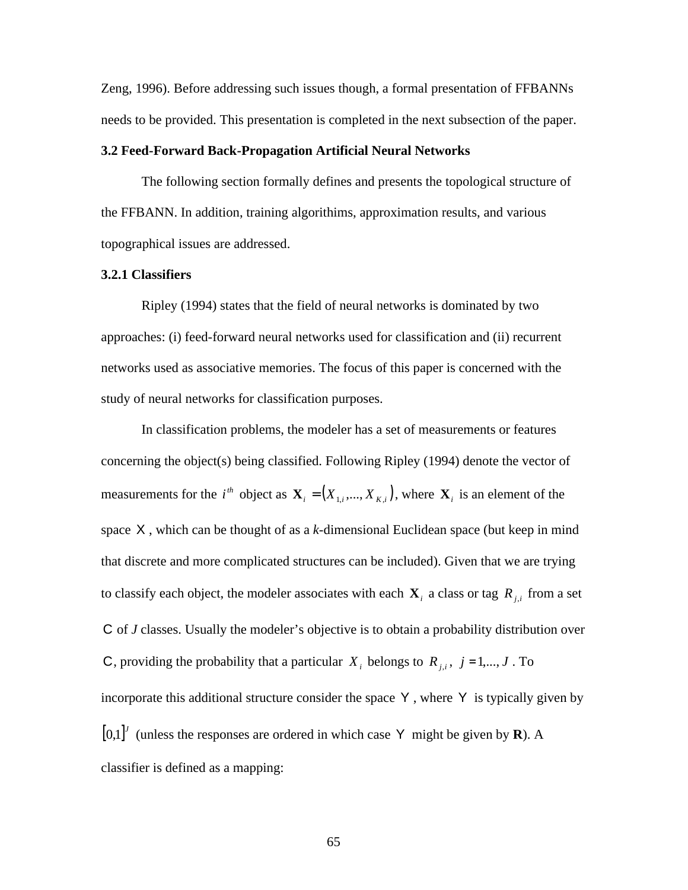Zeng, 1996). Before addressing such issues though, a formal presentation of FFBANNs needs to be provided. This presentation is completed in the next subsection of the paper.

### 3.2 Feed-Forward Back-Propagation Artificial Neural Networks

The following section formally defines and presents the topological structure of the FFBANN. In addition, training algorithims, approximation results, and various topographical issues are addressed.

#### 3.2.1 Classifiers

Ripley (1994) states that the field of neural networks is dominated by two approaches: (i) feed-forward neural networks used for classification and (ii) recurrent networks used as associative memories. The focus of this paper is concerned with the study of neural networks for classification purposes.

In classification problems, the modeler has a set of measurements or features concerning the object(s) being classified. Following Ripley (1994) denote the vector of measurements for the $i^{th}$ object as $\mathbf{X}_i = (X_{1,i},..., X_{K,i})$, where $\mathbf{X}_i$ is an element of the space $\mathcal{X}$, which can be thought of as a *k*-dimensional Euclidean space (but keep in mind that discrete and more complicated structures can be included). Given that we are trying to classify each object, the modeler associates with each $\mathbf{X}_i$ a class or tag $R_{j,i}$ from a set $\mathcal{C}$ of *J* classes. Usually the modeler's objective is to obtain a probability distribution over $\mathcal{C}$, providing the probability that a particular $X_i$ belongs to $R_{j,i}$, $j = 1,..., J$. To incorporate this additional structure consider the space $\mathcal{Y}$, where $\mathcal{Y}$ is typically given by $[0,1]^J$ (unless the responses are ordered in which case $\mathcal{Y}$ might be given by $\mathbf{R}$). A classifier is defined as a mapping: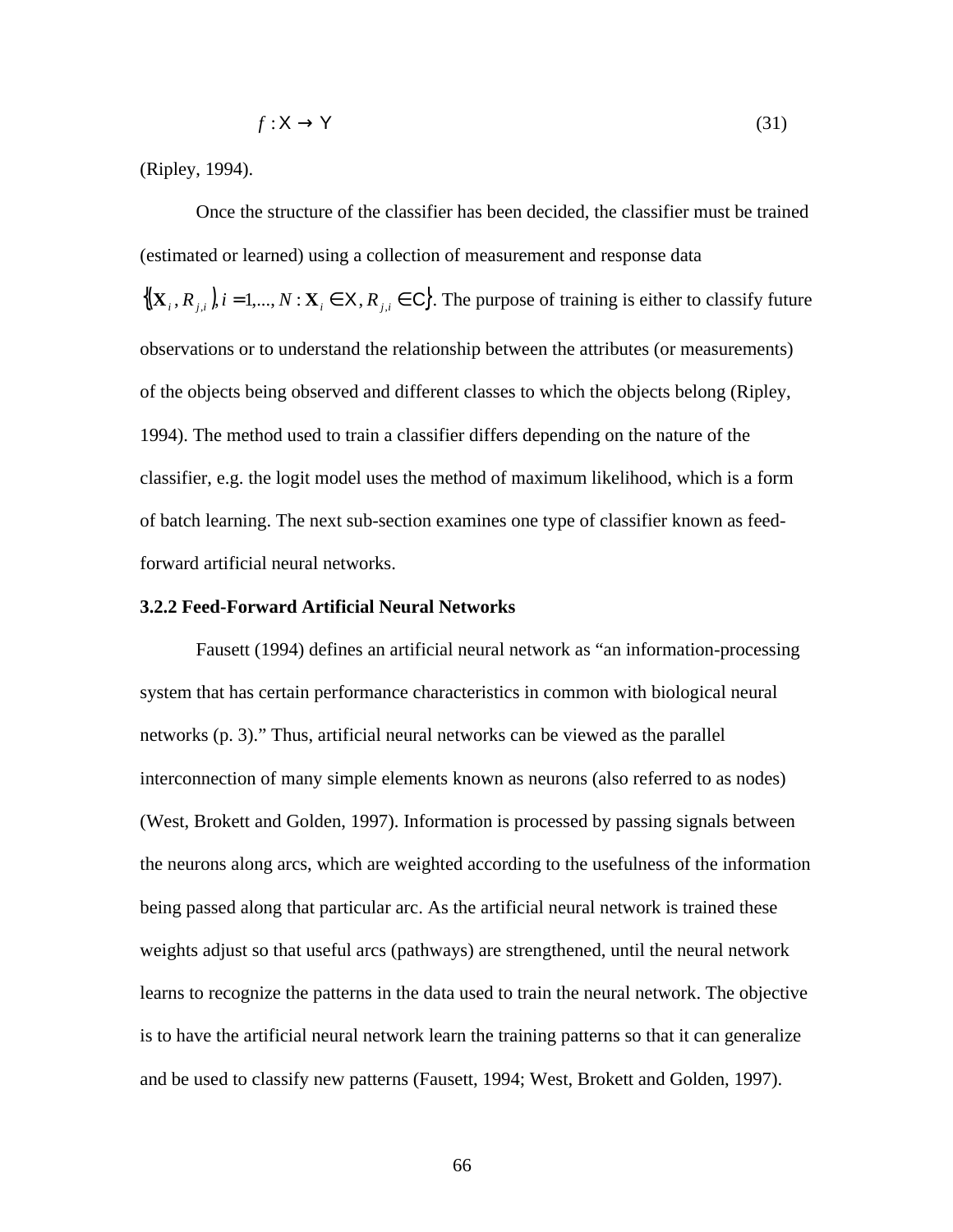$$f : \mathcal{X} \rightarrow \mathcal{Y} \tag{31}$$

(Ripley, 1994).

Once the structure of the classifier has been decided, the classifier must be trained (estimated or learned) using a collection of measurement and response data $\{(\mathbf{X}_i, R_{j,i}), i = 1,..., N : \mathbf{X}_i \in \mathcal{X}, R_{j,i} \in \mathcal{C}\}$. The purpose of training is either to classify future observations or to understand the relationship between the attributes (or measurements) of the objects being observed and different classes to which the objects belong (Ripley, 1994). The method used to train a classifier differs depending on the nature of the classifier, e.g. the logit model uses the method of maximum likelihood, which is a form of batch learning. The next sub-section examines one type of classifier known as feed-forward artificial neural networks.

### 3.2.2 Feed-Forward Artificial Neural Networks

Fausett (1994) defines an artificial neural network as "an information-processing system that has certain performance characteristics in common with biological neural networks (p. 3)." Thus, artificial neural networks can be viewed as the parallel interconnection of many simple elements known as neurons (also referred to as nodes) (West, Brokett and Golden, 1997). Information is processed by passing signals between the neurons along arcs, which are weighted according to the usefulness of the information being passed along that particular arc. As the artificial neural network is trained these weights adjust so that useful arcs (pathways) are strengthened, until the neural network learns to recognize the patterns in the data used to train the neural network. The objective is to have the artificial neural network learn the training patterns so that it can generalize and be used to classify new patterns (Fausett, 1994; West, Brokett and Golden, 1997).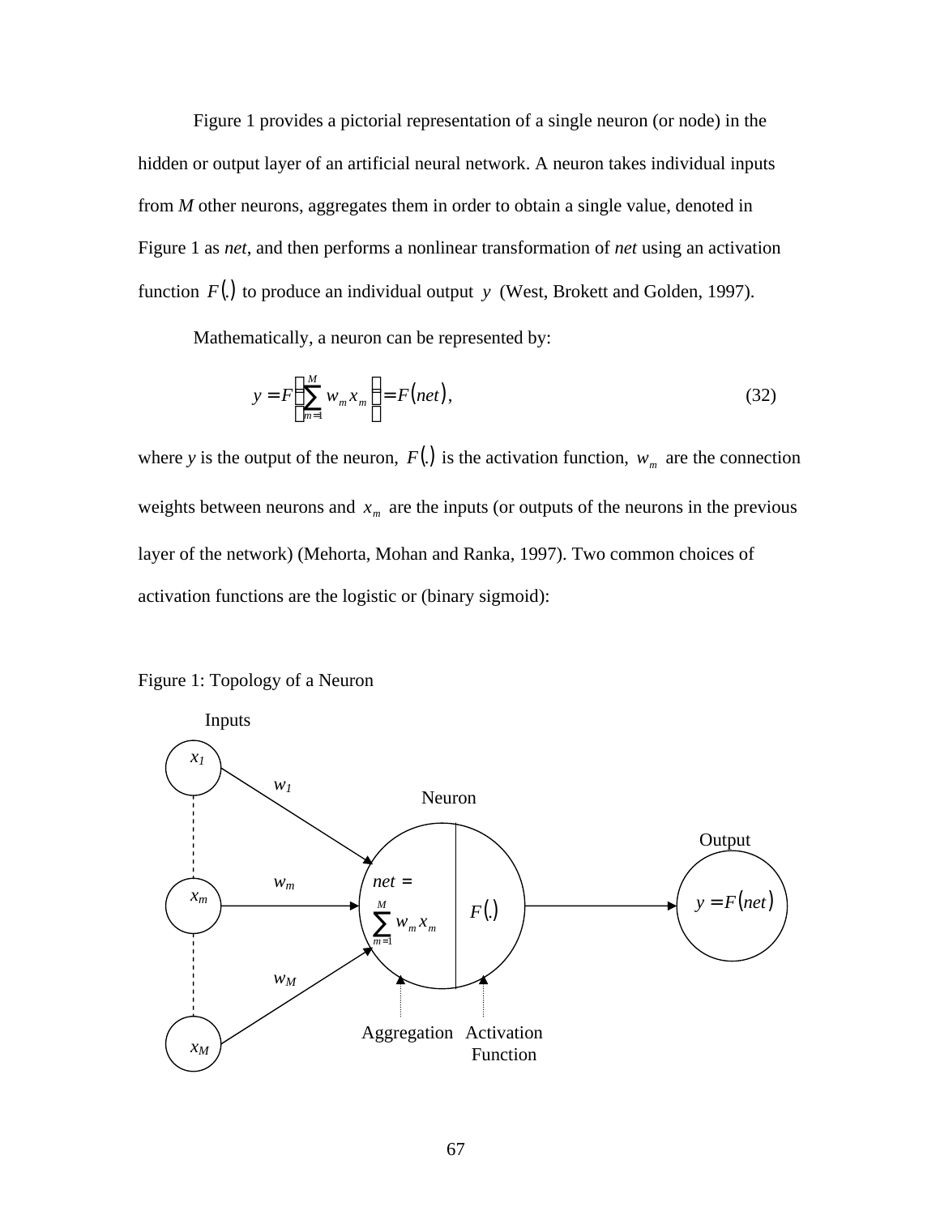Figure 1 provides a pictorial representation of a single neuron (or node) in the hidden or output layer of an artificial neural network. A neuron takes individual inputs from *M* other neurons, aggregates them in order to obtain a single value, denoted in Figure 1 as *net*, and then performs a nonlinear transformation of *net* using an activation function $F(.)$ to produce an individual output $y$ (West, Brokett and Golden, 1997).

Mathematically, a neuron can be represented by:

$$y = F\left(\sum_{m=1}^{M} w_m x_m\right) = F(net), \tag{32}$$

where $y$ is the output of the neuron, $F(.)$ is the activation function, $w_m$ are the connection weights between neurons and $x_m$ are the inputs (or outputs of the neurons in the previous layer of the network) (Mehorta, Mohan and Ranka, 1997). Two common choices of activation functions are the logistic or (binary sigmoid):

Figure 1: Topology of a Neuron

Inputs

$x_1$, $x_m$, $x_M$

$w_1$, $w_m$, $w_M$

Neuron

$net = \sum_{m=1}^{M} w_m x_m$ | $F(.)$

Aggregation | Activation Function

Output

$y = F(net)$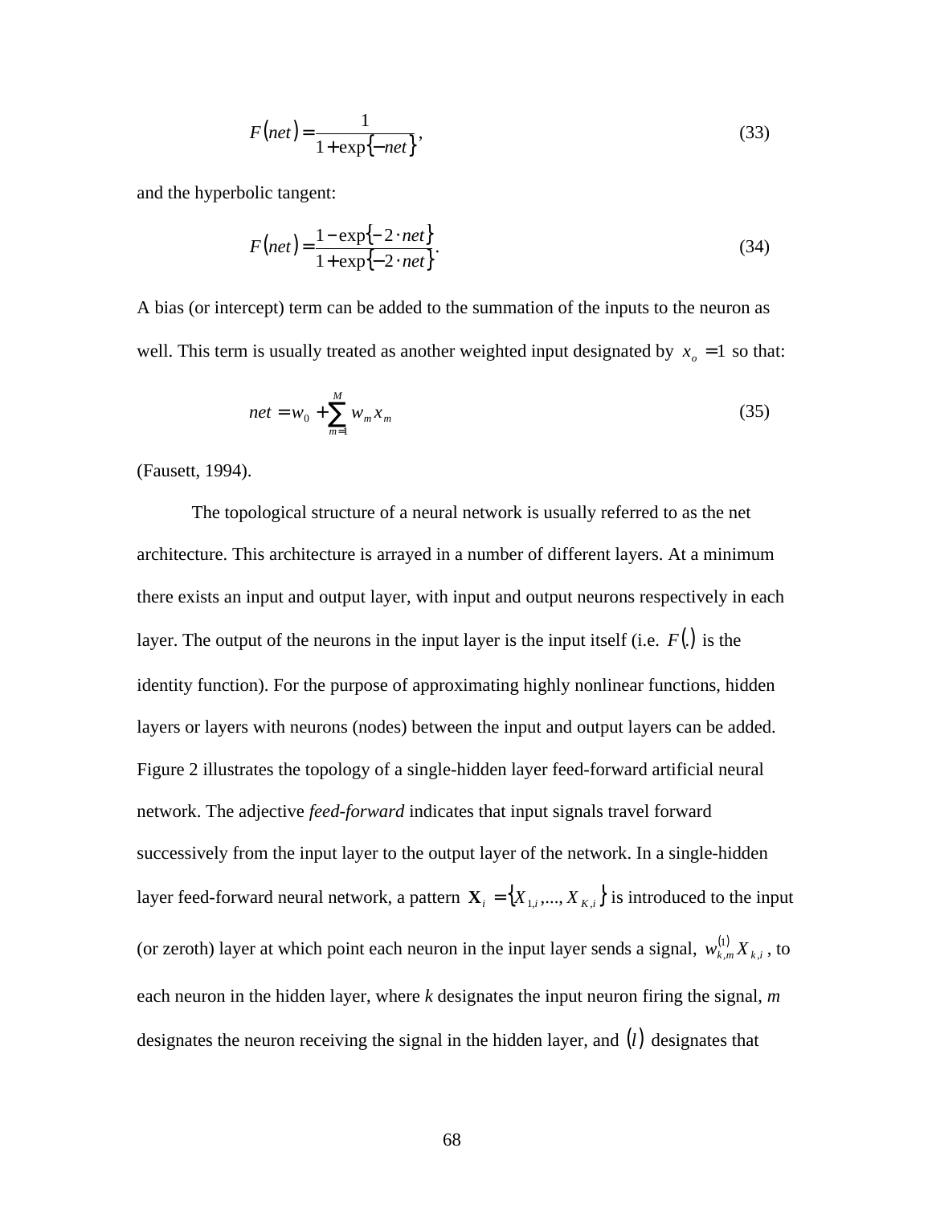$$F(net) = \frac{1}{1 + \exp\{-net\}}, \tag{33}$$

and the hyperbolic tangent:

$$F(net) = \frac{1 - \exp\{-2 \cdot net\}}{1 + \exp\{-2 \cdot net\}}. \tag{34}$$

A bias (or intercept) term can be added to the summation of the inputs to the neuron as well. This term is usually treated as another weighted input designated by $x_o = 1$ so that:

$$net = w_0 + \sum_{m=1}^{M} w_m x_m \tag{35}$$

(Fausett, 1994).

The topological structure of a neural network is usually referred to as the net architecture. This architecture is arrayed in a number of different layers. At a minimum there exists an input and output layer, with input and output neurons respectively in each layer. The output of the neurons in the input layer is the input itself (i.e. $F(.)$ is the identity function). For the purpose of approximating highly nonlinear functions, hidden layers or layers with neurons (nodes) between the input and output layers can be added. Figure 2 illustrates the topology of a single-hidden layer feed-forward artificial neural network. The adjective *feed-forward* indicates that input signals travel forward successively from the input layer to the output layer of the network. In a single-hidden layer feed-forward neural network, a pattern $\mathbf{X}_i = \{X_{1,i},..., X_{K,i}\}$ is introduced to the input (or zeroth) layer at which point each neuron in the input layer sends a signal, $w_{k,m}^{(1)} X_{k,i}$, to each neuron in the hidden layer, where *k* designates the input neuron firing the signal, *m* designates the neuron receiving the signal in the hidden layer, and $(l)$ designates that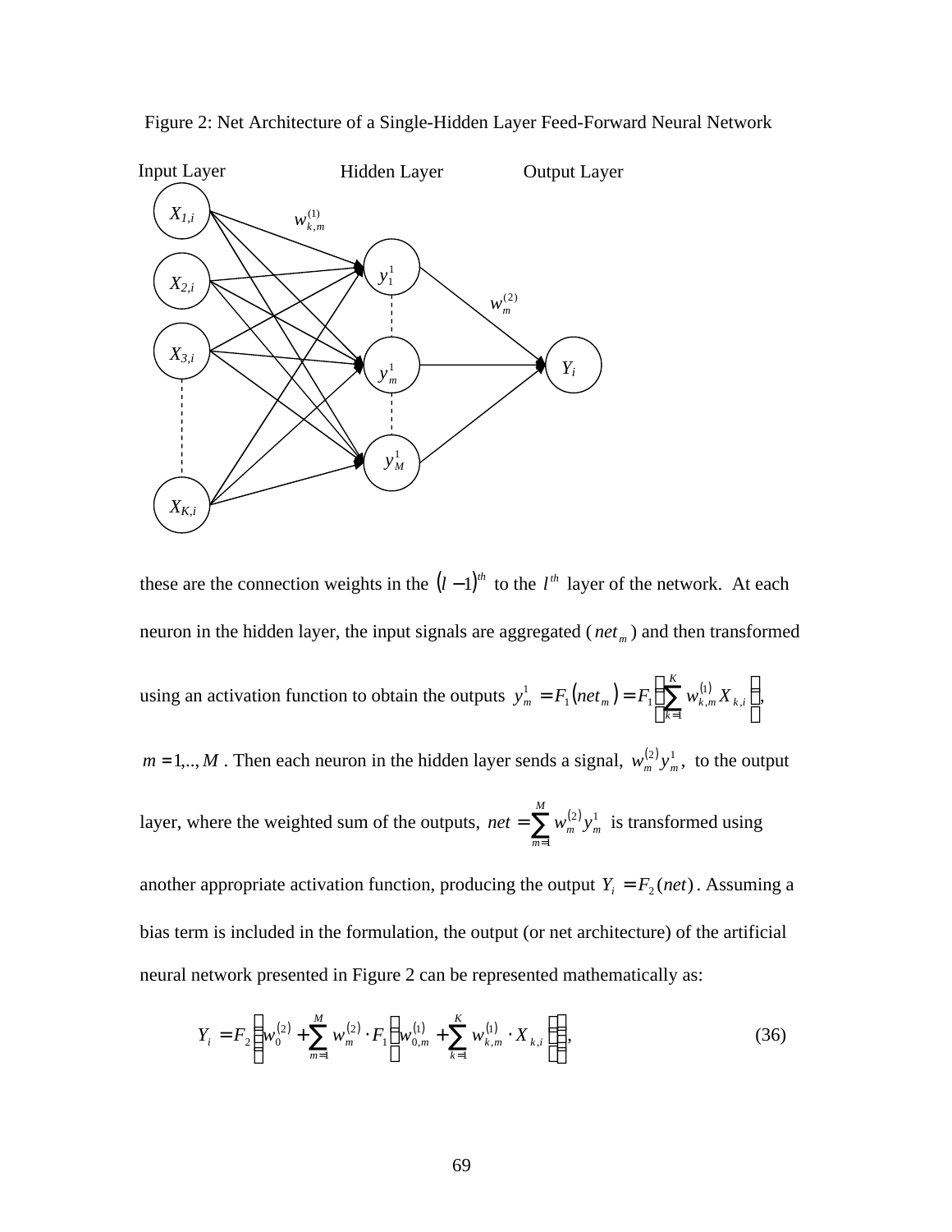Figure 2: Net Architecture of a Single-Hidden Layer Feed-Forward Neural Network

these are the connection weights in the $(l-1)^{th}$ to the $l^{th}$ layer of the network. At each neuron in the hidden layer, the input signals are aggregated ($net_m$) and then transformed using an activation function to obtain the outputs $y_m^1 = F_1(net_m) = F_1\left(\sum_{k=1}^{K} w_{k,m}^{(1)} X_{k,i}\right)$, $m = 1,..,M$. Then each neuron in the hidden layer sends a signal, $w_m^{(2)} y_m^1$, to the output layer, where the weighted sum of the outputs, $net = \sum_{m=1}^{M} w_m^{(2)} y_m^1$ is transformed using another appropriate activation function, producing the output $Y_i = F_2(net)$. Assuming a bias term is included in the formulation, the output (or net architecture) of the artificial neural network presented in Figure 2 can be represented mathematically as:

$$Y_i = F_2\left(w_0^{(2)} + \sum_{m=1}^{M} w_m^{(2)} \cdot F_1\left(w_{0,m}^{(1)} + \sum_{k=1}^{K} w_{k,m}^{(1)} \cdot X_{k,i}\right)\right), \tag{36}$$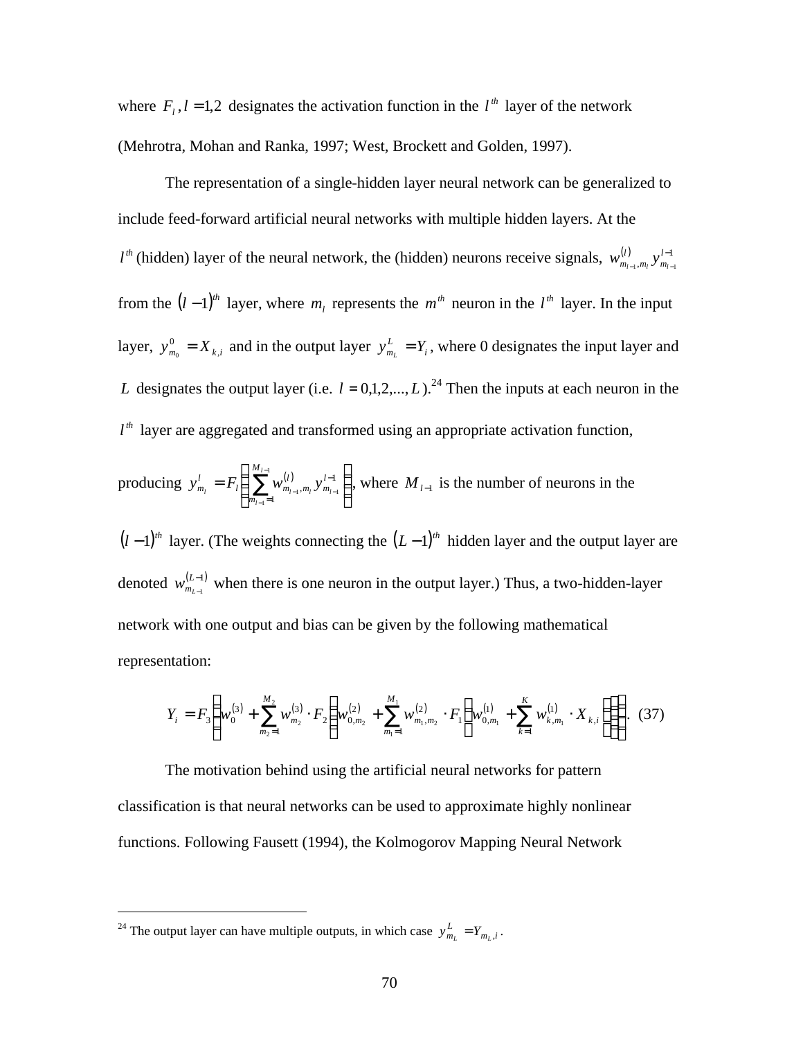where $F_l, l = 1,2$ designates the activation function in the $l^{th}$ layer of the network (Mehrotra, Mohan and Ranka, 1997; West, Brockett and Golden, 1997).

The representation of a single-hidden layer neural network can be generalized to include feed-forward artificial neural networks with multiple hidden layers. At the $l^{th}$ (hidden) layer of the neural network, the (hidden) neurons receive signals, $w^{(l)}_{m_{l-1},m_l} y^{l-1}_{m_{l-1}}$ from the $(l-1)^{th}$ layer, where $m_l$ represents the $m^{th}$ neuron in the $l^{th}$ layer. In the input layer, $y^0_{m_0} = X_{k,i}$ and in the output layer $y^L_{m_L} = Y_i$, where 0 designates the input layer and $L$ designates the output layer (i.e. $l = 0,1,2,...,L$).[24] Then the inputs at each neuron in the $l^{th}$ layer are aggregated and transformed using an appropriate activation function, producing $y^l_{m_l} = F_l\left(\sum_{m_{l-1}=1}^{M_{l-1}} w^{(l)}_{m_{l-1},m_l} y^{l-1}_{m_{l-1}}\right)$, where $M_{l-1}$ is the number of neurons in the $(l-1)^{th}$ layer. (The weights connecting the $(L-1)^{th}$ hidden layer and the output layer are denoted $w^{(L-1)}_{m_{L-1}}$ when there is one neuron in the output layer.) Thus, a two-hidden-layer network with one output and bias can be given by the following mathematical representation:

$$Y_i = F_3\left(w^{(3)}_0 + \sum_{m_2=1}^{M_2} w^{(3)}_{m_2} \cdot F_2\left(w^{(2)}_{0,m_2} + \sum_{m_1=1}^{M_1} w^{(2)}_{m_1,m_2} \cdot F_1\left(w^{(1)}_{0,m_1} + \sum_{k=1}^{K} w^{(1)}_{k,m_1} \cdot X_{k,i}\right)\right)\right). \quad (37)$$

The motivation behind using the artificial neural networks for pattern classification is that neural networks can be used to approximate highly nonlinear functions. Following Fausett (1994), the Kolmogorov Mapping Neural Network

---

[24] The output layer can have multiple outputs, in which case $y^L_{m_L} = Y_{m_L,i}$.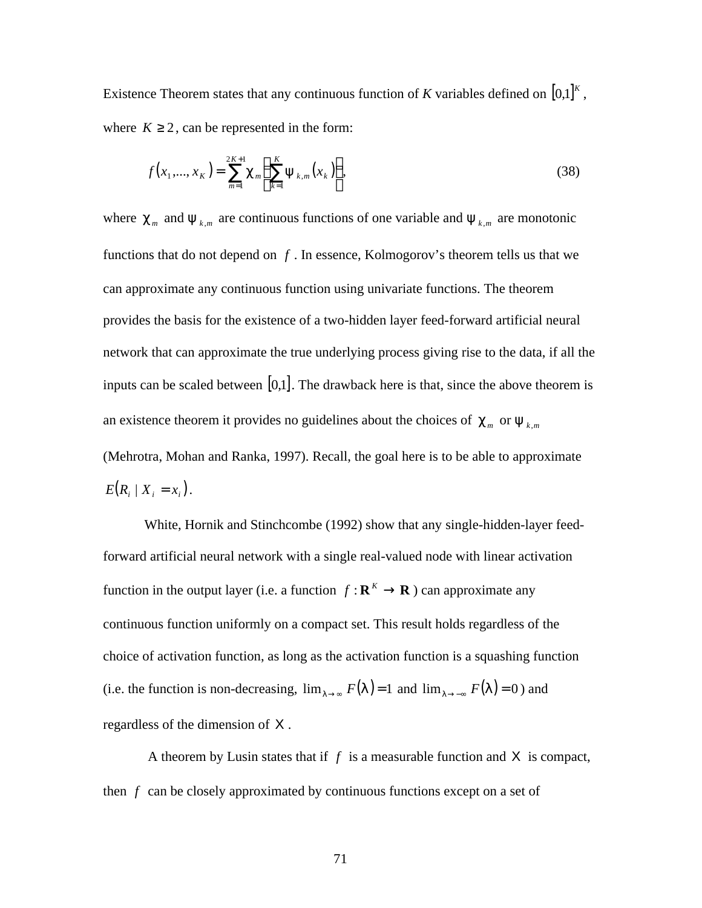Existence Theorem states that any continuous function of $K$ variables defined on $[0,1]^K$, where $K \geq 2$, can be represented in the form:

$$f(x_1,..., x_K) = \sum_{m=1}^{2K+1} \chi_m \left( \sum_{k=1}^{K} \psi_{k,m}(x_k) \right), \tag{38}$$

where $\chi_m$ and $\psi_{k,m}$ are continuous functions of one variable and $\psi_{k,m}$ are monotonic functions that do not depend on $f$. In essence, Kolmogorov's theorem tells us that we can approximate any continuous function using univariate functions. The theorem provides the basis for the existence of a two-hidden layer feed-forward artificial neural network that can approximate the true underlying process giving rise to the data, if all the inputs can be scaled between $[0,1]$. The drawback here is that, since the above theorem is an existence theorem it provides no guidelines about the choices of $\chi_m$ or $\psi_{k,m}$ (Mehrotra, Mohan and Ranka, 1997). Recall, the goal here is to be able to approximate $E(R_i \mid X_i = x_i)$.

White, Hornik and Stinchcombe (1992) show that any single-hidden-layer feed-forward artificial neural network with a single real-valued node with linear activation function in the output layer (i.e. a function $f : \mathbf{R}^K \to \mathbf{R}$) can approximate any continuous function uniformly on a compact set. This result holds regardless of the choice of activation function, as long as the activation function is a squashing function (i.e. the function is non-decreasing, $\lim_{\lambda \to \infty} F(\lambda) = 1$ and $\lim_{\lambda \to -\infty} F(\lambda) = 0$) and regardless of the dimension of $X$.

A theorem by Lusin states that if $f$ is a measurable function and $X$ is compact, then $f$ can be closely approximated by continuous functions except on a set of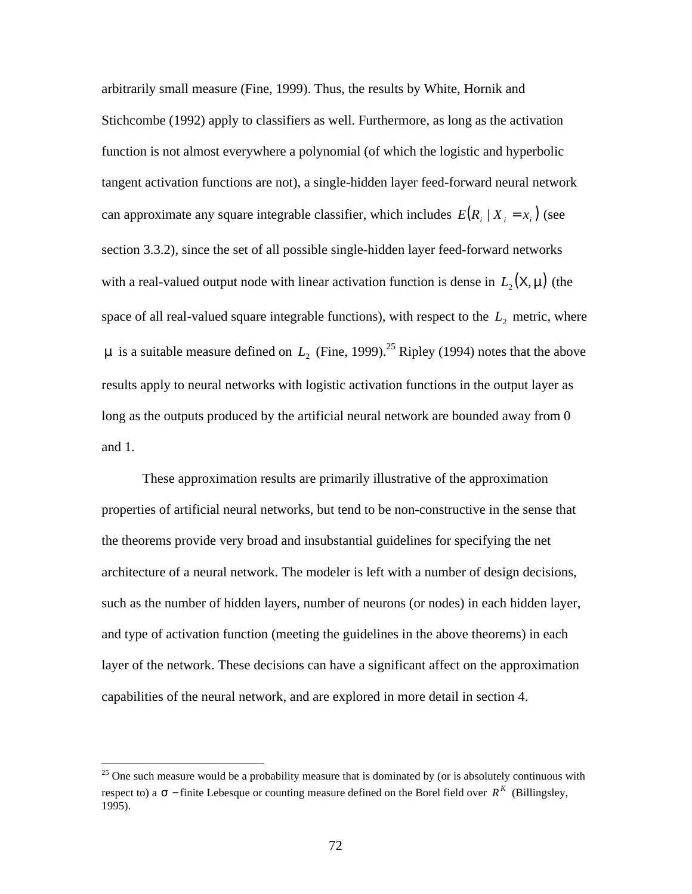arbitrarily small measure (Fine, 1999). Thus, the results by White, Hornik and Stichcombe (1992) apply to classifiers as well. Furthermore, as long as the activation function is not almost everywhere a polynomial (of which the logistic and hyperbolic tangent activation functions are not), a single-hidden layer feed-forward neural network can approximate any square integrable classifier, which includes $E(R_i \mid X_i = x_i)$ (see section 3.3.2), since the set of all possible single-hidden layer feed-forward networks with a real-valued output node with linear activation function is dense in $L_2(X, \mu)$ (the space of all real-valued square integrable functions), with respect to the $L_2$ metric, where $\mu$ is a suitable measure defined on $L_2$ (Fine, 1999).[25] Ripley (1994) notes that the above results apply to neural networks with logistic activation functions in the output layer as long as the outputs produced by the artificial neural network are bounded away from 0 and 1.

These approximation results are primarily illustrative of the approximation properties of artificial neural networks, but tend to be non-constructive in the sense that the theorems provide very broad and insubstantial guidelines for specifying the net architecture of a neural network. The modeler is left with a number of design decisions, such as the number of hidden layers, number of neurons (or nodes) in each hidden layer, and type of activation function (meeting the guidelines in the above theorems) in each layer of the network. These decisions can have a significant affect on the approximation capabilities of the neural network, and are explored in more detail in section 4.

---

[25] One such measure would be a probability measure that is dominated by (or is absolutely continuous with respect to) a $\sigma-$finite Lebesque or counting measure defined on the Borel field over $R^K$ (Billingsley, 1995).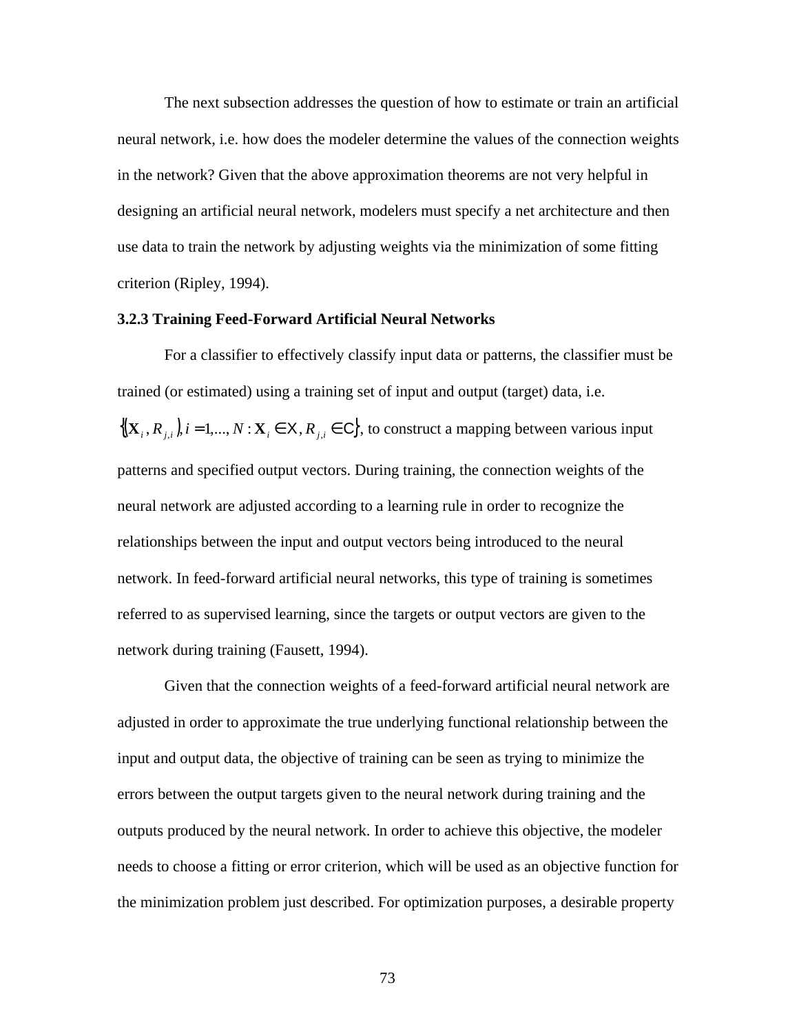The next subsection addresses the question of how to estimate or train an artificial neural network, i.e. how does the modeler determine the values of the connection weights in the network? Given that the above approximation theorems are not very helpful in designing an artificial neural network, modelers must specify a net architecture and then use data to train the network by adjusting weights via the minimization of some fitting criterion (Ripley, 1994).

### 3.2.3 Training Feed-Forward Artificial Neural Networks

For a classifier to effectively classify input data or patterns, the classifier must be trained (or estimated) using a training set of input and output (target) data, i.e. $\{(\mathbf{X}_i, R_{j,i}), i = 1,..., N : \mathbf{X}_i \in \mathrm{X}, R_{j,i} \in \mathrm{C}\}$, to construct a mapping between various input patterns and specified output vectors. During training, the connection weights of the neural network are adjusted according to a learning rule in order to recognize the relationships between the input and output vectors being introduced to the neural network. In feed-forward artificial neural networks, this type of training is sometimes referred to as supervised learning, since the targets or output vectors are given to the network during training (Fausett, 1994).

Given that the connection weights of a feed-forward artificial neural network are adjusted in order to approximate the true underlying functional relationship between the input and output data, the objective of training can be seen as trying to minimize the errors between the output targets given to the neural network during training and the outputs produced by the neural network. In order to achieve this objective, the modeler needs to choose a fitting or error criterion, which will be used as an objective function for the minimization problem just described. For optimization purposes, a desirable property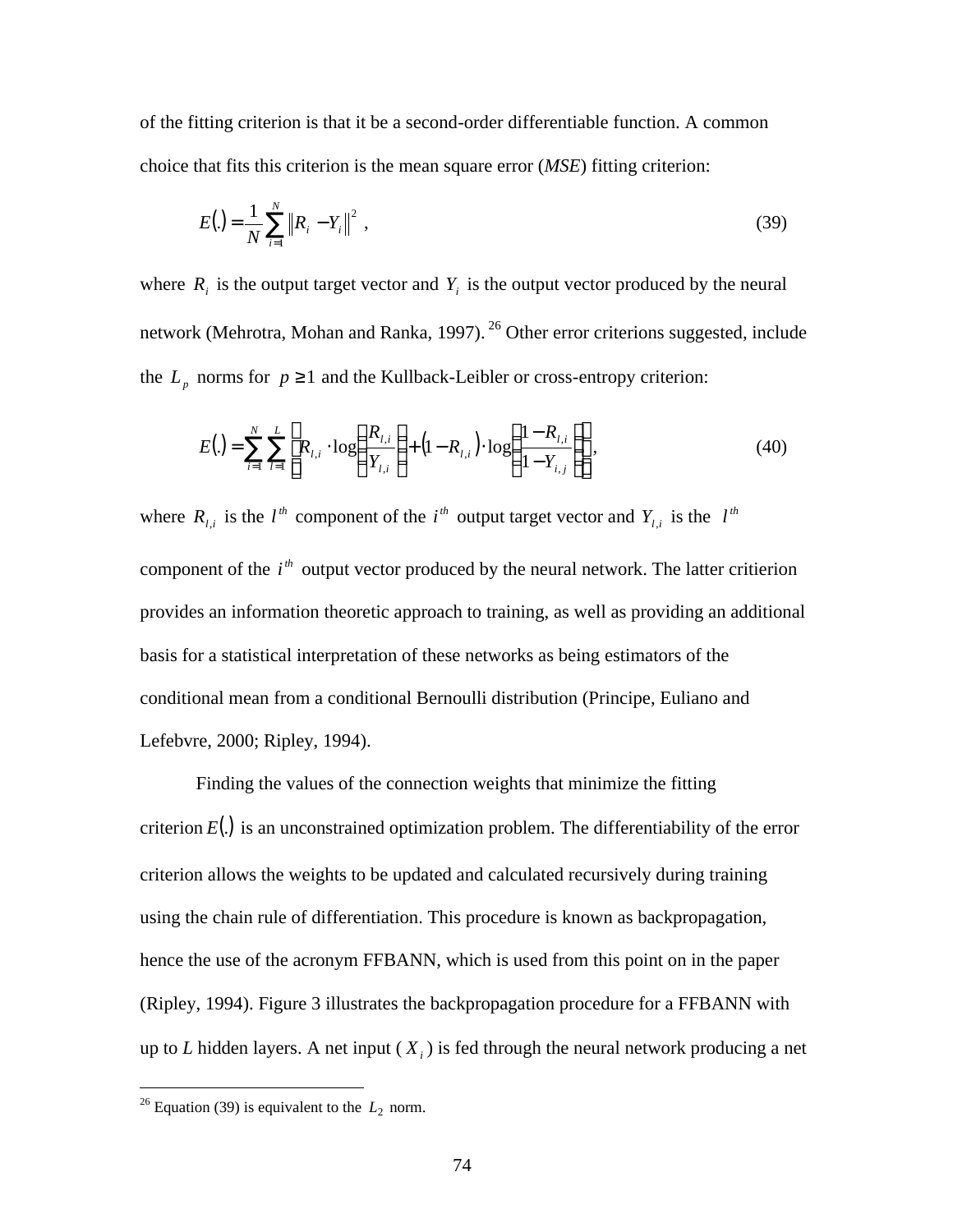of the fitting criterion is that it be a second-order differentiable function. A common choice that fits this criterion is the mean square error (*MSE*) fitting criterion:

$$E(.) = \frac{1}{N}\sum_{i=1}^{N}\left\| R_i - Y_i \right\|^2 \ , \tag{39}$$

where $R_i$ is the output target vector and $Y_i$ is the output vector produced by the neural network (Mehrotra, Mohan and Ranka, 1997).[26] Other error criterions suggested, include the $L_p$ norms for $p \geq 1$ and the Kullback-Leibler or cross-entropy criterion:

$$E(.) = \sum_{i=1}^{N}\sum_{l=1}^{L}\left[ R_{l,i} \cdot \log\left(\frac{R_{l,i}}{Y_{l,i}}\right) + \left(1 - R_{l,i}\right)\cdot \log\left(\frac{1 - R_{l,i}}{1 - Y_{i,j}}\right)\right], \tag{40}$$

where $R_{l,i}$ is the $l^{th}$ component of the $i^{th}$ output target vector and $Y_{l,i}$ is the $l^{th}$ component of the $i^{th}$ output vector produced by the neural network. The latter critierion provides an information theoretic approach to training, as well as providing an additional basis for a statistical interpretation of these networks as being estimators of the conditional mean from a conditional Bernoulli distribution (Principe, Euliano and Lefebvre, 2000; Ripley, 1994).

Finding the values of the connection weights that minimize the fitting criterion $E(.)$ is an unconstrained optimization problem. The differentiability of the error criterion allows the weights to be updated and calculated recursively during training using the chain rule of differentiation. This procedure is known as backpropagation, hence the use of the acronym FFBANN, which is used from this point on in the paper (Ripley, 1994). Figure 3 illustrates the backpropagation procedure for a FFBANN with up to *L* hidden layers. A net input ( $X_i$ ) is fed through the neural network producing a net

---

[26] Equation (39) is equivalent to the $L_2$ norm.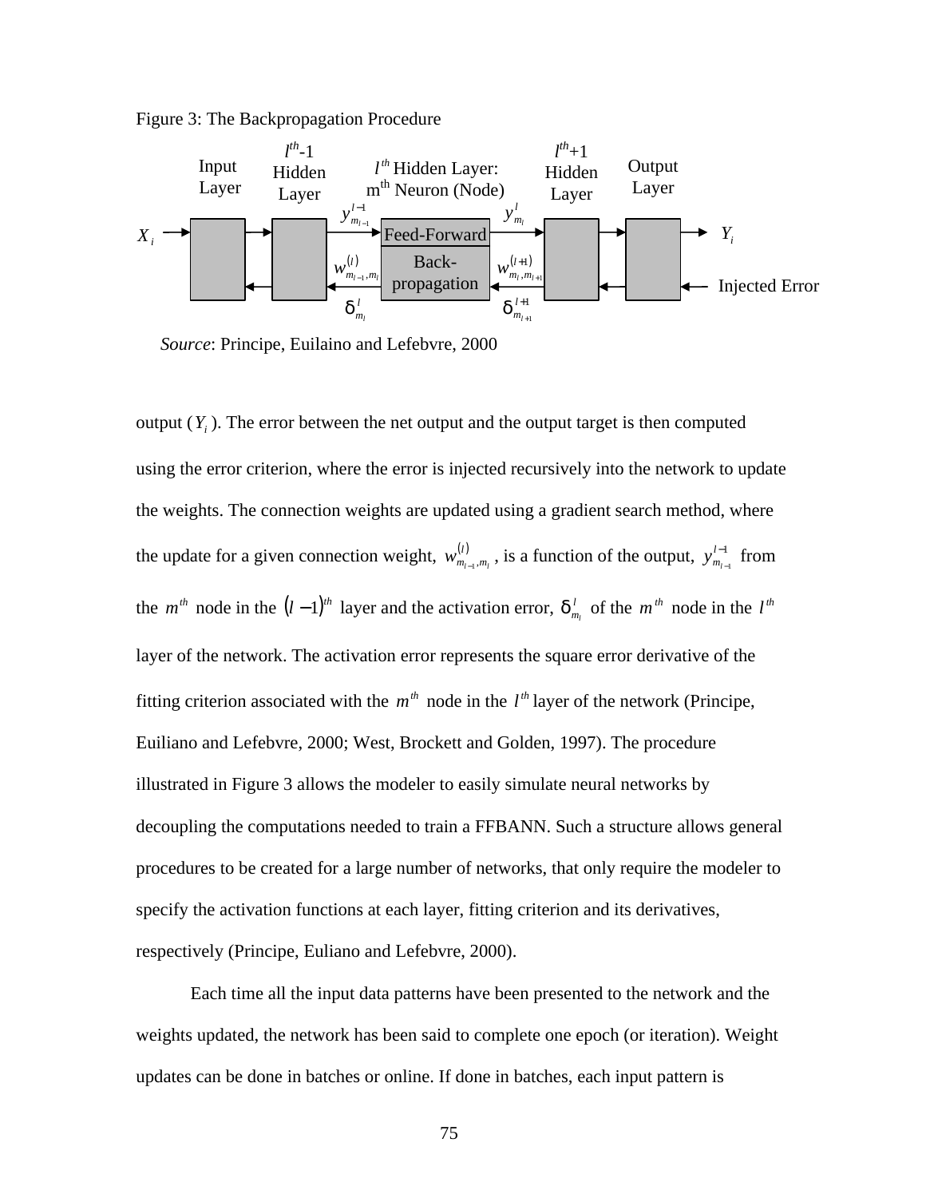Figure 3: The Backpropagation Procedure

*Source*: Principe, Euilaino and Lefebvre, 2000

output ($Y_i$). The error between the net output and the output target is then computed using the error criterion, where the error is injected recursively into the network to update the weights. The connection weights are updated using a gradient search method, where the update for a given connection weight, $w^{(l)}_{m_{l-1},m_l}$, is a function of the output, $y^{l-1}_{m_{l-1}}$ from the $m^{th}$ node in the $(l-1)^{th}$ layer and the activation error, $\delta^{l}_{m_l}$ of the $m^{th}$ node in the $l^{th}$ layer of the network. The activation error represents the square error derivative of the fitting criterion associated with the $m^{th}$ node in the $l^{th}$ layer of the network (Principe, Euiliano and Lefebvre, 2000; West, Brockett and Golden, 1997). The procedure illustrated in Figure 3 allows the modeler to easily simulate neural networks by decoupling the computations needed to train a FFBANN. Such a structure allows general procedures to be created for a large number of networks, that only require the modeler to specify the activation functions at each layer, fitting criterion and its derivatives, respectively (Principe, Euliano and Lefebvre, 2000).

Each time all the input data patterns have been presented to the network and the weights updated, the network has been said to complete one epoch (or iteration). Weight updates can be done in batches or online. If done in batches, each input pattern is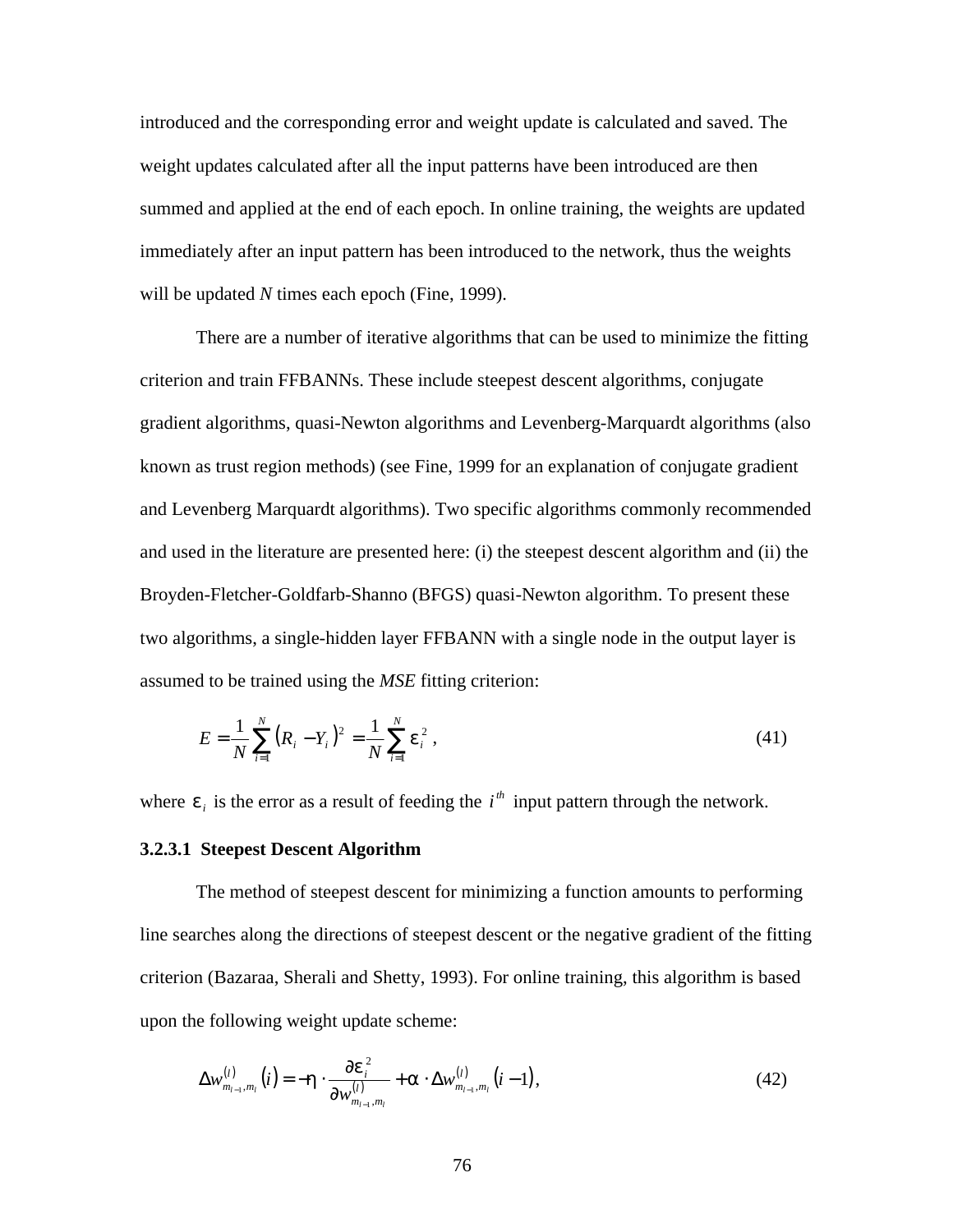introduced and the corresponding error and weight update is calculated and saved. The weight updates calculated after all the input patterns have been introduced are then summed and applied at the end of each epoch. In online training, the weights are updated immediately after an input pattern has been introduced to the network, thus the weights will be updated *N* times each epoch (Fine, 1999).

There are a number of iterative algorithms that can be used to minimize the fitting criterion and train FFBANNs. These include steepest descent algorithms, conjugate gradient algorithms, quasi-Newton algorithms and Levenberg-Marquardt algorithms (also known as trust region methods) (see Fine, 1999 for an explanation of conjugate gradient and Levenberg Marquardt algorithms). Two specific algorithms commonly recommended and used in the literature are presented here: (i) the steepest descent algorithm and (ii) the Broyden-Fletcher-Goldfarb-Shanno (BFGS) quasi-Newton algorithm. To present these two algorithms, a single-hidden layer FFBANN with a single node in the output layer is assumed to be trained using the *MSE* fitting criterion:

$$E = \frac{1}{N}\sum_{i=1}^{N}\left(R_i - Y_i\right)^2 = \frac{1}{N}\sum_{i=1}^{N}\varepsilon_i^{\,2}\,, \tag{41}$$

where $\varepsilon_i$ is the error as a result of feeding the $i^{th}$ input pattern through the network.

### 3.2.3.1 Steepest Descent Algorithm

The method of steepest descent for minimizing a function amounts to performing line searches along the directions of steepest descent or the negative gradient of the fitting criterion (Bazaraa, Sherali and Shetty, 1993). For online training, this algorithm is based upon the following weight update scheme:

$$\Delta w_{m_{l-1},m_l}^{(l)}(i) = -\eta \cdot \frac{\partial \varepsilon_i^{\,2}}{\partial w_{m_{l-1},m_l}^{(l)}} + \alpha \cdot \Delta w_{m_{l-1},m_l}^{(l)}(i-1), \tag{42}$$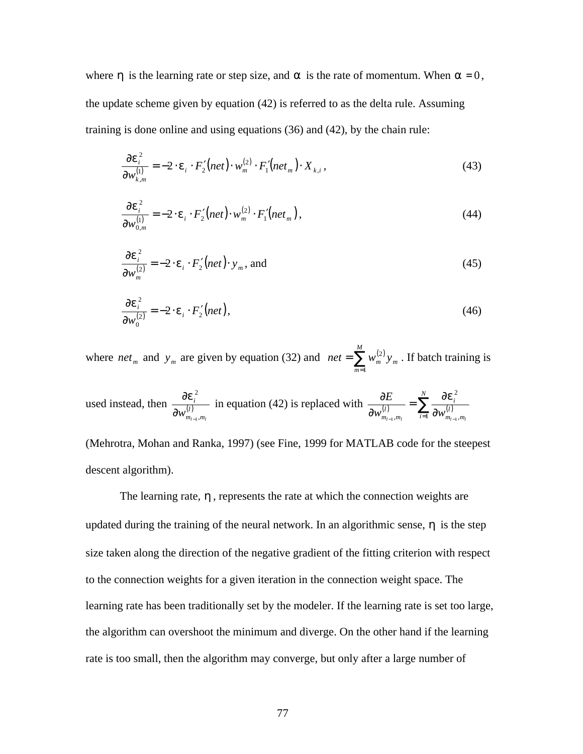where $\eta$ is the learning rate or step size, and $\alpha$ is the rate of momentum. When $\alpha = 0$, the update scheme given by equation (42) is referred to as the delta rule. Assuming training is done online and using equations (36) and (42), by the chain rule:

$$\frac{\partial \varepsilon_i^2}{\partial w_{k,m}^{(1)}} = -2 \cdot \varepsilon_i \cdot F_2'(net) \cdot w_m^{(2)} \cdot F_1'(net_m) \cdot X_{k,i}, \tag{43}$$

$$\frac{\partial \varepsilon_i^2}{\partial w_{0,m}^{(1)}} = -2 \cdot \varepsilon_i \cdot F_2'(net) \cdot w_m^{(2)} \cdot F_1'(net_m), \tag{44}$$

$$\frac{\partial \varepsilon_i^2}{\partial w_m^{(2)}} = -2 \cdot \varepsilon_i \cdot F_2'(net) \cdot y_m, \text{ and} \tag{45}$$

$$\frac{\partial \varepsilon_i^2}{\partial w_0^{(2)}} = -2 \cdot \varepsilon_i \cdot F_2'(net), \tag{46}$$

where $net_m$ and $y_m$ are given by equation (32) and $net = \sum_{m=1}^{M} w_m^{(2)} y_m$. If batch training is used instead, then $\frac{\partial \varepsilon_i^2}{\partial w_{m_{l-1},m_l}^{(l)}}$ in equation (42) is replaced with $\frac{\partial E}{\partial w_{m_{l-1},m_l}^{(l)}} = \sum_{i=1}^{N} \frac{\partial \varepsilon_i^2}{\partial w_{m_{l-1},m_l}^{(l)}}$ (Mehrotra, Mohan and Ranka, 1997) (see Fine, 1999 for MATLAB code for the steepest descent algorithm).

The learning rate, $\eta$, represents the rate at which the connection weights are updated during the training of the neural network. In an algorithmic sense, $\eta$ is the step size taken along the direction of the negative gradient of the fitting criterion with respect to the connection weights for a given iteration in the connection weight space. The learning rate has been traditionally set by the modeler. If the learning rate is set too large, the algorithm can overshoot the minimum and diverge. On the other hand if the learning rate is too small, then the algorithm may converge, but only after a large number of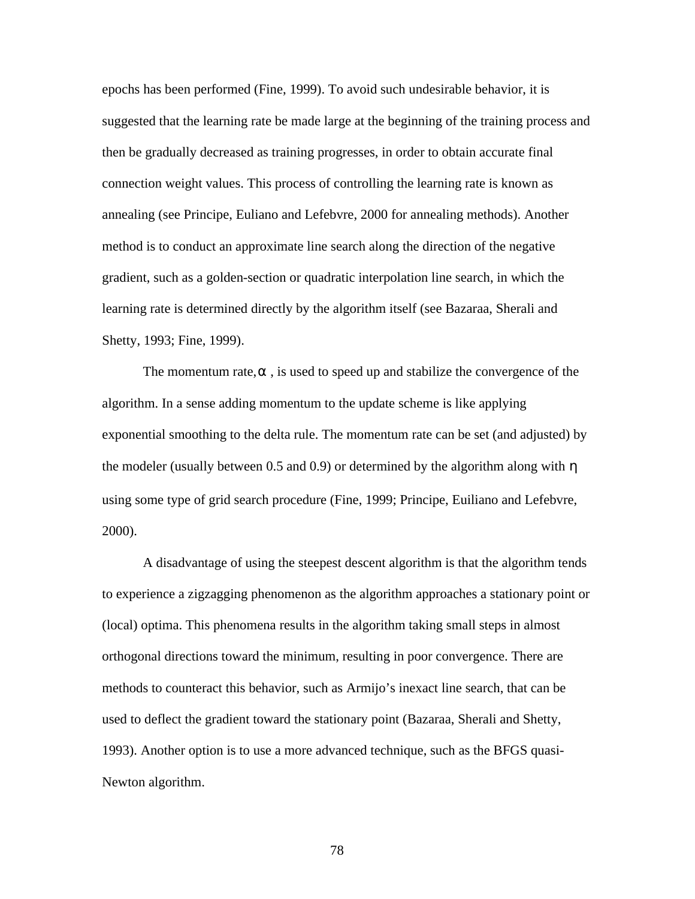epochs has been performed (Fine, 1999). To avoid such undesirable behavior, it is suggested that the learning rate be made large at the beginning of the training process and then be gradually decreased as training progresses, in order to obtain accurate final connection weight values. This process of controlling the learning rate is known as annealing (see Principe, Euliano and Lefebvre, 2000 for annealing methods). Another method is to conduct an approximate line search along the direction of the negative gradient, such as a golden-section or quadratic interpolation line search, in which the learning rate is determined directly by the algorithm itself (see Bazaraa, Sherali and Shetty, 1993; Fine, 1999).

The momentum rate, $\alpha$ , is used to speed up and stabilize the convergence of the algorithm. In a sense adding momentum to the update scheme is like applying exponential smoothing to the delta rule. The momentum rate can be set (and adjusted) by the modeler (usually between 0.5 and 0.9) or determined by the algorithm along with $\eta$ using some type of grid search procedure (Fine, 1999; Principe, Euiliano and Lefebvre, 2000).

A disadvantage of using the steepest descent algorithm is that the algorithm tends to experience a zigzagging phenomenon as the algorithm approaches a stationary point or (local) optima. This phenomena results in the algorithm taking small steps in almost orthogonal directions toward the minimum, resulting in poor convergence. There are methods to counteract this behavior, such as Armijo's inexact line search, that can be used to deflect the gradient toward the stationary point (Bazaraa, Sherali and Shetty, 1993). Another option is to use a more advanced technique, such as the BFGS quasi-Newton algorithm.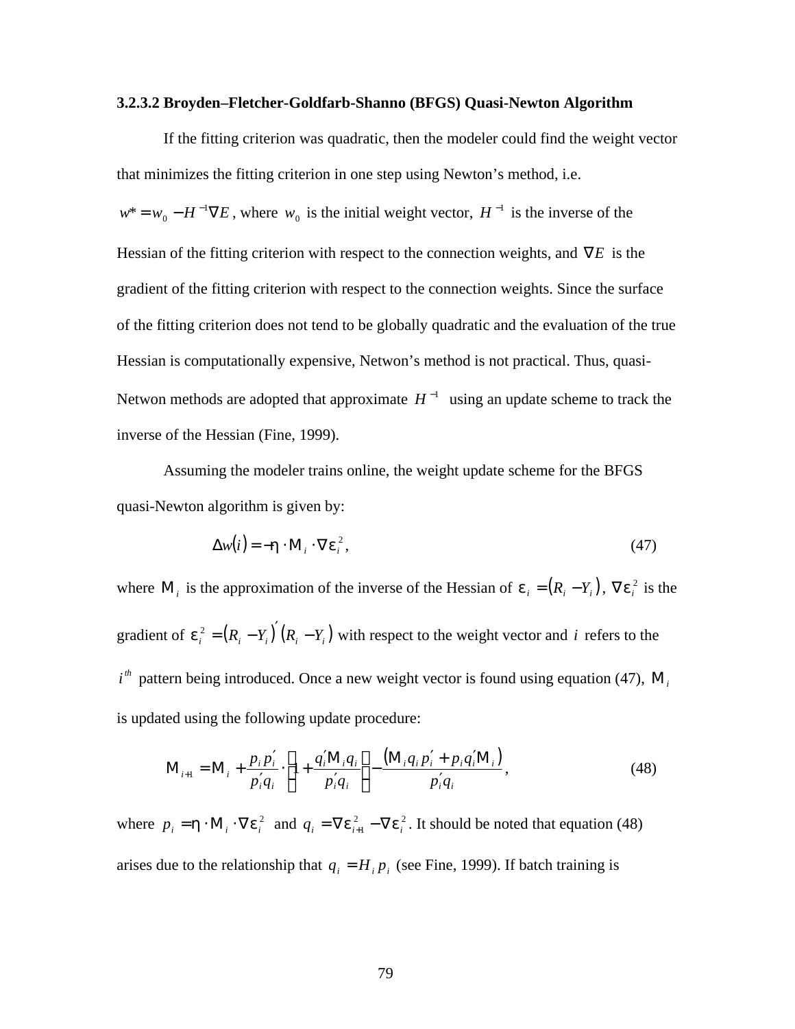### 3.2.3.2 Broyden–Fletcher-Goldfarb-Shanno (BFGS) Quasi-Newton Algorithm

If the fitting criterion was quadratic, then the modeler could find the weight vector that minimizes the fitting criterion in one step using Newton's method, i.e. $w^* = w_0 - H^{-1}\nabla E$, where $w_0$ is the initial weight vector, $H^{-1}$ is the inverse of the Hessian of the fitting criterion with respect to the connection weights, and $\nabla E$ is the gradient of the fitting criterion with respect to the connection weights. Since the surface of the fitting criterion does not tend to be globally quadratic and the evaluation of the true Hessian is computationally expensive, Netwon's method is not practical. Thus, quasi-Netwon methods are adopted that approximate $H^{-1}$ using an update scheme to track the inverse of the Hessian (Fine, 1999).

Assuming the modeler trains online, the weight update scheme for the BFGS quasi-Newton algorithm is given by:

$$\Delta w(i) = -\eta \cdot \mathrm{M}_i \cdot \nabla \varepsilon_i^2, \tag{47}$$

where $\mathrm{M}_i$ is the approximation of the inverse of the Hessian of $\varepsilon_i = (R_i - Y_i)$, $\nabla \varepsilon_i^2$ is the gradient of $\varepsilon_i^2 = (R_i - Y_i)'(R_i - Y_i)$ with respect to the weight vector and $i$ refers to the $i^{th}$ pattern being introduced. Once a new weight vector is found using equation (47), $\mathrm{M}_i$ is updated using the following update procedure:

$$\mathrm{M}_{i+1} = \mathrm{M}_i + \frac{p_i p_i'}{p_i' q_i} \cdot \left(1 + \frac{q_i' \mathrm{M}_i q_i}{p_i' q_i}\right) - \frac{\left(\mathrm{M}_i q_i p_i' + p_i q_i' \mathrm{M}_i\right)}{p_i' q_i}, \tag{48}$$

where $p_i = \eta \cdot \mathrm{M}_i \cdot \nabla \varepsilon_i^2$ and $q_i = \nabla \varepsilon_{i+1}^2 - \nabla \varepsilon_i^2$. It should be noted that equation (48) arises due to the relationship that $q_i = H_i p_i$ (see Fine, 1999). If batch training is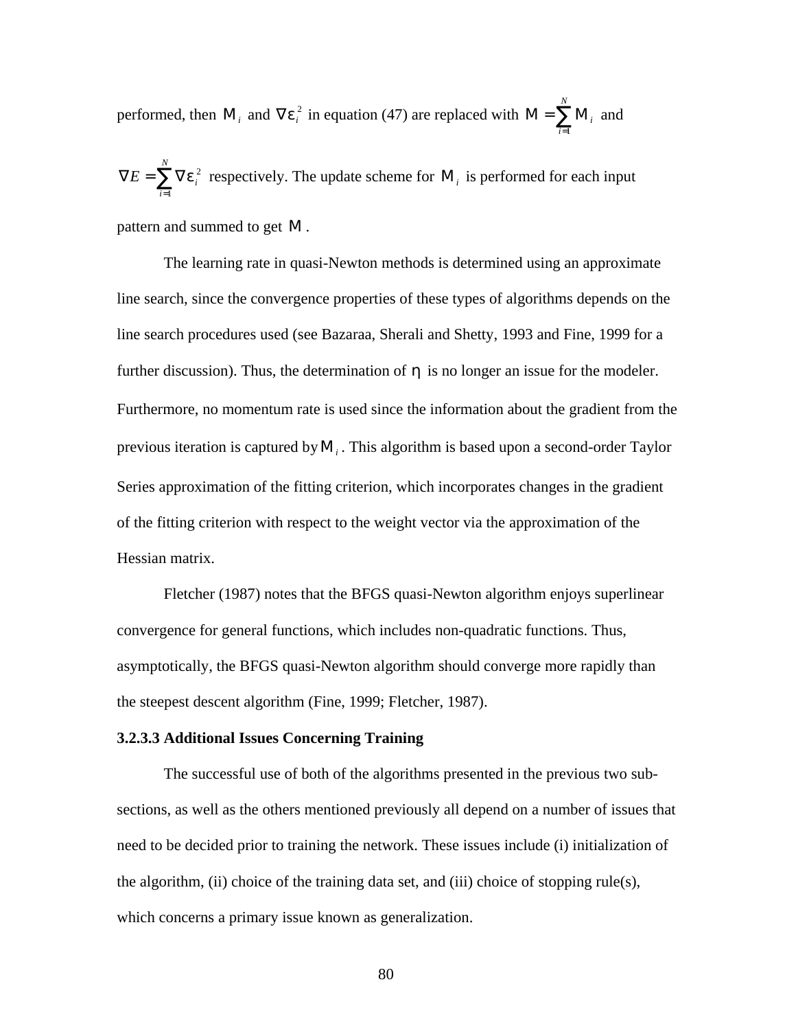performed, then $M_i$ and $\nabla\varepsilon_i^2$ in equation (47) are replaced with $M = \sum_{i=1}^{N} M_i$ and $\nabla E = \sum_{i=1}^{N} \nabla\varepsilon_i^2$ respectively. The update scheme for $M_i$ is performed for each input pattern and summed to get $M$.

The learning rate in quasi-Newton methods is determined using an approximate line search, since the convergence properties of these types of algorithms depends on the line search procedures used (see Bazaraa, Sherali and Shetty, 1993 and Fine, 1999 for a further discussion). Thus, the determination of $\eta$ is no longer an issue for the modeler. Furthermore, no momentum rate is used since the information about the gradient from the previous iteration is captured by $M_i$. This algorithm is based upon a second-order Taylor Series approximation of the fitting criterion, which incorporates changes in the gradient of the fitting criterion with respect to the weight vector via the approximation of the Hessian matrix.

Fletcher (1987) notes that the BFGS quasi-Newton algorithm enjoys superlinear convergence for general functions, which includes non-quadratic functions. Thus, asymptotically, the BFGS quasi-Newton algorithm should converge more rapidly than the steepest descent algorithm (Fine, 1999; Fletcher, 1987).

**3.2.3.3 Additional Issues Concerning Training**

The successful use of both of the algorithms presented in the previous two sub-sections, as well as the others mentioned previously all depend on a number of issues that need to be decided prior to training the network. These issues include (i) initialization of the algorithm, (ii) choice of the training data set, and (iii) choice of stopping rule(s), which concerns a primary issue known as generalization.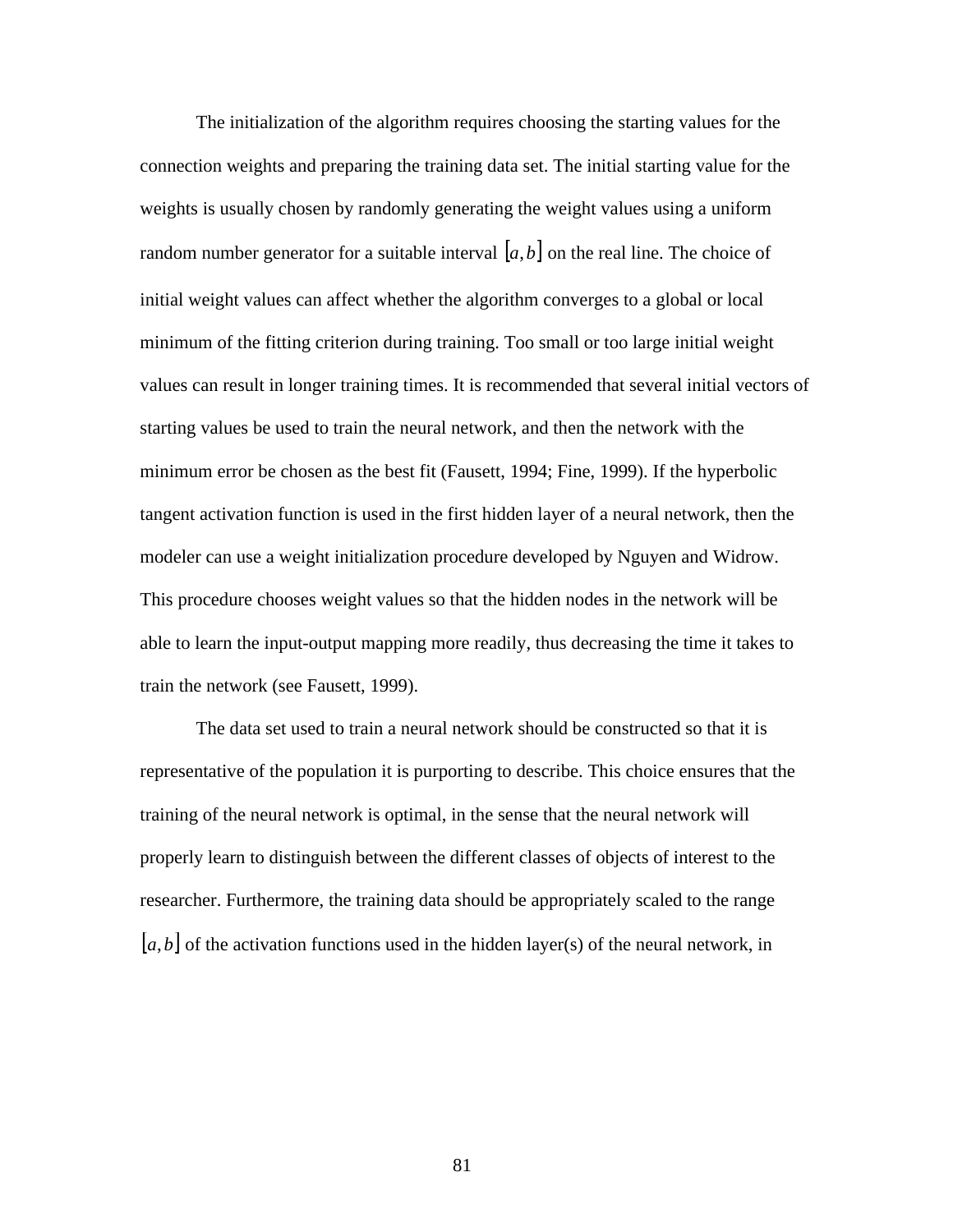The initialization of the algorithm requires choosing the starting values for the connection weights and preparing the training data set. The initial starting value for the weights is usually chosen by randomly generating the weight values using a uniform random number generator for a suitable interval $[a, b]$ on the real line. The choice of initial weight values can affect whether the algorithm converges to a global or local minimum of the fitting criterion during training. Too small or too large initial weight values can result in longer training times. It is recommended that several initial vectors of starting values be used to train the neural network, and then the network with the minimum error be chosen as the best fit (Fausett, 1994; Fine, 1999). If the hyperbolic tangent activation function is used in the first hidden layer of a neural network, then the modeler can use a weight initialization procedure developed by Nguyen and Widrow. This procedure chooses weight values so that the hidden nodes in the network will be able to learn the input-output mapping more readily, thus decreasing the time it takes to train the network (see Fausett, 1999).

The data set used to train a neural network should be constructed so that it is representative of the population it is purporting to describe. This choice ensures that the training of the neural network is optimal, in the sense that the neural network will properly learn to distinguish between the different classes of objects of interest to the researcher. Furthermore, the training data should be appropriately scaled to the range $[a, b]$ of the activation functions used in the hidden layer(s) of the neural network, in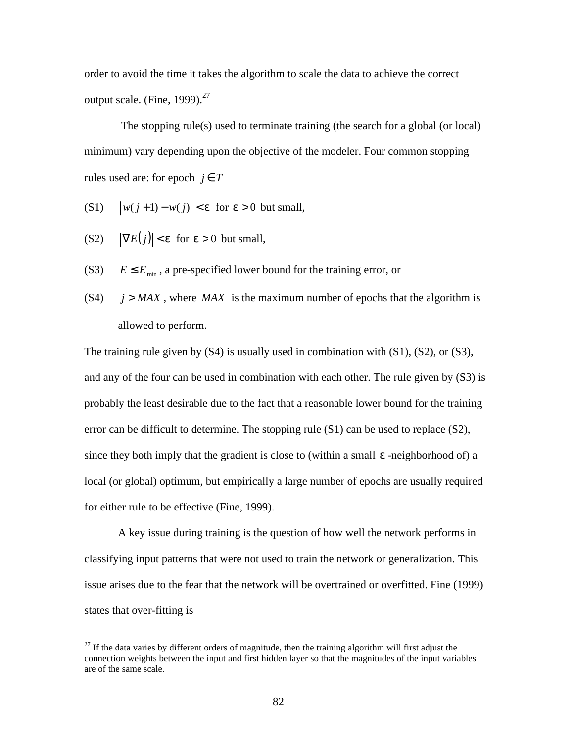order to avoid the time it takes the algorithm to scale the data to achieve the correct output scale. (Fine, 1999).[27]

The stopping rule(s) used to terminate training (the search for a global (or local) minimum) vary depending upon the objective of the modeler. Four common stopping rules used are: for epoch $j \in T$

(S1) $\|w(j+1) - w(j)\| < \varepsilon$ for $\varepsilon > 0$ but small,

(S2) $\|\nabla E(j)\| < \varepsilon$ for $\varepsilon > 0$ but small,

(S3) $E \leq E_{\min}$, a pre-specified lower bound for the training error, or

(S4) $j > MAX$, where $MAX$ is the maximum number of epochs that the algorithm is allowed to perform.

The training rule given by (S4) is usually used in combination with (S1), (S2), or (S3), and any of the four can be used in combination with each other. The rule given by (S3) is probably the least desirable due to the fact that a reasonable lower bound for the training error can be difficult to determine. The stopping rule (S1) can be used to replace (S2), since they both imply that the gradient is close to (within a small $\varepsilon$-neighborhood of) a local (or global) optimum, but empirically a large number of epochs are usually required for either rule to be effective (Fine, 1999).

A key issue during training is the question of how well the network performs in classifying input patterns that were not used to train the network or generalization. This issue arises due to the fear that the network will be overtrained or overfitted. Fine (1999) states that over-fitting is

[27] If the data varies by different orders of magnitude, then the training algorithm will first adjust the connection weights between the input and first hidden layer so that the magnitudes of the input variables are of the same scale.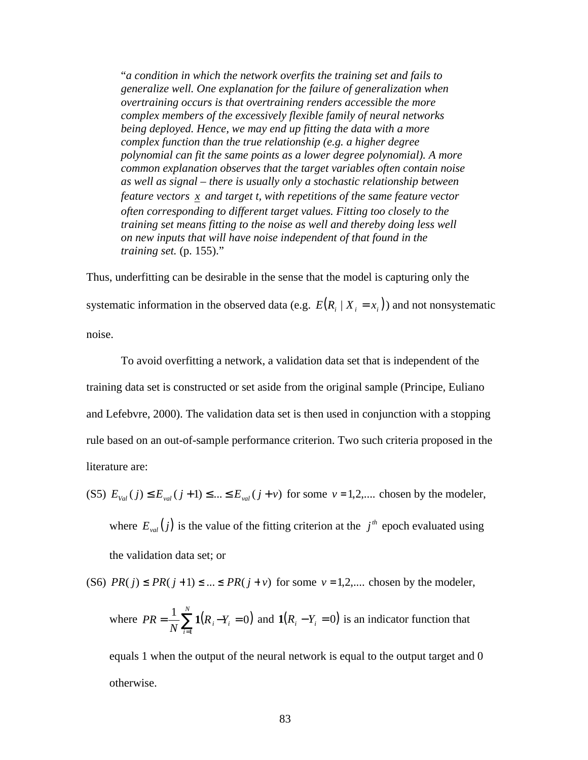> “*a condition in which the network overfits the training set and fails to generalize well. One explanation for the failure of generalization when overtraining occurs is that overtraining renders accessible the more complex members of the excessively flexible family of neural networks being deployed. Hence, we may end up fitting the data with a more complex function than the true relationship (e.g. a higher degree polynomial can fit the same points as a lower degree polynomial). A more common explanation observes that the target variables often contain noise as well as signal – there is usually only a stochastic relationship between feature vectors* $\underline{x}$ *and target t, with repetitions of the same feature vector often corresponding to different target values. Fitting too closely to the training set means fitting to the noise as well and thereby doing less well on new inputs that will have noise independent of that found in the training set.* (p. 155).”

Thus, underfitting can be desirable in the sense that the model is capturing only the systematic information in the observed data (e.g. $E(R_i \mid X_i = x_i)$) and not nonsystematic noise.

To avoid overfitting a network, a validation data set that is independent of the training data set is constructed or set aside from the original sample (Principe, Euliano and Lefebvre, 2000). The validation data set is then used in conjunction with a stopping rule based on an out-of-sample performance criterion. Two such criteria proposed in the literature are:

(S5) $E_{Val}(j) \leq E_{val}(j+1) \leq ... \leq E_{val}(j+v)$ for some $v = 1,2,....$ chosen by the modeler, where $E_{val}(j)$ is the value of the fitting criterion at the $j^{th}$ epoch evaluated using the validation data set; or

(S6) $PR(j) \leq PR(j+1) \leq ... \leq PR(j+v)$ for some $v = 1,2,....$ chosen by the modeler, where $PR = \frac{1}{N}\sum_{i=1}^{N} \mathbf{1}(R_i - Y_i = 0)$ and $\mathbf{1}(R_i - Y_i = 0)$ is an indicator function that equals 1 when the output of the neural network is equal to the output target and 0 otherwise.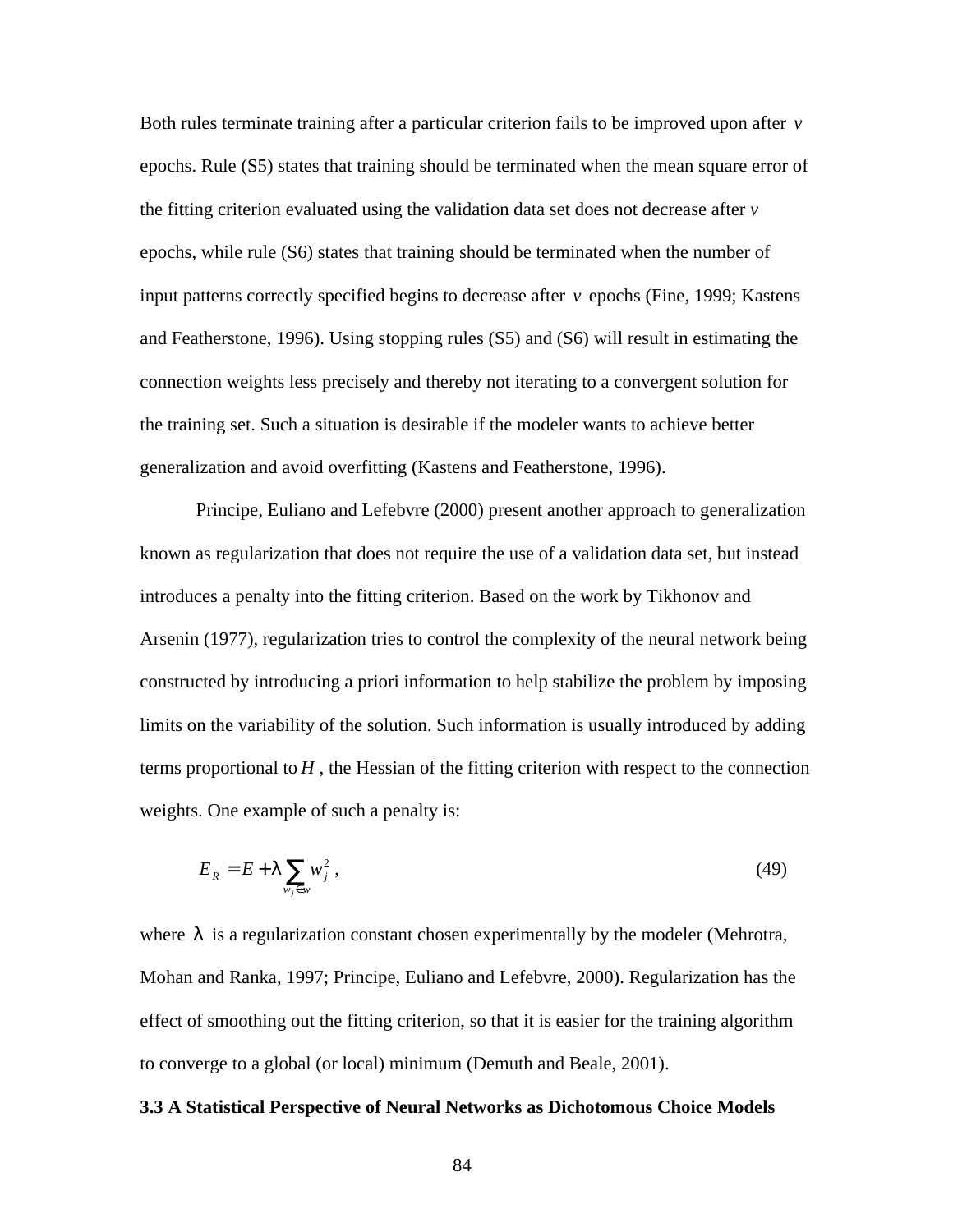Both rules terminate training after a particular criterion fails to be improved upon after $v$ epochs. Rule (S5) states that training should be terminated when the mean square error of the fitting criterion evaluated using the validation data set does not decrease after $v$ epochs, while rule (S6) states that training should be terminated when the number of input patterns correctly specified begins to decrease after $v$ epochs (Fine, 1999; Kastens and Featherstone, 1996). Using stopping rules (S5) and (S6) will result in estimating the connection weights less precisely and thereby not iterating to a convergent solution for the training set. Such a situation is desirable if the modeler wants to achieve better generalization and avoid overfitting (Kastens and Featherstone, 1996).

Principe, Euliano and Lefebvre (2000) present another approach to generalization known as regularization that does not require the use of a validation data set, but instead introduces a penalty into the fitting criterion. Based on the work by Tikhonov and Arsenin (1977), regularization tries to control the complexity of the neural network being constructed by introducing a priori information to help stabilize the problem by imposing limits on the variability of the solution. Such information is usually introduced by adding terms proportional to $H$, the Hessian of the fitting criterion with respect to the connection weights. One example of such a penalty is:

$$E_R = E + \lambda \sum_{w_j \in w} w_j^2 , \tag{49}$$

where $\lambda$ is a regularization constant chosen experimentally by the modeler (Mehrotra, Mohan and Ranka, 1997; Principe, Euliano and Lefebvre, 2000). Regularization has the effect of smoothing out the fitting criterion, so that it is easier for the training algorithm to converge to a global (or local) minimum (Demuth and Beale, 2001).

### 3.3 A Statistical Perspective of Neural Networks as Dichotomous Choice Models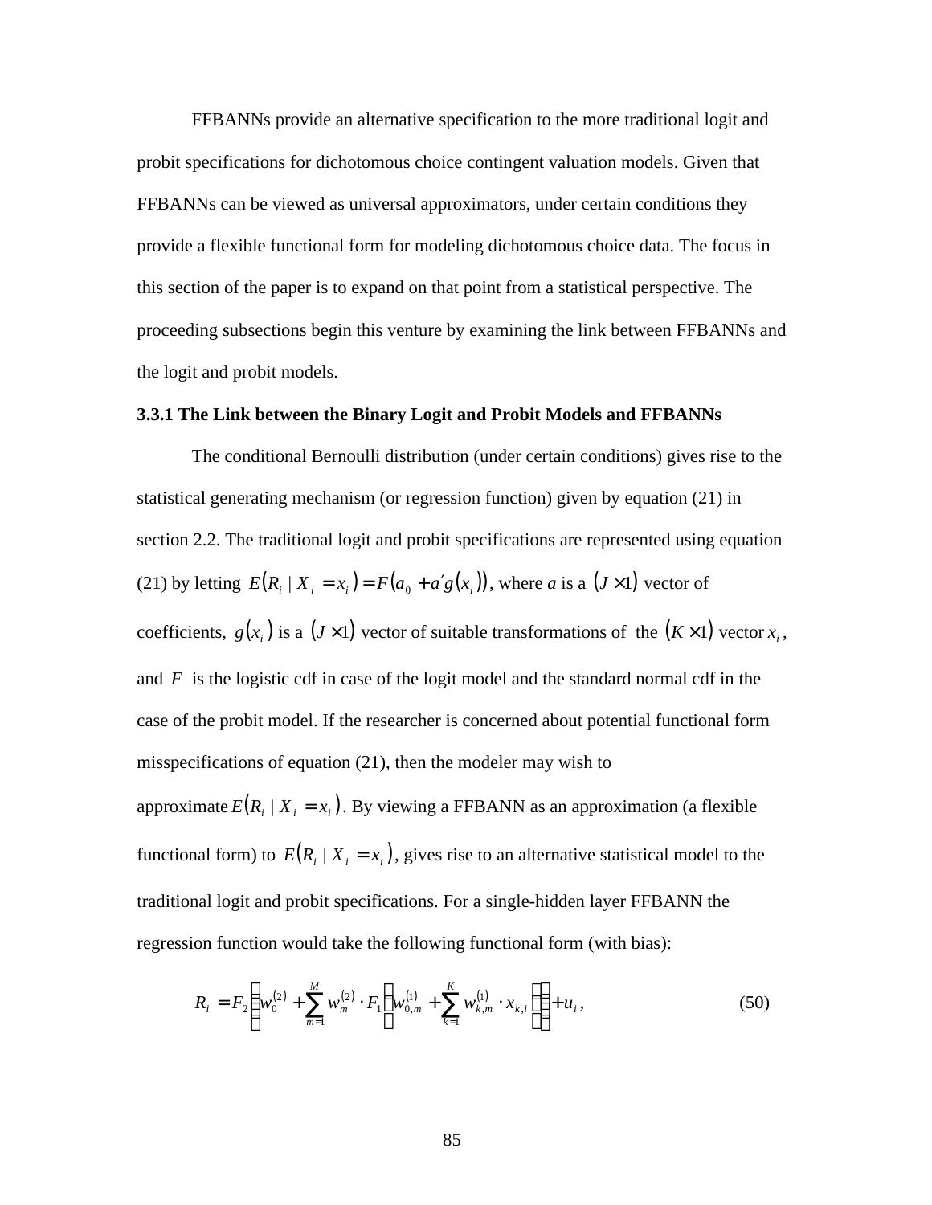FFBANNs provide an alternative specification to the more traditional logit and probit specifications for dichotomous choice contingent valuation models. Given that FFBANNs can be viewed as universal approximators, under certain conditions they provide a flexible functional form for modeling dichotomous choice data. The focus in this section of the paper is to expand on that point from a statistical perspective. The proceeding subsections begin this venture by examining the link between FFBANNs and the logit and probit models.

### 3.3.1 The Link between the Binary Logit and Probit Models and FFBANNs

The conditional Bernoulli distribution (under certain conditions) gives rise to the statistical generating mechanism (or regression function) given by equation (21) in section 2.2. The traditional logit and probit specifications are represented using equation (21) by letting $E(R_i \mid X_i = x_i) = F(a_0 + a'g(x_i))$, where *a* is a $(J \times 1)$ vector of coefficients, $g(x_i)$ is a $(J \times 1)$ vector of suitable transformations of the $(K \times 1)$ vector $x_i$, and $F$ is the logistic cdf in case of the logit model and the standard normal cdf in the case of the probit model. If the researcher is concerned about potential functional form misspecifications of equation (21), then the modeler may wish to approximate $E(R_i \mid X_i = x_i)$. By viewing a FFBANN as an approximation (a flexible functional form) to $E(R_i \mid X_i = x_i)$, gives rise to an alternative statistical model to the traditional logit and probit specifications. For a single-hidden layer FFBANN the regression function would take the following functional form (with bias):

$$R_i = F_2\left(w_0^{(2)} + \sum_{m=1}^{M} w_m^{(2)} \cdot F_1\left(w_{0,m}^{(1)} + \sum_{k=1}^{K} w_{k,m}^{(1)} \cdot x_{k,i}\right)\right) + u_i\,, \tag{50}$$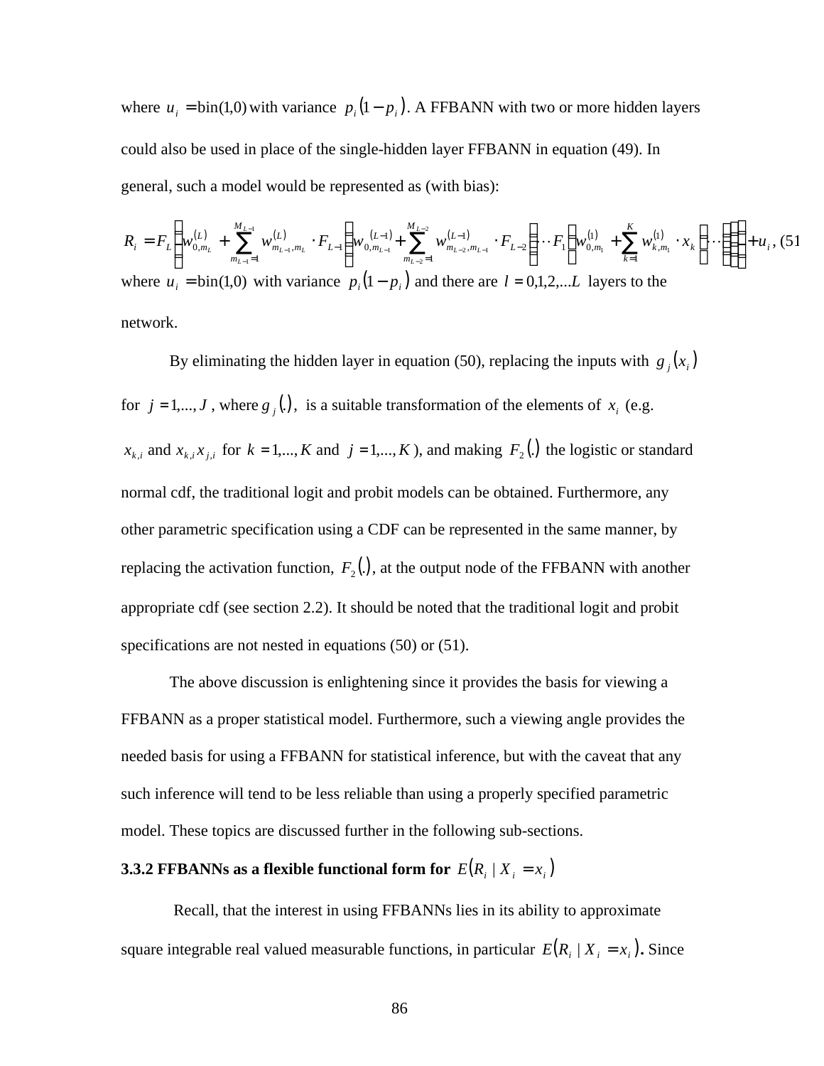where $u_i = \text{bin}(1,0)$ with variance $p_i(1-p_i)$. A FFBANN with two or more hidden layers could also be used in place of the single-hidden layer FFBANN in equation (49). In general, such a model would be represented as (with bias):

$$R_i = F_L\left(w_{0,m_L}^{(L)} + \sum_{m_{L-1}=1}^{M_{L-1}} w_{m_{L-1},m_L}^{(L)} \cdot F_{L-1}\left(w_{0,m_{L-1}}^{(L-1)} + \sum_{m_{L-2}=1}^{M_{L-2}} w_{m_{L-2},m_{L-1}}^{(L-1)} \cdot F_{L-2}\left(\cdots F_1\left(w_{0,m_1}^{(1)} + \sum_{k=1}^{K} w_{k,m_1}^{(1)} \cdot x_k\right)\cdots\right)\right)\right) + u_i, \quad (51)$$

where $u_i = \text{bin}(1,0)$ with variance $p_i(1-p_i)$ and there are $l = 0,1,2,...L$ layers to the network.

By eliminating the hidden layer in equation (50), replacing the inputs with $g_j(x_i)$ for $j = 1,..., J$, where $g_j(.)$, is a suitable transformation of the elements of $x_i$ (e.g. $x_{k,i}$ and $x_{k,i}x_{j,i}$ for $k = 1,..., K$ and $j = 1,..., K$), and making $F_2(.)$ the logistic or standard normal cdf, the traditional logit and probit models can be obtained. Furthermore, any other parametric specification using a CDF can be represented in the same manner, by replacing the activation function, $F_2(.)$, at the output node of the FFBANN with another appropriate cdf (see section 2.2). It should be noted that the traditional logit and probit specifications are not nested in equations (50) or (51).

The above discussion is enlightening since it provides the basis for viewing a FFBANN as a proper statistical model. Furthermore, such a viewing angle provides the needed basis for using a FFBANN for statistical inference, but with the caveat that any such inference will tend to be less reliable than using a properly specified parametric model. These topics are discussed further in the following sub-sections.

### 3.3.2 FFBANNs as a flexible functional form for $E(R_i \mid X_i = x_i)$

Recall, that the interest in using FFBANNs lies in its ability to approximate square integrable real valued measurable functions, in particular $E(R_i \mid X_i = x_i)$. Since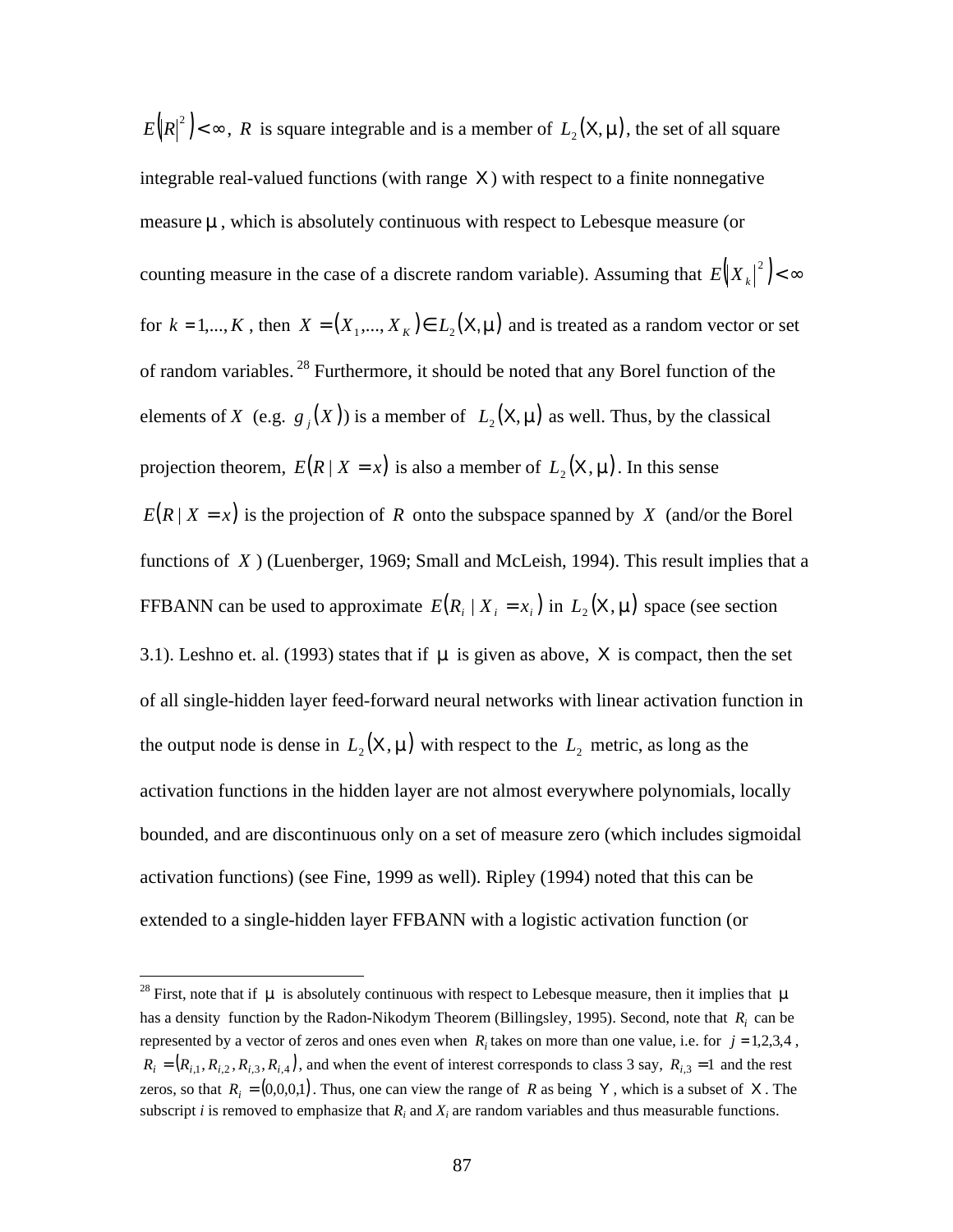$E\left(|R|^2\right) < \infty$, $R$ is square integrable and is a member of $L_2(\mathrm{X}, \mu)$, the set of all square integrable real-valued functions (with range $\mathrm{X}$) with respect to a finite nonnegative measure $\mu$, which is absolutely continuous with respect to Lebesque measure (or counting measure in the case of a discrete random variable). Assuming that $E\left(|X_k|^2\right) < \infty$ for $k = 1,...,K$, then $X = (X_1,..., X_K) \in L_2(\mathrm{X}, \mu)$ and is treated as a random vector or set of random variables.[28] Furthermore, it should be noted that any Borel function of the elements of $X$ (e.g. $g_j(X)$) is a member of $L_2(\mathrm{X}, \mu)$ as well. Thus, by the classical projection theorem, $E(R \mid X = x)$ is also a member of $L_2(\mathrm{X}, \mu)$. In this sense $E(R \mid X = x)$ is the projection of $R$ onto the subspace spanned by $X$ (and/or the Borel functions of $X$) (Luenberger, 1969; Small and McLeish, 1994). This result implies that a FFBANN can be used to approximate $E(R_i \mid X_i = x_i)$ in $L_2(\mathrm{X}, \mu)$ space (see section 3.1). Leshno et. al. (1993) states that if $\mu$ is given as above, $\mathrm{X}$ is compact, then the set of all single-hidden layer feed-forward neural networks with linear activation function in the output node is dense in $L_2(\mathrm{X}, \mu)$ with respect to the $L_2$ metric, as long as the activation functions in the hidden layer are not almost everywhere polynomials, locally bounded, and are discontinuous only on a set of measure zero (which includes sigmoidal activation functions) (see Fine, 1999 as well). Ripley (1994) noted that this can be extended to a single-hidden layer FFBANN with a logistic activation function (or

---

[28] First, note that if $\mu$ is absolutely continuous with respect to Lebesque measure, then it implies that $\mu$ has a density function by the Radon-Nikodym Theorem (Billingsley, 1995). Second, note that $R_i$ can be represented by a vector of zeros and ones even when $R_i$ takes on more than one value, i.e. for $j = 1,2,3,4$, $R_i = (R_{i,1}, R_{i,2}, R_{i,3}, R_{i,4})$, and when the event of interest corresponds to class 3 say, $R_{i,3} = 1$ and the rest zeros, so that $R_i = (0,0,0,1)$. Thus, one can view the range of $R$ as being $\mathrm{Y}$, which is a subset of $\mathrm{X}$. The subscript *i* is removed to emphasize that $R_i$ and $X_i$ are random variables and thus measurable functions.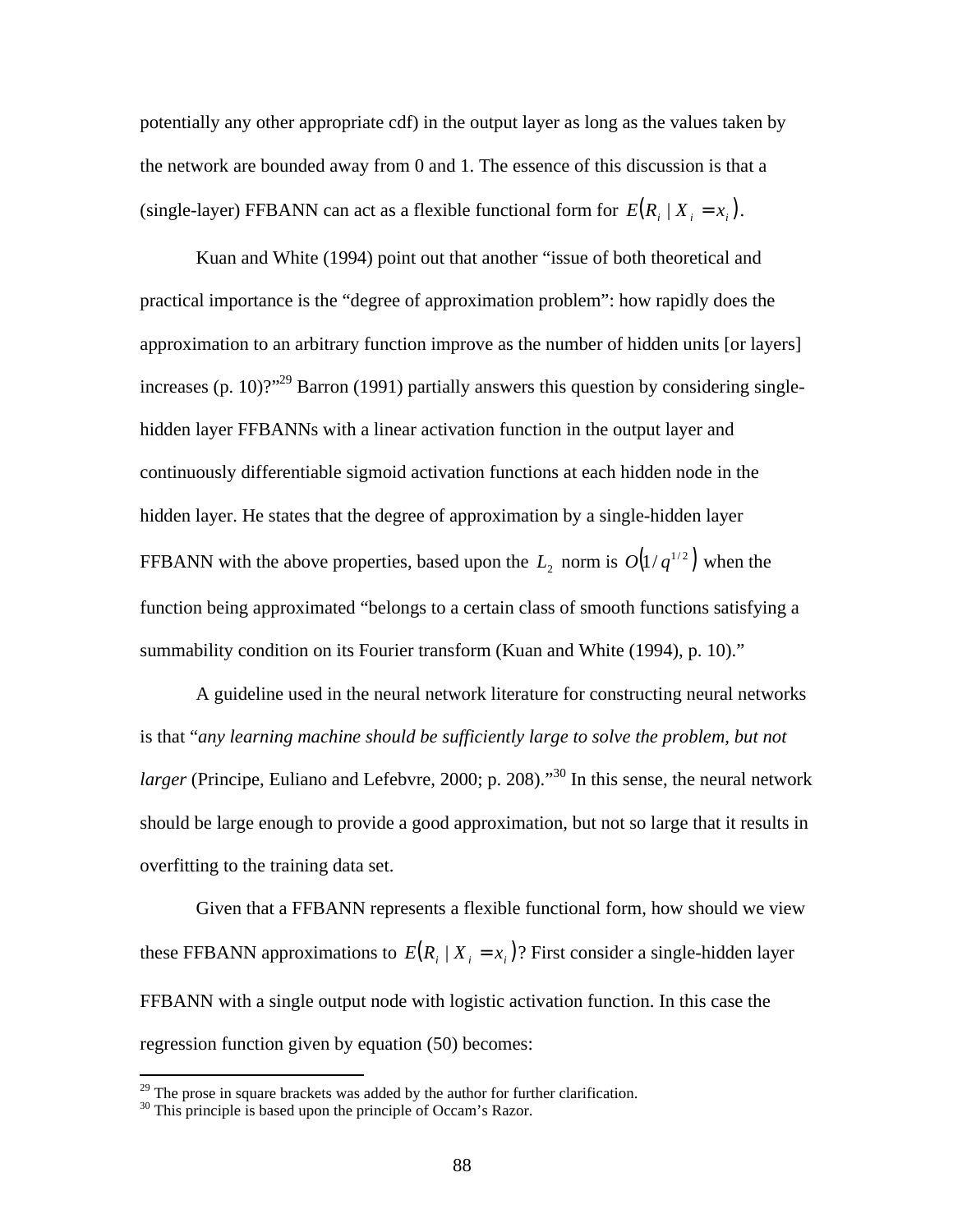potentially any other appropriate cdf) in the output layer as long as the values taken by the network are bounded away from 0 and 1. The essence of this discussion is that a (single-layer) FFBANN can act as a flexible functional form for $E(R_i \mid X_i = x_i)$.

Kuan and White (1994) point out that another "issue of both theoretical and practical importance is the "degree of approximation problem": how rapidly does the approximation to an arbitrary function improve as the number of hidden units [or layers] increases (p. 10)?"[29] Barron (1991) partially answers this question by considering single-hidden layer FFBANNs with a linear activation function in the output layer and continuously differentiable sigmoid activation functions at each hidden node in the hidden layer. He states that the degree of approximation by a single-hidden layer FFBANN with the above properties, based upon the $L_2$ norm is $O(1/q^{1/2})$ when the function being approximated "belongs to a certain class of smooth functions satisfying a summability condition on its Fourier transform (Kuan and White (1994), p. 10)."

A guideline used in the neural network literature for constructing neural networks is that "*any learning machine should be sufficiently large to solve the problem, but not larger* (Principe, Euliano and Lefebvre, 2000; p. 208)."[30] In this sense, the neural network should be large enough to provide a good approximation, but not so large that it results in overfitting to the training data set.

Given that a FFBANN represents a flexible functional form, how should we view these FFBANN approximations to $E(R_i \mid X_i = x_i)$? First consider a single-hidden layer FFBANN with a single output node with logistic activation function. In this case the regression function given by equation (50) becomes:

---

[29] The prose in square brackets was added by the author for further clarification.

[30] This principle is based upon the principle of Occam's Razor.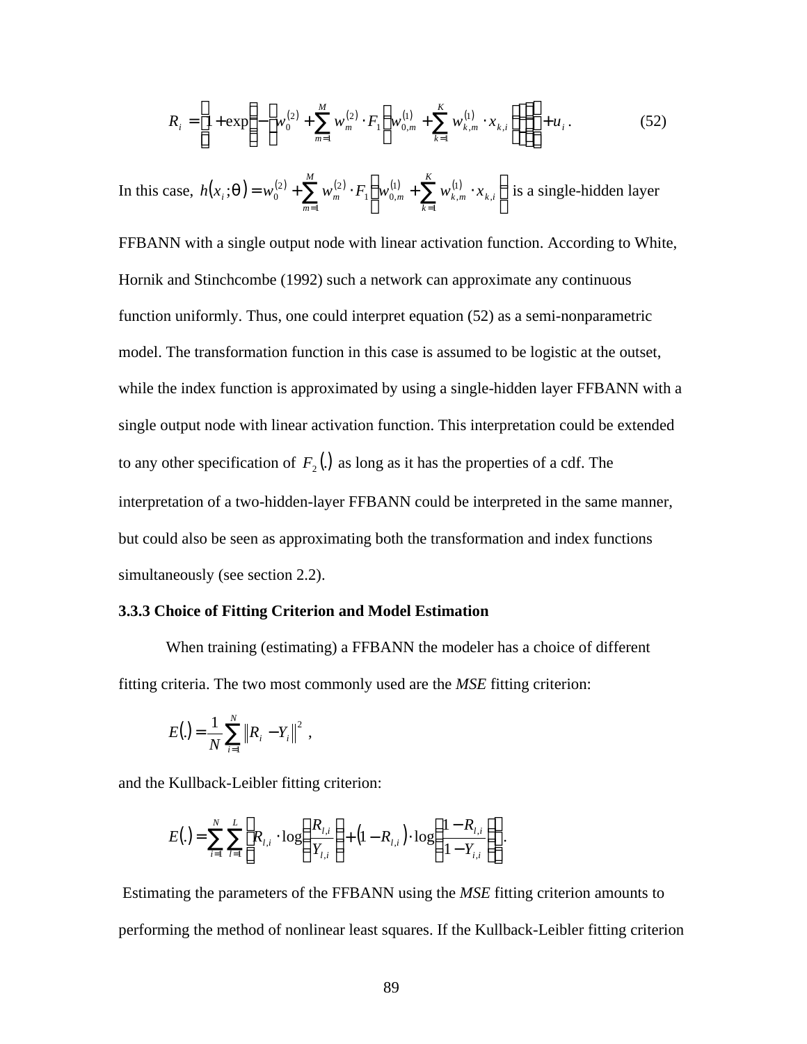$$R_i = \left[1 + \exp\left(-\left(w_0^{(2)} + \sum_{m=1}^{M} w_m^{(2)} \cdot F_1\left(w_{0,m}^{(1)} + \sum_{k=1}^{K} w_{k,m}^{(1)} \cdot x_{k,i}\right)\right)\right)\right] + u_i \,. \qquad (52)$$

In this case, $h(x_i;\theta) = w_0^{(2)} + \sum_{m=1}^{M} w_m^{(2)} \cdot F_1\left(w_{0,m}^{(1)} + \sum_{k=1}^{K} w_{k,m}^{(1)} \cdot x_{k,i}\right)$ is a single-hidden layer FFBANN with a single output node with linear activation function. According to White, Hornik and Stinchcombe (1992) such a network can approximate any continuous function uniformly. Thus, one could interpret equation (52) as a semi-nonparametric model. The transformation function in this case is assumed to be logistic at the outset, while the index function is approximated by using a single-hidden layer FFBANN with a single output node with linear activation function. This interpretation could be extended to any other specification of $F_2(.)$ as long as it has the properties of a cdf. The interpretation of a two-hidden-layer FFBANN could be interpreted in the same manner, but could also be seen as approximating both the transformation and index functions simultaneously (see section 2.2).

### 3.3.3 Choice of Fitting Criterion and Model Estimation

When training (estimating) a FFBANN the modeler has a choice of different fitting criteria. The two most commonly used are the *MSE* fitting criterion:

$$E(.) = \frac{1}{N}\sum_{i=1}^{N} \left\| R_i - Y_i \right\|^2 \,,$$

and the Kullback-Leibler fitting criterion:

$$E(.) = \sum_{i=1}^{N} \sum_{l=1}^{L} \left[ R_{l,i} \cdot \log\left(\frac{R_{l,i}}{Y_{l,i}}\right) + \left(1 - R_{l,i}\right) \cdot \log\left(\frac{1 - R_{l,i}}{1 - Y_{i,i}}\right) \right].$$

Estimating the parameters of the FFBANN using the *MSE* fitting criterion amounts to performing the method of nonlinear least squares. If the Kullback-Leibler fitting criterion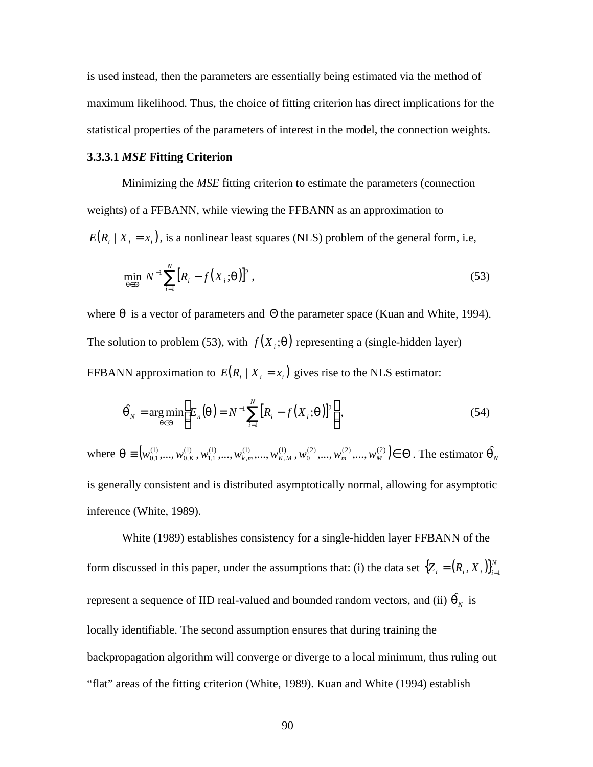is used instead, then the parameters are essentially being estimated via the method of maximum likelihood. Thus, the choice of fitting criterion has direct implications for the statistical properties of the parameters of interest in the model, the connection weights.

#### 3.3.3.1 *MSE* Fitting Criterion

Minimizing the *MSE* fitting criterion to estimate the parameters (connection weights) of a FFBANN, while viewing the FFBANN as an approximation to $E(R_i \mid X_i = x_i)$, is a nonlinear least squares (NLS) problem of the general form, i.e,

$$\min_{\theta \in \Theta} N^{-1} \sum_{i=1}^{N} \left[ R_i - f(X_i; \theta) \right]^2 , \tag{53}$$

where $\theta$ is a vector of parameters and $\Theta$ the parameter space (Kuan and White, 1994). The solution to problem (53), with $f(X_i; \theta)$ representing a (single-hidden layer) FFBANN approximation to $E(R_i \mid X_i = x_i)$ gives rise to the NLS estimator:

$$\hat{\theta}_N = \arg\min_{\theta \in \Theta} \left\{ E_n(\theta) = N^{-1} \sum_{i=1}^{N} \left[ R_i - f(X_i; \theta) \right]^2 \right\}, \tag{54}$$

where $\theta \equiv \left( w_{0,1}^{(1)}, ..., w_{0,K}^{(1)}, w_{1,1}^{(1)}, ..., w_{k,m}^{(1)}, ..., w_{K,M}^{(1)}, w_{0}^{(2)}, ..., w_{m}^{(2)}, ..., w_{M}^{(2)} \right) \in \Theta$. The estimator $\hat{\theta}_N$ is generally consistent and is distributed asymptotically normal, allowing for asymptotic inference (White, 1989).

White (1989) establishes consistency for a single-hidden layer FFBANN of the form discussed in this paper, under the assumptions that: (i) the data set $\left\{ Z_i = (R_i, X_i) \right\}_{i=1}^{N}$ represent a sequence of IID real-valued and bounded random vectors, and (ii) $\hat{\theta}_N$ is locally identifiable. The second assumption ensures that during training the backpropagation algorithm will converge or diverge to a local minimum, thus ruling out "flat" areas of the fitting criterion (White, 1989). Kuan and White (1994) establish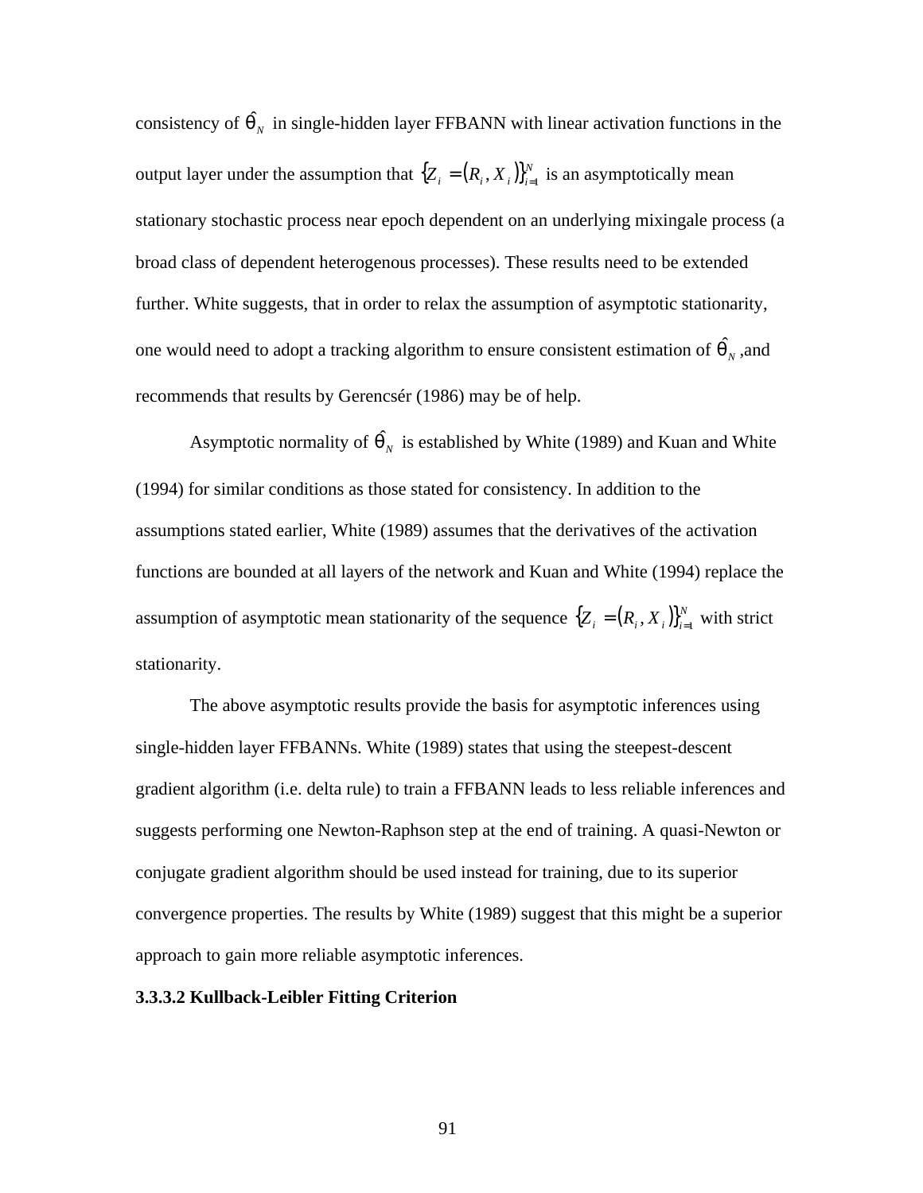consistency of $\hat{\theta}_N$ in single-hidden layer FFBANN with linear activation functions in the output layer under the assumption that $\{Z_i = (R_i, X_i)\}_{i=1}^N$ is an asymptotically mean stationary stochastic process near epoch dependent on an underlying mixingale process (a broad class of dependent heterogenous processes). These results need to be extended further. White suggests, that in order to relax the assumption of asymptotic stationarity, one would need to adopt a tracking algorithm to ensure consistent estimation of $\hat{\theta}_N$ ,and recommends that results by Gerencsér (1986) may be of help.

Asymptotic normality of $\hat{\theta}_N$ is established by White (1989) and Kuan and White (1994) for similar conditions as those stated for consistency. In addition to the assumptions stated earlier, White (1989) assumes that the derivatives of the activation functions are bounded at all layers of the network and Kuan and White (1994) replace the assumption of asymptotic mean stationarity of the sequence $\{Z_i = (R_i, X_i)\}_{i=1}^N$ with strict stationarity.

The above asymptotic results provide the basis for asymptotic inferences using single-hidden layer FFBANNs. White (1989) states that using the steepest-descent gradient algorithm (i.e. delta rule) to train a FFBANN leads to less reliable inferences and suggests performing one Newton-Raphson step at the end of training. A quasi-Newton or conjugate gradient algorithm should be used instead for training, due to its superior convergence properties. The results by White (1989) suggest that this might be a superior approach to gain more reliable asymptotic inferences.

#### 3.3.3.2 Kullback-Leibler Fitting Criterion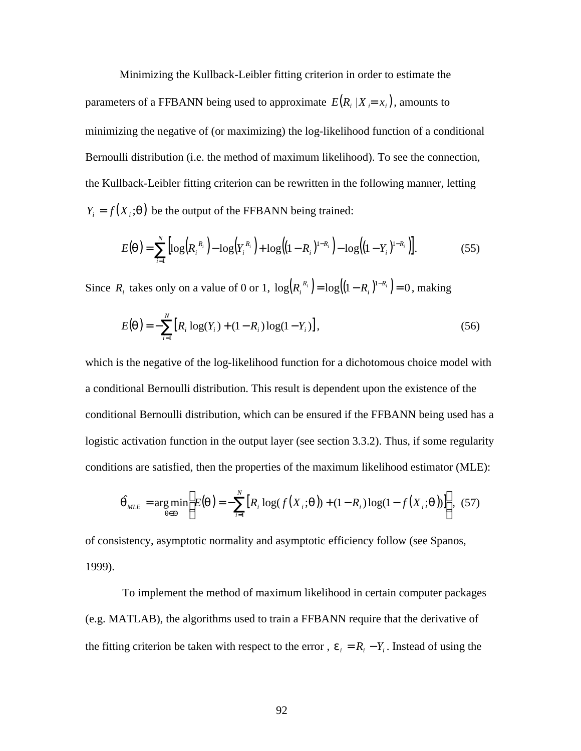Minimizing the Kullback-Leibler fitting criterion in order to estimate the parameters of a FFBANN being used to approximate $E(R_i \mid X_i = x_i)$, amounts to minimizing the negative of (or maximizing) the log-likelihood function of a conditional Bernoulli distribution (i.e. the method of maximum likelihood). To see the connection, the Kullback-Leibler fitting criterion can be rewritten in the following manner, letting $Y_i = f(X_i;\theta)$ be the output of the FFBANN being trained:

$$E(\theta) = \sum_{i=1}^{N} \left[ \log\left(R_i^{R_i}\right) - \log\left(Y_i^{R_i}\right) + \log\left((1-R_i)^{1-R_i}\right) - \log\left((1-Y_i)^{1-R_i}\right) \right]. \tag{55}$$

Since $R_i$ takes only on a value of 0 or 1, $\log\left(R_i^{R_i}\right) = \log\left((1-R_i)^{1-R_i}\right) = 0$, making

$$E(\theta) = -\sum_{i=1}^{N} \left[ R_i \log(Y_i) + (1-R_i)\log(1-Y_i) \right], \tag{56}$$

which is the negative of the log-likelihood function for a dichotomous choice model with a conditional Bernoulli distribution. This result is dependent upon the existence of the conditional Bernoulli distribution, which can be ensured if the FFBANN being used has a logistic activation function in the output layer (see section 3.3.2). Thus, if some regularity conditions are satisfied, then the properties of the maximum likelihood estimator (MLE):

$$\hat{\theta}_{MLE} = \arg\min_{\theta \in \Theta} \left\{ E(\theta) = -\sum_{i=1}^{N} \left[ R_i \log(f(X_i;\theta)) + (1-R_i)\log(1-f(X_i;\theta)) \right] \right\}, \tag{57}$$

of consistency, asymptotic normality and asymptotic efficiency follow (see Spanos, 1999).

To implement the method of maximum likelihood in certain computer packages (e.g. MATLAB), the algorithms used to train a FFBANN require that the derivative of the fitting criterion be taken with respect to the error , $\varepsilon_i = R_i - Y_i$. Instead of using the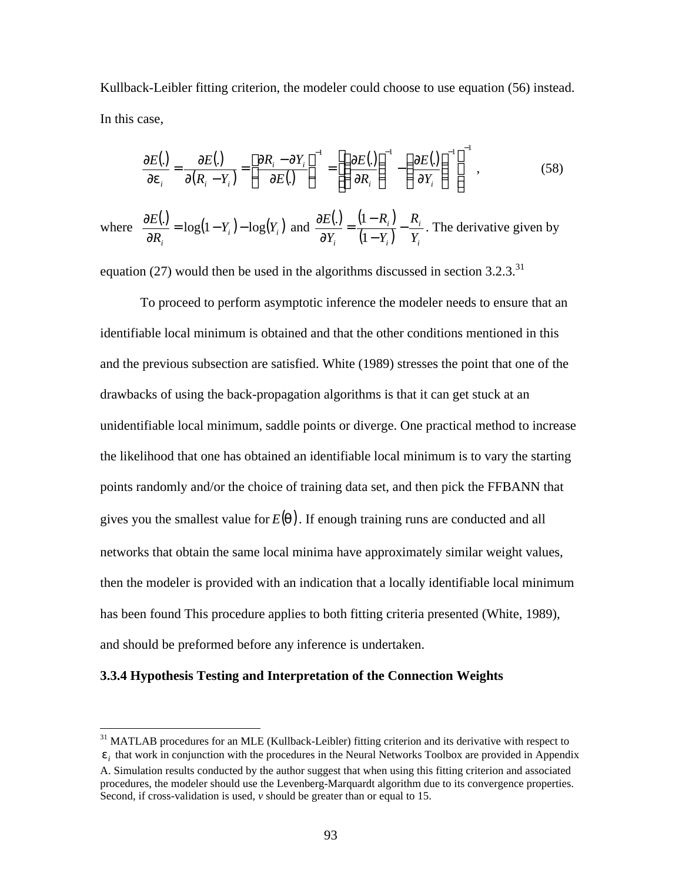Kullback-Leibler fitting criterion, the modeler could choose to use equation (56) instead. In this case,

$$\frac{\partial E(.)}{\partial \varepsilon_i} = \frac{\partial E(.)}{\partial (R_i - Y_i)} = \left(\frac{\partial R_i - \partial Y_i}{\partial E(.)}\right)^{-1} = \left(\left(\frac{\partial E(.)}{\partial R_i}\right)^{-1} - \left(\frac{\partial E(.)}{\partial Y_i}\right)^{-1}\right)^{-1}, \tag{58}$$

where $\frac{\partial E(.)}{\partial R_i} = \log(1 - Y_i) - \log(Y_i)$ and $\frac{\partial E(.)}{\partial Y_i} = \frac{(1 - R_i)}{(1 - Y_i)} - \frac{R_i}{Y_i}$. The derivative given by equation (27) would then be used in the algorithms discussed in section 3.2.3.[31]

To proceed to perform asymptotic inference the modeler needs to ensure that an identifiable local minimum is obtained and that the other conditions mentioned in this and the previous subsection are satisfied. White (1989) stresses the point that one of the drawbacks of using the back-propagation algorithms is that it can get stuck at an unidentifiable local minimum, saddle points or diverge. One practical method to increase the likelihood that one has obtained an identifiable local minimum is to vary the starting points randomly and/or the choice of training data set, and then pick the FFBANN that gives you the smallest value for $E(\theta)$. If enough training runs are conducted and all networks that obtain the same local minima have approximately similar weight values, then the modeler is provided with an indication that a locally identifiable local minimum has been found This procedure applies to both fitting criteria presented (White, 1989), and should be preformed before any inference is undertaken.

### 3.3.4 Hypothesis Testing and Interpretation of the Connection Weights

---

[31] MATLAB procedures for an MLE (Kullback-Leibler) fitting criterion and its derivative with respect to $\varepsilon_i$ that work in conjunction with the procedures in the Neural Networks Toolbox are provided in Appendix A. Simulation results conducted by the author suggest that when using this fitting criterion and associated procedures, the modeler should use the Levenberg-Marquardt algorithm due to its convergence properties. Second, if cross-validation is used, *v* should be greater than or equal to 15.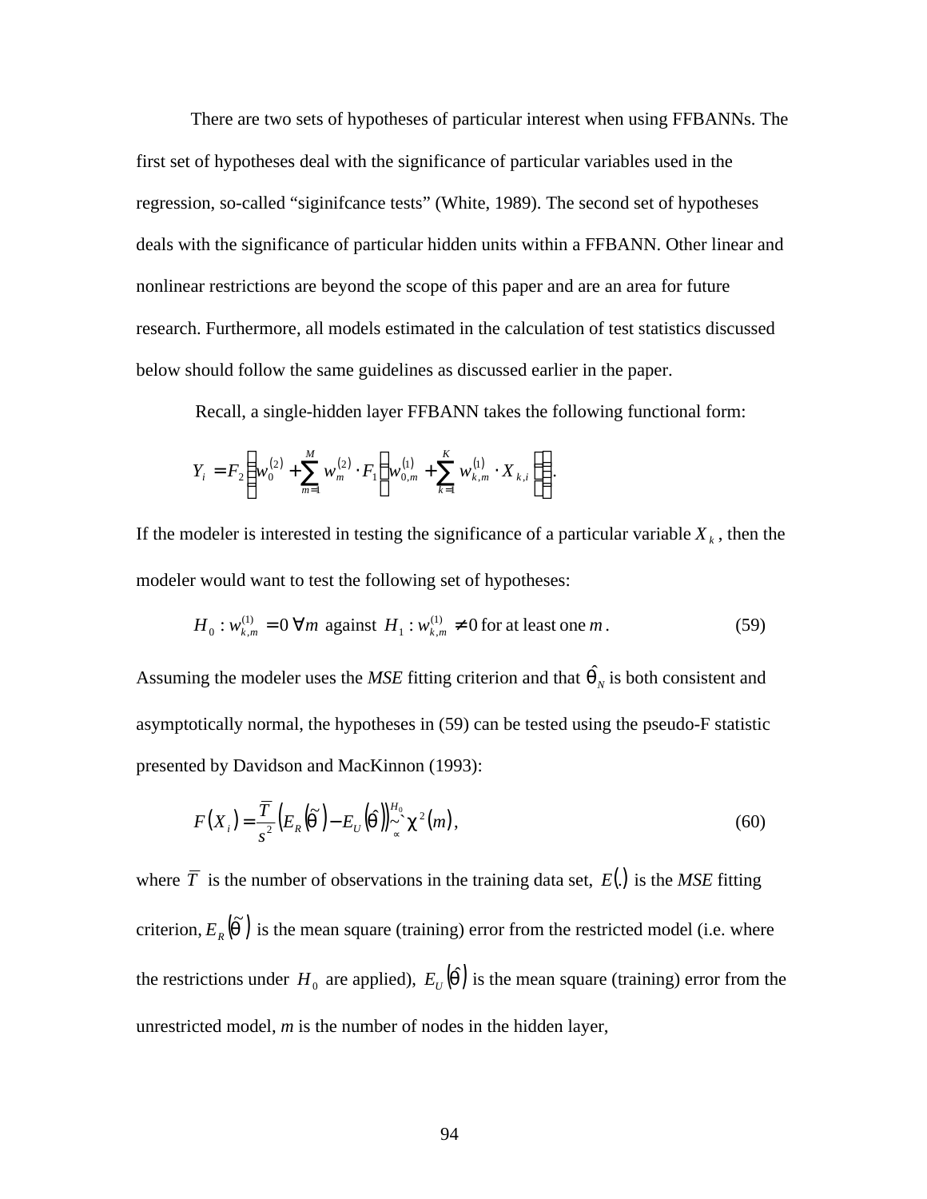There are two sets of hypotheses of particular interest when using FFBANNs. The first set of hypotheses deal with the significance of particular variables used in the regression, so-called "siginifcance tests" (White, 1989). The second set of hypotheses deals with the significance of particular hidden units within a FFBANN. Other linear and nonlinear restrictions are beyond the scope of this paper and are an area for future research. Furthermore, all models estimated in the calculation of test statistics discussed below should follow the same guidelines as discussed earlier in the paper.

Recall, a single-hidden layer FFBANN takes the following functional form:

$$Y_i = F_2\left(w_0^{(2)} + \sum_{m=1}^{M} w_m^{(2)} \cdot F_1\left(w_{0,m}^{(1)} + \sum_{k=1}^{K} w_{k,m}^{(1)} \cdot X_{k,i}\right)\right).$$

If the modeler is interested in testing the significance of a particular variable $X_k$, then the modeler would want to test the following set of hypotheses:

$$H_0 : w_{k,m}^{(1)} = 0 \; \forall m \text{ against } H_1 : w_{k,m}^{(1)} \neq 0 \text{ for at least one } m. \tag{59}$$

Assuming the modeler uses the *MSE* fitting criterion and that $\hat{\theta}_N$ is both consistent and asymptotically normal, the hypotheses in (59) can be tested using the pseudo-F statistic presented by Davidson and MacKinnon (1993):

$$F(X_i) = \frac{\overline{T}}{s^2}\left(E_R\left(\tilde{\theta}\right) - E_U\left(\hat{\theta}\right)\right) \overset{H_0}{\underset{\propto}{\sim}} \chi^2(m), \tag{60}$$

where $\overline{T}$ is the number of observations in the training data set, $E(.)$ is the *MSE* fitting criterion, $E_R\left(\tilde{\theta}\right)$ is the mean square (training) error from the restricted model (i.e. where the restrictions under $H_0$ are applied), $E_U\left(\hat{\theta}\right)$ is the mean square (training) error from the unrestricted model, *m* is the number of nodes in the hidden layer,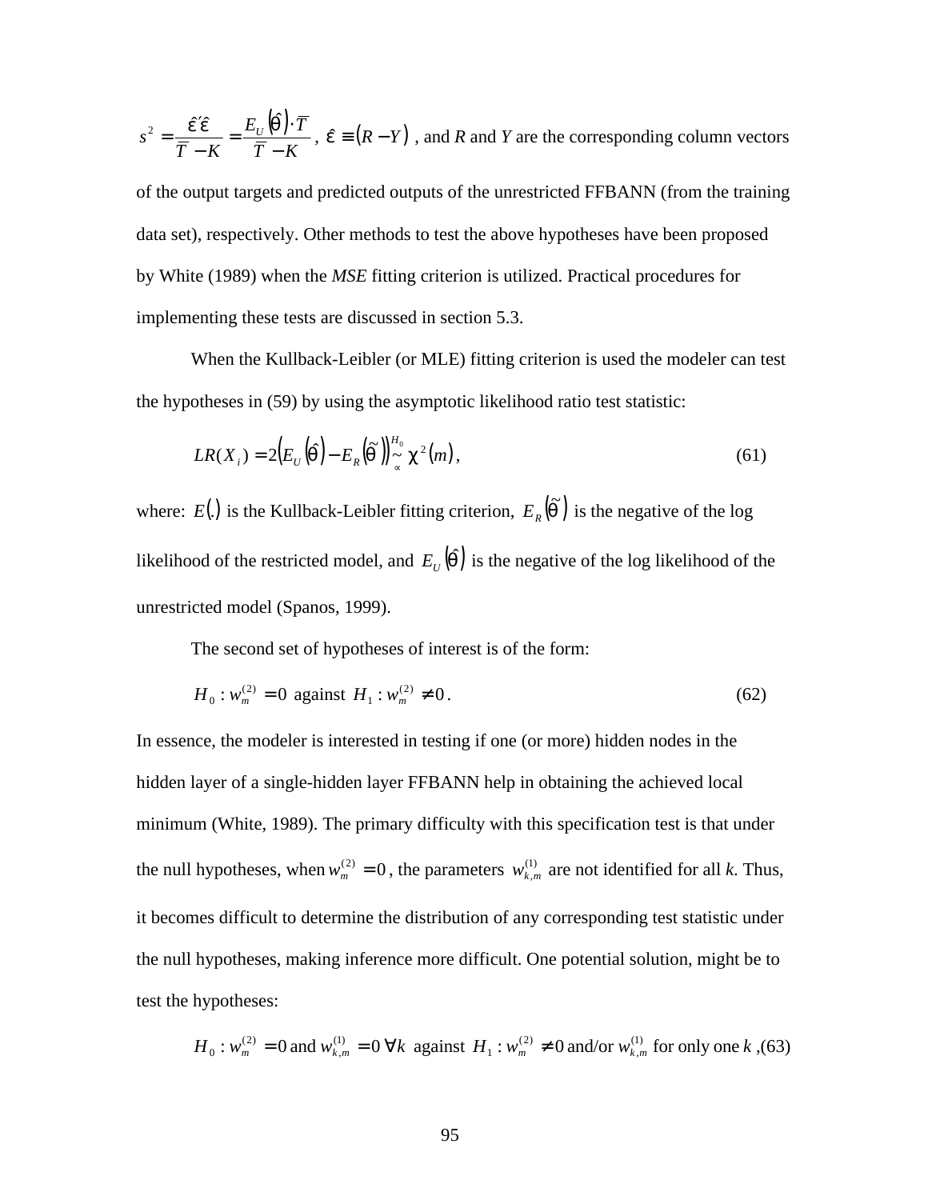$s^2 = \frac{\hat{\varepsilon}'\hat{\varepsilon}}{\overline{T} - K} = \frac{E_U\left(\hat{\theta}\right)\cdot \overline{T}}{\overline{T} - K}$, $\hat{\varepsilon} \equiv \left(R - Y\right)$ , and $R$ and $Y$ are the corresponding column vectors of the output targets and predicted outputs of the unrestricted FFBANN (from the training data set), respectively. Other methods to test the above hypotheses have been proposed by White (1989) when the *MSE* fitting criterion is utilized. Practical procedures for implementing these tests are discussed in section 5.3.

When the Kullback-Leibler (or MLE) fitting criterion is used the modeler can test the hypotheses in (59) by using the asymptotic likelihood ratio test statistic:

$$LR(X_i) = 2\left(E_U\left(\hat{\theta}\right) - E_R\left(\tilde{\theta}\right)\right) \overset{H_0}{\underset{\propto}{\sim}} \chi^2(m), \tag{61}$$

where: $E(.)$ is the Kullback-Leibler fitting criterion, $E_R\left(\tilde{\theta}\right)$ is the negative of the log likelihood of the restricted model, and $E_U\left(\hat{\theta}\right)$ is the negative of the log likelihood of the unrestricted model (Spanos, 1999).

The second set of hypotheses of interest is of the form:

$$H_0 : w_m^{(2)} = 0 \text{ against } H_1 : w_m^{(2)} \neq 0. \tag{62}$$

In essence, the modeler is interested in testing if one (or more) hidden nodes in the hidden layer of a single-hidden layer FFBANN help in obtaining the achieved local minimum (White, 1989). The primary difficulty with this specification test is that under the null hypotheses, when $w_m^{(2)} = 0$, the parameters $w_{k,m}^{(1)}$ are not identified for all $k$. Thus, it becomes difficult to determine the distribution of any corresponding test statistic under the null hypotheses, making inference more difficult. One potential solution, might be to test the hypotheses:

$$H_0 : w_m^{(2)} = 0 \text{ and } w_{k,m}^{(1)} = 0 \;\forall k \text{ against } H_1 : w_m^{(2)} \neq 0 \text{ and/or } w_{k,m}^{(1)} \text{ for only one } k, \tag{63}$$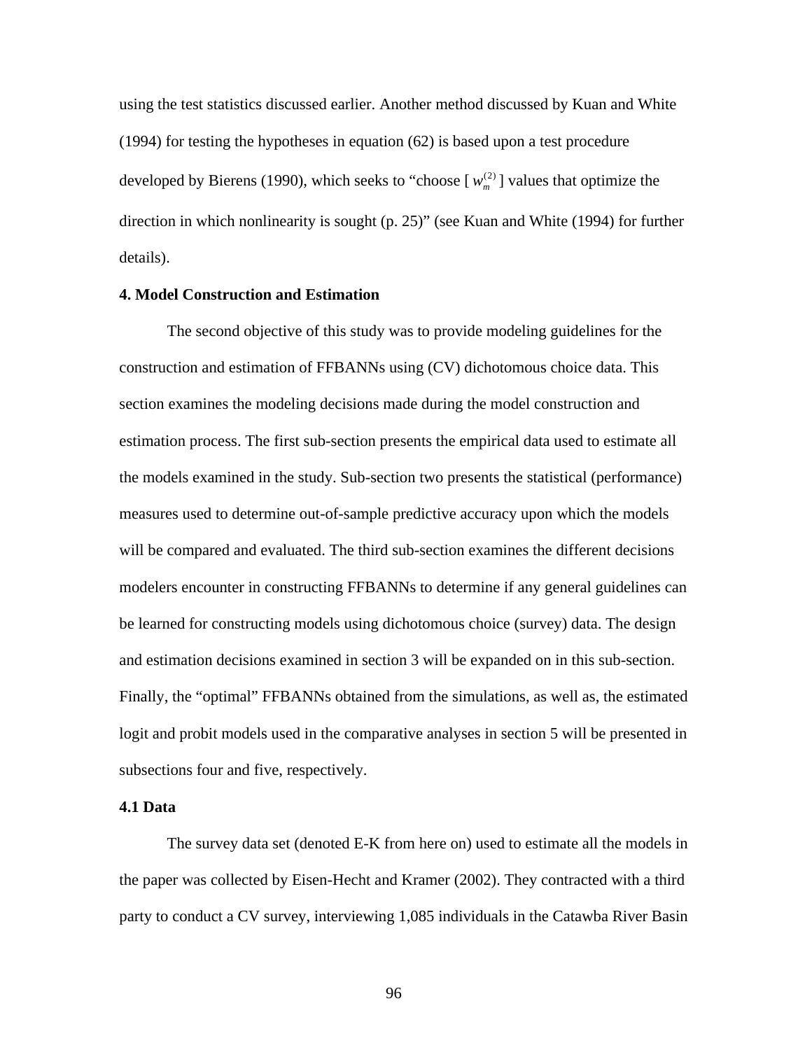using the test statistics discussed earlier. Another method discussed by Kuan and White (1994) for testing the hypotheses in equation (62) is based upon a test procedure developed by Bierens (1990), which seeks to "choose [ $w_m^{(2)}$ ] values that optimize the direction in which nonlinearity is sought (p. 25)" (see Kuan and White (1994) for further details).

## 4. Model Construction and Estimation

The second objective of this study was to provide modeling guidelines for the construction and estimation of FFBANNs using (CV) dichotomous choice data. This section examines the modeling decisions made during the model construction and estimation process. The first sub-section presents the empirical data used to estimate all the models examined in the study. Sub-section two presents the statistical (performance) measures used to determine out-of-sample predictive accuracy upon which the models will be compared and evaluated. The third sub-section examines the different decisions modelers encounter in constructing FFBANNs to determine if any general guidelines can be learned for constructing models using dichotomous choice (survey) data. The design and estimation decisions examined in section 3 will be expanded on in this sub-section. Finally, the "optimal" FFBANNs obtained from the simulations, as well as, the estimated logit and probit models used in the comparative analyses in section 5 will be presented in subsections four and five, respectively.

### 4.1 Data

The survey data set (denoted E-K from here on) used to estimate all the models in the paper was collected by Eisen-Hecht and Kramer (2002). They contracted with a third party to conduct a CV survey, interviewing 1,085 individuals in the Catawba River Basin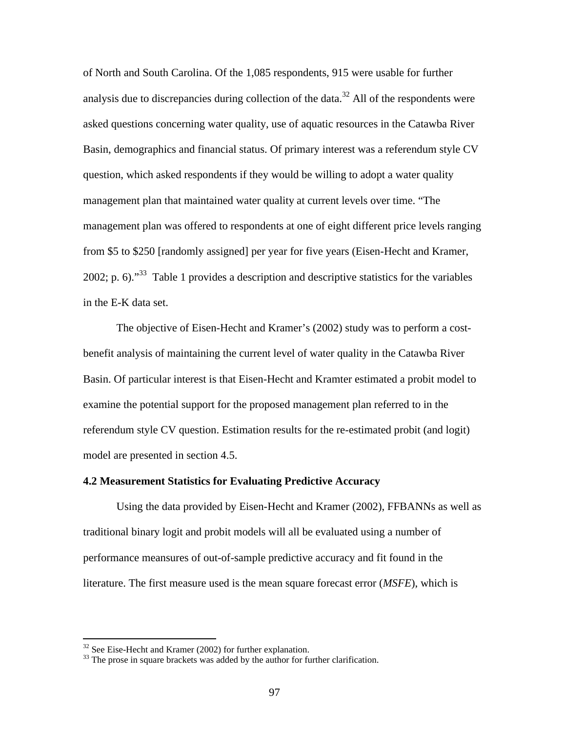of North and South Carolina. Of the 1,085 respondents, 915 were usable for further analysis due to discrepancies during collection of the data.[32] All of the respondents were asked questions concerning water quality, use of aquatic resources in the Catawba River Basin, demographics and financial status. Of primary interest was a referendum style CV question, which asked respondents if they would be willing to adopt a water quality management plan that maintained water quality at current levels over time. "The management plan was offered to respondents at one of eight different price levels ranging from $5 to $250 [randomly assigned] per year for five years (Eisen-Hecht and Kramer, 2002; p. 6)."[33] Table 1 provides a description and descriptive statistics for the variables in the E-K data set.

The objective of Eisen-Hecht and Kramer's (2002) study was to perform a cost-benefit analysis of maintaining the current level of water quality in the Catawba River Basin. Of particular interest is that Eisen-Hecht and Kramter estimated a probit model to examine the potential support for the proposed management plan referred to in the referendum style CV question. Estimation results for the re-estimated probit (and logit) model are presented in section 4.5.

### 4.2 Measurement Statistics for Evaluating Predictive Accuracy

Using the data provided by Eisen-Hecht and Kramer (2002), FFBANNs as well as traditional binary logit and probit models will all be evaluated using a number of performance meansures of out-of-sample predictive accuracy and fit found in the literature. The first measure used is the mean square forecast error (*MSFE*), which is

[32] See Eise-Hecht and Kramer (2002) for further explanation.

[33] The prose in square brackets was added by the author for further clarification.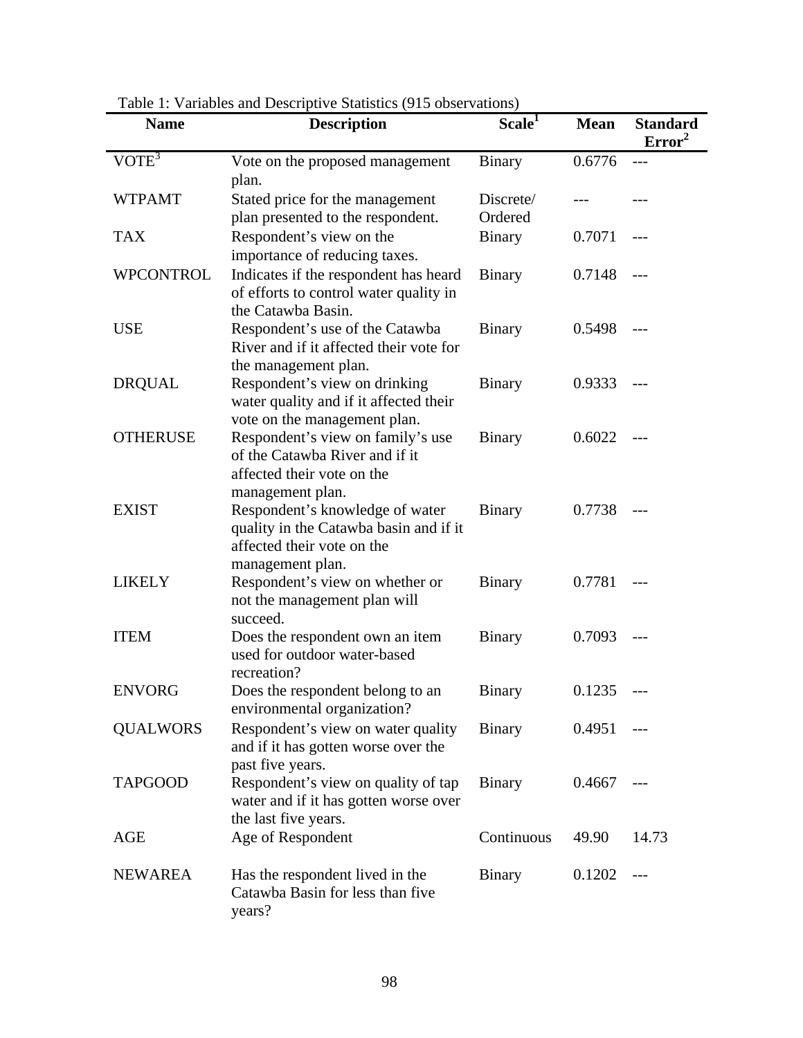Table 1: Variables and Descriptive Statistics (915 observations)

| Name | Description | Scale[1] | Mean | Standard Error[2] |
|---|---|---|---|---|
| VOTE[3] | Vote on the proposed management plan. | Binary | 0.6776 | --- |
| WTPAMT | Stated price for the management plan presented to the respondent. | Discrete/ Ordered | --- | --- |
| TAX | Respondent's view on the importance of reducing taxes. | Binary | 0.7071 | --- |
| WPCONTROL | Indicates if the respondent has heard of efforts to control water quality in the Catawba Basin. | Binary | 0.7148 | --- |
| USE | Respondent's use of the Catawba River and if it affected their vote for the management plan. | Binary | 0.5498 | --- |
| DRQUAL | Respondent's view on drinking water quality and if it affected their vote on the management plan. | Binary | 0.9333 | --- |
| OTHERUSE | Respondent's view on family's use of the Catawba River and if it affected their vote on the management plan. | Binary | 0.6022 | --- |
| EXIST | Respondent's knowledge of water quality in the Catawba basin and if it affected their vote on the management plan. | Binary | 0.7738 | --- |
| LIKELY | Respondent's view on whether or not the management plan will succeed. | Binary | 0.7781 | --- |
| ITEM | Does the respondent own an item used for outdoor water-based recreation? | Binary | 0.7093 | --- |
| ENVORG | Does the respondent belong to an environmental organization? | Binary | 0.1235 | --- |
| QUALWORS | Respondent's view on water quality and if it has gotten worse over the past five years. | Binary | 0.4951 | --- |
| TAPGOOD | Respondent's view on quality of tap water and if it has gotten worse over the last five years. | Binary | 0.4667 | --- |
| AGE | Age of Respondent | Continuous | 49.90 | 14.73 |
| NEWAREA | Has the respondent lived in the Catawba Basin for less than five years? | Binary | 0.1202 | --- |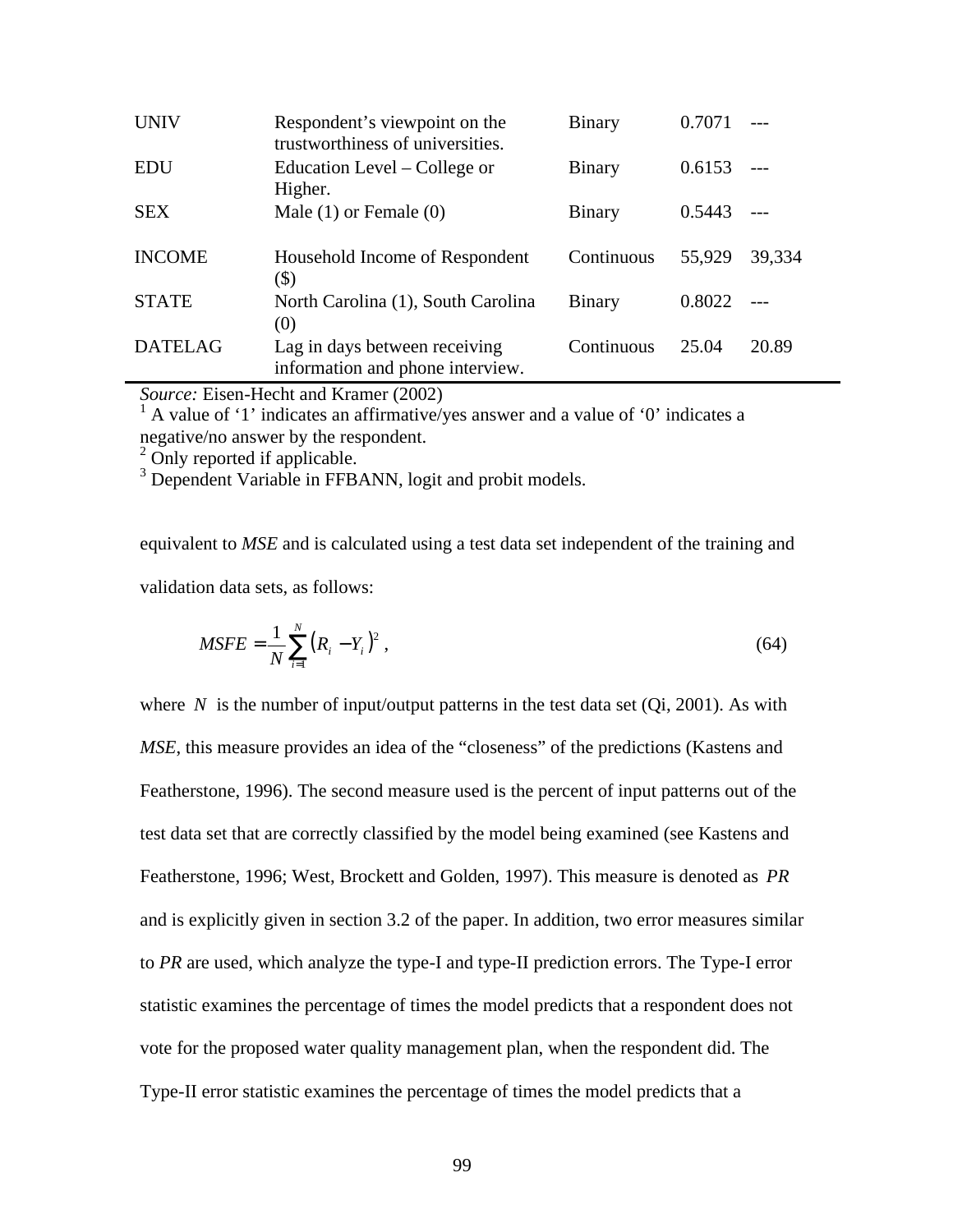| | | | | |
|---|---|---|---|---|
| UNIV | Respondent's viewpoint on the trustworthiness of universities. | Binary | 0.7071 | --- |
| EDU | Education Level – College or Higher. | Binary | 0.6153 | --- |
| SEX | Male (1) or Female (0) | Binary | 0.5443 | --- |
| INCOME | Household Income of Respondent ($) | Continuous | 55,929 | 39,334 |
| STATE | North Carolina (1), South Carolina (0) | Binary | 0.8022 | --- |
| DATELAG | Lag in days between receiving information and phone interview. | Continuous | 25.04 | 20.89 |

*Source:* Eisen-Hecht and Kramer (2002)
[1] A value of '1' indicates an affirmative/yes answer and a value of '0' indicates a negative/no answer by the respondent.
[2] Only reported if applicable.
[3] Dependent Variable in FFBANN, logit and probit models.

equivalent to *MSE* and is calculated using a test data set independent of the training and validation data sets, as follows:

$$MSFE = \frac{1}{N}\sum_{i=1}^{N}\left(R_i - Y_i\right)^2 , \tag{64}$$

where $N$ is the number of input/output patterns in the test data set (Qi, 2001). As with *MSE*, this measure provides an idea of the "closeness" of the predictions (Kastens and Featherstone, 1996). The second measure used is the percent of input patterns out of the test data set that are correctly classified by the model being examined (see Kastens and Featherstone, 1996; West, Brockett and Golden, 1997). This measure is denoted as *PR* and is explicitly given in section 3.2 of the paper. In addition, two error measures similar to *PR* are used, which analyze the type-I and type-II prediction errors. The Type-I error statistic examines the percentage of times the model predicts that a respondent does not vote for the proposed water quality management plan, when the respondent did. The Type-II error statistic examines the percentage of times the model predicts that a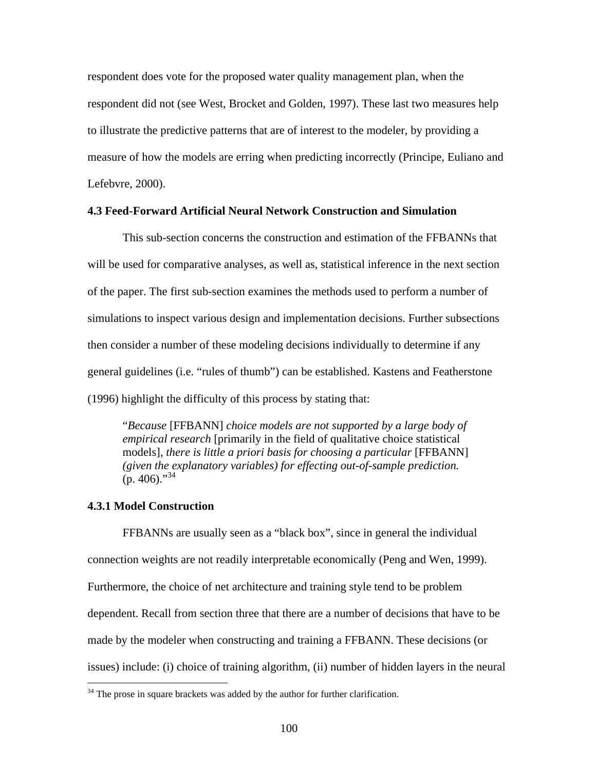respondent does vote for the proposed water quality management plan, when the respondent did not (see West, Brocket and Golden, 1997). These last two measures help to illustrate the predictive patterns that are of interest to the modeler, by providing a measure of how the models are erring when predicting incorrectly (Principe, Euliano and Lefebvre, 2000).

### 4.3 Feed-Forward Artificial Neural Network Construction and Simulation

This sub-section concerns the construction and estimation of the FFBANNs that will be used for comparative analyses, as well as, statistical inference in the next section of the paper. The first sub-section examines the methods used to perform a number of simulations to inspect various design and implementation decisions. Further subsections then consider a number of these modeling decisions individually to determine if any general guidelines (i.e. "rules of thumb") can be established. Kastens and Featherstone (1996) highlight the difficulty of this process by stating that:

> "*Because* [FFBANN] *choice models are not supported by a large body of empirical research* [primarily in the field of qualitative choice statistical models], *there is little a priori basis for choosing a particular* [FFBANN] *(given the explanatory variables) for effecting out-of-sample prediction.* (p. 406)."[34]

#### 4.3.1 Model Construction

FFBANNs are usually seen as a "black box", since in general the individual connection weights are not readily interpretable economically (Peng and Wen, 1999). Furthermore, the choice of net architecture and training style tend to be problem dependent. Recall from section three that there are a number of decisions that have to be made by the modeler when constructing and training a FFBANN. These decisions (or issues) include: (i) choice of training algorithm, (ii) number of hidden layers in the neural

---

[34] The prose in square brackets was added by the author for further clarification.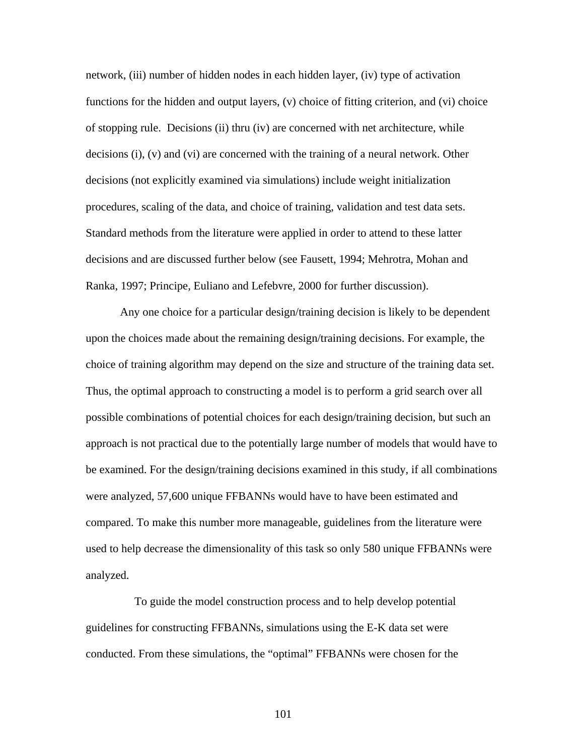network, (iii) number of hidden nodes in each hidden layer, (iv) type of activation functions for the hidden and output layers, (v) choice of fitting criterion, and (vi) choice of stopping rule. Decisions (ii) thru (iv) are concerned with net architecture, while decisions (i), (v) and (vi) are concerned with the training of a neural network. Other decisions (not explicitly examined via simulations) include weight initialization procedures, scaling of the data, and choice of training, validation and test data sets. Standard methods from the literature were applied in order to attend to these latter decisions and are discussed further below (see Fausett, 1994; Mehrotra, Mohan and Ranka, 1997; Principe, Euliano and Lefebvre, 2000 for further discussion).

Any one choice for a particular design/training decision is likely to be dependent upon the choices made about the remaining design/training decisions. For example, the choice of training algorithm may depend on the size and structure of the training data set. Thus, the optimal approach to constructing a model is to perform a grid search over all possible combinations of potential choices for each design/training decision, but such an approach is not practical due to the potentially large number of models that would have to be examined. For the design/training decisions examined in this study, if all combinations were analyzed, 57,600 unique FFBANNs would have to have been estimated and compared. To make this number more manageable, guidelines from the literature were used to help decrease the dimensionality of this task so only 580 unique FFBANNs were analyzed.

To guide the model construction process and to help develop potential guidelines for constructing FFBANNs, simulations using the E-K data set were conducted. From these simulations, the "optimal" FFBANNs were chosen for the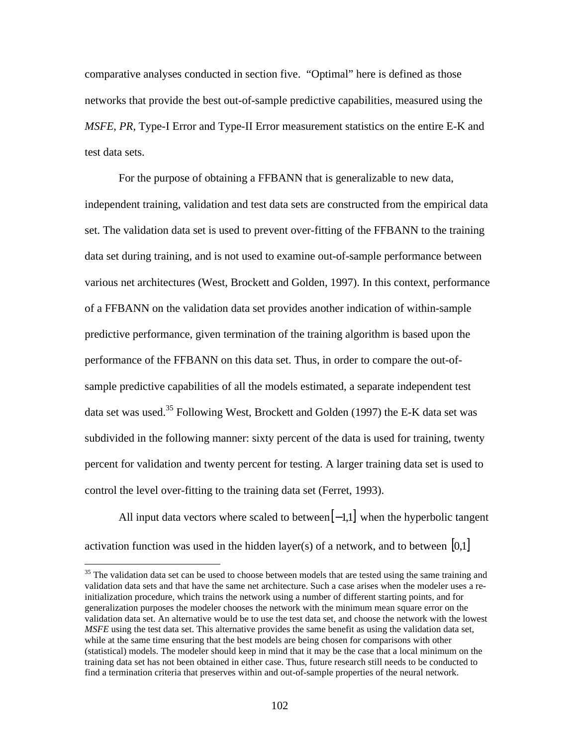comparative analyses conducted in section five. "Optimal" here is defined as those networks that provide the best out-of-sample predictive capabilities, measured using the *MSFE*, *PR*, Type-I Error and Type-II Error measurement statistics on the entire E-K and test data sets.

For the purpose of obtaining a FFBANN that is generalizable to new data, independent training, validation and test data sets are constructed from the empirical data set. The validation data set is used to prevent over-fitting of the FFBANN to the training data set during training, and is not used to examine out-of-sample performance between various net architectures (West, Brockett and Golden, 1997). In this context, performance of a FFBANN on the validation data set provides another indication of within-sample predictive performance, given termination of the training algorithm is based upon the performance of the FFBANN on this data set. Thus, in order to compare the out-of-sample predictive capabilities of all the models estimated, a separate independent test data set was used.[35] Following West, Brockett and Golden (1997) the E-K data set was subdivided in the following manner: sixty percent of the data is used for training, twenty percent for validation and twenty percent for testing. A larger training data set is used to control the level over-fitting to the training data set (Ferret, 1993).

All input data vectors where scaled to between $[-1,1]$ when the hyperbolic tangent activation function was used in the hidden layer(s) of a network, and to between $[0,1]$

[35] The validation data set can be used to choose between models that are tested using the same training and validation data sets and that have the same net architecture. Such a case arises when the modeler uses a re-initialization procedure, which trains the network using a number of different starting points, and for generalization purposes the modeler chooses the network with the minimum mean square error on the validation data set. An alternative would be to use the test data set, and choose the network with the lowest *MSFE* using the test data set. This alternative provides the same benefit as using the validation data set, while at the same time ensuring that the best models are being chosen for comparisons with other (statistical) models. The modeler should keep in mind that it may be the case that a local minimum on the training data set has not been obtained in either case. Thus, future research still needs to be conducted to find a termination criteria that preserves within and out-of-sample properties of the neural network.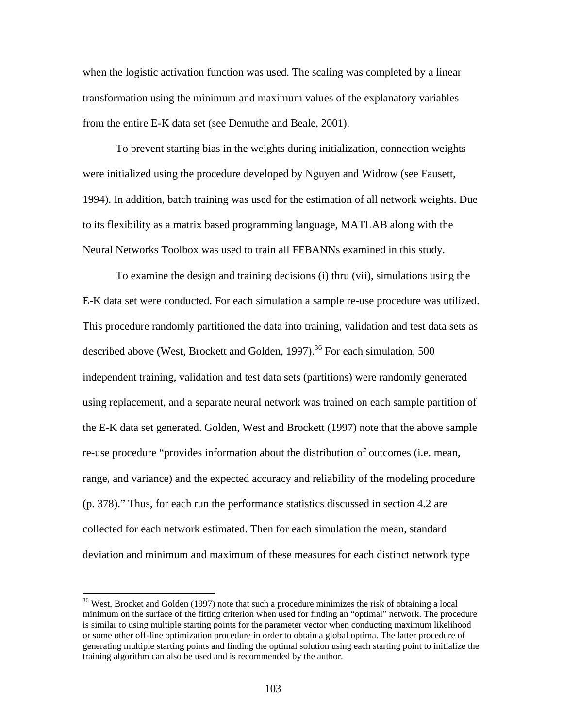when the logistic activation function was used. The scaling was completed by a linear transformation using the minimum and maximum values of the explanatory variables from the entire E-K data set (see Demuthe and Beale, 2001).

To prevent starting bias in the weights during initialization, connection weights were initialized using the procedure developed by Nguyen and Widrow (see Fausett, 1994). In addition, batch training was used for the estimation of all network weights. Due to its flexibility as a matrix based programming language, MATLAB along with the Neural Networks Toolbox was used to train all FFBANNs examined in this study.

To examine the design and training decisions (i) thru (vii), simulations using the E-K data set were conducted. For each simulation a sample re-use procedure was utilized. This procedure randomly partitioned the data into training, validation and test data sets as described above (West, Brockett and Golden, 1997).[36] For each simulation, 500 independent training, validation and test data sets (partitions) were randomly generated using replacement, and a separate neural network was trained on each sample partition of the E-K data set generated. Golden, West and Brockett (1997) note that the above sample re-use procedure "provides information about the distribution of outcomes (i.e. mean, range, and variance) and the expected accuracy and reliability of the modeling procedure (p. 378)." Thus, for each run the performance statistics discussed in section 4.2 are collected for each network estimated. Then for each simulation the mean, standard deviation and minimum and maximum of these measures for each distinct network type

---

[36] West, Brocket and Golden (1997) note that such a procedure minimizes the risk of obtaining a local minimum on the surface of the fitting criterion when used for finding an "optimal" network. The procedure is similar to using multiple starting points for the parameter vector when conducting maximum likelihood or some other off-line optimization procedure in order to obtain a global optima. The latter procedure of generating multiple starting points and finding the optimal solution using each starting point to initialize the training algorithm can also be used and is recommended by the author.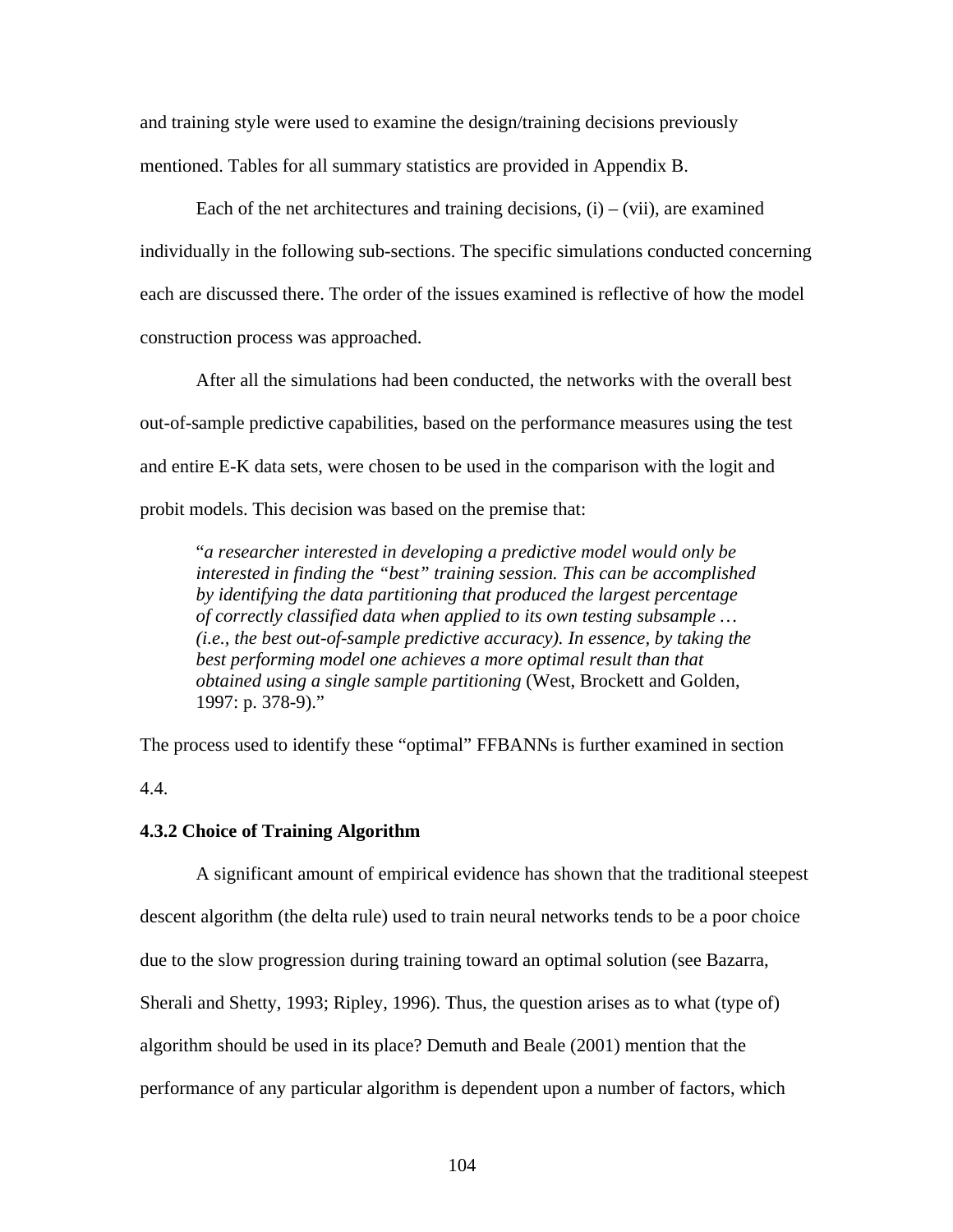and training style were used to examine the design/training decisions previously mentioned. Tables for all summary statistics are provided in Appendix B.

Each of the net architectures and training decisions, (i) – (vii), are examined individually in the following sub-sections. The specific simulations conducted concerning each are discussed there. The order of the issues examined is reflective of how the model construction process was approached.

After all the simulations had been conducted, the networks with the overall best out-of-sample predictive capabilities, based on the performance measures using the test and entire E-K data sets, were chosen to be used in the comparison with the logit and probit models. This decision was based on the premise that:

> "*a researcher interested in developing a predictive model would only be interested in finding the "best" training session. This can be accomplished by identifying the data partitioning that produced the largest percentage of correctly classified data when applied to its own testing subsample … (i.e., the best out-of-sample predictive accuracy). In essence, by taking the best performing model one achieves a more optimal result than that obtained using a single sample partitioning* (West, Brockett and Golden, 1997: p. 378-9)."

The process used to identify these "optimal" FFBANNs is further examined in section 4.4.

### 4.3.2 Choice of Training Algorithm

A significant amount of empirical evidence has shown that the traditional steepest descent algorithm (the delta rule) used to train neural networks tends to be a poor choice due to the slow progression during training toward an optimal solution (see Bazarra, Sherali and Shetty, 1993; Ripley, 1996). Thus, the question arises as to what (type of) algorithm should be used in its place? Demuth and Beale (2001) mention that the performance of any particular algorithm is dependent upon a number of factors, which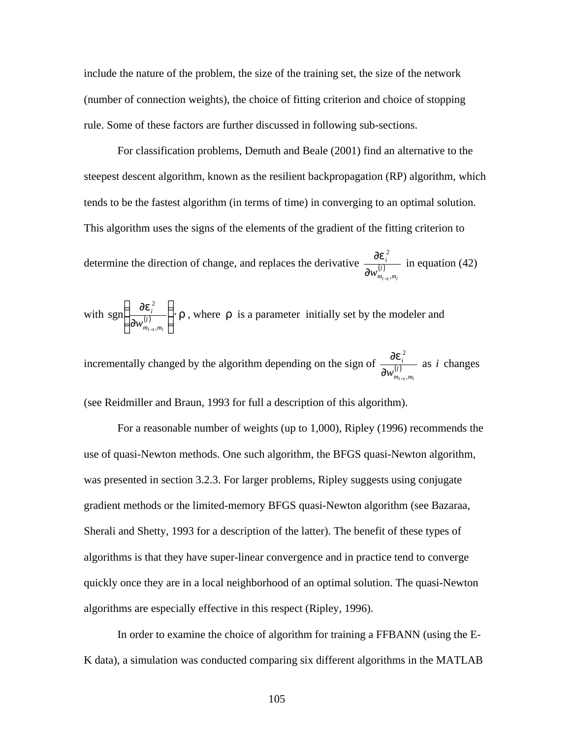include the nature of the problem, the size of the training set, the size of the network (number of connection weights), the choice of fitting criterion and choice of stopping rule. Some of these factors are further discussed in following sub-sections.

For classification problems, Demuth and Beale (2001) find an alternative to the steepest descent algorithm, known as the resilient backpropagation (RP) algorithm, which tends to be the fastest algorithm (in terms of time) in converging to an optimal solution. This algorithm uses the signs of the elements of the gradient of the fitting criterion to determine the direction of change, and replaces the derivative $\frac{\partial \varepsilon_i^2}{\partial w_{m_{l-1},m_l}^{(l)}}$ in equation (42) with $\operatorname{sgn}\left(\frac{\partial \varepsilon_i^2}{\partial w_{m_{l-1},m_l}^{(l)}}\right)\cdot \rho$, where $\rho$ is a parameter initially set by the modeler and incrementally changed by the algorithm depending on the sign of $\frac{\partial \varepsilon_i^2}{\partial w_{m_{l-1},m_l}^{(l)}}$ as $i$ changes (see Reidmiller and Braun, 1993 for full a description of this algorithm).

For a reasonable number of weights (up to 1,000), Ripley (1996) recommends the use of quasi-Newton methods. One such algorithm, the BFGS quasi-Newton algorithm, was presented in section 3.2.3. For larger problems, Ripley suggests using conjugate gradient methods or the limited-memory BFGS quasi-Newton algorithm (see Bazaraa, Sherali and Shetty, 1993 for a description of the latter). The benefit of these types of algorithms is that they have super-linear convergence and in practice tend to converge quickly once they are in a local neighborhood of an optimal solution. The quasi-Newton algorithms are especially effective in this respect (Ripley, 1996).

In order to examine the choice of algorithm for training a FFBANN (using the E-K data), a simulation was conducted comparing six different algorithms in the MATLAB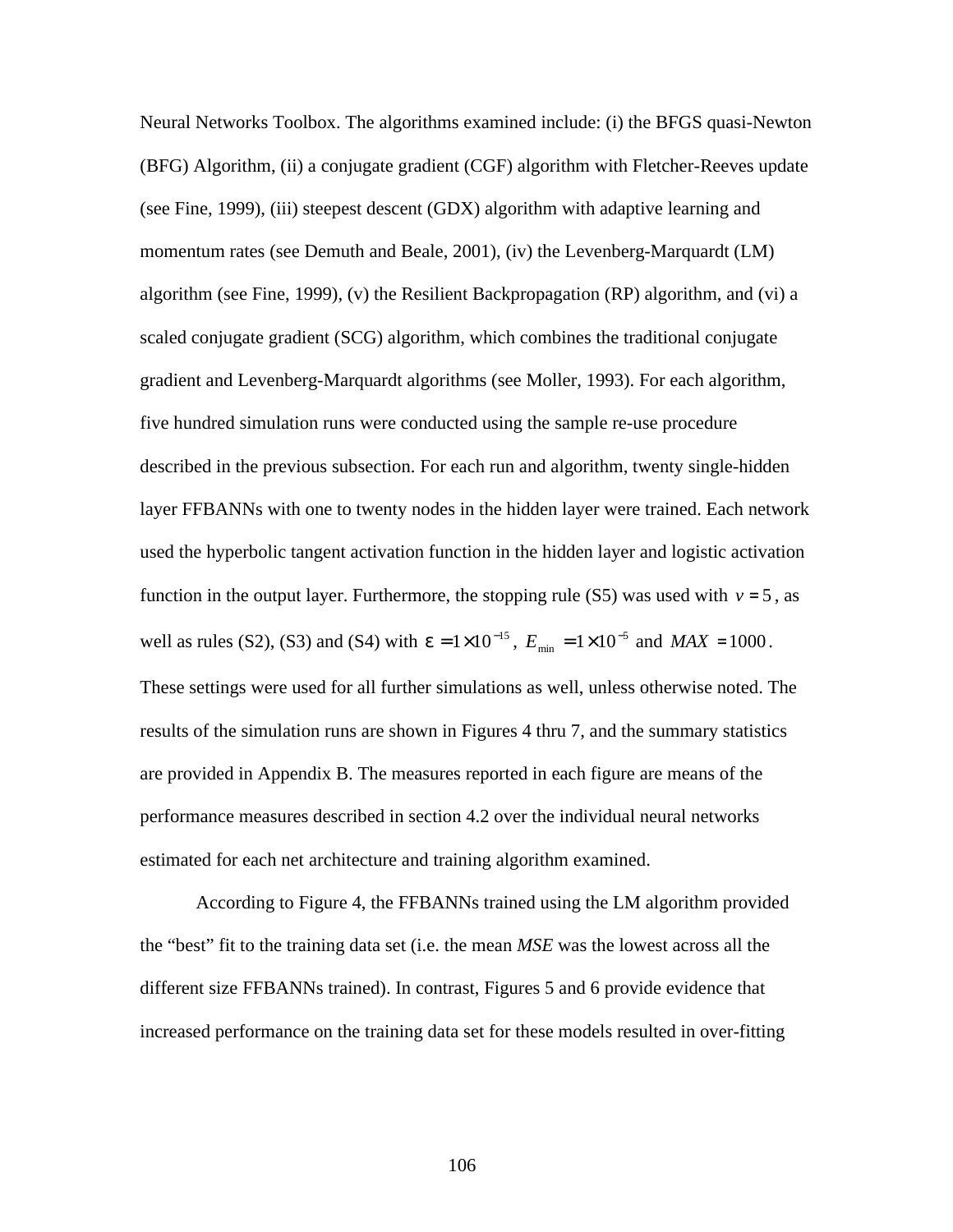Neural Networks Toolbox. The algorithms examined include: (i) the BFGS quasi-Newton (BFG) Algorithm, (ii) a conjugate gradient (CGF) algorithm with Fletcher-Reeves update (see Fine, 1999), (iii) steepest descent (GDX) algorithm with adaptive learning and momentum rates (see Demuth and Beale, 2001), (iv) the Levenberg-Marquardt (LM) algorithm (see Fine, 1999), (v) the Resilient Backpropagation (RP) algorithm, and (vi) a scaled conjugate gradient (SCG) algorithm, which combines the traditional conjugate gradient and Levenberg-Marquardt algorithms (see Moller, 1993). For each algorithm, five hundred simulation runs were conducted using the sample re-use procedure described in the previous subsection. For each run and algorithm, twenty single-hidden layer FFBANNs with one to twenty nodes in the hidden layer were trained. Each network used the hyperbolic tangent activation function in the hidden layer and logistic activation function in the output layer. Furthermore, the stopping rule (S5) was used with $v = 5$, as well as rules (S2), (S3) and (S4) with $\varepsilon = 1 \times 10^{-15}$, $E_{\min} = 1 \times 10^{-5}$ and $MAX = 1000$. These settings were used for all further simulations as well, unless otherwise noted. The results of the simulation runs are shown in Figures 4 thru 7, and the summary statistics are provided in Appendix B. The measures reported in each figure are means of the performance measures described in section 4.2 over the individual neural networks estimated for each net architecture and training algorithm examined.

According to Figure 4, the FFBANNs trained using the LM algorithm provided the "best" fit to the training data set (i.e. the mean *MSE* was the lowest across all the different size FFBANNs trained). In contrast, Figures 5 and 6 provide evidence that increased performance on the training data set for these models resulted in over-fitting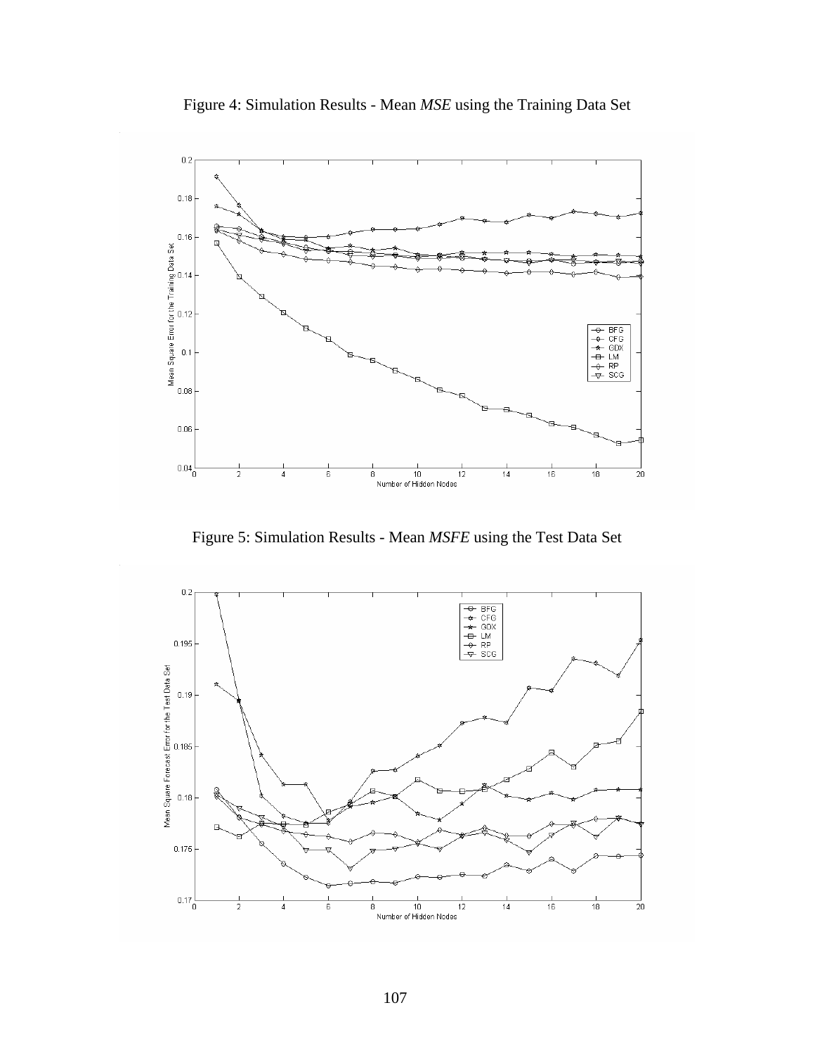Figure 4: Simulation Results - Mean *MSE* using the Training Data Set

Figure 5: Simulation Results - Mean *MSFE* using the Test Data Set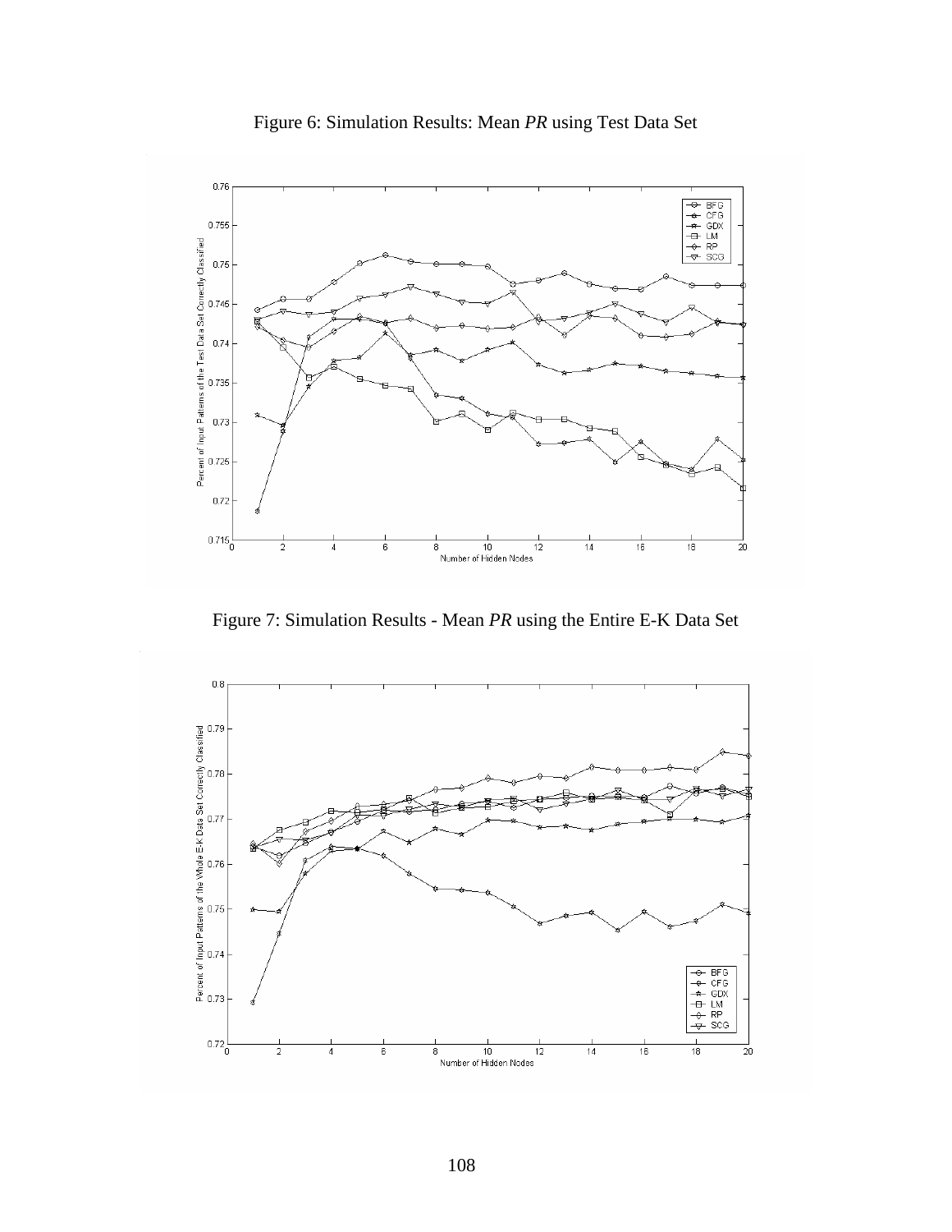Figure 6: Simulation Results: Mean *PR* using Test Data Set

Figure 7: Simulation Results - Mean *PR* using the Entire E-K Data Set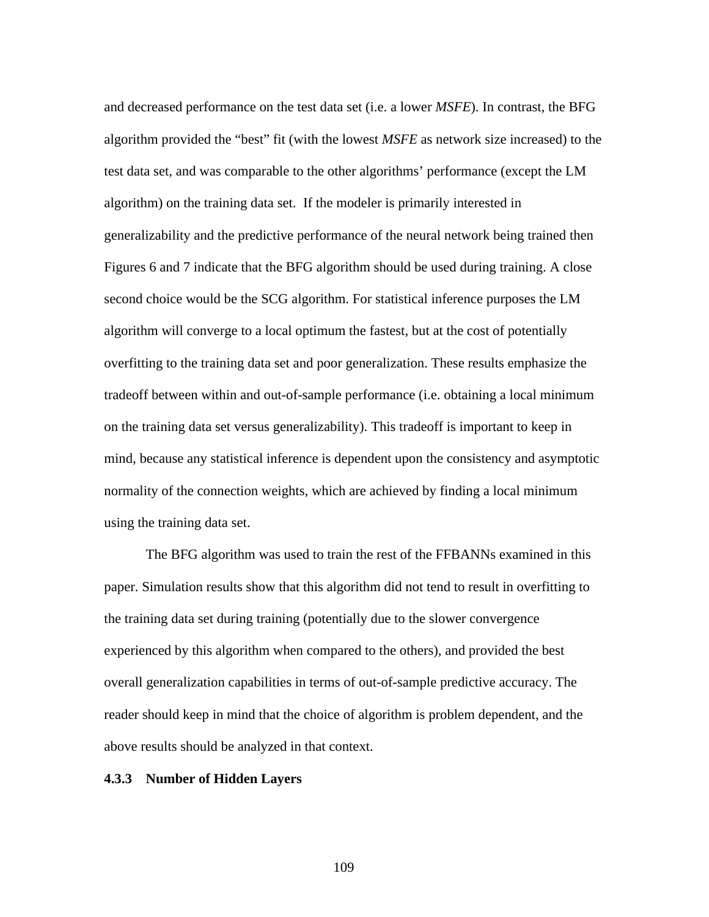and decreased performance on the test data set (i.e. a lower *MSFE*). In contrast, the BFG algorithm provided the "best" fit (with the lowest *MSFE* as network size increased) to the test data set, and was comparable to the other algorithms' performance (except the LM algorithm) on the training data set. If the modeler is primarily interested in generalizability and the predictive performance of the neural network being trained then Figures 6 and 7 indicate that the BFG algorithm should be used during training. A close second choice would be the SCG algorithm. For statistical inference purposes the LM algorithm will converge to a local optimum the fastest, but at the cost of potentially overfitting to the training data set and poor generalization. These results emphasize the tradeoff between within and out-of-sample performance (i.e. obtaining a local minimum on the training data set versus generalizability). This tradeoff is important to keep in mind, because any statistical inference is dependent upon the consistency and asymptotic normality of the connection weights, which are achieved by finding a local minimum using the training data set.

The BFG algorithm was used to train the rest of the FFBANNs examined in this paper. Simulation results show that this algorithm did not tend to result in overfitting to the training data set during training (potentially due to the slower convergence experienced by this algorithm when compared to the others), and provided the best overall generalization capabilities in terms of out-of-sample predictive accuracy. The reader should keep in mind that the choice of algorithm is problem dependent, and the above results should be analyzed in that context.

#### 4.3.3 Number of Hidden Layers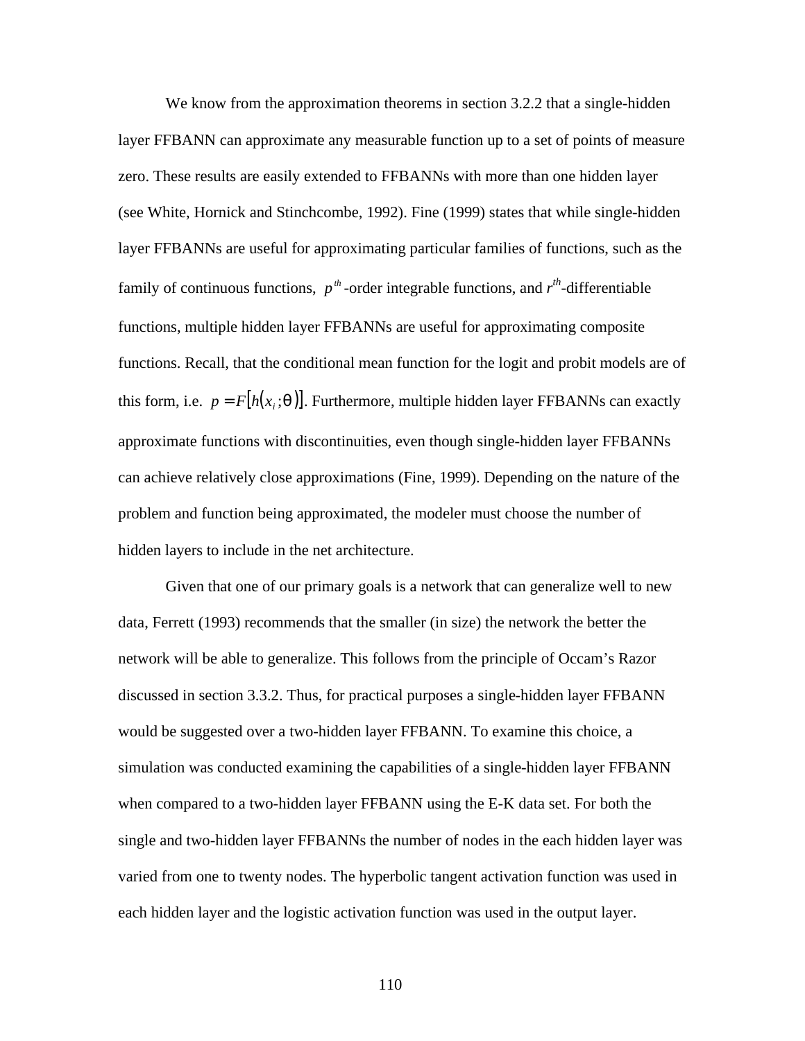We know from the approximation theorems in section 3.2.2 that a single-hidden layer FFBANN can approximate any measurable function up to a set of points of measure zero. These results are easily extended to FFBANNs with more than one hidden layer (see White, Hornick and Stinchcombe, 1992). Fine (1999) states that while single-hidden layer FFBANNs are useful for approximating particular families of functions, such as the family of continuous functions, $p^{th}$-order integrable functions, and $r^{th}$-differentiable functions, multiple hidden layer FFBANNs are useful for approximating composite functions. Recall, that the conditional mean function for the logit and probit models are of this form, i.e. $p = F[h(x_i;\theta)]$. Furthermore, multiple hidden layer FFBANNs can exactly approximate functions with discontinuities, even though single-hidden layer FFBANNs can achieve relatively close approximations (Fine, 1999). Depending on the nature of the problem and function being approximated, the modeler must choose the number of hidden layers to include in the net architecture.

Given that one of our primary goals is a network that can generalize well to new data, Ferrett (1993) recommends that the smaller (in size) the network the better the network will be able to generalize. This follows from the principle of Occam's Razor discussed in section 3.3.2. Thus, for practical purposes a single-hidden layer FFBANN would be suggested over a two-hidden layer FFBANN. To examine this choice, a simulation was conducted examining the capabilities of a single-hidden layer FFBANN when compared to a two-hidden layer FFBANN using the E-K data set. For both the single and two-hidden layer FFBANNs the number of nodes in the each hidden layer was varied from one to twenty nodes. The hyperbolic tangent activation function was used in each hidden layer and the logistic activation function was used in the output layer.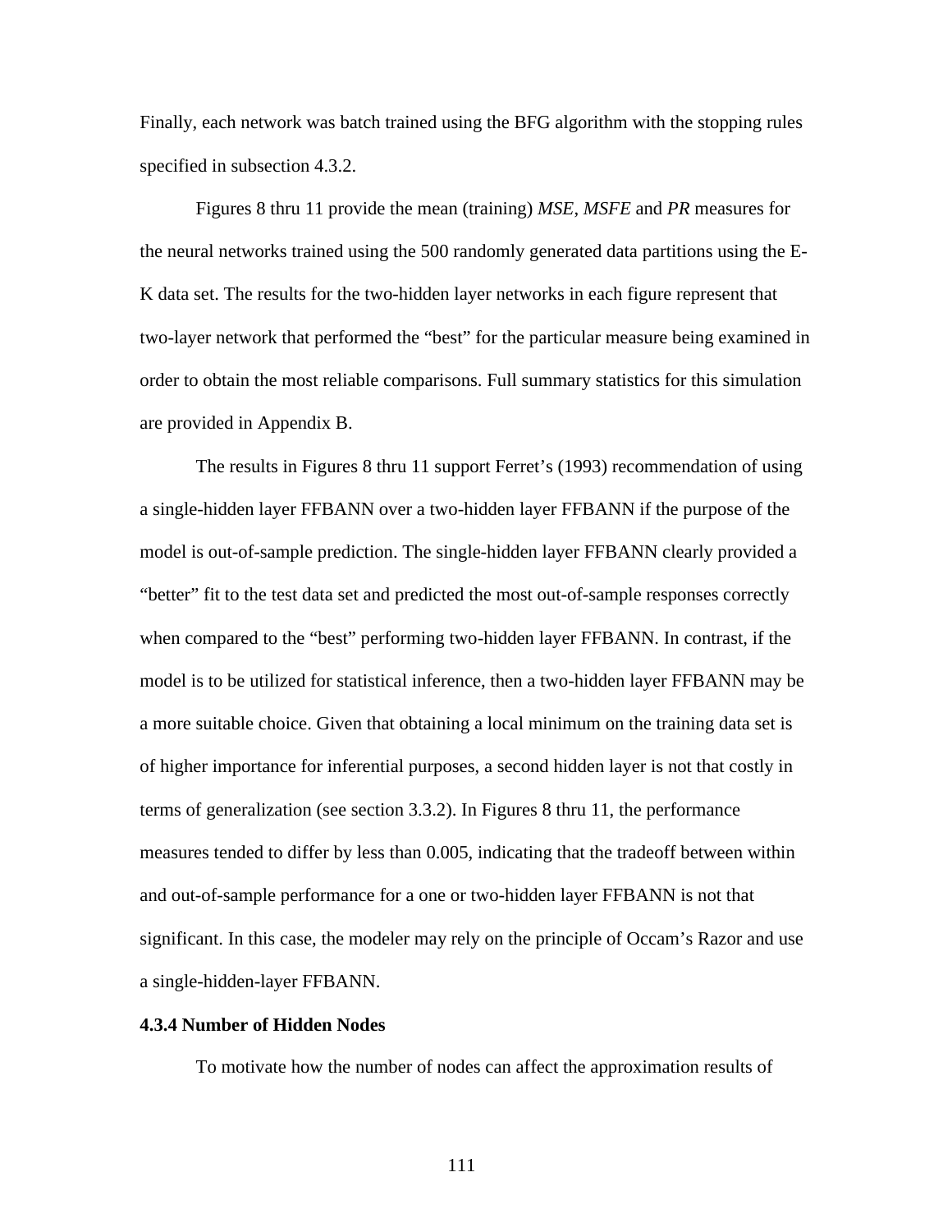Finally, each network was batch trained using the BFG algorithm with the stopping rules specified in subsection 4.3.2.

Figures 8 thru 11 provide the mean (training) *MSE*, *MSFE* and *PR* measures for the neural networks trained using the 500 randomly generated data partitions using the E-K data set. The results for the two-hidden layer networks in each figure represent that two-layer network that performed the "best" for the particular measure being examined in order to obtain the most reliable comparisons. Full summary statistics for this simulation are provided in Appendix B.

The results in Figures 8 thru 11 support Ferret's (1993) recommendation of using a single-hidden layer FFBANN over a two-hidden layer FFBANN if the purpose of the model is out-of-sample prediction. The single-hidden layer FFBANN clearly provided a "better" fit to the test data set and predicted the most out-of-sample responses correctly when compared to the "best" performing two-hidden layer FFBANN. In contrast, if the model is to be utilized for statistical inference, then a two-hidden layer FFBANN may be a more suitable choice. Given that obtaining a local minimum on the training data set is of higher importance for inferential purposes, a second hidden layer is not that costly in terms of generalization (see section 3.3.2). In Figures 8 thru 11, the performance measures tended to differ by less than 0.005, indicating that the tradeoff between within and out-of-sample performance for a one or two-hidden layer FFBANN is not that significant. In this case, the modeler may rely on the principle of Occam's Razor and use a single-hidden-layer FFBANN.

**4.3.4 Number of Hidden Nodes**

To motivate how the number of nodes can affect the approximation results of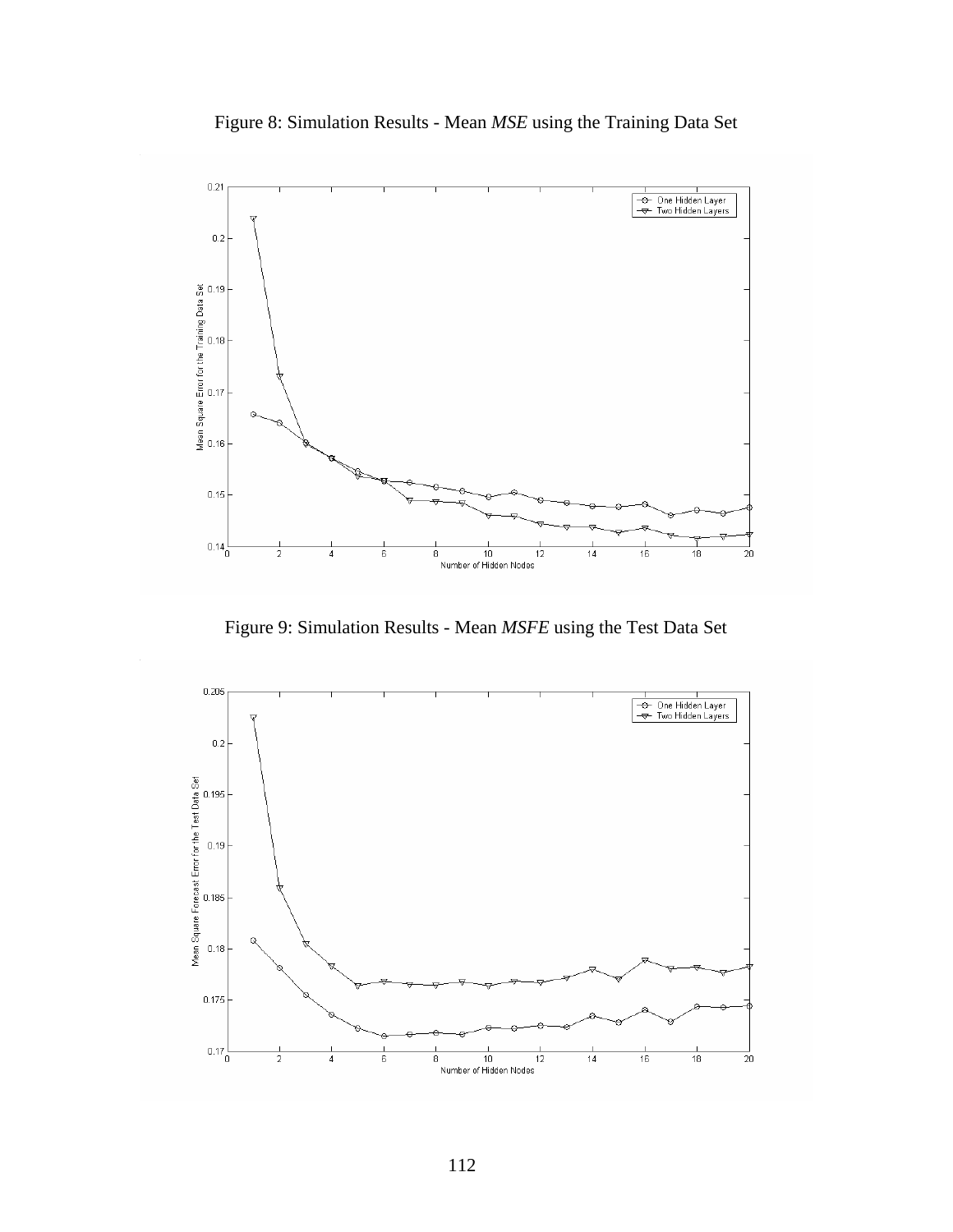Figure 8: Simulation Results - Mean *MSE* using the Training Data Set

Figure 9: Simulation Results - Mean *MSFE* using the Test Data Set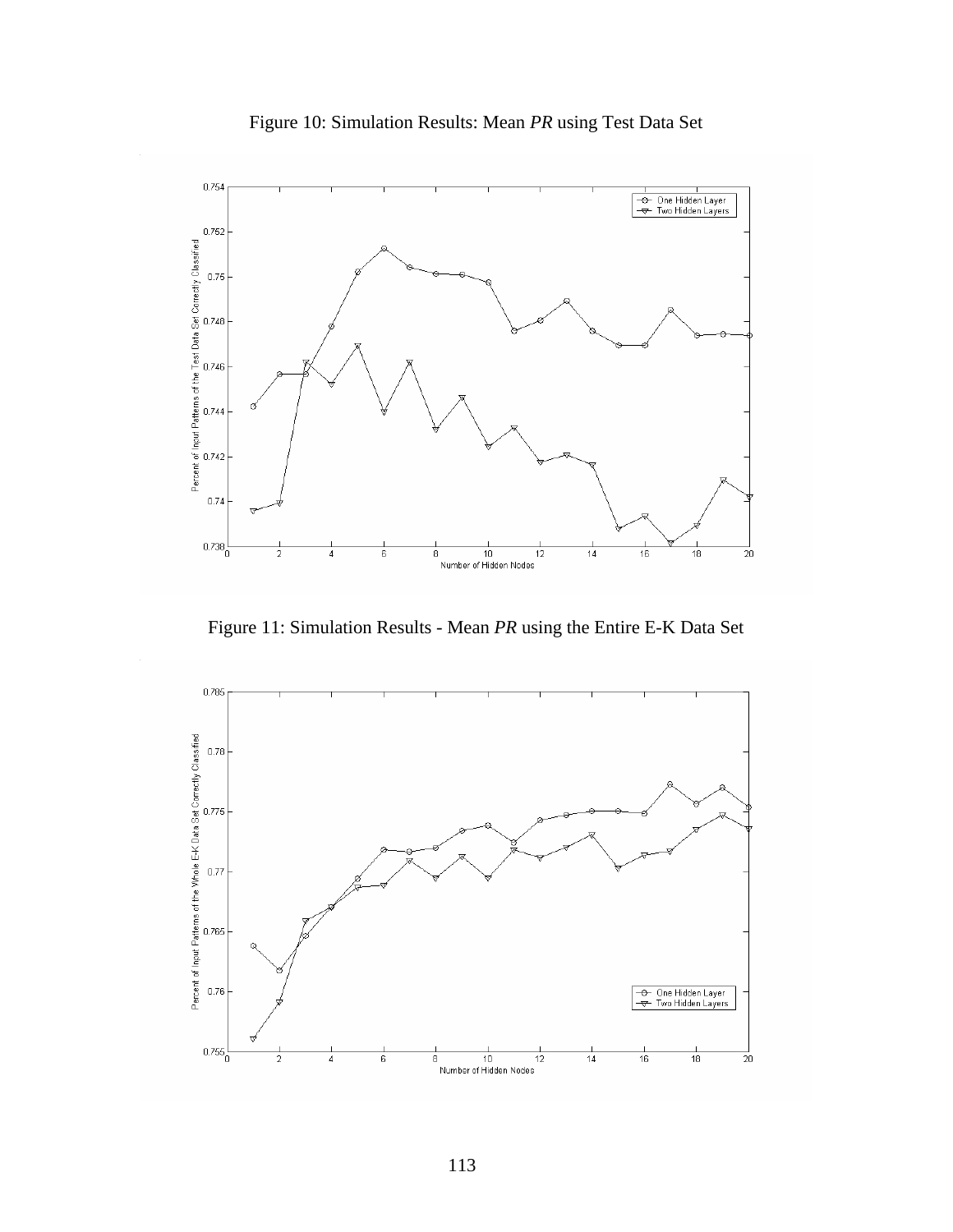Figure 10: Simulation Results: Mean *PR* using Test Data Set

Figure 11: Simulation Results - Mean *PR* using the Entire E-K Data Set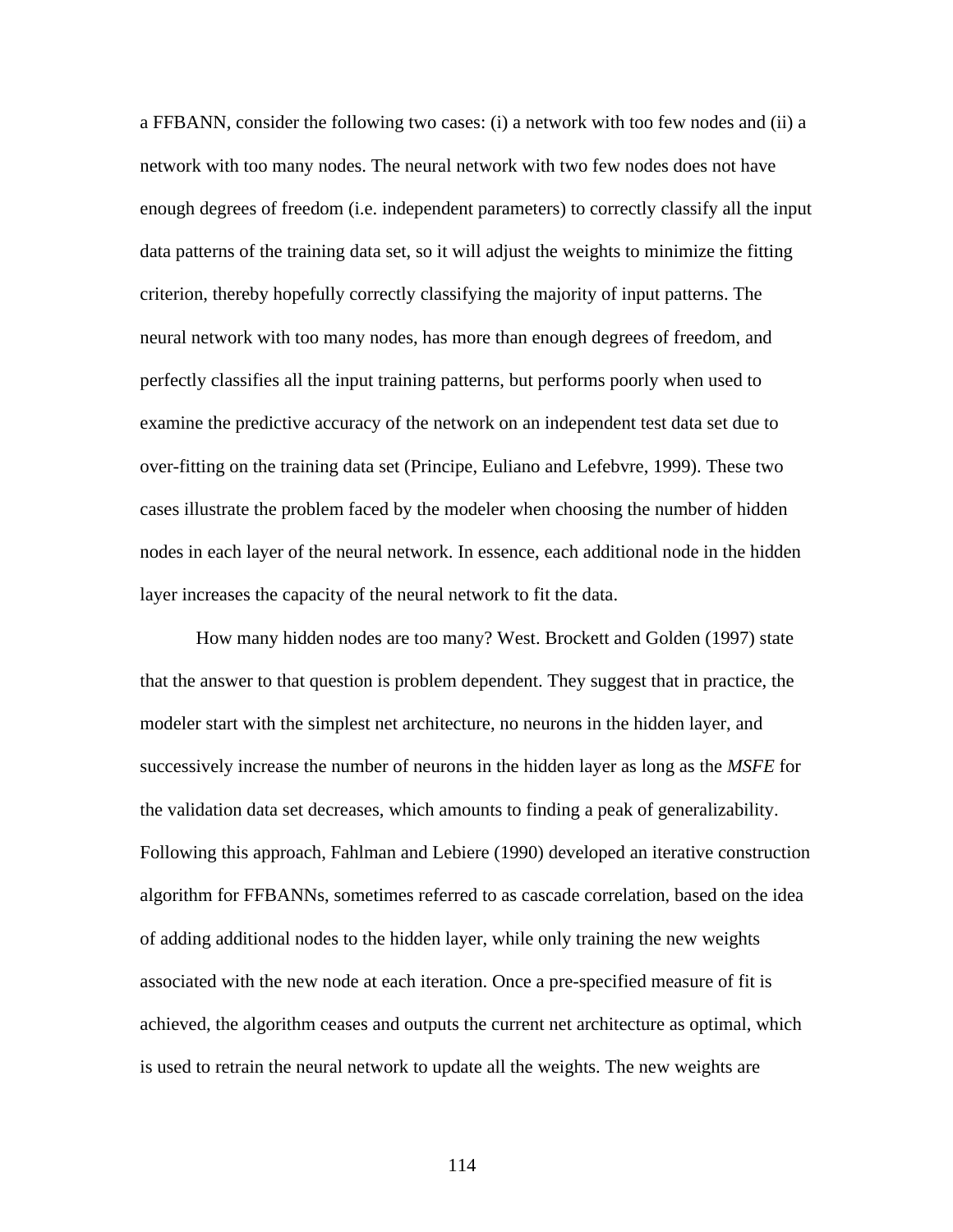a FFBANN, consider the following two cases: (i) a network with too few nodes and (ii) a network with too many nodes. The neural network with two few nodes does not have enough degrees of freedom (i.e. independent parameters) to correctly classify all the input data patterns of the training data set, so it will adjust the weights to minimize the fitting criterion, thereby hopefully correctly classifying the majority of input patterns. The neural network with too many nodes, has more than enough degrees of freedom, and perfectly classifies all the input training patterns, but performs poorly when used to examine the predictive accuracy of the network on an independent test data set due to over-fitting on the training data set (Principe, Euliano and Lefebvre, 1999). These two cases illustrate the problem faced by the modeler when choosing the number of hidden nodes in each layer of the neural network. In essence, each additional node in the hidden layer increases the capacity of the neural network to fit the data.

How many hidden nodes are too many? West. Brockett and Golden (1997) state that the answer to that question is problem dependent. They suggest that in practice, the modeler start with the simplest net architecture, no neurons in the hidden layer, and successively increase the number of neurons in the hidden layer as long as the *MSFE* for the validation data set decreases, which amounts to finding a peak of generalizability. Following this approach, Fahlman and Lebiere (1990) developed an iterative construction algorithm for FFBANNs, sometimes referred to as cascade correlation, based on the idea of adding additional nodes to the hidden layer, while only training the new weights associated with the new node at each iteration. Once a pre-specified measure of fit is achieved, the algorithm ceases and outputs the current net architecture as optimal, which is used to retrain the neural network to update all the weights. The new weights are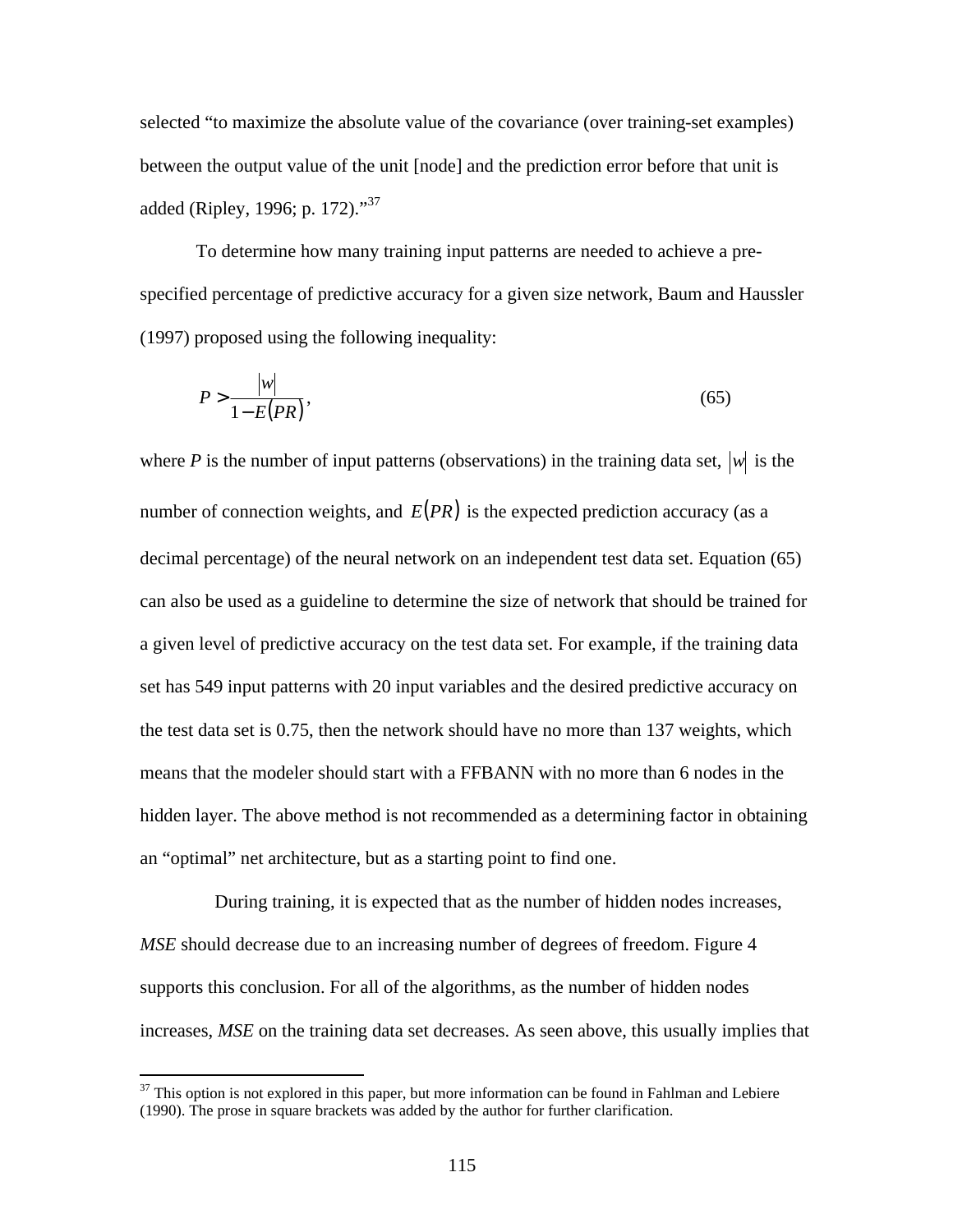selected "to maximize the absolute value of the covariance (over training-set examples) between the output value of the unit [node] and the prediction error before that unit is added (Ripley, 1996; p. 172)."[37]

To determine how many training input patterns are needed to achieve a pre-specified percentage of predictive accuracy for a given size network, Baum and Haussler (1997) proposed using the following inequality:

$$P > \frac{|w|}{1 - E(PR)}, \tag{65}$$

where $P$ is the number of input patterns (observations) in the training data set, $|w|$ is the number of connection weights, and $E(PR)$ is the expected prediction accuracy (as a decimal percentage) of the neural network on an independent test data set. Equation (65) can also be used as a guideline to determine the size of network that should be trained for a given level of predictive accuracy on the test data set. For example, if the training data set has 549 input patterns with 20 input variables and the desired predictive accuracy on the test data set is 0.75, then the network should have no more than 137 weights, which means that the modeler should start with a FFBANN with no more than 6 nodes in the hidden layer. The above method is not recommended as a determining factor in obtaining an "optimal" net architecture, but as a starting point to find one.

During training, it is expected that as the number of hidden nodes increases, *MSE* should decrease due to an increasing number of degrees of freedom. Figure 4 supports this conclusion. For all of the algorithms, as the number of hidden nodes increases, *MSE* on the training data set decreases. As seen above, this usually implies that

---

[37] This option is not explored in this paper, but more information can be found in Fahlman and Lebiere (1990). The prose in square brackets was added by the author for further clarification.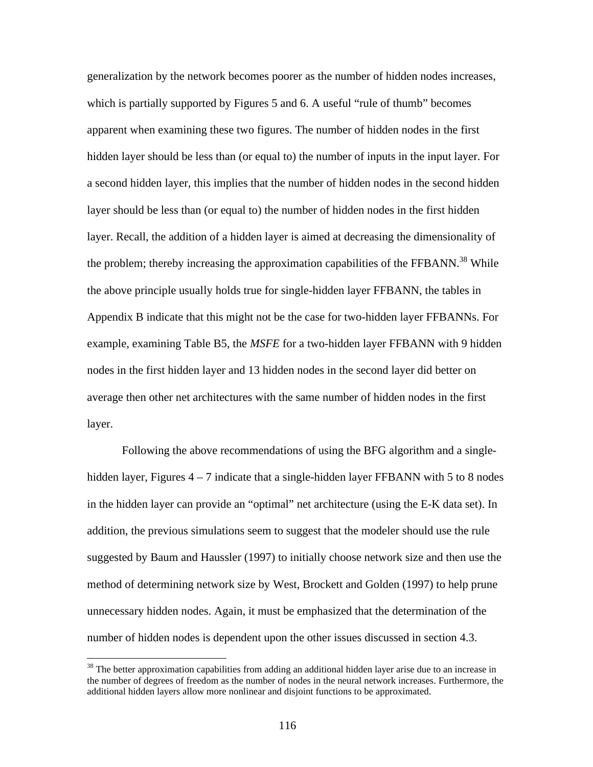generalization by the network becomes poorer as the number of hidden nodes increases, which is partially supported by Figures 5 and 6. A useful "rule of thumb" becomes apparent when examining these two figures. The number of hidden nodes in the first hidden layer should be less than (or equal to) the number of inputs in the input layer. For a second hidden layer, this implies that the number of hidden nodes in the second hidden layer should be less than (or equal to) the number of hidden nodes in the first hidden layer. Recall, the addition of a hidden layer is aimed at decreasing the dimensionality of the problem; thereby increasing the approximation capabilities of the FFBANN.[38] While the above principle usually holds true for single-hidden layer FFBANN, the tables in Appendix B indicate that this might not be the case for two-hidden layer FFBANNs. For example, examining Table B5, the *MSFE* for a two-hidden layer FFBANN with 9 hidden nodes in the first hidden layer and 13 hidden nodes in the second layer did better on average then other net architectures with the same number of hidden nodes in the first layer.

Following the above recommendations of using the BFG algorithm and a single-hidden layer, Figures 4 – 7 indicate that a single-hidden layer FFBANN with 5 to 8 nodes in the hidden layer can provide an "optimal" net architecture (using the E-K data set). In addition, the previous simulations seem to suggest that the modeler should use the rule suggested by Baum and Haussler (1997) to initially choose network size and then use the method of determining network size by West, Brockett and Golden (1997) to help prune unnecessary hidden nodes. Again, it must be emphasized that the determination of the number of hidden nodes is dependent upon the other issues discussed in section 4.3.

---

[38] The better approximation capabilities from adding an additional hidden layer arise due to an increase in the number of degrees of freedom as the number of nodes in the neural network increases. Furthermore, the additional hidden layers allow more nonlinear and disjoint functions to be approximated.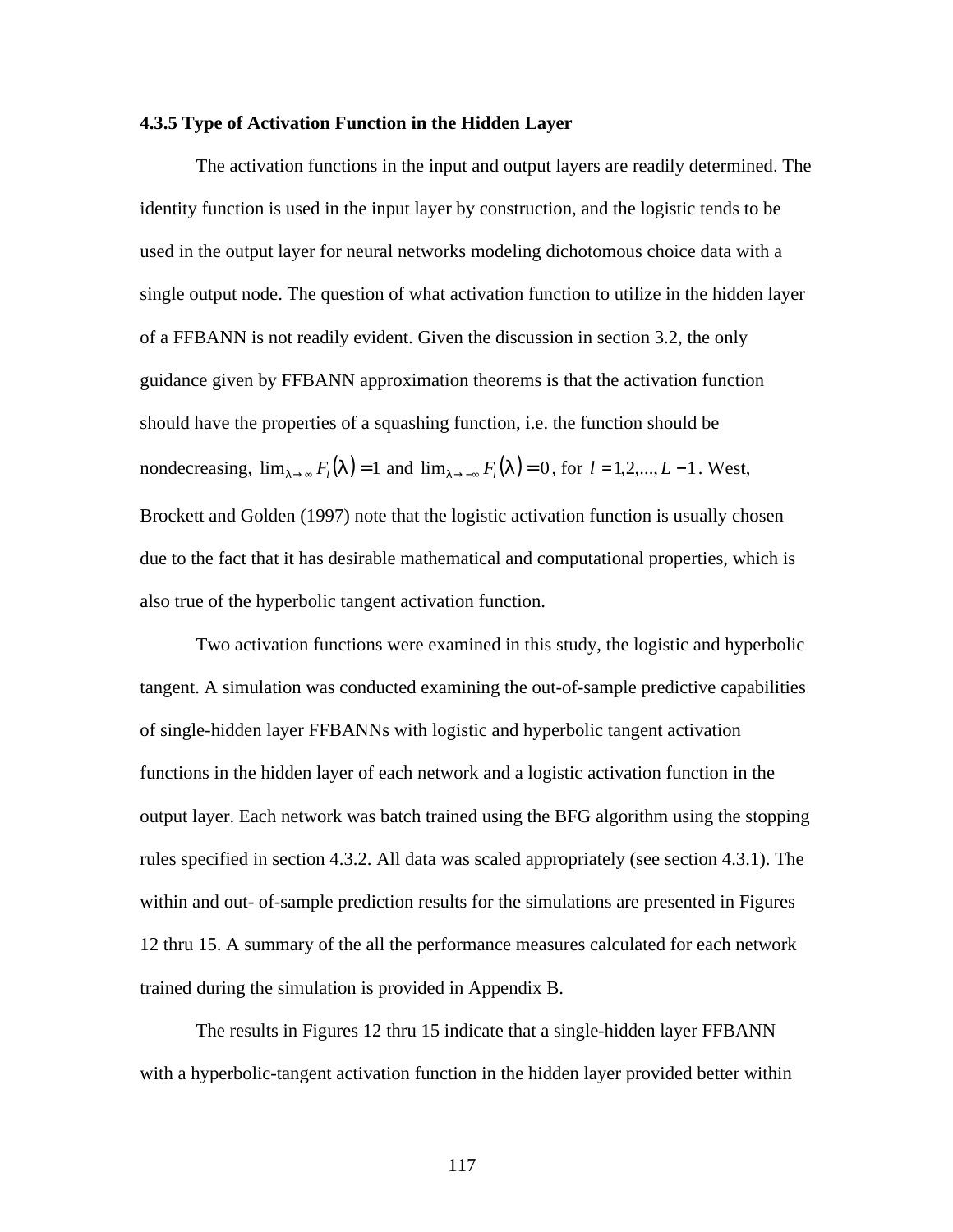### 4.3.5 Type of Activation Function in the Hidden Layer

The activation functions in the input and output layers are readily determined. The identity function is used in the input layer by construction, and the logistic tends to be used in the output layer for neural networks modeling dichotomous choice data with a single output node. The question of what activation function to utilize in the hidden layer of a FFBANN is not readily evident. Given the discussion in section 3.2, the only guidance given by FFBANN approximation theorems is that the activation function should have the properties of a squashing function, i.e. the function should be nondecreasing, $\lim_{\lambda \to \infty} F_l(\lambda) = 1$ and $\lim_{\lambda \to -\infty} F_l(\lambda) = 0$, for $l = 1,2,...,L-1$. West, Brockett and Golden (1997) note that the logistic activation function is usually chosen due to the fact that it has desirable mathematical and computational properties, which is also true of the hyperbolic tangent activation function.

Two activation functions were examined in this study, the logistic and hyperbolic tangent. A simulation was conducted examining the out-of-sample predictive capabilities of single-hidden layer FFBANNs with logistic and hyperbolic tangent activation functions in the hidden layer of each network and a logistic activation function in the output layer. Each network was batch trained using the BFG algorithm using the stopping rules specified in section 4.3.2. All data was scaled appropriately (see section 4.3.1). The within and out- of-sample prediction results for the simulations are presented in Figures 12 thru 15. A summary of the all the performance measures calculated for each network trained during the simulation is provided in Appendix B.

The results in Figures 12 thru 15 indicate that a single-hidden layer FFBANN with a hyperbolic-tangent activation function in the hidden layer provided better within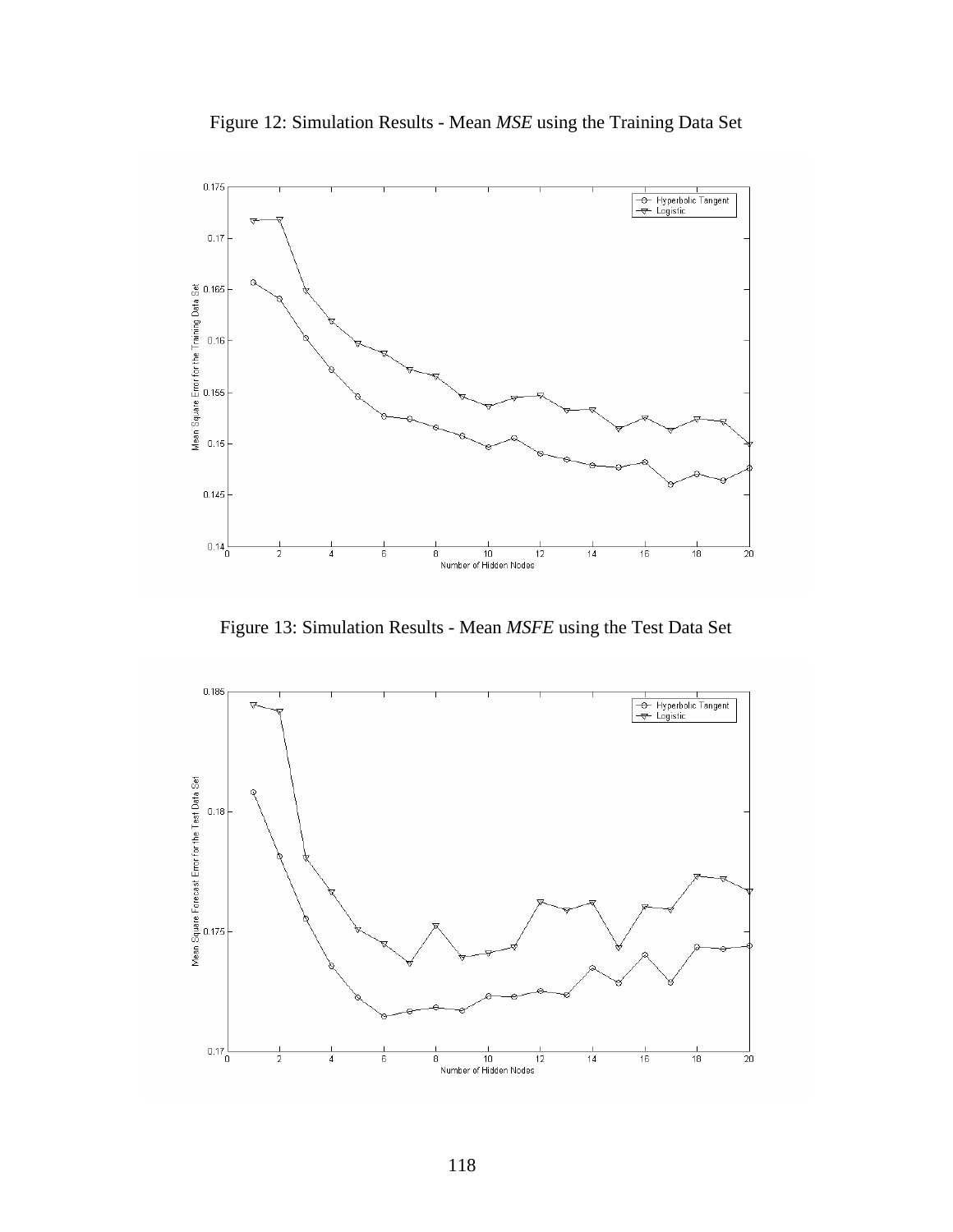Figure 12: Simulation Results - Mean *MSE* using the Training Data Set

Figure 13: Simulation Results - Mean *MSFE* using the Test Data Set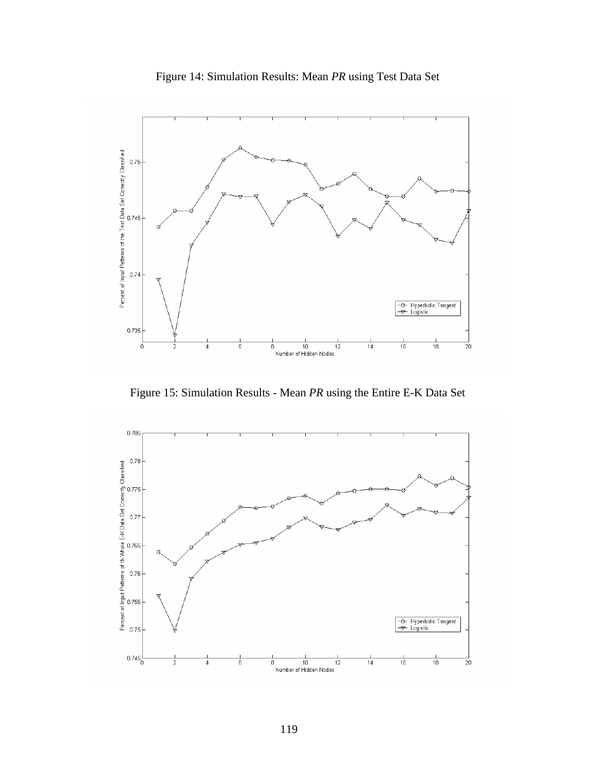Figure 14: Simulation Results: Mean *PR* using Test Data Set

Figure 15: Simulation Results - Mean *PR* using the Entire E-K Data Set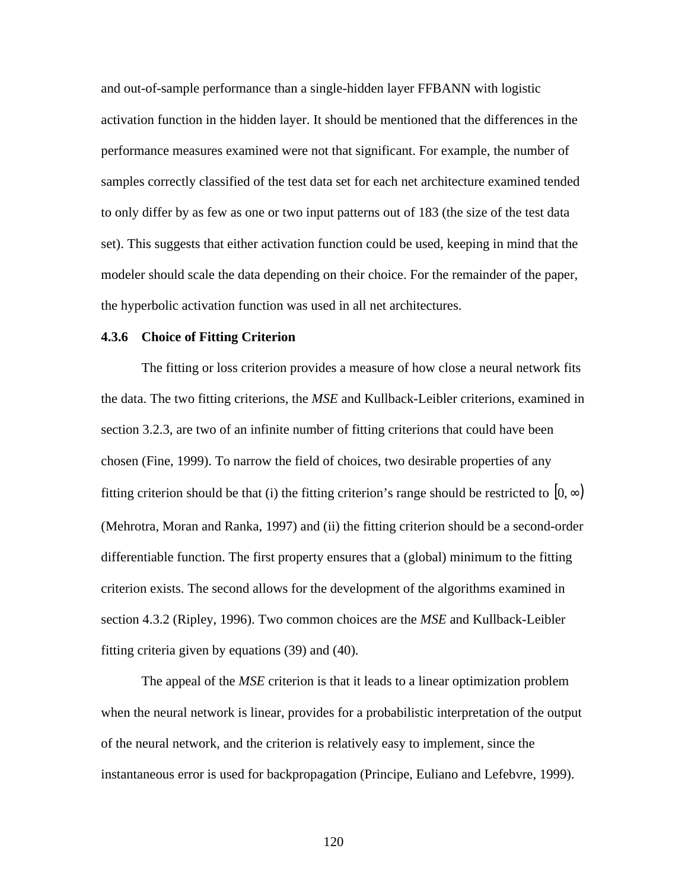and out-of-sample performance than a single-hidden layer FFBANN with logistic activation function in the hidden layer. It should be mentioned that the differences in the performance measures examined were not that significant. For example, the number of samples correctly classified of the test data set for each net architecture examined tended to only differ by as few as one or two input patterns out of 183 (the size of the test data set). This suggests that either activation function could be used, keeping in mind that the modeler should scale the data depending on their choice. For the remainder of the paper, the hyperbolic activation function was used in all net architectures.

### 4.3.6 Choice of Fitting Criterion

The fitting or loss criterion provides a measure of how close a neural network fits the data. The two fitting criterions, the *MSE* and Kullback-Leibler criterions, examined in section 3.2.3, are two of an infinite number of fitting criterions that could have been chosen (Fine, 1999). To narrow the field of choices, two desirable properties of any fitting criterion should be that (i) the fitting criterion's range should be restricted to $[0, \infty)$ (Mehrotra, Moran and Ranka, 1997) and (ii) the fitting criterion should be a second-order differentiable function. The first property ensures that a (global) minimum to the fitting criterion exists. The second allows for the development of the algorithms examined in section 4.3.2 (Ripley, 1996). Two common choices are the *MSE* and Kullback-Leibler fitting criteria given by equations (39) and (40).

The appeal of the *MSE* criterion is that it leads to a linear optimization problem when the neural network is linear, provides for a probabilistic interpretation of the output of the neural network, and the criterion is relatively easy to implement, since the instantaneous error is used for backpropagation (Principe, Euliano and Lefebvre, 1999).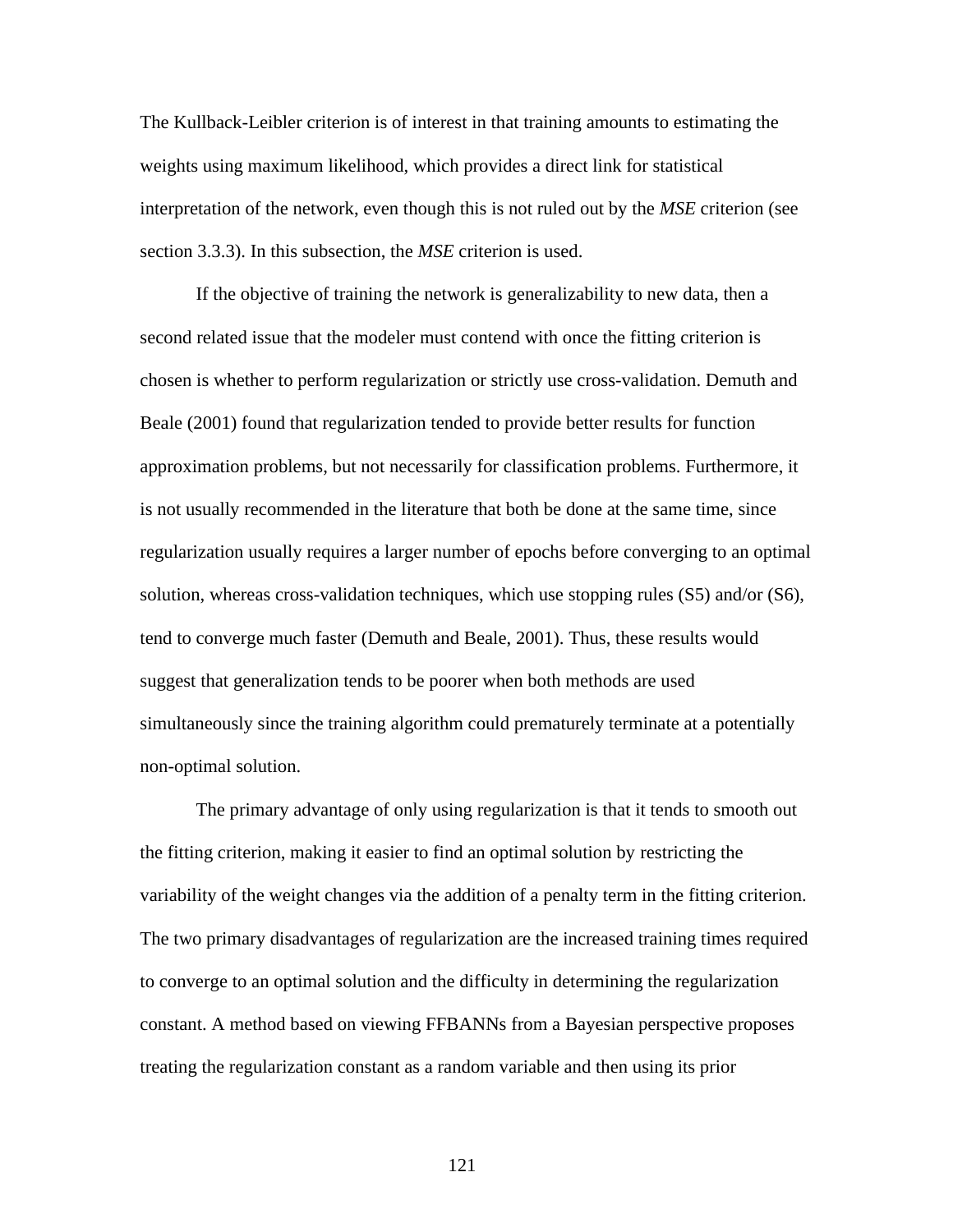The Kullback-Leibler criterion is of interest in that training amounts to estimating the weights using maximum likelihood, which provides a direct link for statistical interpretation of the network, even though this is not ruled out by the *MSE* criterion (see section 3.3.3). In this subsection, the *MSE* criterion is used.

If the objective of training the network is generalizability to new data, then a second related issue that the modeler must contend with once the fitting criterion is chosen is whether to perform regularization or strictly use cross-validation. Demuth and Beale (2001) found that regularization tended to provide better results for function approximation problems, but not necessarily for classification problems. Furthermore, it is not usually recommended in the literature that both be done at the same time, since regularization usually requires a larger number of epochs before converging to an optimal solution, whereas cross-validation techniques, which use stopping rules (S5) and/or (S6), tend to converge much faster (Demuth and Beale, 2001). Thus, these results would suggest that generalization tends to be poorer when both methods are used simultaneously since the training algorithm could prematurely terminate at a potentially non-optimal solution.

The primary advantage of only using regularization is that it tends to smooth out the fitting criterion, making it easier to find an optimal solution by restricting the variability of the weight changes via the addition of a penalty term in the fitting criterion. The two primary disadvantages of regularization are the increased training times required to converge to an optimal solution and the difficulty in determining the regularization constant. A method based on viewing FFBANNs from a Bayesian perspective proposes treating the regularization constant as a random variable and then using its prior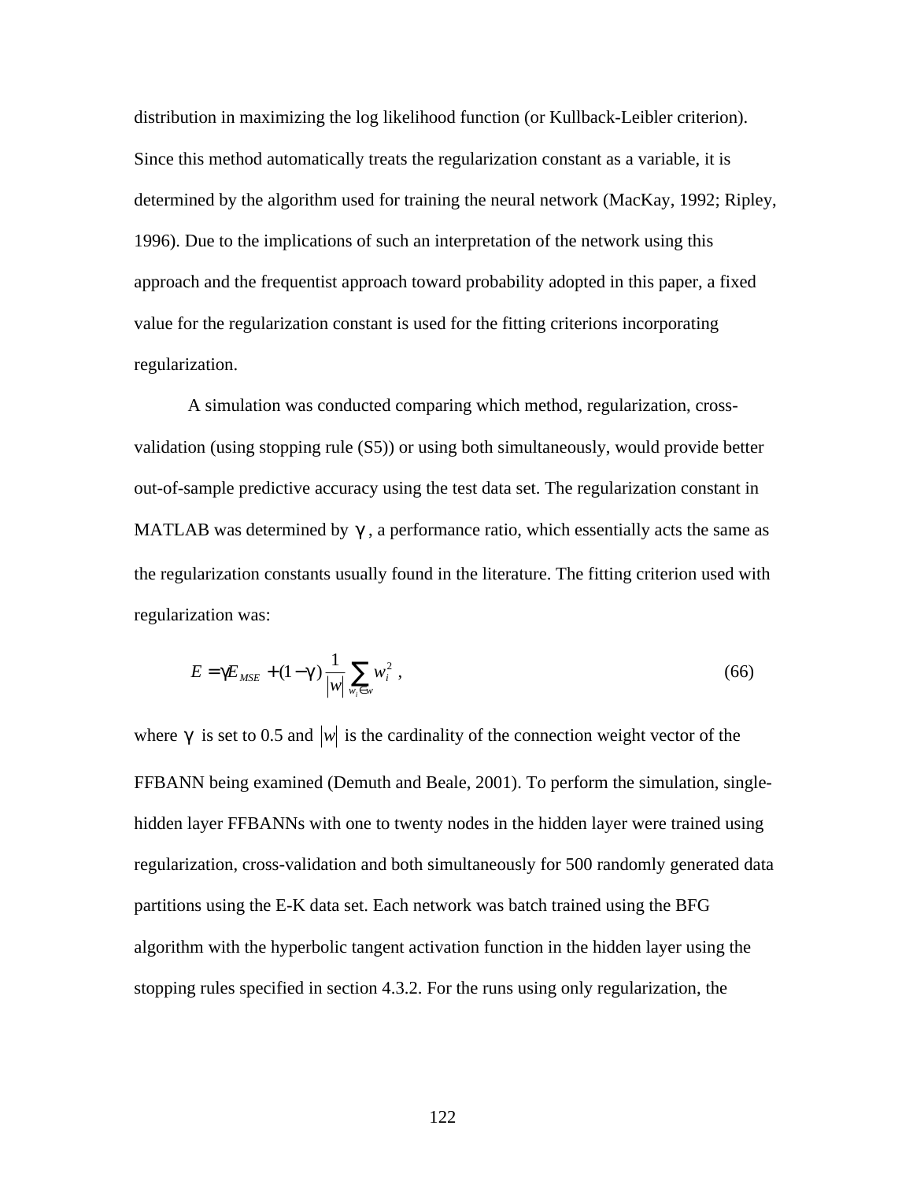distribution in maximizing the log likelihood function (or Kullback-Leibler criterion). Since this method automatically treats the regularization constant as a variable, it is determined by the algorithm used for training the neural network (MacKay, 1992; Ripley, 1996). Due to the implications of such an interpretation of the network using this approach and the frequentist approach toward probability adopted in this paper, a fixed value for the regularization constant is used for the fitting criterions incorporating regularization.

A simulation was conducted comparing which method, regularization, cross-validation (using stopping rule (S5)) or using both simultaneously, would provide better out-of-sample predictive accuracy using the test data set. The regularization constant in MATLAB was determined by $\gamma$, a performance ratio, which essentially acts the same as the regularization constants usually found in the literature. The fitting criterion used with regularization was:

$$E = \gamma E_{MSE} + (1-\gamma)\frac{1}{|w|}\sum_{w_i \in w} w_i^2 \,, \tag{66}$$

where $\gamma$ is set to 0.5 and $|w|$ is the cardinality of the connection weight vector of the FFBANN being examined (Demuth and Beale, 2001). To perform the simulation, single-hidden layer FFBANNs with one to twenty nodes in the hidden layer were trained using regularization, cross-validation and both simultaneously for 500 randomly generated data partitions using the E-K data set. Each network was batch trained using the BFG algorithm with the hyperbolic tangent activation function in the hidden layer using the stopping rules specified in section 4.3.2. For the runs using only regularization, the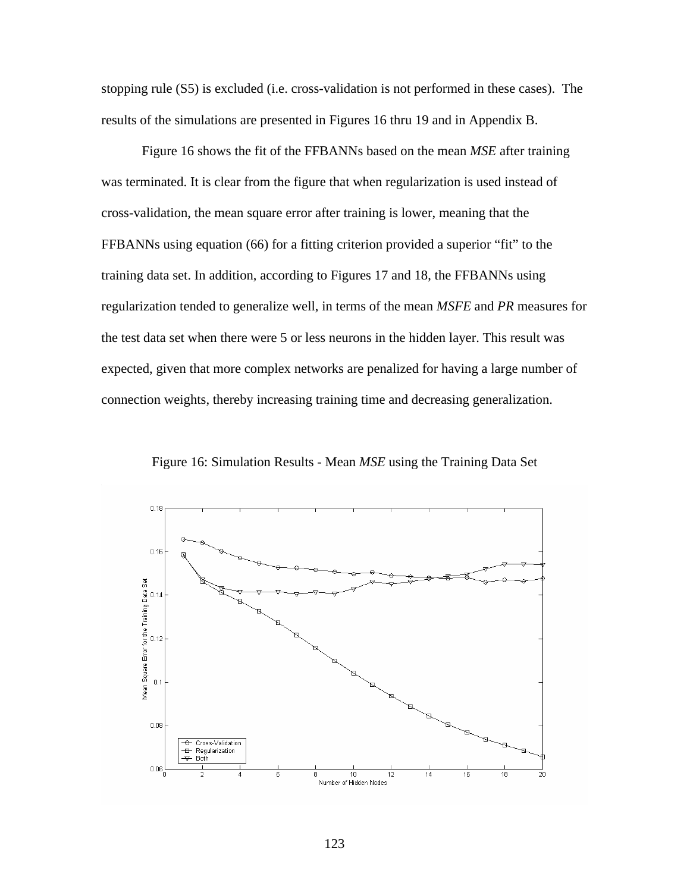stopping rule (S5) is excluded (i.e. cross-validation is not performed in these cases). The results of the simulations are presented in Figures 16 thru 19 and in Appendix B.

Figure 16 shows the fit of the FFBANNs based on the mean *MSE* after training was terminated. It is clear from the figure that when regularization is used instead of cross-validation, the mean square error after training is lower, meaning that the FFBANNs using equation (66) for a fitting criterion provided a superior "fit" to the training data set. In addition, according to Figures 17 and 18, the FFBANNs using regularization tended to generalize well, in terms of the mean *MSFE* and *PR* measures for the test data set when there were 5 or less neurons in the hidden layer. This result was expected, given that more complex networks are penalized for having a large number of connection weights, thereby increasing training time and decreasing generalization.

Figure 16: Simulation Results - Mean *MSE* using the Training Data Set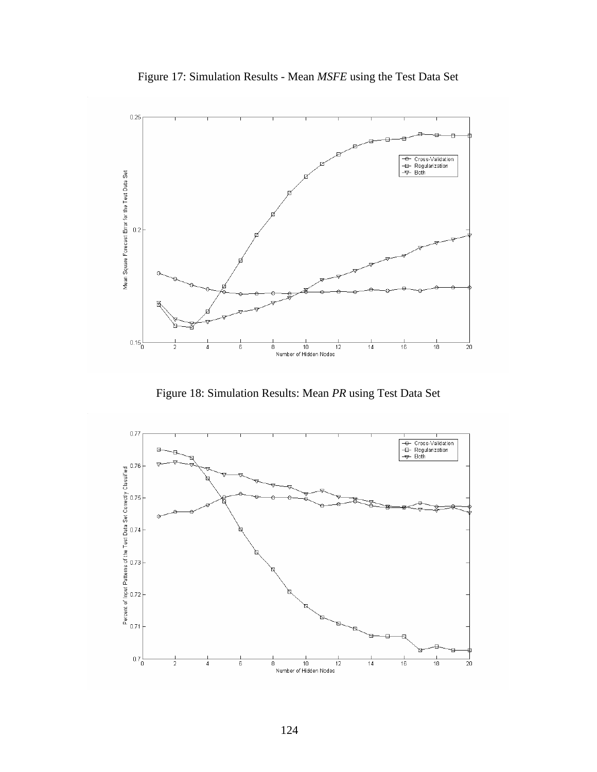Figure 17: Simulation Results - Mean *MSFE* using the Test Data Set

Figure 18: Simulation Results: Mean *PR* using Test Data Set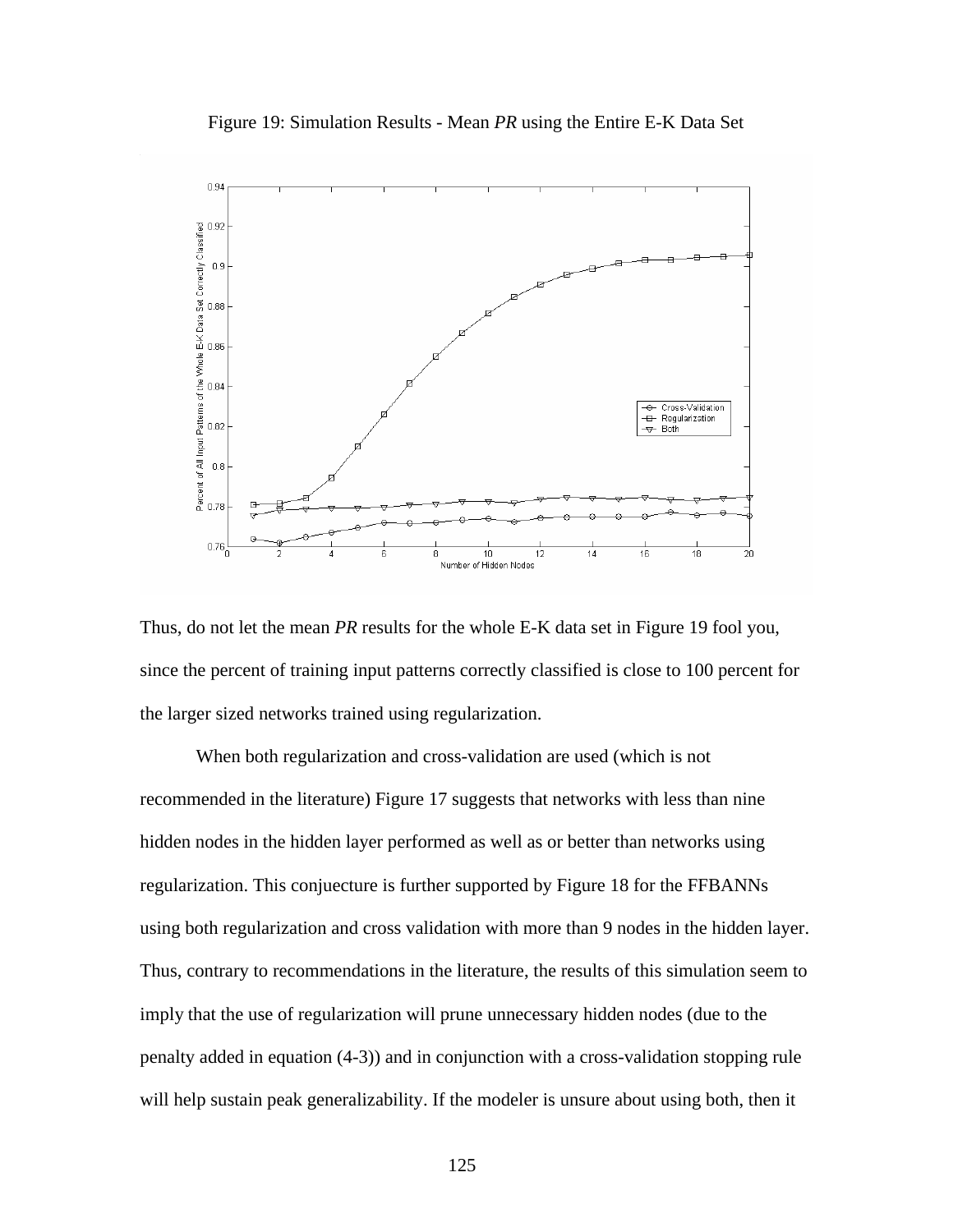Figure 19: Simulation Results - Mean *PR* using the Entire E-K Data Set

Thus, do not let the mean *PR* results for the whole E-K data set in Figure 19 fool you, since the percent of training input patterns correctly classified is close to 100 percent for the larger sized networks trained using regularization.

When both regularization and cross-validation are used (which is not recommended in the literature) Figure 17 suggests that networks with less than nine hidden nodes in the hidden layer performed as well as or better than networks using regularization. This conjuecture is further supported by Figure 18 for the FFBANNs using both regularization and cross validation with more than 9 nodes in the hidden layer. Thus, contrary to recommendations in the literature, the results of this simulation seem to imply that the use of regularization will prune unnecessary hidden nodes (due to the penalty added in equation (4-3)) and in conjunction with a cross-validation stopping rule will help sustain peak generalizability. If the modeler is unsure about using both, then it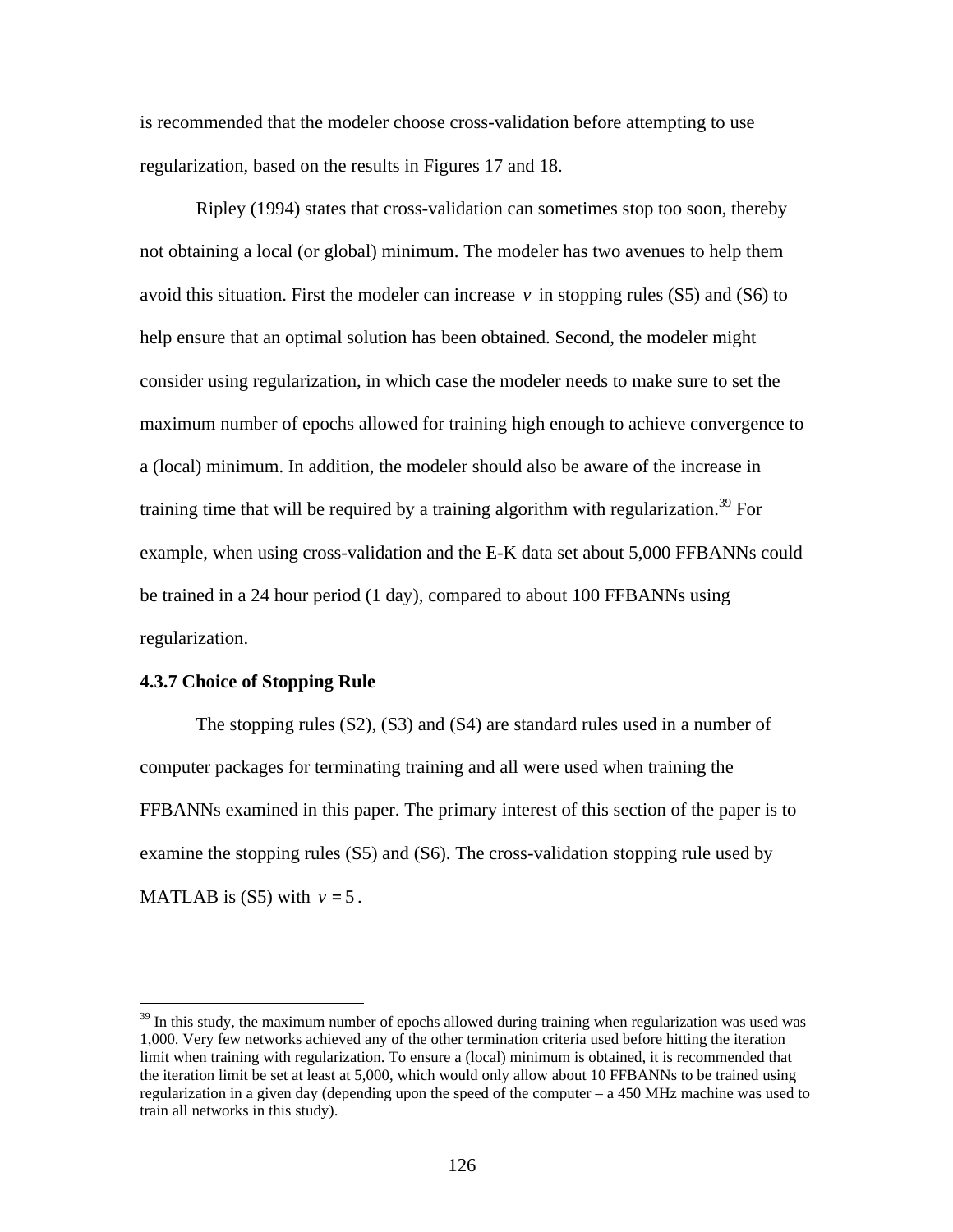is recommended that the modeler choose cross-validation before attempting to use regularization, based on the results in Figures 17 and 18.

Ripley (1994) states that cross-validation can sometimes stop too soon, thereby not obtaining a local (or global) minimum. The modeler has two avenues to help them avoid this situation. First the modeler can increase $v$ in stopping rules (S5) and (S6) to help ensure that an optimal solution has been obtained. Second, the modeler might consider using regularization, in which case the modeler needs to make sure to set the maximum number of epochs allowed for training high enough to achieve convergence to a (local) minimum. In addition, the modeler should also be aware of the increase in training time that will be required by a training algorithm with regularization.[39] For example, when using cross-validation and the E-K data set about 5,000 FFBANNs could be trained in a 24 hour period (1 day), compared to about 100 FFBANNs using regularization.

### 4.3.7 Choice of Stopping Rule

The stopping rules (S2), (S3) and (S4) are standard rules used in a number of computer packages for terminating training and all were used when training the FFBANNs examined in this paper. The primary interest of this section of the paper is to examine the stopping rules (S5) and (S6). The cross-validation stopping rule used by MATLAB is (S5) with $v = 5$.

---

[39] In this study, the maximum number of epochs allowed during training when regularization was used was 1,000. Very few networks achieved any of the other termination criteria used before hitting the iteration limit when training with regularization. To ensure a (local) minimum is obtained, it is recommended that the iteration limit be set at least at 5,000, which would only allow about 10 FFBANNs to be trained using regularization in a given day (depending upon the speed of the computer – a 450 MHz machine was used to train all networks in this study).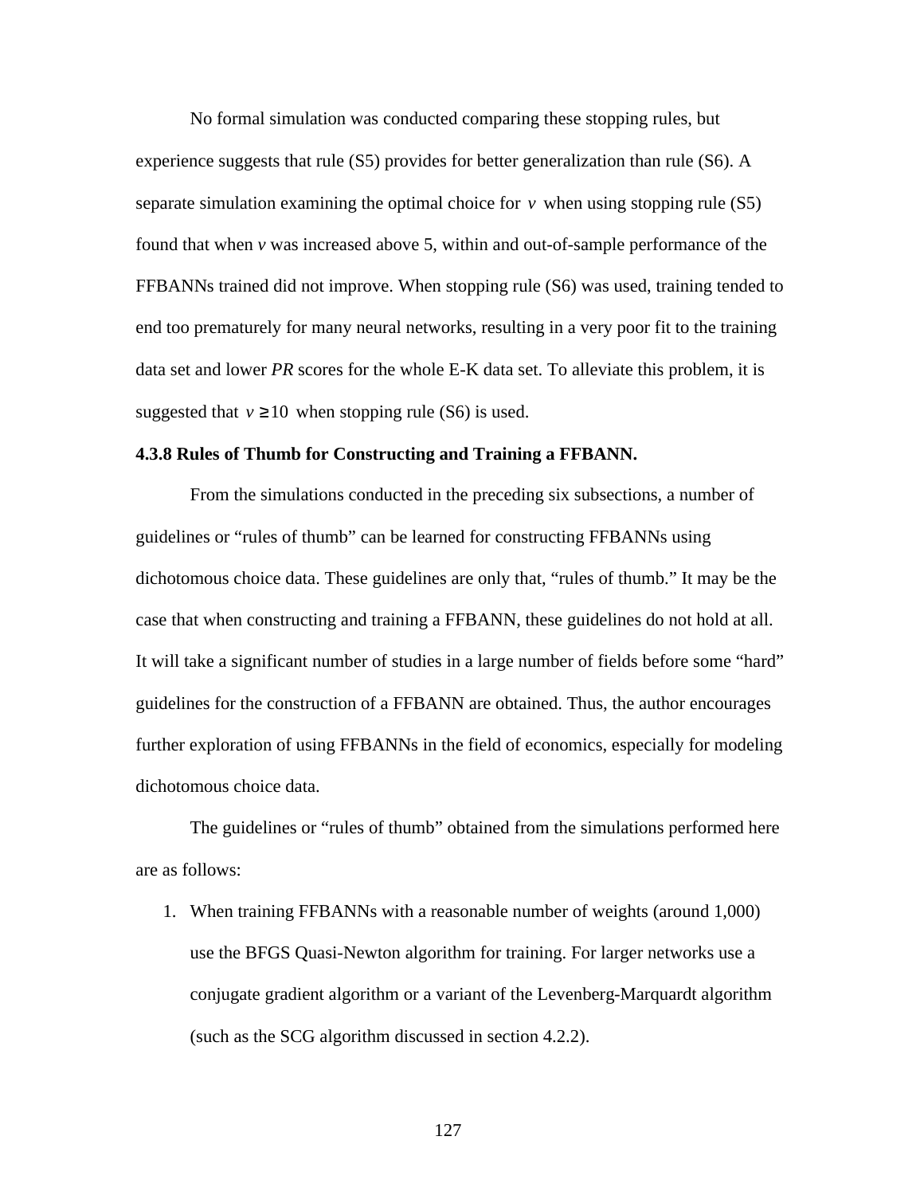No formal simulation was conducted comparing these stopping rules, but experience suggests that rule (S5) provides for better generalization than rule (S6). A separate simulation examining the optimal choice for $v$ when using stopping rule (S5) found that when *v* was increased above 5, within and out-of-sample performance of the FFBANNs trained did not improve. When stopping rule (S6) was used, training tended to end too prematurely for many neural networks, resulting in a very poor fit to the training data set and lower *PR* scores for the whole E-K data set. To alleviate this problem, it is suggested that $v \geq 10$ when stopping rule (S6) is used.

### 4.3.8 Rules of Thumb for Constructing and Training a FFBANN.

From the simulations conducted in the preceding six subsections, a number of guidelines or "rules of thumb" can be learned for constructing FFBANNs using dichotomous choice data. These guidelines are only that, "rules of thumb." It may be the case that when constructing and training a FFBANN, these guidelines do not hold at all. It will take a significant number of studies in a large number of fields before some "hard" guidelines for the construction of a FFBANN are obtained. Thus, the author encourages further exploration of using FFBANNs in the field of economics, especially for modeling dichotomous choice data.

The guidelines or "rules of thumb" obtained from the simulations performed here are as follows:

1. When training FFBANNs with a reasonable number of weights (around 1,000) use the BFGS Quasi-Newton algorithm for training. For larger networks use a conjugate gradient algorithm or a variant of the Levenberg-Marquardt algorithm (such as the SCG algorithm discussed in section 4.2.2).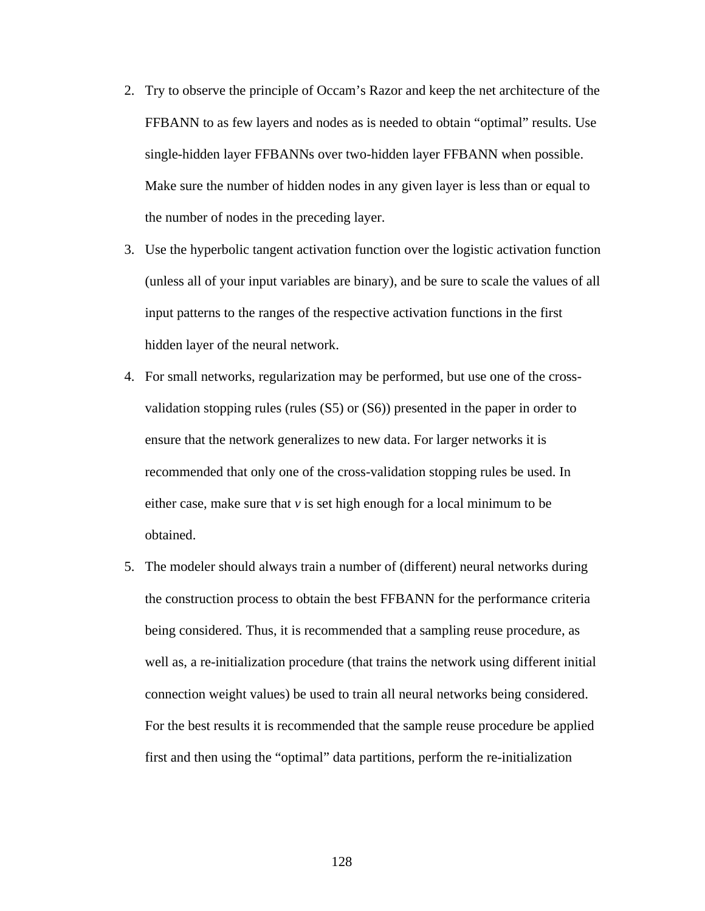2. Try to observe the principle of Occam's Razor and keep the net architecture of the FFBANN to as few layers and nodes as is needed to obtain "optimal" results. Use single-hidden layer FFBANNs over two-hidden layer FFBANN when possible. Make sure the number of hidden nodes in any given layer is less than or equal to the number of nodes in the preceding layer.
3. Use the hyperbolic tangent activation function over the logistic activation function (unless all of your input variables are binary), and be sure to scale the values of all input patterns to the ranges of the respective activation functions in the first hidden layer of the neural network.
4. For small networks, regularization may be performed, but use one of the cross-validation stopping rules (rules (S5) or (S6)) presented in the paper in order to ensure that the network generalizes to new data. For larger networks it is recommended that only one of the cross-validation stopping rules be used. In either case, make sure that $v$ is set high enough for a local minimum to be obtained.
5. The modeler should always train a number of (different) neural networks during the construction process to obtain the best FFBANN for the performance criteria being considered. Thus, it is recommended that a sampling reuse procedure, as well as, a re-initialization procedure (that trains the network using different initial connection weight values) be used to train all neural networks being considered. For the best results it is recommended that the sample reuse procedure be applied first and then using the "optimal" data partitions, perform the re-initialization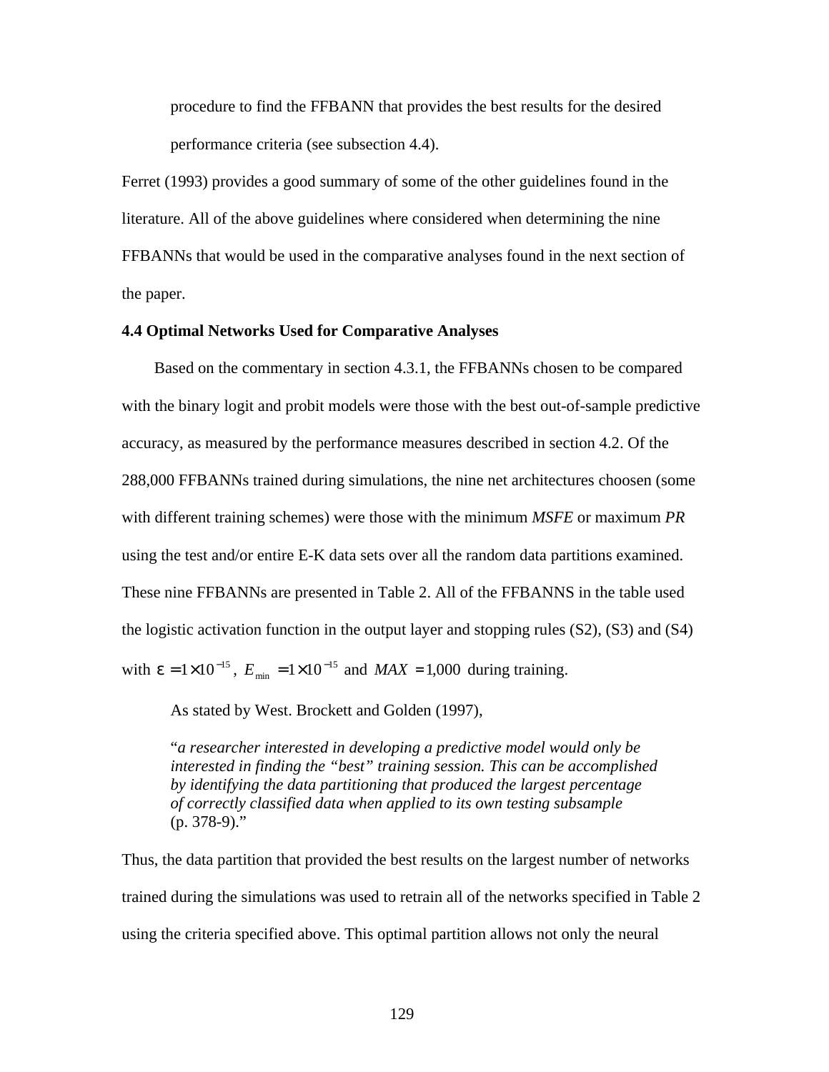procedure to find the FFBANN that provides the best results for the desired performance criteria (see subsection 4.4).

Ferret (1993) provides a good summary of some of the other guidelines found in the literature. All of the above guidelines where considered when determining the nine FFBANNs that would be used in the comparative analyses found in the next section of the paper.

**4.4 Optimal Networks Used for Comparative Analyses**

Based on the commentary in section 4.3.1, the FFBANNs chosen to be compared with the binary logit and probit models were those with the best out-of-sample predictive accuracy, as measured by the performance measures described in section 4.2. Of the 288,000 FFBANNs trained during simulations, the nine net architectures choosen (some with different training schemes) were those with the minimum *MSFE* or maximum *PR* using the test and/or entire E-K data sets over all the random data partitions examined. These nine FFBANNs are presented in Table 2. All of the FFBANNS in the table used the logistic activation function in the output layer and stopping rules (S2), (S3) and (S4) with $\varepsilon = 1 \times 10^{-15}$, $E_{\min} = 1 \times 10^{-15}$ and $MAX = 1{,}000$ during training.

As stated by West. Brockett and Golden (1997),

> "*a researcher interested in developing a predictive model would only be interested in finding the "best" training session. This can be accomplished by identifying the data partitioning that produced the largest percentage of correctly classified data when applied to its own testing subsample* (p. 378-9)."

Thus, the data partition that provided the best results on the largest number of networks trained during the simulations was used to retrain all of the networks specified in Table 2 using the criteria specified above. This optimal partition allows not only the neural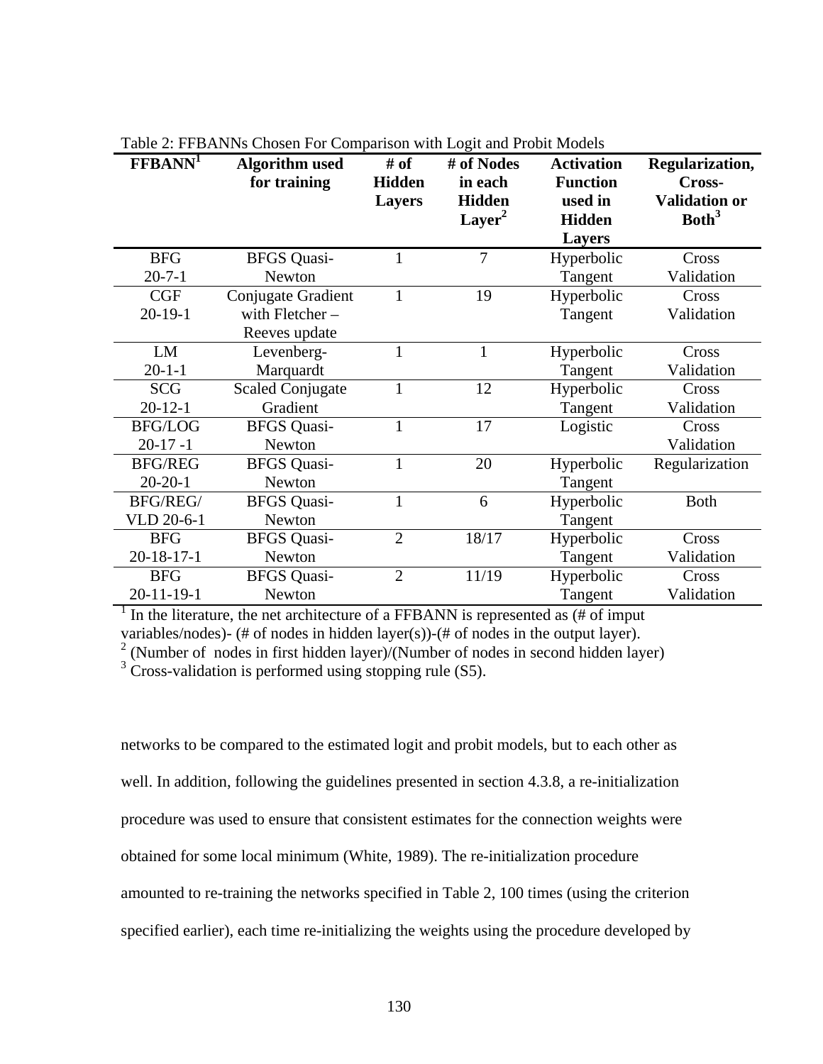Table 2: FFBANNs Chosen For Comparison with Logit and Probit Models

| FFBANN[1] | Algorithm used for training | # of Hidden Layers | # of Nodes in each Hidden Layer[2] | Activation Function used in Hidden Layers | Regularization, Cross-Validation or Both[3] |
|---|---|---|---|---|---|
| BFG 20-7-1 | BFGS Quasi-Newton | 1 | 7 | Hyperbolic Tangent | Cross Validation |
| CGF 20-19-1 | Conjugate Gradient with Fletcher – Reeves update | 1 | 19 | Hyperbolic Tangent | Cross Validation |
| LM 20-1-1 | Levenberg-Marquardt | 1 | 1 | Hyperbolic Tangent | Cross Validation |
| SCG 20-12-1 | Scaled Conjugate Gradient | 1 | 12 | Hyperbolic Tangent | Cross Validation |
| BFG/LOG 20-17 -1 | BFGS Quasi-Newton | 1 | 17 | Logistic | Cross Validation |
| BFG/REG 20-20-1 | BFGS Quasi-Newton | 1 | 20 | Hyperbolic Tangent | Regularization |
| BFG/REG/ VLD 20-6-1 | BFGS Quasi-Newton | 1 | 6 | Hyperbolic Tangent | Both |
| BFG 20-18-17-1 | BFGS Quasi-Newton | 2 | 18/17 | Hyperbolic Tangent | Cross Validation |
| BFG 20-11-19-1 | BFGS Quasi-Newton | 2 | 11/19 | Hyperbolic Tangent | Cross Validation |

[1] In the literature, the net architecture of a FFBANN is represented as (# of imput variables/nodes)- (# of nodes in hidden layer(s))-(# of nodes in the output layer).
[2] (Number of nodes in first hidden layer)/(Number of nodes in second hidden layer)
[3] Cross-validation is performed using stopping rule (S5).

networks to be compared to the estimated logit and probit models, but to each other as well. In addition, following the guidelines presented in section 4.3.8, a re-initialization procedure was used to ensure that consistent estimates for the connection weights were obtained for some local minimum (White, 1989). The re-initialization procedure amounted to re-training the networks specified in Table 2, 100 times (using the criterion specified earlier), each time re-initializing the weights using the procedure developed by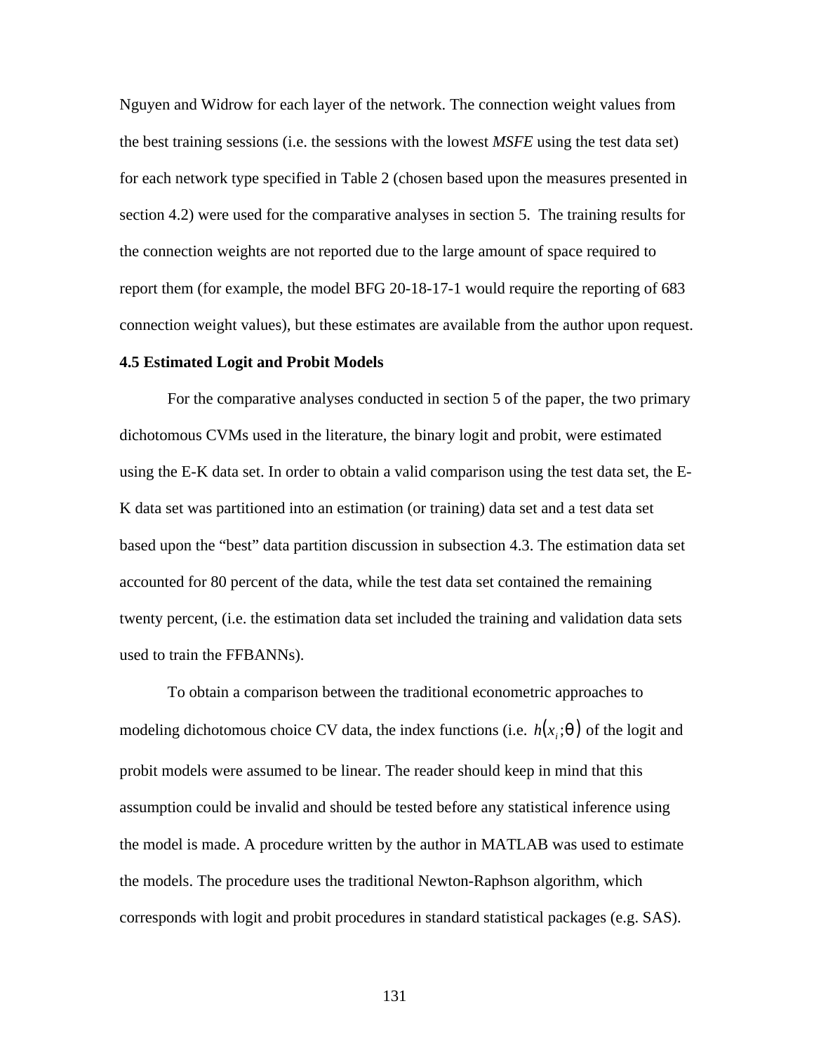Nguyen and Widrow for each layer of the network. The connection weight values from the best training sessions (i.e. the sessions with the lowest *MSFE* using the test data set) for each network type specified in Table 2 (chosen based upon the measures presented in section 4.2) were used for the comparative analyses in section 5. The training results for the connection weights are not reported due to the large amount of space required to report them (for example, the model BFG 20-18-17-1 would require the reporting of 683 connection weight values), but these estimates are available from the author upon request.

**4.5 Estimated Logit and Probit Models**

For the comparative analyses conducted in section 5 of the paper, the two primary dichotomous CVMs used in the literature, the binary logit and probit, were estimated using the E-K data set. In order to obtain a valid comparison using the test data set, the E-K data set was partitioned into an estimation (or training) data set and a test data set based upon the "best" data partition discussion in subsection 4.3. The estimation data set accounted for 80 percent of the data, while the test data set contained the remaining twenty percent, (i.e. the estimation data set included the training and validation data sets used to train the FFBANNs).

To obtain a comparison between the traditional econometric approaches to modeling dichotomous choice CV data, the index functions (i.e. $h(x_i;\theta)$ of the logit and probit models were assumed to be linear. The reader should keep in mind that this assumption could be invalid and should be tested before any statistical inference using the model is made. A procedure written by the author in MATLAB was used to estimate the models. The procedure uses the traditional Newton-Raphson algorithm, which corresponds with logit and probit procedures in standard statistical packages (e.g. SAS).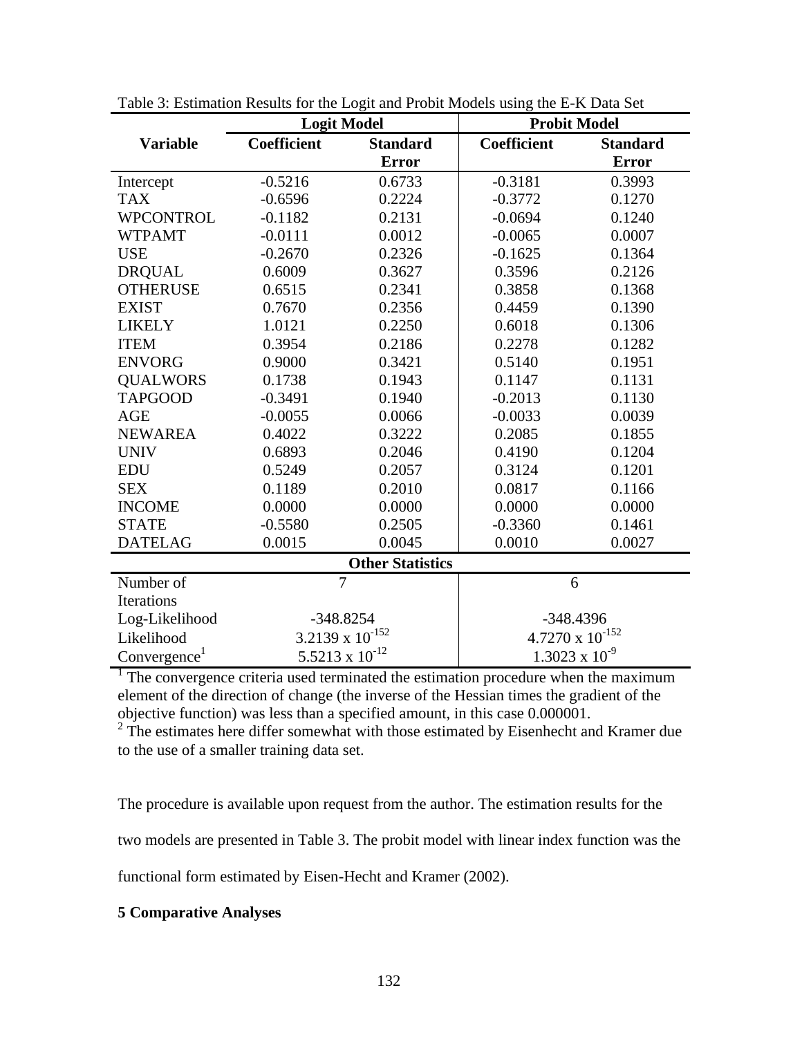Table 3: Estimation Results for the Logit and Probit Models using the E-K Data Set

| Variable | Logit Model | | Probit Model | |
|---|---|---|---|---|
| | Coefficient | Standard Error | Coefficient | Standard Error |
| Intercept | -0.5216 | 0.6733 | -0.3181 | 0.3993 |
| TAX | -0.6596 | 0.2224 | -0.3772 | 0.1270 |
| WPCONTROL | -0.1182 | 0.2131 | -0.0694 | 0.1240 |
| WTPAMT | -0.0111 | 0.0012 | -0.0065 | 0.0007 |
| USE | -0.2670 | 0.2326 | -0.1625 | 0.1364 |
| DRQUAL | 0.6009 | 0.3627 | 0.3596 | 0.2126 |
| OTHERUSE | 0.6515 | 0.2341 | 0.3858 | 0.1368 |
| EXIST | 0.7670 | 0.2356 | 0.4459 | 0.1390 |
| LIKELY | 1.0121 | 0.2250 | 0.6018 | 0.1306 |
| ITEM | 0.3954 | 0.2186 | 0.2278 | 0.1282 |
| ENVORG | 0.9000 | 0.3421 | 0.5140 | 0.1951 |
| QUALWORS | 0.1738 | 0.1943 | 0.1147 | 0.1131 |
| TAPGOOD | -0.3491 | 0.1940 | -0.2013 | 0.1130 |
| AGE | -0.0055 | 0.0066 | -0.0033 | 0.0039 |
| NEWAREA | 0.4022 | 0.3222 | 0.2085 | 0.1855 |
| UNIV | 0.6893 | 0.2046 | 0.4190 | 0.1204 |
| EDU | 0.5249 | 0.2057 | 0.3124 | 0.1201 |
| SEX | 0.1189 | 0.2010 | 0.0817 | 0.1166 |
| INCOME | 0.0000 | 0.0000 | 0.0000 | 0.0000 |
| STATE | -0.5580 | 0.2505 | -0.3360 | 0.1461 |
| DATELAG | 0.0015 | 0.0045 | 0.0010 | 0.0027 |
| **Other Statistics** | | | | |
| Number of Iterations | 7 | | 6 | |
| Log-Likelihood | -348.8254 | | -348.4396 | |
| Likelihood | $3.2139 \times 10^{-152}$ | | $4.7270 \times 10^{-152}$ | |
| Convergence[1] | $5.5213 \times 10^{-12}$ | | $1.3023 \times 10^{-9}$ | |

[1] The convergence criteria used terminated the estimation procedure when the maximum element of the direction of change (the inverse of the Hessian times the gradient of the objective function) was less than a specified amount, in this case 0.000001.
[2] The estimates here differ somewhat with those estimated by Eisenhecht and Kramer due to the use of a smaller training data set.

The procedure is available upon request from the author. The estimation results for the two models are presented in Table 3. The probit model with linear index function was the functional form estimated by Eisen-Hecht and Kramer (2002).

## 5 Comparative Analyses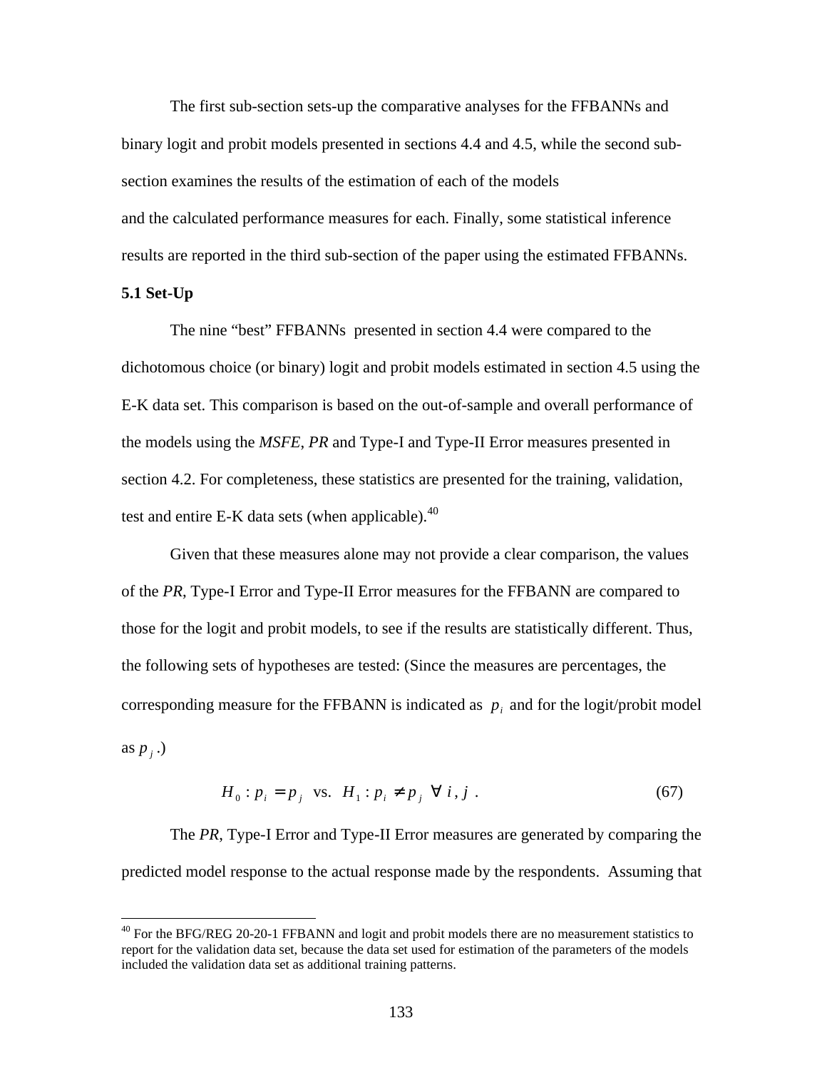The first sub-section sets-up the comparative analyses for the FFBANNs and binary logit and probit models presented in sections 4.4 and 4.5, while the second sub-section examines the results of the estimation of each of the models and the calculated performance measures for each. Finally, some statistical inference results are reported in the third sub-section of the paper using the estimated FFBANNs.

**5.1 Set-Up**

The nine "best" FFBANNs presented in section 4.4 were compared to the dichotomous choice (or binary) logit and probit models estimated in section 4.5 using the E-K data set. This comparison is based on the out-of-sample and overall performance of the models using the *MSFE*, *PR* and Type-I and Type-II Error measures presented in section 4.2. For completeness, these statistics are presented for the training, validation, test and entire E-K data sets (when applicable).[40]

Given that these measures alone may not provide a clear comparison, the values of the *PR*, Type-I Error and Type-II Error measures for the FFBANN are compared to those for the logit and probit models, to see if the results are statistically different. Thus, the following sets of hypotheses are tested: (Since the measures are percentages, the corresponding measure for the FFBANN is indicated as $p_i$ and for the logit/probit model as $p_j$.)

$$H_0 : p_i = p_j \text{ vs. } H_1 : p_i \neq p_j \;\; \forall \; i, j \; . \tag{67}$$

The *PR*, Type-I Error and Type-II Error measures are generated by comparing the predicted model response to the actual response made by the respondents. Assuming that

[40] For the BFG/REG 20-20-1 FFBANN and logit and probit models there are no measurement statistics to report for the validation data set, because the data set used for estimation of the parameters of the models included the validation data set as additional training patterns.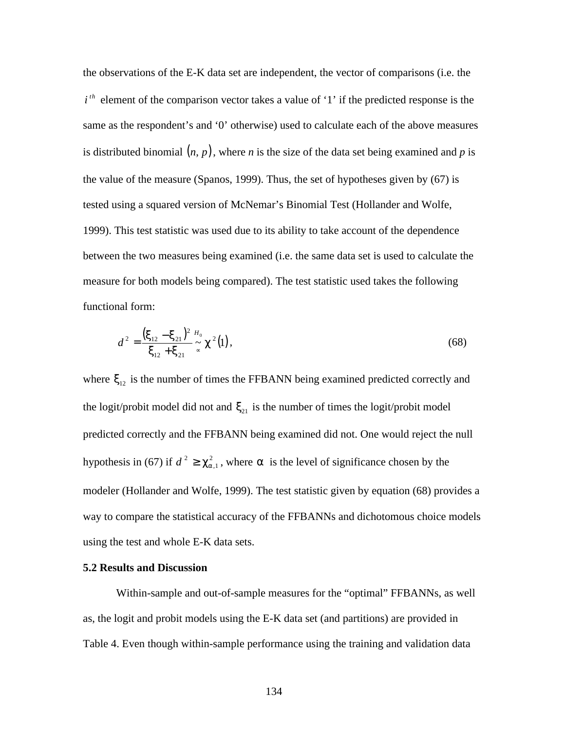the observations of the E-K data set are independent, the vector of comparisons (i.e. the $i^{th}$ element of the comparison vector takes a value of '1' if the predicted response is the same as the respondent's and '0' otherwise) used to calculate each of the above measures is distributed binomial $(n, p)$, where *n* is the size of the data set being examined and *p* is the value of the measure (Spanos, 1999). Thus, the set of hypotheses given by (67) is tested using a squared version of McNemar's Binomial Test (Hollander and Wolfe, 1999). This test statistic was used due to its ability to take account of the dependence between the two measures being examined (i.e. the same data set is used to calculate the measure for both models being compared). The test statistic used takes the following functional form:

$$d^2 = \frac{(\xi_{12} - \xi_{21})^2}{\xi_{12} + \xi_{21}} \overset{H_0}{\underset{\propto}{\sim}} \chi^2(1), \tag{68}$$

where $\xi_{12}$ is the number of times the FFBANN being examined predicted correctly and the logit/probit model did not and $\xi_{21}$ is the number of times the logit/probit model predicted correctly and the FFBANN being examined did not. One would reject the null hypothesis in (67) if $d^2 \geq \chi^2_{\alpha,1}$, where $\alpha$ is the level of significance chosen by the modeler (Hollander and Wolfe, 1999). The test statistic given by equation (68) provides a way to compare the statistical accuracy of the FFBANNs and dichotomous choice models using the test and whole E-K data sets.

**5.2 Results and Discussion**

Within-sample and out-of-sample measures for the "optimal" FFBANNs, as well as, the logit and probit models using the E-K data set (and partitions) are provided in Table 4. Even though within-sample performance using the training and validation data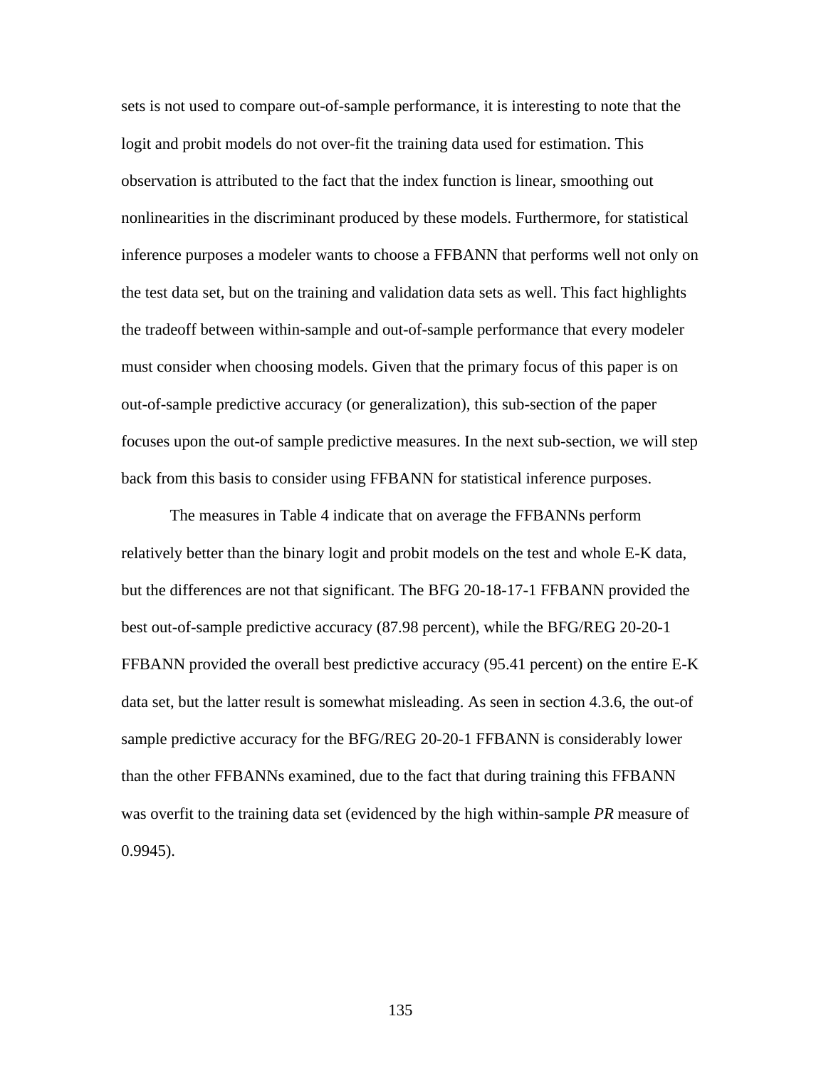sets is not used to compare out-of-sample performance, it is interesting to note that the logit and probit models do not over-fit the training data used for estimation. This observation is attributed to the fact that the index function is linear, smoothing out nonlinearities in the discriminant produced by these models. Furthermore, for statistical inference purposes a modeler wants to choose a FFBANN that performs well not only on the test data set, but on the training and validation data sets as well. This fact highlights the tradeoff between within-sample and out-of-sample performance that every modeler must consider when choosing models. Given that the primary focus of this paper is on out-of-sample predictive accuracy (or generalization), this sub-section of the paper focuses upon the out-of sample predictive measures. In the next sub-section, we will step back from this basis to consider using FFBANN for statistical inference purposes.

The measures in Table 4 indicate that on average the FFBANNs perform relatively better than the binary logit and probit models on the test and whole E-K data, but the differences are not that significant. The BFG 20-18-17-1 FFBANN provided the best out-of-sample predictive accuracy (87.98 percent), while the BFG/REG 20-20-1 FFBANN provided the overall best predictive accuracy (95.41 percent) on the entire E-K data set, but the latter result is somewhat misleading. As seen in section 4.3.6, the out-of sample predictive accuracy for the BFG/REG 20-20-1 FFBANN is considerably lower than the other FFBANNs examined, due to the fact that during training this FFBANN was overfit to the training data set (evidenced by the high within-sample *PR* measure of 0.9945).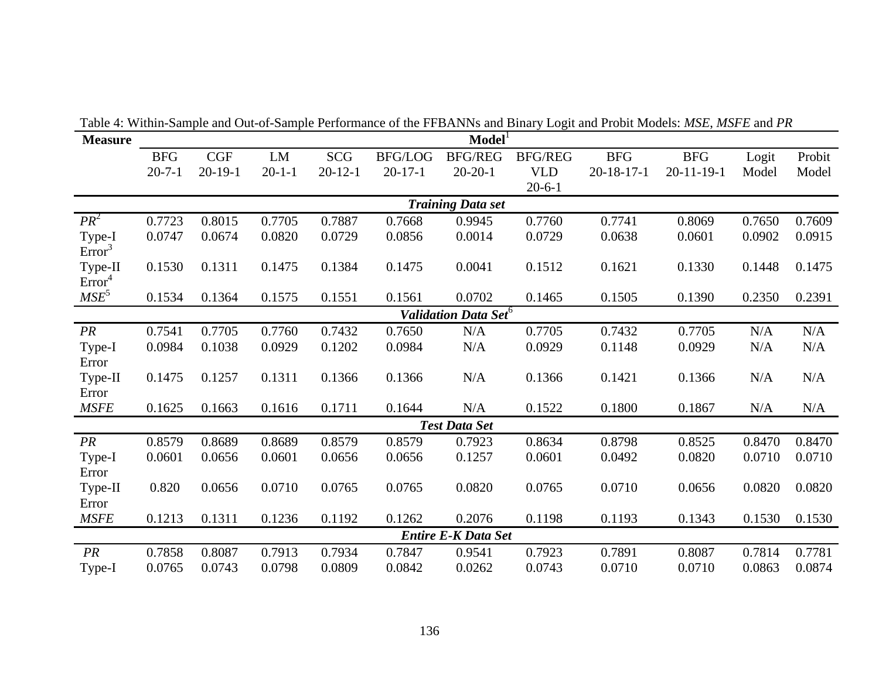Table 4: Within-Sample and Out-of-Sample Performance of the FFBANNs and Binary Logit and Probit Models: *MSE*, *MSFE* and *PR*

| Measure | Model[1] | | | | | | | | | | |
|---|---|---|---|---|---|---|---|---|---|---|---|
| | BFG 20-7-1 | CGF 20-19-1 | LM 20-1-1 | SCG 20-12-1 | BFG/LOG 20-17-1 | BFG/REG 20-20-1 | BFG/REG VLD 20-6-1 | BFG 20-18-17-1 | BFG 20-11-19-1 | Logit Model | Probit Model |
| ***Training Data set*** | | | | | | | | | | | |
| *PR*[2] | 0.7723 | 0.8015 | 0.7705 | 0.7887 | 0.7668 | 0.9945 | 0.7760 | 0.7741 | 0.8069 | 0.7650 | 0.7609 |
| Type-I Error[3] | 0.0747 | 0.0674 | 0.0820 | 0.0729 | 0.0856 | 0.0014 | 0.0729 | 0.0638 | 0.0601 | 0.0902 | 0.0915 |
| Type-II Error[4] | 0.1530 | 0.1311 | 0.1475 | 0.1384 | 0.1475 | 0.0041 | 0.1512 | 0.1621 | 0.1330 | 0.1448 | 0.1475 |
| *MSE*[5] | 0.1534 | 0.1364 | 0.1575 | 0.1551 | 0.1561 | 0.0702 | 0.1465 | 0.1505 | 0.1390 | 0.2350 | 0.2391 |
| ***Validation Data Set***[6] | | | | | | | | | | | |
| *PR* | 0.7541 | 0.7705 | 0.7760 | 0.7432 | 0.7650 | N/A | 0.7705 | 0.7432 | 0.7705 | N/A | N/A |
| Type-I Error | 0.0984 | 0.1038 | 0.0929 | 0.1202 | 0.0984 | N/A | 0.0929 | 0.1148 | 0.0929 | N/A | N/A |
| Type-II Error | 0.1475 | 0.1257 | 0.1311 | 0.1366 | 0.1366 | N/A | 0.1366 | 0.1421 | 0.1366 | N/A | N/A |
| *MSFE* | 0.1625 | 0.1663 | 0.1616 | 0.1711 | 0.1644 | N/A | 0.1522 | 0.1800 | 0.1867 | N/A | N/A |
| ***Test Data Set*** | | | | | | | | | | | |
| *PR* | 0.8579 | 0.8689 | 0.8689 | 0.8579 | 0.8579 | 0.7923 | 0.8634 | 0.8798 | 0.8525 | 0.8470 | 0.8470 |
| Type-I Error | 0.0601 | 0.0656 | 0.0601 | 0.0656 | 0.0656 | 0.1257 | 0.0601 | 0.0492 | 0.0820 | 0.0710 | 0.0710 |
| Type-II Error | 0.820 | 0.0656 | 0.0710 | 0.0765 | 0.0765 | 0.0820 | 0.0765 | 0.0710 | 0.0656 | 0.0820 | 0.0820 |
| *MSFE* | 0.1213 | 0.1311 | 0.1236 | 0.1192 | 0.1262 | 0.2076 | 0.1198 | 0.1193 | 0.1343 | 0.1530 | 0.1530 |
| ***Entire E-K Data Set*** | | | | | | | | | | | |
| *PR* | 0.7858 | 0.8087 | 0.7913 | 0.7934 | 0.7847 | 0.9541 | 0.7923 | 0.7891 | 0.8087 | 0.7814 | 0.7781 |
| Type-I | 0.0765 | 0.0743 | 0.0798 | 0.0809 | 0.0842 | 0.0262 | 0.0743 | 0.0710 | 0.0710 | 0.0863 | 0.0874 |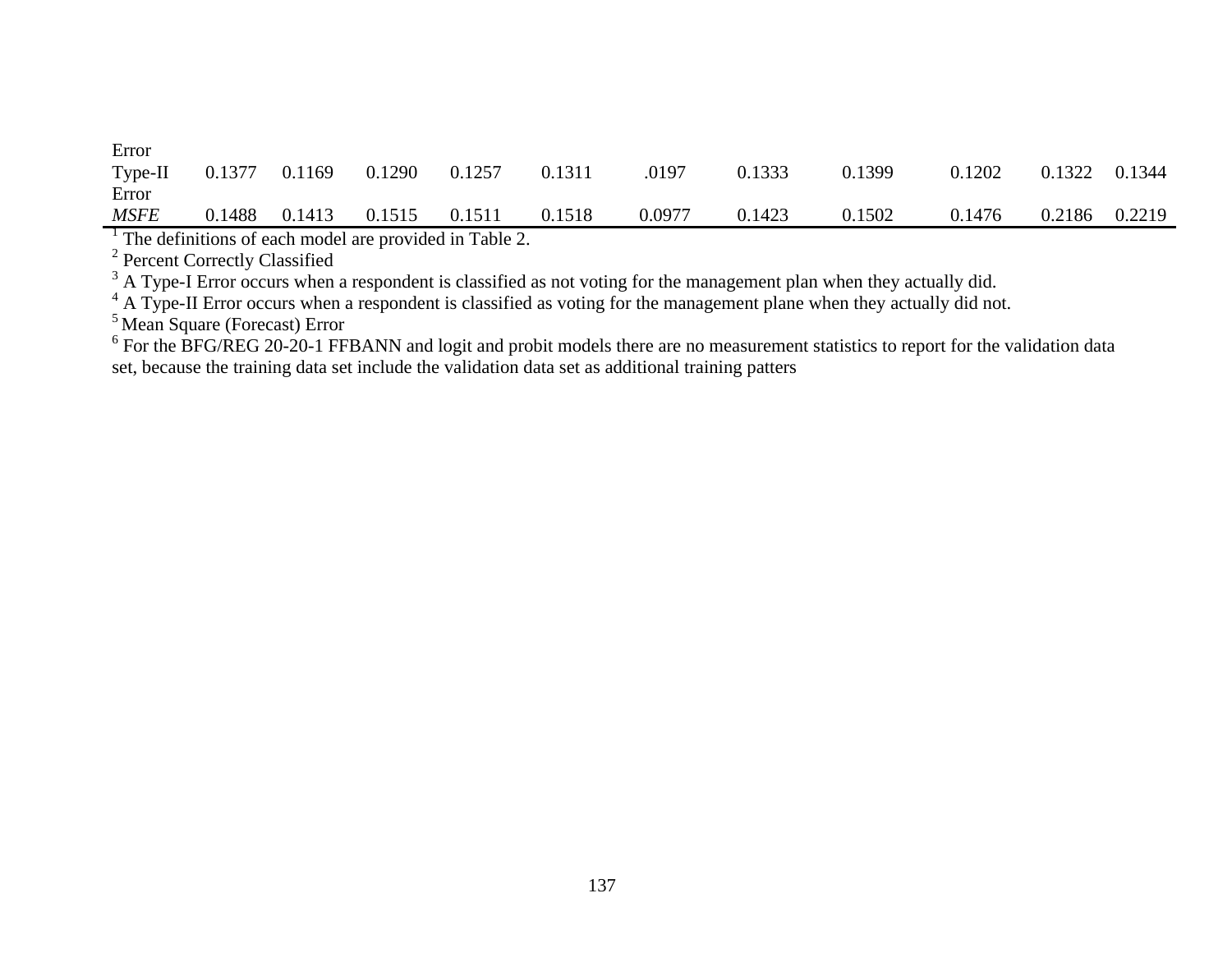| Error | | | | | | | | | | | |
|---|---|---|---|---|---|---|---|---|---|---|---|
| Type-II Error | 0.1377 | 0.1169 | 0.1290 | 0.1257 | 0.1311 | .0197 | 0.1333 | 0.1399 | 0.1202 | 0.1322 | 0.1344 |
| *MSFE* | 0.1488 | 0.1413 | 0.1515 | 0.1511 | 0.1518 | 0.0977 | 0.1423 | 0.1502 | 0.1476 | 0.2186 | 0.2219 |

[1] The definitions of each model are provided in Table 2.

[2] Percent Correctly Classified

[3] A Type-I Error occurs when a respondent is classified as not voting for the management plan when they actually did.

[4] A Type-II Error occurs when a respondent is classified as voting for the management plane when they actually did not.

[5] Mean Square (Forecast) Error

[6] For the BFG/REG 20-20-1 FFBANN and logit and probit models there are no measurement statistics to report for the validation data set, because the training data set include the validation data set as additional training patters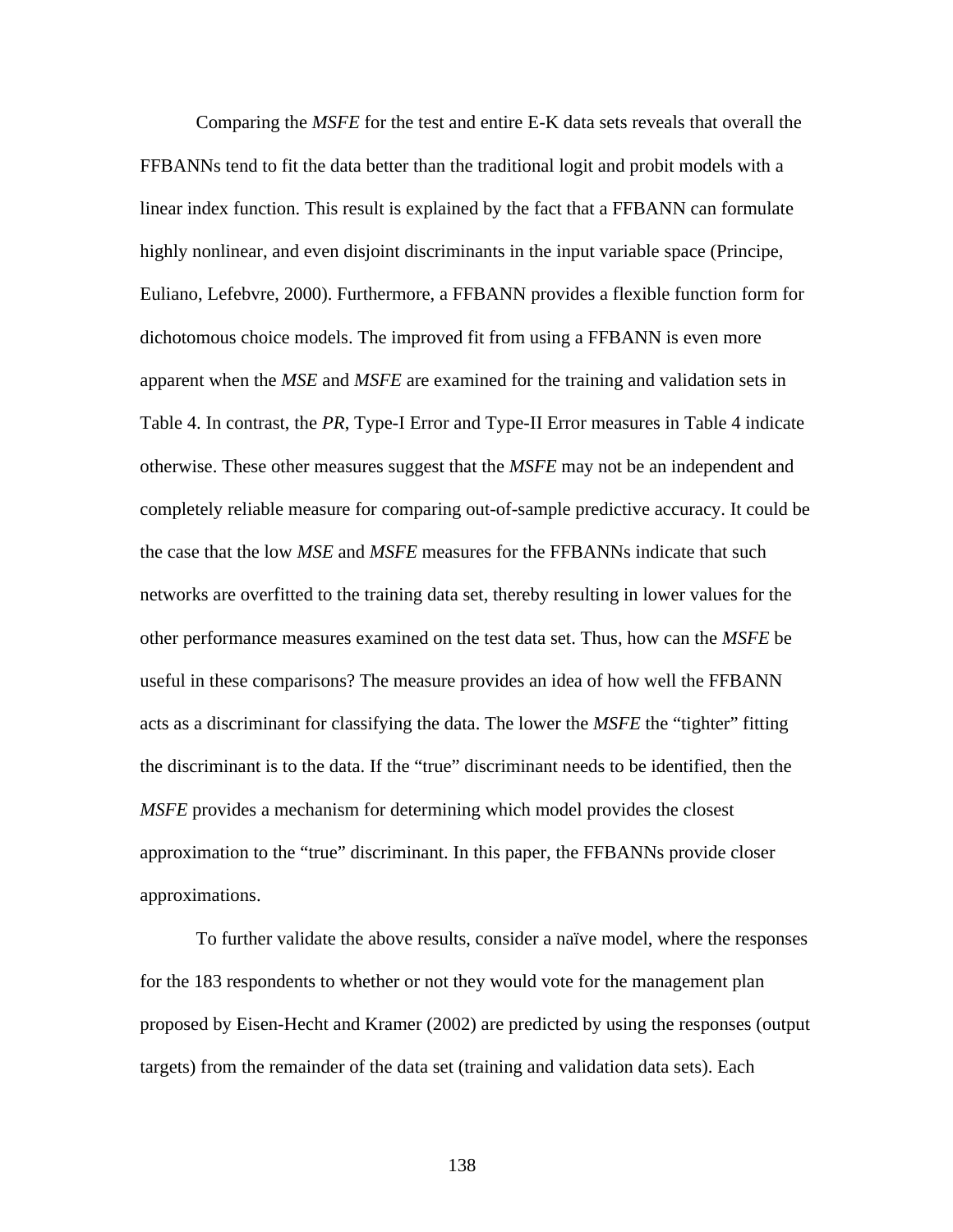Comparing the *MSFE* for the test and entire E-K data sets reveals that overall the FFBANNs tend to fit the data better than the traditional logit and probit models with a linear index function. This result is explained by the fact that a FFBANN can formulate highly nonlinear, and even disjoint discriminants in the input variable space (Principe, Euliano, Lefebvre, 2000). Furthermore, a FFBANN provides a flexible function form for dichotomous choice models. The improved fit from using a FFBANN is even more apparent when the *MSE* and *MSFE* are examined for the training and validation sets in Table 4. In contrast, the *PR*, Type-I Error and Type-II Error measures in Table 4 indicate otherwise. These other measures suggest that the *MSFE* may not be an independent and completely reliable measure for comparing out-of-sample predictive accuracy. It could be the case that the low *MSE* and *MSFE* measures for the FFBANNs indicate that such networks are overfitted to the training data set, thereby resulting in lower values for the other performance measures examined on the test data set. Thus, how can the *MSFE* be useful in these comparisons? The measure provides an idea of how well the FFBANN acts as a discriminant for classifying the data. The lower the *MSFE* the "tighter" fitting the discriminant is to the data. If the "true" discriminant needs to be identified, then the *MSFE* provides a mechanism for determining which model provides the closest approximation to the "true" discriminant. In this paper, the FFBANNs provide closer approximations.

To further validate the above results, consider a naïve model, where the responses for the 183 respondents to whether or not they would vote for the management plan proposed by Eisen-Hecht and Kramer (2002) are predicted by using the responses (output targets) from the remainder of the data set (training and validation data sets). Each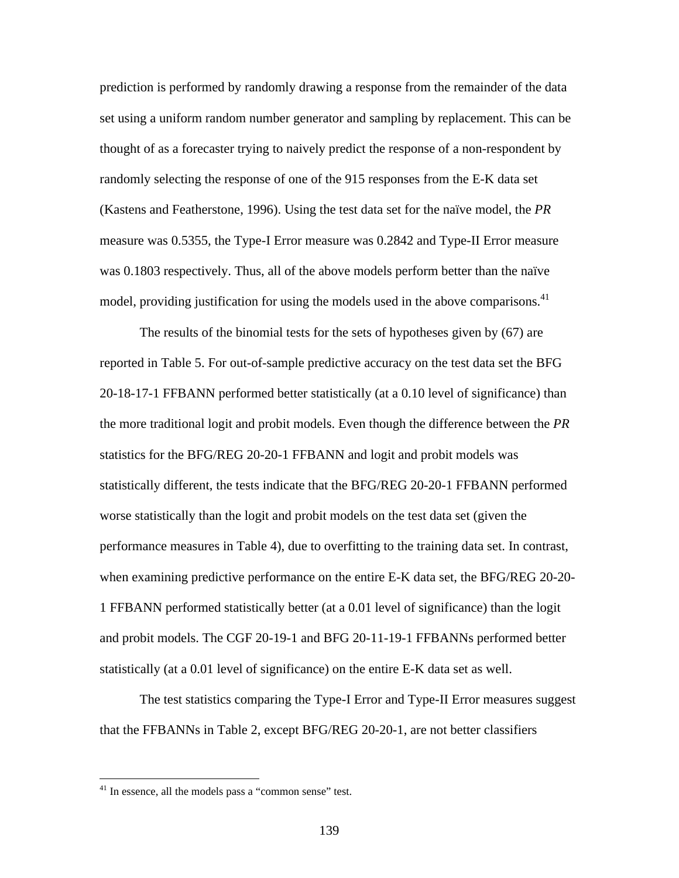prediction is performed by randomly drawing a response from the remainder of the data set using a uniform random number generator and sampling by replacement. This can be thought of as a forecaster trying to naively predict the response of a non-respondent by randomly selecting the response of one of the 915 responses from the E-K data set (Kastens and Featherstone, 1996). Using the test data set for the naïve model, the *PR* measure was 0.5355, the Type-I Error measure was 0.2842 and Type-II Error measure was 0.1803 respectively. Thus, all of the above models perform better than the naïve model, providing justification for using the models used in the above comparisons.[41]

The results of the binomial tests for the sets of hypotheses given by (67) are reported in Table 5. For out-of-sample predictive accuracy on the test data set the BFG 20-18-17-1 FFBANN performed better statistically (at a 0.10 level of significance) than the more traditional logit and probit models. Even though the difference between the *PR* statistics for the BFG/REG 20-20-1 FFBANN and logit and probit models was statistically different, the tests indicate that the BFG/REG 20-20-1 FFBANN performed worse statistically than the logit and probit models on the test data set (given the performance measures in Table 4), due to overfitting to the training data set. In contrast, when examining predictive performance on the entire E-K data set, the BFG/REG 20-20-1 FFBANN performed statistically better (at a 0.01 level of significance) than the logit and probit models. The CGF 20-19-1 and BFG 20-11-19-1 FFBANNs performed better statistically (at a 0.01 level of significance) on the entire E-K data set as well.

The test statistics comparing the Type-I Error and Type-II Error measures suggest that the FFBANNs in Table 2, except BFG/REG 20-20-1, are not better classifiers

[41] In essence, all the models pass a "common sense" test.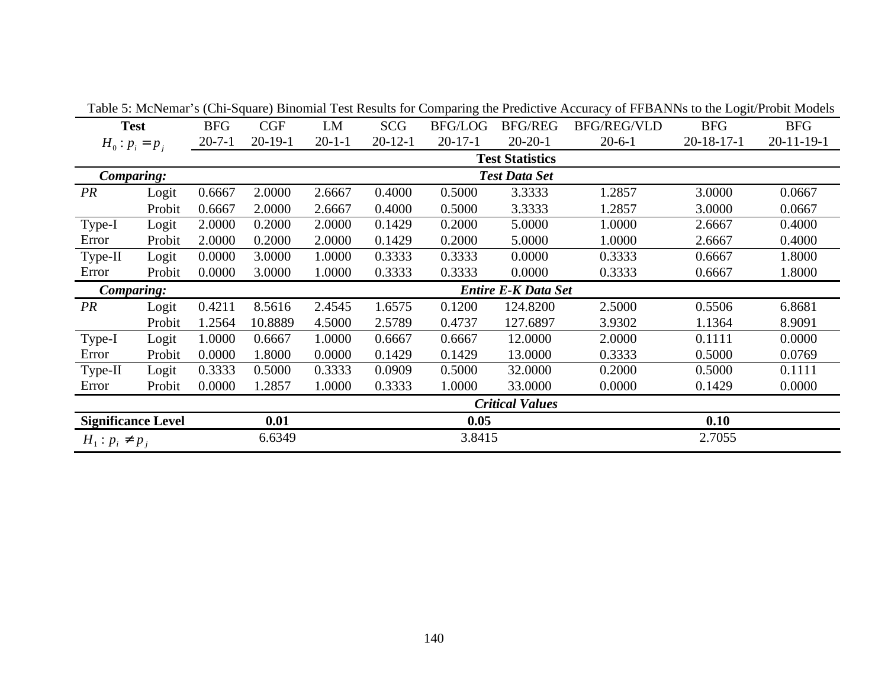Table 5: McNemar's (Chi-Square) Binomial Test Results for Comparing the Predictive Accuracy of FFBANNs to the Logit/Probit Models

| Test | | BFG | CGF | LM | SCG | BFG/LOG | BFG/REG | BFG/REG/VLD | BFG | BFG |
|---|---|---|---|---|---|---|---|---|---|---|
| $H_0 : p_i = p_j$ | | 20-7-1 | 20-19-1 | 20-1-1 | 20-12-1 | 20-17-1 | 20-20-1 | 20-6-1 | 20-18-17-1 | 20-11-19-1 |
| | | **Test Statistics** | | | | | | | | |
| ***Comparing:*** | | ***Test Data Set*** | | | | | | | | |
| *PR* | Logit | 0.6667 | 2.0000 | 2.6667 | 0.4000 | 0.5000 | 3.3333 | 1.2857 | 3.0000 | 0.0667 |
| | Probit | 0.6667 | 2.0000 | 2.6667 | 0.4000 | 0.5000 | 3.3333 | 1.2857 | 3.0000 | 0.0667 |
| Type-I Error | Logit | 2.0000 | 0.2000 | 2.0000 | 0.1429 | 0.2000 | 5.0000 | 1.0000 | 2.6667 | 0.4000 |
| | Probit | 2.0000 | 0.2000 | 2.0000 | 0.1429 | 0.2000 | 5.0000 | 1.0000 | 2.6667 | 0.4000 |
| Type-II Error | Logit | 0.0000 | 3.0000 | 1.0000 | 0.3333 | 0.3333 | 0.0000 | 0.3333 | 0.6667 | 1.8000 |
| | Probit | 0.0000 | 3.0000 | 1.0000 | 0.3333 | 0.3333 | 0.0000 | 0.3333 | 0.6667 | 1.8000 |
| ***Comparing:*** | | ***Entire E-K Data Set*** | | | | | | | | |
| *PR* | Logit | 0.4211 | 8.5616 | 2.4545 | 1.6575 | 0.1200 | 124.8200 | 2.5000 | 0.5506 | 6.8681 |
| | Probit | 1.2564 | 10.8889 | 4.5000 | 2.5789 | 0.4737 | 127.6897 | 3.9302 | 1.1364 | 8.9091 |
| Type-I Error | Logit | 1.0000 | 0.6667 | 1.0000 | 0.6667 | 0.6667 | 12.0000 | 2.0000 | 0.1111 | 0.0000 |
| | Probit | 0.0000 | 1.8000 | 0.0000 | 0.1429 | 0.1429 | 13.0000 | 0.3333 | 0.5000 | 0.0769 |
| Type-II Error | Logit | 0.3333 | 0.5000 | 0.3333 | 0.0909 | 0.5000 | 32.0000 | 0.2000 | 0.5000 | 0.1111 |
| | Probit | 0.0000 | 1.2857 | 1.0000 | 0.3333 | 1.0000 | 33.0000 | 0.0000 | 0.1429 | 0.0000 |
| | | ***Critical Values*** | | | | | | | | |
| **Significance Level** | | | **0.01** | | | **0.05** | | | **0.10** | |
| $H_1 : p_i \neq p_j$ | | | 6.6349 | | | 3.8415 | | | 2.7055 | |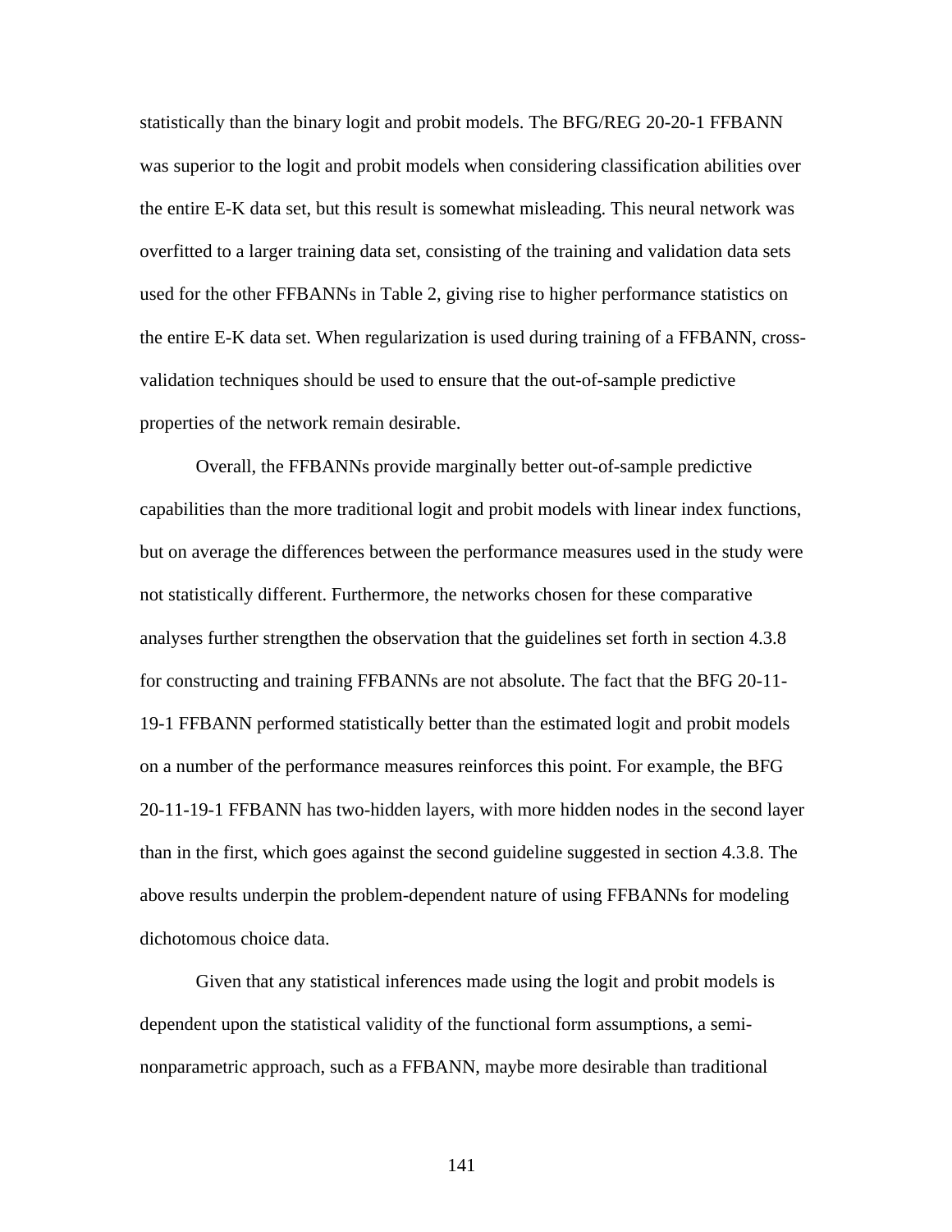statistically than the binary logit and probit models. The BFG/REG 20-20-1 FFBANN was superior to the logit and probit models when considering classification abilities over the entire E-K data set, but this result is somewhat misleading. This neural network was overfitted to a larger training data set, consisting of the training and validation data sets used for the other FFBANNs in Table 2, giving rise to higher performance statistics on the entire E-K data set. When regularization is used during training of a FFBANN, cross-validation techniques should be used to ensure that the out-of-sample predictive properties of the network remain desirable.

Overall, the FFBANNs provide marginally better out-of-sample predictive capabilities than the more traditional logit and probit models with linear index functions, but on average the differences between the performance measures used in the study were not statistically different. Furthermore, the networks chosen for these comparative analyses further strengthen the observation that the guidelines set forth in section 4.3.8 for constructing and training FFBANNs are not absolute. The fact that the BFG 20-11-19-1 FFBANN performed statistically better than the estimated logit and probit models on a number of the performance measures reinforces this point. For example, the BFG 20-11-19-1 FFBANN has two-hidden layers, with more hidden nodes in the second layer than in the first, which goes against the second guideline suggested in section 4.3.8. The above results underpin the problem-dependent nature of using FFBANNs for modeling dichotomous choice data.

Given that any statistical inferences made using the logit and probit models is dependent upon the statistical validity of the functional form assumptions, a semi-nonparametric approach, such as a FFBANN, maybe more desirable than traditional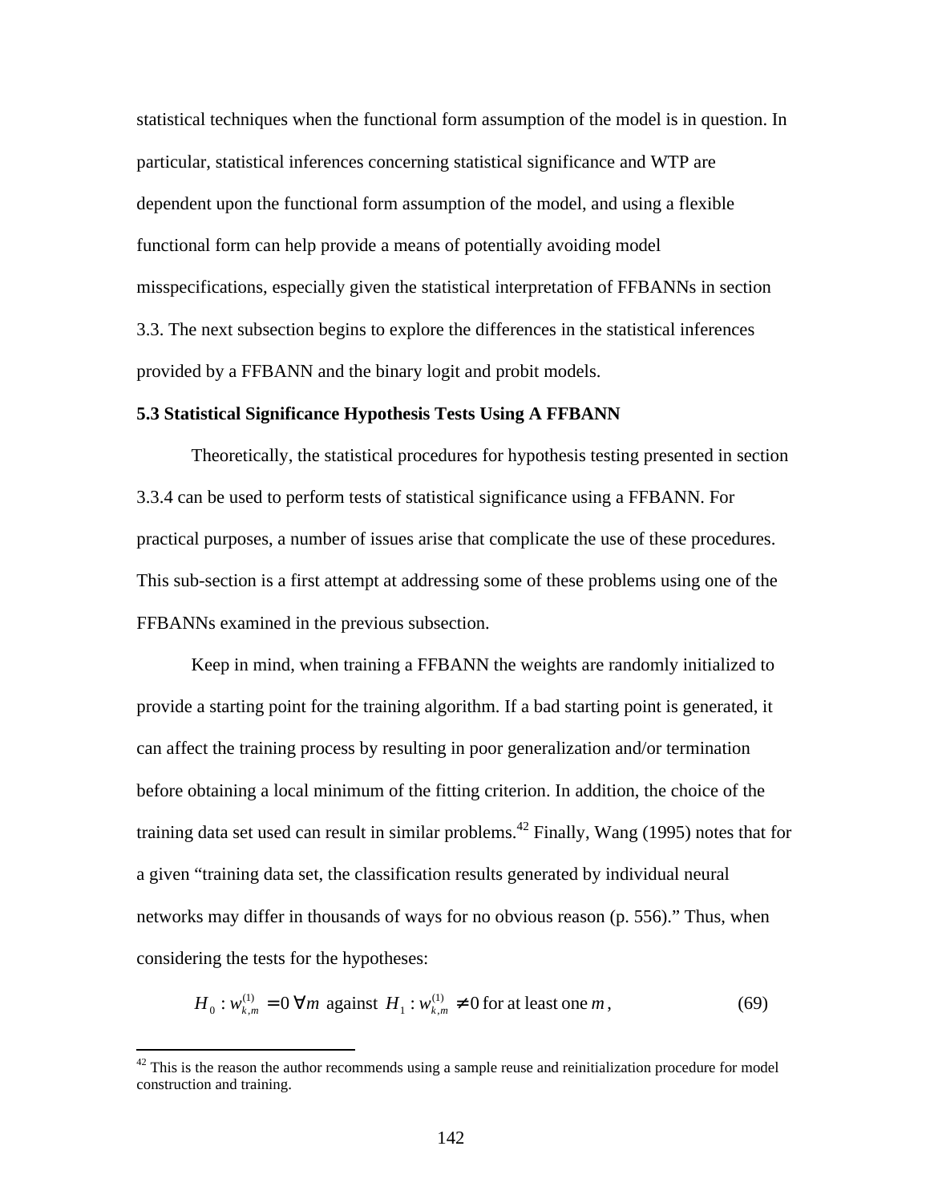statistical techniques when the functional form assumption of the model is in question. In particular, statistical inferences concerning statistical significance and WTP are dependent upon the functional form assumption of the model, and using a flexible functional form can help provide a means of potentially avoiding model misspecifications, especially given the statistical interpretation of FFBANNs in section 3.3. The next subsection begins to explore the differences in the statistical inferences provided by a FFBANN and the binary logit and probit models.

**5.3 Statistical Significance Hypothesis Tests Using A FFBANN**

Theoretically, the statistical procedures for hypothesis testing presented in section 3.3.4 can be used to perform tests of statistical significance using a FFBANN. For practical purposes, a number of issues arise that complicate the use of these procedures. This sub-section is a first attempt at addressing some of these problems using one of the FFBANNs examined in the previous subsection.

Keep in mind, when training a FFBANN the weights are randomly initialized to provide a starting point for the training algorithm. If a bad starting point is generated, it can affect the training process by resulting in poor generalization and/or termination before obtaining a local minimum of the fitting criterion. In addition, the choice of the training data set used can result in similar problems.[42] Finally, Wang (1995) notes that for a given "training data set, the classification results generated by individual neural networks may differ in thousands of ways for no obvious reason (p. 556)." Thus, when considering the tests for the hypotheses:

$$H_0 : w_{k,m}^{(1)} = 0 \; \forall m \text{ against } H_1 : w_{k,m}^{(1)} \neq 0 \text{ for at least one } m, \tag{69}$$

---

[42] This is the reason the author recommends using a sample reuse and reinitialization procedure for model construction and training.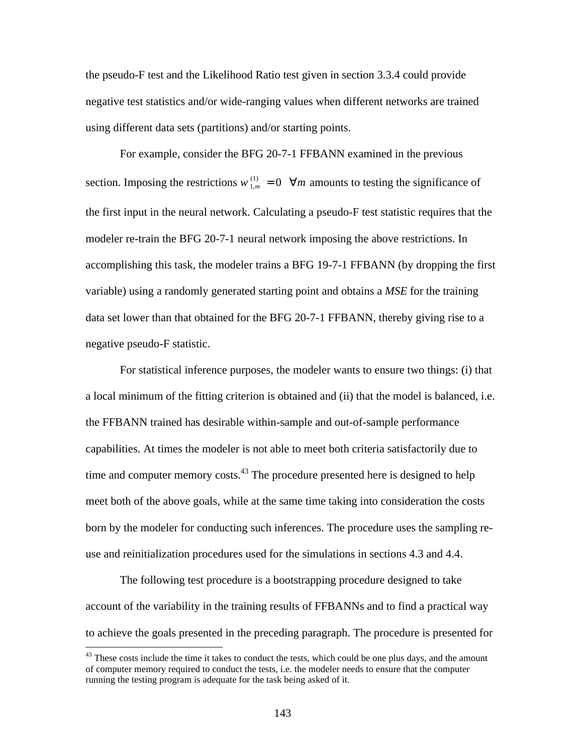the pseudo-F test and the Likelihood Ratio test given in section 3.3.4 could provide negative test statistics and/or wide-ranging values when different networks are trained using different data sets (partitions) and/or starting points.

For example, consider the BFG 20-7-1 FFBANN examined in the previous section. Imposing the restrictions $w_{1,m}^{(1)} = 0 \;\; \forall m$ amounts to testing the significance of the first input in the neural network. Calculating a pseudo-F test statistic requires that the modeler re-train the BFG 20-7-1 neural network imposing the above restrictions. In accomplishing this task, the modeler trains a BFG 19-7-1 FFBANN (by dropping the first variable) using a randomly generated starting point and obtains a *MSE* for the training data set lower than that obtained for the BFG 20-7-1 FFBANN, thereby giving rise to a negative pseudo-F statistic.

For statistical inference purposes, the modeler wants to ensure two things: (i) that a local minimum of the fitting criterion is obtained and (ii) that the model is balanced, i.e. the FFBANN trained has desirable within-sample and out-of-sample performance capabilities. At times the modeler is not able to meet both criteria satisfactorily due to time and computer memory costs.[43] The procedure presented here is designed to help meet both of the above goals, while at the same time taking into consideration the costs born by the modeler for conducting such inferences. The procedure uses the sampling re-use and reinitialization procedures used for the simulations in sections 4.3 and 4.4.

The following test procedure is a bootstrapping procedure designed to take account of the variability in the training results of FFBANNs and to find a practical way to achieve the goals presented in the preceding paragraph. The procedure is presented for

[43] These costs include the time it takes to conduct the tests, which could be one plus days, and the amount of computer memory required to conduct the tests, i.e. the modeler needs to ensure that the computer running the testing program is adequate for the task being asked of it.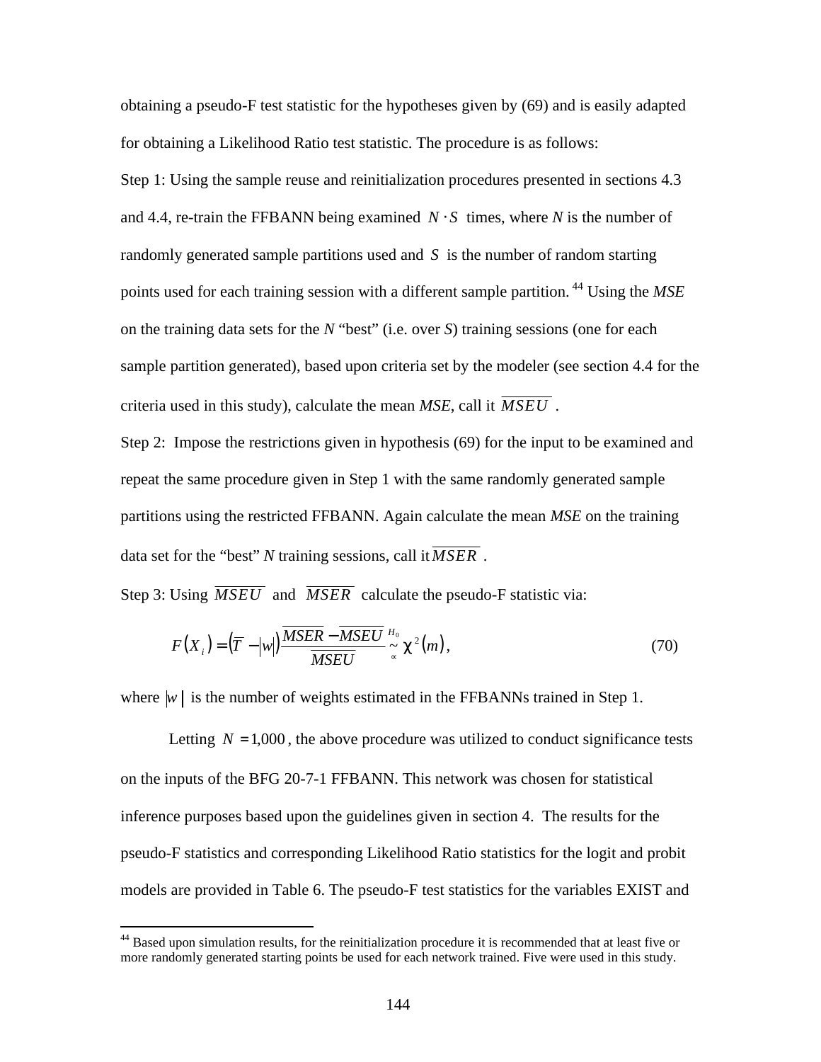obtaining a pseudo-F test statistic for the hypotheses given by (69) and is easily adapted for obtaining a Likelihood Ratio test statistic. The procedure is as follows:

Step 1: Using the sample reuse and reinitialization procedures presented in sections 4.3 and 4.4, re-train the FFBANN being examined $N \cdot S$ times, where $N$ is the number of randomly generated sample partitions used and $S$ is the number of random starting points used for each training session with a different sample partition.[44] Using the *MSE* on the training data sets for the *N* "best" (i.e. over *S*) training sessions (one for each sample partition generated), based upon criteria set by the modeler (see section 4.4 for the criteria used in this study), calculate the mean *MSE*, call it $\overline{MSEU}$ .

Step 2: Impose the restrictions given in hypothesis (69) for the input to be examined and repeat the same procedure given in Step 1 with the same randomly generated sample partitions using the restricted FFBANN. Again calculate the mean *MSE* on the training data set for the "best" *N* training sessions, call it $\overline{MSER}$ .

Step 3: Using $\overline{MSEU}$ and $\overline{MSER}$ calculate the pseudo-F statistic via:

$$F(X_i) = (\overline{T} - |w|)\frac{\overline{MSER} - \overline{MSEU}}{\overline{MSEU}} \underset{\propto}{\overset{H_0}{\sim}} \chi^2(m), \tag{70}$$

where $|w|$ is the number of weights estimated in the FFBANNs trained in Step 1.

Letting $N = 1{,}000$, the above procedure was utilized to conduct significance tests on the inputs of the BFG 20-7-1 FFBANN. This network was chosen for statistical inference purposes based upon the guidelines given in section 4. The results for the pseudo-F statistics and corresponding Likelihood Ratio statistics for the logit and probit models are provided in Table 6. The pseudo-F test statistics for the variables EXIST and

[44] Based upon simulation results, for the reinitialization procedure it is recommended that at least five or more randomly generated starting points be used for each network trained. Five were used in this study.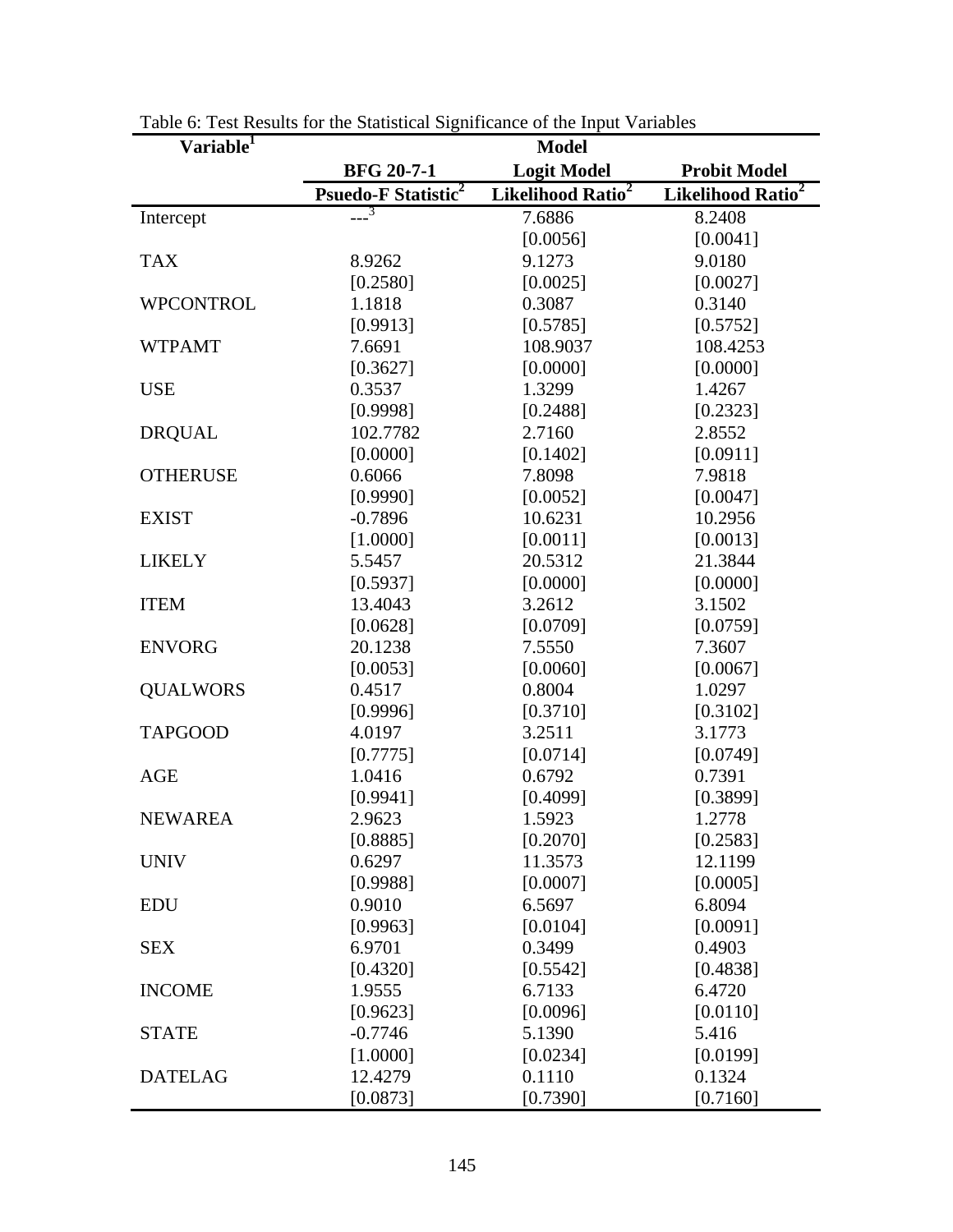Table 6: Test Results for the Statistical Significance of the Input Variables

| Variable[1] | Model | | |
|---|---|---|---|
| | BFG 20-7-1 | Logit Model | Probit Model |
| | Psuedo-F Statistic[2] | Likelihood Ratio[2] | Likelihood Ratio[2] |
| Intercept | ---[3] | 7.6886 | 8.2408 |
| | | [0.0056] | [0.0041] |
| TAX | 8.9262 | 9.1273 | 9.0180 |
| | [0.2580] | [0.0025] | [0.0027] |
| WPCONTROL | 1.1818 | 0.3087 | 0.3140 |
| | [0.9913] | [0.5785] | [0.5752] |
| WTPAMT | 7.6691 | 108.9037 | 108.4253 |
| | [0.3627] | [0.0000] | [0.0000] |
| USE | 0.3537 | 1.3299 | 1.4267 |
| | [0.9998] | [0.2488] | [0.2323] |
| DRQUAL | 102.7782 | 2.7160 | 2.8552 |
| | [0.0000] | [0.1402] | [0.0911] |
| OTHERUSE | 0.6066 | 7.8098 | 7.9818 |
| | [0.9990] | [0.0052] | [0.0047] |
| EXIST | -0.7896 | 10.6231 | 10.2956 |
| | [1.0000] | [0.0011] | [0.0013] |
| LIKELY | 5.5457 | 20.5312 | 21.3844 |
| | [0.5937] | [0.0000] | [0.0000] |
| ITEM | 13.4043 | 3.2612 | 3.1502 |
| | [0.0628] | [0.0709] | [0.0759] |
| ENVORG | 20.1238 | 7.5550 | 7.3607 |
| | [0.0053] | [0.0060] | [0.0067] |
| QUALWORS | 0.4517 | 0.8004 | 1.0297 |
| | [0.9996] | [0.3710] | [0.3102] |
| TAPGOOD | 4.0197 | 3.2511 | 3.1773 |
| | [0.7775] | [0.0714] | [0.0749] |
| AGE | 1.0416 | 0.6792 | 0.7391 |
| | [0.9941] | [0.4099] | [0.3899] |
| NEWAREA | 2.9623 | 1.5923 | 1.2778 |
| | [0.8885] | [0.2070] | [0.2583] |
| UNIV | 0.6297 | 11.3573 | 12.1199 |
| | [0.9988] | [0.0007] | [0.0005] |
| EDU | 0.9010 | 6.5697 | 6.8094 |
| | [0.9963] | [0.0104] | [0.0091] |
| SEX | 6.9701 | 0.3499 | 0.4903 |
| | [0.4320] | [0.5542] | [0.4838] |
| INCOME | 1.9555 | 6.7133 | 6.4720 |
| | [0.9623] | [0.0096] | [0.0110] |
| STATE | -0.7746 | 5.1390 | 5.416 |
| | [1.0000] | [0.0234] | [0.0199] |
| DATELAG | 12.4279 | 0.1110 | 0.1324 |
| | [0.0873] | [0.7390] | [0.7160] |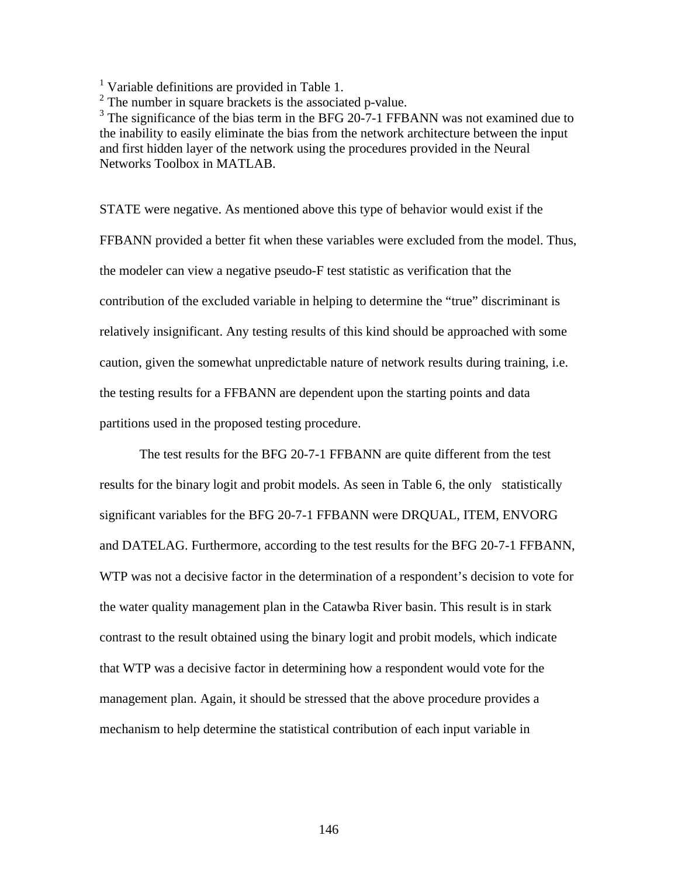[1] Variable definitions are provided in Table 1.
[2] The number in square brackets is the associated p-value.
[3] The significance of the bias term in the BFG 20-7-1 FFBANN was not examined due to the inability to easily eliminate the bias from the network architecture between the input and first hidden layer of the network using the procedures provided in the Neural Networks Toolbox in MATLAB.

STATE were negative. As mentioned above this type of behavior would exist if the FFBANN provided a better fit when these variables were excluded from the model. Thus, the modeler can view a negative pseudo-F test statistic as verification that the contribution of the excluded variable in helping to determine the "true" discriminant is relatively insignificant. Any testing results of this kind should be approached with some caution, given the somewhat unpredictable nature of network results during training, i.e. the testing results for a FFBANN are dependent upon the starting points and data partitions used in the proposed testing procedure.

The test results for the BFG 20-7-1 FFBANN are quite different from the test results for the binary logit and probit models. As seen in Table 6, the only statistically significant variables for the BFG 20-7-1 FFBANN were DRQUAL, ITEM, ENVORG and DATELAG. Furthermore, according to the test results for the BFG 20-7-1 FFBANN, WTP was not a decisive factor in the determination of a respondent's decision to vote for the water quality management plan in the Catawba River basin. This result is in stark contrast to the result obtained using the binary logit and probit models, which indicate that WTP was a decisive factor in determining how a respondent would vote for the management plan. Again, it should be stressed that the above procedure provides a mechanism to help determine the statistical contribution of each input variable in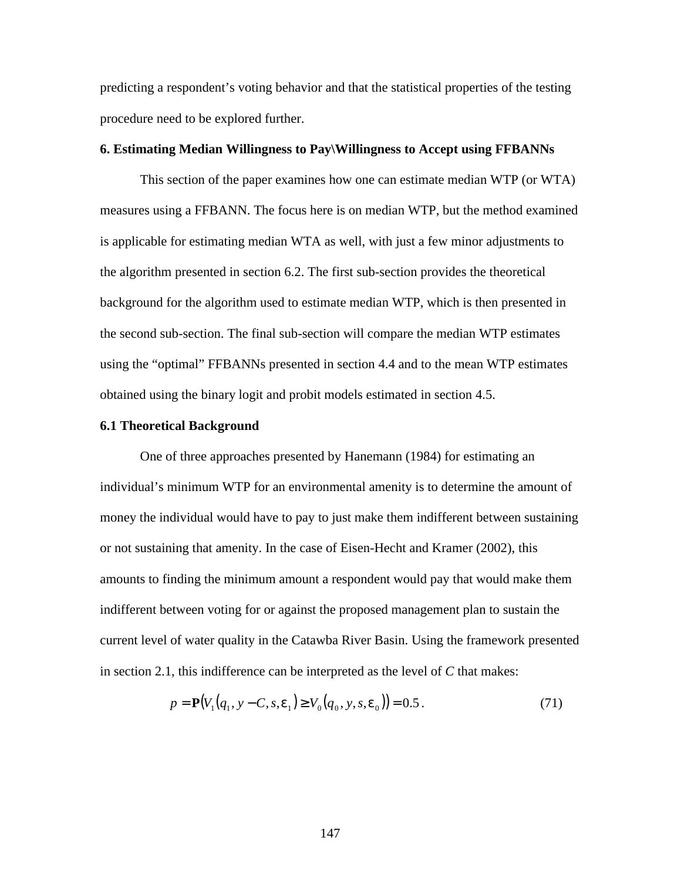predicting a respondent's voting behavior and that the statistical properties of the testing procedure need to be explored further.

**6. Estimating Median Willingness to Pay\Willingness to Accept using FFBANNs**

This section of the paper examines how one can estimate median WTP (or WTA) measures using a FFBANN. The focus here is on median WTP, but the method examined is applicable for estimating median WTA as well, with just a few minor adjustments to the algorithm presented in section 6.2. The first sub-section provides the theoretical background for the algorithm used to estimate median WTP, which is then presented in the second sub-section. The final sub-section will compare the median WTP estimates using the "optimal" FFBANNs presented in section 4.4 and to the mean WTP estimates obtained using the binary logit and probit models estimated in section 4.5.

**6.1 Theoretical Background**

One of three approaches presented by Hanemann (1984) for estimating an individual's minimum WTP for an environmental amenity is to determine the amount of money the individual would have to pay to just make them indifferent between sustaining or not sustaining that amenity. In the case of Eisen-Hecht and Kramer (2002), this amounts to finding the minimum amount a respondent would pay that would make them indifferent between voting for or against the proposed management plan to sustain the current level of water quality in the Catawba River Basin. Using the framework presented in section 2.1, this indifference can be interpreted as the level of $C$ that makes:

$$p = \mathbf{P}\left(V_1\left(q_1, y - C, s, \varepsilon_1\right) \geq V_0\left(q_0, y, s, \varepsilon_0\right)\right) = 0.5\,. \tag{71}$$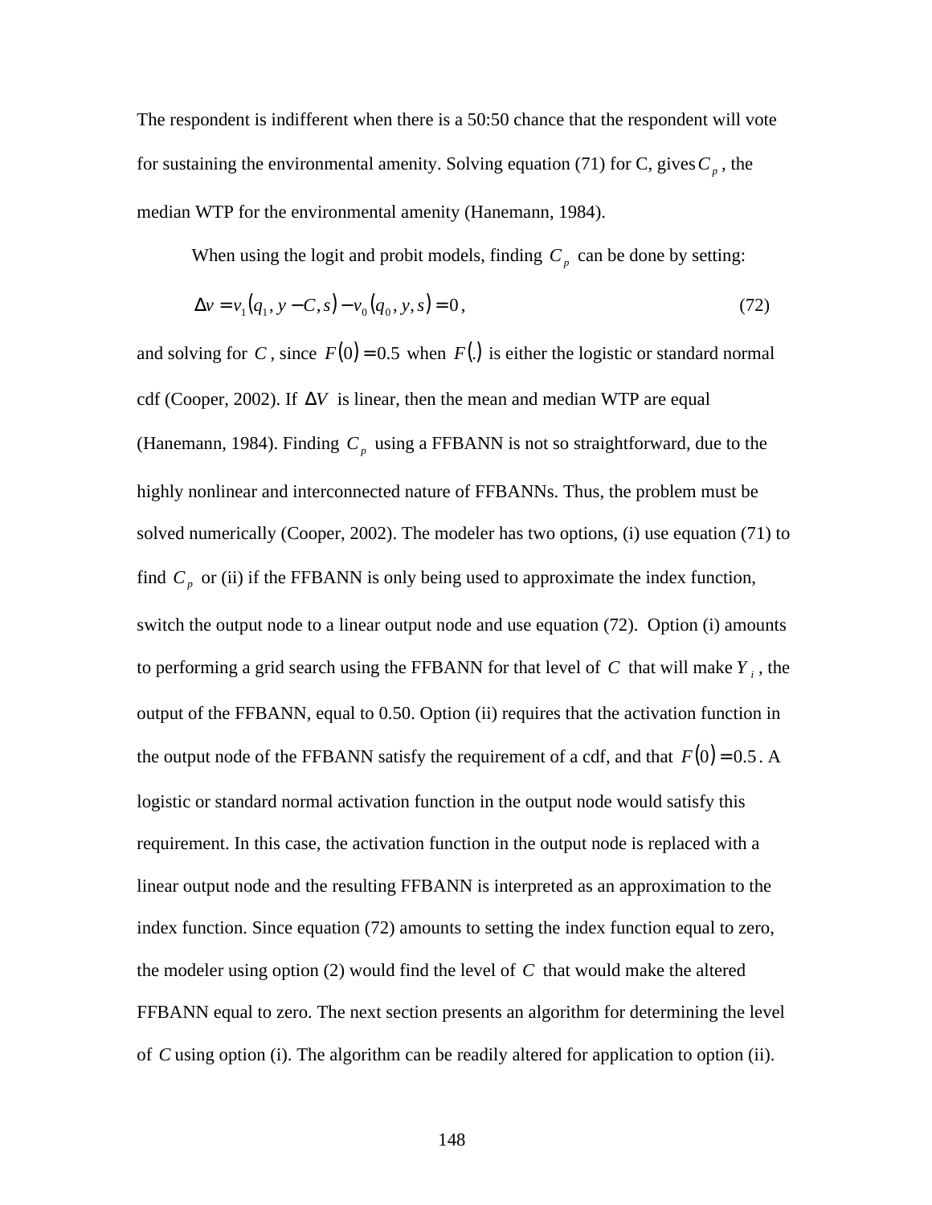The respondent is indifferent when there is a 50:50 chance that the respondent will vote for sustaining the environmental amenity. Solving equation (71) for C, gives $C_p$, the median WTP for the environmental amenity (Hanemann, 1984).

When using the logit and probit models, finding $C_p$ can be done by setting:

$$\Delta v = v_1(q_1, y - C, s) - v_0(q_0, y, s) = 0, \tag{72}$$

and solving for $C$, since $F(0) = 0.5$ when $F(.)$ is either the logistic or standard normal cdf (Cooper, 2002). If $\Delta V$ is linear, then the mean and median WTP are equal (Hanemann, 1984). Finding $C_p$ using a FFBANN is not so straightforward, due to the highly nonlinear and interconnected nature of FFBANNs. Thus, the problem must be solved numerically (Cooper, 2002). The modeler has two options, (i) use equation (71) to find $C_p$ or (ii) if the FFBANN is only being used to approximate the index function, switch the output node to a linear output node and use equation (72). Option (i) amounts to performing a grid search using the FFBANN for that level of $C$ that will make $Y_i$, the output of the FFBANN, equal to 0.50. Option (ii) requires that the activation function in the output node of the FFBANN satisfy the requirement of a cdf, and that $F(0) = 0.5$. A logistic or standard normal activation function in the output node would satisfy this requirement. In this case, the activation function in the output node is replaced with a linear output node and the resulting FFBANN is interpreted as an approximation to the index function. Since equation (72) amounts to setting the index function equal to zero, the modeler using option (2) would find the level of $C$ that would make the altered FFBANN equal to zero. The next section presents an algorithm for determining the level of $C$ using option (i). The algorithm can be readily altered for application to option (ii).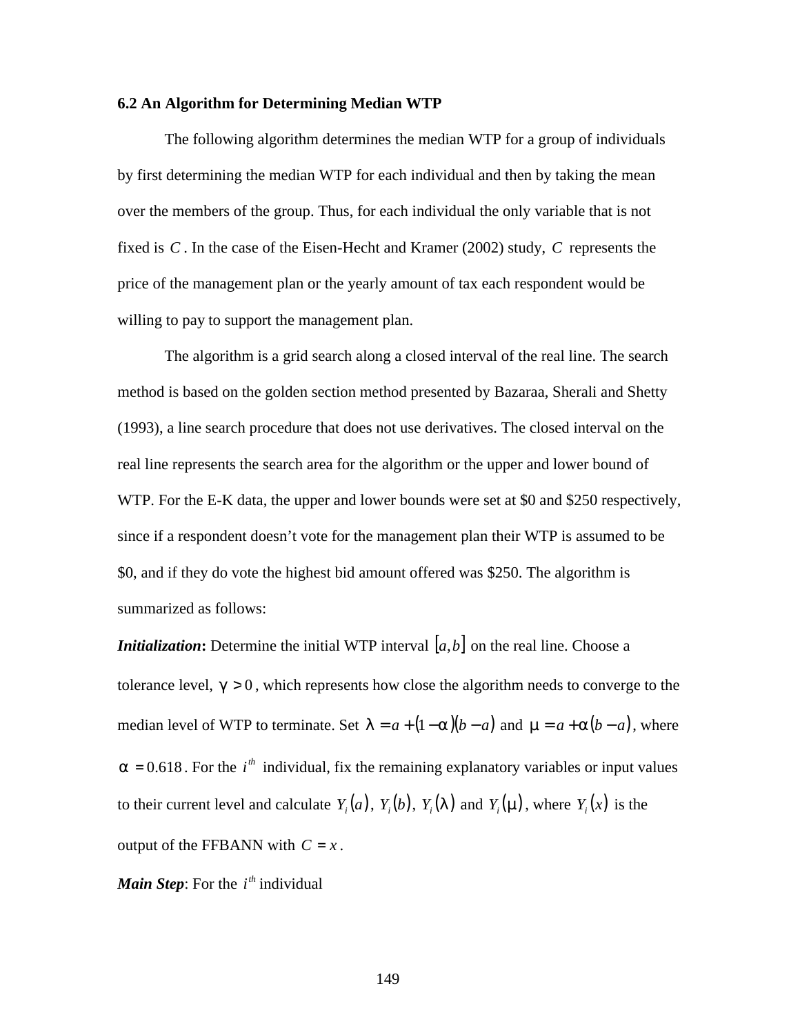### 6.2 An Algorithm for Determining Median WTP

The following algorithm determines the median WTP for a group of individuals by first determining the median WTP for each individual and then by taking the mean over the members of the group. Thus, for each individual the only variable that is not fixed is $C$. In the case of the Eisen-Hecht and Kramer (2002) study, $C$ represents the price of the management plan or the yearly amount of tax each respondent would be willing to pay to support the management plan.

The algorithm is a grid search along a closed interval of the real line. The search method is based on the golden section method presented by Bazaraa, Sherali and Shetty (1993), a line search procedure that does not use derivatives. The closed interval on the real line represents the search area for the algorithm or the upper and lower bound of WTP. For the E-K data, the upper and lower bounds were set at \$0 and \$250 respectively, since if a respondent doesn't vote for the management plan their WTP is assumed to be \$0, and if they do vote the highest bid amount offered was \$250. The algorithm is summarized as follows:

***Initialization*:** Determine the initial WTP interval $[a,b]$ on the real line. Choose a tolerance level, $\gamma > 0$, which represents how close the algorithm needs to converge to the median level of WTP to terminate. Set $\lambda = a + (1-\alpha)(b-a)$ and $\mu = a + \alpha(b-a)$, where $\alpha = 0.618$. For the $i^{th}$ individual, fix the remaining explanatory variables or input values to their current level and calculate $Y_i(a)$, $Y_i(b)$, $Y_i(\lambda)$ and $Y_i(\mu)$, where $Y_i(x)$ is the output of the FFBANN with $C = x$.

***Main Step***: For the $i^{th}$ individual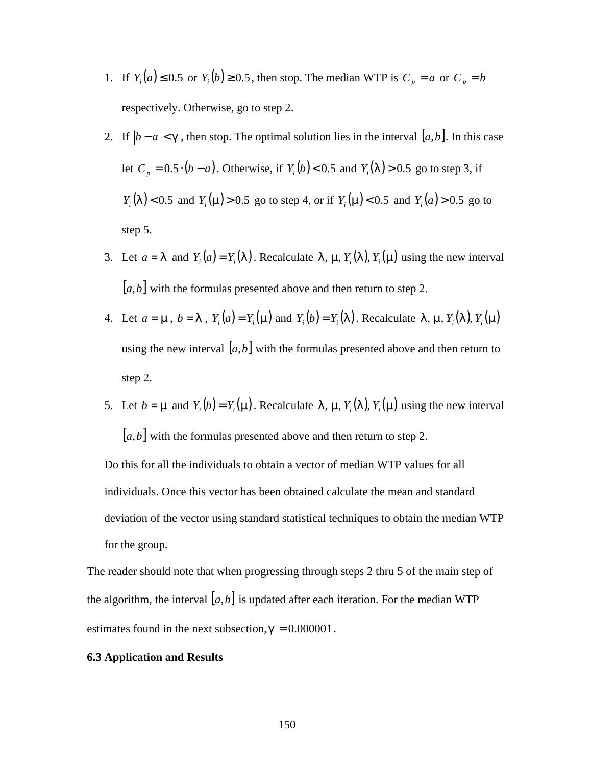1. If $Y_i(a) \leq 0.5$ or $Y_i(b) \geq 0.5$, then stop. The median WTP is $C_p = a$ or $C_p = b$ respectively. Otherwise, go to step 2.
2. If $|b - a| < \gamma$, then stop. The optimal solution lies in the interval $[a, b]$. In this case let $C_p = 0.5 \cdot (b - a)$. Otherwise, if $Y_i(b) < 0.5$ and $Y_i(\lambda) > 0.5$ go to step 3, if $Y_i(\lambda) < 0.5$ and $Y_i(\mu) > 0.5$ go to step 4, or if $Y_i(\mu) < 0.5$ and $Y_i(a) > 0.5$ go to step 5.
3. Let $a = \lambda$ and $Y_i(a) = Y_i(\lambda)$. Recalculate $\lambda, \mu, Y_i(\lambda), Y_i(\mu)$ using the new interval $[a, b]$ with the formulas presented above and then return to step 2.
4. Let $a = \mu$, $b = \lambda$, $Y_i(a) = Y_i(\mu)$ and $Y_i(b) = Y_i(\lambda)$. Recalculate $\lambda, \mu, Y_i(\lambda), Y_i(\mu)$ using the new interval $[a, b]$ with the formulas presented above and then return to step 2.
5. Let $b = \mu$ and $Y_i(b) = Y_i(\mu)$. Recalculate $\lambda, \mu, Y_i(\lambda), Y_i(\mu)$ using the new interval $[a, b]$ with the formulas presented above and then return to step 2.

Do this for all the individuals to obtain a vector of median WTP values for all individuals. Once this vector has been obtained calculate the mean and standard deviation of the vector using standard statistical techniques to obtain the median WTP for the group.

The reader should note that when progressing through steps 2 thru 5 of the main step of the algorithm, the interval $[a, b]$ is updated after each iteration. For the median WTP estimates found in the next subsection, $\gamma = 0.000001$.

**6.3 Application and Results**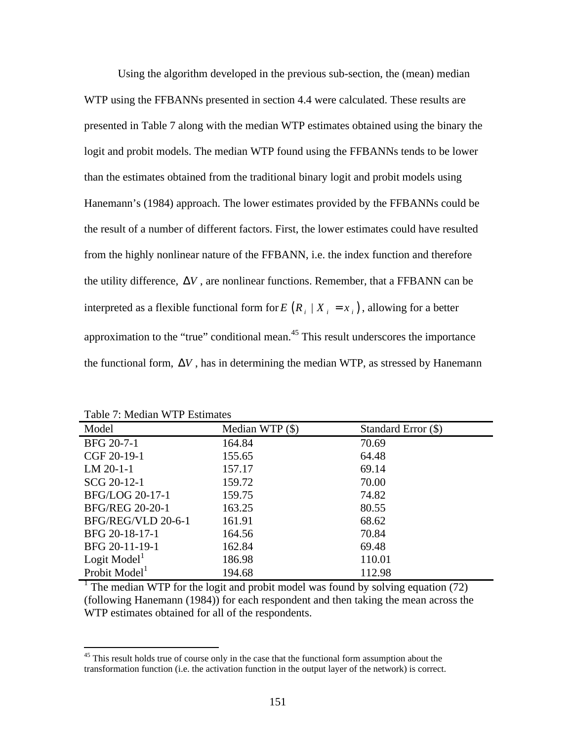Using the algorithm developed in the previous sub-section, the (mean) median WTP using the FFBANNs presented in section 4.4 were calculated. These results are presented in Table 7 along with the median WTP estimates obtained using the binary the logit and probit models. The median WTP found using the FFBANNs tends to be lower than the estimates obtained from the traditional binary logit and probit models using Hanemann's (1984) approach. The lower estimates provided by the FFBANNs could be the result of a number of different factors. First, the lower estimates could have resulted from the highly nonlinear nature of the FFBANN, i.e. the index function and therefore the utility difference, $\Delta V$ , are nonlinear functions. Remember, that a FFBANN can be interpreted as a flexible functional form for $E\left(R_i \mid X_i = x_i\right)$, allowing for a better approximation to the "true" conditional mean.[45] This result underscores the importance the functional form, $\Delta V$ , has in determining the median WTP, as stressed by Hanemann

Table 7: Median WTP Estimates

| Model | Median WTP ($) | Standard Error ($) |
|---|---|---|
| BFG 20-7-1 | 164.84 | 70.69 |
| CGF 20-19-1 | 155.65 | 64.48 |
| LM 20-1-1 | 157.17 | 69.14 |
| SCG 20-12-1 | 159.72 | 70.00 |
| BFG/LOG 20-17-1 | 159.75 | 74.82 |
| BFG/REG 20-20-1 | 163.25 | 80.55 |
| BFG/REG/VLD 20-6-1 | 161.91 | 68.62 |
| BFG 20-18-17-1 | 164.56 | 70.84 |
| BFG 20-11-19-1 | 162.84 | 69.48 |
| Logit Model[1] | 186.98 | 110.01 |
| Probit Model[1] | 194.68 | 112.98 |

[1] The median WTP for the logit and probit model was found by solving equation (72) (following Hanemann (1984)) for each respondent and then taking the mean across the WTP estimates obtained for all of the respondents.

[45] This result holds true of course only in the case that the functional form assumption about the transformation function (i.e. the activation function in the output layer of the network) is correct.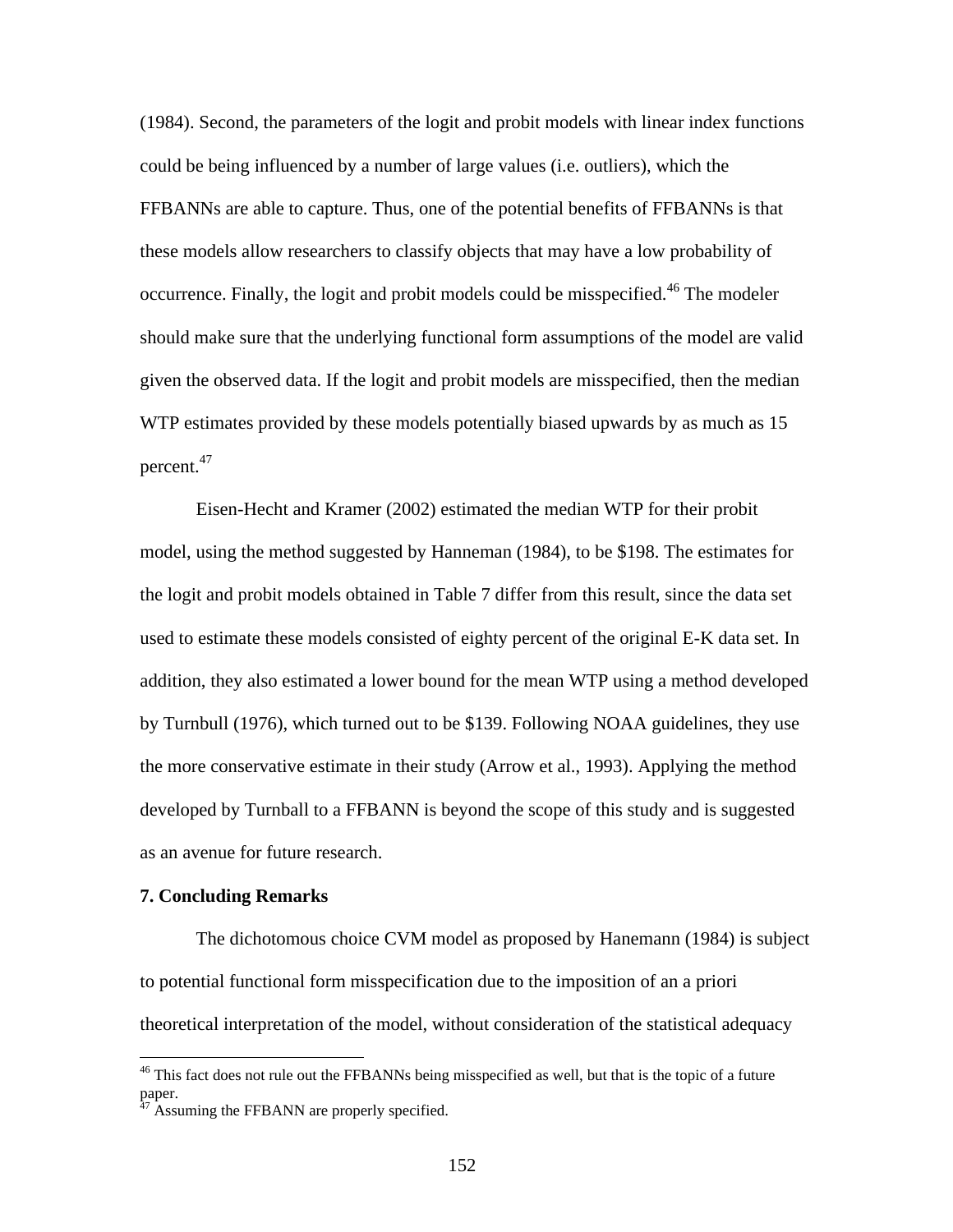(1984). Second, the parameters of the logit and probit models with linear index functions could be being influenced by a number of large values (i.e. outliers), which the FFBANNs are able to capture. Thus, one of the potential benefits of FFBANNs is that these models allow researchers to classify objects that may have a low probability of occurrence. Finally, the logit and probit models could be misspecified.[46] The modeler should make sure that the underlying functional form assumptions of the model are valid given the observed data. If the logit and probit models are misspecified, then the median WTP estimates provided by these models potentially biased upwards by as much as 15 percent.[47]

Eisen-Hecht and Kramer (2002) estimated the median WTP for their probit model, using the method suggested by Hanneman (1984), to be $198. The estimates for the logit and probit models obtained in Table 7 differ from this result, since the data set used to estimate these models consisted of eighty percent of the original E-K data set. In addition, they also estimated a lower bound for the mean WTP using a method developed by Turnbull (1976), which turned out to be $139. Following NOAA guidelines, they use the more conservative estimate in their study (Arrow et al., 1993). Applying the method developed by Turnball to a FFBANN is beyond the scope of this study and is suggested as an avenue for future research.

**7. Concluding Remarks**

The dichotomous choice CVM model as proposed by Hanemann (1984) is subject to potential functional form misspecification due to the imposition of an a priori theoretical interpretation of the model, without consideration of the statistical adequacy

[46] This fact does not rule out the FFBANNs being misspecified as well, but that is the topic of a future paper.

[47] Assuming the FFBANN are properly specified.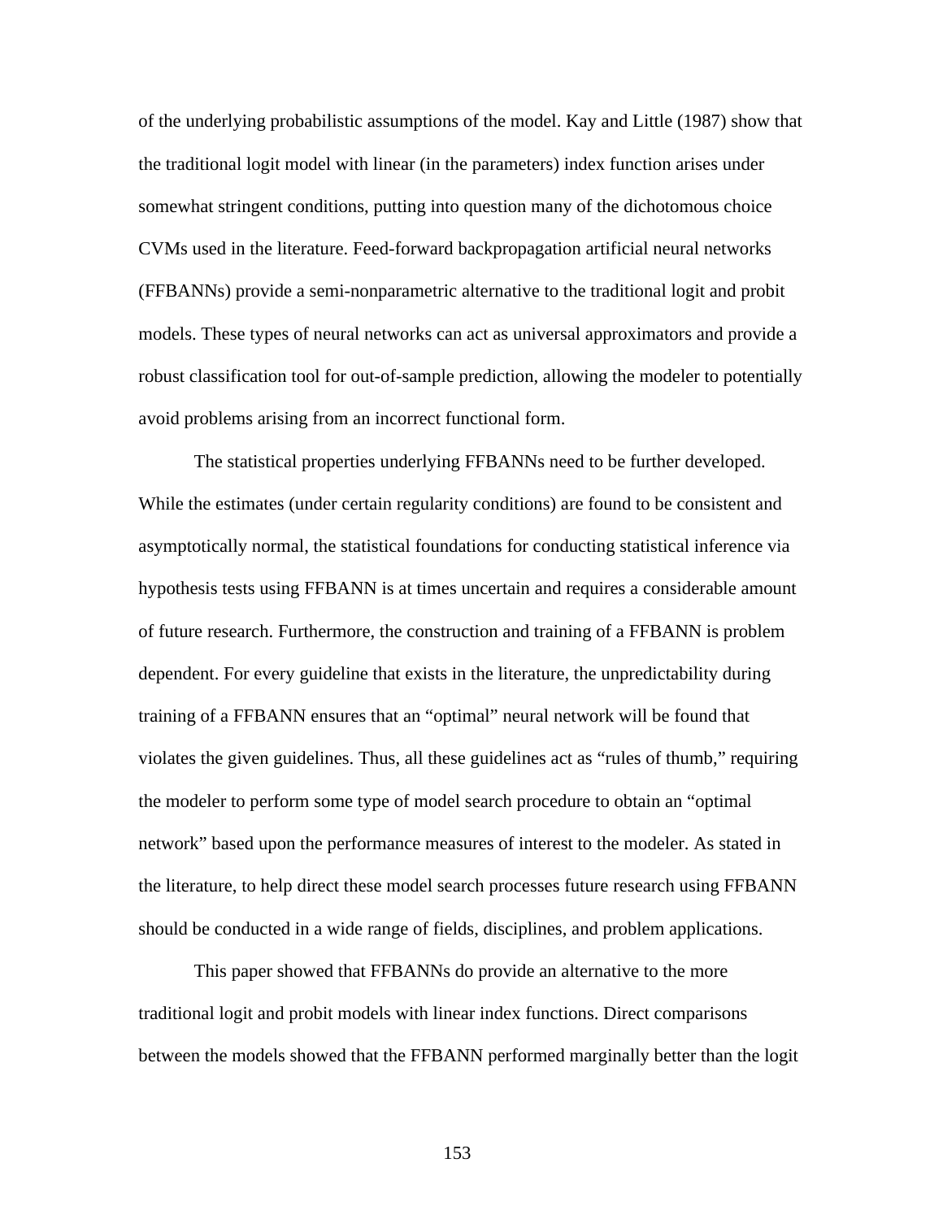of the underlying probabilistic assumptions of the model. Kay and Little (1987) show that the traditional logit model with linear (in the parameters) index function arises under somewhat stringent conditions, putting into question many of the dichotomous choice CVMs used in the literature. Feed-forward backpropagation artificial neural networks (FFBANNs) provide a semi-nonparametric alternative to the traditional logit and probit models. These types of neural networks can act as universal approximators and provide a robust classification tool for out-of-sample prediction, allowing the modeler to potentially avoid problems arising from an incorrect functional form.

The statistical properties underlying FFBANNs need to be further developed. While the estimates (under certain regularity conditions) are found to be consistent and asymptotically normal, the statistical foundations for conducting statistical inference via hypothesis tests using FFBANN is at times uncertain and requires a considerable amount of future research. Furthermore, the construction and training of a FFBANN is problem dependent. For every guideline that exists in the literature, the unpredictability during training of a FFBANN ensures that an "optimal" neural network will be found that violates the given guidelines. Thus, all these guidelines act as "rules of thumb," requiring the modeler to perform some type of model search procedure to obtain an "optimal network" based upon the performance measures of interest to the modeler. As stated in the literature, to help direct these model search processes future research using FFBANN should be conducted in a wide range of fields, disciplines, and problem applications.

This paper showed that FFBANNs do provide an alternative to the more traditional logit and probit models with linear index functions. Direct comparisons between the models showed that the FFBANN performed marginally better than the logit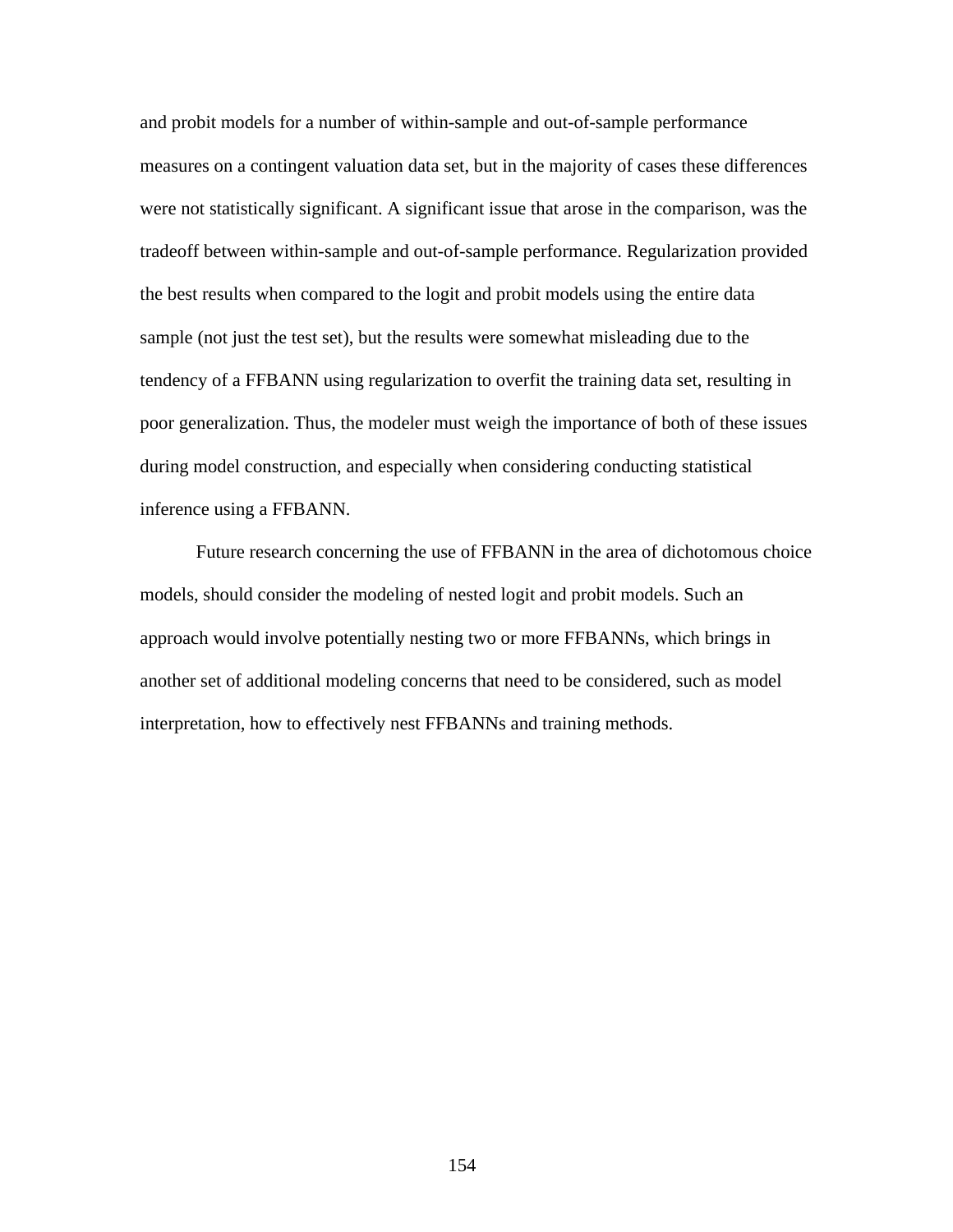and probit models for a number of within-sample and out-of-sample performance measures on a contingent valuation data set, but in the majority of cases these differences were not statistically significant. A significant issue that arose in the comparison, was the tradeoff between within-sample and out-of-sample performance. Regularization provided the best results when compared to the logit and probit models using the entire data sample (not just the test set), but the results were somewhat misleading due to the tendency of a FFBANN using regularization to overfit the training data set, resulting in poor generalization. Thus, the modeler must weigh the importance of both of these issues during model construction, and especially when considering conducting statistical inference using a FFBANN.

Future research concerning the use of FFBANN in the area of dichotomous choice models, should consider the modeling of nested logit and probit models. Such an approach would involve potentially nesting two or more FFBANNs, which brings in another set of additional modeling concerns that need to be considered, such as model interpretation, how to effectively nest FFBANNs and training methods.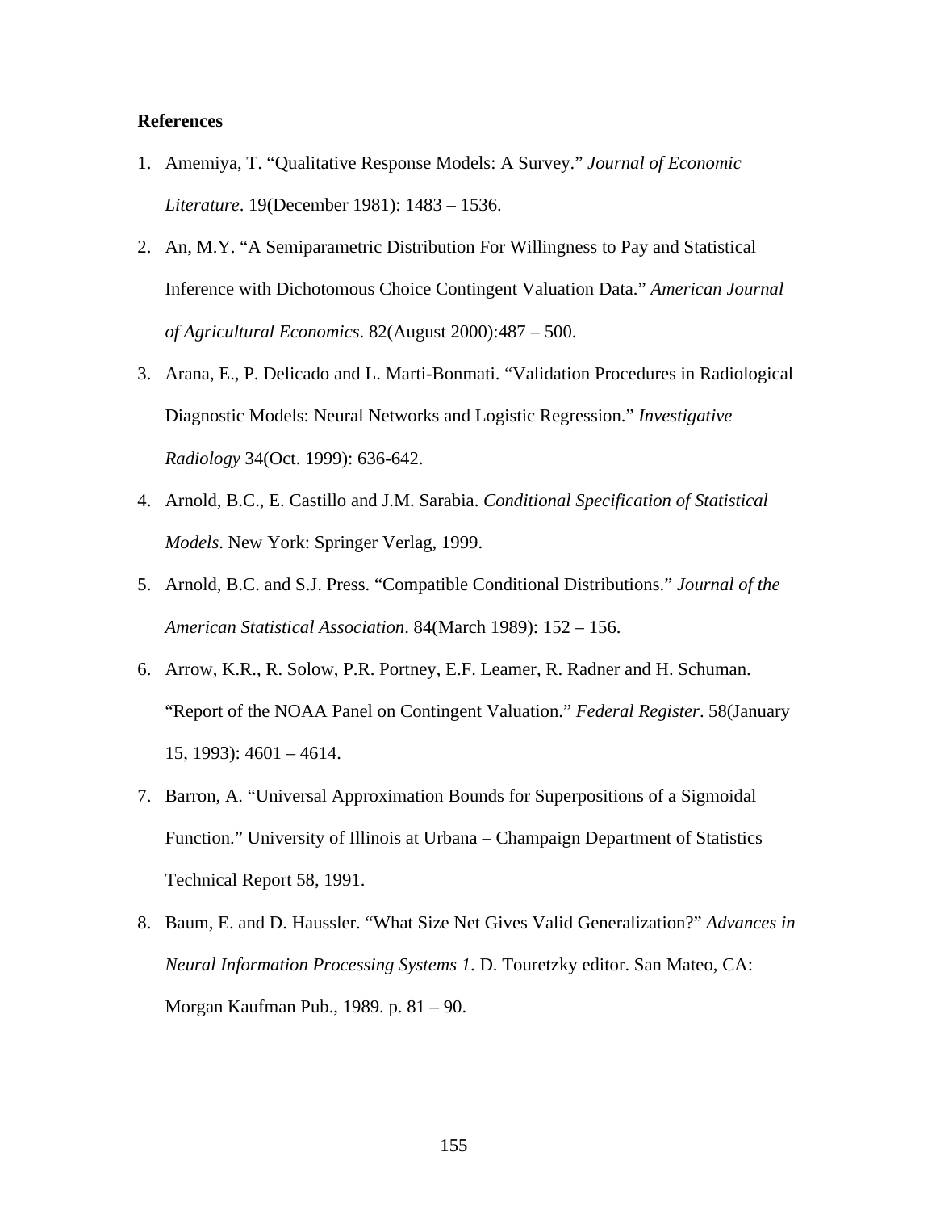**References**

1. Amemiya, T. “Qualitative Response Models: A Survey.” *Journal of Economic Literature*. 19(December 1981): 1483 – 1536.
2. An, M.Y. “A Semiparametric Distribution For Willingness to Pay and Statistical Inference with Dichotomous Choice Contingent Valuation Data.” *American Journal of Agricultural Economics*. 82(August 2000):487 – 500.
3. Arana, E., P. Delicado and L. Marti-Bonmati. “Validation Procedures in Radiological Diagnostic Models: Neural Networks and Logistic Regression.” *Investigative Radiology* 34(Oct. 1999): 636-642.
4. Arnold, B.C., E. Castillo and J.M. Sarabia. *Conditional Specification of Statistical Models*. New York: Springer Verlag, 1999.
5. Arnold, B.C. and S.J. Press. “Compatible Conditional Distributions.” *Journal of the American Statistical Association*. 84(March 1989): 152 – 156.
6. Arrow, K.R., R. Solow, P.R. Portney, E.F. Leamer, R. Radner and H. Schuman. “Report of the NOAA Panel on Contingent Valuation.” *Federal Register*. 58(January 15, 1993): 4601 – 4614.
7. Barron, A. “Universal Approximation Bounds for Superpositions of a Sigmoidal Function.” University of Illinois at Urbana – Champaign Department of Statistics Technical Report 58, 1991.
8. Baum, E. and D. Haussler. “What Size Net Gives Valid Generalization?” *Advances in Neural Information Processing Systems 1*. D. Touretzky editor. San Mateo, CA: Morgan Kaufman Pub., 1989. p. 81 – 90.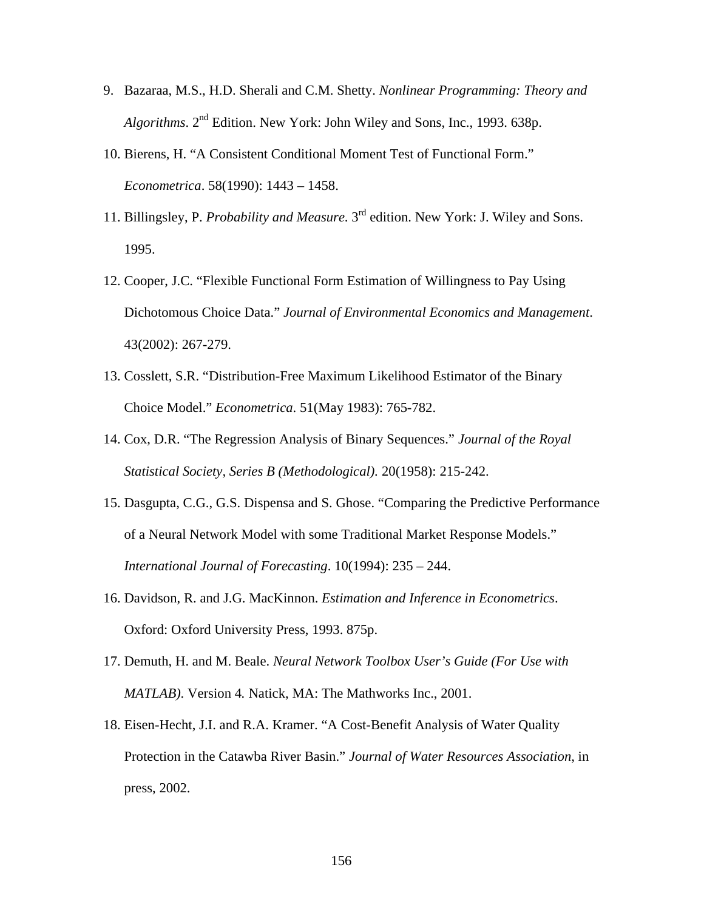9. Bazaraa, M.S., H.D. Sherali and C.M. Shetty. *Nonlinear Programming: Theory and Algorithms*. $2^{nd}$ Edition. New York: John Wiley and Sons, Inc., 1993. 638p.
10. Bierens, H. "A Consistent Conditional Moment Test of Functional Form." *Econometrica*. 58(1990): 1443 – 1458.
11. Billingsley, P. *Probability and Measure*. $3^{rd}$ edition. New York: J. Wiley and Sons. 1995.
12. Cooper, J.C. "Flexible Functional Form Estimation of Willingness to Pay Using Dichotomous Choice Data." *Journal of Environmental Economics and Management*. 43(2002): 267-279.
13. Cosslett, S.R. "Distribution-Free Maximum Likelihood Estimator of the Binary Choice Model." *Econometrica*. 51(May 1983): 765-782.
14. Cox, D.R. "The Regression Analysis of Binary Sequences." *Journal of the Royal Statistical Society, Series B (Methodological).* 20(1958): 215-242.
15. Dasgupta, C.G., G.S. Dispensa and S. Ghose. "Comparing the Predictive Performance of a Neural Network Model with some Traditional Market Response Models." *International Journal of Forecasting*. 10(1994): 235 – 244.
16. Davidson, R. and J.G. MacKinnon. *Estimation and Inference in Econometrics*. Oxford: Oxford University Press, 1993. 875p.
17. Demuth, H. and M. Beale. *Neural Network Toolbox User's Guide (For Use with MATLAB).* Version 4*.* Natick, MA: The Mathworks Inc., 2001.
18. Eisen-Hecht, J.I. and R.A. Kramer. "A Cost-Benefit Analysis of Water Quality Protection in the Catawba River Basin." *Journal of Water Resources Association*, in press, 2002.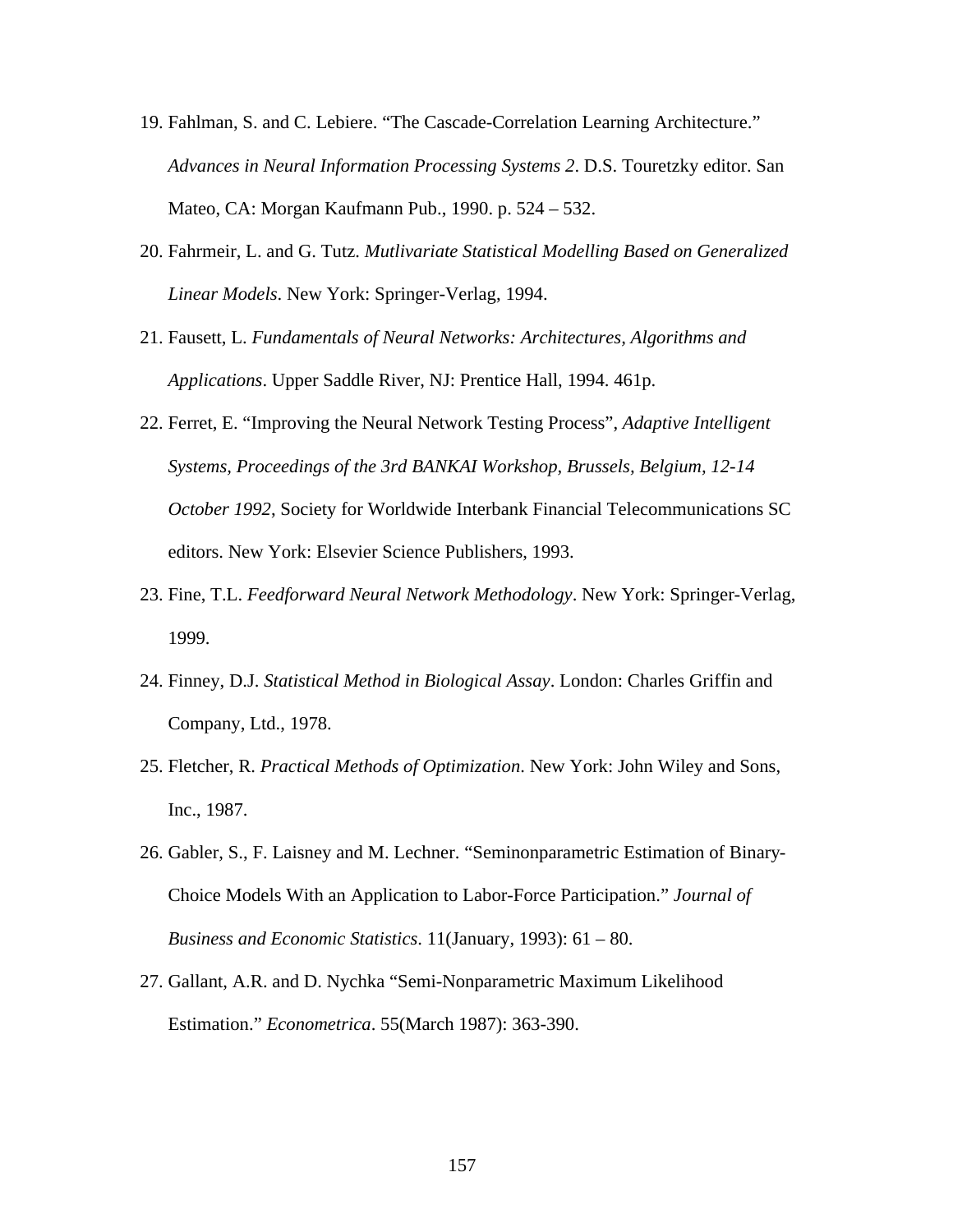19. Fahlman, S. and C. Lebiere. "The Cascade-Correlation Learning Architecture." *Advances in Neural Information Processing Systems 2*. D.S. Touretzky editor. San Mateo, CA: Morgan Kaufmann Pub., 1990. p. 524 – 532.

20. Fahrmeir, L. and G. Tutz. *Mutlivariate Statistical Modelling Based on Generalized Linear Models*. New York: Springer-Verlag, 1994.

21. Fausett, L. *Fundamentals of Neural Networks: Architectures, Algorithms and Applications*. Upper Saddle River, NJ: Prentice Hall, 1994. 461p.

22. Ferret, E. "Improving the Neural Network Testing Process", *Adaptive Intelligent Systems, Proceedings of the 3rd BANKAI Workshop, Brussels, Belgium, 12-14 October 1992*, Society for Worldwide Interbank Financial Telecommunications SC editors. New York: Elsevier Science Publishers, 1993.

23. Fine, T.L. *Feedforward Neural Network Methodology*. New York: Springer-Verlag, 1999.

24. Finney, D.J. *Statistical Method in Biological Assay*. London: Charles Griffin and Company, Ltd., 1978.

25. Fletcher, R. *Practical Methods of Optimization*. New York: John Wiley and Sons, Inc., 1987.

26. Gabler, S., F. Laisney and M. Lechner. "Seminonparametric Estimation of Binary-Choice Models With an Application to Labor-Force Participation." *Journal of Business and Economic Statistics*. 11(January, 1993): 61 – 80.

27. Gallant, A.R. and D. Nychka "Semi-Nonparametric Maximum Likelihood Estimation." *Econometrica*. 55(March 1987): 363-390.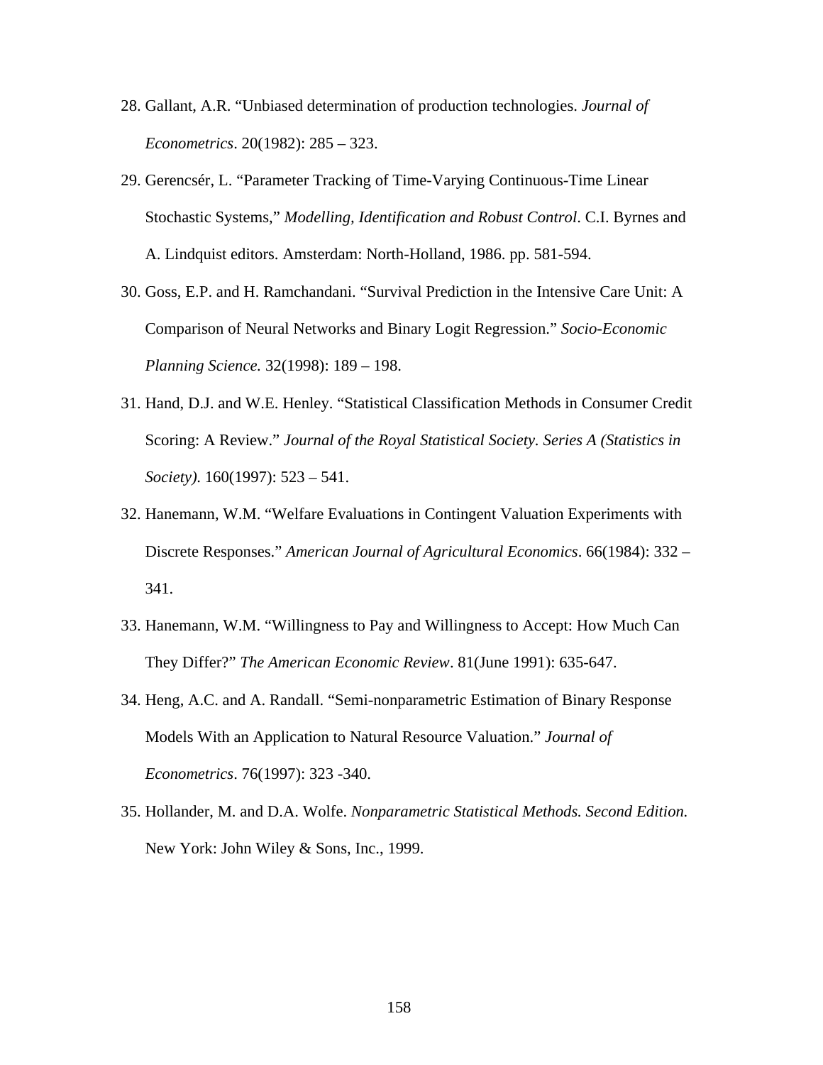28. Gallant, A.R. “Unbiased determination of production technologies. *Journal of Econometrics*. 20(1982): 285 – 323.

29. Gerencsér, L. “Parameter Tracking of Time-Varying Continuous-Time Linear Stochastic Systems,” *Modelling, Identification and Robust Control*. C.I. Byrnes and A. Lindquist editors. Amsterdam: North-Holland, 1986. pp. 581-594.

30. Goss, E.P. and H. Ramchandani. “Survival Prediction in the Intensive Care Unit: A Comparison of Neural Networks and Binary Logit Regression.” *Socio-Economic Planning Science.* 32(1998): 189 – 198.

31. Hand, D.J. and W.E. Henley. “Statistical Classification Methods in Consumer Credit Scoring: A Review.” *Journal of the Royal Statistical Society. Series A (Statistics in Society).* 160(1997): 523 – 541.

32. Hanemann, W.M. “Welfare Evaluations in Contingent Valuation Experiments with Discrete Responses.” *American Journal of Agricultural Economics*. 66(1984): 332 – 341.

33. Hanemann, W.M. “Willingness to Pay and Willingness to Accept: How Much Can They Differ?” *The American Economic Review*. 81(June 1991): 635-647.

34. Heng, A.C. and A. Randall. “Semi-nonparametric Estimation of Binary Response Models With an Application to Natural Resource Valuation.” *Journal of Econometrics*. 76(1997): 323 -340.

35. Hollander, M. and D.A. Wolfe. *Nonparametric Statistical Methods. Second Edition.* New York: John Wiley & Sons, Inc., 1999.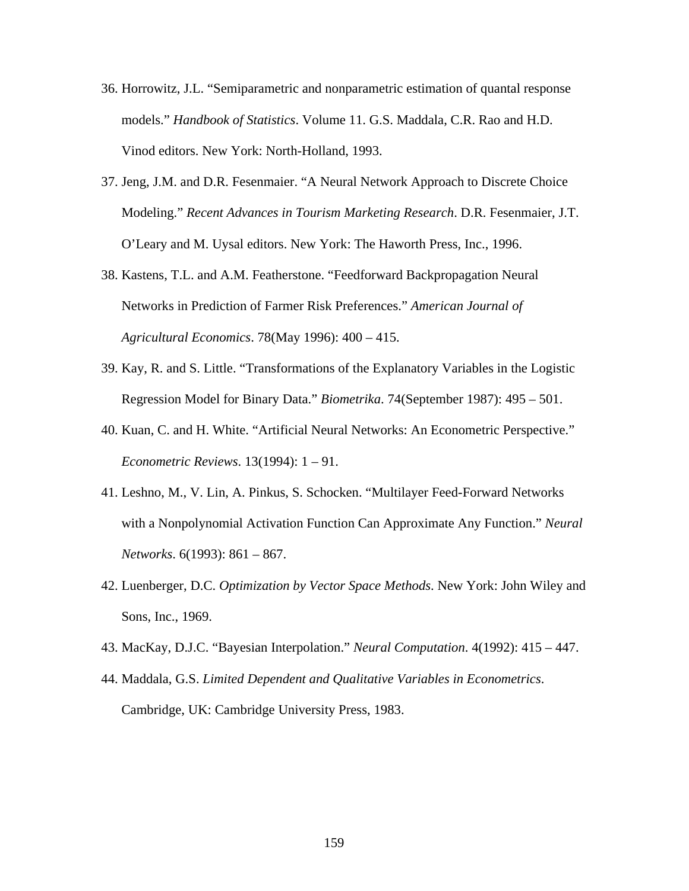36. Horrowitz, J.L. “Semiparametric and nonparametric estimation of quantal response models.” *Handbook of Statistics*. Volume 11. G.S. Maddala, C.R. Rao and H.D. Vinod editors. New York: North-Holland, 1993.

37. Jeng, J.M. and D.R. Fesenmaier. “A Neural Network Approach to Discrete Choice Modeling.” *Recent Advances in Tourism Marketing Research*. D.R. Fesenmaier, J.T. O’Leary and M. Uysal editors. New York: The Haworth Press, Inc., 1996.

38. Kastens, T.L. and A.M. Featherstone. “Feedforward Backpropagation Neural Networks in Prediction of Farmer Risk Preferences.” *American Journal of Agricultural Economics*. 78(May 1996): 400 – 415.

39. Kay, R. and S. Little. “Transformations of the Explanatory Variables in the Logistic Regression Model for Binary Data.” *Biometrika*. 74(September 1987): 495 – 501.

40. Kuan, C. and H. White. “Artificial Neural Networks: An Econometric Perspective.” *Econometric Reviews*. 13(1994): 1 – 91.

41. Leshno, M., V. Lin, A. Pinkus, S. Schocken. “Multilayer Feed-Forward Networks with a Nonpolynomial Activation Function Can Approximate Any Function.” *Neural Networks*. 6(1993): 861 – 867.

42. Luenberger, D.C. *Optimization by Vector Space Methods*. New York: John Wiley and Sons, Inc., 1969.

43. MacKay, D.J.C. “Bayesian Interpolation.” *Neural Computation*. 4(1992): 415 – 447.

44. Maddala, G.S. *Limited Dependent and Qualitative Variables in Econometrics*. Cambridge, UK: Cambridge University Press, 1983.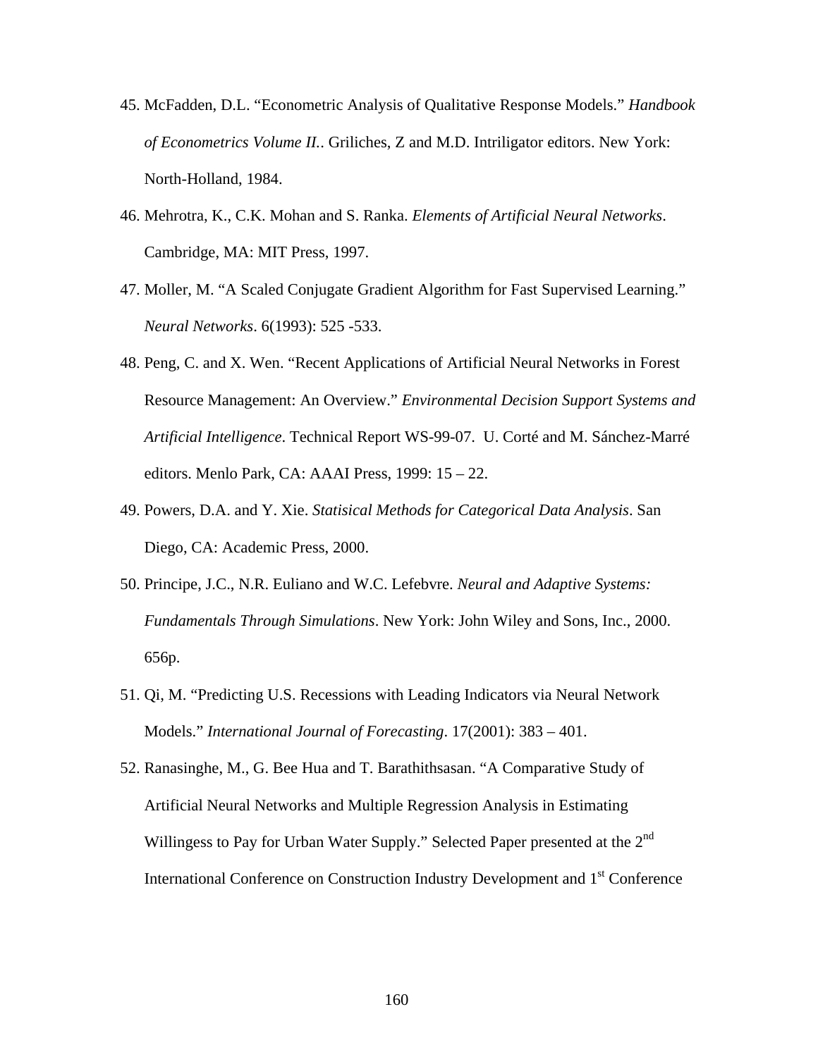45. McFadden, D.L. “Econometric Analysis of Qualitative Response Models.” *Handbook of Econometrics Volume II.*. Griliches, Z and M.D. Intriligator editors. New York: North-Holland, 1984.

46. Mehrotra, K., C.K. Mohan and S. Ranka. *Elements of Artificial Neural Networks*. Cambridge, MA: MIT Press, 1997.

47. Moller, M. “A Scaled Conjugate Gradient Algorithm for Fast Supervised Learning.” *Neural Networks*. 6(1993): 525 -533.

48. Peng, C. and X. Wen. “Recent Applications of Artificial Neural Networks in Forest Resource Management: An Overview.” *Environmental Decision Support Systems and Artificial Intelligence*. Technical Report WS-99-07. U. Corté and M. Sánchez-Marré editors. Menlo Park, CA: AAAI Press, 1999: 15 – 22.

49. Powers, D.A. and Y. Xie. *Statisical Methods for Categorical Data Analysis*. San Diego, CA: Academic Press, 2000.

50. Principe, J.C., N.R. Euliano and W.C. Lefebvre. *Neural and Adaptive Systems: Fundamentals Through Simulations*. New York: John Wiley and Sons, Inc., 2000. 656p.

51. Qi, M. “Predicting U.S. Recessions with Leading Indicators via Neural Network Models.” *International Journal of Forecasting*. 17(2001): 383 – 401.

52. Ranasinghe, M., G. Bee Hua and T. Barathithsasan. “A Comparative Study of Artificial Neural Networks and Multiple Regression Analysis in Estimating Willingess to Pay for Urban Water Supply.” Selected Paper presented at the 2nd International Conference on Construction Industry Development and 1st Conference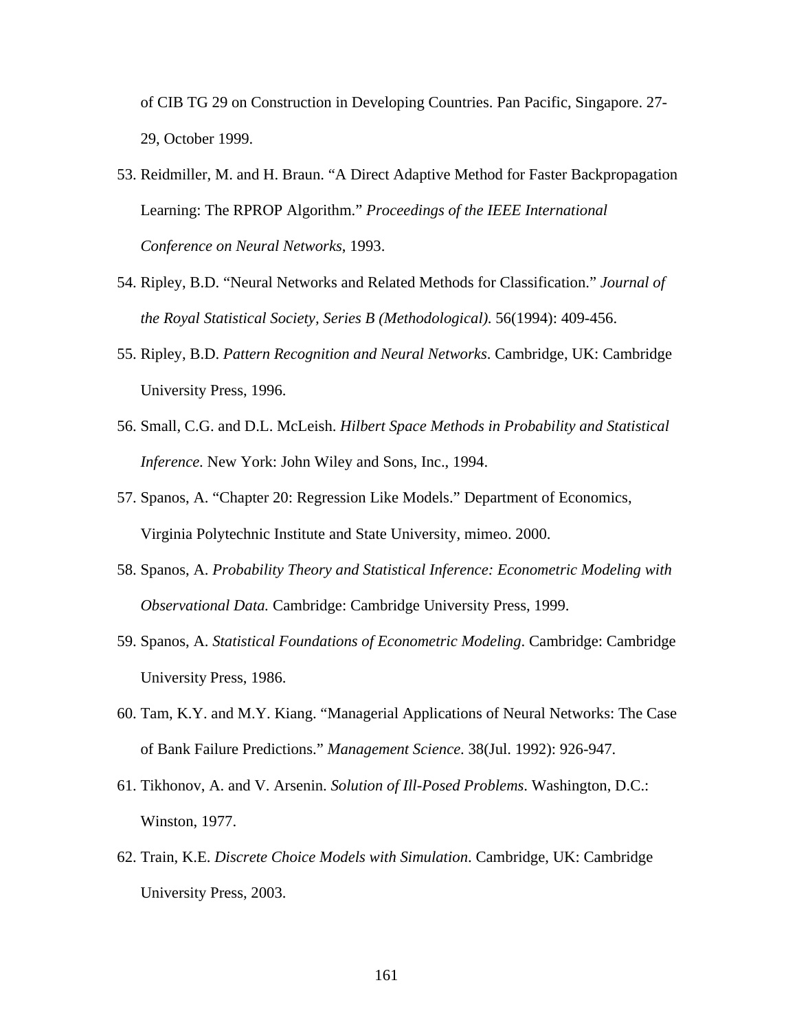of CIB TG 29 on Construction in Developing Countries. Pan Pacific, Singapore. 27-29, October 1999.

53. Reidmiller, M. and H. Braun. "A Direct Adaptive Method for Faster Backpropagation Learning: The RPROP Algorithm." *Proceedings of the IEEE International Conference on Neural Networks*, 1993.
54. Ripley, B.D. "Neural Networks and Related Methods for Classification." *Journal of the Royal Statistical Society, Series B (Methodological)*. 56(1994): 409-456.
55. Ripley, B.D. *Pattern Recognition and Neural Networks*. Cambridge, UK: Cambridge University Press, 1996.
56. Small, C.G. and D.L. McLeish. *Hilbert Space Methods in Probability and Statistical Inference*. New York: John Wiley and Sons, Inc., 1994.
57. Spanos, A. "Chapter 20: Regression Like Models." Department of Economics, Virginia Polytechnic Institute and State University, mimeo. 2000.
58. Spanos, A. *Probability Theory and Statistical Inference: Econometric Modeling with Observational Data.* Cambridge: Cambridge University Press, 1999.
59. Spanos, A. *Statistical Foundations of Econometric Modeling*. Cambridge: Cambridge University Press, 1986.
60. Tam, K.Y. and M.Y. Kiang. "Managerial Applications of Neural Networks: The Case of Bank Failure Predictions." *Management Science*. 38(Jul. 1992): 926-947.
61. Tikhonov, A. and V. Arsenin. *Solution of Ill-Posed Problems*. Washington, D.C.: Winston, 1977.
62. Train, K.E. *Discrete Choice Models with Simulation*. Cambridge, UK: Cambridge University Press, 2003.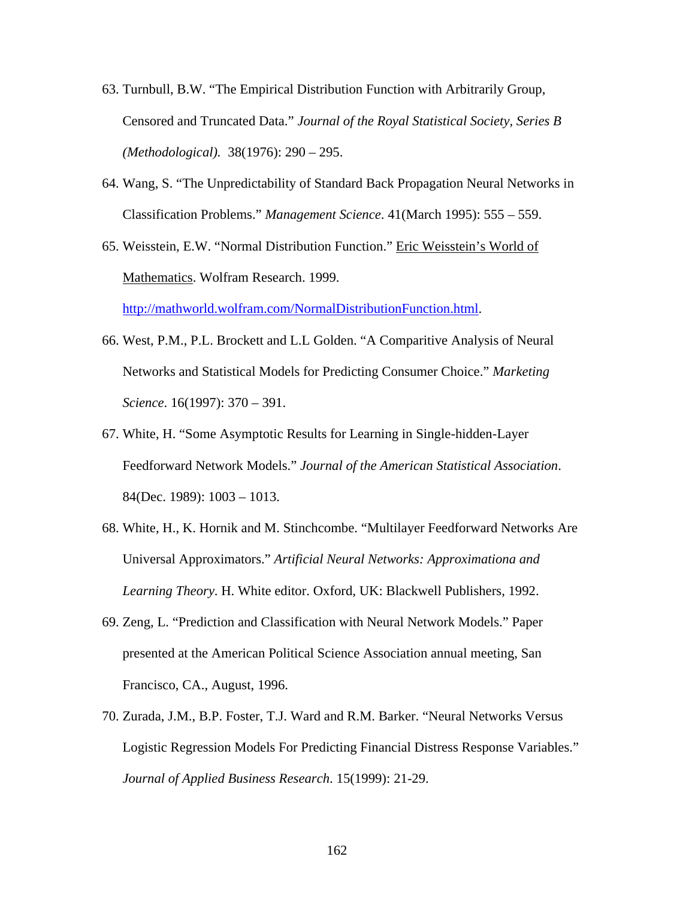63. Turnbull, B.W. "The Empirical Distribution Function with Arbitrarily Group, Censored and Truncated Data." *Journal of the Royal Statistical Society, Series B (Methodological).* 38(1976): 290 – 295.

64. Wang, S. "The Unpredictability of Standard Back Propagation Neural Networks in Classification Problems." *Management Science*. 41(March 1995): 555 – 559.

65. Weisstein, E.W. "Normal Distribution Function." Eric Weisstein's World of Mathematics. Wolfram Research. 1999. http://mathworld.wolfram.com/NormalDistributionFunction.html.

66. West, P.M., P.L. Brockett and L.L Golden. "A Comparitive Analysis of Neural Networks and Statistical Models for Predicting Consumer Choice." *Marketing Science*. 16(1997): 370 – 391.

67. White, H. "Some Asymptotic Results for Learning in Single-hidden-Layer Feedforward Network Models." *Journal of the American Statistical Association*. 84(Dec. 1989): 1003 – 1013.

68. White, H., K. Hornik and M. Stinchcombe. "Multilayer Feedforward Networks Are Universal Approximators." *Artificial Neural Networks: Approximationa and Learning Theory*. H. White editor. Oxford, UK: Blackwell Publishers, 1992.

69. Zeng, L. "Prediction and Classification with Neural Network Models." Paper presented at the American Political Science Association annual meeting, San Francisco, CA., August, 1996.

70. Zurada, J.M., B.P. Foster, T.J. Ward and R.M. Barker. "Neural Networks Versus Logistic Regression Models For Predicting Financial Distress Response Variables." *Journal of Applied Business Research*. 15(1999): 21-29.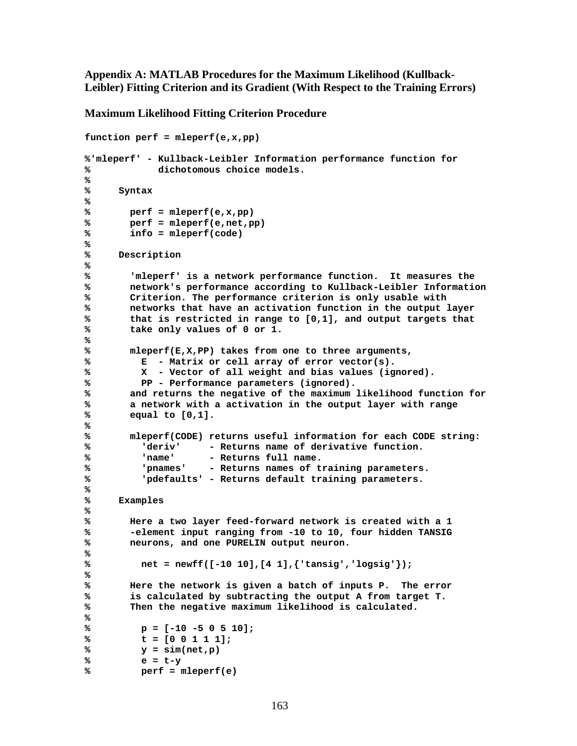## Appendix A: MATLAB Procedures for the Maximum Likelihood (Kullback-Leibler) Fitting Criterion and its Gradient (With Respect to the Training Errors)

### Maximum Likelihood Fitting Criterion Procedure

```
function perf = mleperf(e,x,pp)

%'mleperf' - Kullback-Leibler Information performance function for
%            dichotomous choice models.
%
%     Syntax
%
%       perf = mleperf(e,x,pp)
%       perf = mleperf(e,net,pp)
%       info = mleperf(code)
%
%     Description
%
%       'mleperf' is a network performance function.  It measures the
%       network's performance according to Kullback-Leibler Information
%       Criterion. The performance criterion is only usable with
%       networks that have an activation function in the output layer
%       that is restricted in range to [0,1], and output targets that
%       take only values of 0 or 1.
%
%       mleperf(E,X,PP) takes from one to three arguments,
%         E  - Matrix or cell array of error vector(s).
%         X  - Vector of all weight and bias values (ignored).
%         PP - Performance parameters (ignored).
%       and returns the negative of the maximum likelihood function for
%       a network with a activation in the output layer with range
%       equal to [0,1].
%
%       mleperf(CODE) returns useful information for each CODE string:
%         'deriv'     - Returns name of derivative function.
%         'name'      - Returns full name.
%         'pnames'    - Returns names of training parameters.
%         'pdefaults' - Returns default training parameters.
%
%     Examples
%
%       Here a two layer feed-forward network is created with a 1
%       -element input ranging from -10 to 10, four hidden TANSIG
%       neurons, and one PURELIN output neuron.
%
%         net = newff([-10 10],[4 1],{'tansig','logsig'});
%
%       Here the network is given a batch of inputs P.  The error
%       is calculated by subtracting the output A from target T.
%       Then the negative maximum likelihood is calculated.
%
%         p = [-10 -5 0 5 10];
%         t = [0 0 1 1 1];
%         y = sim(net,p)
%         e = t-y
%         perf = mleperf(e)
```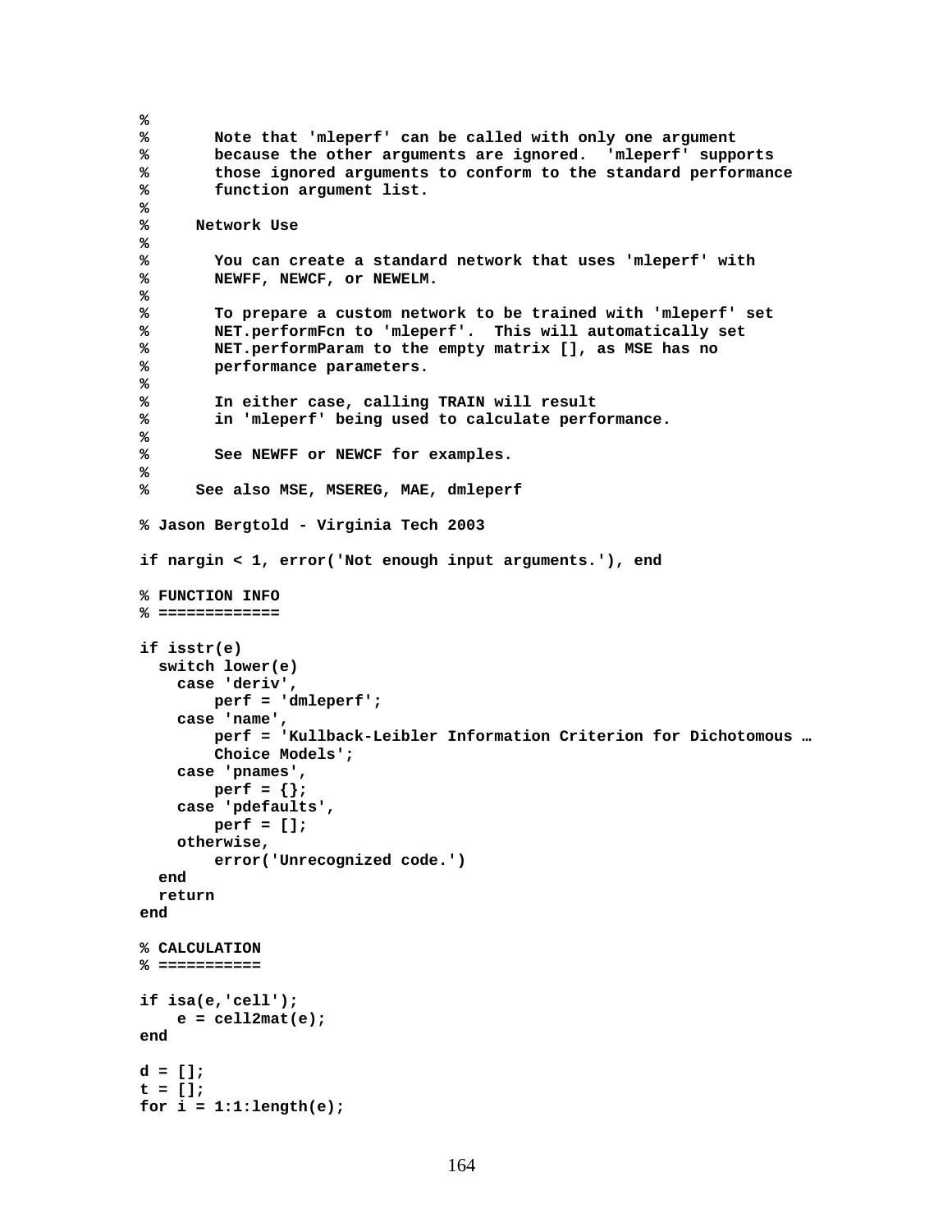```
%
%       Note that 'mleperf' can be called with only one argument
%       because the other arguments are ignored.  'mleperf' supports
%       those ignored arguments to conform to the standard performance
%       function argument list.
%
%     Network Use
%
%       You can create a standard network that uses 'mleperf' with
%       NEWFF, NEWCF, or NEWELM.
%
%       To prepare a custom network to be trained with 'mleperf' set
%       NET.performFcn to 'mleperf'.  This will automatically set
%       NET.performParam to the empty matrix [], as MSE has no
%       performance parameters.
%
%       In either case, calling TRAIN will result
%       in 'mleperf' being used to calculate performance.
%
%       See NEWFF or NEWCF for examples.
%
%     See also MSE, MSEREG, MAE, dmleperf

% Jason Bergtold - Virginia Tech 2003

if nargin < 1, error('Not enough input arguments.'), end

% FUNCTION INFO
% =============

if isstr(e)
  switch lower(e)
    case 'deriv',
        perf = 'dmleperf';
    case 'name',
        perf = 'Kullback-Leibler Information Criterion for Dichotomous …
        Choice Models';
    case 'pnames',
        perf = {};
    case 'pdefaults',
        perf = [];
    otherwise,
        error('Unrecognized code.')
  end
  return
end

% CALCULATION
% ===========

if isa(e,'cell');
    e = cell2mat(e);
end

d = [];
t = [];
for i = 1:1:length(e);
```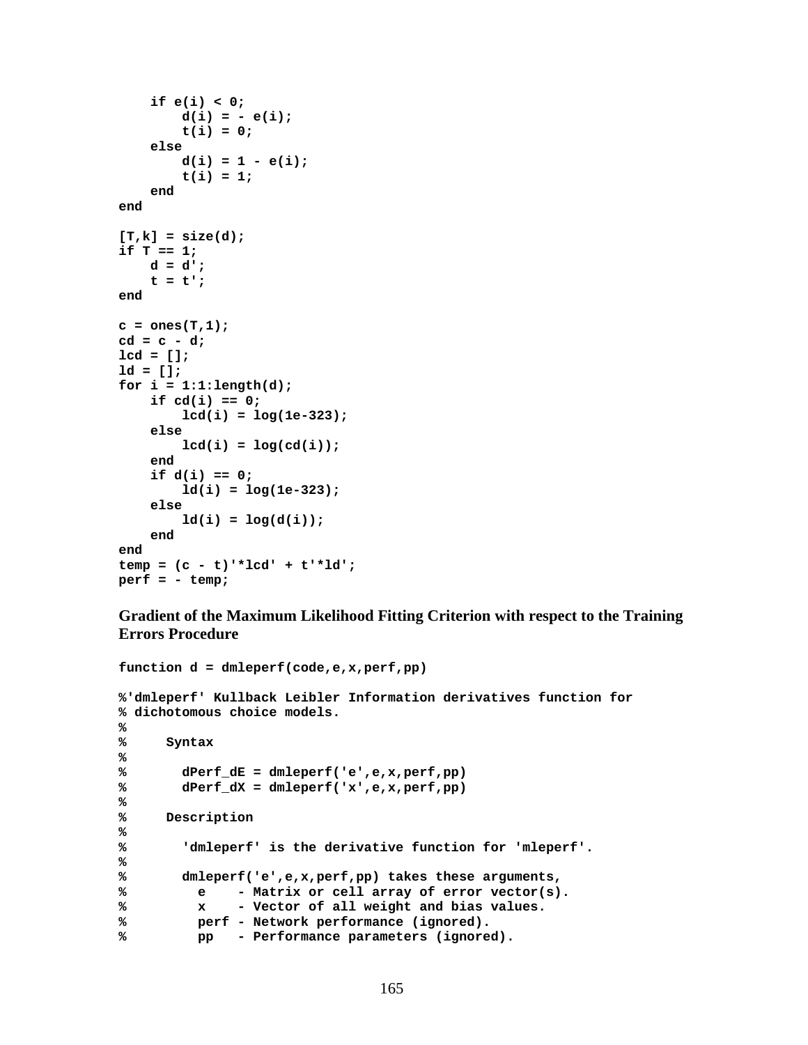```
    if e(i) < 0;
        d(i) = - e(i);
        t(i) = 0;
    else
        d(i) = 1 - e(i);
        t(i) = 1;
    end
end

[T,k] = size(d);
if T == 1;
    d = d';
    t = t';
end

c = ones(T,1);
cd = c - d;
lcd = [];
ld = [];
for i = 1:1:length(d);
    if cd(i) == 0;
        lcd(i) = log(1e-323);
    else
        lcd(i) = log(cd(i));
    end
    if d(i) == 0;
        ld(i) = log(1e-323);
    else
        ld(i) = log(d(i));
    end
end
temp = (c - t)'*lcd' + t'*ld';
perf = - temp;
```

**Gradient of the Maximum Likelihood Fitting Criterion with respect to the Training Errors Procedure**

```
function d = dmleperf(code,e,x,perf,pp)

%'dmleperf' Kullback Leibler Information derivatives function for
% dichotomous choice models.
%
%     Syntax
%
%       dPerf_dE = dmleperf('e',e,x,perf,pp)
%       dPerf_dX = dmleperf('x',e,x,perf,pp)
%
%     Description
%
%       'dmleperf' is the derivative function for 'mleperf'.
%
%       dmleperf('e',e,x,perf,pp) takes these arguments,
%         e    - Matrix or cell array of error vector(s).
%         x    - Vector of all weight and bias values.
%         perf - Network performance (ignored).
%         pp   - Performance parameters (ignored).
```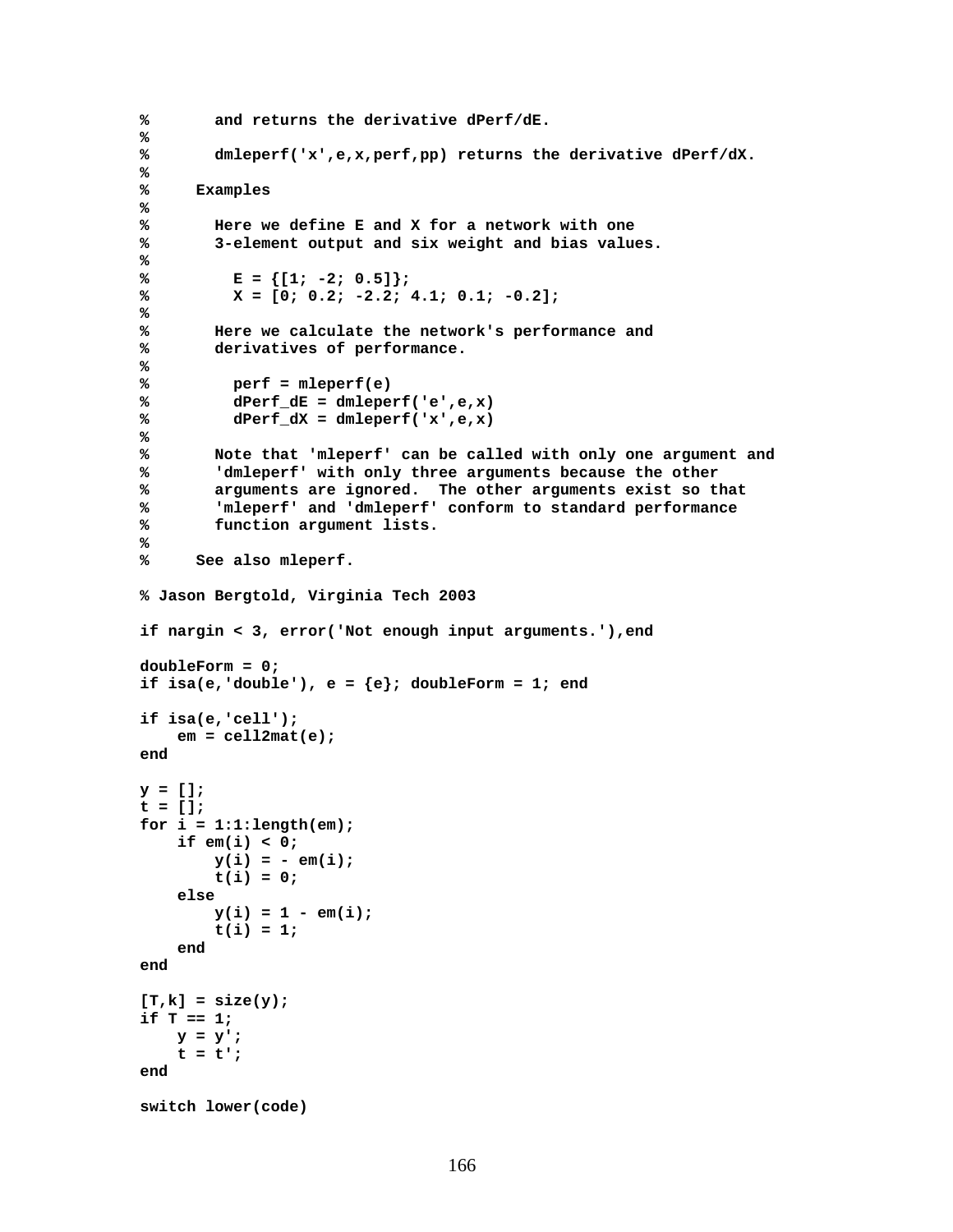```
%       and returns the derivative dPerf/dE.
%
%       dmleperf('x',e,x,perf,pp) returns the derivative dPerf/dX.
%
%     Examples
%
%       Here we define E and X for a network with one
%       3-element output and six weight and bias values.
%
%         E = {[1; -2; 0.5]};
%         X = [0; 0.2; -2.2; 4.1; 0.1; -0.2];
%
%       Here we calculate the network's performance and
%       derivatives of performance.
%
%         perf = mleperf(e)
%         dPerf_dE = dmleperf('e',e,x)
%         dPerf_dX = dmleperf('x',e,x)
%
%       Note that 'mleperf' can be called with only one argument and
%       'dmleperf' with only three arguments because the other
%       arguments are ignored.  The other arguments exist so that
%       'mleperf' and 'dmleperf' conform to standard performance
%       function argument lists.
%
%     See also mleperf.

% Jason Bergtold, Virginia Tech 2003

if nargin < 3, error('Not enough input arguments.'),end

doubleForm = 0;
if isa(e,'double'), e = {e}; doubleForm = 1; end

if isa(e,'cell');
    em = cell2mat(e);
end

y = [];
t = [];
for i = 1:1:length(em);
    if em(i) < 0;
        y(i) = - em(i);
        t(i) = 0;
    else
        y(i) = 1 - em(i);
        t(i) = 1;
    end
end

[T,k] = size(y);
if T == 1;
    y = y';
    t = t';
end

switch lower(code)
```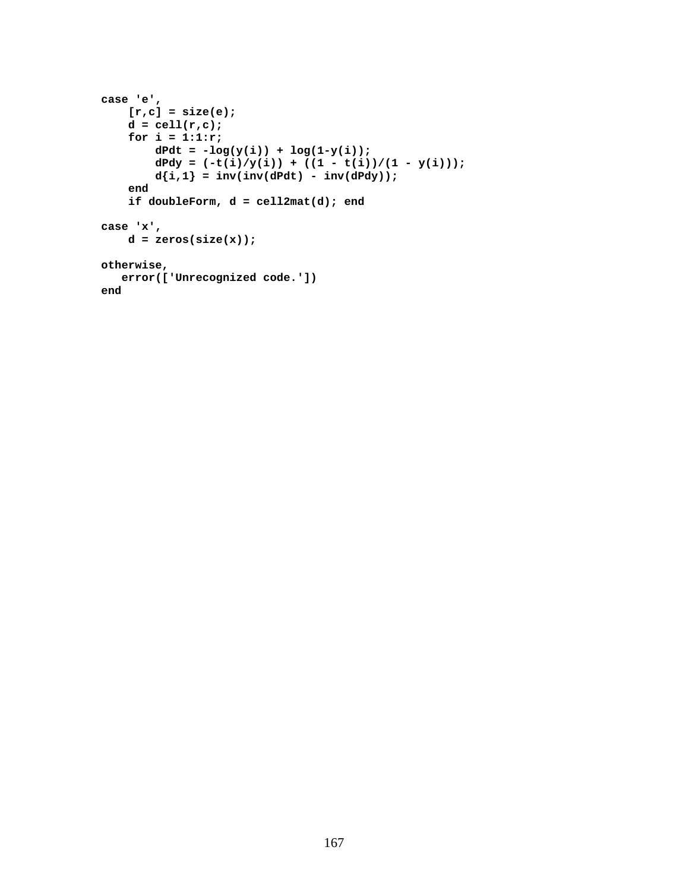```
case 'e',
    [r,c] = size(e);
    d = cell(r,c);
    for i = 1:1:r;
        dPdt = -log(y(i)) + log(1-y(i));
        dPdy = (-t(i)/y(i)) + ((1 - t(i))/(1 - y(i)));
        d{i,1} = inv(inv(dPdt) - inv(dPdy));
    end
    if doubleForm, d = cell2mat(d); end

case 'x',
    d = zeros(size(x));

otherwise,
   error(['Unrecognized code.'])
end
```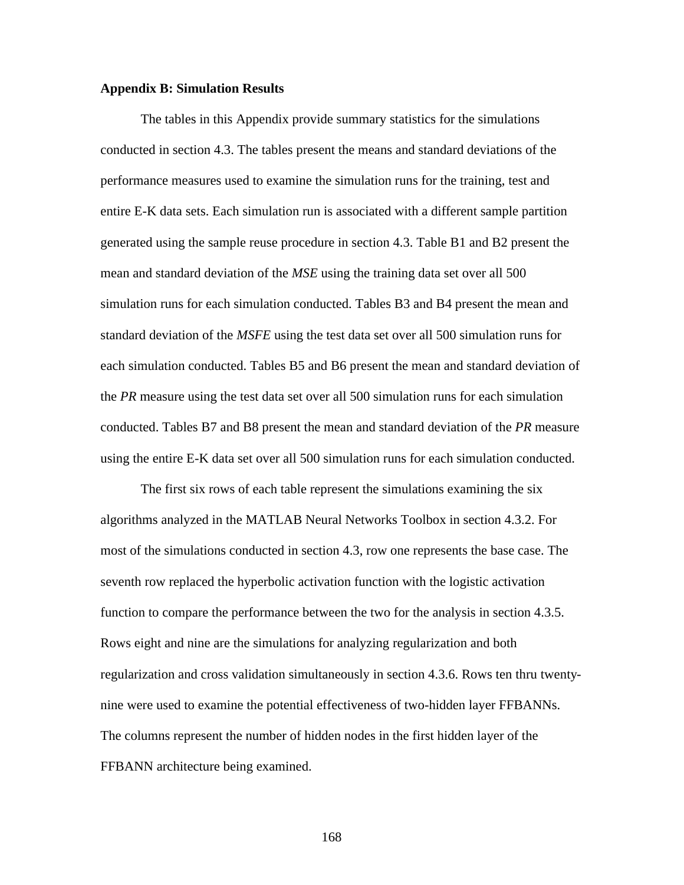**Appendix B: Simulation Results**

The tables in this Appendix provide summary statistics for the simulations conducted in section 4.3. The tables present the means and standard deviations of the performance measures used to examine the simulation runs for the training, test and entire E-K data sets. Each simulation run is associated with a different sample partition generated using the sample reuse procedure in section 4.3. Table B1 and B2 present the mean and standard deviation of the *MSE* using the training data set over all 500 simulation runs for each simulation conducted. Tables B3 and B4 present the mean and standard deviation of the *MSFE* using the test data set over all 500 simulation runs for each simulation conducted. Tables B5 and B6 present the mean and standard deviation of the *PR* measure using the test data set over all 500 simulation runs for each simulation conducted. Tables B7 and B8 present the mean and standard deviation of the *PR* measure using the entire E-K data set over all 500 simulation runs for each simulation conducted.

The first six rows of each table represent the simulations examining the six algorithms analyzed in the MATLAB Neural Networks Toolbox in section 4.3.2. For most of the simulations conducted in section 4.3, row one represents the base case. The seventh row replaced the hyperbolic activation function with the logistic activation function to compare the performance between the two for the analysis in section 4.3.5. Rows eight and nine are the simulations for analyzing regularization and both regularization and cross validation simultaneously in section 4.3.6. Rows ten thru twenty-nine were used to examine the potential effectiveness of two-hidden layer FFBANNs. The columns represent the number of hidden nodes in the first hidden layer of the FFBANN architecture being examined.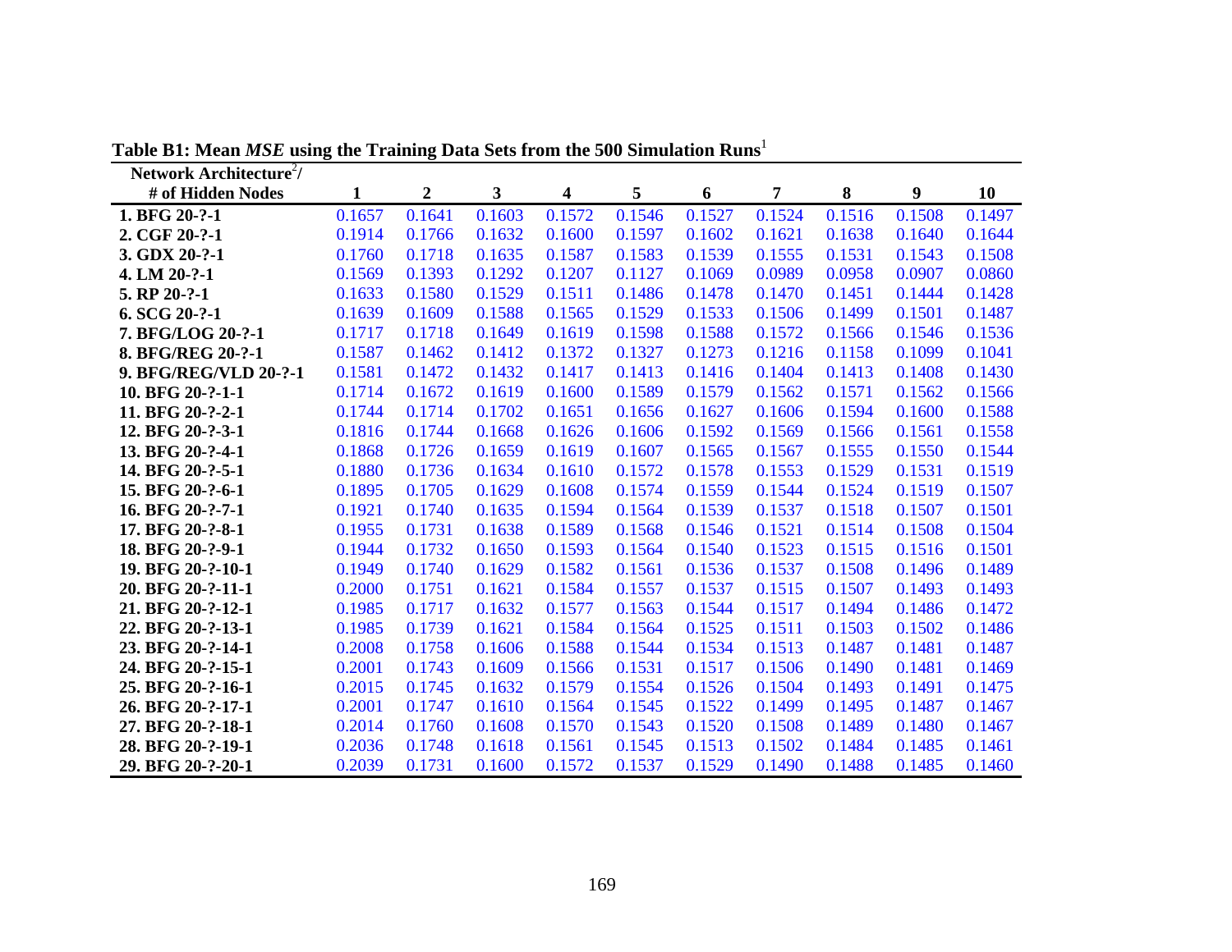**Table B1: Mean *MSE* using the Training Data Sets from the 500 Simulation Runs**[1]

| Network Architecture[2]/ # of Hidden Nodes | 1 | 2 | 3 | 4 | 5 | 6 | 7 | 8 | 9 | 10 |
|---|---|---|---|---|---|---|---|---|---|---|
| **1. BFG 20-?-1** | 0.1657 | 0.1641 | 0.1603 | 0.1572 | 0.1546 | 0.1527 | 0.1524 | 0.1516 | 0.1508 | 0.1497 |
| **2. CGF 20-?-1** | 0.1914 | 0.1766 | 0.1632 | 0.1600 | 0.1597 | 0.1602 | 0.1621 | 0.1638 | 0.1640 | 0.1644 |
| **3. GDX 20-?-1** | 0.1760 | 0.1718 | 0.1635 | 0.1587 | 0.1583 | 0.1539 | 0.1555 | 0.1531 | 0.1543 | 0.1508 |
| **4. LM 20-?-1** | 0.1569 | 0.1393 | 0.1292 | 0.1207 | 0.1127 | 0.1069 | 0.0989 | 0.0958 | 0.0907 | 0.0860 |
| **5. RP 20-?-1** | 0.1633 | 0.1580 | 0.1529 | 0.1511 | 0.1486 | 0.1478 | 0.1470 | 0.1451 | 0.1444 | 0.1428 |
| **6. SCG 20-?-1** | 0.1639 | 0.1609 | 0.1588 | 0.1565 | 0.1529 | 0.1533 | 0.1506 | 0.1499 | 0.1501 | 0.1487 |
| **7. BFG/LOG 20-?-1** | 0.1717 | 0.1718 | 0.1649 | 0.1619 | 0.1598 | 0.1588 | 0.1572 | 0.1566 | 0.1546 | 0.1536 |
| **8. BFG/REG 20-?-1** | 0.1587 | 0.1462 | 0.1412 | 0.1372 | 0.1327 | 0.1273 | 0.1216 | 0.1158 | 0.1099 | 0.1041 |
| **9. BFG/REG/VLD 20-?-1** | 0.1581 | 0.1472 | 0.1432 | 0.1417 | 0.1413 | 0.1416 | 0.1404 | 0.1413 | 0.1408 | 0.1430 |
| **10. BFG 20-?-1-1** | 0.1714 | 0.1672 | 0.1619 | 0.1600 | 0.1589 | 0.1579 | 0.1562 | 0.1571 | 0.1562 | 0.1566 |
| **11. BFG 20-?-2-1** | 0.1744 | 0.1714 | 0.1702 | 0.1651 | 0.1656 | 0.1627 | 0.1606 | 0.1594 | 0.1600 | 0.1588 |
| **12. BFG 20-?-3-1** | 0.1816 | 0.1744 | 0.1668 | 0.1626 | 0.1606 | 0.1592 | 0.1569 | 0.1566 | 0.1561 | 0.1558 |
| **13. BFG 20-?-4-1** | 0.1868 | 0.1726 | 0.1659 | 0.1619 | 0.1607 | 0.1565 | 0.1567 | 0.1555 | 0.1550 | 0.1544 |
| **14. BFG 20-?-5-1** | 0.1880 | 0.1736 | 0.1634 | 0.1610 | 0.1572 | 0.1578 | 0.1553 | 0.1529 | 0.1531 | 0.1519 |
| **15. BFG 20-?-6-1** | 0.1895 | 0.1705 | 0.1629 | 0.1608 | 0.1574 | 0.1559 | 0.1544 | 0.1524 | 0.1519 | 0.1507 |
| **16. BFG 20-?-7-1** | 0.1921 | 0.1740 | 0.1635 | 0.1594 | 0.1564 | 0.1539 | 0.1537 | 0.1518 | 0.1507 | 0.1501 |
| **17. BFG 20-?-8-1** | 0.1955 | 0.1731 | 0.1638 | 0.1589 | 0.1568 | 0.1546 | 0.1521 | 0.1514 | 0.1508 | 0.1504 |
| **18. BFG 20-?-9-1** | 0.1944 | 0.1732 | 0.1650 | 0.1593 | 0.1564 | 0.1540 | 0.1523 | 0.1515 | 0.1516 | 0.1501 |
| **19. BFG 20-?-10-1** | 0.1949 | 0.1740 | 0.1629 | 0.1582 | 0.1561 | 0.1536 | 0.1537 | 0.1508 | 0.1496 | 0.1489 |
| **20. BFG 20-?-11-1** | 0.2000 | 0.1751 | 0.1621 | 0.1584 | 0.1557 | 0.1537 | 0.1515 | 0.1507 | 0.1493 | 0.1493 |
| **21. BFG 20-?-12-1** | 0.1985 | 0.1717 | 0.1632 | 0.1577 | 0.1563 | 0.1544 | 0.1517 | 0.1494 | 0.1486 | 0.1472 |
| **22. BFG 20-?-13-1** | 0.1985 | 0.1739 | 0.1621 | 0.1584 | 0.1564 | 0.1525 | 0.1511 | 0.1503 | 0.1502 | 0.1486 |
| **23. BFG 20-?-14-1** | 0.2008 | 0.1758 | 0.1606 | 0.1588 | 0.1544 | 0.1534 | 0.1513 | 0.1487 | 0.1481 | 0.1487 |
| **24. BFG 20-?-15-1** | 0.2001 | 0.1743 | 0.1609 | 0.1566 | 0.1531 | 0.1517 | 0.1506 | 0.1490 | 0.1481 | 0.1469 |
| **25. BFG 20-?-16-1** | 0.2015 | 0.1745 | 0.1632 | 0.1579 | 0.1554 | 0.1526 | 0.1504 | 0.1493 | 0.1491 | 0.1475 |
| **26. BFG 20-?-17-1** | 0.2001 | 0.1747 | 0.1610 | 0.1564 | 0.1545 | 0.1522 | 0.1499 | 0.1495 | 0.1487 | 0.1467 |
| **27. BFG 20-?-18-1** | 0.2014 | 0.1760 | 0.1608 | 0.1570 | 0.1543 | 0.1520 | 0.1508 | 0.1489 | 0.1480 | 0.1467 |
| **28. BFG 20-?-19-1** | 0.2036 | 0.1748 | 0.1618 | 0.1561 | 0.1545 | 0.1513 | 0.1502 | 0.1484 | 0.1485 | 0.1461 |
| **29. BFG 20-?-20-1** | 0.2039 | 0.1731 | 0.1600 | 0.1572 | 0.1537 | 0.1529 | 0.1490 | 0.1488 | 0.1485 | 0.1460 |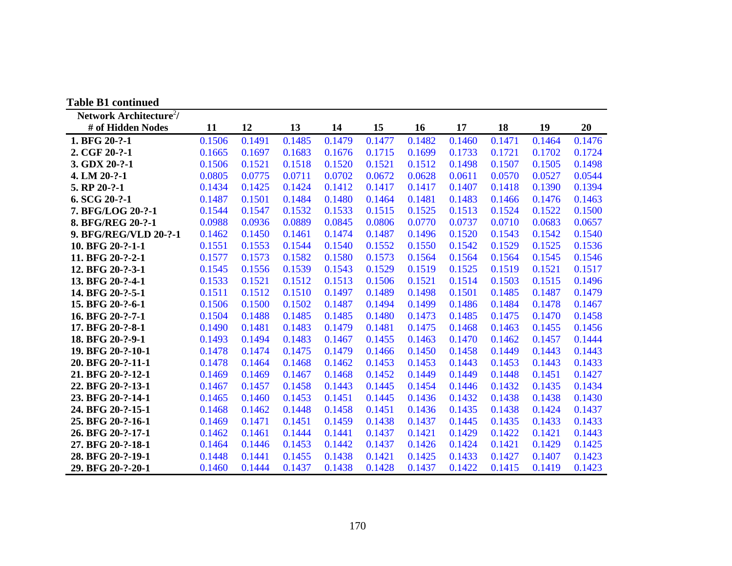**Table B1 continued**

| Network Architecture[2]/ # of Hidden Nodes | 11 | 12 | 13 | 14 | 15 | 16 | 17 | 18 | 19 | 20 |
|---|---|---|---|---|---|---|---|---|---|---|
| **1. BFG 20-?-1** | 0.1506 | 0.1491 | 0.1485 | 0.1479 | 0.1477 | 0.1482 | 0.1460 | 0.1471 | 0.1464 | 0.1476 |
| **2. CGF 20-?-1** | 0.1665 | 0.1697 | 0.1683 | 0.1676 | 0.1715 | 0.1699 | 0.1733 | 0.1721 | 0.1702 | 0.1724 |
| **3. GDX 20-?-1** | 0.1506 | 0.1521 | 0.1518 | 0.1520 | 0.1521 | 0.1512 | 0.1498 | 0.1507 | 0.1505 | 0.1498 |
| **4. LM 20-?-1** | 0.0805 | 0.0775 | 0.0711 | 0.0702 | 0.0672 | 0.0628 | 0.0611 | 0.0570 | 0.0527 | 0.0544 |
| **5. RP 20-?-1** | 0.1434 | 0.1425 | 0.1424 | 0.1412 | 0.1417 | 0.1417 | 0.1407 | 0.1418 | 0.1390 | 0.1394 |
| **6. SCG 20-?-1** | 0.1487 | 0.1501 | 0.1484 | 0.1480 | 0.1464 | 0.1481 | 0.1483 | 0.1466 | 0.1476 | 0.1463 |
| **7. BFG/LOG 20-?-1** | 0.1544 | 0.1547 | 0.1532 | 0.1533 | 0.1515 | 0.1525 | 0.1513 | 0.1524 | 0.1522 | 0.1500 |
| **8. BFG/REG 20-?-1** | 0.0988 | 0.0936 | 0.0889 | 0.0845 | 0.0806 | 0.0770 | 0.0737 | 0.0710 | 0.0683 | 0.0657 |
| **9. BFG/REG/VLD 20-?-1** | 0.1462 | 0.1450 | 0.1461 | 0.1474 | 0.1487 | 0.1496 | 0.1520 | 0.1543 | 0.1542 | 0.1540 |
| **10. BFG 20-?-1-1** | 0.1551 | 0.1553 | 0.1544 | 0.1540 | 0.1552 | 0.1550 | 0.1542 | 0.1529 | 0.1525 | 0.1536 |
| **11. BFG 20-?-2-1** | 0.1577 | 0.1573 | 0.1582 | 0.1580 | 0.1573 | 0.1564 | 0.1564 | 0.1564 | 0.1545 | 0.1546 |
| **12. BFG 20-?-3-1** | 0.1545 | 0.1556 | 0.1539 | 0.1543 | 0.1529 | 0.1519 | 0.1525 | 0.1519 | 0.1521 | 0.1517 |
| **13. BFG 20-?-4-1** | 0.1533 | 0.1521 | 0.1512 | 0.1513 | 0.1506 | 0.1521 | 0.1514 | 0.1503 | 0.1515 | 0.1496 |
| **14. BFG 20-?-5-1** | 0.1511 | 0.1512 | 0.1510 | 0.1497 | 0.1489 | 0.1498 | 0.1501 | 0.1485 | 0.1487 | 0.1479 |
| **15. BFG 20-?-6-1** | 0.1506 | 0.1500 | 0.1502 | 0.1487 | 0.1494 | 0.1499 | 0.1486 | 0.1484 | 0.1478 | 0.1467 |
| **16. BFG 20-?-7-1** | 0.1504 | 0.1488 | 0.1485 | 0.1485 | 0.1480 | 0.1473 | 0.1485 | 0.1475 | 0.1470 | 0.1458 |
| **17. BFG 20-?-8-1** | 0.1490 | 0.1481 | 0.1483 | 0.1479 | 0.1481 | 0.1475 | 0.1468 | 0.1463 | 0.1455 | 0.1456 |
| **18. BFG 20-?-9-1** | 0.1493 | 0.1494 | 0.1483 | 0.1467 | 0.1455 | 0.1463 | 0.1470 | 0.1462 | 0.1457 | 0.1444 |
| **19. BFG 20-?-10-1** | 0.1478 | 0.1474 | 0.1475 | 0.1479 | 0.1466 | 0.1450 | 0.1458 | 0.1449 | 0.1443 | 0.1443 |
| **20. BFG 20-?-11-1** | 0.1478 | 0.1464 | 0.1468 | 0.1462 | 0.1453 | 0.1453 | 0.1443 | 0.1453 | 0.1443 | 0.1433 |
| **21. BFG 20-?-12-1** | 0.1469 | 0.1469 | 0.1467 | 0.1468 | 0.1452 | 0.1449 | 0.1449 | 0.1448 | 0.1451 | 0.1427 |
| **22. BFG 20-?-13-1** | 0.1467 | 0.1457 | 0.1458 | 0.1443 | 0.1445 | 0.1454 | 0.1446 | 0.1432 | 0.1435 | 0.1434 |
| **23. BFG 20-?-14-1** | 0.1465 | 0.1460 | 0.1453 | 0.1451 | 0.1445 | 0.1436 | 0.1432 | 0.1438 | 0.1438 | 0.1430 |
| **24. BFG 20-?-15-1** | 0.1468 | 0.1462 | 0.1448 | 0.1458 | 0.1451 | 0.1436 | 0.1435 | 0.1438 | 0.1424 | 0.1437 |
| **25. BFG 20-?-16-1** | 0.1469 | 0.1471 | 0.1451 | 0.1459 | 0.1438 | 0.1437 | 0.1445 | 0.1435 | 0.1433 | 0.1433 |
| **26. BFG 20-?-17-1** | 0.1462 | 0.1461 | 0.1444 | 0.1441 | 0.1437 | 0.1421 | 0.1429 | 0.1422 | 0.1421 | 0.1443 |
| **27. BFG 20-?-18-1** | 0.1464 | 0.1446 | 0.1453 | 0.1442 | 0.1437 | 0.1426 | 0.1424 | 0.1421 | 0.1429 | 0.1425 |
| **28. BFG 20-?-19-1** | 0.1448 | 0.1441 | 0.1455 | 0.1438 | 0.1421 | 0.1425 | 0.1433 | 0.1427 | 0.1407 | 0.1423 |
| **29. BFG 20-?-20-1** | 0.1460 | 0.1444 | 0.1437 | 0.1438 | 0.1428 | 0.1437 | 0.1422 | 0.1415 | 0.1419 | 0.1423 |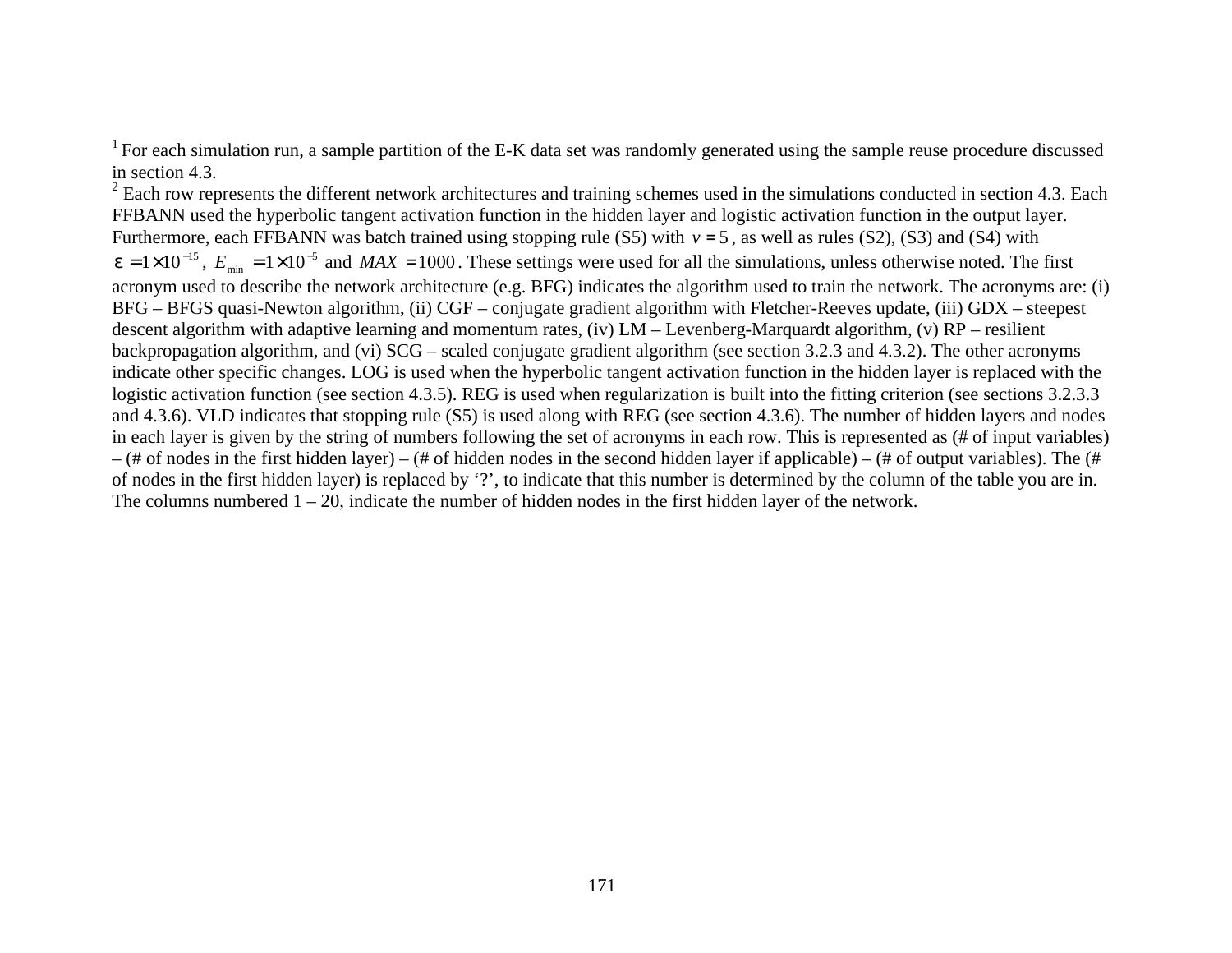[1] For each simulation run, a sample partition of the E-K data set was randomly generated using the sample reuse procedure discussed in section 4.3.

[2] Each row represents the different network architectures and training schemes used in the simulations conducted in section 4.3. Each FFBANN used the hyperbolic tangent activation function in the hidden layer and logistic activation function in the output layer. Furthermore, each FFBANN was batch trained using stopping rule (S5) with $v = 5$, as well as rules (S2), (S3) and (S4) with $\varepsilon = 1 \times 10^{-15}$, $E_{\min} = 1 \times 10^{-5}$ and $MAX = 1000$. These settings were used for all the simulations, unless otherwise noted. The first acronym used to describe the network architecture (e.g. BFG) indicates the algorithm used to train the network. The acronyms are: (i) BFG – BFGS quasi-Newton algorithm, (ii) CGF – conjugate gradient algorithm with Fletcher-Reeves update, (iii) GDX – steepest descent algorithm with adaptive learning and momentum rates, (iv) LM – Levenberg-Marquardt algorithm, (v) RP – resilient backpropagation algorithm, and (vi) SCG – scaled conjugate gradient algorithm (see section 3.2.3 and 4.3.2). The other acronyms indicate other specific changes. LOG is used when the hyperbolic tangent activation function in the hidden layer is replaced with the logistic activation function (see section 4.3.5). REG is used when regularization is built into the fitting criterion (see sections 3.2.3.3 and 4.3.6). VLD indicates that stopping rule (S5) is used along with REG (see section 4.3.6). The number of hidden layers and nodes in each layer is given by the string of numbers following the set of acronyms in each row. This is represented as (# of input variables) – (# of nodes in the first hidden layer) – (# of hidden nodes in the second hidden layer if applicable) – (# of output variables). The (# of nodes in the first hidden layer) is replaced by '?', to indicate that this number is determined by the column of the table you are in. The columns numbered 1 – 20, indicate the number of hidden nodes in the first hidden layer of the network.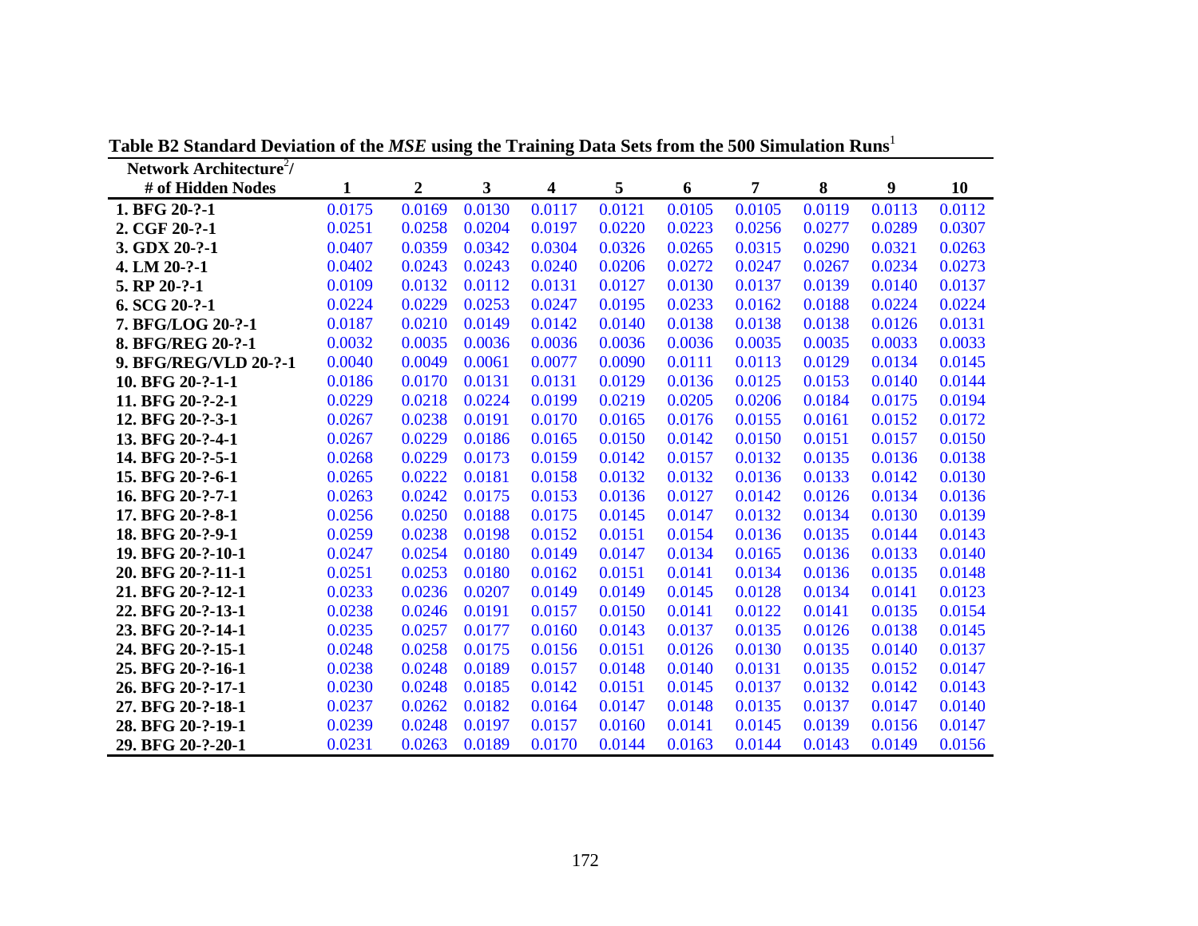**Table B2 Standard Deviation of the *MSE* using the Training Data Sets from the 500 Simulation Runs**[1]

| Network Architecture[2]/ # of Hidden Nodes | 1 | 2 | 3 | 4 | 5 | 6 | 7 | 8 | 9 | 10 |
|---|---|---|---|---|---|---|---|---|---|---|
| **1. BFG 20-?-1** | 0.0175 | 0.0169 | 0.0130 | 0.0117 | 0.0121 | 0.0105 | 0.0105 | 0.0119 | 0.0113 | 0.0112 |
| **2. CGF 20-?-1** | 0.0251 | 0.0258 | 0.0204 | 0.0197 | 0.0220 | 0.0223 | 0.0256 | 0.0277 | 0.0289 | 0.0307 |
| **3. GDX 20-?-1** | 0.0407 | 0.0359 | 0.0342 | 0.0304 | 0.0326 | 0.0265 | 0.0315 | 0.0290 | 0.0321 | 0.0263 |
| **4. LM 20-?-1** | 0.0402 | 0.0243 | 0.0243 | 0.0240 | 0.0206 | 0.0272 | 0.0247 | 0.0267 | 0.0234 | 0.0273 |
| **5. RP 20-?-1** | 0.0109 | 0.0132 | 0.0112 | 0.0131 | 0.0127 | 0.0130 | 0.0137 | 0.0139 | 0.0140 | 0.0137 |
| **6. SCG 20-?-1** | 0.0224 | 0.0229 | 0.0253 | 0.0247 | 0.0195 | 0.0233 | 0.0162 | 0.0188 | 0.0224 | 0.0224 |
| **7. BFG/LOG 20-?-1** | 0.0187 | 0.0210 | 0.0149 | 0.0142 | 0.0140 | 0.0138 | 0.0138 | 0.0138 | 0.0126 | 0.0131 |
| **8. BFG/REG 20-?-1** | 0.0032 | 0.0035 | 0.0036 | 0.0036 | 0.0036 | 0.0036 | 0.0035 | 0.0035 | 0.0033 | 0.0033 |
| **9. BFG/REG/VLD 20-?-1** | 0.0040 | 0.0049 | 0.0061 | 0.0077 | 0.0090 | 0.0111 | 0.0113 | 0.0129 | 0.0134 | 0.0145 |
| **10. BFG 20-?-1-1** | 0.0186 | 0.0170 | 0.0131 | 0.0131 | 0.0129 | 0.0136 | 0.0125 | 0.0153 | 0.0140 | 0.0144 |
| **11. BFG 20-?-2-1** | 0.0229 | 0.0218 | 0.0224 | 0.0199 | 0.0219 | 0.0205 | 0.0206 | 0.0184 | 0.0175 | 0.0194 |
| **12. BFG 20-?-3-1** | 0.0267 | 0.0238 | 0.0191 | 0.0170 | 0.0165 | 0.0176 | 0.0155 | 0.0161 | 0.0152 | 0.0172 |
| **13. BFG 20-?-4-1** | 0.0267 | 0.0229 | 0.0186 | 0.0165 | 0.0150 | 0.0142 | 0.0150 | 0.0151 | 0.0157 | 0.0150 |
| **14. BFG 20-?-5-1** | 0.0268 | 0.0229 | 0.0173 | 0.0159 | 0.0142 | 0.0157 | 0.0132 | 0.0135 | 0.0136 | 0.0138 |
| **15. BFG 20-?-6-1** | 0.0265 | 0.0222 | 0.0181 | 0.0158 | 0.0132 | 0.0132 | 0.0136 | 0.0133 | 0.0142 | 0.0130 |
| **16. BFG 20-?-7-1** | 0.0263 | 0.0242 | 0.0175 | 0.0153 | 0.0136 | 0.0127 | 0.0142 | 0.0126 | 0.0134 | 0.0136 |
| **17. BFG 20-?-8-1** | 0.0256 | 0.0250 | 0.0188 | 0.0175 | 0.0145 | 0.0147 | 0.0132 | 0.0134 | 0.0130 | 0.0139 |
| **18. BFG 20-?-9-1** | 0.0259 | 0.0238 | 0.0198 | 0.0152 | 0.0151 | 0.0154 | 0.0136 | 0.0135 | 0.0144 | 0.0143 |
| **19. BFG 20-?-10-1** | 0.0247 | 0.0254 | 0.0180 | 0.0149 | 0.0147 | 0.0134 | 0.0165 | 0.0136 | 0.0133 | 0.0140 |
| **20. BFG 20-?-11-1** | 0.0251 | 0.0253 | 0.0180 | 0.0162 | 0.0151 | 0.0141 | 0.0134 | 0.0136 | 0.0135 | 0.0148 |
| **21. BFG 20-?-12-1** | 0.0233 | 0.0236 | 0.0207 | 0.0149 | 0.0149 | 0.0145 | 0.0128 | 0.0134 | 0.0141 | 0.0123 |
| **22. BFG 20-?-13-1** | 0.0238 | 0.0246 | 0.0191 | 0.0157 | 0.0150 | 0.0141 | 0.0122 | 0.0141 | 0.0135 | 0.0154 |
| **23. BFG 20-?-14-1** | 0.0235 | 0.0257 | 0.0177 | 0.0160 | 0.0143 | 0.0137 | 0.0135 | 0.0126 | 0.0138 | 0.0145 |
| **24. BFG 20-?-15-1** | 0.0248 | 0.0258 | 0.0175 | 0.0156 | 0.0151 | 0.0126 | 0.0130 | 0.0135 | 0.0140 | 0.0137 |
| **25. BFG 20-?-16-1** | 0.0238 | 0.0248 | 0.0189 | 0.0157 | 0.0148 | 0.0140 | 0.0131 | 0.0135 | 0.0152 | 0.0147 |
| **26. BFG 20-?-17-1** | 0.0230 | 0.0248 | 0.0185 | 0.0142 | 0.0151 | 0.0145 | 0.0137 | 0.0132 | 0.0142 | 0.0143 |
| **27. BFG 20-?-18-1** | 0.0237 | 0.0262 | 0.0182 | 0.0164 | 0.0147 | 0.0148 | 0.0135 | 0.0137 | 0.0147 | 0.0140 |
| **28. BFG 20-?-19-1** | 0.0239 | 0.0248 | 0.0197 | 0.0157 | 0.0160 | 0.0141 | 0.0145 | 0.0139 | 0.0156 | 0.0147 |
| **29. BFG 20-?-20-1** | 0.0231 | 0.0263 | 0.0189 | 0.0170 | 0.0144 | 0.0163 | 0.0144 | 0.0143 | 0.0149 | 0.0156 |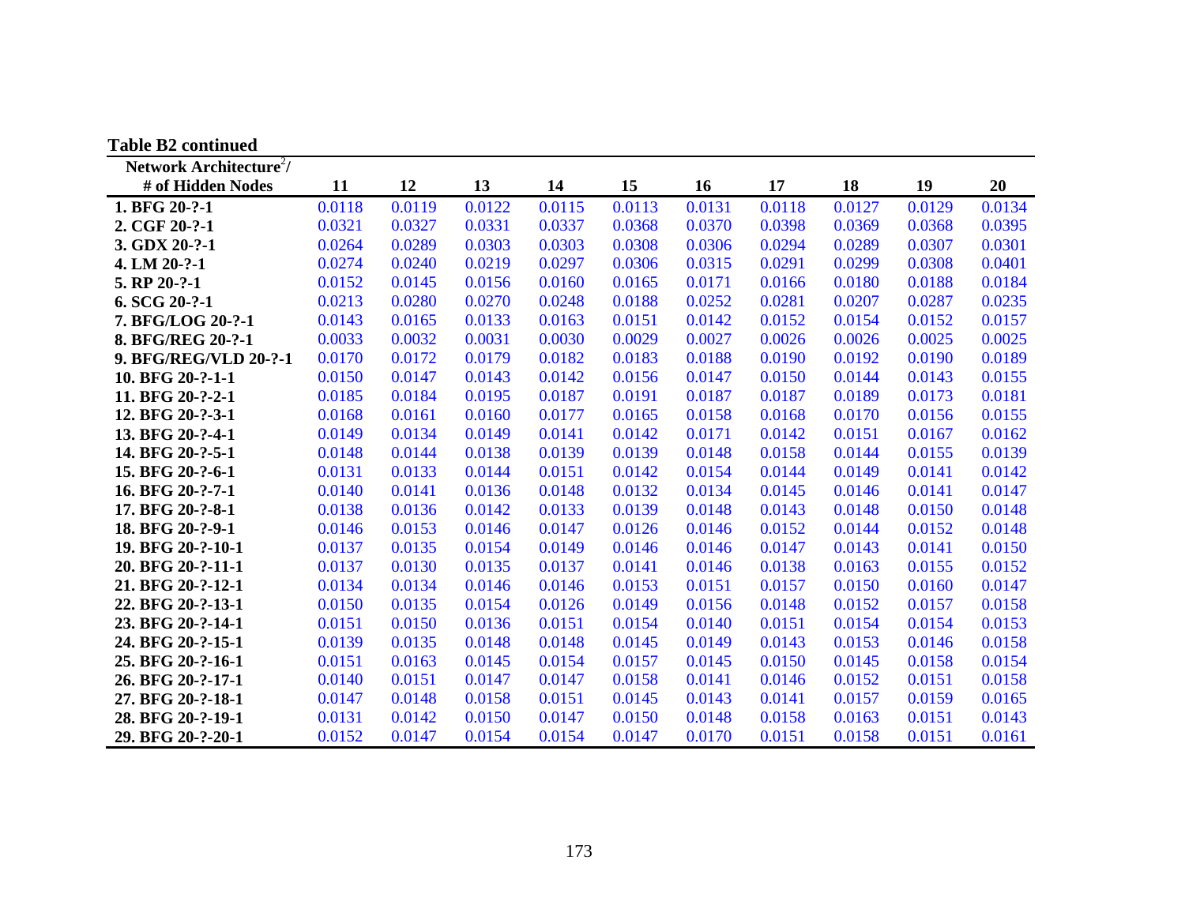**Table B2 continued**

| Network Architecture[2]/ # of Hidden Nodes | 11 | 12 | 13 | 14 | 15 | 16 | 17 | 18 | 19 | 20 |
|---|---|---|---|---|---|---|---|---|---|---|
| **1. BFG 20-?-1** | 0.0118 | 0.0119 | 0.0122 | 0.0115 | 0.0113 | 0.0131 | 0.0118 | 0.0127 | 0.0129 | 0.0134 |
| **2. CGF 20-?-1** | 0.0321 | 0.0327 | 0.0331 | 0.0337 | 0.0368 | 0.0370 | 0.0398 | 0.0369 | 0.0368 | 0.0395 |
| **3. GDX 20-?-1** | 0.0264 | 0.0289 | 0.0303 | 0.0303 | 0.0308 | 0.0306 | 0.0294 | 0.0289 | 0.0307 | 0.0301 |
| **4. LM 20-?-1** | 0.0274 | 0.0240 | 0.0219 | 0.0297 | 0.0306 | 0.0315 | 0.0291 | 0.0299 | 0.0308 | 0.0401 |
| **5. RP 20-?-1** | 0.0152 | 0.0145 | 0.0156 | 0.0160 | 0.0165 | 0.0171 | 0.0166 | 0.0180 | 0.0188 | 0.0184 |
| **6. SCG 20-?-1** | 0.0213 | 0.0280 | 0.0270 | 0.0248 | 0.0188 | 0.0252 | 0.0281 | 0.0207 | 0.0287 | 0.0235 |
| **7. BFG/LOG 20-?-1** | 0.0143 | 0.0165 | 0.0133 | 0.0163 | 0.0151 | 0.0142 | 0.0152 | 0.0154 | 0.0152 | 0.0157 |
| **8. BFG/REG 20-?-1** | 0.0033 | 0.0032 | 0.0031 | 0.0030 | 0.0029 | 0.0027 | 0.0026 | 0.0026 | 0.0025 | 0.0025 |
| **9. BFG/REG/VLD 20-?-1** | 0.0170 | 0.0172 | 0.0179 | 0.0182 | 0.0183 | 0.0188 | 0.0190 | 0.0192 | 0.0190 | 0.0189 |
| **10. BFG 20-?-1-1** | 0.0150 | 0.0147 | 0.0143 | 0.0142 | 0.0156 | 0.0147 | 0.0150 | 0.0144 | 0.0143 | 0.0155 |
| **11. BFG 20-?-2-1** | 0.0185 | 0.0184 | 0.0195 | 0.0187 | 0.0191 | 0.0187 | 0.0187 | 0.0189 | 0.0173 | 0.0181 |
| **12. BFG 20-?-3-1** | 0.0168 | 0.0161 | 0.0160 | 0.0177 | 0.0165 | 0.0158 | 0.0168 | 0.0170 | 0.0156 | 0.0155 |
| **13. BFG 20-?-4-1** | 0.0149 | 0.0134 | 0.0149 | 0.0141 | 0.0142 | 0.0171 | 0.0142 | 0.0151 | 0.0167 | 0.0162 |
| **14. BFG 20-?-5-1** | 0.0148 | 0.0144 | 0.0138 | 0.0139 | 0.0139 | 0.0148 | 0.0158 | 0.0144 | 0.0155 | 0.0139 |
| **15. BFG 20-?-6-1** | 0.0131 | 0.0133 | 0.0144 | 0.0151 | 0.0142 | 0.0154 | 0.0144 | 0.0149 | 0.0141 | 0.0142 |
| **16. BFG 20-?-7-1** | 0.0140 | 0.0141 | 0.0136 | 0.0148 | 0.0132 | 0.0134 | 0.0145 | 0.0146 | 0.0141 | 0.0147 |
| **17. BFG 20-?-8-1** | 0.0138 | 0.0136 | 0.0142 | 0.0133 | 0.0139 | 0.0148 | 0.0143 | 0.0148 | 0.0150 | 0.0148 |
| **18. BFG 20-?-9-1** | 0.0146 | 0.0153 | 0.0146 | 0.0147 | 0.0126 | 0.0146 | 0.0152 | 0.0144 | 0.0152 | 0.0148 |
| **19. BFG 20-?-10-1** | 0.0137 | 0.0135 | 0.0154 | 0.0149 | 0.0146 | 0.0146 | 0.0147 | 0.0143 | 0.0141 | 0.0150 |
| **20. BFG 20-?-11-1** | 0.0137 | 0.0130 | 0.0135 | 0.0137 | 0.0141 | 0.0146 | 0.0138 | 0.0163 | 0.0155 | 0.0152 |
| **21. BFG 20-?-12-1** | 0.0134 | 0.0134 | 0.0146 | 0.0146 | 0.0153 | 0.0151 | 0.0157 | 0.0150 | 0.0160 | 0.0147 |
| **22. BFG 20-?-13-1** | 0.0150 | 0.0135 | 0.0154 | 0.0126 | 0.0149 | 0.0156 | 0.0148 | 0.0152 | 0.0157 | 0.0158 |
| **23. BFG 20-?-14-1** | 0.0151 | 0.0150 | 0.0136 | 0.0151 | 0.0154 | 0.0140 | 0.0151 | 0.0154 | 0.0154 | 0.0153 |
| **24. BFG 20-?-15-1** | 0.0139 | 0.0135 | 0.0148 | 0.0148 | 0.0145 | 0.0149 | 0.0143 | 0.0153 | 0.0146 | 0.0158 |
| **25. BFG 20-?-16-1** | 0.0151 | 0.0163 | 0.0145 | 0.0154 | 0.0157 | 0.0145 | 0.0150 | 0.0145 | 0.0158 | 0.0154 |
| **26. BFG 20-?-17-1** | 0.0140 | 0.0151 | 0.0147 | 0.0147 | 0.0158 | 0.0141 | 0.0146 | 0.0152 | 0.0151 | 0.0158 |
| **27. BFG 20-?-18-1** | 0.0147 | 0.0148 | 0.0158 | 0.0151 | 0.0145 | 0.0143 | 0.0141 | 0.0157 | 0.0159 | 0.0165 |
| **28. BFG 20-?-19-1** | 0.0131 | 0.0142 | 0.0150 | 0.0147 | 0.0150 | 0.0148 | 0.0158 | 0.0163 | 0.0151 | 0.0143 |
| **29. BFG 20-?-20-1** | 0.0152 | 0.0147 | 0.0154 | 0.0154 | 0.0147 | 0.0170 | 0.0151 | 0.0158 | 0.0151 | 0.0161 |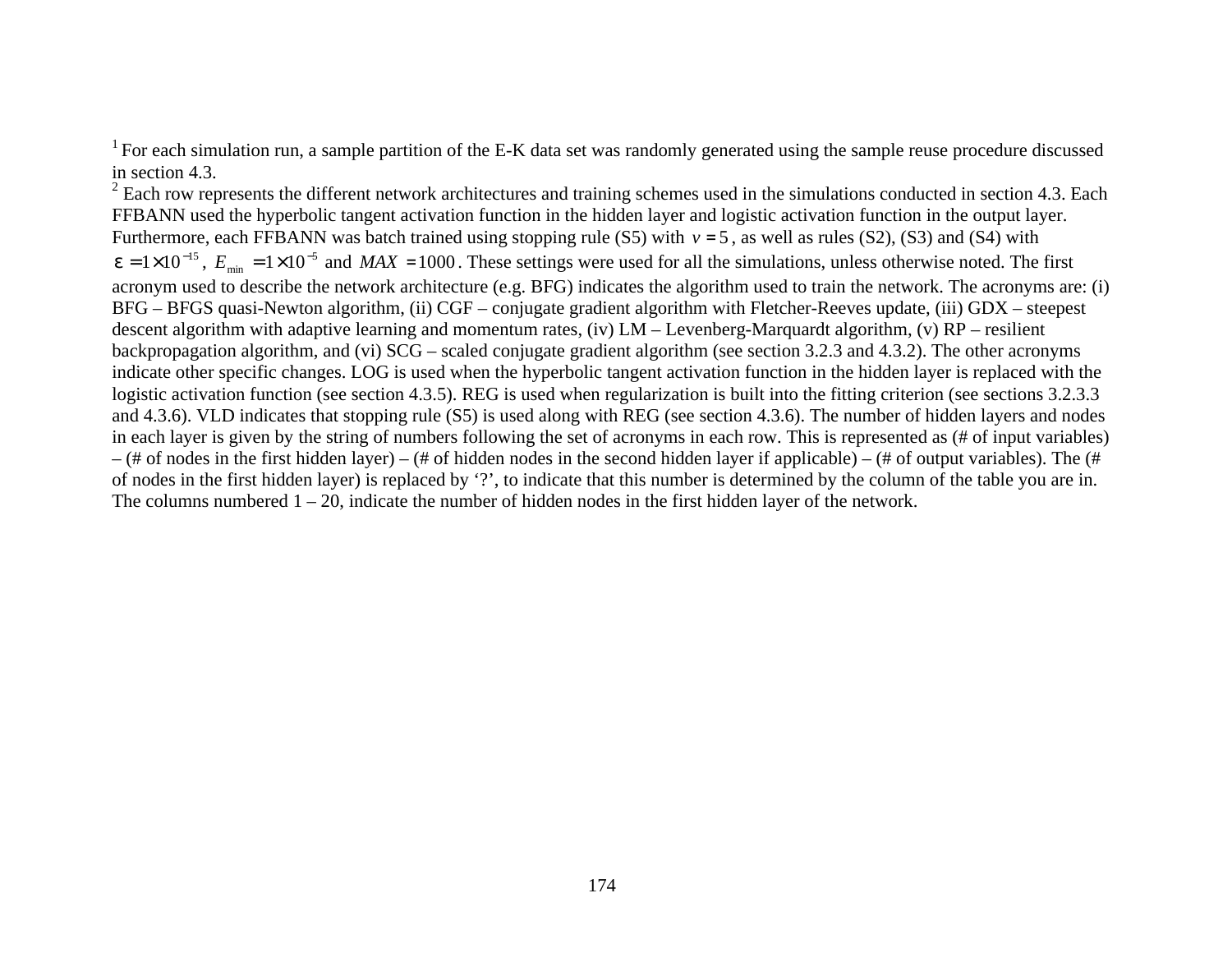[1] For each simulation run, a sample partition of the E-K data set was randomly generated using the sample reuse procedure discussed in section 4.3.

[2] Each row represents the different network architectures and training schemes used in the simulations conducted in section 4.3. Each FFBANN used the hyperbolic tangent activation function in the hidden layer and logistic activation function in the output layer. Furthermore, each FFBANN was batch trained using stopping rule (S5) with $v = 5$, as well as rules (S2), (S3) and (S4) with $\varepsilon = 1 \times 10^{-15}$, $E_{\min} = 1 \times 10^{-5}$ and $MAX = 1000$. These settings were used for all the simulations, unless otherwise noted. The first acronym used to describe the network architecture (e.g. BFG) indicates the algorithm used to train the network. The acronyms are: (i) BFG – BFGS quasi-Newton algorithm, (ii) CGF – conjugate gradient algorithm with Fletcher-Reeves update, (iii) GDX – steepest descent algorithm with adaptive learning and momentum rates, (iv) LM – Levenberg-Marquardt algorithm, (v) RP – resilient backpropagation algorithm, and (vi) SCG – scaled conjugate gradient algorithm (see section 3.2.3 and 4.3.2). The other acronyms indicate other specific changes. LOG is used when the hyperbolic tangent activation function in the hidden layer is replaced with the logistic activation function (see section 4.3.5). REG is used when regularization is built into the fitting criterion (see sections 3.2.3.3 and 4.3.6). VLD indicates that stopping rule (S5) is used along with REG (see section 4.3.6). The number of hidden layers and nodes in each layer is given by the string of numbers following the set of acronyms in each row. This is represented as (# of input variables) – (# of nodes in the first hidden layer) – (# of hidden nodes in the second hidden layer if applicable) – (# of output variables). The (# of nodes in the first hidden layer) is replaced by '?', to indicate that this number is determined by the column of the table you are in. The columns numbered 1 – 20, indicate the number of hidden nodes in the first hidden layer of the network.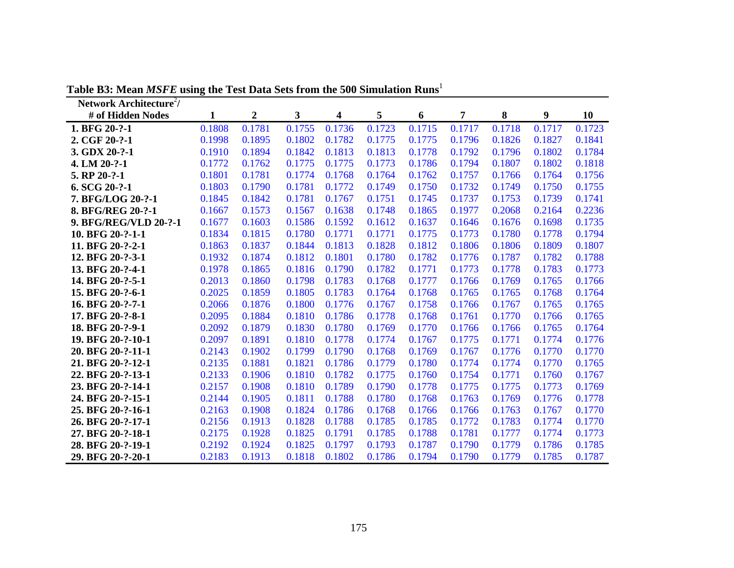**Table B3: Mean *MSFE* using the Test Data Sets from the 500 Simulation Runs**[1]

| Network Architecture[2]/ # of Hidden Nodes | 1 | 2 | 3 | 4 | 5 | 6 | 7 | 8 | 9 | 10 |
|---|---|---|---|---|---|---|---|---|---|---|
| **1. BFG 20-?-1** | 0.1808 | 0.1781 | 0.1755 | 0.1736 | 0.1723 | 0.1715 | 0.1717 | 0.1718 | 0.1717 | 0.1723 |
| **2. CGF 20-?-1** | 0.1998 | 0.1895 | 0.1802 | 0.1782 | 0.1775 | 0.1775 | 0.1796 | 0.1826 | 0.1827 | 0.1841 |
| **3. GDX 20-?-1** | 0.1910 | 0.1894 | 0.1842 | 0.1813 | 0.1813 | 0.1778 | 0.1792 | 0.1796 | 0.1802 | 0.1784 |
| **4. LM 20-?-1** | 0.1772 | 0.1762 | 0.1775 | 0.1775 | 0.1773 | 0.1786 | 0.1794 | 0.1807 | 0.1802 | 0.1818 |
| **5. RP 20-?-1** | 0.1801 | 0.1781 | 0.1774 | 0.1768 | 0.1764 | 0.1762 | 0.1757 | 0.1766 | 0.1764 | 0.1756 |
| **6. SCG 20-?-1** | 0.1803 | 0.1790 | 0.1781 | 0.1772 | 0.1749 | 0.1750 | 0.1732 | 0.1749 | 0.1750 | 0.1755 |
| **7. BFG/LOG 20-?-1** | 0.1845 | 0.1842 | 0.1781 | 0.1767 | 0.1751 | 0.1745 | 0.1737 | 0.1753 | 0.1739 | 0.1741 |
| **8. BFG/REG 20-?-1** | 0.1667 | 0.1573 | 0.1567 | 0.1638 | 0.1748 | 0.1865 | 0.1977 | 0.2068 | 0.2164 | 0.2236 |
| **9. BFG/REG/VLD 20-?-1** | 0.1677 | 0.1603 | 0.1586 | 0.1592 | 0.1612 | 0.1637 | 0.1646 | 0.1676 | 0.1698 | 0.1735 |
| **10. BFG 20-?-1-1** | 0.1834 | 0.1815 | 0.1780 | 0.1771 | 0.1771 | 0.1775 | 0.1773 | 0.1780 | 0.1778 | 0.1794 |
| **11. BFG 20-?-2-1** | 0.1863 | 0.1837 | 0.1844 | 0.1813 | 0.1828 | 0.1812 | 0.1806 | 0.1806 | 0.1809 | 0.1807 |
| **12. BFG 20-?-3-1** | 0.1932 | 0.1874 | 0.1812 | 0.1801 | 0.1780 | 0.1782 | 0.1776 | 0.1787 | 0.1782 | 0.1788 |
| **13. BFG 20-?-4-1** | 0.1978 | 0.1865 | 0.1816 | 0.1790 | 0.1782 | 0.1771 | 0.1773 | 0.1778 | 0.1783 | 0.1773 |
| **14. BFG 20-?-5-1** | 0.2013 | 0.1860 | 0.1798 | 0.1783 | 0.1768 | 0.1777 | 0.1766 | 0.1769 | 0.1765 | 0.1766 |
| **15. BFG 20-?-6-1** | 0.2025 | 0.1859 | 0.1805 | 0.1783 | 0.1764 | 0.1768 | 0.1765 | 0.1765 | 0.1768 | 0.1764 |
| **16. BFG 20-?-7-1** | 0.2066 | 0.1876 | 0.1800 | 0.1776 | 0.1767 | 0.1758 | 0.1766 | 0.1767 | 0.1765 | 0.1765 |
| **17. BFG 20-?-8-1** | 0.2095 | 0.1884 | 0.1810 | 0.1786 | 0.1778 | 0.1768 | 0.1761 | 0.1770 | 0.1766 | 0.1765 |
| **18. BFG 20-?-9-1** | 0.2092 | 0.1879 | 0.1830 | 0.1780 | 0.1769 | 0.1770 | 0.1766 | 0.1766 | 0.1765 | 0.1764 |
| **19. BFG 20-?-10-1** | 0.2097 | 0.1891 | 0.1810 | 0.1778 | 0.1774 | 0.1767 | 0.1775 | 0.1771 | 0.1774 | 0.1776 |
| **20. BFG 20-?-11-1** | 0.2143 | 0.1902 | 0.1799 | 0.1790 | 0.1768 | 0.1769 | 0.1767 | 0.1776 | 0.1770 | 0.1770 |
| **21. BFG 20-?-12-1** | 0.2135 | 0.1881 | 0.1821 | 0.1786 | 0.1779 | 0.1780 | 0.1774 | 0.1774 | 0.1770 | 0.1765 |
| **22. BFG 20-?-13-1** | 0.2133 | 0.1906 | 0.1810 | 0.1782 | 0.1775 | 0.1760 | 0.1754 | 0.1771 | 0.1760 | 0.1767 |
| **23. BFG 20-?-14-1** | 0.2157 | 0.1908 | 0.1810 | 0.1789 | 0.1790 | 0.1778 | 0.1775 | 0.1775 | 0.1773 | 0.1769 |
| **24. BFG 20-?-15-1** | 0.2144 | 0.1905 | 0.1811 | 0.1788 | 0.1780 | 0.1768 | 0.1763 | 0.1769 | 0.1776 | 0.1778 |
| **25. BFG 20-?-16-1** | 0.2163 | 0.1908 | 0.1824 | 0.1786 | 0.1768 | 0.1766 | 0.1766 | 0.1763 | 0.1767 | 0.1770 |
| **26. BFG 20-?-17-1** | 0.2156 | 0.1913 | 0.1828 | 0.1788 | 0.1785 | 0.1785 | 0.1772 | 0.1783 | 0.1774 | 0.1770 |
| **27. BFG 20-?-18-1** | 0.2175 | 0.1928 | 0.1825 | 0.1791 | 0.1785 | 0.1788 | 0.1781 | 0.1777 | 0.1774 | 0.1773 |
| **28. BFG 20-?-19-1** | 0.2192 | 0.1924 | 0.1825 | 0.1797 | 0.1793 | 0.1787 | 0.1790 | 0.1779 | 0.1786 | 0.1785 |
| **29. BFG 20-?-20-1** | 0.2183 | 0.1913 | 0.1818 | 0.1802 | 0.1786 | 0.1794 | 0.1790 | 0.1779 | 0.1785 | 0.1787 |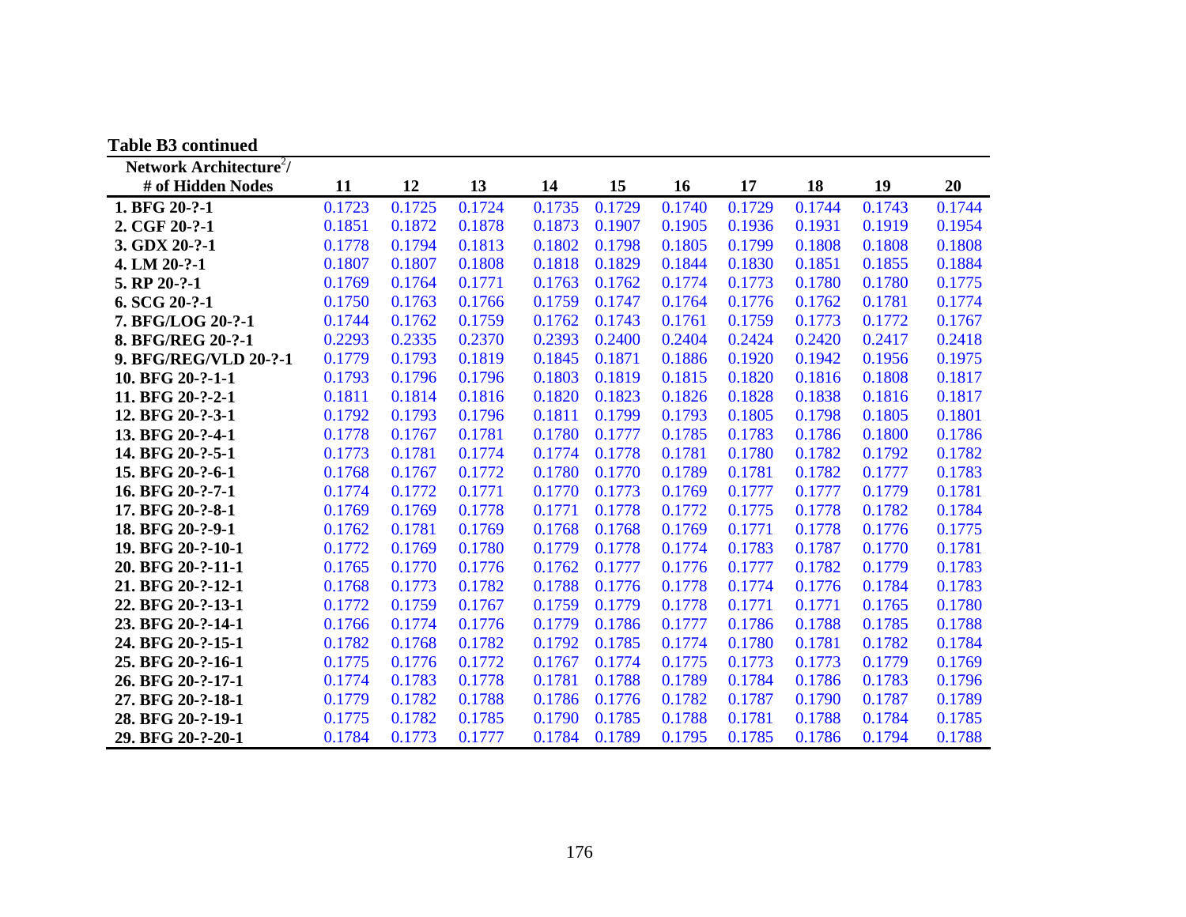**Table B3 continued**

| Network Architecture[2]/ # of Hidden Nodes | 11 | 12 | 13 | 14 | 15 | 16 | 17 | 18 | 19 | 20 |
|---|---|---|---|---|---|---|---|---|---|---|
| **1. BFG 20-?-1** | 0.1723 | 0.1725 | 0.1724 | 0.1735 | 0.1729 | 0.1740 | 0.1729 | 0.1744 | 0.1743 | 0.1744 |
| **2. CGF 20-?-1** | 0.1851 | 0.1872 | 0.1878 | 0.1873 | 0.1907 | 0.1905 | 0.1936 | 0.1931 | 0.1919 | 0.1954 |
| **3. GDX 20-?-1** | 0.1778 | 0.1794 | 0.1813 | 0.1802 | 0.1798 | 0.1805 | 0.1799 | 0.1808 | 0.1808 | 0.1808 |
| **4. LM 20-?-1** | 0.1807 | 0.1807 | 0.1808 | 0.1818 | 0.1829 | 0.1844 | 0.1830 | 0.1851 | 0.1855 | 0.1884 |
| **5. RP 20-?-1** | 0.1769 | 0.1764 | 0.1771 | 0.1763 | 0.1762 | 0.1774 | 0.1773 | 0.1780 | 0.1780 | 0.1775 |
| **6. SCG 20-?-1** | 0.1750 | 0.1763 | 0.1766 | 0.1759 | 0.1747 | 0.1764 | 0.1776 | 0.1762 | 0.1781 | 0.1774 |
| **7. BFG/LOG 20-?-1** | 0.1744 | 0.1762 | 0.1759 | 0.1762 | 0.1743 | 0.1761 | 0.1759 | 0.1773 | 0.1772 | 0.1767 |
| **8. BFG/REG 20-?-1** | 0.2293 | 0.2335 | 0.2370 | 0.2393 | 0.2400 | 0.2404 | 0.2424 | 0.2420 | 0.2417 | 0.2418 |
| **9. BFG/REG/VLD 20-?-1** | 0.1779 | 0.1793 | 0.1819 | 0.1845 | 0.1871 | 0.1886 | 0.1920 | 0.1942 | 0.1956 | 0.1975 |
| **10. BFG 20-?-1-1** | 0.1793 | 0.1796 | 0.1796 | 0.1803 | 0.1819 | 0.1815 | 0.1820 | 0.1816 | 0.1808 | 0.1817 |
| **11. BFG 20-?-2-1** | 0.1811 | 0.1814 | 0.1816 | 0.1820 | 0.1823 | 0.1826 | 0.1828 | 0.1838 | 0.1816 | 0.1817 |
| **12. BFG 20-?-3-1** | 0.1792 | 0.1793 | 0.1796 | 0.1811 | 0.1799 | 0.1793 | 0.1805 | 0.1798 | 0.1805 | 0.1801 |
| **13. BFG 20-?-4-1** | 0.1778 | 0.1767 | 0.1781 | 0.1780 | 0.1777 | 0.1785 | 0.1783 | 0.1786 | 0.1800 | 0.1786 |
| **14. BFG 20-?-5-1** | 0.1773 | 0.1781 | 0.1774 | 0.1774 | 0.1778 | 0.1781 | 0.1780 | 0.1782 | 0.1792 | 0.1782 |
| **15. BFG 20-?-6-1** | 0.1768 | 0.1767 | 0.1772 | 0.1780 | 0.1770 | 0.1789 | 0.1781 | 0.1782 | 0.1777 | 0.1783 |
| **16. BFG 20-?-7-1** | 0.1774 | 0.1772 | 0.1771 | 0.1770 | 0.1773 | 0.1769 | 0.1777 | 0.1777 | 0.1779 | 0.1781 |
| **17. BFG 20-?-8-1** | 0.1769 | 0.1769 | 0.1778 | 0.1771 | 0.1778 | 0.1772 | 0.1775 | 0.1778 | 0.1782 | 0.1784 |
| **18. BFG 20-?-9-1** | 0.1762 | 0.1781 | 0.1769 | 0.1768 | 0.1768 | 0.1769 | 0.1771 | 0.1778 | 0.1776 | 0.1775 |
| **19. BFG 20-?-10-1** | 0.1772 | 0.1769 | 0.1780 | 0.1779 | 0.1778 | 0.1774 | 0.1783 | 0.1787 | 0.1770 | 0.1781 |
| **20. BFG 20-?-11-1** | 0.1765 | 0.1770 | 0.1776 | 0.1762 | 0.1777 | 0.1776 | 0.1777 | 0.1782 | 0.1779 | 0.1783 |
| **21. BFG 20-?-12-1** | 0.1768 | 0.1773 | 0.1782 | 0.1788 | 0.1776 | 0.1778 | 0.1774 | 0.1776 | 0.1784 | 0.1783 |
| **22. BFG 20-?-13-1** | 0.1772 | 0.1759 | 0.1767 | 0.1759 | 0.1779 | 0.1778 | 0.1771 | 0.1771 | 0.1765 | 0.1780 |
| **23. BFG 20-?-14-1** | 0.1766 | 0.1774 | 0.1776 | 0.1779 | 0.1786 | 0.1777 | 0.1786 | 0.1788 | 0.1785 | 0.1788 |
| **24. BFG 20-?-15-1** | 0.1782 | 0.1768 | 0.1782 | 0.1792 | 0.1785 | 0.1774 | 0.1780 | 0.1781 | 0.1782 | 0.1784 |
| **25. BFG 20-?-16-1** | 0.1775 | 0.1776 | 0.1772 | 0.1767 | 0.1774 | 0.1775 | 0.1773 | 0.1773 | 0.1779 | 0.1769 |
| **26. BFG 20-?-17-1** | 0.1774 | 0.1783 | 0.1778 | 0.1781 | 0.1788 | 0.1789 | 0.1784 | 0.1786 | 0.1783 | 0.1796 |
| **27. BFG 20-?-18-1** | 0.1779 | 0.1782 | 0.1788 | 0.1786 | 0.1776 | 0.1782 | 0.1787 | 0.1790 | 0.1787 | 0.1789 |
| **28. BFG 20-?-19-1** | 0.1775 | 0.1782 | 0.1785 | 0.1790 | 0.1785 | 0.1788 | 0.1781 | 0.1788 | 0.1784 | 0.1785 |
| **29. BFG 20-?-20-1** | 0.1784 | 0.1773 | 0.1777 | 0.1784 | 0.1789 | 0.1795 | 0.1785 | 0.1786 | 0.1794 | 0.1788 |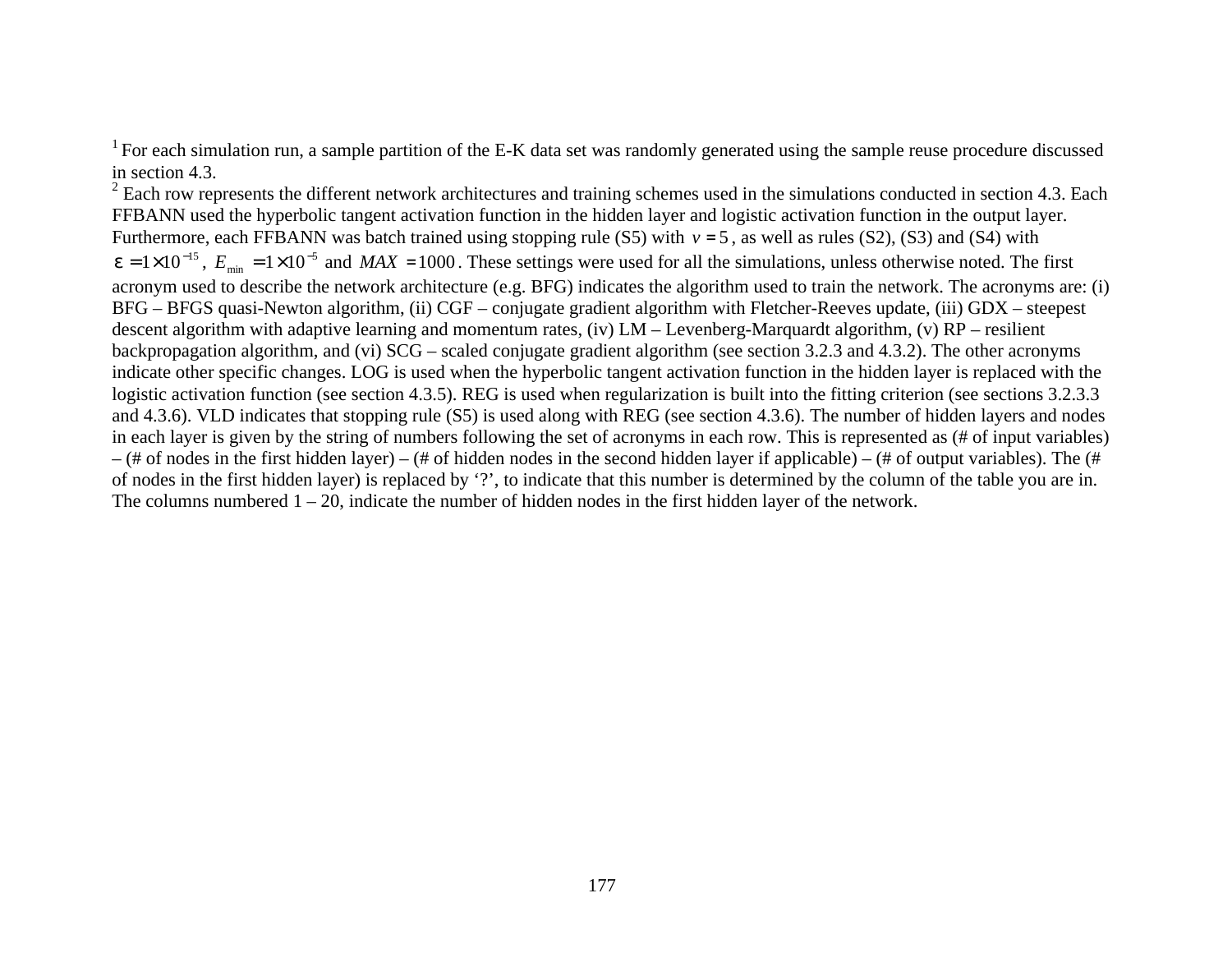[1] For each simulation run, a sample partition of the E-K data set was randomly generated using the sample reuse procedure discussed in section 4.3.

[2] Each row represents the different network architectures and training schemes used in the simulations conducted in section 4.3. Each FFBANN used the hyperbolic tangent activation function in the hidden layer and logistic activation function in the output layer. Furthermore, each FFBANN was batch trained using stopping rule (S5) with $v = 5$, as well as rules (S2), (S3) and (S4) with $\varepsilon = 1 \times 10^{-15}$, $E_{\min} = 1 \times 10^{-5}$ and $MAX = 1000$. These settings were used for all the simulations, unless otherwise noted. The first acronym used to describe the network architecture (e.g. BFG) indicates the algorithm used to train the network. The acronyms are: (i) BFG – BFGS quasi-Newton algorithm, (ii) CGF – conjugate gradient algorithm with Fletcher-Reeves update, (iii) GDX – steepest descent algorithm with adaptive learning and momentum rates, (iv) LM – Levenberg-Marquardt algorithm, (v) RP – resilient backpropagation algorithm, and (vi) SCG – scaled conjugate gradient algorithm (see section 3.2.3 and 4.3.2). The other acronyms indicate other specific changes. LOG is used when the hyperbolic tangent activation function in the hidden layer is replaced with the logistic activation function (see section 4.3.5). REG is used when regularization is built into the fitting criterion (see sections 3.2.3.3 and 4.3.6). VLD indicates that stopping rule (S5) is used along with REG (see section 4.3.6). The number of hidden layers and nodes in each layer is given by the string of numbers following the set of acronyms in each row. This is represented as (# of input variables) – (# of nodes in the first hidden layer) – (# of hidden nodes in the second hidden layer if applicable) – (# of output variables). The (# of nodes in the first hidden layer) is replaced by '?', to indicate that this number is determined by the column of the table you are in. The columns numbered 1 – 20, indicate the number of hidden nodes in the first hidden layer of the network.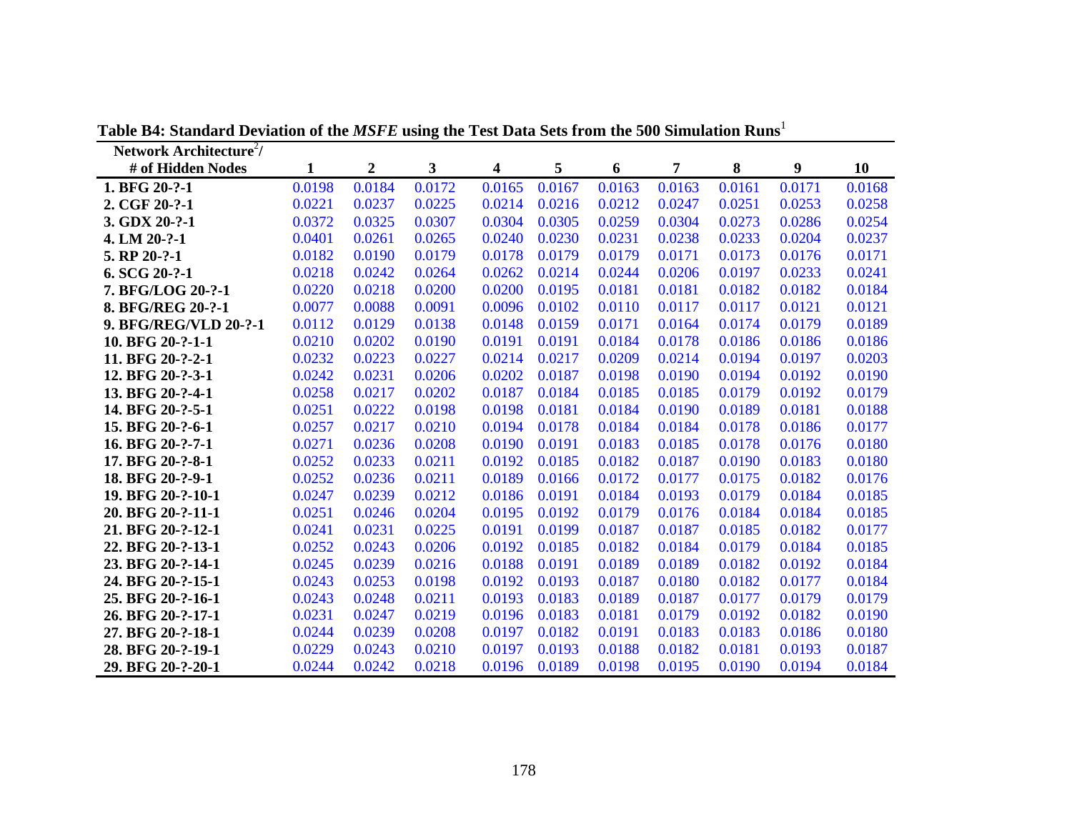**Table B4: Standard Deviation of the *MSFE* using the Test Data Sets from the 500 Simulation Runs**[1]

| Network Architecture[2]/ # of Hidden Nodes | 1 | 2 | 3 | 4 | 5 | 6 | 7 | 8 | 9 | 10 |
|---|---|---|---|---|---|---|---|---|---|---|
| **1. BFG 20-?-1** | 0.0198 | 0.0184 | 0.0172 | 0.0165 | 0.0167 | 0.0163 | 0.0163 | 0.0161 | 0.0171 | 0.0168 |
| **2. CGF 20-?-1** | 0.0221 | 0.0237 | 0.0225 | 0.0214 | 0.0216 | 0.0212 | 0.0247 | 0.0251 | 0.0253 | 0.0258 |
| **3. GDX 20-?-1** | 0.0372 | 0.0325 | 0.0307 | 0.0304 | 0.0305 | 0.0259 | 0.0304 | 0.0273 | 0.0286 | 0.0254 |
| **4. LM 20-?-1** | 0.0401 | 0.0261 | 0.0265 | 0.0240 | 0.0230 | 0.0231 | 0.0238 | 0.0233 | 0.0204 | 0.0237 |
| **5. RP 20-?-1** | 0.0182 | 0.0190 | 0.0179 | 0.0178 | 0.0179 | 0.0179 | 0.0171 | 0.0173 | 0.0176 | 0.0171 |
| **6. SCG 20-?-1** | 0.0218 | 0.0242 | 0.0264 | 0.0262 | 0.0214 | 0.0244 | 0.0206 | 0.0197 | 0.0233 | 0.0241 |
| **7. BFG/LOG 20-?-1** | 0.0220 | 0.0218 | 0.0200 | 0.0200 | 0.0195 | 0.0181 | 0.0181 | 0.0182 | 0.0182 | 0.0184 |
| **8. BFG/REG 20-?-1** | 0.0077 | 0.0088 | 0.0091 | 0.0096 | 0.0102 | 0.0110 | 0.0117 | 0.0117 | 0.0121 | 0.0121 |
| **9. BFG/REG/VLD 20-?-1** | 0.0112 | 0.0129 | 0.0138 | 0.0148 | 0.0159 | 0.0171 | 0.0164 | 0.0174 | 0.0179 | 0.0189 |
| **10. BFG 20-?-1-1** | 0.0210 | 0.0202 | 0.0190 | 0.0191 | 0.0191 | 0.0184 | 0.0178 | 0.0186 | 0.0186 | 0.0186 |
| **11. BFG 20-?-2-1** | 0.0232 | 0.0223 | 0.0227 | 0.0214 | 0.0217 | 0.0209 | 0.0214 | 0.0194 | 0.0197 | 0.0203 |
| **12. BFG 20-?-3-1** | 0.0242 | 0.0231 | 0.0206 | 0.0202 | 0.0187 | 0.0198 | 0.0190 | 0.0194 | 0.0192 | 0.0190 |
| **13. BFG 20-?-4-1** | 0.0258 | 0.0217 | 0.0202 | 0.0187 | 0.0184 | 0.0185 | 0.0185 | 0.0179 | 0.0192 | 0.0179 |
| **14. BFG 20-?-5-1** | 0.0251 | 0.0222 | 0.0198 | 0.0198 | 0.0181 | 0.0184 | 0.0190 | 0.0189 | 0.0181 | 0.0188 |
| **15. BFG 20-?-6-1** | 0.0257 | 0.0217 | 0.0210 | 0.0194 | 0.0178 | 0.0184 | 0.0184 | 0.0178 | 0.0186 | 0.0177 |
| **16. BFG 20-?-7-1** | 0.0271 | 0.0236 | 0.0208 | 0.0190 | 0.0191 | 0.0183 | 0.0185 | 0.0178 | 0.0176 | 0.0180 |
| **17. BFG 20-?-8-1** | 0.0252 | 0.0233 | 0.0211 | 0.0192 | 0.0185 | 0.0182 | 0.0187 | 0.0190 | 0.0183 | 0.0180 |
| **18. BFG 20-?-9-1** | 0.0252 | 0.0236 | 0.0211 | 0.0189 | 0.0166 | 0.0172 | 0.0177 | 0.0175 | 0.0182 | 0.0176 |
| **19. BFG 20-?-10-1** | 0.0247 | 0.0239 | 0.0212 | 0.0186 | 0.0191 | 0.0184 | 0.0193 | 0.0179 | 0.0184 | 0.0185 |
| **20. BFG 20-?-11-1** | 0.0251 | 0.0246 | 0.0204 | 0.0195 | 0.0192 | 0.0179 | 0.0176 | 0.0184 | 0.0184 | 0.0185 |
| **21. BFG 20-?-12-1** | 0.0241 | 0.0231 | 0.0225 | 0.0191 | 0.0199 | 0.0187 | 0.0187 | 0.0185 | 0.0182 | 0.0177 |
| **22. BFG 20-?-13-1** | 0.0252 | 0.0243 | 0.0206 | 0.0192 | 0.0185 | 0.0182 | 0.0184 | 0.0179 | 0.0184 | 0.0185 |
| **23. BFG 20-?-14-1** | 0.0245 | 0.0239 | 0.0216 | 0.0188 | 0.0191 | 0.0189 | 0.0189 | 0.0182 | 0.0192 | 0.0184 |
| **24. BFG 20-?-15-1** | 0.0243 | 0.0253 | 0.0198 | 0.0192 | 0.0193 | 0.0187 | 0.0180 | 0.0182 | 0.0177 | 0.0184 |
| **25. BFG 20-?-16-1** | 0.0243 | 0.0248 | 0.0211 | 0.0193 | 0.0183 | 0.0189 | 0.0187 | 0.0177 | 0.0179 | 0.0179 |
| **26. BFG 20-?-17-1** | 0.0231 | 0.0247 | 0.0219 | 0.0196 | 0.0183 | 0.0181 | 0.0179 | 0.0192 | 0.0182 | 0.0190 |
| **27. BFG 20-?-18-1** | 0.0244 | 0.0239 | 0.0208 | 0.0197 | 0.0182 | 0.0191 | 0.0183 | 0.0183 | 0.0186 | 0.0180 |
| **28. BFG 20-?-19-1** | 0.0229 | 0.0243 | 0.0210 | 0.0197 | 0.0193 | 0.0188 | 0.0182 | 0.0181 | 0.0193 | 0.0187 |
| **29. BFG 20-?-20-1** | 0.0244 | 0.0242 | 0.0218 | 0.0196 | 0.0189 | 0.0198 | 0.0195 | 0.0190 | 0.0194 | 0.0184 |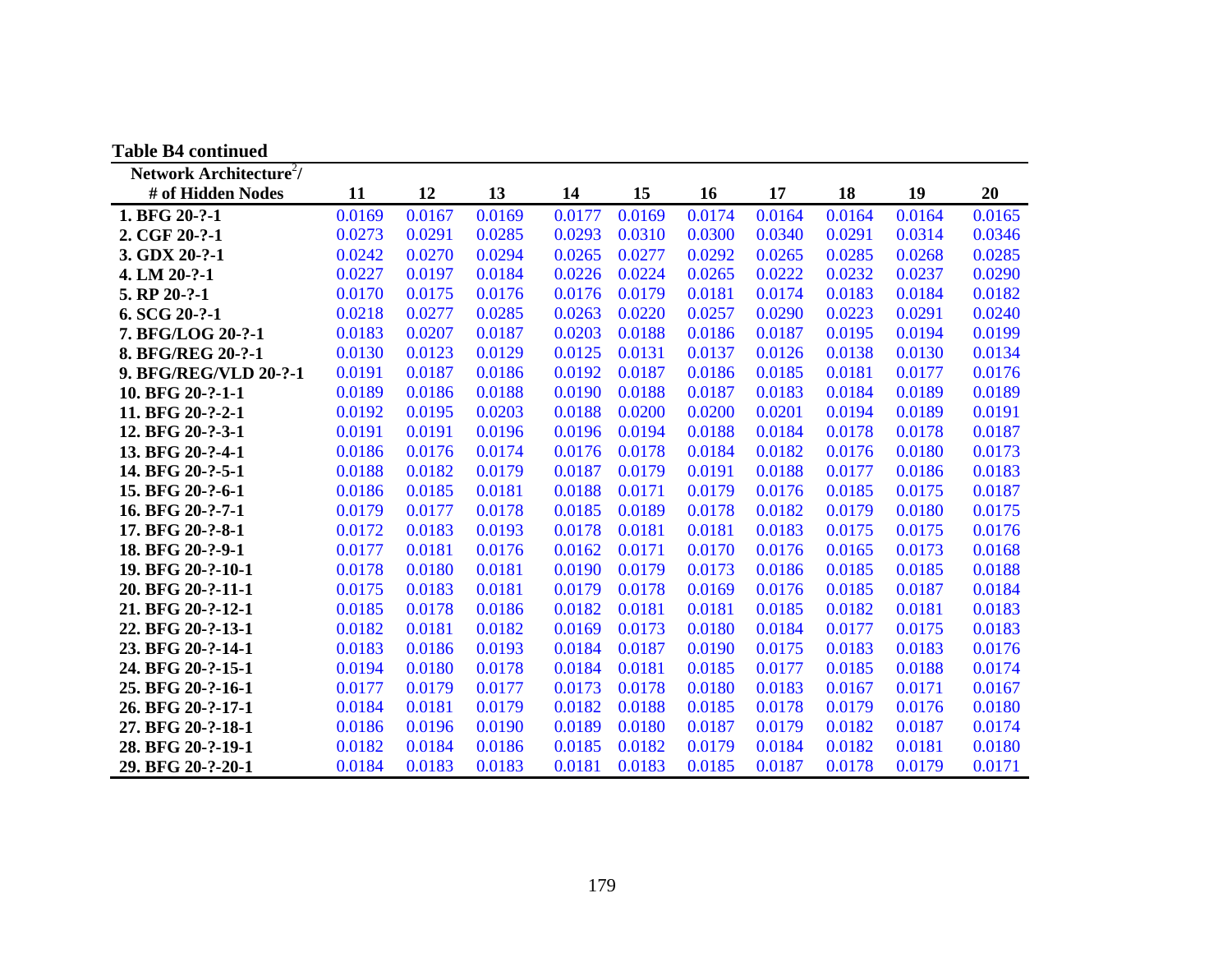**Table B4 continued**

| Network Architecture[2]/ # of Hidden Nodes | 11 | 12 | 13 | 14 | 15 | 16 | 17 | 18 | 19 | 20 |
|---|---|---|---|---|---|---|---|---|---|---|
| **1. BFG 20-?-1** | 0.0169 | 0.0167 | 0.0169 | 0.0177 | 0.0169 | 0.0174 | 0.0164 | 0.0164 | 0.0164 | 0.0165 |
| **2. CGF 20-?-1** | 0.0273 | 0.0291 | 0.0285 | 0.0293 | 0.0310 | 0.0300 | 0.0340 | 0.0291 | 0.0314 | 0.0346 |
| **3. GDX 20-?-1** | 0.0242 | 0.0270 | 0.0294 | 0.0265 | 0.0277 | 0.0292 | 0.0265 | 0.0285 | 0.0268 | 0.0285 |
| **4. LM 20-?-1** | 0.0227 | 0.0197 | 0.0184 | 0.0226 | 0.0224 | 0.0265 | 0.0222 | 0.0232 | 0.0237 | 0.0290 |
| **5. RP 20-?-1** | 0.0170 | 0.0175 | 0.0176 | 0.0176 | 0.0179 | 0.0181 | 0.0174 | 0.0183 | 0.0184 | 0.0182 |
| **6. SCG 20-?-1** | 0.0218 | 0.0277 | 0.0285 | 0.0263 | 0.0220 | 0.0257 | 0.0290 | 0.0223 | 0.0291 | 0.0240 |
| **7. BFG/LOG 20-?-1** | 0.0183 | 0.0207 | 0.0187 | 0.0203 | 0.0188 | 0.0186 | 0.0187 | 0.0195 | 0.0194 | 0.0199 |
| **8. BFG/REG 20-?-1** | 0.0130 | 0.0123 | 0.0129 | 0.0125 | 0.0131 | 0.0137 | 0.0126 | 0.0138 | 0.0130 | 0.0134 |
| **9. BFG/REG/VLD 20-?-1** | 0.0191 | 0.0187 | 0.0186 | 0.0192 | 0.0187 | 0.0186 | 0.0185 | 0.0181 | 0.0177 | 0.0176 |
| **10. BFG 20-?-1-1** | 0.0189 | 0.0186 | 0.0188 | 0.0190 | 0.0188 | 0.0187 | 0.0183 | 0.0184 | 0.0189 | 0.0189 |
| **11. BFG 20-?-2-1** | 0.0192 | 0.0195 | 0.0203 | 0.0188 | 0.0200 | 0.0200 | 0.0201 | 0.0194 | 0.0189 | 0.0191 |
| **12. BFG 20-?-3-1** | 0.0191 | 0.0191 | 0.0196 | 0.0196 | 0.0194 | 0.0188 | 0.0184 | 0.0178 | 0.0178 | 0.0187 |
| **13. BFG 20-?-4-1** | 0.0186 | 0.0176 | 0.0174 | 0.0176 | 0.0178 | 0.0184 | 0.0182 | 0.0176 | 0.0180 | 0.0173 |
| **14. BFG 20-?-5-1** | 0.0188 | 0.0182 | 0.0179 | 0.0187 | 0.0179 | 0.0191 | 0.0188 | 0.0177 | 0.0186 | 0.0183 |
| **15. BFG 20-?-6-1** | 0.0186 | 0.0185 | 0.0181 | 0.0188 | 0.0171 | 0.0179 | 0.0176 | 0.0185 | 0.0175 | 0.0187 |
| **16. BFG 20-?-7-1** | 0.0179 | 0.0177 | 0.0178 | 0.0185 | 0.0189 | 0.0178 | 0.0182 | 0.0179 | 0.0180 | 0.0175 |
| **17. BFG 20-?-8-1** | 0.0172 | 0.0183 | 0.0193 | 0.0178 | 0.0181 | 0.0181 | 0.0183 | 0.0175 | 0.0175 | 0.0176 |
| **18. BFG 20-?-9-1** | 0.0177 | 0.0181 | 0.0176 | 0.0162 | 0.0171 | 0.0170 | 0.0176 | 0.0165 | 0.0173 | 0.0168 |
| **19. BFG 20-?-10-1** | 0.0178 | 0.0180 | 0.0181 | 0.0190 | 0.0179 | 0.0173 | 0.0186 | 0.0185 | 0.0185 | 0.0188 |
| **20. BFG 20-?-11-1** | 0.0175 | 0.0183 | 0.0181 | 0.0179 | 0.0178 | 0.0169 | 0.0176 | 0.0185 | 0.0187 | 0.0184 |
| **21. BFG 20-?-12-1** | 0.0185 | 0.0178 | 0.0186 | 0.0182 | 0.0181 | 0.0181 | 0.0185 | 0.0182 | 0.0181 | 0.0183 |
| **22. BFG 20-?-13-1** | 0.0182 | 0.0181 | 0.0182 | 0.0169 | 0.0173 | 0.0180 | 0.0184 | 0.0177 | 0.0175 | 0.0183 |
| **23. BFG 20-?-14-1** | 0.0183 | 0.0186 | 0.0193 | 0.0184 | 0.0187 | 0.0190 | 0.0175 | 0.0183 | 0.0183 | 0.0176 |
| **24. BFG 20-?-15-1** | 0.0194 | 0.0180 | 0.0178 | 0.0184 | 0.0181 | 0.0185 | 0.0177 | 0.0185 | 0.0188 | 0.0174 |
| **25. BFG 20-?-16-1** | 0.0177 | 0.0179 | 0.0177 | 0.0173 | 0.0178 | 0.0180 | 0.0183 | 0.0167 | 0.0171 | 0.0167 |
| **26. BFG 20-?-17-1** | 0.0184 | 0.0181 | 0.0179 | 0.0182 | 0.0188 | 0.0185 | 0.0178 | 0.0179 | 0.0176 | 0.0180 |
| **27. BFG 20-?-18-1** | 0.0186 | 0.0196 | 0.0190 | 0.0189 | 0.0180 | 0.0187 | 0.0179 | 0.0182 | 0.0187 | 0.0174 |
| **28. BFG 20-?-19-1** | 0.0182 | 0.0184 | 0.0186 | 0.0185 | 0.0182 | 0.0179 | 0.0184 | 0.0182 | 0.0181 | 0.0180 |
| **29. BFG 20-?-20-1** | 0.0184 | 0.0183 | 0.0183 | 0.0181 | 0.0183 | 0.0185 | 0.0187 | 0.0178 | 0.0179 | 0.0171 |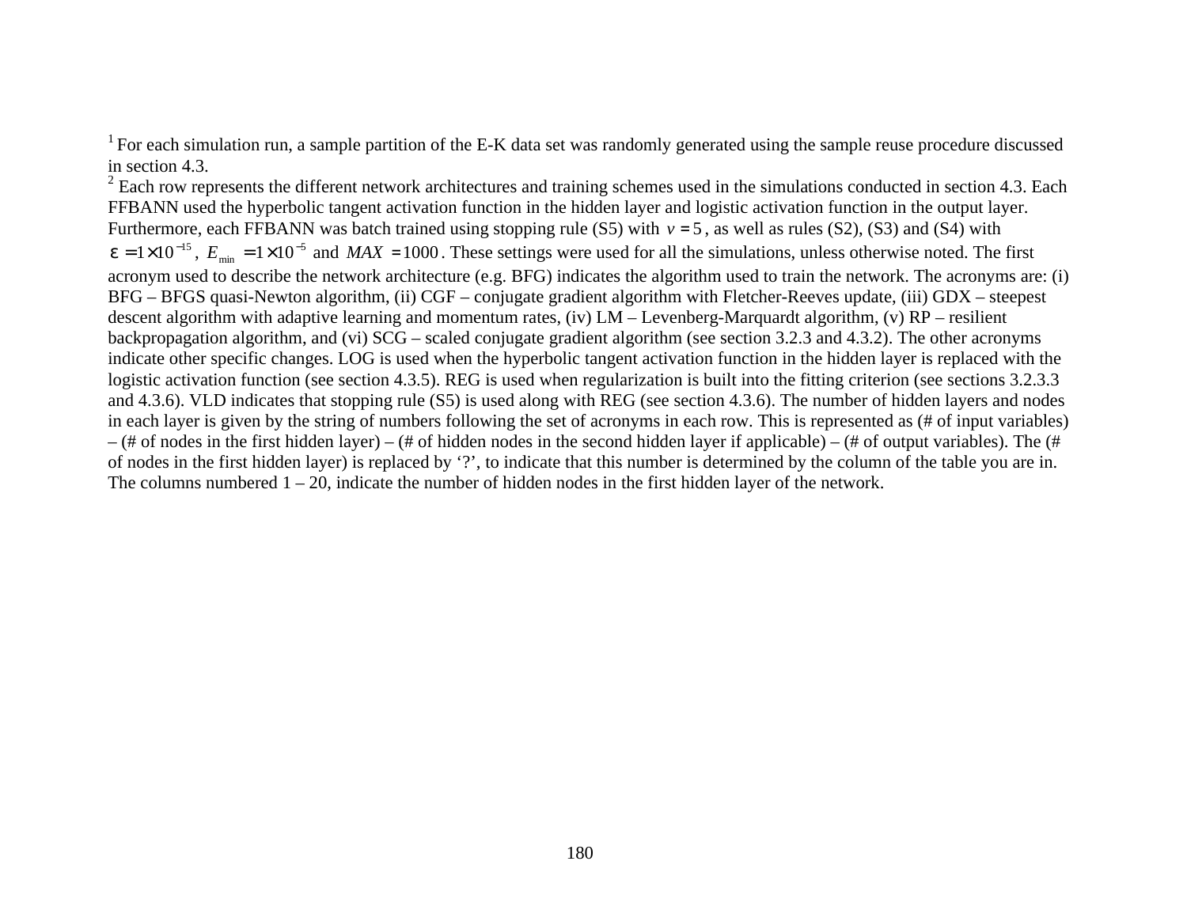[1] For each simulation run, a sample partition of the E-K data set was randomly generated using the sample reuse procedure discussed in section 4.3.

[2] Each row represents the different network architectures and training schemes used in the simulations conducted in section 4.3. Each FFBANN used the hyperbolic tangent activation function in the hidden layer and logistic activation function in the output layer. Furthermore, each FFBANN was batch trained using stopping rule (S5) with $v = 5$, as well as rules (S2), (S3) and (S4) with $\varepsilon = 1 \times 10^{-15}$, $E_{\min} = 1 \times 10^{-5}$ and $MAX = 1000$. These settings were used for all the simulations, unless otherwise noted. The first acronym used to describe the network architecture (e.g. BFG) indicates the algorithm used to train the network. The acronyms are: (i) BFG – BFGS quasi-Newton algorithm, (ii) CGF – conjugate gradient algorithm with Fletcher-Reeves update, (iii) GDX – steepest descent algorithm with adaptive learning and momentum rates, (iv) LM – Levenberg-Marquardt algorithm, (v) RP – resilient backpropagation algorithm, and (vi) SCG – scaled conjugate gradient algorithm (see section 3.2.3 and 4.3.2). The other acronyms indicate other specific changes. LOG is used when the hyperbolic tangent activation function in the hidden layer is replaced with the logistic activation function (see section 4.3.5). REG is used when regularization is built into the fitting criterion (see sections 3.2.3.3 and 4.3.6). VLD indicates that stopping rule (S5) is used along with REG (see section 4.3.6). The number of hidden layers and nodes in each layer is given by the string of numbers following the set of acronyms in each row. This is represented as (# of input variables) – (# of nodes in the first hidden layer) – (# of hidden nodes in the second hidden layer if applicable) – (# of output variables). The (# of nodes in the first hidden layer) is replaced by '?', to indicate that this number is determined by the column of the table you are in. The columns numbered 1 – 20, indicate the number of hidden nodes in the first hidden layer of the network.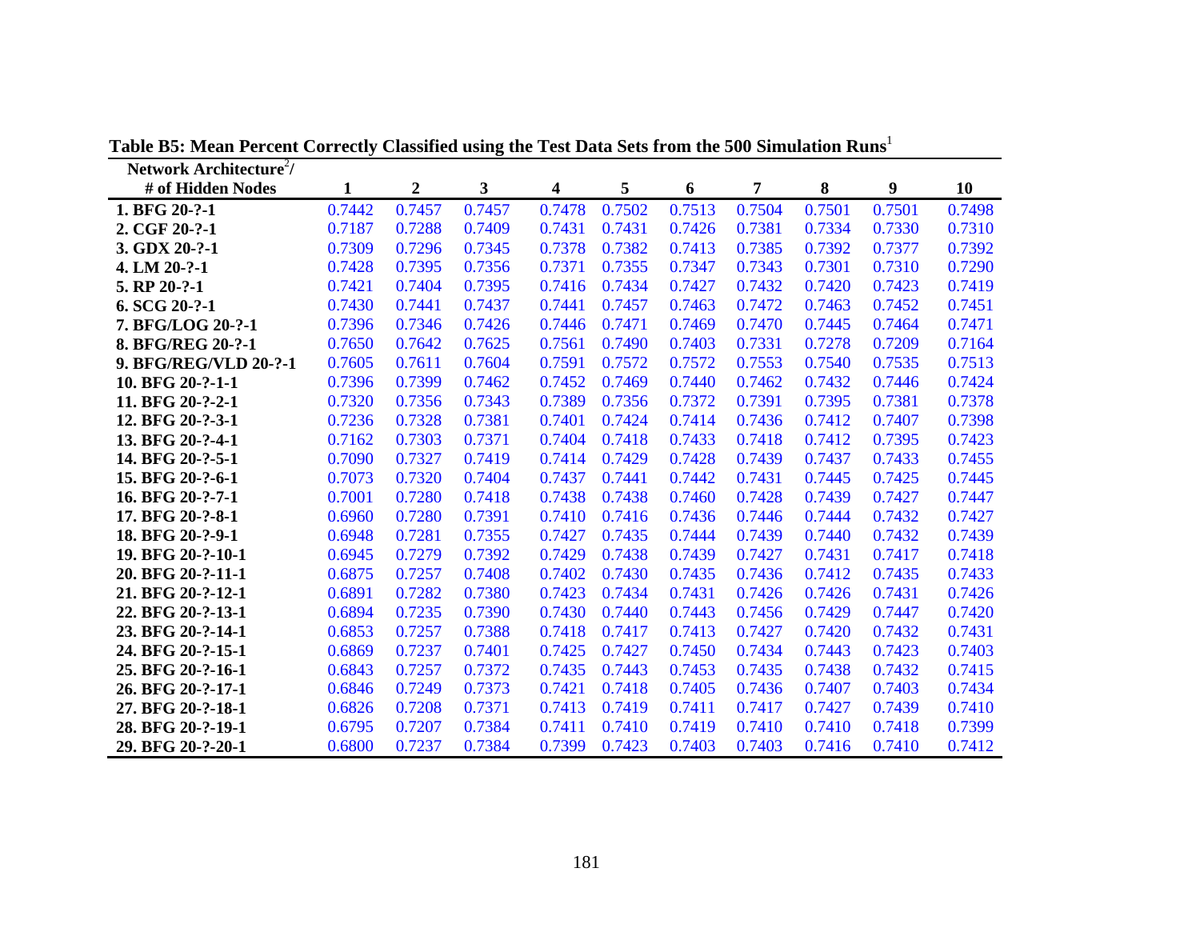**Table B5: Mean Percent Correctly Classified using the Test Data Sets from the 500 Simulation Runs**[1]

| Network Architecture[2]/ # of Hidden Nodes | 1 | 2 | 3 | 4 | 5 | 6 | 7 | 8 | 9 | 10 |
|---|---|---|---|---|---|---|---|---|---|---|
| **1. BFG 20-?-1** | 0.7442 | 0.7457 | 0.7457 | 0.7478 | 0.7502 | 0.7513 | 0.7504 | 0.7501 | 0.7501 | 0.7498 |
| **2. CGF 20-?-1** | 0.7187 | 0.7288 | 0.7409 | 0.7431 | 0.7431 | 0.7426 | 0.7381 | 0.7334 | 0.7330 | 0.7310 |
| **3. GDX 20-?-1** | 0.7309 | 0.7296 | 0.7345 | 0.7378 | 0.7382 | 0.7413 | 0.7385 | 0.7392 | 0.7377 | 0.7392 |
| **4. LM 20-?-1** | 0.7428 | 0.7395 | 0.7356 | 0.7371 | 0.7355 | 0.7347 | 0.7343 | 0.7301 | 0.7310 | 0.7290 |
| **5. RP 20-?-1** | 0.7421 | 0.7404 | 0.7395 | 0.7416 | 0.7434 | 0.7427 | 0.7432 | 0.7420 | 0.7423 | 0.7419 |
| **6. SCG 20-?-1** | 0.7430 | 0.7441 | 0.7437 | 0.7441 | 0.7457 | 0.7463 | 0.7472 | 0.7463 | 0.7452 | 0.7451 |
| **7. BFG/LOG 20-?-1** | 0.7396 | 0.7346 | 0.7426 | 0.7446 | 0.7471 | 0.7469 | 0.7470 | 0.7445 | 0.7464 | 0.7471 |
| **8. BFG/REG 20-?-1** | 0.7650 | 0.7642 | 0.7625 | 0.7561 | 0.7490 | 0.7403 | 0.7331 | 0.7278 | 0.7209 | 0.7164 |
| **9. BFG/REG/VLD 20-?-1** | 0.7605 | 0.7611 | 0.7604 | 0.7591 | 0.7572 | 0.7572 | 0.7553 | 0.7540 | 0.7535 | 0.7513 |
| **10. BFG 20-?-1-1** | 0.7396 | 0.7399 | 0.7462 | 0.7452 | 0.7469 | 0.7440 | 0.7462 | 0.7432 | 0.7446 | 0.7424 |
| **11. BFG 20-?-2-1** | 0.7320 | 0.7356 | 0.7343 | 0.7389 | 0.7356 | 0.7372 | 0.7391 | 0.7395 | 0.7381 | 0.7378 |
| **12. BFG 20-?-3-1** | 0.7236 | 0.7328 | 0.7381 | 0.7401 | 0.7424 | 0.7414 | 0.7436 | 0.7412 | 0.7407 | 0.7398 |
| **13. BFG 20-?-4-1** | 0.7162 | 0.7303 | 0.7371 | 0.7404 | 0.7418 | 0.7433 | 0.7418 | 0.7412 | 0.7395 | 0.7423 |
| **14. BFG 20-?-5-1** | 0.7090 | 0.7327 | 0.7419 | 0.7414 | 0.7429 | 0.7428 | 0.7439 | 0.7437 | 0.7433 | 0.7455 |
| **15. BFG 20-?-6-1** | 0.7073 | 0.7320 | 0.7404 | 0.7437 | 0.7441 | 0.7442 | 0.7431 | 0.7445 | 0.7425 | 0.7445 |
| **16. BFG 20-?-7-1** | 0.7001 | 0.7280 | 0.7418 | 0.7438 | 0.7438 | 0.7460 | 0.7428 | 0.7439 | 0.7427 | 0.7447 |
| **17. BFG 20-?-8-1** | 0.6960 | 0.7280 | 0.7391 | 0.7410 | 0.7416 | 0.7436 | 0.7446 | 0.7444 | 0.7432 | 0.7427 |
| **18. BFG 20-?-9-1** | 0.6948 | 0.7281 | 0.7355 | 0.7427 | 0.7435 | 0.7444 | 0.7439 | 0.7440 | 0.7432 | 0.7439 |
| **19. BFG 20-?-10-1** | 0.6945 | 0.7279 | 0.7392 | 0.7429 | 0.7438 | 0.7439 | 0.7427 | 0.7431 | 0.7417 | 0.7418 |
| **20. BFG 20-?-11-1** | 0.6875 | 0.7257 | 0.7408 | 0.7402 | 0.7430 | 0.7435 | 0.7436 | 0.7412 | 0.7435 | 0.7433 |
| **21. BFG 20-?-12-1** | 0.6891 | 0.7282 | 0.7380 | 0.7423 | 0.7434 | 0.7431 | 0.7426 | 0.7426 | 0.7431 | 0.7426 |
| **22. BFG 20-?-13-1** | 0.6894 | 0.7235 | 0.7390 | 0.7430 | 0.7440 | 0.7443 | 0.7456 | 0.7429 | 0.7447 | 0.7420 |
| **23. BFG 20-?-14-1** | 0.6853 | 0.7257 | 0.7388 | 0.7418 | 0.7417 | 0.7413 | 0.7427 | 0.7420 | 0.7432 | 0.7431 |
| **24. BFG 20-?-15-1** | 0.6869 | 0.7237 | 0.7401 | 0.7425 | 0.7427 | 0.7450 | 0.7434 | 0.7443 | 0.7423 | 0.7403 |
| **25. BFG 20-?-16-1** | 0.6843 | 0.7257 | 0.7372 | 0.7435 | 0.7443 | 0.7453 | 0.7435 | 0.7438 | 0.7432 | 0.7415 |
| **26. BFG 20-?-17-1** | 0.6846 | 0.7249 | 0.7373 | 0.7421 | 0.7418 | 0.7405 | 0.7436 | 0.7407 | 0.7403 | 0.7434 |
| **27. BFG 20-?-18-1** | 0.6826 | 0.7208 | 0.7371 | 0.7413 | 0.7419 | 0.7411 | 0.7417 | 0.7427 | 0.7439 | 0.7410 |
| **28. BFG 20-?-19-1** | 0.6795 | 0.7207 | 0.7384 | 0.7411 | 0.7410 | 0.7419 | 0.7410 | 0.7410 | 0.7418 | 0.7399 |
| **29. BFG 20-?-20-1** | 0.6800 | 0.7237 | 0.7384 | 0.7399 | 0.7423 | 0.7403 | 0.7403 | 0.7416 | 0.7410 | 0.7412 |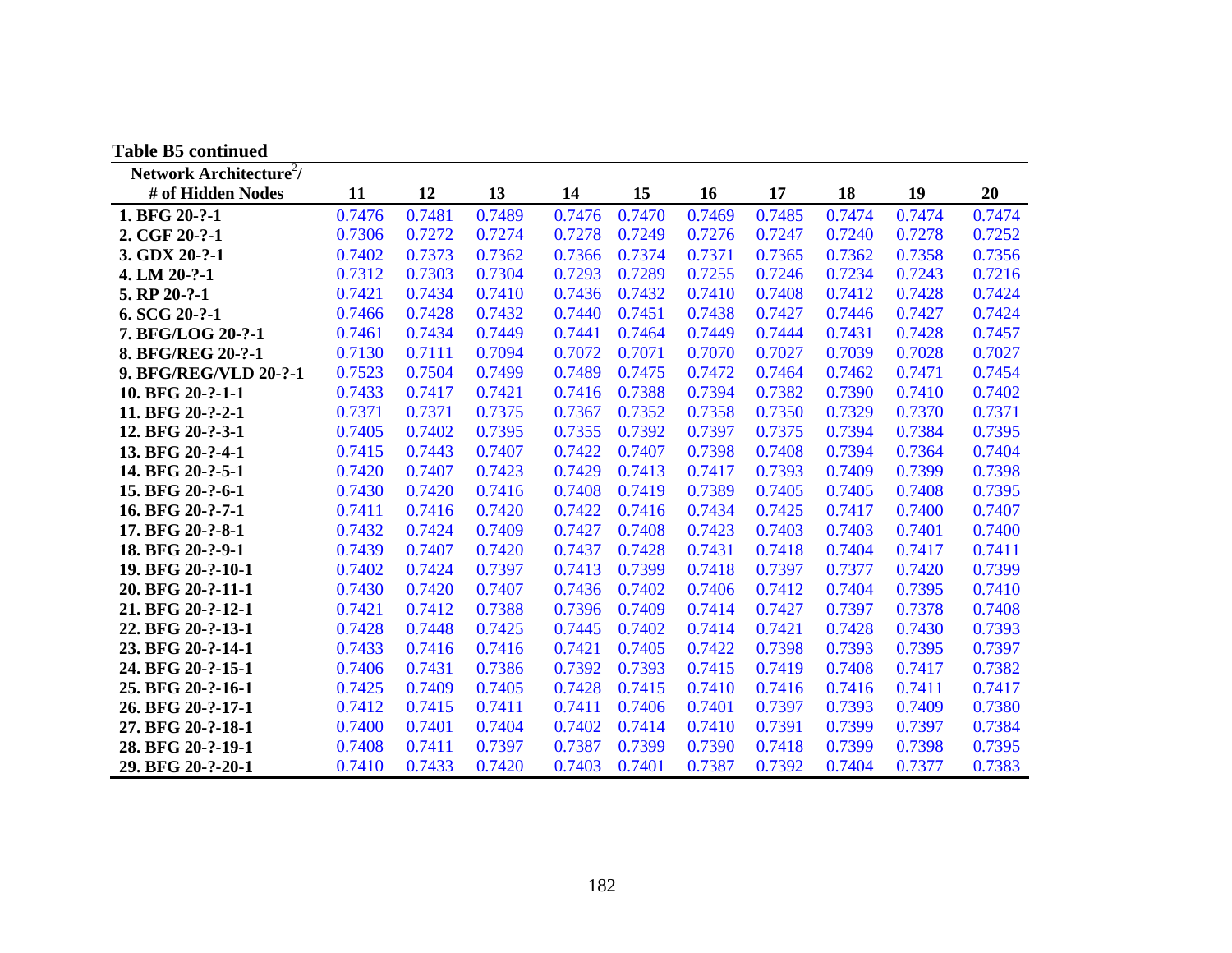**Table B5 continued**

| Network Architecture[2]/ # of Hidden Nodes | 11 | 12 | 13 | 14 | 15 | 16 | 17 | 18 | 19 | 20 |
|---|---|---|---|---|---|---|---|---|---|---|
| **1. BFG 20-?-1** | 0.7476 | 0.7481 | 0.7489 | 0.7476 | 0.7470 | 0.7469 | 0.7485 | 0.7474 | 0.7474 | 0.7474 |
| **2. CGF 20-?-1** | 0.7306 | 0.7272 | 0.7274 | 0.7278 | 0.7249 | 0.7276 | 0.7247 | 0.7240 | 0.7278 | 0.7252 |
| **3. GDX 20-?-1** | 0.7402 | 0.7373 | 0.7362 | 0.7366 | 0.7374 | 0.7371 | 0.7365 | 0.7362 | 0.7358 | 0.7356 |
| **4. LM 20-?-1** | 0.7312 | 0.7303 | 0.7304 | 0.7293 | 0.7289 | 0.7255 | 0.7246 | 0.7234 | 0.7243 | 0.7216 |
| **5. RP 20-?-1** | 0.7421 | 0.7434 | 0.7410 | 0.7436 | 0.7432 | 0.7410 | 0.7408 | 0.7412 | 0.7428 | 0.7424 |
| **6. SCG 20-?-1** | 0.7466 | 0.7428 | 0.7432 | 0.7440 | 0.7451 | 0.7438 | 0.7427 | 0.7446 | 0.7427 | 0.7424 |
| **7. BFG/LOG 20-?-1** | 0.7461 | 0.7434 | 0.7449 | 0.7441 | 0.7464 | 0.7449 | 0.7444 | 0.7431 | 0.7428 | 0.7457 |
| **8. BFG/REG 20-?-1** | 0.7130 | 0.7111 | 0.7094 | 0.7072 | 0.7071 | 0.7070 | 0.7027 | 0.7039 | 0.7028 | 0.7027 |
| **9. BFG/REG/VLD 20-?-1** | 0.7523 | 0.7504 | 0.7499 | 0.7489 | 0.7475 | 0.7472 | 0.7464 | 0.7462 | 0.7471 | 0.7454 |
| **10. BFG 20-?-1-1** | 0.7433 | 0.7417 | 0.7421 | 0.7416 | 0.7388 | 0.7394 | 0.7382 | 0.7390 | 0.7410 | 0.7402 |
| **11. BFG 20-?-2-1** | 0.7371 | 0.7371 | 0.7375 | 0.7367 | 0.7352 | 0.7358 | 0.7350 | 0.7329 | 0.7370 | 0.7371 |
| **12. BFG 20-?-3-1** | 0.7405 | 0.7402 | 0.7395 | 0.7355 | 0.7392 | 0.7397 | 0.7375 | 0.7394 | 0.7384 | 0.7395 |
| **13. BFG 20-?-4-1** | 0.7415 | 0.7443 | 0.7407 | 0.7422 | 0.7407 | 0.7398 | 0.7408 | 0.7394 | 0.7364 | 0.7404 |
| **14. BFG 20-?-5-1** | 0.7420 | 0.7407 | 0.7423 | 0.7429 | 0.7413 | 0.7417 | 0.7393 | 0.7409 | 0.7399 | 0.7398 |
| **15. BFG 20-?-6-1** | 0.7430 | 0.7420 | 0.7416 | 0.7408 | 0.7419 | 0.7389 | 0.7405 | 0.7405 | 0.7408 | 0.7395 |
| **16. BFG 20-?-7-1** | 0.7411 | 0.7416 | 0.7420 | 0.7422 | 0.7416 | 0.7434 | 0.7425 | 0.7417 | 0.7400 | 0.7407 |
| **17. BFG 20-?-8-1** | 0.7432 | 0.7424 | 0.7409 | 0.7427 | 0.7408 | 0.7423 | 0.7403 | 0.7403 | 0.7401 | 0.7400 |
| **18. BFG 20-?-9-1** | 0.7439 | 0.7407 | 0.7420 | 0.7437 | 0.7428 | 0.7431 | 0.7418 | 0.7404 | 0.7417 | 0.7411 |
| **19. BFG 20-?-10-1** | 0.7402 | 0.7424 | 0.7397 | 0.7413 | 0.7399 | 0.7418 | 0.7397 | 0.7377 | 0.7420 | 0.7399 |
| **20. BFG 20-?-11-1** | 0.7430 | 0.7420 | 0.7407 | 0.7436 | 0.7402 | 0.7406 | 0.7412 | 0.7404 | 0.7395 | 0.7410 |
| **21. BFG 20-?-12-1** | 0.7421 | 0.7412 | 0.7388 | 0.7396 | 0.7409 | 0.7414 | 0.7427 | 0.7397 | 0.7378 | 0.7408 |
| **22. BFG 20-?-13-1** | 0.7428 | 0.7448 | 0.7425 | 0.7445 | 0.7402 | 0.7414 | 0.7421 | 0.7428 | 0.7430 | 0.7393 |
| **23. BFG 20-?-14-1** | 0.7433 | 0.7416 | 0.7416 | 0.7421 | 0.7405 | 0.7422 | 0.7398 | 0.7393 | 0.7395 | 0.7397 |
| **24. BFG 20-?-15-1** | 0.7406 | 0.7431 | 0.7386 | 0.7392 | 0.7393 | 0.7415 | 0.7419 | 0.7408 | 0.7417 | 0.7382 |
| **25. BFG 20-?-16-1** | 0.7425 | 0.7409 | 0.7405 | 0.7428 | 0.7415 | 0.7410 | 0.7416 | 0.7416 | 0.7411 | 0.7417 |
| **26. BFG 20-?-17-1** | 0.7412 | 0.7415 | 0.7411 | 0.7411 | 0.7406 | 0.7401 | 0.7397 | 0.7393 | 0.7409 | 0.7380 |
| **27. BFG 20-?-18-1** | 0.7400 | 0.7401 | 0.7404 | 0.7402 | 0.7414 | 0.7410 | 0.7391 | 0.7399 | 0.7397 | 0.7384 |
| **28. BFG 20-?-19-1** | 0.7408 | 0.7411 | 0.7397 | 0.7387 | 0.7399 | 0.7390 | 0.7418 | 0.7399 | 0.7398 | 0.7395 |
| **29. BFG 20-?-20-1** | 0.7410 | 0.7433 | 0.7420 | 0.7403 | 0.7401 | 0.7387 | 0.7392 | 0.7404 | 0.7377 | 0.7383 |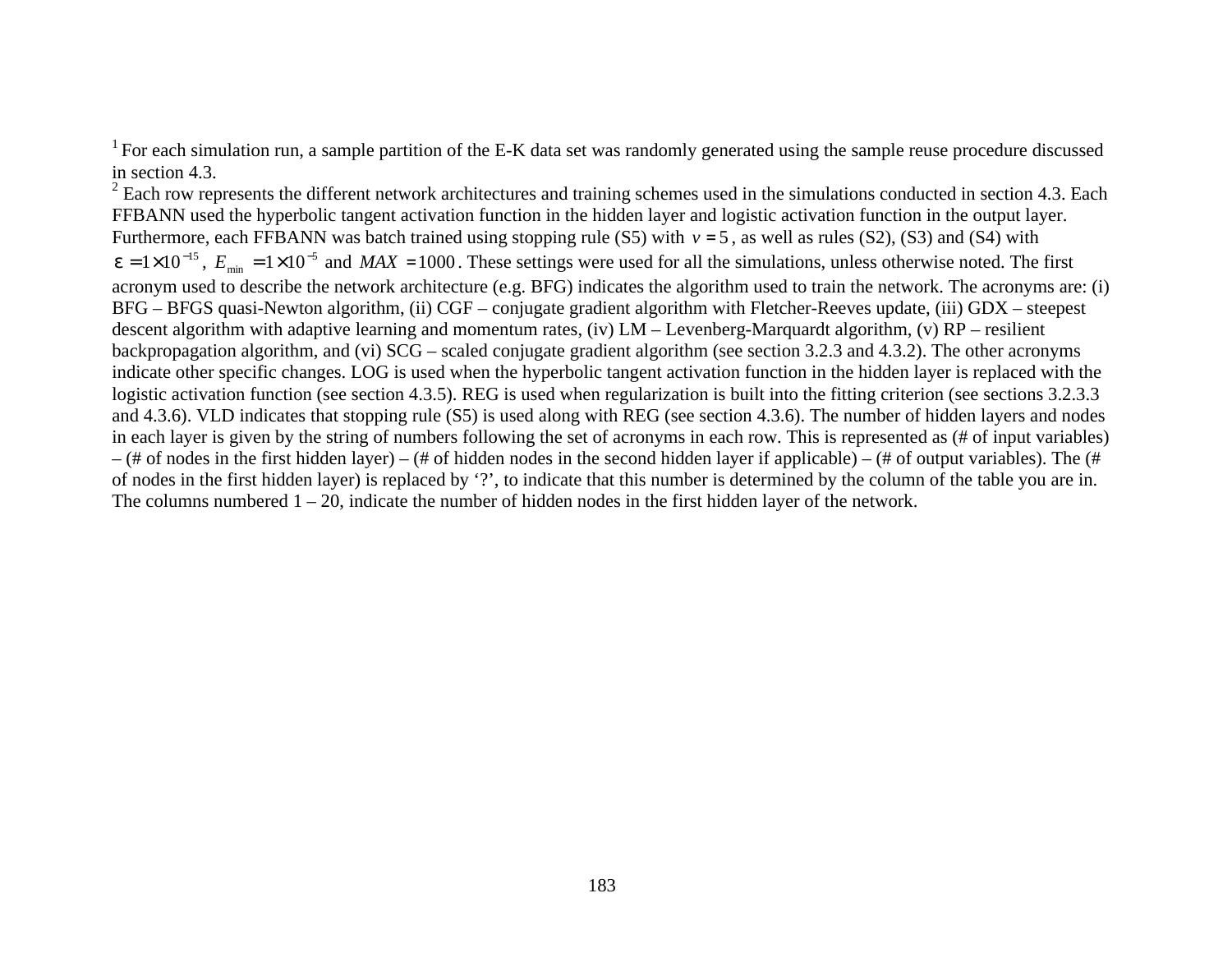[1] For each simulation run, a sample partition of the E-K data set was randomly generated using the sample reuse procedure discussed in section 4.3.

[2] Each row represents the different network architectures and training schemes used in the simulations conducted in section 4.3. Each FFBANN used the hyperbolic tangent activation function in the hidden layer and logistic activation function in the output layer. Furthermore, each FFBANN was batch trained using stopping rule (S5) with $v = 5$, as well as rules (S2), (S3) and (S4) with $\varepsilon = 1 \times 10^{-15}$, $E_{\min} = 1 \times 10^{-5}$ and $MAX = 1000$. These settings were used for all the simulations, unless otherwise noted. The first acronym used to describe the network architecture (e.g. BFG) indicates the algorithm used to train the network. The acronyms are: (i) BFG – BFGS quasi-Newton algorithm, (ii) CGF – conjugate gradient algorithm with Fletcher-Reeves update, (iii) GDX – steepest descent algorithm with adaptive learning and momentum rates, (iv) LM – Levenberg-Marquardt algorithm, (v) RP – resilient backpropagation algorithm, and (vi) SCG – scaled conjugate gradient algorithm (see section 3.2.3 and 4.3.2). The other acronyms indicate other specific changes. LOG is used when the hyperbolic tangent activation function in the hidden layer is replaced with the logistic activation function (see section 4.3.5). REG is used when regularization is built into the fitting criterion (see sections 3.2.3.3 and 4.3.6). VLD indicates that stopping rule (S5) is used along with REG (see section 4.3.6). The number of hidden layers and nodes in each layer is given by the string of numbers following the set of acronyms in each row. This is represented as (# of input variables) – (# of nodes in the first hidden layer) – (# of hidden nodes in the second hidden layer if applicable) – (# of output variables). The (# of nodes in the first hidden layer) is replaced by '?', to indicate that this number is determined by the column of the table you are in. The columns numbered 1 – 20, indicate the number of hidden nodes in the first hidden layer of the network.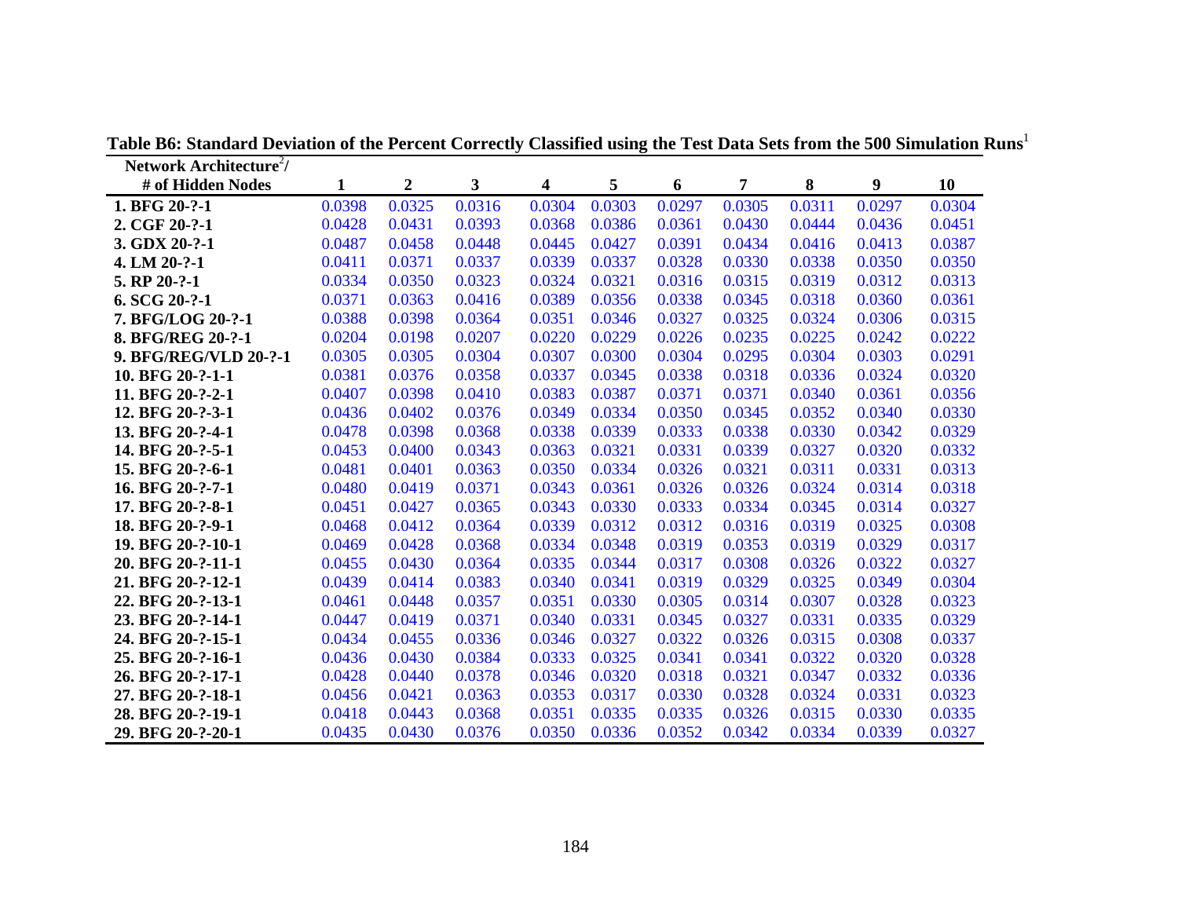**Table B6: Standard Deviation of the Percent Correctly Classified using the Test Data Sets from the 500 Simulation Runs**[1]

| Network Architecture[2]/ # of Hidden Nodes | 1 | 2 | 3 | 4 | 5 | 6 | 7 | 8 | 9 | 10 |
|---|---|---|---|---|---|---|---|---|---|---|
| **1. BFG 20-?-1** | 0.0398 | 0.0325 | 0.0316 | 0.0304 | 0.0303 | 0.0297 | 0.0305 | 0.0311 | 0.0297 | 0.0304 |
| **2. CGF 20-?-1** | 0.0428 | 0.0431 | 0.0393 | 0.0368 | 0.0386 | 0.0361 | 0.0430 | 0.0444 | 0.0436 | 0.0451 |
| **3. GDX 20-?-1** | 0.0487 | 0.0458 | 0.0448 | 0.0445 | 0.0427 | 0.0391 | 0.0434 | 0.0416 | 0.0413 | 0.0387 |
| **4. LM 20-?-1** | 0.0411 | 0.0371 | 0.0337 | 0.0339 | 0.0337 | 0.0328 | 0.0330 | 0.0338 | 0.0350 | 0.0350 |
| **5. RP 20-?-1** | 0.0334 | 0.0350 | 0.0323 | 0.0324 | 0.0321 | 0.0316 | 0.0315 | 0.0319 | 0.0312 | 0.0313 |
| **6. SCG 20-?-1** | 0.0371 | 0.0363 | 0.0416 | 0.0389 | 0.0356 | 0.0338 | 0.0345 | 0.0318 | 0.0360 | 0.0361 |
| **7. BFG/LOG 20-?-1** | 0.0388 | 0.0398 | 0.0364 | 0.0351 | 0.0346 | 0.0327 | 0.0325 | 0.0324 | 0.0306 | 0.0315 |
| **8. BFG/REG 20-?-1** | 0.0204 | 0.0198 | 0.0207 | 0.0220 | 0.0229 | 0.0226 | 0.0235 | 0.0225 | 0.0242 | 0.0222 |
| **9. BFG/REG/VLD 20-?-1** | 0.0305 | 0.0305 | 0.0304 | 0.0307 | 0.0300 | 0.0304 | 0.0295 | 0.0304 | 0.0303 | 0.0291 |
| **10. BFG 20-?-1-1** | 0.0381 | 0.0376 | 0.0358 | 0.0337 | 0.0345 | 0.0338 | 0.0318 | 0.0336 | 0.0324 | 0.0320 |
| **11. BFG 20-?-2-1** | 0.0407 | 0.0398 | 0.0410 | 0.0383 | 0.0387 | 0.0371 | 0.0371 | 0.0340 | 0.0361 | 0.0356 |
| **12. BFG 20-?-3-1** | 0.0436 | 0.0402 | 0.0376 | 0.0349 | 0.0334 | 0.0350 | 0.0345 | 0.0352 | 0.0340 | 0.0330 |
| **13. BFG 20-?-4-1** | 0.0478 | 0.0398 | 0.0368 | 0.0338 | 0.0339 | 0.0333 | 0.0338 | 0.0330 | 0.0342 | 0.0329 |
| **14. BFG 20-?-5-1** | 0.0453 | 0.0400 | 0.0343 | 0.0363 | 0.0321 | 0.0331 | 0.0339 | 0.0327 | 0.0320 | 0.0332 |
| **15. BFG 20-?-6-1** | 0.0481 | 0.0401 | 0.0363 | 0.0350 | 0.0334 | 0.0326 | 0.0321 | 0.0311 | 0.0331 | 0.0313 |
| **16. BFG 20-?-7-1** | 0.0480 | 0.0419 | 0.0371 | 0.0343 | 0.0361 | 0.0326 | 0.0326 | 0.0324 | 0.0314 | 0.0318 |
| **17. BFG 20-?-8-1** | 0.0451 | 0.0427 | 0.0365 | 0.0343 | 0.0330 | 0.0333 | 0.0334 | 0.0345 | 0.0314 | 0.0327 |
| **18. BFG 20-?-9-1** | 0.0468 | 0.0412 | 0.0364 | 0.0339 | 0.0312 | 0.0312 | 0.0316 | 0.0319 | 0.0325 | 0.0308 |
| **19. BFG 20-?-10-1** | 0.0469 | 0.0428 | 0.0368 | 0.0334 | 0.0348 | 0.0319 | 0.0353 | 0.0319 | 0.0329 | 0.0317 |
| **20. BFG 20-?-11-1** | 0.0455 | 0.0430 | 0.0364 | 0.0335 | 0.0344 | 0.0317 | 0.0308 | 0.0326 | 0.0322 | 0.0327 |
| **21. BFG 20-?-12-1** | 0.0439 | 0.0414 | 0.0383 | 0.0340 | 0.0341 | 0.0319 | 0.0329 | 0.0325 | 0.0349 | 0.0304 |
| **22. BFG 20-?-13-1** | 0.0461 | 0.0448 | 0.0357 | 0.0351 | 0.0330 | 0.0305 | 0.0314 | 0.0307 | 0.0328 | 0.0323 |
| **23. BFG 20-?-14-1** | 0.0447 | 0.0419 | 0.0371 | 0.0340 | 0.0331 | 0.0345 | 0.0327 | 0.0331 | 0.0335 | 0.0329 |
| **24. BFG 20-?-15-1** | 0.0434 | 0.0455 | 0.0336 | 0.0346 | 0.0327 | 0.0322 | 0.0326 | 0.0315 | 0.0308 | 0.0337 |
| **25. BFG 20-?-16-1** | 0.0436 | 0.0430 | 0.0384 | 0.0333 | 0.0325 | 0.0341 | 0.0341 | 0.0322 | 0.0320 | 0.0328 |
| **26. BFG 20-?-17-1** | 0.0428 | 0.0440 | 0.0378 | 0.0346 | 0.0320 | 0.0318 | 0.0321 | 0.0347 | 0.0332 | 0.0336 |
| **27. BFG 20-?-18-1** | 0.0456 | 0.0421 | 0.0363 | 0.0353 | 0.0317 | 0.0330 | 0.0328 | 0.0324 | 0.0331 | 0.0323 |
| **28. BFG 20-?-19-1** | 0.0418 | 0.0443 | 0.0368 | 0.0351 | 0.0335 | 0.0335 | 0.0326 | 0.0315 | 0.0330 | 0.0335 |
| **29. BFG 20-?-20-1** | 0.0435 | 0.0430 | 0.0376 | 0.0350 | 0.0336 | 0.0352 | 0.0342 | 0.0334 | 0.0339 | 0.0327 |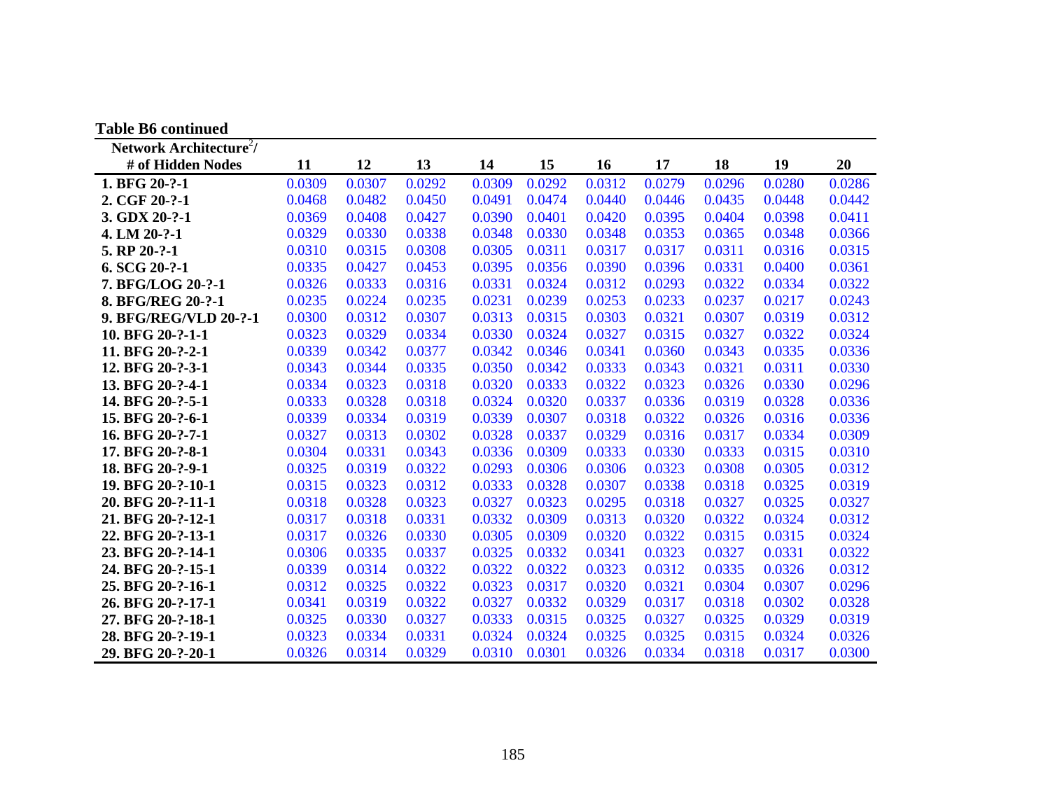**Table B6 continued**

| Network Architecture[2]/ # of Hidden Nodes | 11 | 12 | 13 | 14 | 15 | 16 | 17 | 18 | 19 | 20 |
|---|---|---|---|---|---|---|---|---|---|---|
| **1. BFG 20-?-1** | 0.0309 | 0.0307 | 0.0292 | 0.0309 | 0.0292 | 0.0312 | 0.0279 | 0.0296 | 0.0280 | 0.0286 |
| **2. CGF 20-?-1** | 0.0468 | 0.0482 | 0.0450 | 0.0491 | 0.0474 | 0.0440 | 0.0446 | 0.0435 | 0.0448 | 0.0442 |
| **3. GDX 20-?-1** | 0.0369 | 0.0408 | 0.0427 | 0.0390 | 0.0401 | 0.0420 | 0.0395 | 0.0404 | 0.0398 | 0.0411 |
| **4. LM 20-?-1** | 0.0329 | 0.0330 | 0.0338 | 0.0348 | 0.0330 | 0.0348 | 0.0353 | 0.0365 | 0.0348 | 0.0366 |
| **5. RP 20-?-1** | 0.0310 | 0.0315 | 0.0308 | 0.0305 | 0.0311 | 0.0317 | 0.0317 | 0.0311 | 0.0316 | 0.0315 |
| **6. SCG 20-?-1** | 0.0335 | 0.0427 | 0.0453 | 0.0395 | 0.0356 | 0.0390 | 0.0396 | 0.0331 | 0.0400 | 0.0361 |
| **7. BFG/LOG 20-?-1** | 0.0326 | 0.0333 | 0.0316 | 0.0331 | 0.0324 | 0.0312 | 0.0293 | 0.0322 | 0.0334 | 0.0322 |
| **8. BFG/REG 20-?-1** | 0.0235 | 0.0224 | 0.0235 | 0.0231 | 0.0239 | 0.0253 | 0.0233 | 0.0237 | 0.0217 | 0.0243 |
| **9. BFG/REG/VLD 20-?-1** | 0.0300 | 0.0312 | 0.0307 | 0.0313 | 0.0315 | 0.0303 | 0.0321 | 0.0307 | 0.0319 | 0.0312 |
| **10. BFG 20-?-1-1** | 0.0323 | 0.0329 | 0.0334 | 0.0330 | 0.0324 | 0.0327 | 0.0315 | 0.0327 | 0.0322 | 0.0324 |
| **11. BFG 20-?-2-1** | 0.0339 | 0.0342 | 0.0377 | 0.0342 | 0.0346 | 0.0341 | 0.0360 | 0.0343 | 0.0335 | 0.0336 |
| **12. BFG 20-?-3-1** | 0.0343 | 0.0344 | 0.0335 | 0.0350 | 0.0342 | 0.0333 | 0.0343 | 0.0321 | 0.0311 | 0.0330 |
| **13. BFG 20-?-4-1** | 0.0334 | 0.0323 | 0.0318 | 0.0320 | 0.0333 | 0.0322 | 0.0323 | 0.0326 | 0.0330 | 0.0296 |
| **14. BFG 20-?-5-1** | 0.0333 | 0.0328 | 0.0318 | 0.0324 | 0.0320 | 0.0337 | 0.0336 | 0.0319 | 0.0328 | 0.0336 |
| **15. BFG 20-?-6-1** | 0.0339 | 0.0334 | 0.0319 | 0.0339 | 0.0307 | 0.0318 | 0.0322 | 0.0326 | 0.0316 | 0.0336 |
| **16. BFG 20-?-7-1** | 0.0327 | 0.0313 | 0.0302 | 0.0328 | 0.0337 | 0.0329 | 0.0316 | 0.0317 | 0.0334 | 0.0309 |
| **17. BFG 20-?-8-1** | 0.0304 | 0.0331 | 0.0343 | 0.0336 | 0.0309 | 0.0333 | 0.0330 | 0.0333 | 0.0315 | 0.0310 |
| **18. BFG 20-?-9-1** | 0.0325 | 0.0319 | 0.0322 | 0.0293 | 0.0306 | 0.0306 | 0.0323 | 0.0308 | 0.0305 | 0.0312 |
| **19. BFG 20-?-10-1** | 0.0315 | 0.0323 | 0.0312 | 0.0333 | 0.0328 | 0.0307 | 0.0338 | 0.0318 | 0.0325 | 0.0319 |
| **20. BFG 20-?-11-1** | 0.0318 | 0.0328 | 0.0323 | 0.0327 | 0.0323 | 0.0295 | 0.0318 | 0.0327 | 0.0325 | 0.0327 |
| **21. BFG 20-?-12-1** | 0.0317 | 0.0318 | 0.0331 | 0.0332 | 0.0309 | 0.0313 | 0.0320 | 0.0322 | 0.0324 | 0.0312 |
| **22. BFG 20-?-13-1** | 0.0317 | 0.0326 | 0.0330 | 0.0305 | 0.0309 | 0.0320 | 0.0322 | 0.0315 | 0.0315 | 0.0324 |
| **23. BFG 20-?-14-1** | 0.0306 | 0.0335 | 0.0337 | 0.0325 | 0.0332 | 0.0341 | 0.0323 | 0.0327 | 0.0331 | 0.0322 |
| **24. BFG 20-?-15-1** | 0.0339 | 0.0314 | 0.0322 | 0.0322 | 0.0322 | 0.0323 | 0.0312 | 0.0335 | 0.0326 | 0.0312 |
| **25. BFG 20-?-16-1** | 0.0312 | 0.0325 | 0.0322 | 0.0323 | 0.0317 | 0.0320 | 0.0321 | 0.0304 | 0.0307 | 0.0296 |
| **26. BFG 20-?-17-1** | 0.0341 | 0.0319 | 0.0322 | 0.0327 | 0.0332 | 0.0329 | 0.0317 | 0.0318 | 0.0302 | 0.0328 |
| **27. BFG 20-?-18-1** | 0.0325 | 0.0330 | 0.0327 | 0.0333 | 0.0315 | 0.0325 | 0.0327 | 0.0325 | 0.0329 | 0.0319 |
| **28. BFG 20-?-19-1** | 0.0323 | 0.0334 | 0.0331 | 0.0324 | 0.0324 | 0.0325 | 0.0325 | 0.0315 | 0.0324 | 0.0326 |
| **29. BFG 20-?-20-1** | 0.0326 | 0.0314 | 0.0329 | 0.0310 | 0.0301 | 0.0326 | 0.0334 | 0.0318 | 0.0317 | 0.0300 |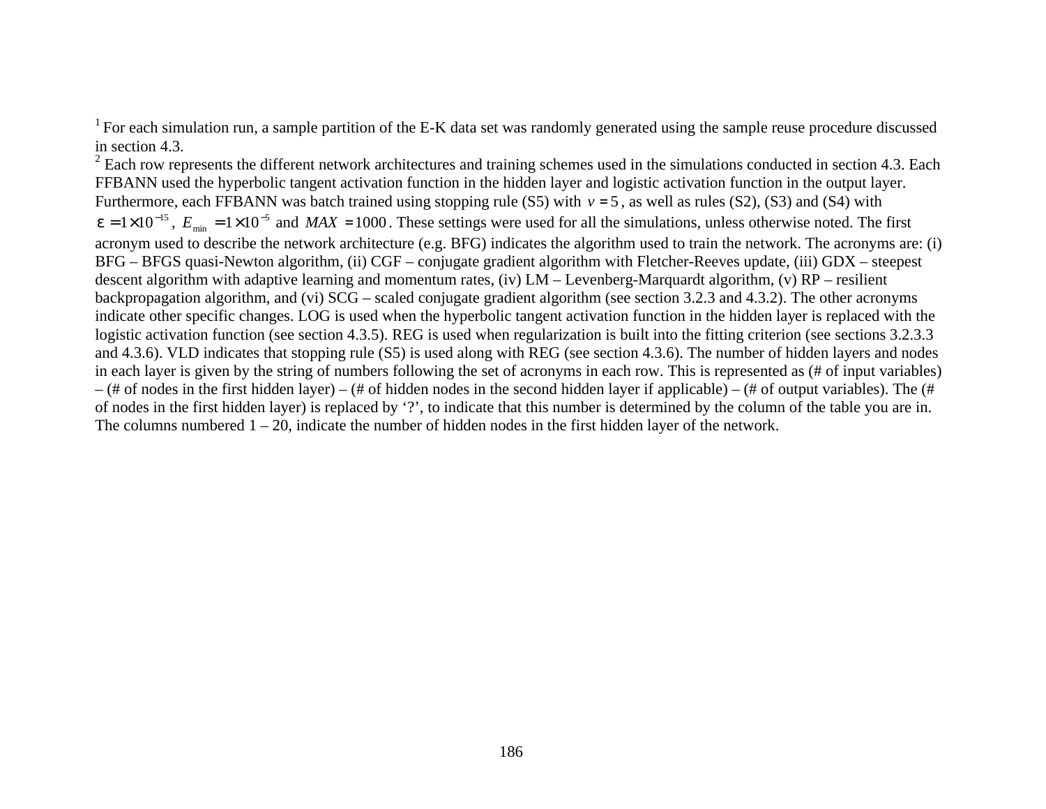[1] For each simulation run, a sample partition of the E-K data set was randomly generated using the sample reuse procedure discussed in section 4.3.

[2] Each row represents the different network architectures and training schemes used in the simulations conducted in section 4.3. Each FFBANN used the hyperbolic tangent activation function in the hidden layer and logistic activation function in the output layer. Furthermore, each FFBANN was batch trained using stopping rule (S5) with $v = 5$, as well as rules (S2), (S3) and (S4) with $\varepsilon = 1\times10^{-15}$, $E_{\min} = 1\times10^{-5}$ and $MAX = 1000$. These settings were used for all the simulations, unless otherwise noted. The first acronym used to describe the network architecture (e.g. BFG) indicates the algorithm used to train the network. The acronyms are: (i) BFG – BFGS quasi-Newton algorithm, (ii) CGF – conjugate gradient algorithm with Fletcher-Reeves update, (iii) GDX – steepest descent algorithm with adaptive learning and momentum rates, (iv) LM – Levenberg-Marquardt algorithm, (v) RP – resilient backpropagation algorithm, and (vi) SCG – scaled conjugate gradient algorithm (see section 3.2.3 and 4.3.2). The other acronyms indicate other specific changes. LOG is used when the hyperbolic tangent activation function in the hidden layer is replaced with the logistic activation function (see section 4.3.5). REG is used when regularization is built into the fitting criterion (see sections 3.2.3.3 and 4.3.6). VLD indicates that stopping rule (S5) is used along with REG (see section 4.3.6). The number of hidden layers and nodes in each layer is given by the string of numbers following the set of acronyms in each row. This is represented as (# of input variables) – (# of nodes in the first hidden layer) – (# of hidden nodes in the second hidden layer if applicable) – (# of output variables). The (# of nodes in the first hidden layer) is replaced by '?', to indicate that this number is determined by the column of the table you are in. The columns numbered 1 – 20, indicate the number of hidden nodes in the first hidden layer of the network.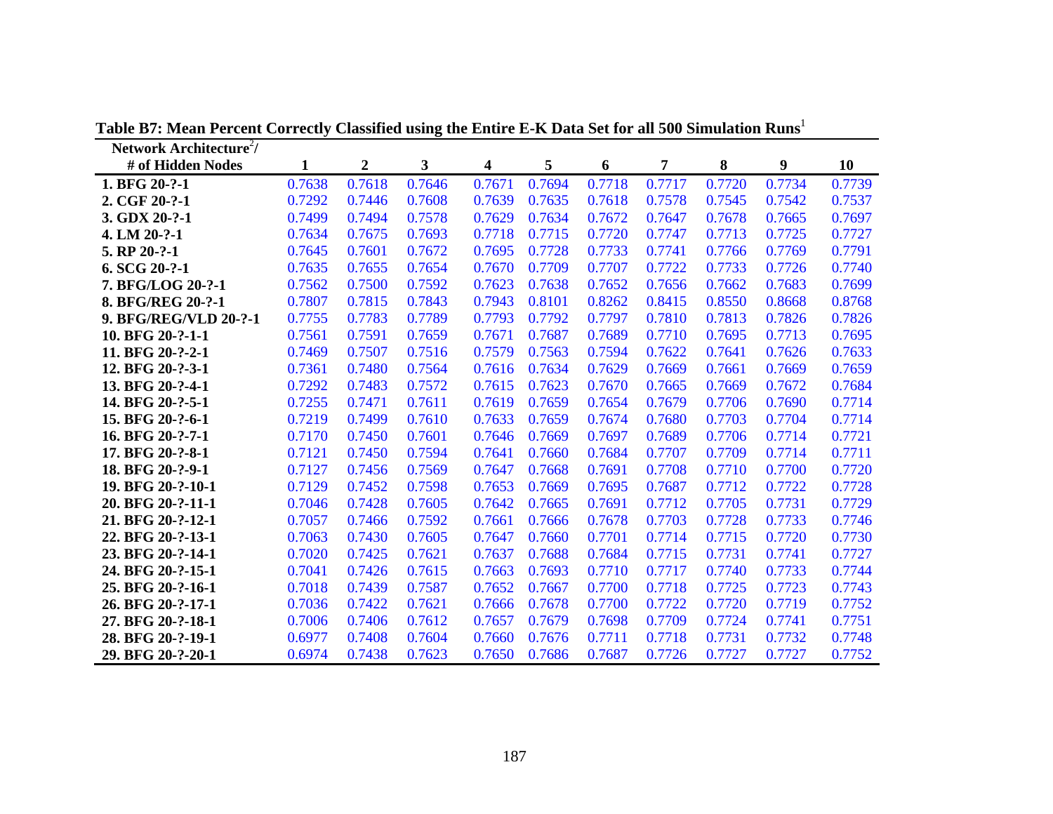**Table B7: Mean Percent Correctly Classified using the Entire E-K Data Set for all 500 Simulation Runs**[1]

| Network Architecture[2]/ # of Hidden Nodes | 1 | 2 | 3 | 4 | 5 | 6 | 7 | 8 | 9 | 10 |
|---|---|---|---|---|---|---|---|---|---|---|
| 1. BFG 20-?-1 | 0.7638 | 0.7618 | 0.7646 | 0.7671 | 0.7694 | 0.7718 | 0.7717 | 0.7720 | 0.7734 | 0.7739 |
| 2. CGF 20-?-1 | 0.7292 | 0.7446 | 0.7608 | 0.7639 | 0.7635 | 0.7618 | 0.7578 | 0.7545 | 0.7542 | 0.7537 |
| 3. GDX 20-?-1 | 0.7499 | 0.7494 | 0.7578 | 0.7629 | 0.7634 | 0.7672 | 0.7647 | 0.7678 | 0.7665 | 0.7697 |
| 4. LM 20-?-1 | 0.7634 | 0.7675 | 0.7693 | 0.7718 | 0.7715 | 0.7720 | 0.7747 | 0.7713 | 0.7725 | 0.7727 |
| 5. RP 20-?-1 | 0.7645 | 0.7601 | 0.7672 | 0.7695 | 0.7728 | 0.7733 | 0.7741 | 0.7766 | 0.7769 | 0.7791 |
| 6. SCG 20-?-1 | 0.7635 | 0.7655 | 0.7654 | 0.7670 | 0.7709 | 0.7707 | 0.7722 | 0.7733 | 0.7726 | 0.7740 |
| 7. BFG/LOG 20-?-1 | 0.7562 | 0.7500 | 0.7592 | 0.7623 | 0.7638 | 0.7652 | 0.7656 | 0.7662 | 0.7683 | 0.7699 |
| 8. BFG/REG 20-?-1 | 0.7807 | 0.7815 | 0.7843 | 0.7943 | 0.8101 | 0.8262 | 0.8415 | 0.8550 | 0.8668 | 0.8768 |
| 9. BFG/REG/VLD 20-?-1 | 0.7755 | 0.7783 | 0.7789 | 0.7793 | 0.7792 | 0.7797 | 0.7810 | 0.7813 | 0.7826 | 0.7826 |
| 10. BFG 20-?-1-1 | 0.7561 | 0.7591 | 0.7659 | 0.7671 | 0.7687 | 0.7689 | 0.7710 | 0.7695 | 0.7713 | 0.7695 |
| 11. BFG 20-?-2-1 | 0.7469 | 0.7507 | 0.7516 | 0.7579 | 0.7563 | 0.7594 | 0.7622 | 0.7641 | 0.7626 | 0.7633 |
| 12. BFG 20-?-3-1 | 0.7361 | 0.7480 | 0.7564 | 0.7616 | 0.7634 | 0.7629 | 0.7669 | 0.7661 | 0.7669 | 0.7659 |
| 13. BFG 20-?-4-1 | 0.7292 | 0.7483 | 0.7572 | 0.7615 | 0.7623 | 0.7670 | 0.7665 | 0.7669 | 0.7672 | 0.7684 |
| 14. BFG 20-?-5-1 | 0.7255 | 0.7471 | 0.7611 | 0.7619 | 0.7659 | 0.7654 | 0.7679 | 0.7706 | 0.7690 | 0.7714 |
| 15. BFG 20-?-6-1 | 0.7219 | 0.7499 | 0.7610 | 0.7633 | 0.7659 | 0.7674 | 0.7680 | 0.7703 | 0.7704 | 0.7714 |
| 16. BFG 20-?-7-1 | 0.7170 | 0.7450 | 0.7601 | 0.7646 | 0.7669 | 0.7697 | 0.7689 | 0.7706 | 0.7714 | 0.7721 |
| 17. BFG 20-?-8-1 | 0.7121 | 0.7450 | 0.7594 | 0.7641 | 0.7660 | 0.7684 | 0.7707 | 0.7709 | 0.7714 | 0.7711 |
| 18. BFG 20-?-9-1 | 0.7127 | 0.7456 | 0.7569 | 0.7647 | 0.7668 | 0.7691 | 0.7708 | 0.7710 | 0.7700 | 0.7720 |
| 19. BFG 20-?-10-1 | 0.7129 | 0.7452 | 0.7598 | 0.7653 | 0.7669 | 0.7695 | 0.7687 | 0.7712 | 0.7722 | 0.7728 |
| 20. BFG 20-?-11-1 | 0.7046 | 0.7428 | 0.7605 | 0.7642 | 0.7665 | 0.7691 | 0.7712 | 0.7705 | 0.7731 | 0.7729 |
| 21. BFG 20-?-12-1 | 0.7057 | 0.7466 | 0.7592 | 0.7661 | 0.7666 | 0.7678 | 0.7703 | 0.7728 | 0.7733 | 0.7746 |
| 22. BFG 20-?-13-1 | 0.7063 | 0.7430 | 0.7605 | 0.7647 | 0.7660 | 0.7701 | 0.7714 | 0.7715 | 0.7720 | 0.7730 |
| 23. BFG 20-?-14-1 | 0.7020 | 0.7425 | 0.7621 | 0.7637 | 0.7688 | 0.7684 | 0.7715 | 0.7731 | 0.7741 | 0.7727 |
| 24. BFG 20-?-15-1 | 0.7041 | 0.7426 | 0.7615 | 0.7663 | 0.7693 | 0.7710 | 0.7717 | 0.7740 | 0.7733 | 0.7744 |
| 25. BFG 20-?-16-1 | 0.7018 | 0.7439 | 0.7587 | 0.7652 | 0.7667 | 0.7700 | 0.7718 | 0.7725 | 0.7723 | 0.7743 |
| 26. BFG 20-?-17-1 | 0.7036 | 0.7422 | 0.7621 | 0.7666 | 0.7678 | 0.7700 | 0.7722 | 0.7720 | 0.7719 | 0.7752 |
| 27. BFG 20-?-18-1 | 0.7006 | 0.7406 | 0.7612 | 0.7657 | 0.7679 | 0.7698 | 0.7709 | 0.7724 | 0.7741 | 0.7751 |
| 28. BFG 20-?-19-1 | 0.6977 | 0.7408 | 0.7604 | 0.7660 | 0.7676 | 0.7711 | 0.7718 | 0.7731 | 0.7732 | 0.7748 |
| 29. BFG 20-?-20-1 | 0.6974 | 0.7438 | 0.7623 | 0.7650 | 0.7686 | 0.7687 | 0.7726 | 0.7727 | 0.7727 | 0.7752 |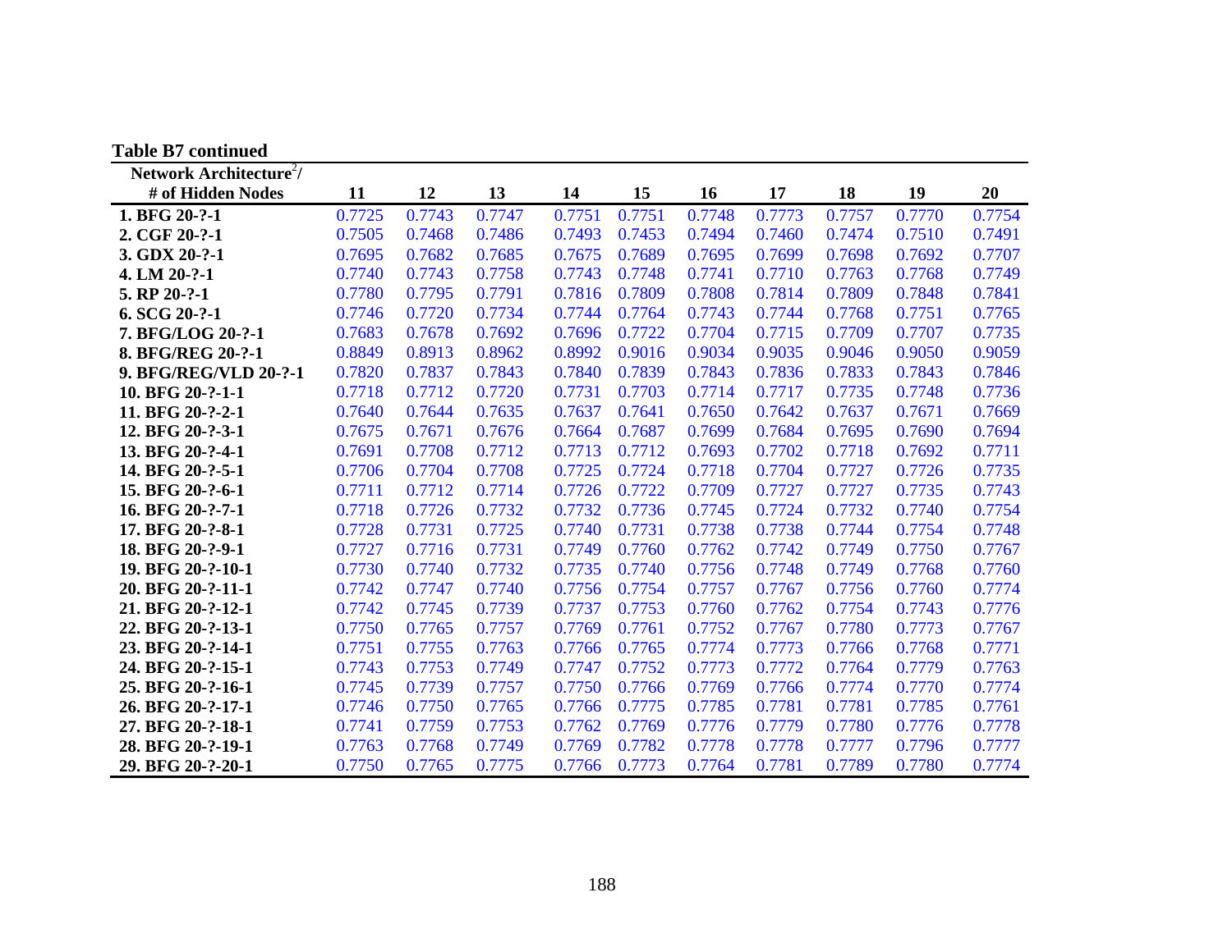**Table B7 continued**

| Network Architecture[2]/ # of Hidden Nodes | 11 | 12 | 13 | 14 | 15 | 16 | 17 | 18 | 19 | 20 |
|---|---|---|---|---|---|---|---|---|---|---|
| **1. BFG 20-?-1** | 0.7725 | 0.7743 | 0.7747 | 0.7751 | 0.7751 | 0.7748 | 0.7773 | 0.7757 | 0.7770 | 0.7754 |
| **2. CGF 20-?-1** | 0.7505 | 0.7468 | 0.7486 | 0.7493 | 0.7453 | 0.7494 | 0.7460 | 0.7474 | 0.7510 | 0.7491 |
| **3. GDX 20-?-1** | 0.7695 | 0.7682 | 0.7685 | 0.7675 | 0.7689 | 0.7695 | 0.7699 | 0.7698 | 0.7692 | 0.7707 |
| **4. LM 20-?-1** | 0.7740 | 0.7743 | 0.7758 | 0.7743 | 0.7748 | 0.7741 | 0.7710 | 0.7763 | 0.7768 | 0.7749 |
| **5. RP 20-?-1** | 0.7780 | 0.7795 | 0.7791 | 0.7816 | 0.7809 | 0.7808 | 0.7814 | 0.7809 | 0.7848 | 0.7841 |
| **6. SCG 20-?-1** | 0.7746 | 0.7720 | 0.7734 | 0.7744 | 0.7764 | 0.7743 | 0.7744 | 0.7768 | 0.7751 | 0.7765 |
| **7. BFG/LOG 20-?-1** | 0.7683 | 0.7678 | 0.7692 | 0.7696 | 0.7722 | 0.7704 | 0.7715 | 0.7709 | 0.7707 | 0.7735 |
| **8. BFG/REG 20-?-1** | 0.8849 | 0.8913 | 0.8962 | 0.8992 | 0.9016 | 0.9034 | 0.9035 | 0.9046 | 0.9050 | 0.9059 |
| **9. BFG/REG/VLD 20-?-1** | 0.7820 | 0.7837 | 0.7843 | 0.7840 | 0.7839 | 0.7843 | 0.7836 | 0.7833 | 0.7843 | 0.7846 |
| **10. BFG 20-?-1-1** | 0.7718 | 0.7712 | 0.7720 | 0.7731 | 0.7703 | 0.7714 | 0.7717 | 0.7735 | 0.7748 | 0.7736 |
| **11. BFG 20-?-2-1** | 0.7640 | 0.7644 | 0.7635 | 0.7637 | 0.7641 | 0.7650 | 0.7642 | 0.7637 | 0.7671 | 0.7669 |
| **12. BFG 20-?-3-1** | 0.7675 | 0.7671 | 0.7676 | 0.7664 | 0.7687 | 0.7699 | 0.7684 | 0.7695 | 0.7690 | 0.7694 |
| **13. BFG 20-?-4-1** | 0.7691 | 0.7708 | 0.7712 | 0.7713 | 0.7712 | 0.7693 | 0.7702 | 0.7718 | 0.7692 | 0.7711 |
| **14. BFG 20-?-5-1** | 0.7706 | 0.7704 | 0.7708 | 0.7725 | 0.7724 | 0.7718 | 0.7704 | 0.7727 | 0.7726 | 0.7735 |
| **15. BFG 20-?-6-1** | 0.7711 | 0.7712 | 0.7714 | 0.7726 | 0.7722 | 0.7709 | 0.7727 | 0.7727 | 0.7735 | 0.7743 |
| **16. BFG 20-?-7-1** | 0.7718 | 0.7726 | 0.7732 | 0.7732 | 0.7736 | 0.7745 | 0.7724 | 0.7732 | 0.7740 | 0.7754 |
| **17. BFG 20-?-8-1** | 0.7728 | 0.7731 | 0.7725 | 0.7740 | 0.7731 | 0.7738 | 0.7738 | 0.7744 | 0.7754 | 0.7748 |
| **18. BFG 20-?-9-1** | 0.7727 | 0.7716 | 0.7731 | 0.7749 | 0.7760 | 0.7762 | 0.7742 | 0.7749 | 0.7750 | 0.7767 |
| **19. BFG 20-?-10-1** | 0.7730 | 0.7740 | 0.7732 | 0.7735 | 0.7740 | 0.7756 | 0.7748 | 0.7749 | 0.7768 | 0.7760 |
| **20. BFG 20-?-11-1** | 0.7742 | 0.7747 | 0.7740 | 0.7756 | 0.7754 | 0.7757 | 0.7767 | 0.7756 | 0.7760 | 0.7774 |
| **21. BFG 20-?-12-1** | 0.7742 | 0.7745 | 0.7739 | 0.7737 | 0.7753 | 0.7760 | 0.7762 | 0.7754 | 0.7743 | 0.7776 |
| **22. BFG 20-?-13-1** | 0.7750 | 0.7765 | 0.7757 | 0.7769 | 0.7761 | 0.7752 | 0.7767 | 0.7780 | 0.7773 | 0.7767 |
| **23. BFG 20-?-14-1** | 0.7751 | 0.7755 | 0.7763 | 0.7766 | 0.7765 | 0.7774 | 0.7773 | 0.7766 | 0.7768 | 0.7771 |
| **24. BFG 20-?-15-1** | 0.7743 | 0.7753 | 0.7749 | 0.7747 | 0.7752 | 0.7773 | 0.7772 | 0.7764 | 0.7779 | 0.7763 |
| **25. BFG 20-?-16-1** | 0.7745 | 0.7739 | 0.7757 | 0.7750 | 0.7766 | 0.7769 | 0.7766 | 0.7774 | 0.7770 | 0.7774 |
| **26. BFG 20-?-17-1** | 0.7746 | 0.7750 | 0.7765 | 0.7766 | 0.7775 | 0.7785 | 0.7781 | 0.7781 | 0.7785 | 0.7761 |
| **27. BFG 20-?-18-1** | 0.7741 | 0.7759 | 0.7753 | 0.7762 | 0.7769 | 0.7776 | 0.7779 | 0.7780 | 0.7776 | 0.7778 |
| **28. BFG 20-?-19-1** | 0.7763 | 0.7768 | 0.7749 | 0.7769 | 0.7782 | 0.7778 | 0.7778 | 0.7777 | 0.7796 | 0.7777 |
| **29. BFG 20-?-20-1** | 0.7750 | 0.7765 | 0.7775 | 0.7766 | 0.7773 | 0.7764 | 0.7781 | 0.7789 | 0.7780 | 0.7774 |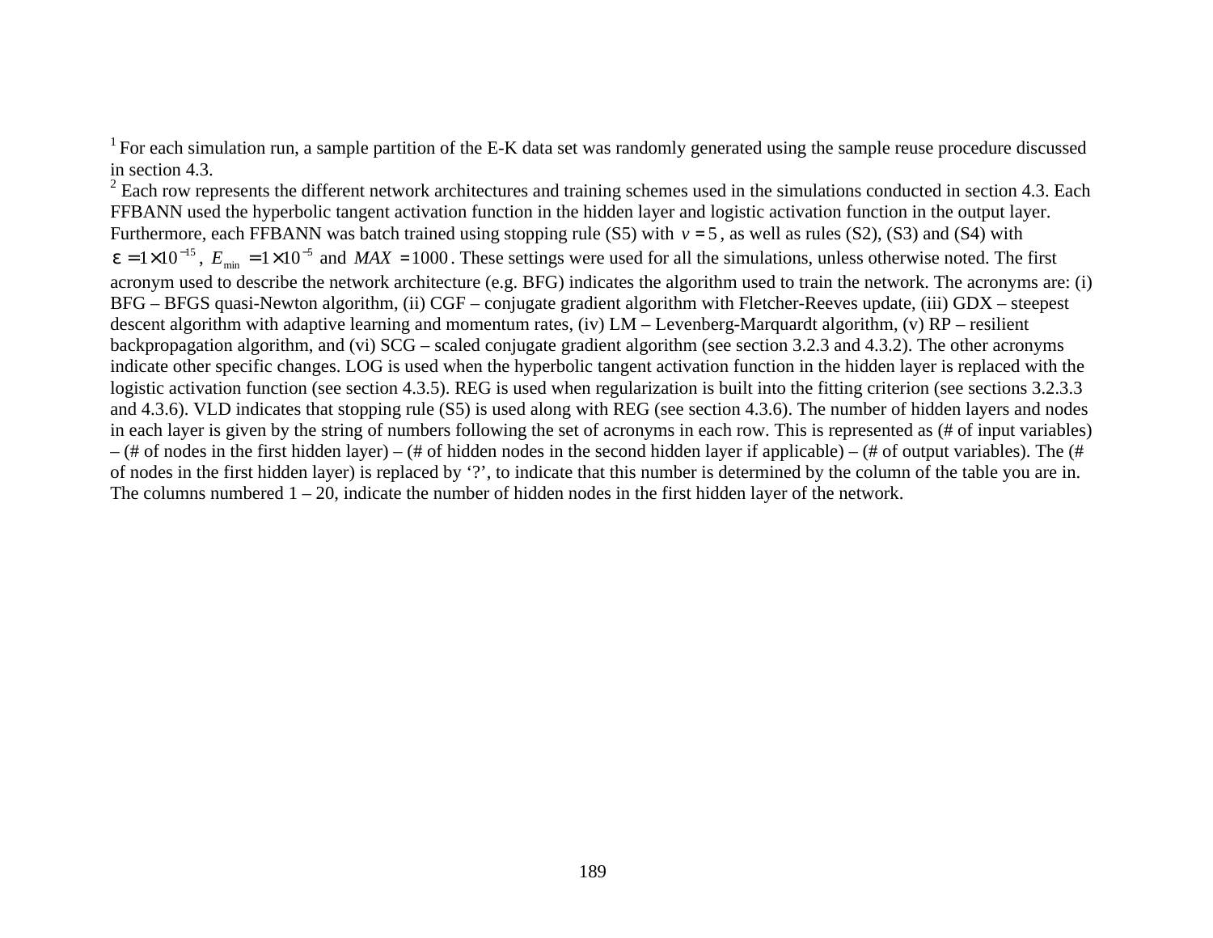[1] For each simulation run, a sample partition of the E-K data set was randomly generated using the sample reuse procedure discussed in section 4.3.

[2] Each row represents the different network architectures and training schemes used in the simulations conducted in section 4.3. Each FFBANN used the hyperbolic tangent activation function in the hidden layer and logistic activation function in the output layer. Furthermore, each FFBANN was batch trained using stopping rule (S5) with $v = 5$, as well as rules (S2), (S3) and (S4) with $\varepsilon = 1\times 10^{-15}$, $E_{\min} = 1\times 10^{-5}$ and $MAX = 1000$. These settings were used for all the simulations, unless otherwise noted. The first acronym used to describe the network architecture (e.g. BFG) indicates the algorithm used to train the network. The acronyms are: (i) BFG – BFGS quasi-Newton algorithm, (ii) CGF – conjugate gradient algorithm with Fletcher-Reeves update, (iii) GDX – steepest descent algorithm with adaptive learning and momentum rates, (iv) LM – Levenberg-Marquardt algorithm, (v) RP – resilient backpropagation algorithm, and (vi) SCG – scaled conjugate gradient algorithm (see section 3.2.3 and 4.3.2). The other acronyms indicate other specific changes. LOG is used when the hyperbolic tangent activation function in the hidden layer is replaced with the logistic activation function (see section 4.3.5). REG is used when regularization is built into the fitting criterion (see sections 3.2.3.3 and 4.3.6). VLD indicates that stopping rule (S5) is used along with REG (see section 4.3.6). The number of hidden layers and nodes in each layer is given by the string of numbers following the set of acronyms in each row. This is represented as (# of input variables) – (# of nodes in the first hidden layer) – (# of hidden nodes in the second hidden layer if applicable) – (# of output variables). The (# of nodes in the first hidden layer) is replaced by '?', to indicate that this number is determined by the column of the table you are in. The columns numbered 1 – 20, indicate the number of hidden nodes in the first hidden layer of the network.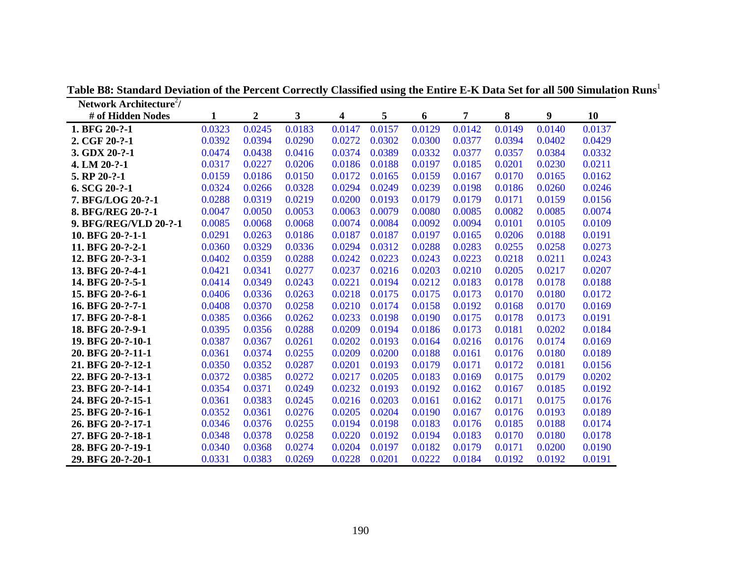**Table B8: Standard Deviation of the Percent Correctly Classified using the Entire E-K Data Set for all 500 Simulation Runs**[1]

| Network Architecture[2]/ # of Hidden Nodes | 1 | 2 | 3 | 4 | 5 | 6 | 7 | 8 | 9 | 10 |
|---|---|---|---|---|---|---|---|---|---|---|
| **1. BFG 20-?-1** | 0.0323 | 0.0245 | 0.0183 | 0.0147 | 0.0157 | 0.0129 | 0.0142 | 0.0149 | 0.0140 | 0.0137 |
| **2. CGF 20-?-1** | 0.0392 | 0.0394 | 0.0290 | 0.0272 | 0.0302 | 0.0300 | 0.0377 | 0.0394 | 0.0402 | 0.0429 |
| **3. GDX 20-?-1** | 0.0474 | 0.0438 | 0.0416 | 0.0374 | 0.0389 | 0.0332 | 0.0377 | 0.0357 | 0.0384 | 0.0332 |
| **4. LM 20-?-1** | 0.0317 | 0.0227 | 0.0206 | 0.0186 | 0.0188 | 0.0197 | 0.0185 | 0.0201 | 0.0230 | 0.0211 |
| **5. RP 20-?-1** | 0.0159 | 0.0186 | 0.0150 | 0.0172 | 0.0165 | 0.0159 | 0.0167 | 0.0170 | 0.0165 | 0.0162 |
| **6. SCG 20-?-1** | 0.0324 | 0.0266 | 0.0328 | 0.0294 | 0.0249 | 0.0239 | 0.0198 | 0.0186 | 0.0260 | 0.0246 |
| **7. BFG/LOG 20-?-1** | 0.0288 | 0.0319 | 0.0219 | 0.0200 | 0.0193 | 0.0179 | 0.0179 | 0.0171 | 0.0159 | 0.0156 |
| **8. BFG/REG 20-?-1** | 0.0047 | 0.0050 | 0.0053 | 0.0063 | 0.0079 | 0.0080 | 0.0085 | 0.0082 | 0.0085 | 0.0074 |
| **9. BFG/REG/VLD 20-?-1** | 0.0085 | 0.0068 | 0.0068 | 0.0074 | 0.0084 | 0.0092 | 0.0094 | 0.0101 | 0.0105 | 0.0109 |
| **10. BFG 20-?-1-1** | 0.0291 | 0.0263 | 0.0186 | 0.0187 | 0.0187 | 0.0197 | 0.0165 | 0.0206 | 0.0188 | 0.0191 |
| **11. BFG 20-?-2-1** | 0.0360 | 0.0329 | 0.0336 | 0.0294 | 0.0312 | 0.0288 | 0.0283 | 0.0255 | 0.0258 | 0.0273 |
| **12. BFG 20-?-3-1** | 0.0402 | 0.0359 | 0.0288 | 0.0242 | 0.0223 | 0.0243 | 0.0223 | 0.0218 | 0.0211 | 0.0243 |
| **13. BFG 20-?-4-1** | 0.0421 | 0.0341 | 0.0277 | 0.0237 | 0.0216 | 0.0203 | 0.0210 | 0.0205 | 0.0217 | 0.0207 |
| **14. BFG 20-?-5-1** | 0.0414 | 0.0349 | 0.0243 | 0.0221 | 0.0194 | 0.0212 | 0.0183 | 0.0178 | 0.0178 | 0.0188 |
| **15. BFG 20-?-6-1** | 0.0406 | 0.0336 | 0.0263 | 0.0218 | 0.0175 | 0.0175 | 0.0173 | 0.0170 | 0.0180 | 0.0172 |
| **16. BFG 20-?-7-1** | 0.0408 | 0.0370 | 0.0258 | 0.0210 | 0.0174 | 0.0158 | 0.0192 | 0.0168 | 0.0170 | 0.0169 |
| **17. BFG 20-?-8-1** | 0.0385 | 0.0366 | 0.0262 | 0.0233 | 0.0198 | 0.0190 | 0.0175 | 0.0178 | 0.0173 | 0.0191 |
| **18. BFG 20-?-9-1** | 0.0395 | 0.0356 | 0.0288 | 0.0209 | 0.0194 | 0.0186 | 0.0173 | 0.0181 | 0.0202 | 0.0184 |
| **19. BFG 20-?-10-1** | 0.0387 | 0.0367 | 0.0261 | 0.0202 | 0.0193 | 0.0164 | 0.0216 | 0.0176 | 0.0174 | 0.0169 |
| **20. BFG 20-?-11-1** | 0.0361 | 0.0374 | 0.0255 | 0.0209 | 0.0200 | 0.0188 | 0.0161 | 0.0176 | 0.0180 | 0.0189 |
| **21. BFG 20-?-12-1** | 0.0350 | 0.0352 | 0.0287 | 0.0201 | 0.0193 | 0.0179 | 0.0171 | 0.0172 | 0.0181 | 0.0156 |
| **22. BFG 20-?-13-1** | 0.0372 | 0.0385 | 0.0272 | 0.0217 | 0.0205 | 0.0183 | 0.0169 | 0.0175 | 0.0179 | 0.0202 |
| **23. BFG 20-?-14-1** | 0.0354 | 0.0371 | 0.0249 | 0.0232 | 0.0193 | 0.0192 | 0.0162 | 0.0167 | 0.0185 | 0.0192 |
| **24. BFG 20-?-15-1** | 0.0361 | 0.0383 | 0.0245 | 0.0216 | 0.0203 | 0.0161 | 0.0162 | 0.0171 | 0.0175 | 0.0176 |
| **25. BFG 20-?-16-1** | 0.0352 | 0.0361 | 0.0276 | 0.0205 | 0.0204 | 0.0190 | 0.0167 | 0.0176 | 0.0193 | 0.0189 |
| **26. BFG 20-?-17-1** | 0.0346 | 0.0376 | 0.0255 | 0.0194 | 0.0198 | 0.0183 | 0.0176 | 0.0185 | 0.0188 | 0.0174 |
| **27. BFG 20-?-18-1** | 0.0348 | 0.0378 | 0.0258 | 0.0220 | 0.0192 | 0.0194 | 0.0183 | 0.0170 | 0.0180 | 0.0178 |
| **28. BFG 20-?-19-1** | 0.0340 | 0.0368 | 0.0274 | 0.0204 | 0.0197 | 0.0182 | 0.0179 | 0.0171 | 0.0200 | 0.0190 |
| **29. BFG 20-?-20-1** | 0.0331 | 0.0383 | 0.0269 | 0.0228 | 0.0201 | 0.0222 | 0.0184 | 0.0192 | 0.0192 | 0.0191 |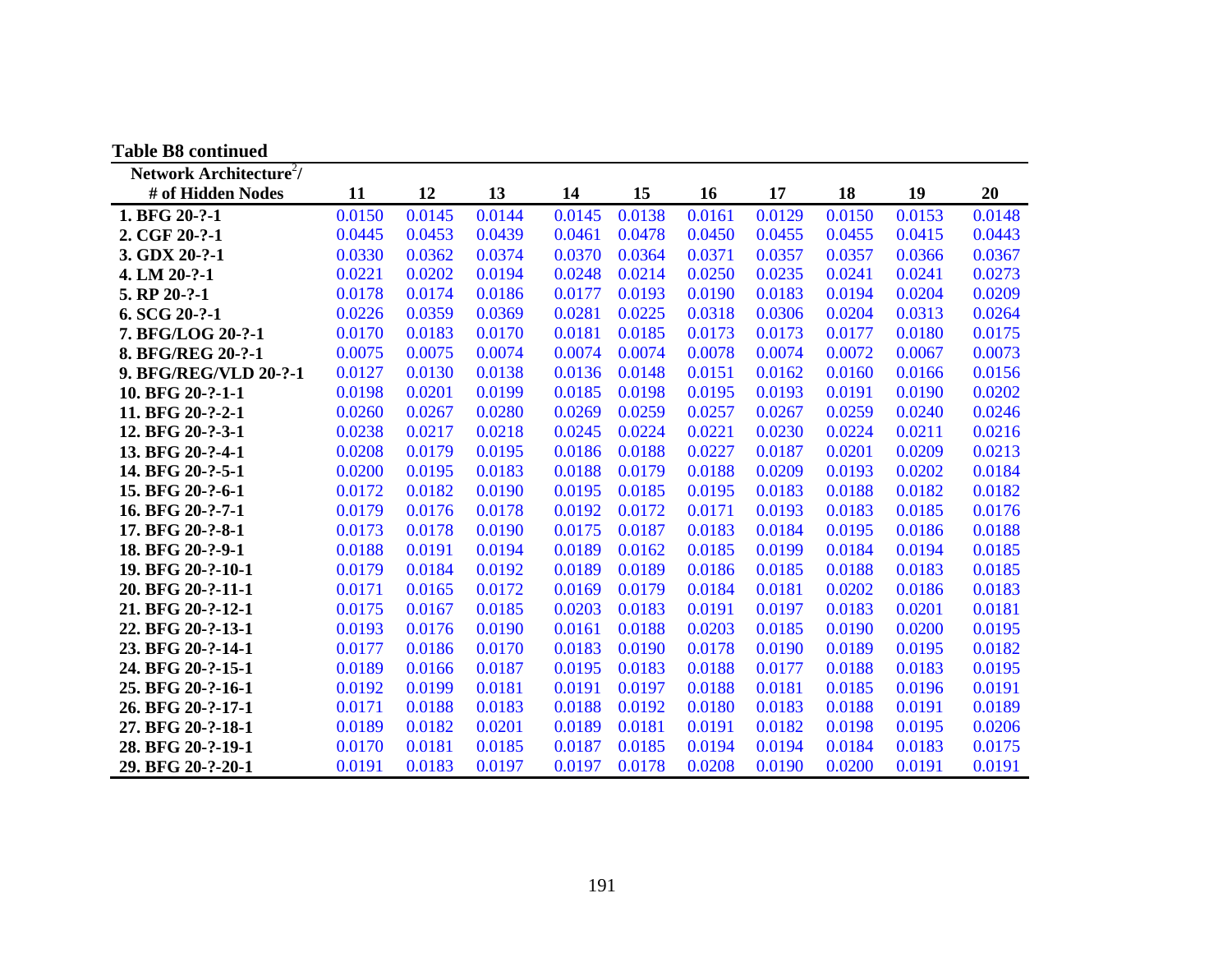**Table B8 continued**

| Network Architecture[2]/ # of Hidden Nodes | 11 | 12 | 13 | 14 | 15 | 16 | 17 | 18 | 19 | 20 |
|---|---|---|---|---|---|---|---|---|---|---|
| **1. BFG 20-?-1** | 0.0150 | 0.0145 | 0.0144 | 0.0145 | 0.0138 | 0.0161 | 0.0129 | 0.0150 | 0.0153 | 0.0148 |
| **2. CGF 20-?-1** | 0.0445 | 0.0453 | 0.0439 | 0.0461 | 0.0478 | 0.0450 | 0.0455 | 0.0455 | 0.0415 | 0.0443 |
| **3. GDX 20-?-1** | 0.0330 | 0.0362 | 0.0374 | 0.0370 | 0.0364 | 0.0371 | 0.0357 | 0.0357 | 0.0366 | 0.0367 |
| **4. LM 20-?-1** | 0.0221 | 0.0202 | 0.0194 | 0.0248 | 0.0214 | 0.0250 | 0.0235 | 0.0241 | 0.0241 | 0.0273 |
| **5. RP 20-?-1** | 0.0178 | 0.0174 | 0.0186 | 0.0177 | 0.0193 | 0.0190 | 0.0183 | 0.0194 | 0.0204 | 0.0209 |
| **6. SCG 20-?-1** | 0.0226 | 0.0359 | 0.0369 | 0.0281 | 0.0225 | 0.0318 | 0.0306 | 0.0204 | 0.0313 | 0.0264 |
| **7. BFG/LOG 20-?-1** | 0.0170 | 0.0183 | 0.0170 | 0.0181 | 0.0185 | 0.0173 | 0.0173 | 0.0177 | 0.0180 | 0.0175 |
| **8. BFG/REG 20-?-1** | 0.0075 | 0.0075 | 0.0074 | 0.0074 | 0.0074 | 0.0078 | 0.0074 | 0.0072 | 0.0067 | 0.0073 |
| **9. BFG/REG/VLD 20-?-1** | 0.0127 | 0.0130 | 0.0138 | 0.0136 | 0.0148 | 0.0151 | 0.0162 | 0.0160 | 0.0166 | 0.0156 |
| **10. BFG 20-?-1-1** | 0.0198 | 0.0201 | 0.0199 | 0.0185 | 0.0198 | 0.0195 | 0.0193 | 0.0191 | 0.0190 | 0.0202 |
| **11. BFG 20-?-2-1** | 0.0260 | 0.0267 | 0.0280 | 0.0269 | 0.0259 | 0.0257 | 0.0267 | 0.0259 | 0.0240 | 0.0246 |
| **12. BFG 20-?-3-1** | 0.0238 | 0.0217 | 0.0218 | 0.0245 | 0.0224 | 0.0221 | 0.0230 | 0.0224 | 0.0211 | 0.0216 |
| **13. BFG 20-?-4-1** | 0.0208 | 0.0179 | 0.0195 | 0.0186 | 0.0188 | 0.0227 | 0.0187 | 0.0201 | 0.0209 | 0.0213 |
| **14. BFG 20-?-5-1** | 0.0200 | 0.0195 | 0.0183 | 0.0188 | 0.0179 | 0.0188 | 0.0209 | 0.0193 | 0.0202 | 0.0184 |
| **15. BFG 20-?-6-1** | 0.0172 | 0.0182 | 0.0190 | 0.0195 | 0.0185 | 0.0195 | 0.0183 | 0.0188 | 0.0182 | 0.0182 |
| **16. BFG 20-?-7-1** | 0.0179 | 0.0176 | 0.0178 | 0.0192 | 0.0172 | 0.0171 | 0.0193 | 0.0183 | 0.0185 | 0.0176 |
| **17. BFG 20-?-8-1** | 0.0173 | 0.0178 | 0.0190 | 0.0175 | 0.0187 | 0.0183 | 0.0184 | 0.0195 | 0.0186 | 0.0188 |
| **18. BFG 20-?-9-1** | 0.0188 | 0.0191 | 0.0194 | 0.0189 | 0.0162 | 0.0185 | 0.0199 | 0.0184 | 0.0194 | 0.0185 |
| **19. BFG 20-?-10-1** | 0.0179 | 0.0184 | 0.0192 | 0.0189 | 0.0189 | 0.0186 | 0.0185 | 0.0188 | 0.0183 | 0.0185 |
| **20. BFG 20-?-11-1** | 0.0171 | 0.0165 | 0.0172 | 0.0169 | 0.0179 | 0.0184 | 0.0181 | 0.0202 | 0.0186 | 0.0183 |
| **21. BFG 20-?-12-1** | 0.0175 | 0.0167 | 0.0185 | 0.0203 | 0.0183 | 0.0191 | 0.0197 | 0.0183 | 0.0201 | 0.0181 |
| **22. BFG 20-?-13-1** | 0.0193 | 0.0176 | 0.0190 | 0.0161 | 0.0188 | 0.0203 | 0.0185 | 0.0190 | 0.0200 | 0.0195 |
| **23. BFG 20-?-14-1** | 0.0177 | 0.0186 | 0.0170 | 0.0183 | 0.0190 | 0.0178 | 0.0190 | 0.0189 | 0.0195 | 0.0182 |
| **24. BFG 20-?-15-1** | 0.0189 | 0.0166 | 0.0187 | 0.0195 | 0.0183 | 0.0188 | 0.0177 | 0.0188 | 0.0183 | 0.0195 |
| **25. BFG 20-?-16-1** | 0.0192 | 0.0199 | 0.0181 | 0.0191 | 0.0197 | 0.0188 | 0.0181 | 0.0185 | 0.0196 | 0.0191 |
| **26. BFG 20-?-17-1** | 0.0171 | 0.0188 | 0.0183 | 0.0188 | 0.0192 | 0.0180 | 0.0183 | 0.0188 | 0.0191 | 0.0189 |
| **27. BFG 20-?-18-1** | 0.0189 | 0.0182 | 0.0201 | 0.0189 | 0.0181 | 0.0191 | 0.0182 | 0.0198 | 0.0195 | 0.0206 |
| **28. BFG 20-?-19-1** | 0.0170 | 0.0181 | 0.0185 | 0.0187 | 0.0185 | 0.0194 | 0.0194 | 0.0184 | 0.0183 | 0.0175 |
| **29. BFG 20-?-20-1** | 0.0191 | 0.0183 | 0.0197 | 0.0197 | 0.0178 | 0.0208 | 0.0190 | 0.0200 | 0.0191 | 0.0191 |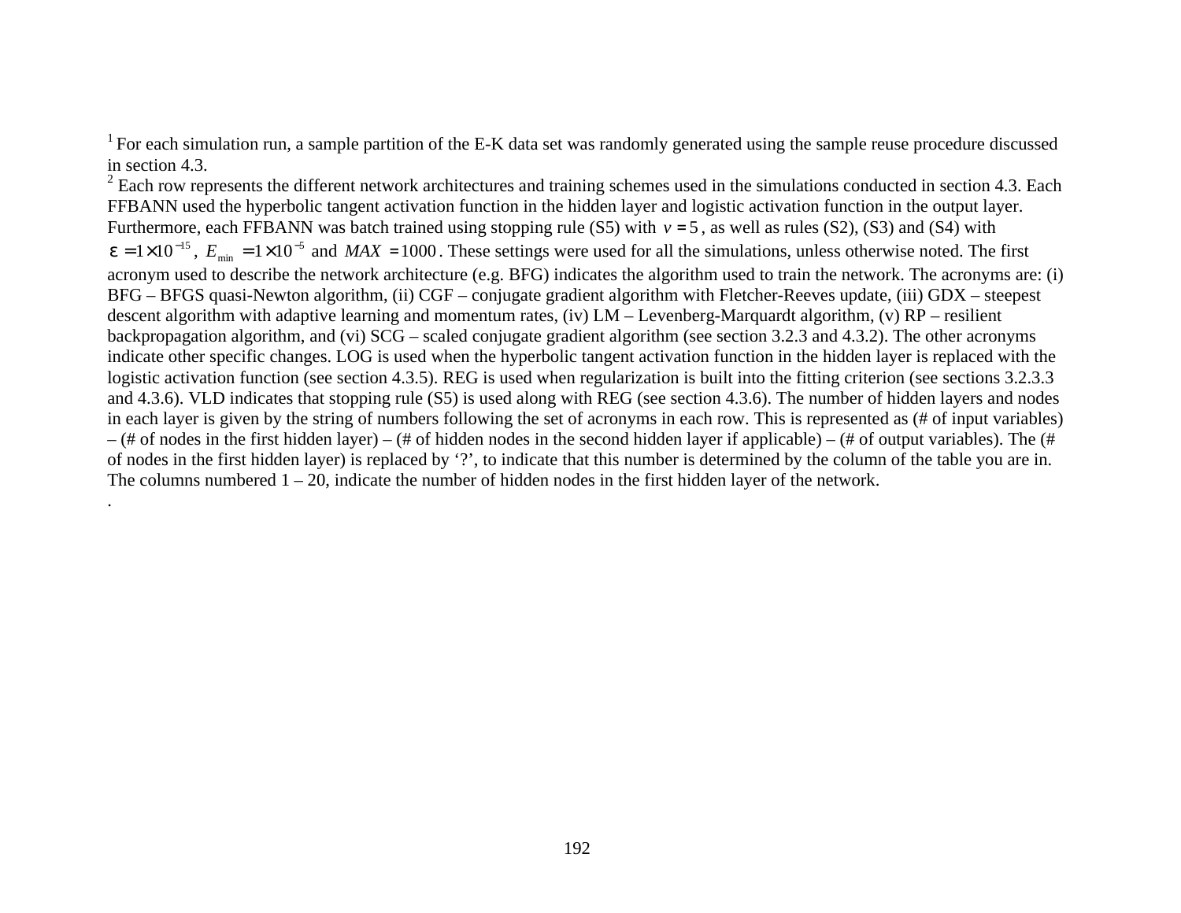[1] For each simulation run, a sample partition of the E-K data set was randomly generated using the sample reuse procedure discussed in section 4.3.

[2] Each row represents the different network architectures and training schemes used in the simulations conducted in section 4.3. Each FFBANN used the hyperbolic tangent activation function in the hidden layer and logistic activation function in the output layer. Furthermore, each FFBANN was batch trained using stopping rule (S5) with $v = 5$, as well as rules (S2), (S3) and (S4) with $\varepsilon = 1 \times 10^{-15}$, $E_{\min} = 1 \times 10^{-5}$ and $MAX = 1000$. These settings were used for all the simulations, unless otherwise noted. The first acronym used to describe the network architecture (e.g. BFG) indicates the algorithm used to train the network. The acronyms are: (i) BFG – BFGS quasi-Newton algorithm, (ii) CGF – conjugate gradient algorithm with Fletcher-Reeves update, (iii) GDX – steepest descent algorithm with adaptive learning and momentum rates, (iv) LM – Levenberg-Marquardt algorithm, (v) RP – resilient backpropagation algorithm, and (vi) SCG – scaled conjugate gradient algorithm (see section 3.2.3 and 4.3.2). The other acronyms indicate other specific changes. LOG is used when the hyperbolic tangent activation function in the hidden layer is replaced with the logistic activation function (see section 4.3.5). REG is used when regularization is built into the fitting criterion (see sections 3.2.3.3 and 4.3.6). VLD indicates that stopping rule (S5) is used along with REG (see section 4.3.6). The number of hidden layers and nodes in each layer is given by the string of numbers following the set of acronyms in each row. This is represented as (# of input variables) – (# of nodes in the first hidden layer) – (# of hidden nodes in the second hidden layer if applicable) – (# of output variables). The (# of nodes in the first hidden layer) is replaced by '?', to indicate that this number is determined by the column of the table you are in. The columns numbered 1 – 20, indicate the number of hidden nodes in the first hidden layer of the network.
.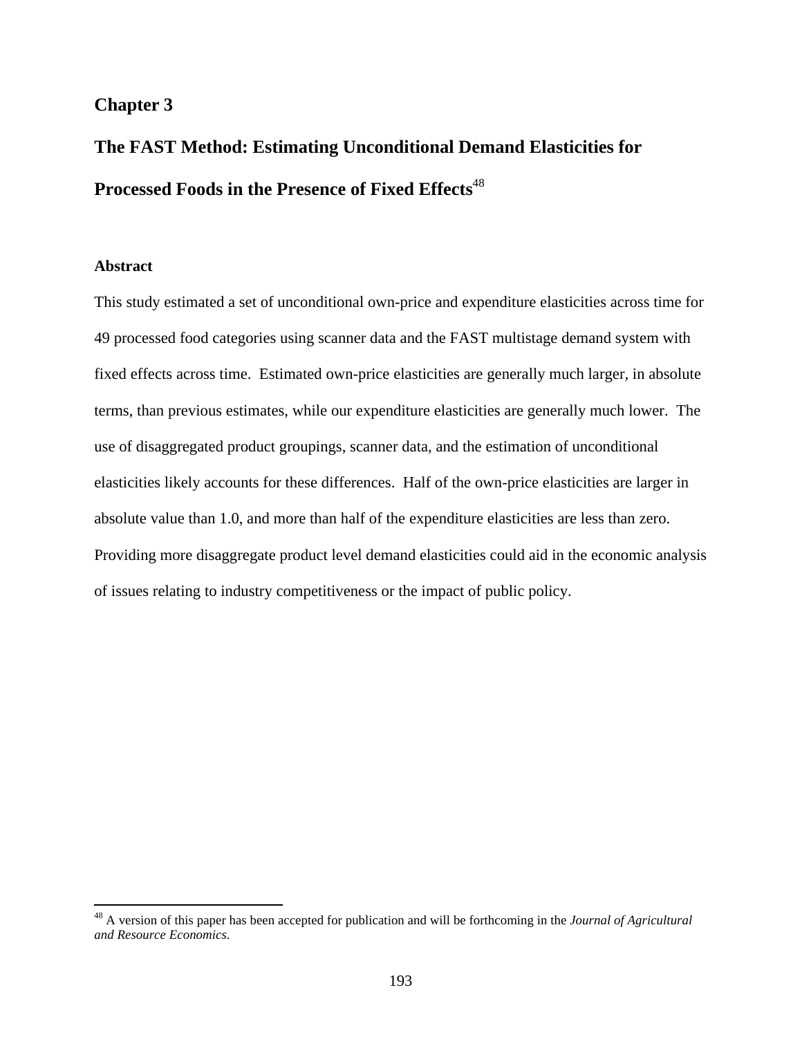# Chapter 3

# The FAST Method: Estimating Unconditional Demand Elasticities for Processed Foods in the Presence of Fixed Effects[48]

### Abstract

This study estimated a set of unconditional own-price and expenditure elasticities across time for 49 processed food categories using scanner data and the FAST multistage demand system with fixed effects across time. Estimated own-price elasticities are generally much larger, in absolute terms, than previous estimates, while our expenditure elasticities are generally much lower. The use of disaggregated product groupings, scanner data, and the estimation of unconditional elasticities likely accounts for these differences. Half of the own-price elasticities are larger in absolute value than 1.0, and more than half of the expenditure elasticities are less than zero. Providing more disaggregate product level demand elasticities could aid in the economic analysis of issues relating to industry competitiveness or the impact of public policy.

---

[48] A version of this paper has been accepted for publication and will be forthcoming in the *Journal of Agricultural and Resource Economics*.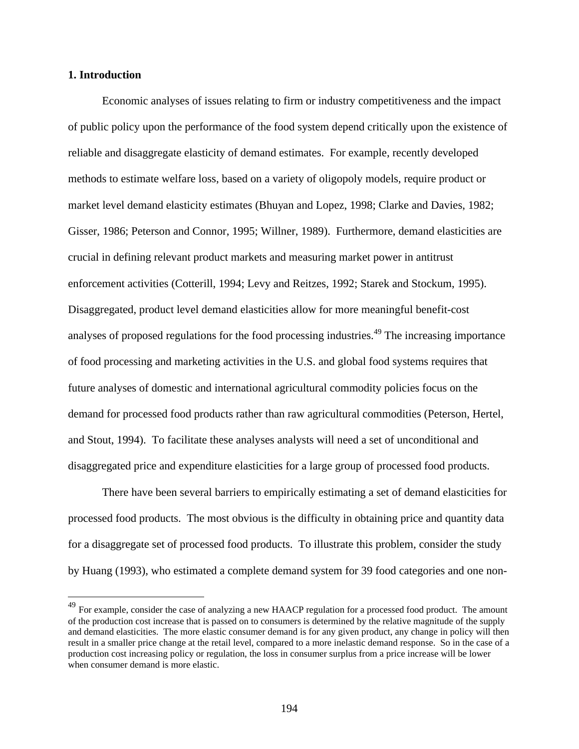## 1. Introduction

Economic analyses of issues relating to firm or industry competitiveness and the impact of public policy upon the performance of the food system depend critically upon the existence of reliable and disaggregate elasticity of demand estimates. For example, recently developed methods to estimate welfare loss, based on a variety of oligopoly models, require product or market level demand elasticity estimates (Bhuyan and Lopez, 1998; Clarke and Davies, 1982; Gisser, 1986; Peterson and Connor, 1995; Willner, 1989). Furthermore, demand elasticities are crucial in defining relevant product markets and measuring market power in antitrust enforcement activities (Cotterill, 1994; Levy and Reitzes, 1992; Starek and Stockum, 1995). Disaggregated, product level demand elasticities allow for more meaningful benefit-cost analyses of proposed regulations for the food processing industries.[49] The increasing importance of food processing and marketing activities in the U.S. and global food systems requires that future analyses of domestic and international agricultural commodity policies focus on the demand for processed food products rather than raw agricultural commodities (Peterson, Hertel, and Stout, 1994). To facilitate these analyses analysts will need a set of unconditional and disaggregated price and expenditure elasticities for a large group of processed food products.

There have been several barriers to empirically estimating a set of demand elasticities for processed food products. The most obvious is the difficulty in obtaining price and quantity data for a disaggregate set of processed food products. To illustrate this problem, consider the study by Huang (1993), who estimated a complete demand system for 39 food categories and one non-

---

[49] For example, consider the case of analyzing a new HAACP regulation for a processed food product. The amount of the production cost increase that is passed on to consumers is determined by the relative magnitude of the supply and demand elasticities. The more elastic consumer demand is for any given product, any change in policy will then result in a smaller price change at the retail level, compared to a more inelastic demand response. So in the case of a production cost increasing policy or regulation, the loss in consumer surplus from a price increase will be lower when consumer demand is more elastic.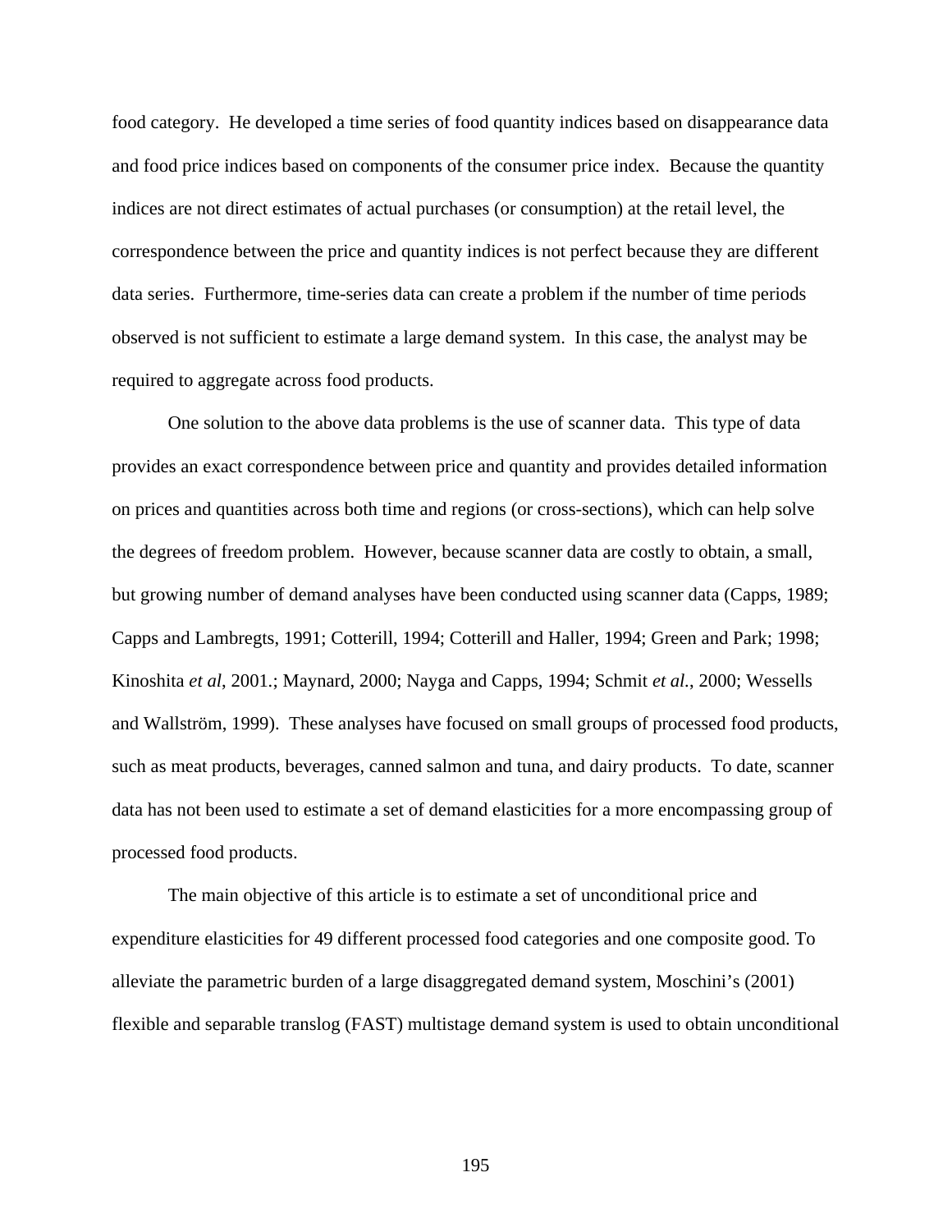food category. He developed a time series of food quantity indices based on disappearance data and food price indices based on components of the consumer price index. Because the quantity indices are not direct estimates of actual purchases (or consumption) at the retail level, the correspondence between the price and quantity indices is not perfect because they are different data series. Furthermore, time-series data can create a problem if the number of time periods observed is not sufficient to estimate a large demand system. In this case, the analyst may be required to aggregate across food products.

One solution to the above data problems is the use of scanner data. This type of data provides an exact correspondence between price and quantity and provides detailed information on prices and quantities across both time and regions (or cross-sections), which can help solve the degrees of freedom problem. However, because scanner data are costly to obtain, a small, but growing number of demand analyses have been conducted using scanner data (Capps, 1989; Capps and Lambregts, 1991; Cotterill, 1994; Cotterill and Haller, 1994; Green and Park; 1998; Kinoshita *et al*, 2001.; Maynard, 2000; Nayga and Capps, 1994; Schmit *et al.*, 2000; Wessells and Wallström, 1999). These analyses have focused on small groups of processed food products, such as meat products, beverages, canned salmon and tuna, and dairy products. To date, scanner data has not been used to estimate a set of demand elasticities for a more encompassing group of processed food products.

The main objective of this article is to estimate a set of unconditional price and expenditure elasticities for 49 different processed food categories and one composite good. To alleviate the parametric burden of a large disaggregated demand system, Moschini's (2001) flexible and separable translog (FAST) multistage demand system is used to obtain unconditional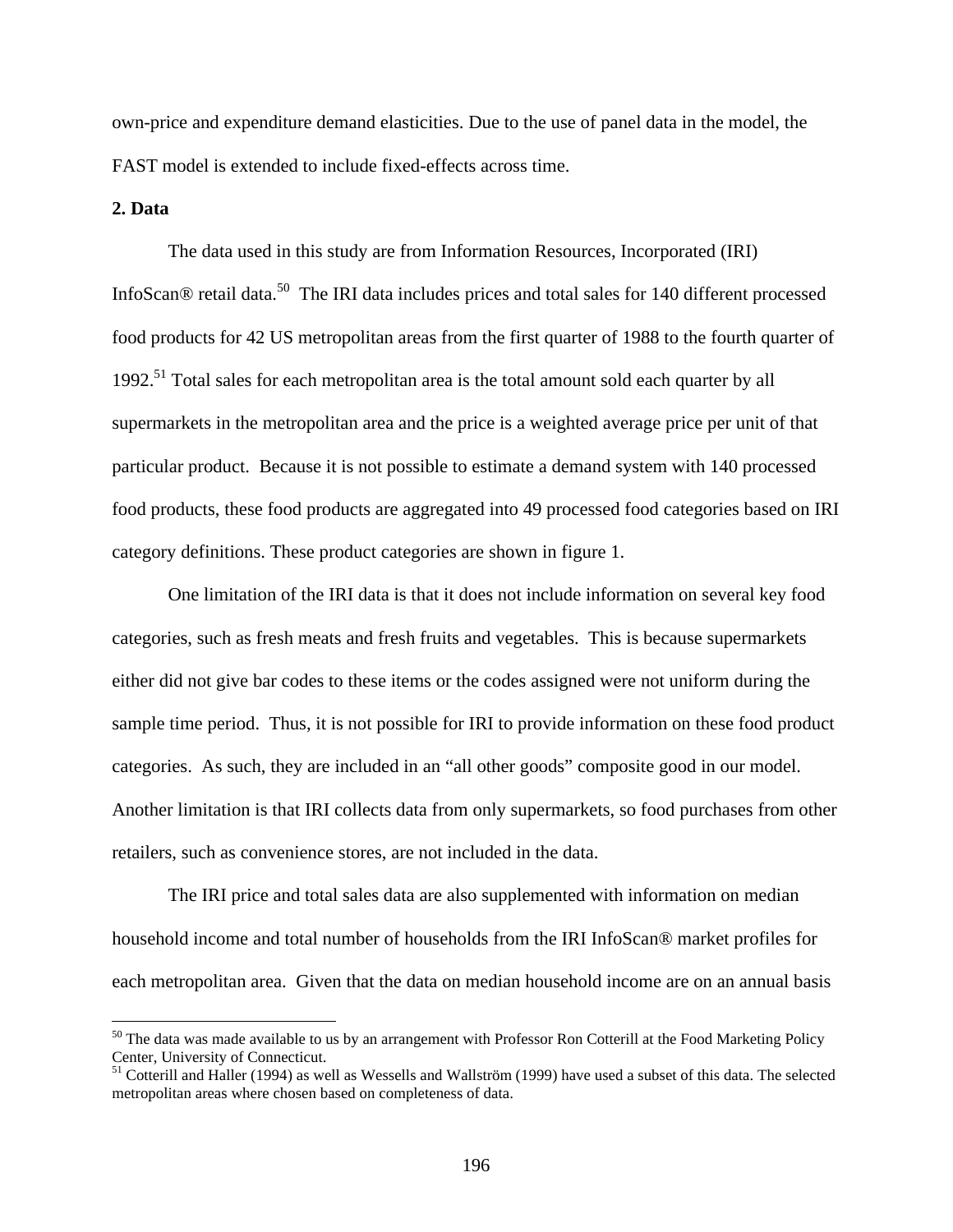own-price and expenditure demand elasticities. Due to the use of panel data in the model, the FAST model is extended to include fixed-effects across time.

**2. Data**

The data used in this study are from Information Resources, Incorporated (IRI) InfoScan® retail data.[50] The IRI data includes prices and total sales for 140 different processed food products for 42 US metropolitan areas from the first quarter of 1988 to the fourth quarter of 1992.[51] Total sales for each metropolitan area is the total amount sold each quarter by all supermarkets in the metropolitan area and the price is a weighted average price per unit of that particular product. Because it is not possible to estimate a demand system with 140 processed food products, these food products are aggregated into 49 processed food categories based on IRI category definitions. These product categories are shown in figure 1.

One limitation of the IRI data is that it does not include information on several key food categories, such as fresh meats and fresh fruits and vegetables. This is because supermarkets either did not give bar codes to these items or the codes assigned were not uniform during the sample time period. Thus, it is not possible for IRI to provide information on these food product categories. As such, they are included in an "all other goods" composite good in our model. Another limitation is that IRI collects data from only supermarkets, so food purchases from other retailers, such as convenience stores, are not included in the data.

The IRI price and total sales data are also supplemented with information on median household income and total number of households from the IRI InfoScan® market profiles for each metropolitan area. Given that the data on median household income are on an annual basis

---

[50] The data was made available to us by an arrangement with Professor Ron Cotterill at the Food Marketing Policy Center, University of Connecticut.

[51] Cotterill and Haller (1994) as well as Wessells and Wallström (1999) have used a subset of this data. The selected metropolitan areas where chosen based on completeness of data.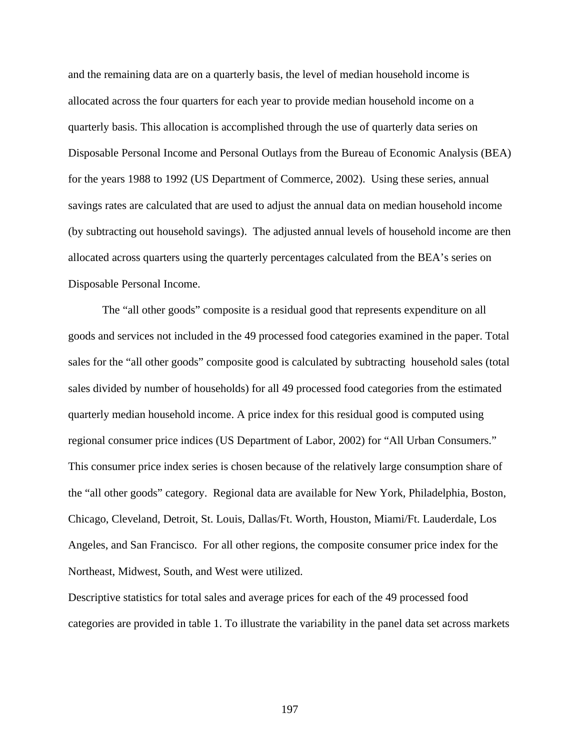and the remaining data are on a quarterly basis, the level of median household income is allocated across the four quarters for each year to provide median household income on a quarterly basis. This allocation is accomplished through the use of quarterly data series on Disposable Personal Income and Personal Outlays from the Bureau of Economic Analysis (BEA) for the years 1988 to 1992 (US Department of Commerce, 2002). Using these series, annual savings rates are calculated that are used to adjust the annual data on median household income (by subtracting out household savings). The adjusted annual levels of household income are then allocated across quarters using the quarterly percentages calculated from the BEA's series on Disposable Personal Income.

The "all other goods" composite is a residual good that represents expenditure on all goods and services not included in the 49 processed food categories examined in the paper. Total sales for the "all other goods" composite good is calculated by subtracting household sales (total sales divided by number of households) for all 49 processed food categories from the estimated quarterly median household income. A price index for this residual good is computed using regional consumer price indices (US Department of Labor, 2002) for "All Urban Consumers." This consumer price index series is chosen because of the relatively large consumption share of the "all other goods" category. Regional data are available for New York, Philadelphia, Boston, Chicago, Cleveland, Detroit, St. Louis, Dallas/Ft. Worth, Houston, Miami/Ft. Lauderdale, Los Angeles, and San Francisco. For all other regions, the composite consumer price index for the Northeast, Midwest, South, and West were utilized.

Descriptive statistics for total sales and average prices for each of the 49 processed food categories are provided in table 1. To illustrate the variability in the panel data set across markets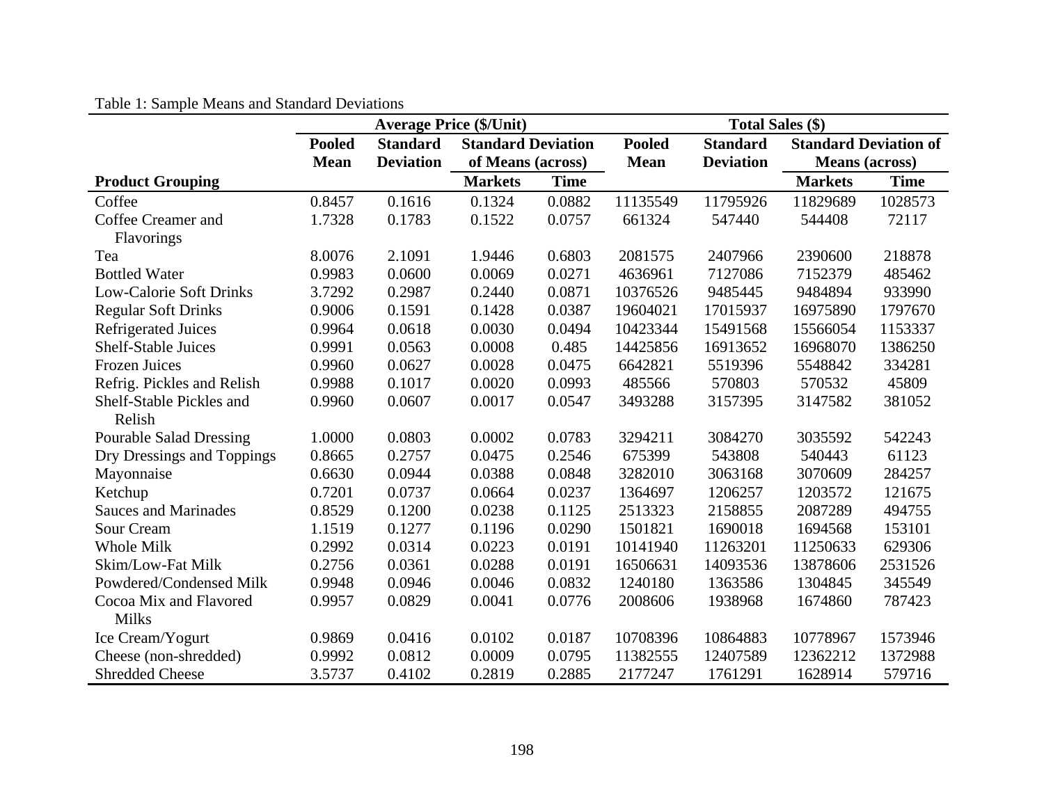Table 1: Sample Means and Standard Deviations

| Product Grouping | Average Price ($/Unit) | | | | Total Sales ($) | | | |
|---|---|---|---|---|---|---|---|---|
| | Pooled Mean | Standard Deviation | Standard Deviation of Means (across) | | Pooled Mean | Standard Deviation | Standard Deviation of Means (across) | |
| | | | Markets | Time | | | Markets | Time |
| Coffee | 0.8457 | 0.1616 | 0.1324 | 0.0882 | 11135549 | 11795926 | 11829689 | 1028573 |
| Coffee Creamer and Flavorings | 1.7328 | 0.1783 | 0.1522 | 0.0757 | 661324 | 547440 | 544408 | 72117 |
| Tea | 8.0076 | 2.1091 | 1.9446 | 0.6803 | 2081575 | 2407966 | 2390600 | 218878 |
| Bottled Water | 0.9983 | 0.0600 | 0.0069 | 0.0271 | 4636961 | 7127086 | 7152379 | 485462 |
| Low-Calorie Soft Drinks | 3.7292 | 0.2987 | 0.2440 | 0.0871 | 10376526 | 9485445 | 9484894 | 933990 |
| Regular Soft Drinks | 0.9006 | 0.1591 | 0.1428 | 0.0387 | 19604021 | 17015937 | 16975890 | 1797670 |
| Refrigerated Juices | 0.9964 | 0.0618 | 0.0030 | 0.0494 | 10423344 | 15491568 | 15566054 | 1153337 |
| Shelf-Stable Juices | 0.9991 | 0.0563 | 0.0008 | 0.485 | 14425856 | 16913652 | 16968070 | 1386250 |
| Frozen Juices | 0.9960 | 0.0627 | 0.0028 | 0.0475 | 6642821 | 5519396 | 5548842 | 334281 |
| Refrig. Pickles and Relish | 0.9988 | 0.1017 | 0.0020 | 0.0993 | 485566 | 570803 | 570532 | 45809 |
| Shelf-Stable Pickles and Relish | 0.9960 | 0.0607 | 0.0017 | 0.0547 | 3493288 | 3157395 | 3147582 | 381052 |
| Pourable Salad Dressing | 1.0000 | 0.0803 | 0.0002 | 0.0783 | 3294211 | 3084270 | 3035592 | 542243 |
| Dry Dressings and Toppings | 0.8665 | 0.2757 | 0.0475 | 0.2546 | 675399 | 543808 | 540443 | 61123 |
| Mayonnaise | 0.6630 | 0.0944 | 0.0388 | 0.0848 | 3282010 | 3063168 | 3070609 | 284257 |
| Ketchup | 0.7201 | 0.0737 | 0.0664 | 0.0237 | 1364697 | 1206257 | 1203572 | 121675 |
| Sauces and Marinades | 0.8529 | 0.1200 | 0.0238 | 0.1125 | 2513323 | 2158855 | 2087289 | 494755 |
| Sour Cream | 1.1519 | 0.1277 | 0.1196 | 0.0290 | 1501821 | 1690018 | 1694568 | 153101 |
| Whole Milk | 0.2992 | 0.0314 | 0.0223 | 0.0191 | 10141940 | 11263201 | 11250633 | 629306 |
| Skim/Low-Fat Milk | 0.2756 | 0.0361 | 0.0288 | 0.0191 | 16506631 | 14093536 | 13878606 | 2531526 |
| Powdered/Condensed Milk | 0.9948 | 0.0946 | 0.0046 | 0.0832 | 1240180 | 1363586 | 1304845 | 345549 |
| Cocoa Mix and Flavored Milks | 0.9957 | 0.0829 | 0.0041 | 0.0776 | 2008606 | 1938968 | 1674860 | 787423 |
| Ice Cream/Yogurt | 0.9869 | 0.0416 | 0.0102 | 0.0187 | 10708396 | 10864883 | 10778967 | 1573946 |
| Cheese (non-shredded) | 0.9992 | 0.0812 | 0.0009 | 0.0795 | 11382555 | 12407589 | 12362212 | 1372988 |
| Shredded Cheese | 3.5737 | 0.4102 | 0.2819 | 0.2885 | 2177247 | 1761291 | 1628914 | 579716 |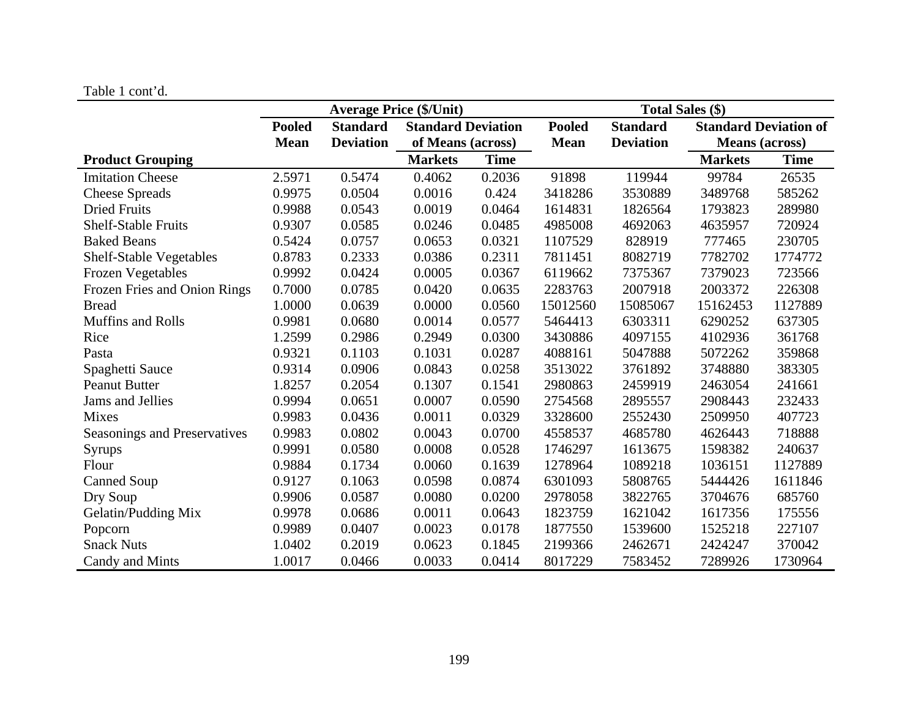Table 1 cont'd.

| | Average Price ($/Unit) | | | | Total Sales ($) | | | |
|---|---|---|---|---|---|---|---|---|
| | Pooled Mean | Standard Deviation | Standard Deviation of Means (across) | | Pooled Mean | Standard Deviation | Standard Deviation of Means (across) | |
| **Product Grouping** | | | **Markets** | **Time** | | | **Markets** | **Time** |
| Imitation Cheese | 2.5971 | 0.5474 | 0.4062 | 0.2036 | 91898 | 119944 | 99784 | 26535 |
| Cheese Spreads | 0.9975 | 0.0504 | 0.0016 | 0.424 | 3418286 | 3530889 | 3489768 | 585262 |
| Dried Fruits | 0.9988 | 0.0543 | 0.0019 | 0.0464 | 1614831 | 1826564 | 1793823 | 289980 |
| Shelf-Stable Fruits | 0.9307 | 0.0585 | 0.0246 | 0.0485 | 4985008 | 4692063 | 4635957 | 720924 |
| Baked Beans | 0.5424 | 0.0757 | 0.0653 | 0.0321 | 1107529 | 828919 | 777465 | 230705 |
| Shelf-Stable Vegetables | 0.8783 | 0.2333 | 0.0386 | 0.2311 | 7811451 | 8082719 | 7782702 | 1774772 |
| Frozen Vegetables | 0.9992 | 0.0424 | 0.0005 | 0.0367 | 6119662 | 7375367 | 7379023 | 723566 |
| Frozen Fries and Onion Rings | 0.7000 | 0.0785 | 0.0420 | 0.0635 | 2283763 | 2007918 | 2003372 | 226308 |
| Bread | 1.0000 | 0.0639 | 0.0000 | 0.0560 | 15012560 | 15085067 | 15162453 | 1127889 |
| Muffins and Rolls | 0.9981 | 0.0680 | 0.0014 | 0.0577 | 5464413 | 6303311 | 6290252 | 637305 |
| Rice | 1.2599 | 0.2986 | 0.2949 | 0.0300 | 3430886 | 4097155 | 4102936 | 361768 |
| Pasta | 0.9321 | 0.1103 | 0.1031 | 0.0287 | 4088161 | 5047888 | 5072262 | 359868 |
| Spaghetti Sauce | 0.9314 | 0.0906 | 0.0843 | 0.0258 | 3513022 | 3761892 | 3748880 | 383305 |
| Peanut Butter | 1.8257 | 0.2054 | 0.1307 | 0.1541 | 2980863 | 2459919 | 2463054 | 241661 |
| Jams and Jellies | 0.9994 | 0.0651 | 0.0007 | 0.0590 | 2754568 | 2895557 | 2908443 | 232433 |
| Mixes | 0.9983 | 0.0436 | 0.0011 | 0.0329 | 3328600 | 2552430 | 2509950 | 407723 |
| Seasonings and Preservatives | 0.9983 | 0.0802 | 0.0043 | 0.0700 | 4558537 | 4685780 | 4626443 | 718888 |
| Syrups | 0.9991 | 0.0580 | 0.0008 | 0.0528 | 1746297 | 1613675 | 1598382 | 240637 |
| Flour | 0.9884 | 0.1734 | 0.0060 | 0.1639 | 1278964 | 1089218 | 1036151 | 1127889 |
| Canned Soup | 0.9127 | 0.1063 | 0.0598 | 0.0874 | 6301093 | 5808765 | 5444426 | 1611846 |
| Dry Soup | 0.9906 | 0.0587 | 0.0080 | 0.0200 | 2978058 | 3822765 | 3704676 | 685760 |
| Gelatin/Pudding Mix | 0.9978 | 0.0686 | 0.0011 | 0.0643 | 1823759 | 1621042 | 1617356 | 175556 |
| Popcorn | 0.9989 | 0.0407 | 0.0023 | 0.0178 | 1877550 | 1539600 | 1525218 | 227107 |
| Snack Nuts | 1.0402 | 0.2019 | 0.0623 | 0.1845 | 2199366 | 2462671 | 2424247 | 370042 |
| Candy and Mints | 1.0017 | 0.0466 | 0.0033 | 0.0414 | 8017229 | 7583452 | 7289926 | 1730964 |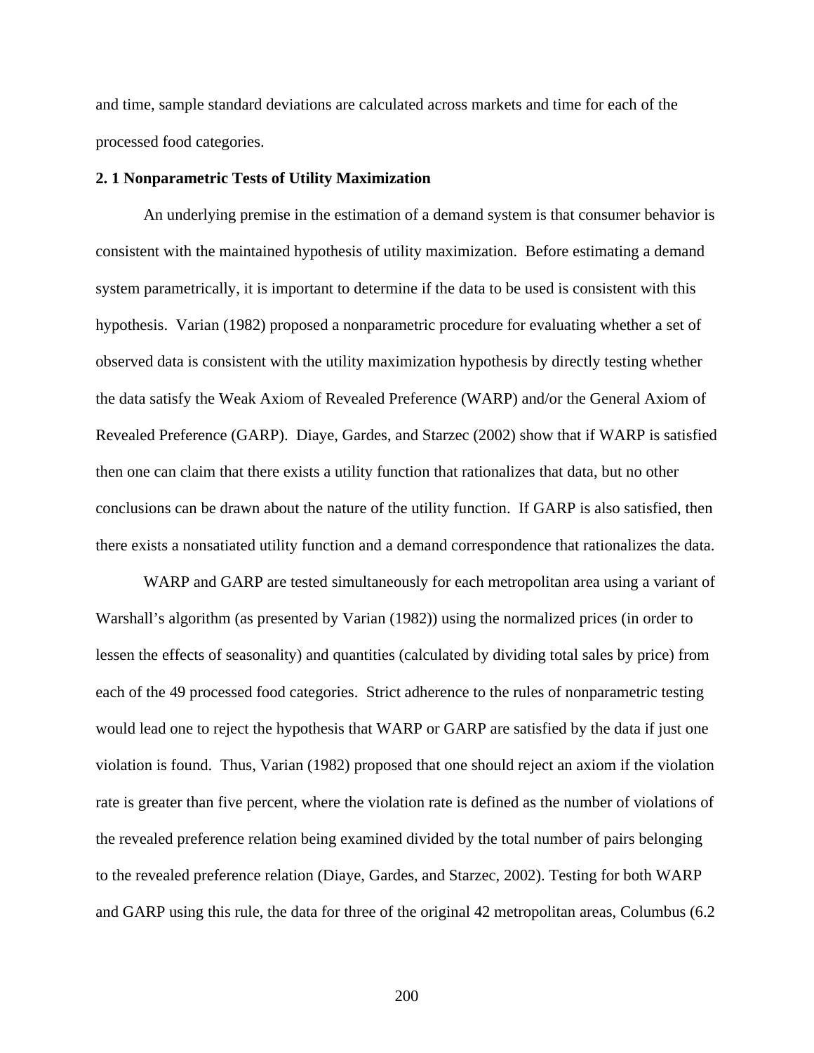and time, sample standard deviations are calculated across markets and time for each of the processed food categories.

## 2. 1 Nonparametric Tests of Utility Maximization

An underlying premise in the estimation of a demand system is that consumer behavior is consistent with the maintained hypothesis of utility maximization. Before estimating a demand system parametrically, it is important to determine if the data to be used is consistent with this hypothesis. Varian (1982) proposed a nonparametric procedure for evaluating whether a set of observed data is consistent with the utility maximization hypothesis by directly testing whether the data satisfy the Weak Axiom of Revealed Preference (WARP) and/or the General Axiom of Revealed Preference (GARP). Diaye, Gardes, and Starzec (2002) show that if WARP is satisfied then one can claim that there exists a utility function that rationalizes that data, but no other conclusions can be drawn about the nature of the utility function. If GARP is also satisfied, then there exists a nonsatiated utility function and a demand correspondence that rationalizes the data.

WARP and GARP are tested simultaneously for each metropolitan area using a variant of Warshall's algorithm (as presented by Varian (1982)) using the normalized prices (in order to lessen the effects of seasonality) and quantities (calculated by dividing total sales by price) from each of the 49 processed food categories. Strict adherence to the rules of nonparametric testing would lead one to reject the hypothesis that WARP or GARP are satisfied by the data if just one violation is found. Thus, Varian (1982) proposed that one should reject an axiom if the violation rate is greater than five percent, where the violation rate is defined as the number of violations of the revealed preference relation being examined divided by the total number of pairs belonging to the revealed preference relation (Diaye, Gardes, and Starzec, 2002). Testing for both WARP and GARP using this rule, the data for three of the original 42 metropolitan areas, Columbus (6.2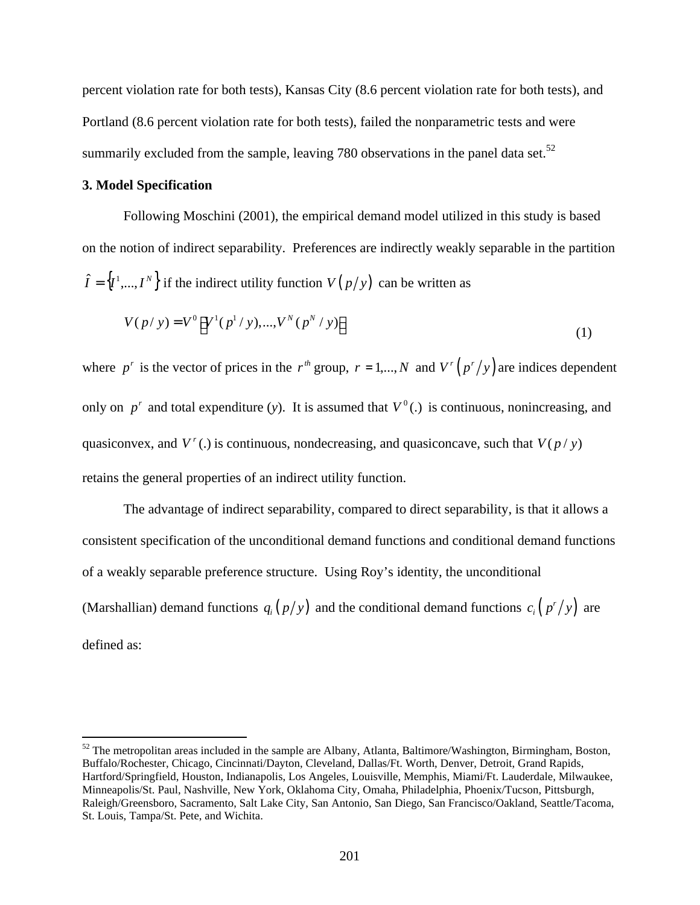percent violation rate for both tests), Kansas City (8.6 percent violation rate for both tests), and Portland (8.6 percent violation rate for both tests), failed the nonparametric tests and were summarily excluded from the sample, leaving 780 observations in the panel data set.[52]

### 3. Model Specification

Following Moschini (2001), the empirical demand model utilized in this study is based on the notion of indirect separability. Preferences are indirectly weakly separable in the partition $\hat{I} = \{I^1,...,I^N\}$ if the indirect utility function $V(p/y)$ can be written as

$$V(p/y) = V^0\left[V^1(p^1/y),...,V^N(p^N/y)\right] \tag{1}$$

where $p^r$ is the vector of prices in the $r^{th}$ group, $r = 1,...,N$ and $V^r(p^r/y)$ are indices dependent only on $p^r$ and total expenditure ($y$). It is assumed that $V^0(.)$ is continuous, nonincreasing, and quasiconvex, and $V^r(.)$ is continuous, nondecreasing, and quasiconcave, such that $V(p/y)$ retains the general properties of an indirect utility function.

The advantage of indirect separability, compared to direct separability, is that it allows a consistent specification of the unconditional demand functions and conditional demand functions of a weakly separable preference structure. Using Roy's identity, the unconditional (Marshallian) demand functions $q_i(p/y)$ and the conditional demand functions $c_i(p^r/y)$ are defined as:

---

[52] The metropolitan areas included in the sample are Albany, Atlanta, Baltimore/Washington, Birmingham, Boston, Buffalo/Rochester, Chicago, Cincinnati/Dayton, Cleveland, Dallas/Ft. Worth, Denver, Detroit, Grand Rapids, Hartford/Springfield, Houston, Indianapolis, Los Angeles, Louisville, Memphis, Miami/Ft. Lauderdale, Milwaukee, Minneapolis/St. Paul, Nashville, New York, Oklahoma City, Omaha, Philadelphia, Phoenix/Tucson, Pittsburgh, Raleigh/Greensboro, Sacramento, Salt Lake City, San Antonio, San Diego, San Francisco/Oakland, Seattle/Tacoma, St. Louis, Tampa/St. Pete, and Wichita.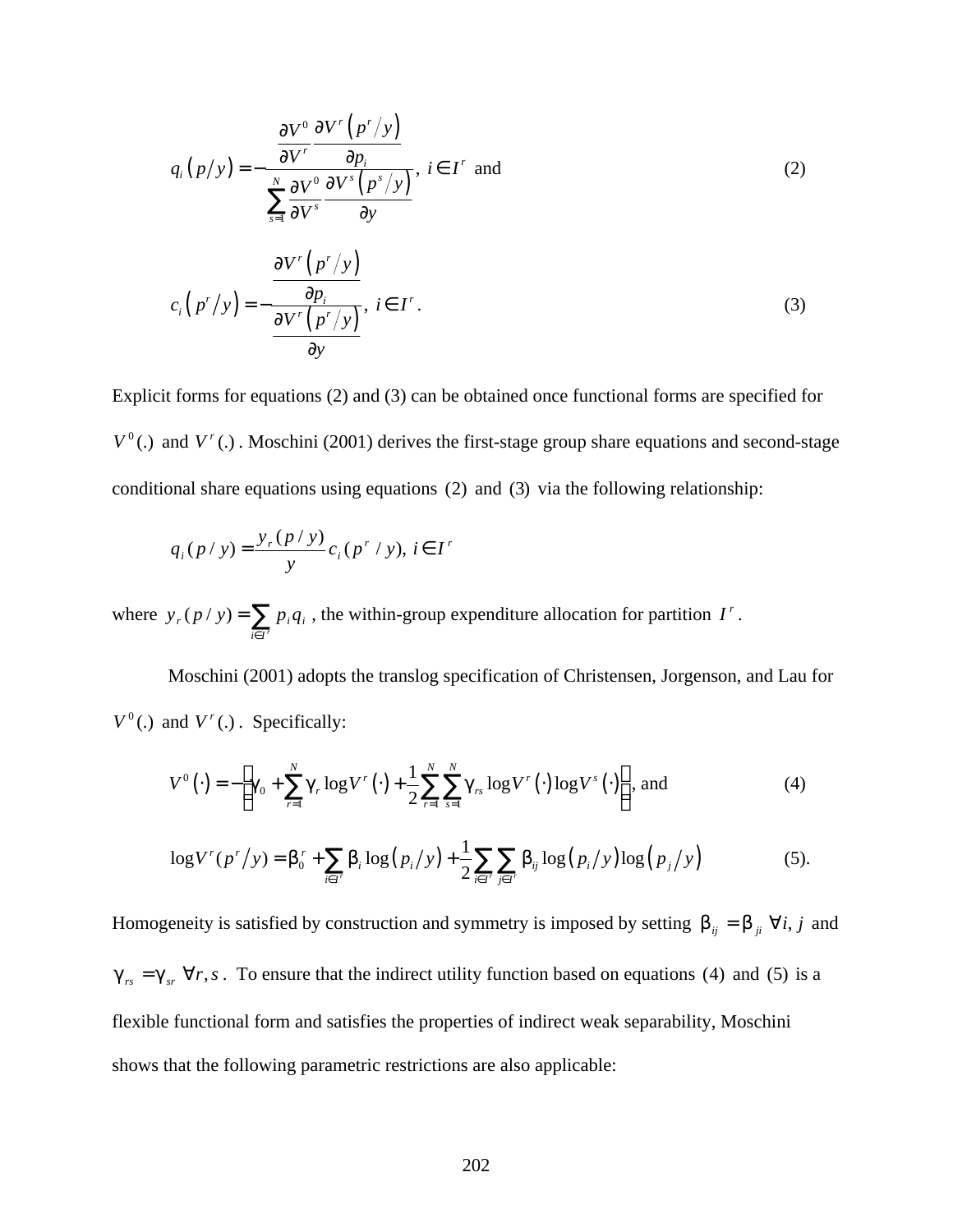$$q_i\left(p/y\right) = -\frac{\dfrac{\partial V^0}{\partial V^r}\dfrac{\partial V^r\left(p^r/y\right)}{\partial p_i}}{\sum_{s=1}^{N}\dfrac{\partial V^0}{\partial V^s}\dfrac{\partial V^s\left(p^s/y\right)}{\partial y}},\ i \in I^r \text{ and} \tag{2}$$

$$c_i\left(p^r/y\right) = -\frac{\dfrac{\partial V^r\left(p^r/y\right)}{\partial p_i}}{\dfrac{\partial V^r\left(p^r/y\right)}{\partial y}},\ i \in I^r. \tag{3}$$

Explicit forms for equations (2) and (3) can be obtained once functional forms are specified for $V^0(.)$ and $V^r(.)$. Moschini (2001) derives the first-stage group share equations and second-stage conditional share equations using equations $(2)$ and $(3)$ via the following relationship:

$$q_i(p/y) = \frac{y_r(p/y)}{y} c_i(p^r/y),\ i \in I^r$$

where $y_r(p/y) = \sum_{i \in I^r} p_i q_i$, the within-group expenditure allocation for partition $I^r$.

Moschini (2001) adopts the translog specification of Christensen, Jorgenson, and Lau for $V^0(.)$ and $V^r(.)$. Specifically:

$$V^0(\cdot) = -\left(\gamma_0 + \sum_{r=1}^{N}\gamma_r \log V^r(\cdot) + \frac{1}{2}\sum_{r=1}^{N}\sum_{s=1}^{N}\gamma_{rs}\log V^r(\cdot)\log V^s(\cdot)\right), \text{ and} \tag{4}$$

$$\log V^r(p^r/y) = \beta_0^r + \sum_{i \in I^r}\beta_i \log\left(p_i/y\right) + \frac{1}{2}\sum_{i \in I^r}\sum_{j \in I^r}\beta_{ij}\log\left(p_i/y\right)\log\left(p_j/y\right) \tag{5}$$

Homogeneity is satisfied by construction and symmetry is imposed by setting $\beta_{ij} = \beta_{ji}\ \forall i, j$ and $\gamma_{rs} = \gamma_{sr}\ \forall r, s$. To ensure that the indirect utility function based on equations $(4)$ and $(5)$ is a flexible functional form and satisfies the properties of indirect weak separability, Moschini shows that the following parametric restrictions are also applicable: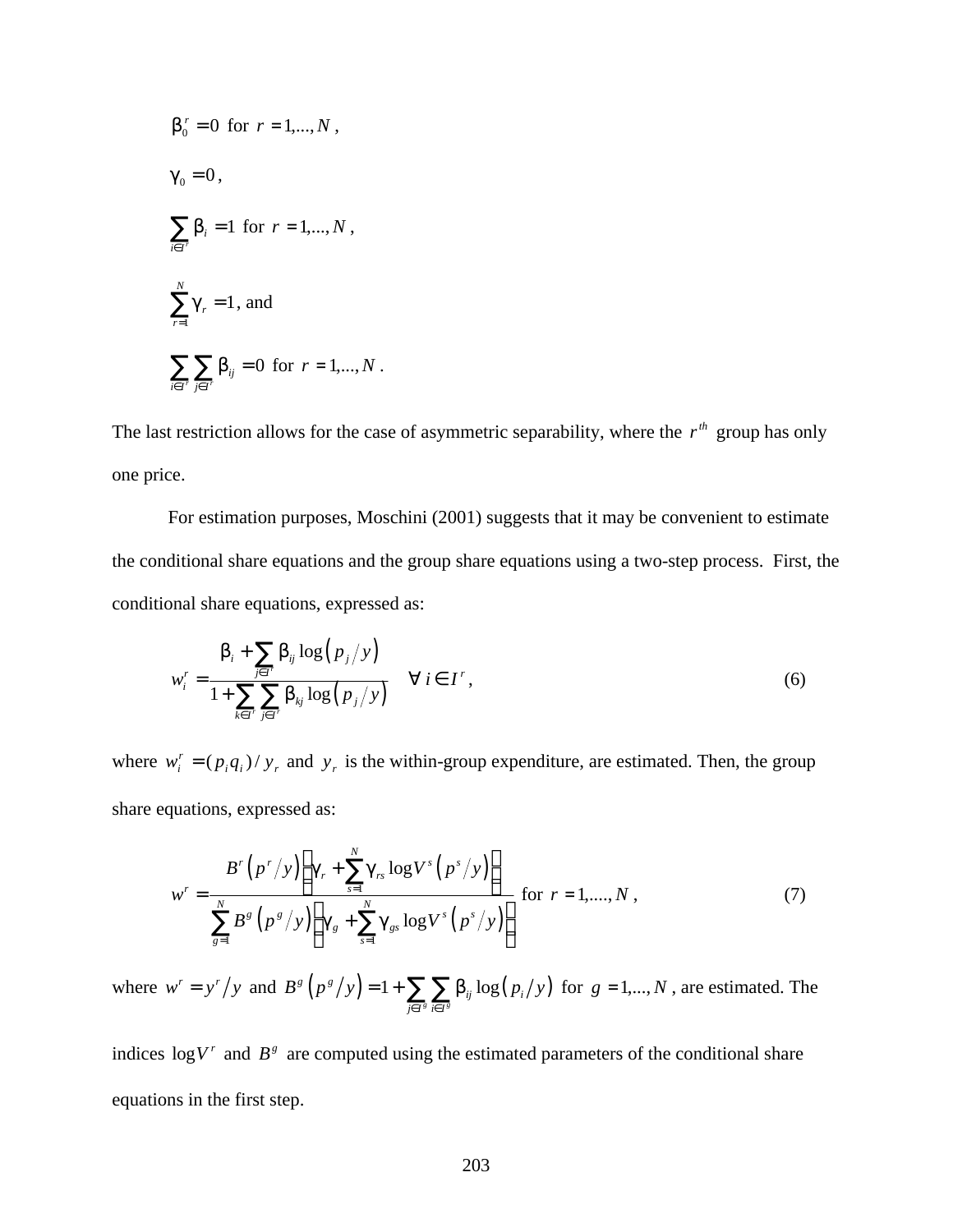$$\beta_0^r = 0 \text{ for } r = 1,...,N,$$

$$\gamma_0 = 0,$$

$$\sum_{i \in I^r} \beta_i = 1 \text{ for } r = 1,...,N,$$

$$\sum_{r=1}^{N} \gamma_r = 1, \text{ and}$$

$$\sum_{i \in I^r} \sum_{j \in I^r} \beta_{ij} = 0 \text{ for } r = 1,...,N.$$

The last restriction allows for the case of asymmetric separability, where the $r^{th}$ group has only one price.

For estimation purposes, Moschini (2001) suggests that it may be convenient to estimate the conditional share equations and the group share equations using a two-step process. First, the conditional share equations, expressed as:

$$w_i^r = \frac{\beta_i + \sum_{j \in I^r} \beta_{ij} \log\left(p_j / y\right)}{1 + \sum_{k \in I^r} \sum_{j \in I^r} \beta_{kj} \log\left(p_j / y\right)} \quad \forall\, i \in I^r, \tag{6}$$

where $w_i^r = (p_i q_i)/y_r$ and $y_r$ is the within-group expenditure, are estimated. Then, the group share equations, expressed as:

$$w^r = \frac{B^r\left(p^r / y\right)\left(\gamma_r + \sum_{s=1}^{N} \gamma_{rs} \log V^s\left(p^s / y\right)\right)}{\sum_{g=1}^{N} B^g\left(p^g / y\right)\left(\gamma_g + \sum_{s=1}^{N} \gamma_{gs} \log V^s\left(p^s / y\right)\right)} \text{ for } r = 1,....,N, \tag{7}$$

where $w^r = y^r / y$ and $B^g\left(p^g / y\right) = 1 + \sum_{j \in I^g} \sum_{i \in I^g} \beta_{ij} \log\left(p_i / y\right)$ for $g = 1,...,N$, are estimated. The indices $\log V^r$ and $B^g$ are computed using the estimated parameters of the conditional share equations in the first step.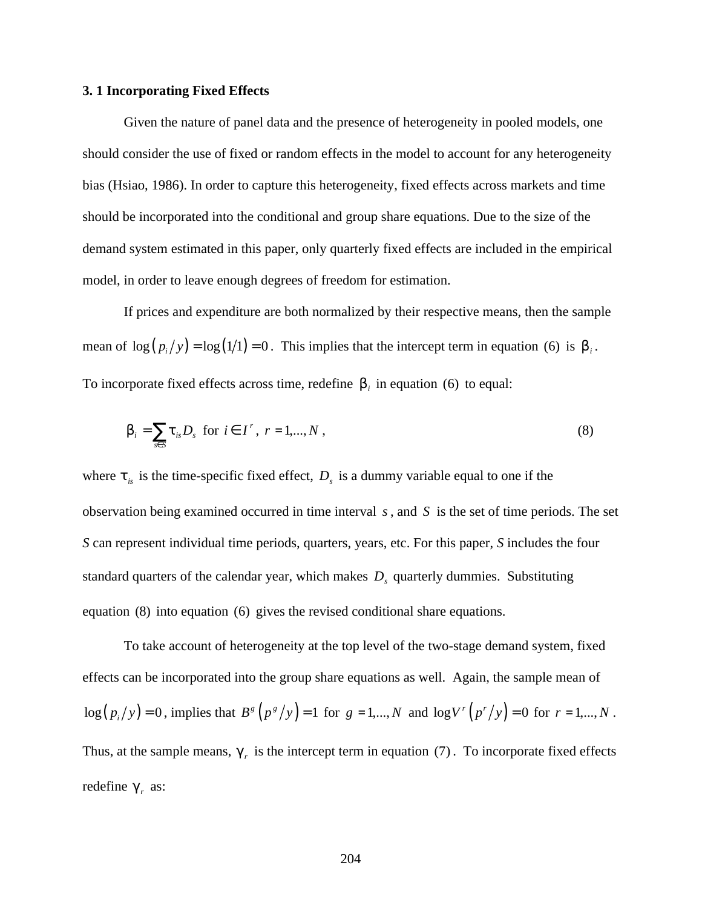### 3. 1 Incorporating Fixed Effects

Given the nature of panel data and the presence of heterogeneity in pooled models, one should consider the use of fixed or random effects in the model to account for any heterogeneity bias (Hsiao, 1986). In order to capture this heterogeneity, fixed effects across markets and time should be incorporated into the conditional and group share equations. Due to the size of the demand system estimated in this paper, only quarterly fixed effects are included in the empirical model, in order to leave enough degrees of freedom for estimation.

If prices and expenditure are both normalized by their respective means, then the sample mean of $\log\left(p_i/y\right) = \log\left(1/1\right) = 0$. This implies that the intercept term in equation $(6)$ is $\beta_i$. To incorporate fixed effects across time, redefine $\beta_i$ in equation $(6)$ to equal:

$$\beta_i = \sum_{s \in S} \tau_{is} D_s \text{ for } i \in I^r,\ r = 1,...,N, \tag{8}$$

where $\tau_{is}$ is the time-specific fixed effect, $D_s$ is a dummy variable equal to one if the observation being examined occurred in time interval $s$, and $S$ is the set of time periods. The set $S$ can represent individual time periods, quarters, years, etc. For this paper, $S$ includes the four standard quarters of the calendar year, which makes $D_s$ quarterly dummies. Substituting equation $(8)$ into equation $(6)$ gives the revised conditional share equations.

To take account of heterogeneity at the top level of the two-stage demand system, fixed effects can be incorporated into the group share equations as well. Again, the sample mean of $\log\left(p_i/y\right) = 0$, implies that $B^g\left(p^g/y\right) = 1$ for $g = 1,...,N$ and $\log V^r\left(p^r/y\right) = 0$ for $r = 1,...,N$. Thus, at the sample means, $\gamma_r$ is the intercept term in equation $(7)$. To incorporate fixed effects redefine $\gamma_r$ as: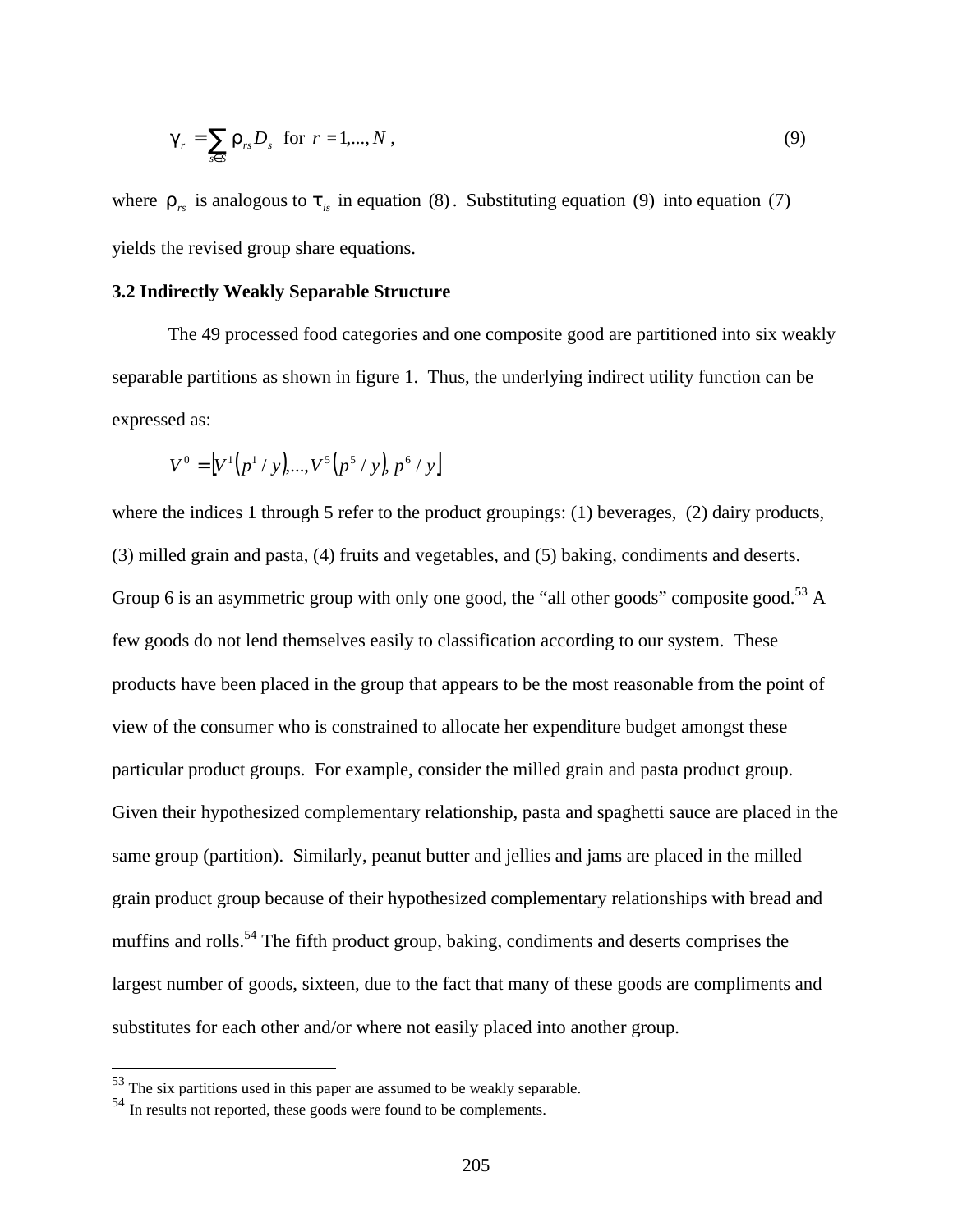$$\gamma_r = \sum_{s \in S} \rho_{rs} D_s \text{ for } r = 1, \ldots, N , \tag{9}$$

where $\rho_{rs}$ is analogous to $\tau_{is}$ in equation $(8)$. Substituting equation $(9)$ into equation $(7)$ yields the revised group share equations.

**3.2 Indirectly Weakly Separable Structure**

The 49 processed food categories and one composite good are partitioned into six weakly separable partitions as shown in figure 1. Thus, the underlying indirect utility function can be expressed as:

$$V^0 = \left[V^1\left(p^1 / y\right), \ldots, V^5\left(p^5 / y\right), p^6 / y\right]$$

where the indices 1 through 5 refer to the product groupings: (1) beverages, (2) dairy products, (3) milled grain and pasta, (4) fruits and vegetables, and (5) baking, condiments and deserts. Group 6 is an asymmetric group with only one good, the "all other goods" composite good.[53] A few goods do not lend themselves easily to classification according to our system. These products have been placed in the group that appears to be the most reasonable from the point of view of the consumer who is constrained to allocate her expenditure budget amongst these particular product groups. For example, consider the milled grain and pasta product group. Given their hypothesized complementary relationship, pasta and spaghetti sauce are placed in the same group (partition). Similarly, peanut butter and jellies and jams are placed in the milled grain product group because of their hypothesized complementary relationships with bread and muffins and rolls.[54] The fifth product group, baking, condiments and deserts comprises the largest number of goods, sixteen, due to the fact that many of these goods are compliments and substitutes for each other and/or where not easily placed into another group.

---

[53] The six partitions used in this paper are assumed to be weakly separable.

[54] In results not reported, these goods were found to be complements.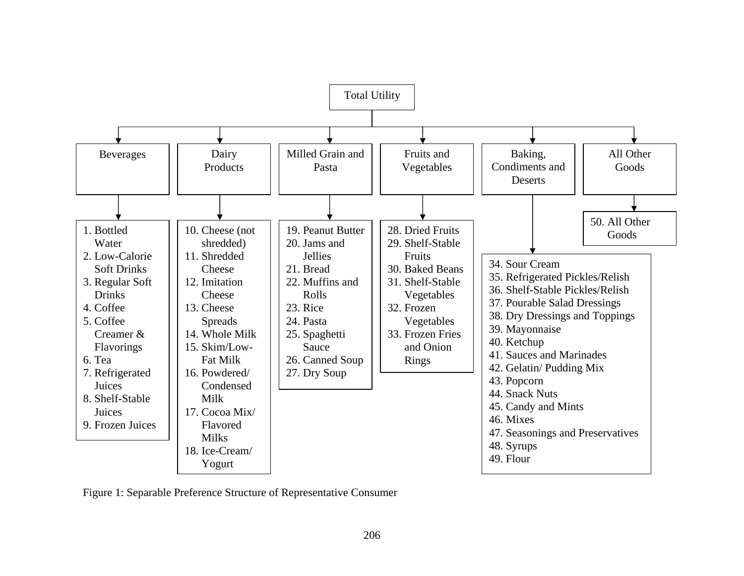Total Utility

**Beverages**

1. Bottled Water
2. Low-Calorie Soft Drinks
3. Regular Soft Drinks
4. Coffee
5. Coffee Creamer & Flavorings
6. Tea
7. Refrigerated Juices
8. Shelf-Stable Juices
9. Frozen Juices

**Dairy Products**

10. Cheese (not shredded)
11. Shredded Cheese
12. Imitation Cheese
13. Cheese Spreads
14. Whole Milk
15. Skim/Low-Fat Milk
16. Powdered/ Condensed Milk
17. Cocoa Mix/ Flavored Milks
18. Ice-Cream/ Yogurt

**Milled Grain and Pasta**

19. Peanut Butter
20. Jams and Jellies
21. Bread
22. Muffins and Rolls
23. Rice
24. Pasta
25. Spaghetti Sauce
26. Canned Soup
27. Dry Soup

**Fruits and Vegetables**

28. Dried Fruits
29. Shelf-Stable Fruits
30. Baked Beans
31. Shelf-Stable Vegetables
32. Frozen Vegetables
33. Frozen Fries and Onion Rings

**Baking, Condiments and Deserts**

34. Sour Cream
35. Refrigerated Pickles/Relish
36. Shelf-Stable Pickles/Relish
37. Pourable Salad Dressings
38. Dry Dressings and Toppings
39. Mayonnaise
40. Ketchup
41. Sauces and Marinades
42. Gelatin/ Pudding Mix
43. Popcorn
44. Snack Nuts
45. Candy and Mints
46. Mixes
47. Seasonings and Preservatives
48. Syrups
49. Flour

**All Other Goods**

50. All Other Goods

Figure 1: Separable Preference Structure of Representative Consumer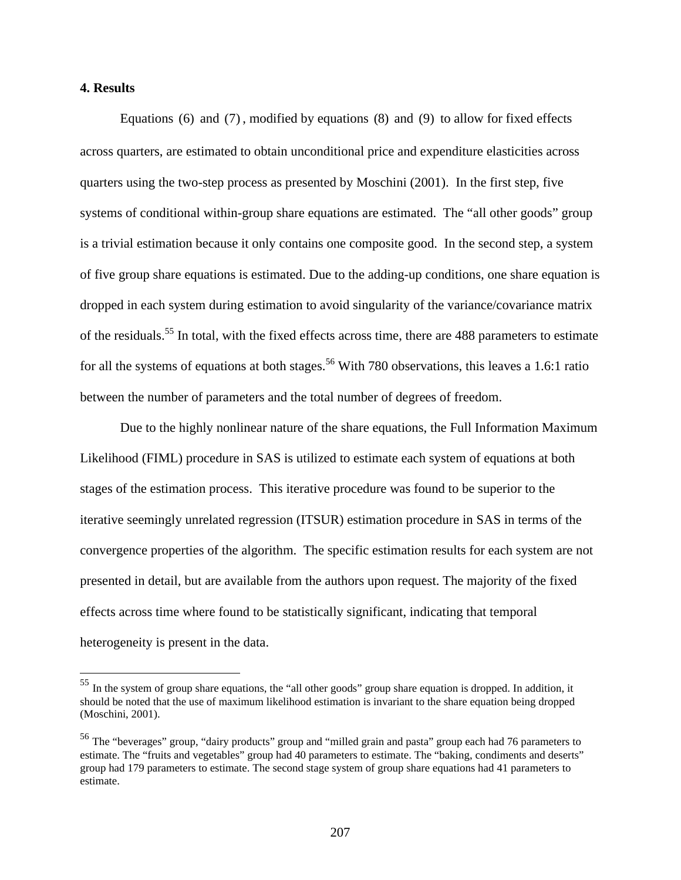## 4. Results

Equations (6) and (7), modified by equations (8) and (9) to allow for fixed effects across quarters, are estimated to obtain unconditional price and expenditure elasticities across quarters using the two-step process as presented by Moschini (2001). In the first step, five systems of conditional within-group share equations are estimated. The "all other goods" group is a trivial estimation because it only contains one composite good. In the second step, a system of five group share equations is estimated. Due to the adding-up conditions, one share equation is dropped in each system during estimation to avoid singularity of the variance/covariance matrix of the residuals.[55] In total, with the fixed effects across time, there are 488 parameters to estimate for all the systems of equations at both stages.[56] With 780 observations, this leaves a 1.6:1 ratio between the number of parameters and the total number of degrees of freedom.

Due to the highly nonlinear nature of the share equations, the Full Information Maximum Likelihood (FIML) procedure in SAS is utilized to estimate each system of equations at both stages of the estimation process. This iterative procedure was found to be superior to the iterative seemingly unrelated regression (ITSUR) estimation procedure in SAS in terms of the convergence properties of the algorithm. The specific estimation results for each system are not presented in detail, but are available from the authors upon request. The majority of the fixed effects across time where found to be statistically significant, indicating that temporal heterogeneity is present in the data.

---

[55] In the system of group share equations, the "all other goods" group share equation is dropped. In addition, it should be noted that the use of maximum likelihood estimation is invariant to the share equation being dropped (Moschini, 2001).

[56] The "beverages" group, "dairy products" group and "milled grain and pasta" group each had 76 parameters to estimate. The "fruits and vegetables" group had 40 parameters to estimate. The "baking, condiments and deserts" group had 179 parameters to estimate. The second stage system of group share equations had 41 parameters to estimate.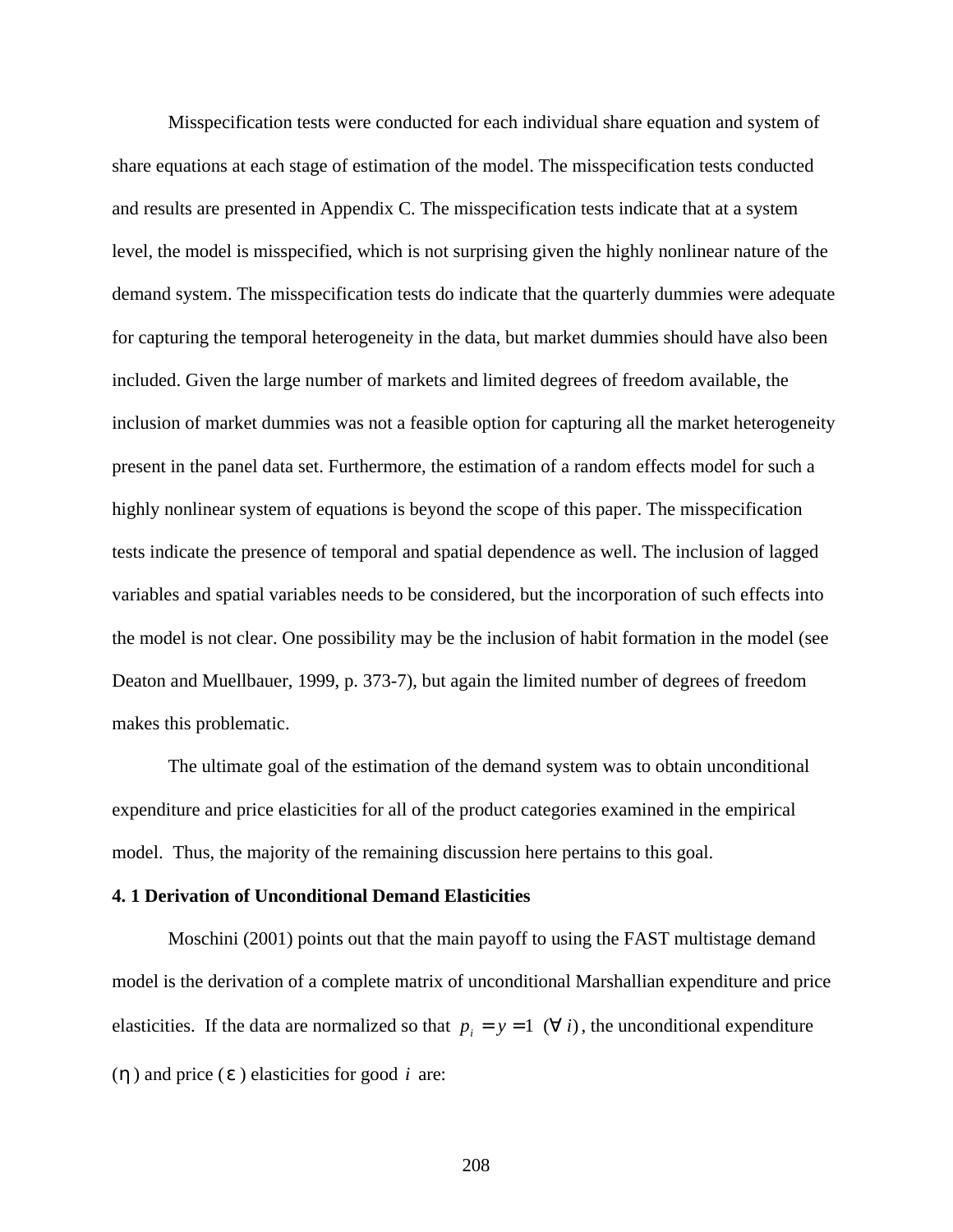Misspecification tests were conducted for each individual share equation and system of share equations at each stage of estimation of the model. The misspecification tests conducted and results are presented in Appendix C. The misspecification tests indicate that at a system level, the model is misspecified, which is not surprising given the highly nonlinear nature of the demand system. The misspecification tests do indicate that the quarterly dummies were adequate for capturing the temporal heterogeneity in the data, but market dummies should have also been included. Given the large number of markets and limited degrees of freedom available, the inclusion of market dummies was not a feasible option for capturing all the market heterogeneity present in the panel data set. Furthermore, the estimation of a random effects model for such a highly nonlinear system of equations is beyond the scope of this paper. The misspecification tests indicate the presence of temporal and spatial dependence as well. The inclusion of lagged variables and spatial variables needs to be considered, but the incorporation of such effects into the model is not clear. One possibility may be the inclusion of habit formation in the model (see Deaton and Muellbauer, 1999, p. 373-7), but again the limited number of degrees of freedom makes this problematic.

The ultimate goal of the estimation of the demand system was to obtain unconditional expenditure and price elasticities for all of the product categories examined in the empirical model. Thus, the majority of the remaining discussion here pertains to this goal.

**4. 1 Derivation of Unconditional Demand Elasticities**

Moschini (2001) points out that the main payoff to using the FAST multistage demand model is the derivation of a complete matrix of unconditional Marshallian expenditure and price elasticities. If the data are normalized so that $p_i = y = 1 \ (\forall \ i)$, the unconditional expenditure ($\eta$) and price ($\varepsilon$) elasticities for good $i$ are: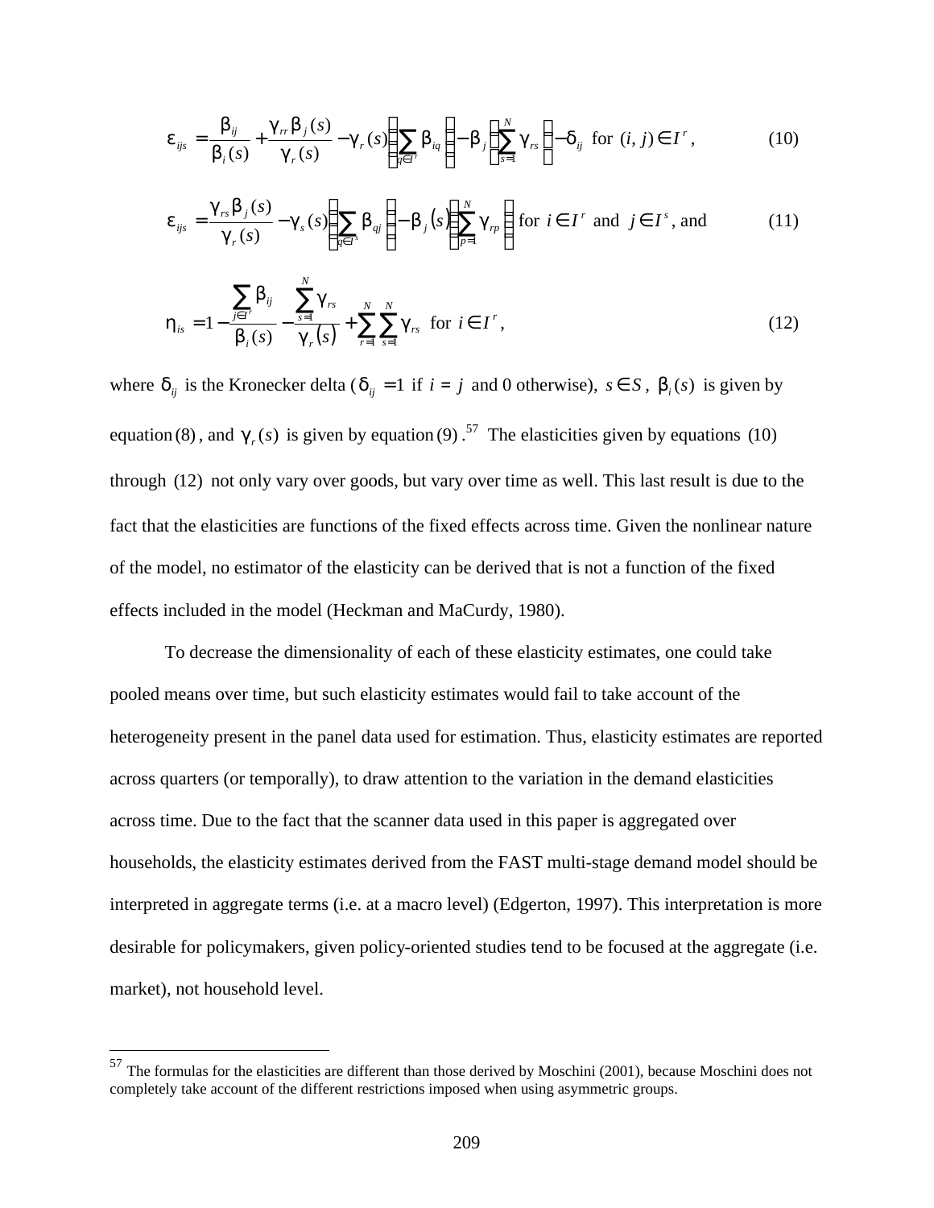$$\varepsilon_{ijs} = \frac{\beta_{ij}}{\beta_i(s)} + \frac{\gamma_{rr}\beta_j(s)}{\gamma_r(s)} - \gamma_r(s)\left(\sum_{q\in I^r}\beta_{iq}\right) - \beta_j\left(\sum_{s=1}^{N}\gamma_{rs}\right) - \delta_{ij} \text{ for } (i,j)\in I^r, \tag{10}$$

$$\varepsilon_{ijs} = \frac{\gamma_{rs}\beta_j(s)}{\gamma_r(s)} - \gamma_s(s)\left(\sum_{q\in I^s}\beta_{qj}\right) - \beta_j(s)\left(\sum_{p=1}^{N}\gamma_{rp}\right) \text{ for } i\in I^r \text{ and } j\in I^s\text{, and} \tag{11}$$

$$\eta_{is} = 1 - \frac{\sum_{j\in I^r}\beta_{ij}}{\beta_i(s)} - \frac{\sum_{s=1}^{N}\gamma_{rs}}{\gamma_r(s)} + \sum_{r=1}^{N}\sum_{s=1}^{N}\gamma_{rs} \text{ for } i\in I^r, \tag{12}$$

where $\delta_{ij}$ is the Kronecker delta ($\delta_{ij}=1$ if $i=j$ and 0 otherwise), $s\in S$, $\beta_i(s)$ is given by equation $(8)$, and $\gamma_r(s)$ is given by equation $(9)$.[57] The elasticities given by equations $(10)$ through $(12)$ not only vary over goods, but vary over time as well. This last result is due to the fact that the elasticities are functions of the fixed effects across time. Given the nonlinear nature of the model, no estimator of the elasticity can be derived that is not a function of the fixed effects included in the model (Heckman and MaCurdy, 1980).

To decrease the dimensionality of each of these elasticity estimates, one could take pooled means over time, but such elasticity estimates would fail to take account of the heterogeneity present in the panel data used for estimation. Thus, elasticity estimates are reported across quarters (or temporally), to draw attention to the variation in the demand elasticities across time. Due to the fact that the scanner data used in this paper is aggregated over households, the elasticity estimates derived from the FAST multi-stage demand model should be interpreted in aggregate terms (i.e. at a macro level) (Edgerton, 1997). This interpretation is more desirable for policymakers, given policy-oriented studies tend to be focused at the aggregate (i.e. market), not household level.

---

[57] The formulas for the elasticities are different than those derived by Moschini (2001), because Moschini does not completely take account of the different restrictions imposed when using asymmetric groups.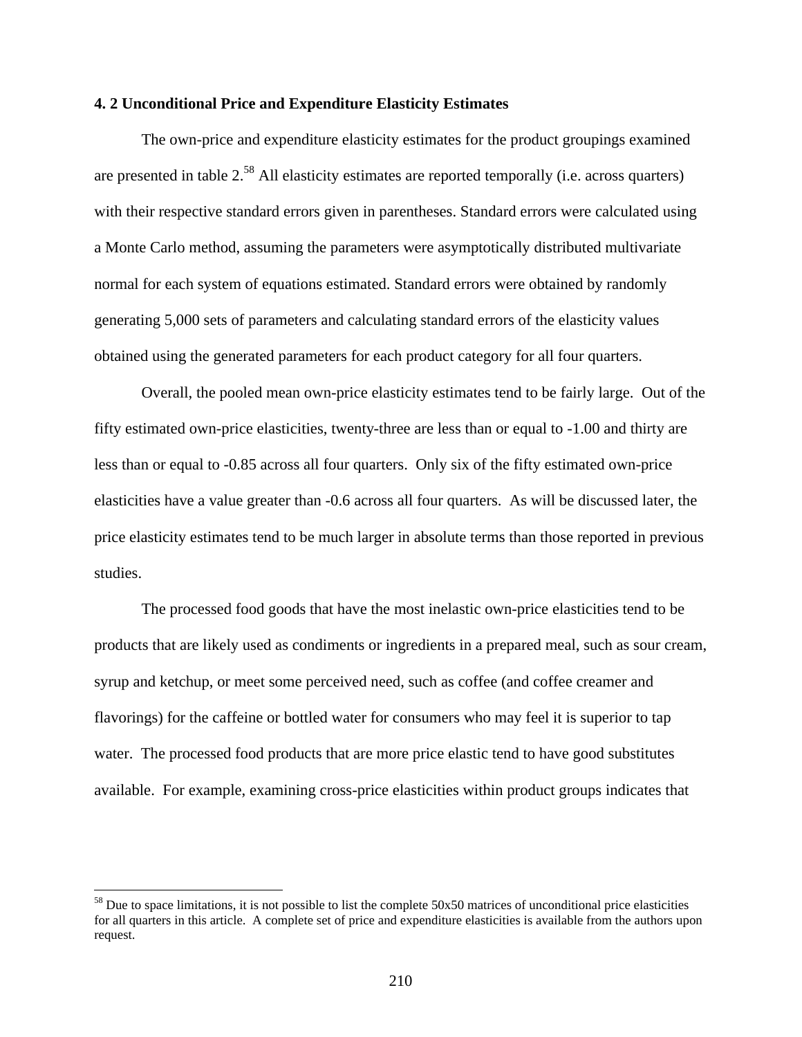### 4. 2 Unconditional Price and Expenditure Elasticity Estimates

The own-price and expenditure elasticity estimates for the product groupings examined are presented in table 2.[58] All elasticity estimates are reported temporally (i.e. across quarters) with their respective standard errors given in parentheses. Standard errors were calculated using a Monte Carlo method, assuming the parameters were asymptotically distributed multivariate normal for each system of equations estimated. Standard errors were obtained by randomly generating 5,000 sets of parameters and calculating standard errors of the elasticity values obtained using the generated parameters for each product category for all four quarters.

Overall, the pooled mean own-price elasticity estimates tend to be fairly large. Out of the fifty estimated own-price elasticities, twenty-three are less than or equal to -1.00 and thirty are less than or equal to -0.85 across all four quarters. Only six of the fifty estimated own-price elasticities have a value greater than -0.6 across all four quarters. As will be discussed later, the price elasticity estimates tend to be much larger in absolute terms than those reported in previous studies.

The processed food goods that have the most inelastic own-price elasticities tend to be products that are likely used as condiments or ingredients in a prepared meal, such as sour cream, syrup and ketchup, or meet some perceived need, such as coffee (and coffee creamer and flavorings) for the caffeine or bottled water for consumers who may feel it is superior to tap water. The processed food products that are more price elastic tend to have good substitutes available. For example, examining cross-price elasticities within product groups indicates that

---

[58] Due to space limitations, it is not possible to list the complete 50x50 matrices of unconditional price elasticities for all quarters in this article. A complete set of price and expenditure elasticities is available from the authors upon request.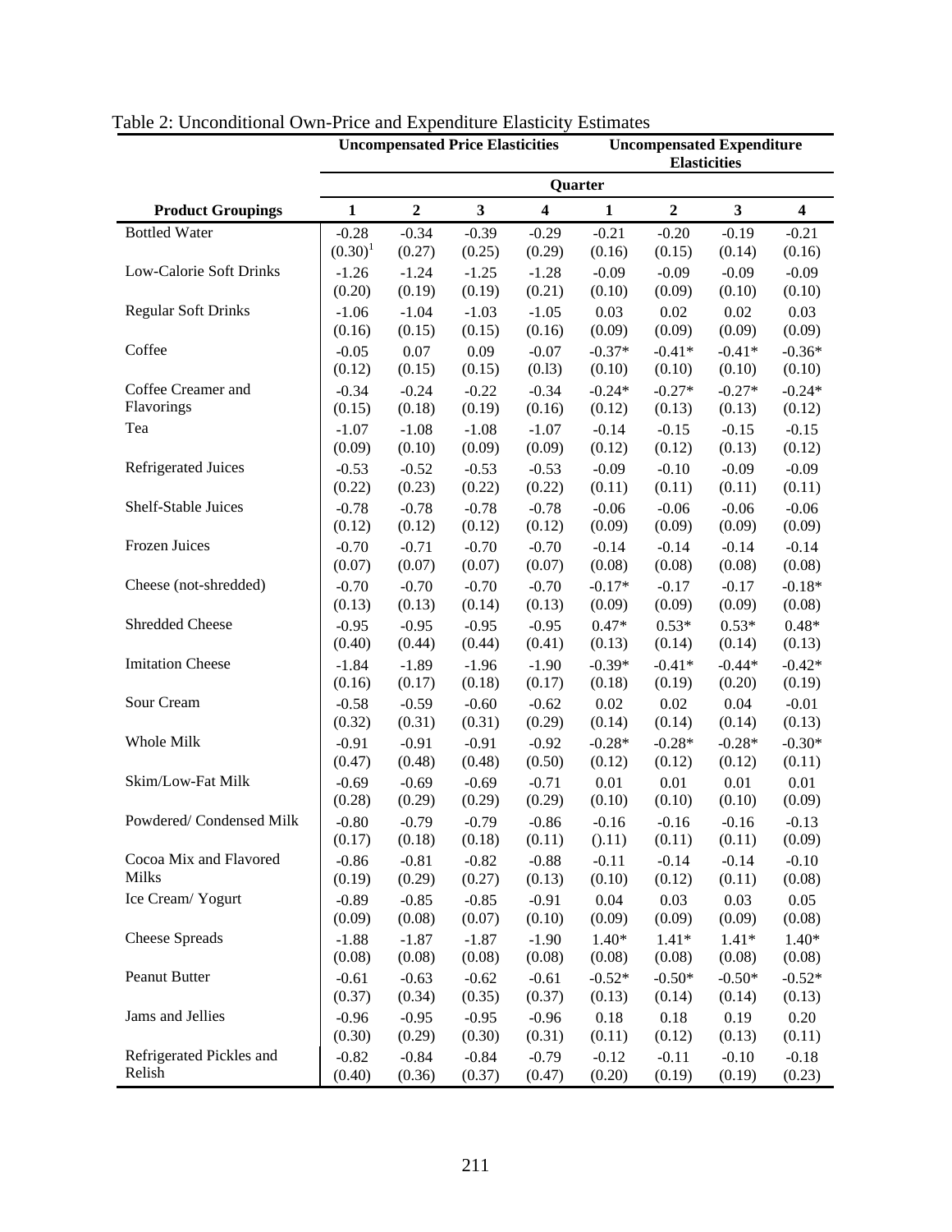Table 2: Unconditional Own-Price and Expenditure Elasticity Estimates

| | Uncompensated Price Elasticities | | | | Uncompensated Expenditure Elasticities | | | |
|---|---|---|---|---|---|---|---|---|
| | Quarter | | | | | | | |
| **Product Groupings** | **1** | **2** | **3** | **4** | **1** | **2** | **3** | **4** |
| Bottled Water | -0.28 | -0.34 | -0.39 | -0.29 | -0.21 | -0.20 | -0.19 | -0.21 |
| | (0.30)[1] | (0.27) | (0.25) | (0.29) | (0.16) | (0.15) | (0.14) | (0.16) |
| Low-Calorie Soft Drinks | -1.26 | -1.24 | -1.25 | -1.28 | -0.09 | -0.09 | -0.09 | -0.09 |
| | (0.20) | (0.19) | (0.19) | (0.21) | (0.10) | (0.09) | (0.10) | (0.10) |
| Regular Soft Drinks | -1.06 | -1.04 | -1.03 | -1.05 | 0.03 | 0.02 | 0.02 | 0.03 |
| | (0.16) | (0.15) | (0.15) | (0.16) | (0.09) | (0.09) | (0.09) | (0.09) |
| Coffee | -0.05 | 0.07 | 0.09 | -0.07 | -0.37* | -0.41* | -0.41* | -0.36* |
| | (0.12) | (0.15) | (0.15) | (0.l3) | (0.10) | (0.10) | (0.10) | (0.10) |
| Coffee Creamer and Flavorings | -0.34 | -0.24 | -0.22 | -0.34 | -0.24* | -0.27* | -0.27* | -0.24* |
| | (0.15) | (0.18) | (0.19) | (0.16) | (0.12) | (0.13) | (0.13) | (0.12) |
| Tea | -1.07 | -1.08 | -1.08 | -1.07 | -0.14 | -0.15 | -0.15 | -0.15 |
| | (0.09) | (0.10) | (0.09) | (0.09) | (0.12) | (0.12) | (0.13) | (0.12) |
| Refrigerated Juices | -0.53 | -0.52 | -0.53 | -0.53 | -0.09 | -0.10 | -0.09 | -0.09 |
| | (0.22) | (0.23) | (0.22) | (0.22) | (0.11) | (0.11) | (0.11) | (0.11) |
| Shelf-Stable Juices | -0.78 | -0.78 | -0.78 | -0.78 | -0.06 | -0.06 | -0.06 | -0.06 |
| | (0.12) | (0.12) | (0.12) | (0.12) | (0.09) | (0.09) | (0.09) | (0.09) |
| Frozen Juices | -0.70 | -0.71 | -0.70 | -0.70 | -0.14 | -0.14 | -0.14 | -0.14 |
| | (0.07) | (0.07) | (0.07) | (0.07) | (0.08) | (0.08) | (0.08) | (0.08) |
| Cheese (not-shredded) | -0.70 | -0.70 | -0.70 | -0.70 | -0.17* | -0.17 | -0.17 | -0.18* |
| | (0.13) | (0.13) | (0.14) | (0.13) | (0.09) | (0.09) | (0.09) | (0.08) |
| Shredded Cheese | -0.95 | -0.95 | -0.95 | -0.95 | 0.47* | 0.53* | 0.53* | 0.48* |
| | (0.40) | (0.44) | (0.44) | (0.41) | (0.13) | (0.14) | (0.14) | (0.13) |
| Imitation Cheese | -1.84 | -1.89 | -1.96 | -1.90 | -0.39* | -0.41* | -0.44* | -0.42* |
| | (0.16) | (0.17) | (0.18) | (0.17) | (0.18) | (0.19) | (0.20) | (0.19) |
| Sour Cream | -0.58 | -0.59 | -0.60 | -0.62 | 0.02 | 0.02 | 0.04 | -0.01 |
| | (0.32) | (0.31) | (0.31) | (0.29) | (0.14) | (0.14) | (0.14) | (0.13) |
| Whole Milk | -0.91 | -0.91 | -0.91 | -0.92 | -0.28* | -0.28* | -0.28* | -0.30* |
| | (0.47) | (0.48) | (0.48) | (0.50) | (0.12) | (0.12) | (0.12) | (0.11) |
| Skim/Low-Fat Milk | -0.69 | -0.69 | -0.69 | -0.71 | 0.01 | 0.01 | 0.01 | 0.01 |
| | (0.28) | (0.29) | (0.29) | (0.29) | (0.10) | (0.10) | (0.10) | (0.09) |
| Powdered/ Condensed Milk | -0.80 | -0.79 | -0.79 | -0.86 | -0.16 | -0.16 | -0.16 | -0.13 |
| | (0.17) | (0.18) | (0.18) | (0.11) | ().11) | (0.11) | (0.11) | (0.09) |
| Cocoa Mix and Flavored Milks | -0.86 | -0.81 | -0.82 | -0.88 | -0.11 | -0.14 | -0.14 | -0.10 |
| | (0.19) | (0.29) | (0.27) | (0.13) | (0.10) | (0.12) | (0.11) | (0.08) |
| Ice Cream/ Yogurt | -0.89 | -0.85 | -0.85 | -0.91 | 0.04 | 0.03 | 0.03 | 0.05 |
| | (0.09) | (0.08) | (0.07) | (0.10) | (0.09) | (0.09) | (0.09) | (0.08) |
| Cheese Spreads | -1.88 | -1.87 | -1.87 | -1.90 | 1.40* | 1.41* | 1.41* | 1.40* |
| | (0.08) | (0.08) | (0.08) | (0.08) | (0.08) | (0.08) | (0.08) | (0.08) |
| Peanut Butter | -0.61 | -0.63 | -0.62 | -0.61 | -0.52* | -0.50* | -0.50* | -0.52* |
| | (0.37) | (0.34) | (0.35) | (0.37) | (0.13) | (0.14) | (0.14) | (0.13) |
| Jams and Jellies | -0.96 | -0.95 | -0.95 | -0.96 | 0.18 | 0.18 | 0.19 | 0.20 |
| | (0.30) | (0.29) | (0.30) | (0.31) | (0.11) | (0.12) | (0.13) | (0.11) |
| Refrigerated Pickles and Relish | -0.82 | -0.84 | -0.84 | -0.79 | -0.12 | -0.11 | -0.10 | -0.18 |
| | (0.40) | (0.36) | (0.37) | (0.47) | (0.20) | (0.19) | (0.19) | (0.23) |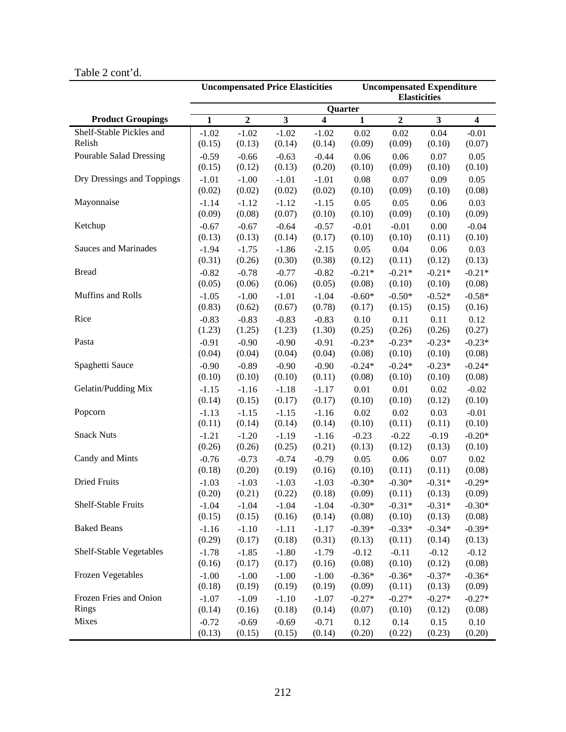Table 2 cont'd.

| | **Uncompensated Price Elasticities** | | | | **Uncompensated Expenditure Elasticities** | | | |
|---|---|---|---|---|---|---|---|---|
| | **Quarter** | | | | | | | |
| **Product Groupings** | **1** | **2** | **3** | **4** | **1** | **2** | **3** | **4** |
| Shelf-Stable Pickles and Relish | -1.02 | -1.02 | -1.02 | -1.02 | 0.02 | 0.02 | 0.04 | -0.01 |
| | (0.15) | (0.13) | (0.14) | (0.14) | (0.09) | (0.09) | (0.10) | (0.07) |
| Pourable Salad Dressing | -0.59 | -0.66 | -0.63 | -0.44 | 0.06 | 0.06 | 0.07 | 0.05 |
| | (0.15) | (0.12) | (0.13) | (0.20) | (0.10) | (0.09) | (0.10) | (0.10) |
| Dry Dressings and Toppings | -1.01 | -1.00 | -1.01 | -1.01 | 0.08 | 0.07 | 0.09 | 0.05 |
| | (0.02) | (0.02) | (0.02) | (0.02) | (0.10) | (0.09) | (0.10) | (0.08) |
| Mayonnaise | -1.14 | -1.12 | -1.12 | -1.15 | 0.05 | 0.05 | 0.06 | 0.03 |
| | (0.09) | (0.08) | (0.07) | (0.10) | (0.10) | (0.09) | (0.10) | (0.09) |
| Ketchup | -0.67 | -0.67 | -0.64 | -0.57 | -0.01 | -0.01 | 0.00 | -0.04 |
| | (0.13) | (0.13) | (0.14) | (0.17) | (0.10) | (0.10) | (0.11) | (0.10) |
| Sauces and Marinades | -1.94 | -1.75 | -1.86 | -2.15 | 0.05 | 0.04 | 0.06 | 0.03 |
| | (0.31) | (0.26) | (0.30) | (0.38) | (0.12) | (0.11) | (0.12) | (0.13) |
| Bread | -0.82 | -0.78 | -0.77 | -0.82 | -0.21* | -0.21* | -0.21* | -0.21* |
| | (0.05) | (0.06) | (0.06) | (0.05) | (0.08) | (0.10) | (0.10) | (0.08) |
| Muffins and Rolls | -1.05 | -1.00 | -1.01 | -1.04 | -0.60* | -0.50* | -0.52* | -0.58* |
| | (0.83) | (0.62) | (0.67) | (0.78) | (0.17) | (0.15) | (0.15) | (0.16) |
| Rice | -0.83 | -0.83 | -0.83 | -0.83 | 0.10 | 0.11 | 0.11 | 0.12 |
| | (1.23) | (1.25) | (1.23) | (1.30) | (0.25) | (0.26) | (0.26) | (0.27) |
| Pasta | -0.91 | -0.90 | -0.90 | -0.91 | -0.23* | -0.23* | -0.23* | -0.23* |
| | (0.04) | (0.04) | (0.04) | (0.04) | (0.08) | (0.10) | (0.10) | (0.08) |
| Spaghetti Sauce | -0.90 | -0.89 | -0.90 | -0.90 | -0.24* | -0.24* | -0.23* | -0.24* |
| | (0.10) | (0.10) | (0.10) | (0.11) | (0.08) | (0.10) | (0.10) | (0.08) |
| Gelatin/Pudding Mix | -1.15 | -1.16 | -1.18 | -1.17 | 0.01 | 0.01 | 0.02 | -0.02 |
| | (0.14) | (0.15) | (0.17) | (0.17) | (0.10) | (0.10) | (0.12) | (0.10) |
| Popcorn | -1.13 | -1.15 | -1.15 | -1.16 | 0.02 | 0.02 | 0.03 | -0.01 |
| | (0.11) | (0.14) | (0.14) | (0.14) | (0.10) | (0.11) | (0.11) | (0.10) |
| Snack Nuts | -1.21 | -1.20 | -1.19 | -1.16 | -0.23 | -0.22 | -0.19 | -0.20* |
| | (0.26) | (0.26) | (0.25) | (0.21) | (0.13) | (0.12) | (0.13) | (0.10) |
| Candy and Mints | -0.76 | -0.73 | -0.74 | -0.79 | 0.05 | 0.06 | 0.07 | 0.02 |
| | (0.18) | (0.20) | (0.19) | (0.16) | (0.10) | (0.11) | (0.11) | (0.08) |
| Dried Fruits | -1.03 | -1.03 | -1.03 | -1.03 | -0.30* | -0.30* | -0.31* | -0.29* |
| | (0.20) | (0.21) | (0.22) | (0.18) | (0.09) | (0.11) | (0.13) | (0.09) |
| Shelf-Stable Fruits | -1.04 | -1.04 | -1.04 | -1.04 | -0.30* | -0.31* | -0.31* | -0.30* |
| | (0.15) | (0.15) | (0.16) | (0.14) | (0.08) | (0.10) | (0.13) | (0.08) |
| Baked Beans | -1.16 | -1.10 | -1.11 | -1.17 | -0.39* | -0.33* | -0.34* | -0.39* |
| | (0.29) | (0.17) | (0.18) | (0.31) | (0.13) | (0.11) | (0.14) | (0.13) |
| Shelf-Stable Vegetables | -1.78 | -1.85 | -1.80 | -1.79 | -0.12 | -0.11 | -0.12 | -0.12 |
| | (0.16) | (0.17) | (0.17) | (0.16) | (0.08) | (0.10) | (0.12) | (0.08) |
| Frozen Vegetables | -1.00 | -1.00 | -1.00 | -1.00 | -0.36* | -0.36* | -0.37* | -0.36* |
| | (0.18) | (0.19) | (0.19) | (0.19) | (0.09) | (0.11) | (0.13) | (0.09) |
| Frozen Fries and Onion Rings | -1.07 | -1.09 | -1.10 | -1.07 | -0.27* | -0.27* | -0.27* | -0.27* |
| | (0.14) | (0.16) | (0.18) | (0.14) | (0.07) | (0.10) | (0.12) | (0.08) |
| Mixes | -0.72 | -0.69 | -0.69 | -0.71 | 0.12 | 0.14 | 0.15 | 0.10 |
| | (0.13) | (0.15) | (0.15) | (0.14) | (0.20) | (0.22) | (0.23) | (0.20) |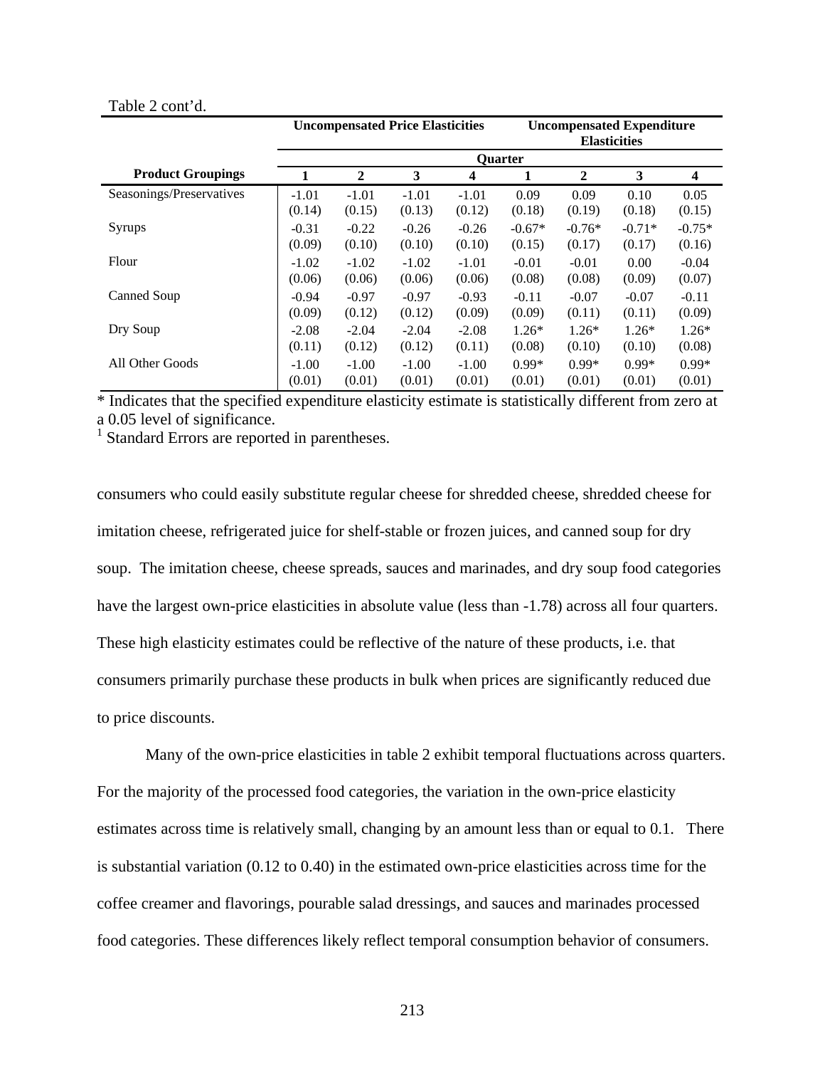Table 2 cont'd.

| | Uncompensated Price Elasticities | | | | Uncompensated Expenditure Elasticities | | | |
|---|---|---|---|---|---|---|---|---|
| | Quarter | | | | | | | |
| **Product Groupings** | **1** | **2** | **3** | **4** | **1** | **2** | **3** | **4** |
| Seasonings/Preservatives | -1.01 | -1.01 | -1.01 | -1.01 | 0.09 | 0.09 | 0.10 | 0.05 |
| | (0.14) | (0.15) | (0.13) | (0.12) | (0.18) | (0.19) | (0.18) | (0.15) |
| Syrups | -0.31 | -0.22 | -0.26 | -0.26 | -0.67* | -0.76* | -0.71* | -0.75* |
| | (0.09) | (0.10) | (0.10) | (0.10) | (0.15) | (0.17) | (0.17) | (0.16) |
| Flour | -1.02 | -1.02 | -1.02 | -1.01 | -0.01 | -0.01 | 0.00 | -0.04 |
| | (0.06) | (0.06) | (0.06) | (0.06) | (0.08) | (0.08) | (0.09) | (0.07) |
| Canned Soup | -0.94 | -0.97 | -0.97 | -0.93 | -0.11 | -0.07 | -0.07 | -0.11 |
| | (0.09) | (0.12) | (0.12) | (0.09) | (0.09) | (0.11) | (0.11) | (0.09) |
| Dry Soup | -2.08 | -2.04 | -2.04 | -2.08 | 1.26* | 1.26* | 1.26* | 1.26* |
| | (0.11) | (0.12) | (0.12) | (0.11) | (0.08) | (0.10) | (0.10) | (0.08) |
| All Other Goods | -1.00 | -1.00 | -1.00 | -1.00 | 0.99* | 0.99* | 0.99* | 0.99* |
| | (0.01) | (0.01) | (0.01) | (0.01) | (0.01) | (0.01) | (0.01) | (0.01) |

\* Indicates that the specified expenditure elasticity estimate is statistically different from zero at a 0.05 level of significance.
[1] Standard Errors are reported in parentheses.

consumers who could easily substitute regular cheese for shredded cheese, shredded cheese for imitation cheese, refrigerated juice for shelf-stable or frozen juices, and canned soup for dry soup. The imitation cheese, cheese spreads, sauces and marinades, and dry soup food categories have the largest own-price elasticities in absolute value (less than -1.78) across all four quarters. These high elasticity estimates could be reflective of the nature of these products, i.e. that consumers primarily purchase these products in bulk when prices are significantly reduced due to price discounts.

Many of the own-price elasticities in table 2 exhibit temporal fluctuations across quarters. For the majority of the processed food categories, the variation in the own-price elasticity estimates across time is relatively small, changing by an amount less than or equal to 0.1. There is substantial variation (0.12 to 0.40) in the estimated own-price elasticities across time for the coffee creamer and flavorings, pourable salad dressings, and sauces and marinades processed food categories. These differences likely reflect temporal consumption behavior of consumers.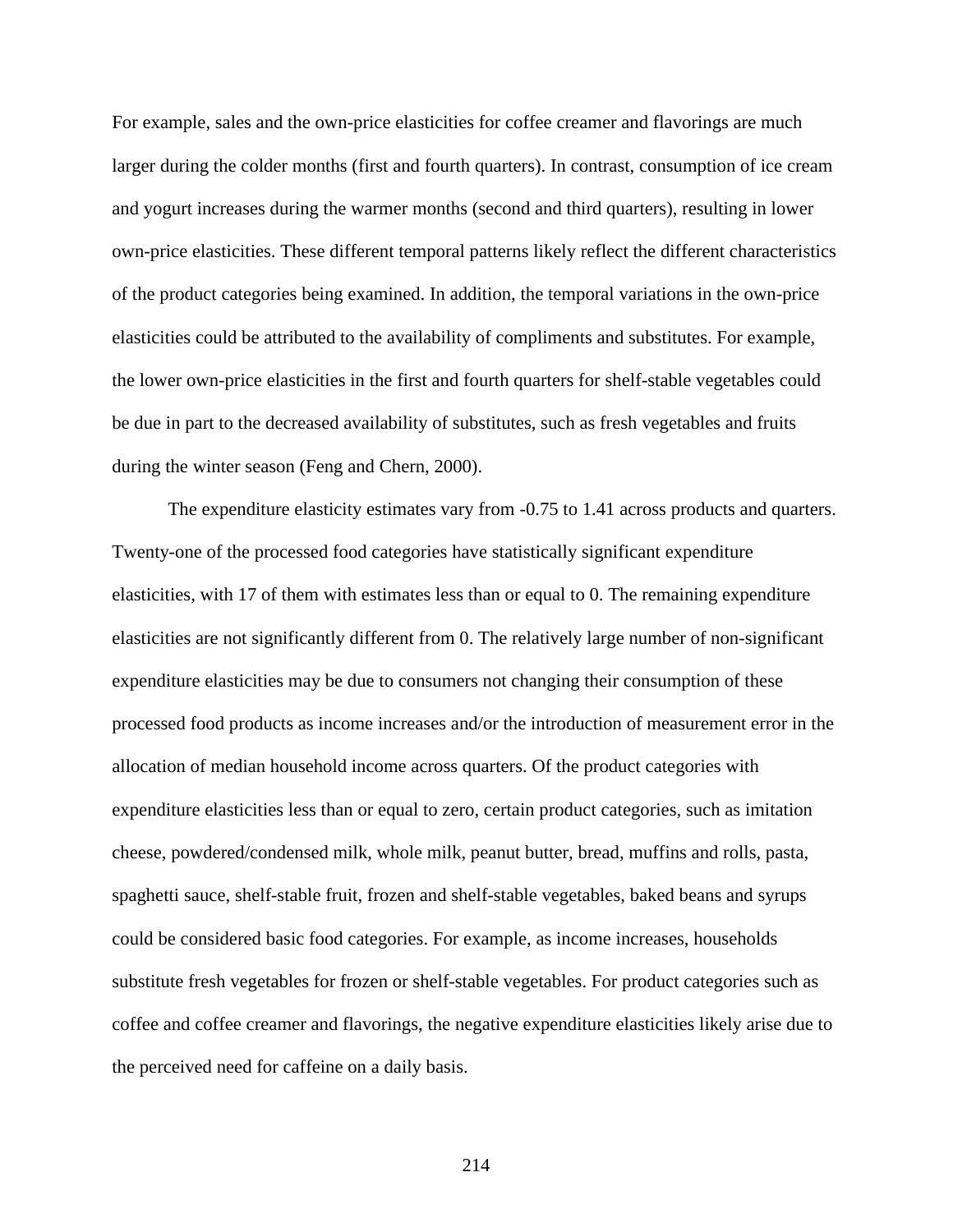For example, sales and the own-price elasticities for coffee creamer and flavorings are much larger during the colder months (first and fourth quarters). In contrast, consumption of ice cream and yogurt increases during the warmer months (second and third quarters), resulting in lower own-price elasticities. These different temporal patterns likely reflect the different characteristics of the product categories being examined. In addition, the temporal variations in the own-price elasticities could be attributed to the availability of compliments and substitutes. For example, the lower own-price elasticities in the first and fourth quarters for shelf-stable vegetables could be due in part to the decreased availability of substitutes, such as fresh vegetables and fruits during the winter season (Feng and Chern, 2000).

The expenditure elasticity estimates vary from -0.75 to 1.41 across products and quarters. Twenty-one of the processed food categories have statistically significant expenditure elasticities, with 17 of them with estimates less than or equal to 0. The remaining expenditure elasticities are not significantly different from 0. The relatively large number of non-significant expenditure elasticities may be due to consumers not changing their consumption of these processed food products as income increases and/or the introduction of measurement error in the allocation of median household income across quarters. Of the product categories with expenditure elasticities less than or equal to zero, certain product categories, such as imitation cheese, powdered/condensed milk, whole milk, peanut butter, bread, muffins and rolls, pasta, spaghetti sauce, shelf-stable fruit, frozen and shelf-stable vegetables, baked beans and syrups could be considered basic food categories. For example, as income increases, households substitute fresh vegetables for frozen or shelf-stable vegetables. For product categories such as coffee and coffee creamer and flavorings, the negative expenditure elasticities likely arise due to the perceived need for caffeine on a daily basis.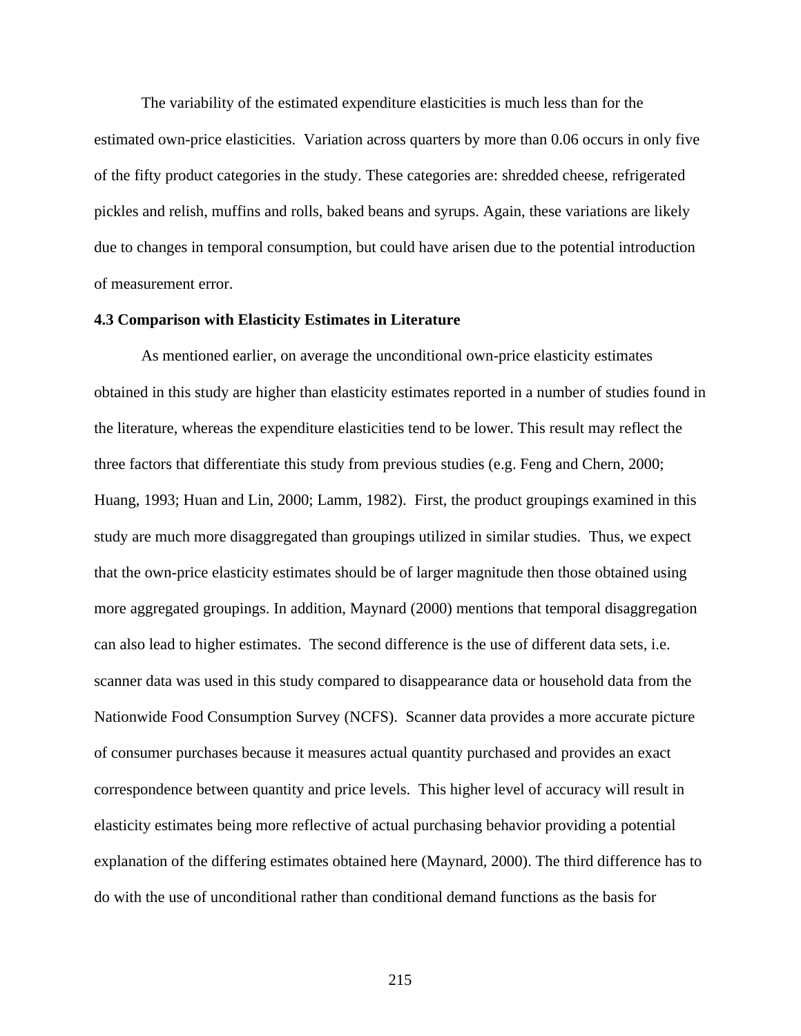The variability of the estimated expenditure elasticities is much less than for the estimated own-price elasticities. Variation across quarters by more than 0.06 occurs in only five of the fifty product categories in the study. These categories are: shredded cheese, refrigerated pickles and relish, muffins and rolls, baked beans and syrups. Again, these variations are likely due to changes in temporal consumption, but could have arisen due to the potential introduction of measurement error.

### 4.3 Comparison with Elasticity Estimates in Literature

As mentioned earlier, on average the unconditional own-price elasticity estimates obtained in this study are higher than elasticity estimates reported in a number of studies found in the literature, whereas the expenditure elasticities tend to be lower. This result may reflect the three factors that differentiate this study from previous studies (e.g. Feng and Chern, 2000; Huang, 1993; Huan and Lin, 2000; Lamm, 1982). First, the product groupings examined in this study are much more disaggregated than groupings utilized in similar studies. Thus, we expect that the own-price elasticity estimates should be of larger magnitude then those obtained using more aggregated groupings. In addition, Maynard (2000) mentions that temporal disaggregation can also lead to higher estimates. The second difference is the use of different data sets, i.e. scanner data was used in this study compared to disappearance data or household data from the Nationwide Food Consumption Survey (NCFS). Scanner data provides a more accurate picture of consumer purchases because it measures actual quantity purchased and provides an exact correspondence between quantity and price levels. This higher level of accuracy will result in elasticity estimates being more reflective of actual purchasing behavior providing a potential explanation of the differing estimates obtained here (Maynard, 2000). The third difference has to do with the use of unconditional rather than conditional demand functions as the basis for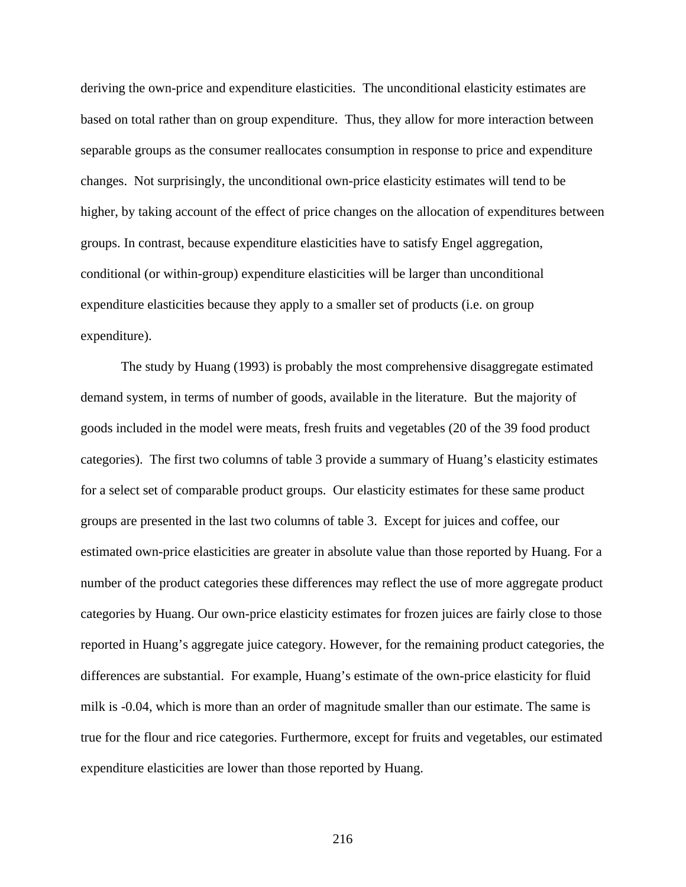deriving the own-price and expenditure elasticities. The unconditional elasticity estimates are based on total rather than on group expenditure. Thus, they allow for more interaction between separable groups as the consumer reallocates consumption in response to price and expenditure changes. Not surprisingly, the unconditional own-price elasticity estimates will tend to be higher, by taking account of the effect of price changes on the allocation of expenditures between groups. In contrast, because expenditure elasticities have to satisfy Engel aggregation, conditional (or within-group) expenditure elasticities will be larger than unconditional expenditure elasticities because they apply to a smaller set of products (i.e. on group expenditure).

The study by Huang (1993) is probably the most comprehensive disaggregate estimated demand system, in terms of number of goods, available in the literature. But the majority of goods included in the model were meats, fresh fruits and vegetables (20 of the 39 food product categories). The first two columns of table 3 provide a summary of Huang's elasticity estimates for a select set of comparable product groups. Our elasticity estimates for these same product groups are presented in the last two columns of table 3. Except for juices and coffee, our estimated own-price elasticities are greater in absolute value than those reported by Huang. For a number of the product categories these differences may reflect the use of more aggregate product categories by Huang. Our own-price elasticity estimates for frozen juices are fairly close to those reported in Huang's aggregate juice category. However, for the remaining product categories, the differences are substantial. For example, Huang's estimate of the own-price elasticity for fluid milk is -0.04, which is more than an order of magnitude smaller than our estimate. The same is true for the flour and rice categories. Furthermore, except for fruits and vegetables, our estimated expenditure elasticities are lower than those reported by Huang.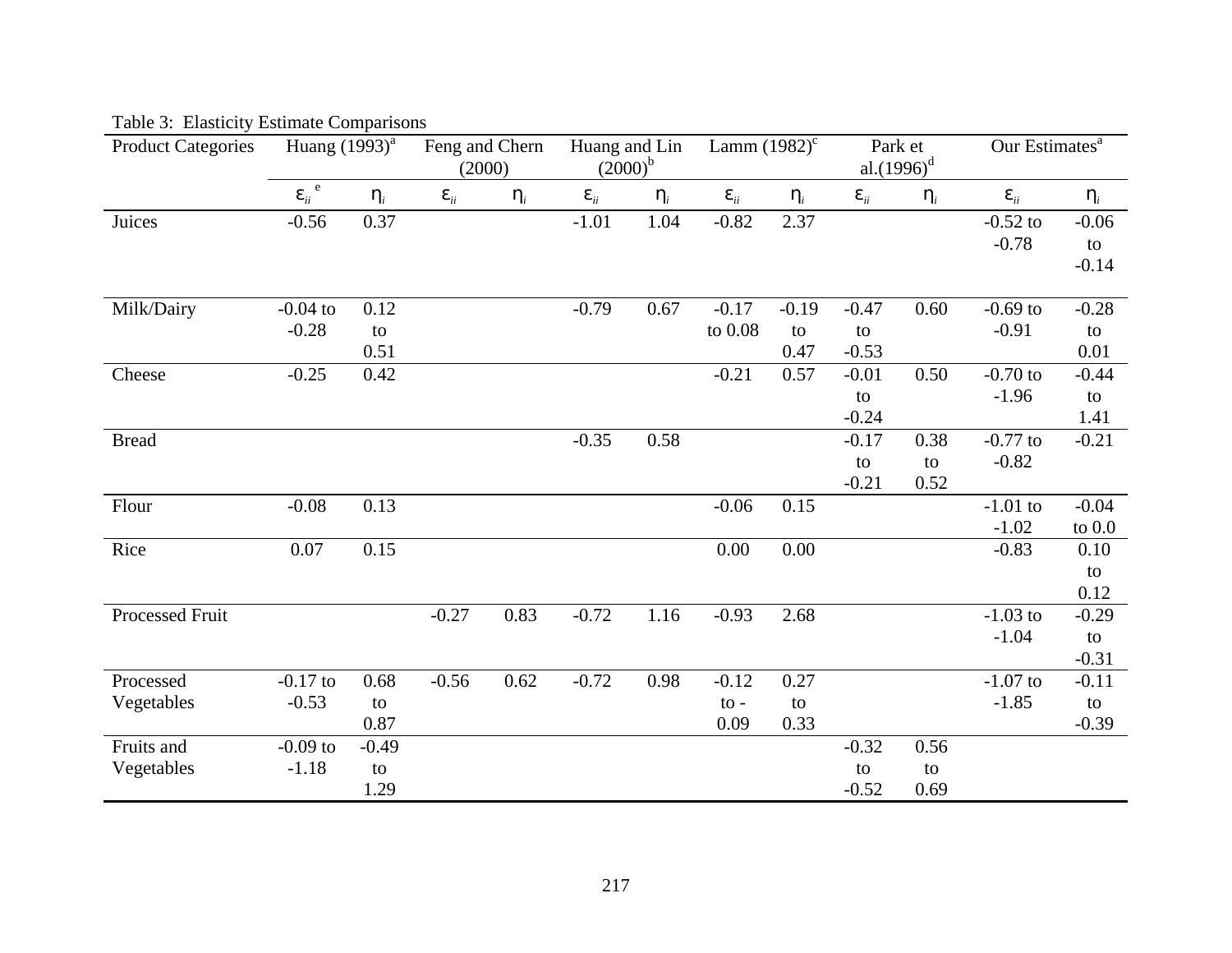Table 3: Elasticity Estimate Comparisons

| Product Categories | Huang (1993)[a] | | Feng and Chern (2000) | | Huang and Lin (2000)[b] | | Lamm (1982)[c] | | Park et al.(1996)[d] | | Our Estimates[a] | |
|---|---|---|---|---|---|---|---|---|---|---|---|---|
| | $\varepsilon_{ii}$ [e] | $\eta_i$ | $\varepsilon_{ii}$ | $\eta_i$ | $\varepsilon_{ii}$ | $\eta_i$ | $\varepsilon_{ii}$ | $\eta_i$ | $\varepsilon_{ii}$ | $\eta_i$ | $\varepsilon_{ii}$ | $\eta_i$ |
| Juices | -0.56 | 0.37 | | | -1.01 | 1.04 | -0.82 | 2.37 | | | -0.52 to -0.78 | -0.06 to -0.14 |
| Milk/Dairy | -0.04 to -0.28 | 0.12 to 0.51 | | | -0.79 | 0.67 | -0.17 to 0.08 | -0.19 to 0.47 | -0.47 to -0.53 | 0.60 | -0.69 to -0.91 | -0.28 to 0.01 |
| Cheese | -0.25 | 0.42 | | | | | -0.21 | 0.57 | -0.01 to -0.24 | 0.50 | -0.70 to -1.96 | -0.44 to 1.41 |
| Bread | | | | | -0.35 | 0.58 | | | -0.17 to -0.21 | 0.38 to 0.52 | -0.77 to -0.82 | -0.21 |
| Flour | -0.08 | 0.13 | | | | | -0.06 | 0.15 | | | -1.01 to -1.02 | -0.04 to 0.0 |
| Rice | 0.07 | 0.15 | | | | | 0.00 | 0.00 | | | -0.83 | 0.10 to 0.12 |
| Processed Fruit | | | -0.27 | 0.83 | -0.72 | 1.16 | -0.93 | 2.68 | | | -1.03 to -1.04 | -0.29 to -0.31 |
| Processed Vegetables | -0.17 to -0.53 | 0.68 to 0.87 | -0.56 | 0.62 | -0.72 | 0.98 | -0.12 to -0.09 | 0.27 to 0.33 | | | -1.07 to -1.85 | -0.11 to -0.39 |
| Fruits and Vegetables | -0.09 to -1.18 | -0.49 to 1.29 | | | | | | | -0.32 to -0.52 | 0.56 to 0.69 | | |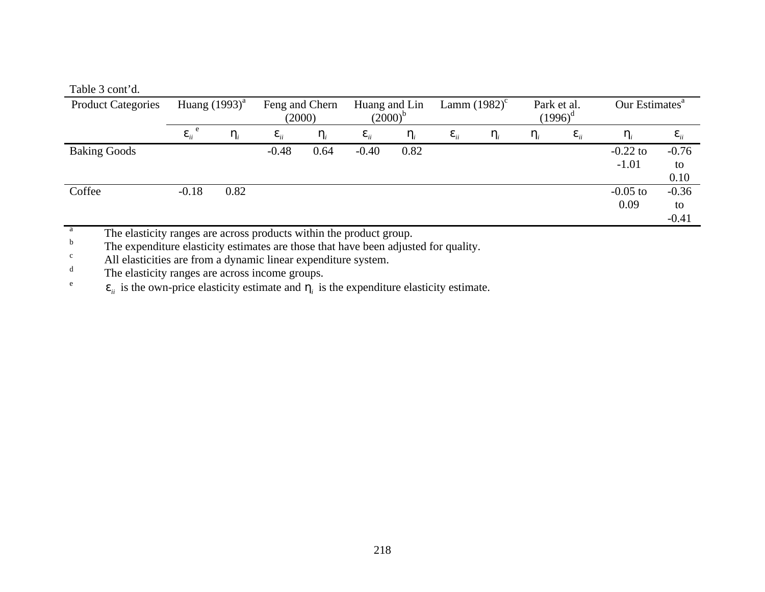Table 3 cont'd.

| Product Categories | Huang (1993)[a] | | Feng and Chern (2000) | | Huang and Lin (2000)[b] | | Lamm (1982)[c] | | Park et al. (1996)[d] | | Our Estimates[a] | |
|---|---|---|---|---|---|---|---|---|---|---|---|---|
| | $\varepsilon_{ii}$[e] | $\eta_i$ | $\varepsilon_{ii}$ | $\eta_i$ | $\varepsilon_{ii}$ | $\eta_i$ | $\varepsilon_{ii}$ | $\eta_i$ | $\eta_i$ | $\varepsilon_{ii}$ | $\eta_i$ | $\varepsilon_{ii}$ |
| Baking Goods | | | -0.48 | 0.64 | -0.40 | 0.82 | | | | | -0.22 to -1.01 | -0.76 to 0.10 |
| Coffee | -0.18 | 0.82 | | | | | | | | | -0.05 to 0.09 | -0.36 to -0.41 |

[a] The elasticity ranges are across products within the product group.
[b] The expenditure elasticity estimates are those that have been adjusted for quality.
[c] All elasticities are from a dynamic linear expenditure system.
[d] The elasticity ranges are across income groups.
[e] $\varepsilon_{ii}$ is the own-price elasticity estimate and $\eta_i$ is the expenditure elasticity estimate.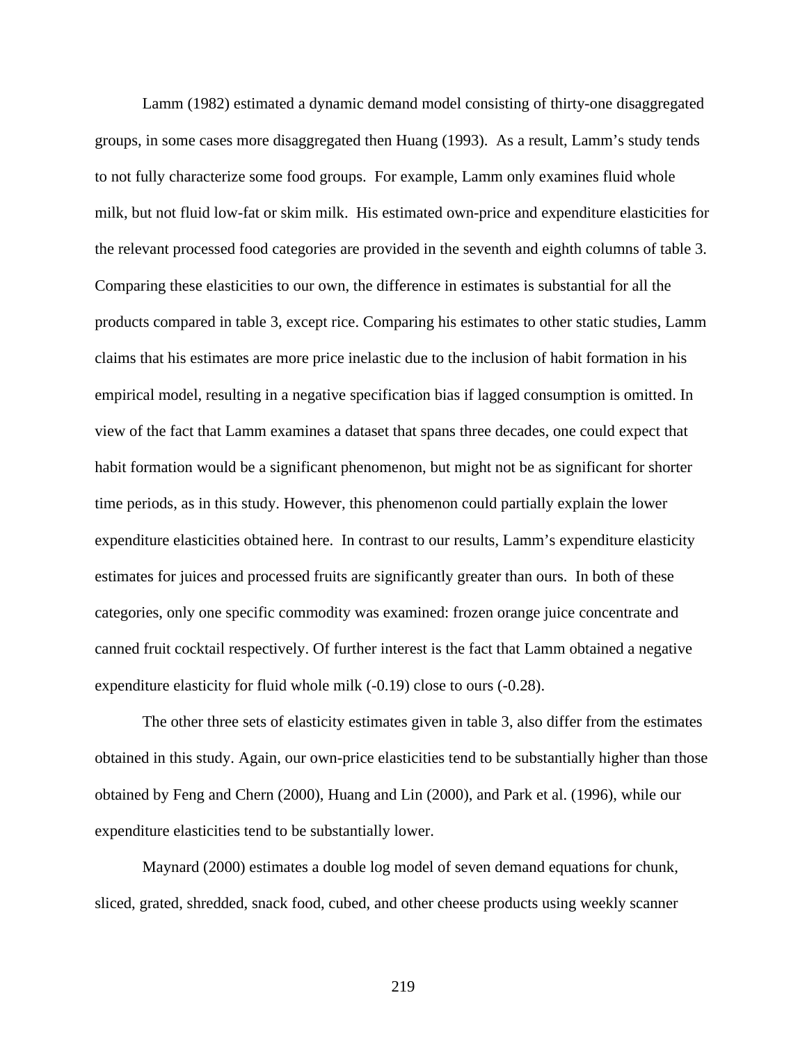Lamm (1982) estimated a dynamic demand model consisting of thirty-one disaggregated groups, in some cases more disaggregated then Huang (1993). As a result, Lamm's study tends to not fully characterize some food groups. For example, Lamm only examines fluid whole milk, but not fluid low-fat or skim milk. His estimated own-price and expenditure elasticities for the relevant processed food categories are provided in the seventh and eighth columns of table 3. Comparing these elasticities to our own, the difference in estimates is substantial for all the products compared in table 3, except rice. Comparing his estimates to other static studies, Lamm claims that his estimates are more price inelastic due to the inclusion of habit formation in his empirical model, resulting in a negative specification bias if lagged consumption is omitted. In view of the fact that Lamm examines a dataset that spans three decades, one could expect that habit formation would be a significant phenomenon, but might not be as significant for shorter time periods, as in this study. However, this phenomenon could partially explain the lower expenditure elasticities obtained here. In contrast to our results, Lamm's expenditure elasticity estimates for juices and processed fruits are significantly greater than ours. In both of these categories, only one specific commodity was examined: frozen orange juice concentrate and canned fruit cocktail respectively. Of further interest is the fact that Lamm obtained a negative expenditure elasticity for fluid whole milk (-0.19) close to ours (-0.28).

The other three sets of elasticity estimates given in table 3, also differ from the estimates obtained in this study. Again, our own-price elasticities tend to be substantially higher than those obtained by Feng and Chern (2000), Huang and Lin (2000), and Park et al. (1996), while our expenditure elasticities tend to be substantially lower.

Maynard (2000) estimates a double log model of seven demand equations for chunk, sliced, grated, shredded, snack food, cubed, and other cheese products using weekly scanner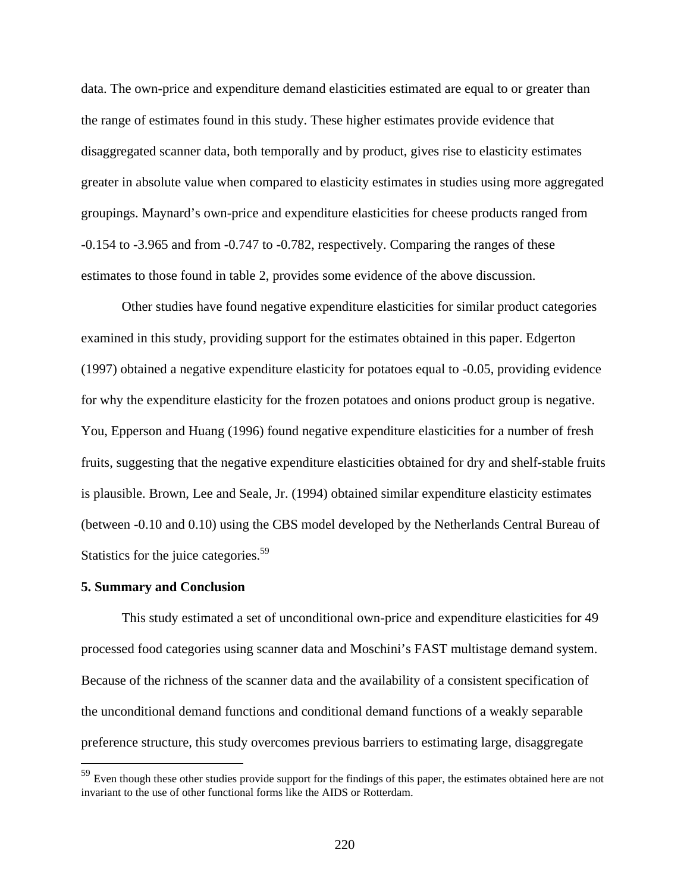data. The own-price and expenditure demand elasticities estimated are equal to or greater than the range of estimates found in this study. These higher estimates provide evidence that disaggregated scanner data, both temporally and by product, gives rise to elasticity estimates greater in absolute value when compared to elasticity estimates in studies using more aggregated groupings. Maynard's own-price and expenditure elasticities for cheese products ranged from -0.154 to -3.965 and from -0.747 to -0.782, respectively. Comparing the ranges of these estimates to those found in table 2, provides some evidence of the above discussion.

Other studies have found negative expenditure elasticities for similar product categories examined in this study, providing support for the estimates obtained in this paper. Edgerton (1997) obtained a negative expenditure elasticity for potatoes equal to -0.05, providing evidence for why the expenditure elasticity for the frozen potatoes and onions product group is negative. You, Epperson and Huang (1996) found negative expenditure elasticities for a number of fresh fruits, suggesting that the negative expenditure elasticities obtained for dry and shelf-stable fruits is plausible. Brown, Lee and Seale, Jr. (1994) obtained similar expenditure elasticity estimates (between -0.10 and 0.10) using the CBS model developed by the Netherlands Central Bureau of Statistics for the juice categories.[59]

**5. Summary and Conclusion**

This study estimated a set of unconditional own-price and expenditure elasticities for 49 processed food categories using scanner data and Moschini's FAST multistage demand system. Because of the richness of the scanner data and the availability of a consistent specification of the unconditional demand functions and conditional demand functions of a weakly separable preference structure, this study overcomes previous barriers to estimating large, disaggregate

---

[59] Even though these other studies provide support for the findings of this paper, the estimates obtained here are not invariant to the use of other functional forms like the AIDS or Rotterdam.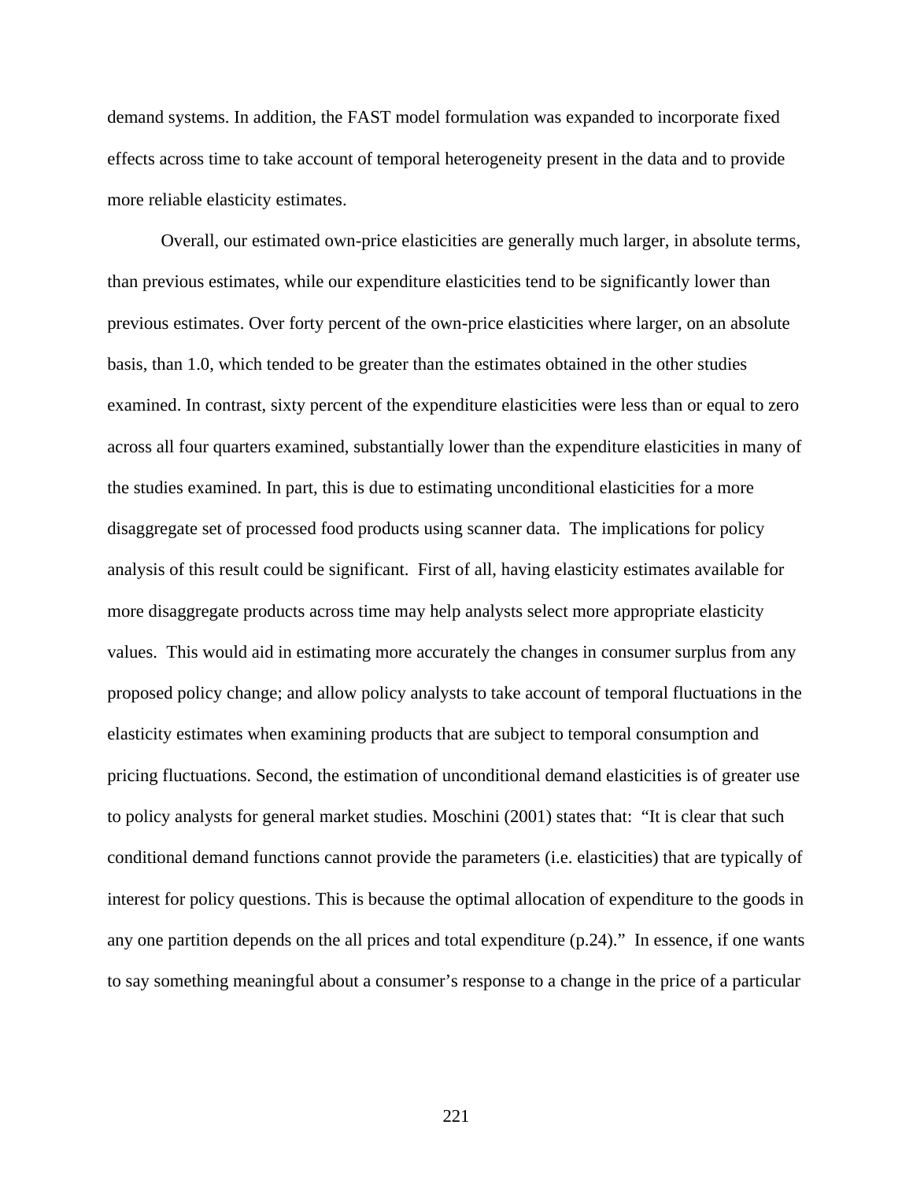demand systems. In addition, the FAST model formulation was expanded to incorporate fixed effects across time to take account of temporal heterogeneity present in the data and to provide more reliable elasticity estimates.

Overall, our estimated own-price elasticities are generally much larger, in absolute terms, than previous estimates, while our expenditure elasticities tend to be significantly lower than previous estimates. Over forty percent of the own-price elasticities where larger, on an absolute basis, than 1.0, which tended to be greater than the estimates obtained in the other studies examined. In contrast, sixty percent of the expenditure elasticities were less than or equal to zero across all four quarters examined, substantially lower than the expenditure elasticities in many of the studies examined. In part, this is due to estimating unconditional elasticities for a more disaggregate set of processed food products using scanner data. The implications for policy analysis of this result could be significant. First of all, having elasticity estimates available for more disaggregate products across time may help analysts select more appropriate elasticity values. This would aid in estimating more accurately the changes in consumer surplus from any proposed policy change; and allow policy analysts to take account of temporal fluctuations in the elasticity estimates when examining products that are subject to temporal consumption and pricing fluctuations. Second, the estimation of unconditional demand elasticities is of greater use to policy analysts for general market studies. Moschini (2001) states that: "It is clear that such conditional demand functions cannot provide the parameters (i.e. elasticities) that are typically of interest for policy questions. This is because the optimal allocation of expenditure to the goods in any one partition depends on the all prices and total expenditure (p.24)." In essence, if one wants to say something meaningful about a consumer's response to a change in the price of a particular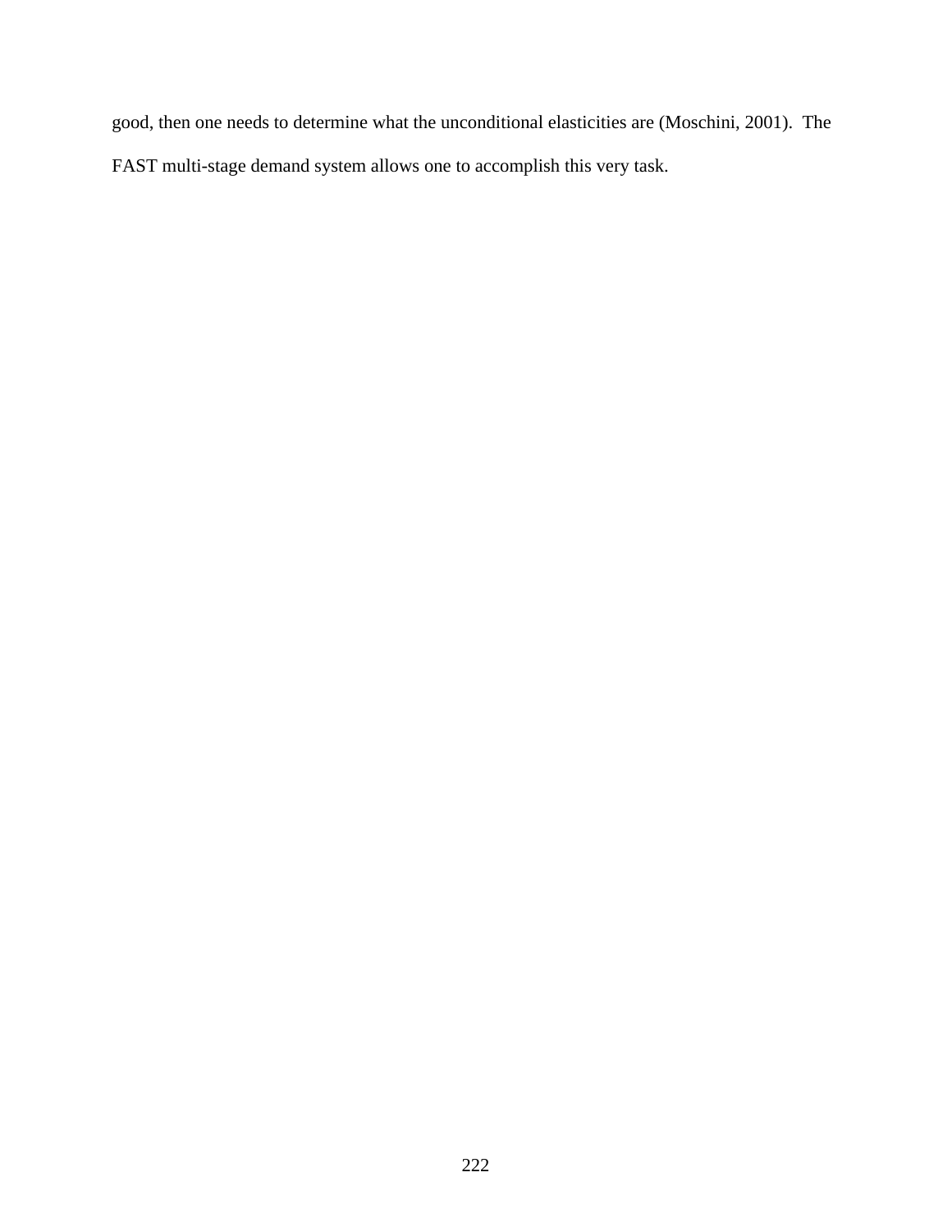good, then one needs to determine what the unconditional elasticities are (Moschini, 2001). The FAST multi-stage demand system allows one to accomplish this very task.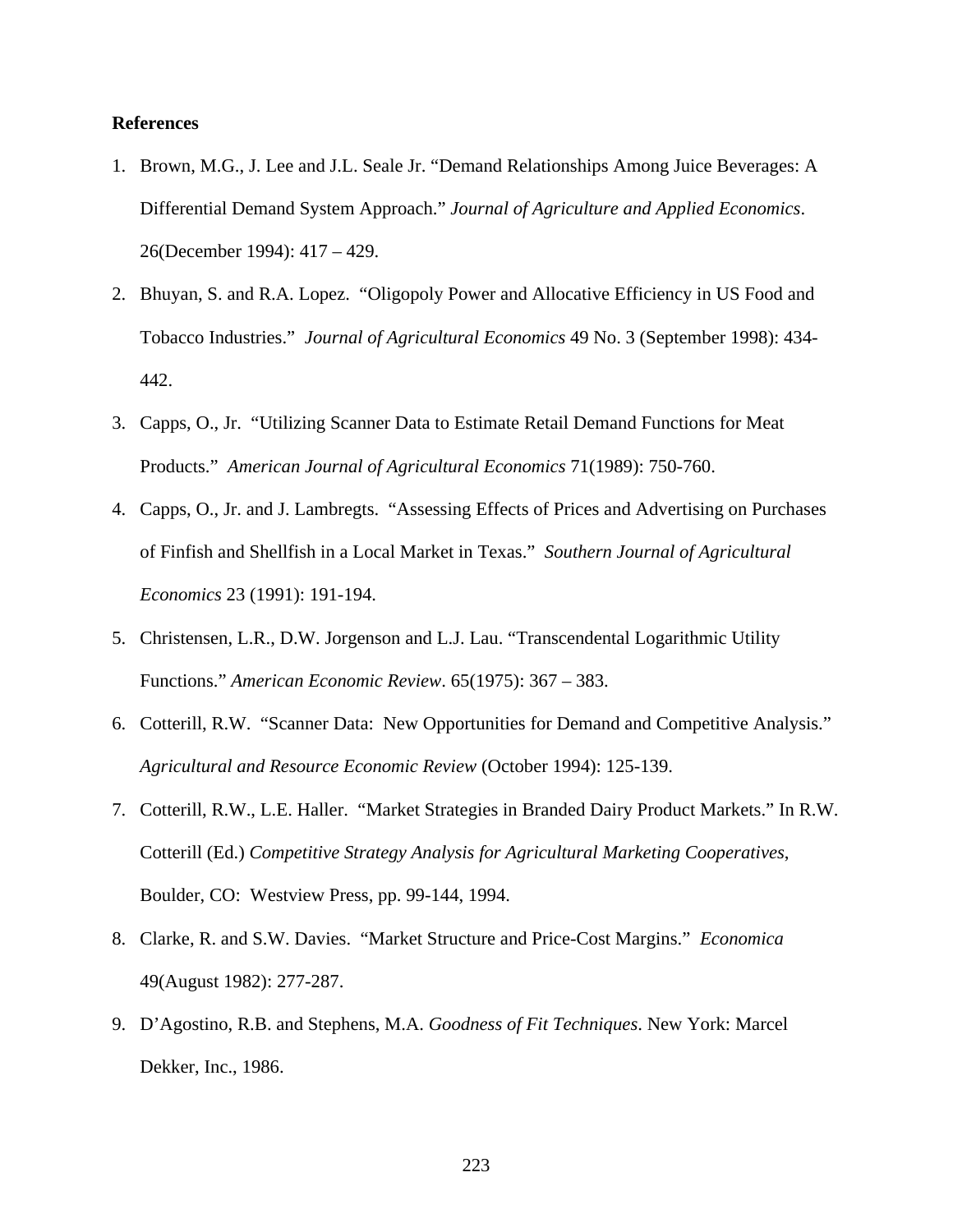**References**

1. Brown, M.G., J. Lee and J.L. Seale Jr. "Demand Relationships Among Juice Beverages: A Differential Demand System Approach." *Journal of Agriculture and Applied Economics*. 26(December 1994): 417 – 429.
2. Bhuyan, S. and R.A. Lopez. "Oligopoly Power and Allocative Efficiency in US Food and Tobacco Industries." *Journal of Agricultural Economics* 49 No. 3 (September 1998): 434-442.
3. Capps, O., Jr. "Utilizing Scanner Data to Estimate Retail Demand Functions for Meat Products." *American Journal of Agricultural Economics* 71(1989): 750-760.
4. Capps, O., Jr. and J. Lambregts. "Assessing Effects of Prices and Advertising on Purchases of Finfish and Shellfish in a Local Market in Texas." *Southern Journal of Agricultural Economics* 23 (1991): 191-194.
5. Christensen, L.R., D.W. Jorgenson and L.J. Lau. "Transcendental Logarithmic Utility Functions." *American Economic Review*. 65(1975): 367 – 383.
6. Cotterill, R.W. "Scanner Data: New Opportunities for Demand and Competitive Analysis." *Agricultural and Resource Economic Review* (October 1994): 125-139.
7. Cotterill, R.W., L.E. Haller. "Market Strategies in Branded Dairy Product Markets." In R.W. Cotterill (Ed.) *Competitive Strategy Analysis for Agricultural Marketing Cooperatives*, Boulder, CO: Westview Press, pp. 99-144, 1994.
8. Clarke, R. and S.W. Davies. "Market Structure and Price-Cost Margins." *Economica* 49(August 1982): 277-287.
9. D'Agostino, R.B. and Stephens, M.A. *Goodness of Fit Techniques*. New York: Marcel Dekker, Inc., 1986.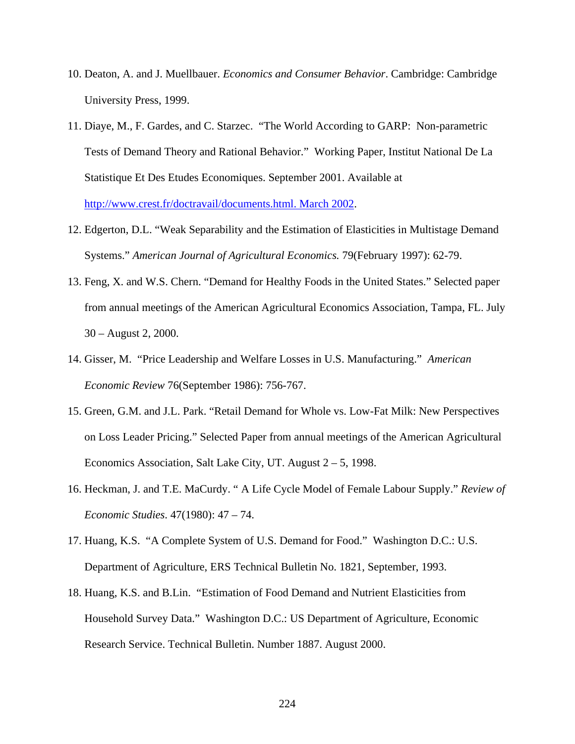10. Deaton, A. and J. Muellbauer. *Economics and Consumer Behavior*. Cambridge: Cambridge University Press, 1999.

11. Diaye, M., F. Gardes, and C. Starzec. "The World According to GARP: Non-parametric Tests of Demand Theory and Rational Behavior." Working Paper, Institut National De La Statistique Et Des Etudes Economiques. September 2001. Available at [http://www.crest.fr/doctravail/documents.html. March 2002](http://www.crest.fr/doctravail/documents.html).

12. Edgerton, D.L. "Weak Separability and the Estimation of Elasticities in Multistage Demand Systems." *American Journal of Agricultural Economics.* 79(February 1997): 62-79.

13. Feng, X. and W.S. Chern. "Demand for Healthy Foods in the United States." Selected paper from annual meetings of the American Agricultural Economics Association, Tampa, FL. July 30 – August 2, 2000.

14. Gisser, M. "Price Leadership and Welfare Losses in U.S. Manufacturing." *American Economic Review* 76(September 1986): 756-767.

15. Green, G.M. and J.L. Park. "Retail Demand for Whole vs. Low-Fat Milk: New Perspectives on Loss Leader Pricing." Selected Paper from annual meetings of the American Agricultural Economics Association, Salt Lake City, UT. August 2 – 5, 1998.

16. Heckman, J. and T.E. MaCurdy. " A Life Cycle Model of Female Labour Supply." *Review of Economic Studies*. 47(1980): 47 – 74.

17. Huang, K.S. "A Complete System of U.S. Demand for Food." Washington D.C.: U.S. Department of Agriculture, ERS Technical Bulletin No. 1821, September, 1993.

18. Huang, K.S. and B.Lin. "Estimation of Food Demand and Nutrient Elasticities from Household Survey Data." Washington D.C.: US Department of Agriculture, Economic Research Service. Technical Bulletin. Number 1887. August 2000.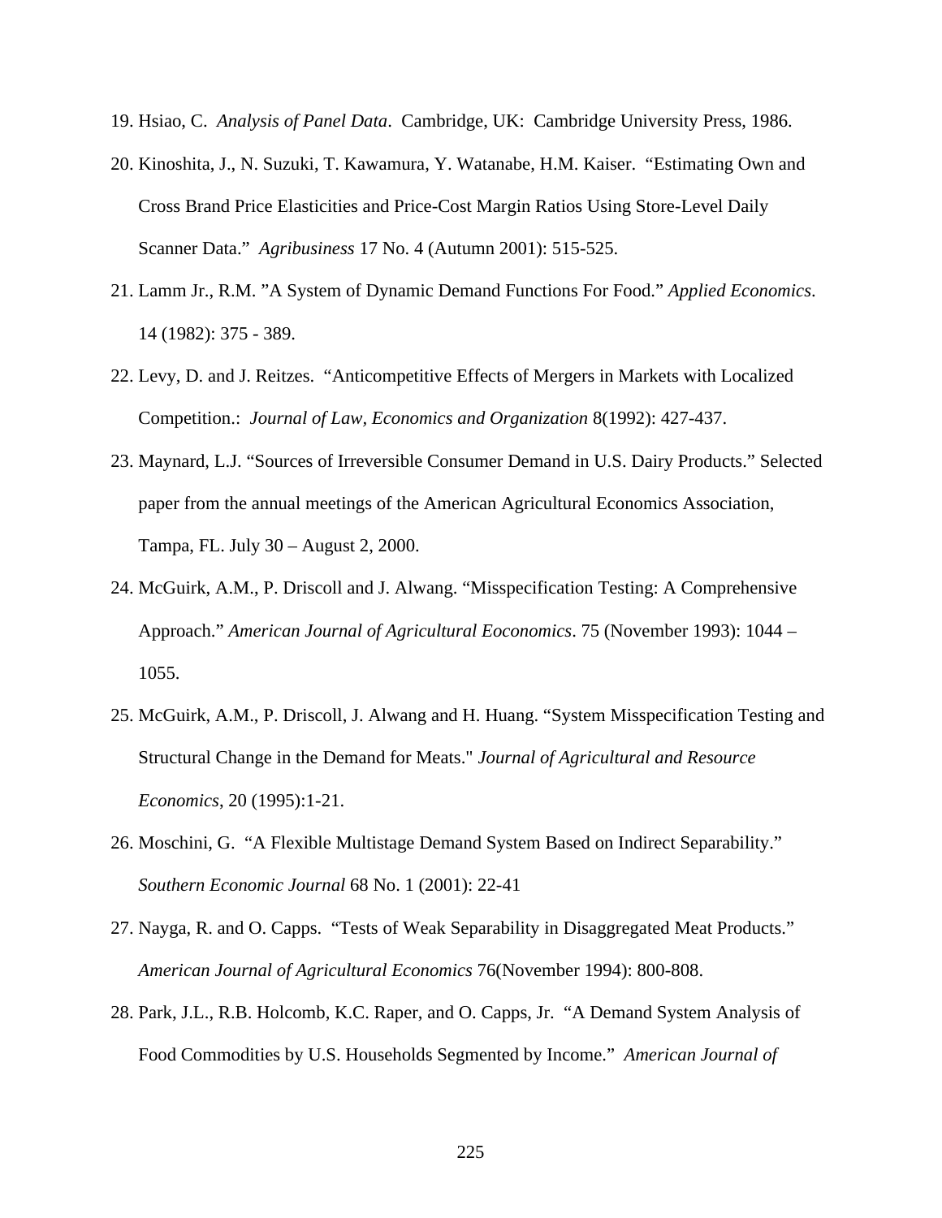19. Hsiao, C. *Analysis of Panel Data*. Cambridge, UK: Cambridge University Press, 1986.

20. Kinoshita, J., N. Suzuki, T. Kawamura, Y. Watanabe, H.M. Kaiser. "Estimating Own and Cross Brand Price Elasticities and Price-Cost Margin Ratios Using Store-Level Daily Scanner Data." *Agribusiness* 17 No. 4 (Autumn 2001): 515-525.

21. Lamm Jr., R.M. "A System of Dynamic Demand Functions For Food." *Applied Economics*. 14 (1982): 375 - 389.

22. Levy, D. and J. Reitzes. "Anticompetitive Effects of Mergers in Markets with Localized Competition.: *Journal of Law, Economics and Organization* 8(1992): 427-437.

23. Maynard, L.J. "Sources of Irreversible Consumer Demand in U.S. Dairy Products." Selected paper from the annual meetings of the American Agricultural Economics Association, Tampa, FL. July 30 – August 2, 2000.

24. McGuirk, A.M., P. Driscoll and J. Alwang. "Misspecification Testing: A Comprehensive Approach." *American Journal of Agricultural Eoconomics*. 75 (November 1993): 1044 – 1055.

25. McGuirk, A.M., P. Driscoll, J. Alwang and H. Huang. "System Misspecification Testing and Structural Change in the Demand for Meats." *Journal of Agricultural and Resource Economics*, 20 (1995):1-21.

26. Moschini, G. "A Flexible Multistage Demand System Based on Indirect Separability." *Southern Economic Journal* 68 No. 1 (2001): 22-41

27. Nayga, R. and O. Capps. "Tests of Weak Separability in Disaggregated Meat Products." *American Journal of Agricultural Economics* 76(November 1994): 800-808.

28. Park, J.L., R.B. Holcomb, K.C. Raper, and O. Capps, Jr. "A Demand System Analysis of Food Commodities by U.S. Households Segmented by Income." *American Journal of*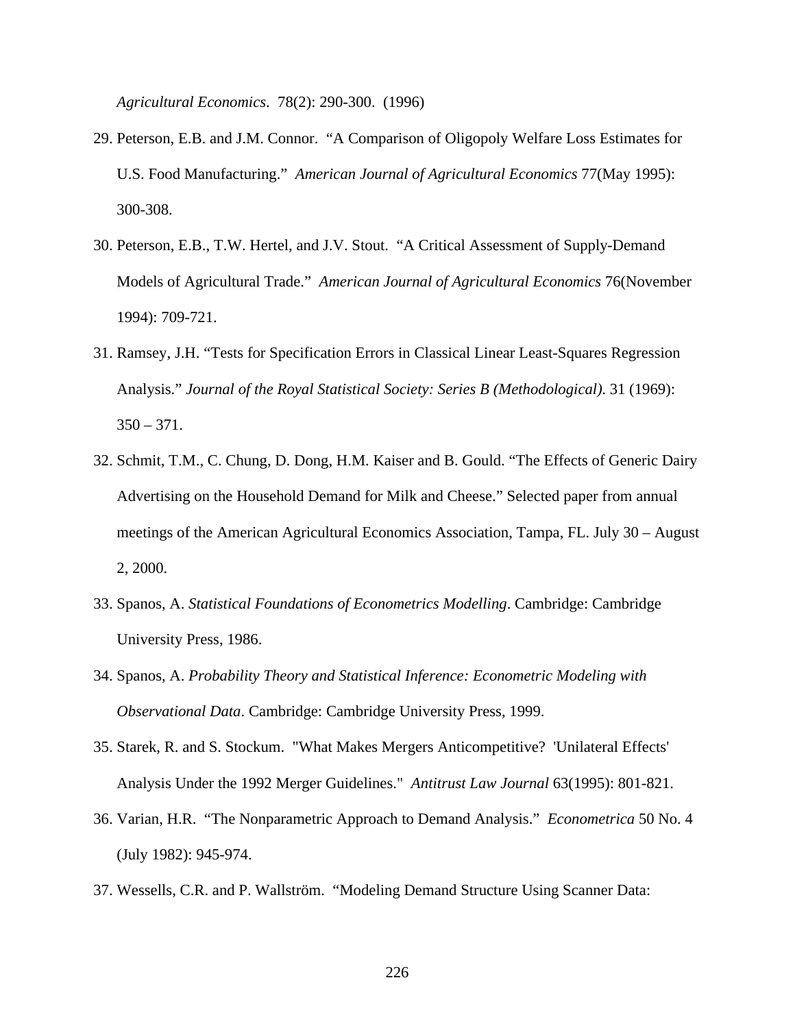*Agricultural Economics*. 78(2): 290-300. (1996)

29. Peterson, E.B. and J.M. Connor. "A Comparison of Oligopoly Welfare Loss Estimates for U.S. Food Manufacturing." *American Journal of Agricultural Economics* 77(May 1995): 300-308.

30. Peterson, E.B., T.W. Hertel, and J.V. Stout. "A Critical Assessment of Supply-Demand Models of Agricultural Trade." *American Journal of Agricultural Economics* 76(November 1994): 709-721.

31. Ramsey, J.H. "Tests for Specification Errors in Classical Linear Least-Squares Regression Analysis." *Journal of the Royal Statistical Society: Series B (Methodological)*. 31 (1969): 350 – 371.

32. Schmit, T.M., C. Chung, D. Dong, H.M. Kaiser and B. Gould. "The Effects of Generic Dairy Advertising on the Household Demand for Milk and Cheese." Selected paper from annual meetings of the American Agricultural Economics Association, Tampa, FL. July 30 – August 2, 2000.

33. Spanos, A. *Statistical Foundations of Econometrics Modelling*. Cambridge: Cambridge University Press, 1986.

34. Spanos, A. *Probability Theory and Statistical Inference: Econometric Modeling with Observational Data*. Cambridge: Cambridge University Press, 1999.

35. Starek, R. and S. Stockum. "What Makes Mergers Anticompetitive? 'Unilateral Effects' Analysis Under the 1992 Merger Guidelines." *Antitrust Law Journal* 63(1995): 801-821.

36. Varian, H.R. "The Nonparametric Approach to Demand Analysis." *Econometrica* 50 No. 4 (July 1982): 945-974.

37. Wessells, C.R. and P. Wallström. "Modeling Demand Structure Using Scanner Data: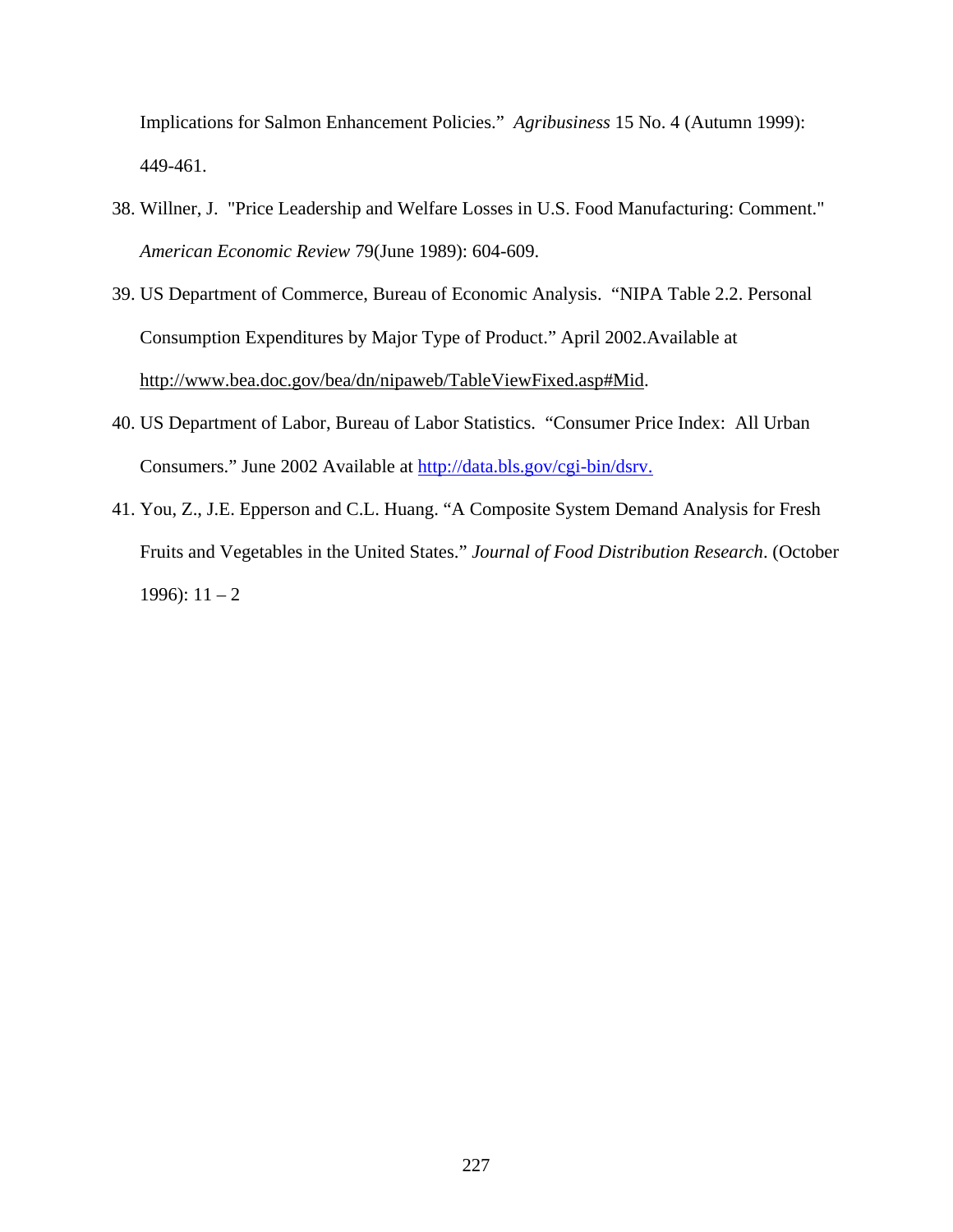Implications for Salmon Enhancement Policies." *Agribusiness* 15 No. 4 (Autumn 1999): 449-461.

38. Willner, J. "Price Leadership and Welfare Losses in U.S. Food Manufacturing: Comment." *American Economic Review* 79(June 1989): 604-609.

39. US Department of Commerce, Bureau of Economic Analysis. "NIPA Table 2.2. Personal Consumption Expenditures by Major Type of Product." April 2002.Available at http://www.bea.doc.gov/bea/dn/nipaweb/TableViewFixed.asp#Mid.

40. US Department of Labor, Bureau of Labor Statistics. "Consumer Price Index: All Urban Consumers." June 2002 Available at http://data.bls.gov/cgi-bin/dsrv.

41. You, Z., J.E. Epperson and C.L. Huang. "A Composite System Demand Analysis for Fresh Fruits and Vegetables in the United States." *Journal of Food Distribution Research*. (October 1996): 11 – 2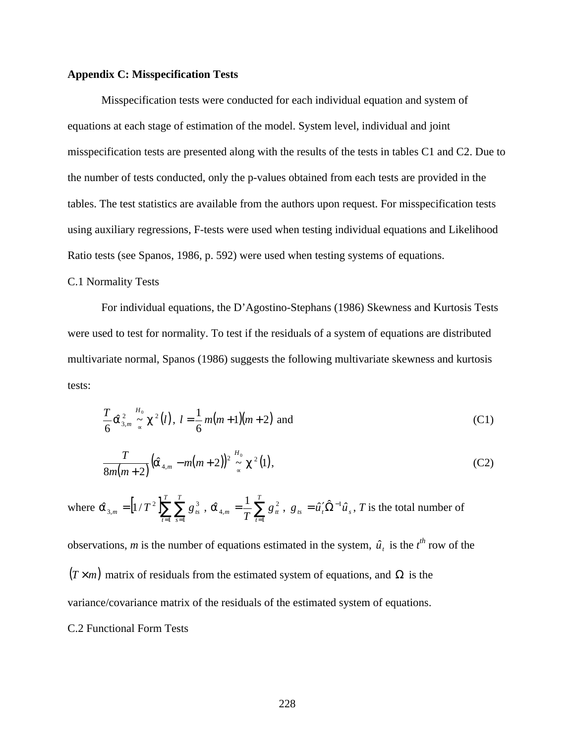**Appendix C: Misspecification Tests**

Misspecification tests were conducted for each individual equation and system of equations at each stage of estimation of the model. System level, individual and joint misspecification tests are presented along with the results of the tests in tables C1 and C2. Due to the number of tests conducted, only the p-values obtained from each tests are provided in the tables. The test statistics are available from the authors upon request. For misspecification tests using auxiliary regressions, F-tests were used when testing individual equations and Likelihood Ratio tests (see Spanos, 1986, p. 592) were used when testing systems of equations.

C.1 Normality Tests

For individual equations, the D'Agostino-Stephans (1986) Skewness and Kurtosis Tests were used to test for normality. To test if the residuals of a system of equations are distributed multivariate normal, Spanos (1986) suggests the following multivariate skewness and kurtosis tests:

$$\frac{T}{6}\hat{\alpha}_{3,m}^{2} \overset{H_0}{\underset{\propto}{\sim}} \chi^{2}(l),\ l = \frac{1}{6}m(m+1)(m+2) \text{ and} \tag{C1}$$

$$\frac{T}{8m(m+2)}\left(\hat{\alpha}_{4,m} - m(m+2)\right)^{2} \overset{H_0}{\underset{\propto}{\sim}} \chi^{2}(1), \tag{C2}$$

where $\hat{\alpha}_{3,m} = \left[1/T^{2}\right]\sum_{t=1}^{T}\sum_{s=1}^{T} g_{ts}^{3}$, $\hat{\alpha}_{4,m} = \frac{1}{T}\sum_{t=1}^{T} g_{tt}^{2}$, $g_{ts} = \hat{u}_t'\hat{\Omega}^{-1}\hat{u}_s$, $T$ is the total number of observations, $m$ is the number of equations estimated in the system, $\hat{u}_t$ is the $t^{th}$ row of the $(T \times m)$ matrix of residuals from the estimated system of equations, and $\Omega$ is the variance/covariance matrix of the residuals of the estimated system of equations.

C.2 Functional Form Tests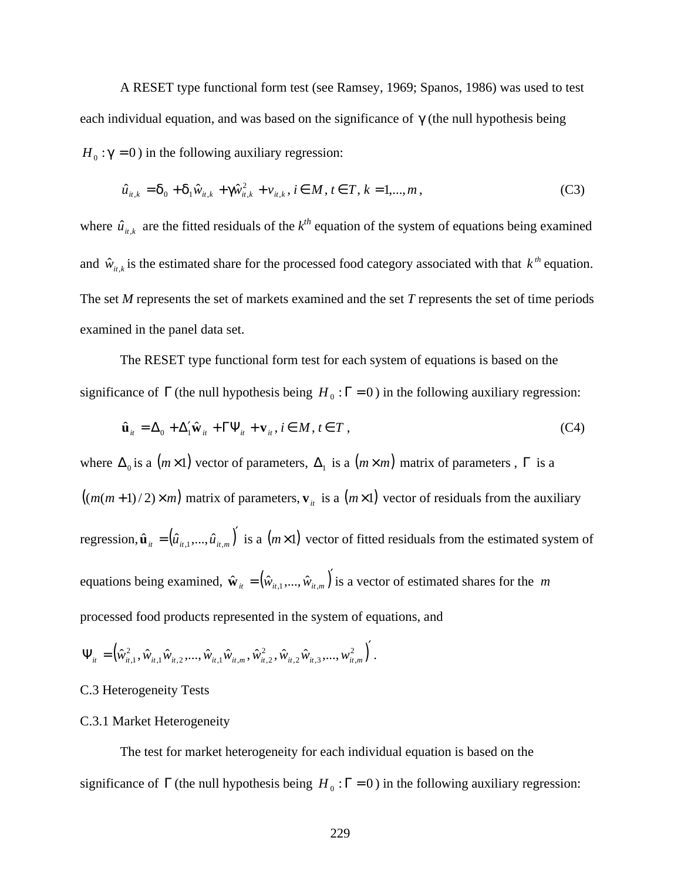A RESET type functional form test (see Ramsey, 1969; Spanos, 1986) was used to test each individual equation, and was based on the significance of $\gamma$ (the null hypothesis being $H_0 : \gamma = 0$) in the following auxiliary regression:

$$\hat{u}_{it,k} = \delta_0 + \delta_1 \hat{w}_{it,k} + \gamma \hat{w}_{it,k}^2 + v_{it,k},\ i \in M,\ t \in T,\ k = 1,...,m, \tag{C3}$$

where $\hat{u}_{it,k}$ are the fitted residuals of the $k^{th}$ equation of the system of equations being examined and $\hat{w}_{it,k}$ is the estimated share for the processed food category associated with that $k^{th}$ equation. The set *M* represents the set of markets examined and the set *T* represents the set of time periods examined in the panel data set.

The RESET type functional form test for each system of equations is based on the significance of $\Gamma$ (the null hypothesis being $H_0 : \Gamma = 0$) in the following auxiliary regression:

$$\hat{\mathbf{u}}_{it} = \Delta_0 + \Delta_1' \hat{\mathbf{w}}_{it} + \Gamma \Psi_{it} + \mathbf{v}_{it},\ i \in M,\ t \in T, \tag{C4}$$

where $\Delta_0$ is a $(m \times 1)$ vector of parameters, $\Delta_1$ is a $(m \times m)$ matrix of parameters , $\Gamma$ is a $((m(m+1)/2) \times m)$ matrix of parameters, $\mathbf{v}_{it}$ is a $(m \times 1)$ vector of residuals from the auxiliary regression, $\hat{\mathbf{u}}_{it} = (\hat{u}_{it,1},...,\hat{u}_{it,m})'$ is a $(m \times 1)$ vector of fitted residuals from the estimated system of equations being examined, $\hat{\mathbf{w}}_{it} = (\hat{w}_{it,1},...,\hat{w}_{it,m})'$ is a vector of estimated shares for the $m$ processed food products represented in the system of equations, and

$\Psi_{it} = (\hat{w}_{it,1}^2, \hat{w}_{it,1}\hat{w}_{it,2},..., \hat{w}_{it,1}\hat{w}_{it,m}, \hat{w}_{it,2}^2, \hat{w}_{it,2}\hat{w}_{it,3},..., w_{it,m}^2)'$.

C.3 Heterogeneity Tests

C.3.1 Market Heterogeneity

The test for market heterogeneity for each individual equation is based on the significance of $\Gamma$ (the null hypothesis being $H_0 : \Gamma = 0$) in the following auxiliary regression: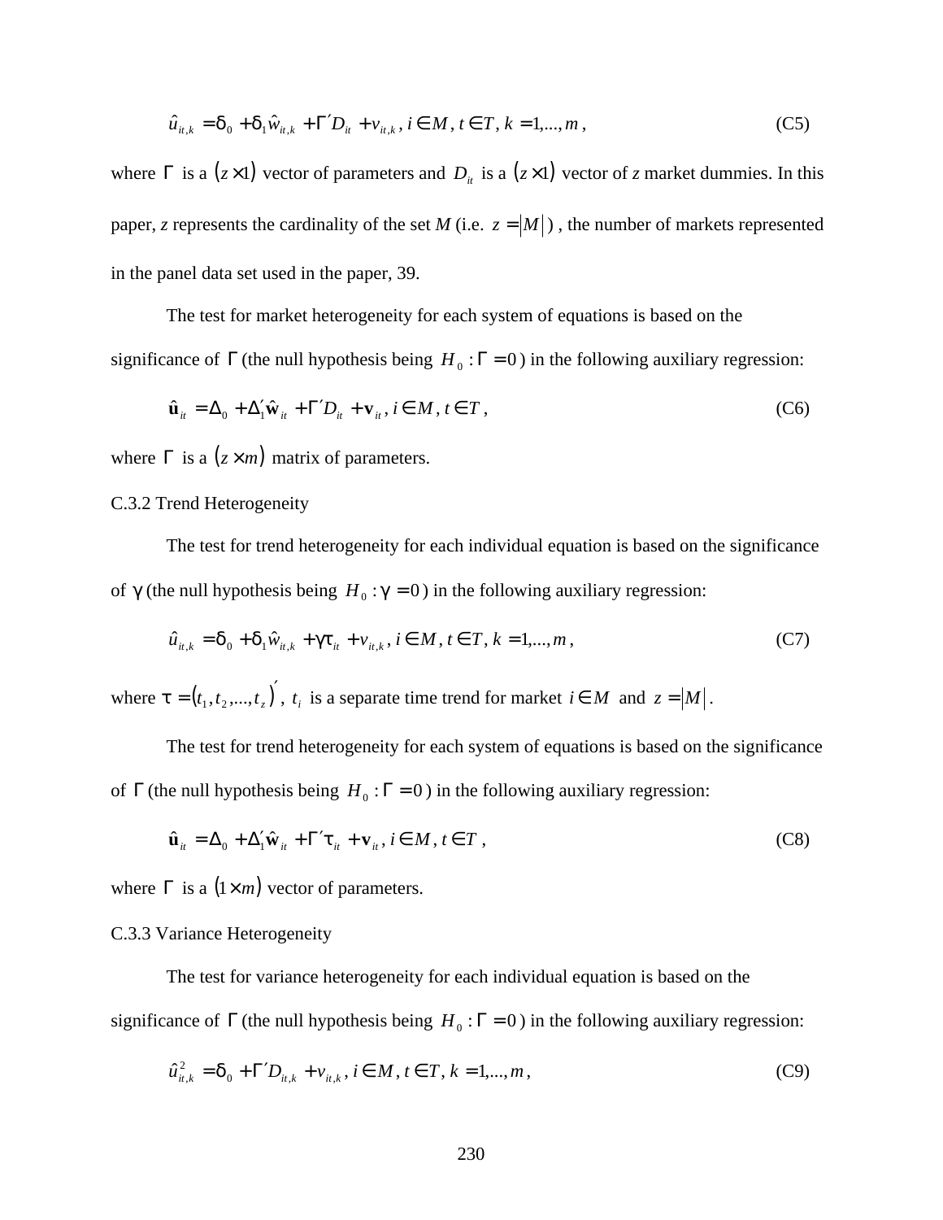$$\hat{u}_{it,k} = \delta_0 + \delta_1 \hat{w}_{it,k} + \Gamma' D_{it} + v_{it,k},\ i \in M,\ t \in T,\ k = 1,...,m, \tag{C5}$$

where $\Gamma$ is a $(z \times 1)$ vector of parameters and $D_{it}$ is a $(z \times 1)$ vector of $z$ market dummies. In this paper, $z$ represents the cardinality of the set $M$ (i.e. $z = |M|$) , the number of markets represented in the panel data set used in the paper, 39.

The test for market heterogeneity for each system of equations is based on the significance of $\Gamma$ (the null hypothesis being $H_0 : \Gamma = 0$) in the following auxiliary regression:

$$\hat{\mathbf{u}}_{it} = \Delta_0 + \Delta_1' \hat{\mathbf{w}}_{it} + \Gamma' D_{it} + \mathbf{v}_{it},\ i \in M,\ t \in T, \tag{C6}$$

where $\Gamma$ is a $(z \times m)$ matrix of parameters.

C.3.2 Trend Heterogeneity

The test for trend heterogeneity for each individual equation is based on the significance of $\gamma$ (the null hypothesis being $H_0 : \gamma = 0$) in the following auxiliary regression:

$$\hat{u}_{it,k} = \delta_0 + \delta_1 \hat{w}_{it,k} + \gamma \tau_{it} + v_{it,k},\ i \in M,\ t \in T,\ k = 1,...,m, \tag{C7}$$

where $\tau = (t_1, t_2, ..., t_z)'$, $t_i$ is a separate time trend for market $i \in M$ and $z = |M|$.

The test for trend heterogeneity for each system of equations is based on the significance of $\Gamma$ (the null hypothesis being $H_0 : \Gamma = 0$) in the following auxiliary regression:

$$\hat{\mathbf{u}}_{it} = \Delta_0 + \Delta_1' \hat{\mathbf{w}}_{it} + \Gamma' \tau_{it} + \mathbf{v}_{it},\ i \in M,\ t \in T, \tag{C8}$$

where $\Gamma$ is a $(1 \times m)$ vector of parameters.

C.3.3 Variance Heterogeneity

The test for variance heterogeneity for each individual equation is based on the significance of $\Gamma$ (the null hypothesis being $H_0 : \Gamma = 0$) in the following auxiliary regression:

$$\hat{u}_{it,k}^2 = \delta_0 + \Gamma' D_{it,k} + v_{it,k},\ i \in M,\ t \in T,\ k = 1,...,m, \tag{C9}$$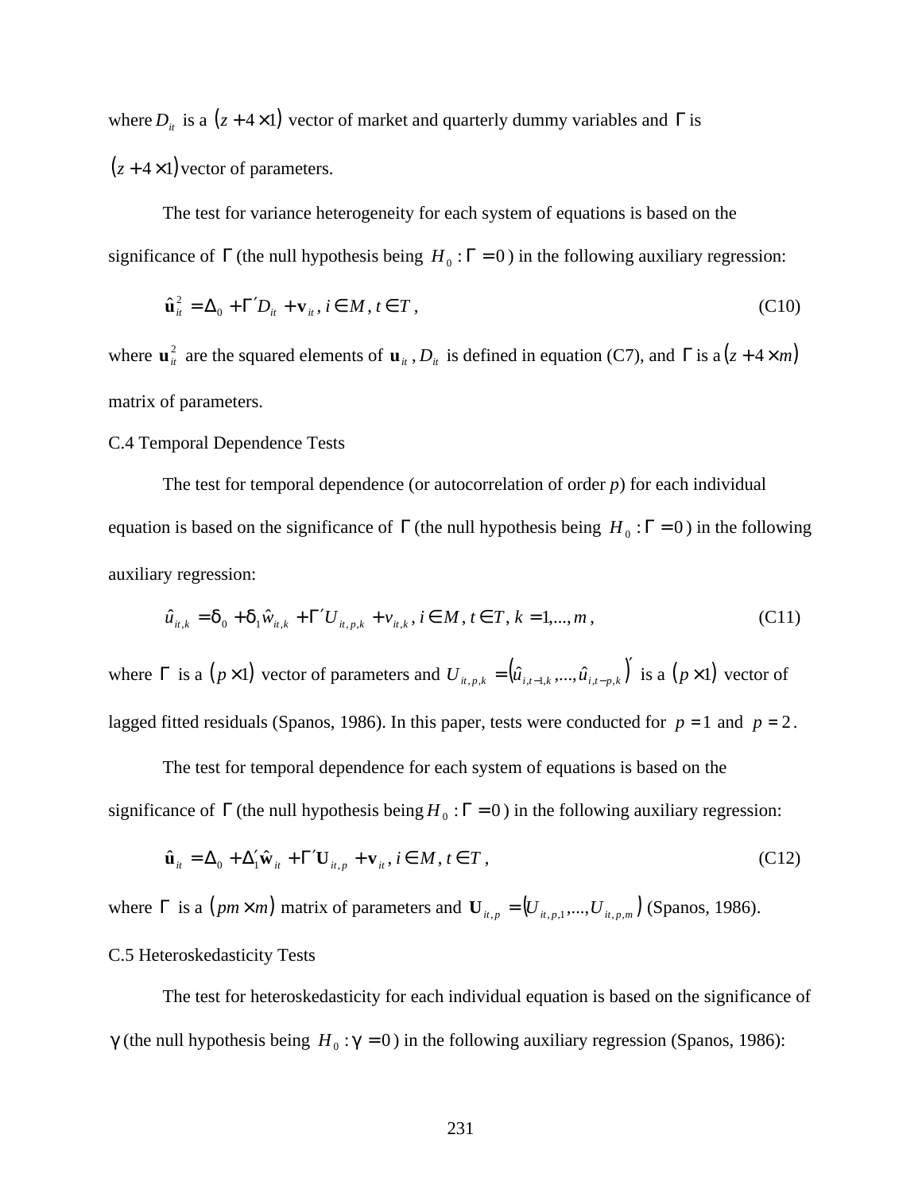where $D_{it}$ is a $(z+4\times 1)$ vector of market and quarterly dummy variables and $\Gamma$ is $(z+4\times 1)$ vector of parameters.

The test for variance heterogeneity for each system of equations is based on the significance of $\Gamma$ (the null hypothesis being $H_0 : \Gamma = 0$) in the following auxiliary regression:

$$\hat{\mathbf{u}}_{it}^2 = \Delta_0 + \Gamma' D_{it} + \mathbf{v}_{it},\ i \in M,\ t \in T, \tag{C10}$$

where $\mathbf{u}_{it}^2$ are the squared elements of $\mathbf{u}_{it}$, $D_{it}$ is defined in equation (C7), and $\Gamma$ is a $(z+4\times m)$ matrix of parameters.

C.4 Temporal Dependence Tests

The test for temporal dependence (or autocorrelation of order $p$) for each individual equation is based on the significance of $\Gamma$ (the null hypothesis being $H_0 : \Gamma = 0$) in the following auxiliary regression:

$$\hat{u}_{it,k} = \delta_0 + \delta_1 \hat{w}_{it,k} + \Gamma' U_{it,p,k} + v_{it,k},\ i \in M,\ t \in T,\ k = 1,\ldots,m, \tag{C11}$$

where $\Gamma$ is a $(p\times 1)$ vector of parameters and $U_{it,p,k} = \left(\hat{u}_{i,t-1,k},\ldots,\hat{u}_{i,t-p,k}\right)'$ is a $(p\times 1)$ vector of lagged fitted residuals (Spanos, 1986). In this paper, tests were conducted for $p=1$ and $p=2$.

The test for temporal dependence for each system of equations is based on the significance of $\Gamma$ (the null hypothesis being $H_0 : \Gamma = 0$) in the following auxiliary regression:

$$\hat{\mathbf{u}}_{it} = \Delta_0 + \Delta_1' \hat{\mathbf{w}}_{it} + \Gamma' \mathbf{U}_{it,p} + \mathbf{v}_{it},\ i \in M,\ t \in T, \tag{C12}$$

where $\Gamma$ is a $(pm\times m)$ matrix of parameters and $\mathbf{U}_{it,p} = \left(U_{it,p,1},\ldots,U_{it,p,m}\right)$ (Spanos, 1986).

C.5 Heteroskedasticity Tests

The test for heteroskedasticity for each individual equation is based on the significance of $\gamma$ (the null hypothesis being $H_0 : \gamma = 0$) in the following auxiliary regression (Spanos, 1986):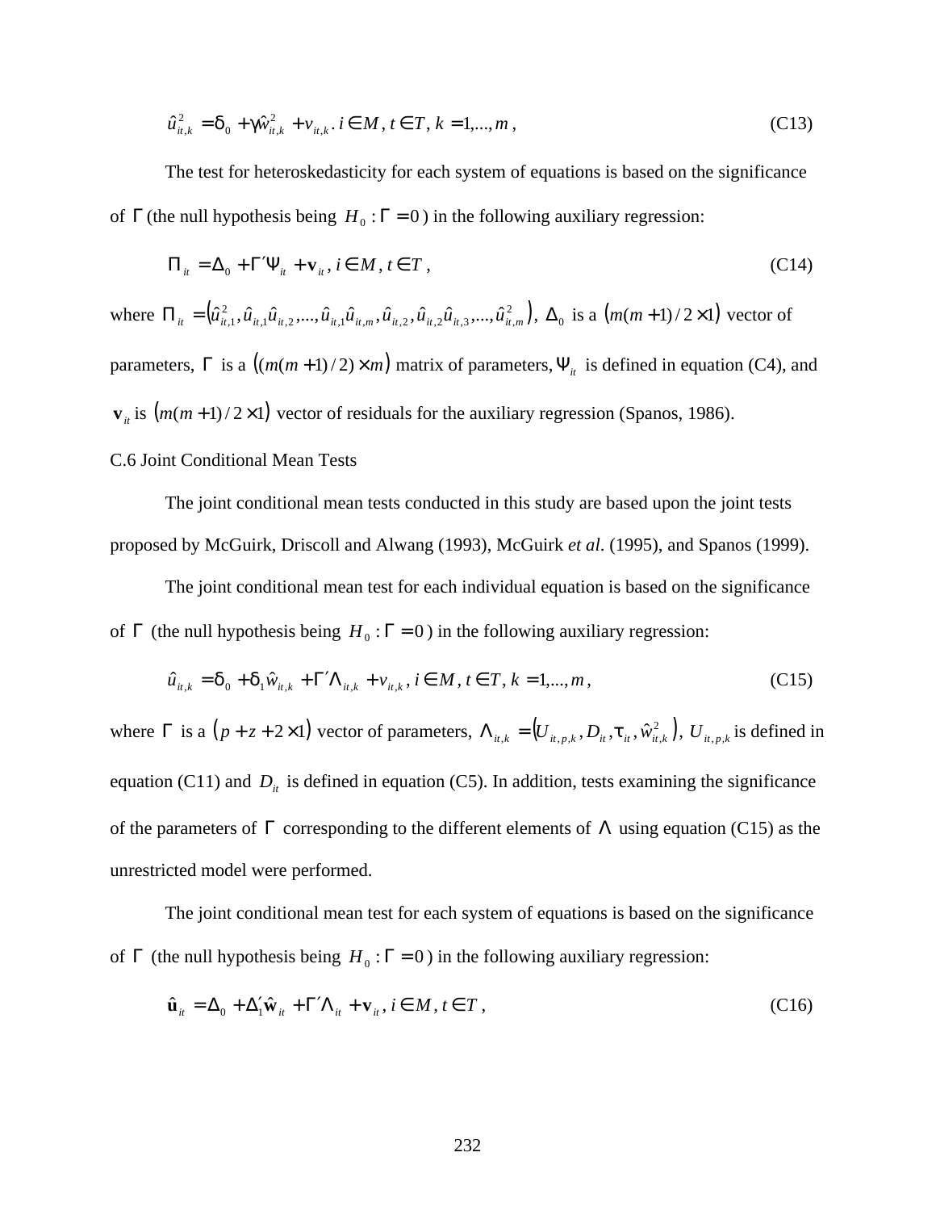$$\hat{u}_{it,k}^2 = \delta_0 + \gamma \hat{w}_{it,k}^2 + v_{it,k} \text{. } i \in M, t \in T, k = 1,...,m, \tag{C13}$$

The test for heteroskedasticity for each system of equations is based on the significance of $\Gamma$ (the null hypothesis being $H_0 : \Gamma = 0$) in the following auxiliary regression:

$$\Pi_{it} = \Delta_0 + \Gamma' \Psi_{it} + \mathbf{v}_{it}, i \in M, t \in T, \tag{C14}$$

where $\Pi_{it} = (\hat{u}_{it,1}^2, \hat{u}_{it,1}\hat{u}_{it,2},...,\hat{u}_{it,1}\hat{u}_{it,m}, \hat{u}_{it,2}, \hat{u}_{it,2}\hat{u}_{it,3},...,\hat{u}_{it,m}^2)$, $\Delta_0$ is a $(m(m+1)/2 \times 1)$ vector of parameters, $\Gamma$ is a $((m(m+1)/2) \times m)$ matrix of parameters, $\Psi_{it}$ is defined in equation (C4), and $\mathbf{v}_{it}$ is $(m(m+1)/2 \times 1)$ vector of residuals for the auxiliary regression (Spanos, 1986).

C.6 Joint Conditional Mean Tests

The joint conditional mean tests conducted in this study are based upon the joint tests proposed by McGuirk, Driscoll and Alwang (1993), McGuirk *et al*. (1995), and Spanos (1999).

The joint conditional mean test for each individual equation is based on the significance of $\Gamma$ (the null hypothesis being $H_0 : \Gamma = 0$) in the following auxiliary regression:

$$\hat{u}_{it,k} = \delta_0 + \delta_1 \hat{w}_{it,k} + \Gamma' \Lambda_{it,k} + v_{it,k}, i \in M, t \in T, k = 1,...,m, \tag{C15}$$

where $\Gamma$ is a $(p + z + 2 \times 1)$ vector of parameters, $\Lambda_{it,k} = (U_{it,p,k}, D_{it}, \tau_{it}, \hat{w}_{it,k}^2)$, $U_{it,p,k}$ is defined in equation (C11) and $D_{it}$ is defined in equation (C5). In addition, tests examining the significance of the parameters of $\Gamma$ corresponding to the different elements of $\Lambda$ using equation (C15) as the unrestricted model were performed.

The joint conditional mean test for each system of equations is based on the significance of $\Gamma$ (the null hypothesis being $H_0 : \Gamma = 0$) in the following auxiliary regression:

$$\hat{\mathbf{u}}_{it} = \Delta_0 + \Delta_1' \hat{\mathbf{w}}_{it} + \Gamma' \Lambda_{it} + \mathbf{v}_{it}, i \in M, t \in T, \tag{C16}$$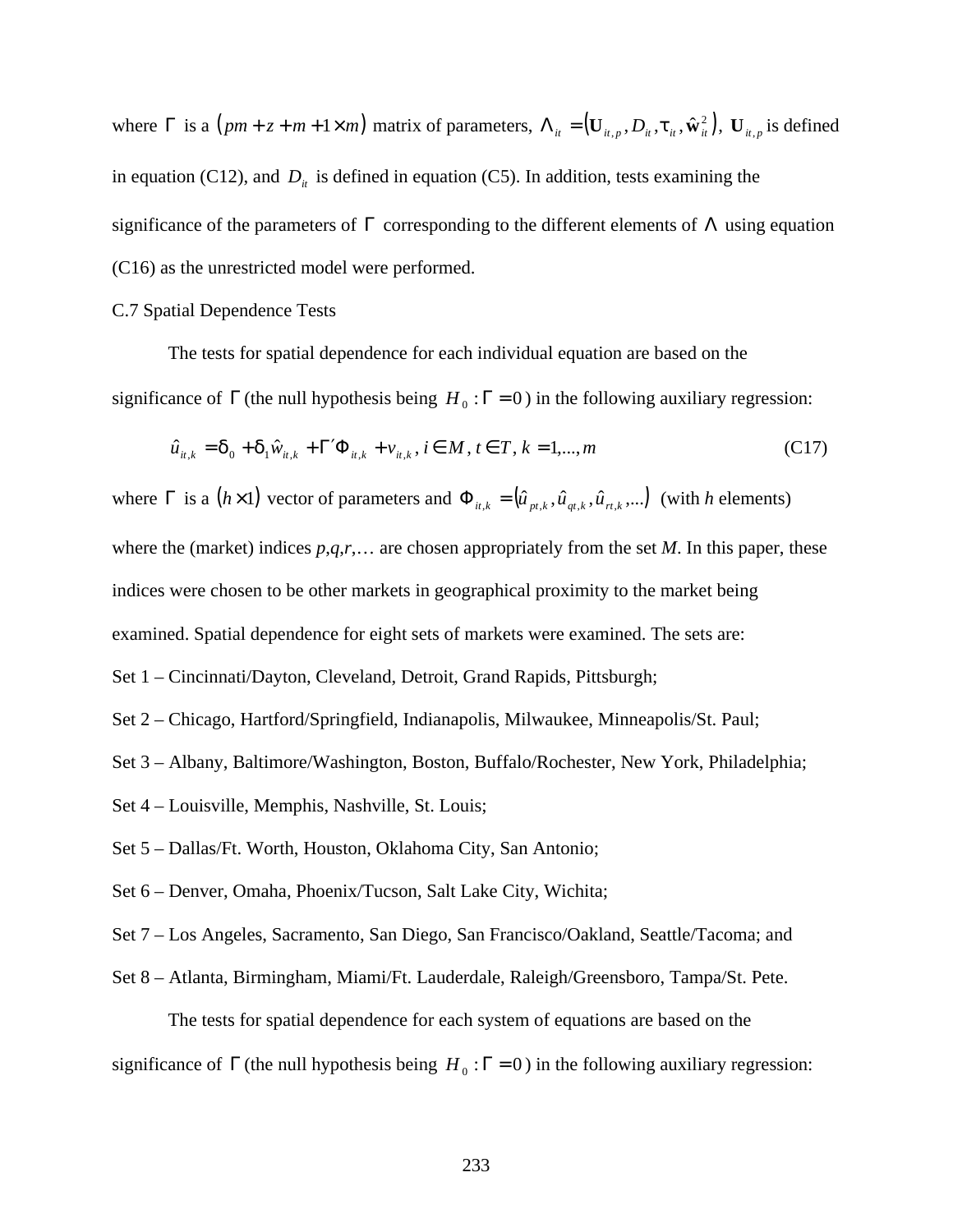where $\Gamma$ is a $(pm + z + m + 1 \times m)$ matrix of parameters, $\Lambda_{it} = (\mathbf{U}_{it,p}, D_{it}, \tau_{it}, \hat{\mathbf{w}}_{it}^2)$, $\mathbf{U}_{it,p}$ is defined in equation (C12), and $D_{it}$ is defined in equation (C5). In addition, tests examining the significance of the parameters of $\Gamma$ corresponding to the different elements of $\Lambda$ using equation (C16) as the unrestricted model were performed.

C.7 Spatial Dependence Tests

The tests for spatial dependence for each individual equation are based on the significance of $\Gamma$ (the null hypothesis being $H_0 : \Gamma = 0$) in the following auxiliary regression:

$$\hat{u}_{it,k} = \delta_0 + \delta_1 \hat{w}_{it,k} + \Gamma' \Phi_{it,k} + v_{it,k},\ i \in M,\ t \in T,\ k = 1,...,m \tag{C17}$$

where $\Gamma$ is a $(h \times 1)$ vector of parameters and $\Phi_{it,k} = (\hat{u}_{pt,k}, \hat{u}_{qt,k}, \hat{u}_{rt,k}, ...)$ (with *h* elements) where the (market) indices *p*,*q*,*r*,… are chosen appropriately from the set *M*. In this paper, these indices were chosen to be other markets in geographical proximity to the market being examined. Spatial dependence for eight sets of markets were examined. The sets are:

Set 1 – Cincinnati/Dayton, Cleveland, Detroit, Grand Rapids, Pittsburgh;

Set 2 – Chicago, Hartford/Springfield, Indianapolis, Milwaukee, Minneapolis/St. Paul;

Set 3 – Albany, Baltimore/Washington, Boston, Buffalo/Rochester, New York, Philadelphia;

Set 4 – Louisville, Memphis, Nashville, St. Louis;

Set 5 – Dallas/Ft. Worth, Houston, Oklahoma City, San Antonio;

Set 6 – Denver, Omaha, Phoenix/Tucson, Salt Lake City, Wichita;

Set 7 – Los Angeles, Sacramento, San Diego, San Francisco/Oakland, Seattle/Tacoma; and

Set 8 – Atlanta, Birmingham, Miami/Ft. Lauderdale, Raleigh/Greensboro, Tampa/St. Pete.

The tests for spatial dependence for each system of equations are based on the significance of $\Gamma$ (the null hypothesis being $H_0 : \Gamma = 0$) in the following auxiliary regression: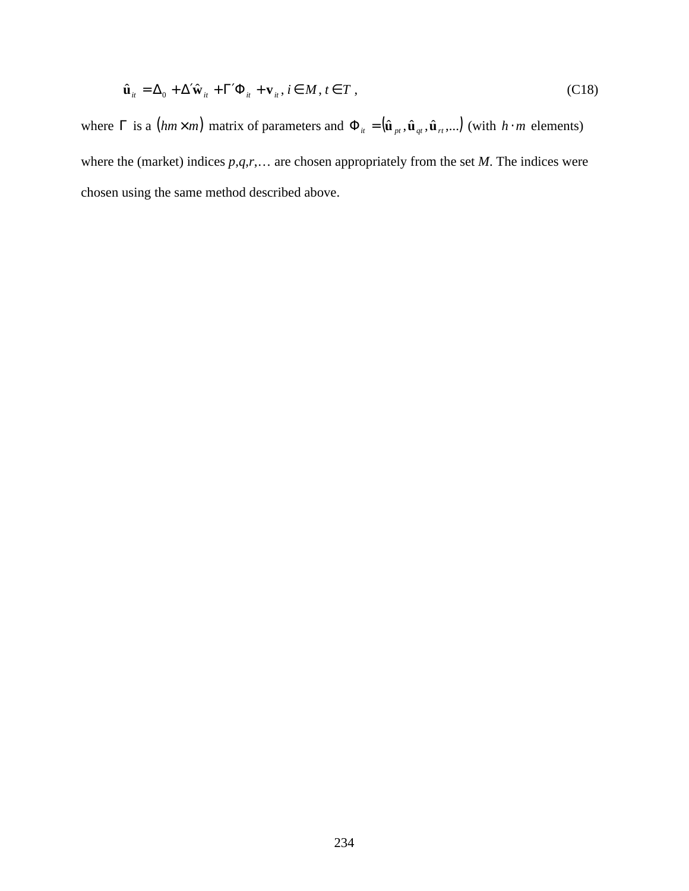$$\hat{\mathbf{u}}_{it} = \Delta_0 + \Delta' \hat{\mathbf{w}}_{it} + \Gamma' \Phi_{it} + \mathbf{v}_{it}, \; i \in M, \; t \in T, \tag{C18}$$

where $\Gamma$ is a $(hm \times m)$ matrix of parameters and $\Phi_{it} = (\hat{\mathbf{u}}_{pt}, \hat{\mathbf{u}}_{qt}, \hat{\mathbf{u}}_{rt}, ...)$ (with $h \cdot m$ elements) where the (market) indices $p,q,r,\ldots$ are chosen appropriately from the set $M$. The indices were chosen using the same method described above.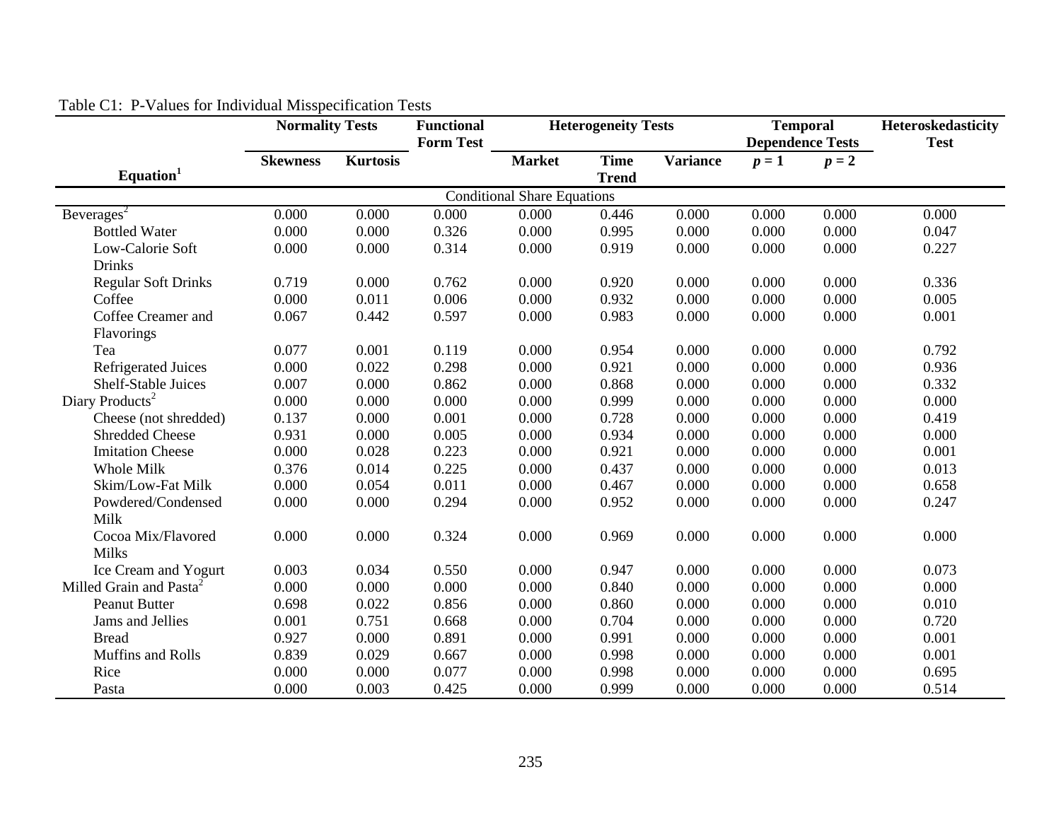Table C1: P-Values for Individual Misspecification Tests

| Equation[1] | Normality Tests | | Functional Form Test | Heterogeneity Tests | | | Temporal Dependence Tests | | Heteroskedasticity Test |
|---|---|---|---|---|---|---|---|---|---|
| | Skewness | Kurtosis | | Market | Time Trend | Variance | $p = 1$ | $p = 2$ | |
| **Conditional Share Equations** | | | | | | | | | |
| Beverages[2] | 0.000 | 0.000 | 0.000 | 0.000 | 0.446 | 0.000 | 0.000 | 0.000 | 0.000 |
| Bottled Water | 0.000 | 0.000 | 0.326 | 0.000 | 0.995 | 0.000 | 0.000 | 0.000 | 0.047 |
| Low-Calorie Soft Drinks | 0.000 | 0.000 | 0.314 | 0.000 | 0.919 | 0.000 | 0.000 | 0.000 | 0.227 |
| Regular Soft Drinks | 0.719 | 0.000 | 0.762 | 0.000 | 0.920 | 0.000 | 0.000 | 0.000 | 0.336 |
| Coffee | 0.000 | 0.011 | 0.006 | 0.000 | 0.932 | 0.000 | 0.000 | 0.000 | 0.005 |
| Coffee Creamer and Flavorings | 0.067 | 0.442 | 0.597 | 0.000 | 0.983 | 0.000 | 0.000 | 0.000 | 0.001 |
| Tea | 0.077 | 0.001 | 0.119 | 0.000 | 0.954 | 0.000 | 0.000 | 0.000 | 0.792 |
| Refrigerated Juices | 0.000 | 0.022 | 0.298 | 0.000 | 0.921 | 0.000 | 0.000 | 0.000 | 0.936 |
| Shelf-Stable Juices | 0.007 | 0.000 | 0.862 | 0.000 | 0.868 | 0.000 | 0.000 | 0.000 | 0.332 |
| Diary Products[2] | 0.000 | 0.000 | 0.000 | 0.000 | 0.999 | 0.000 | 0.000 | 0.000 | 0.000 |
| Cheese (not shredded) | 0.137 | 0.000 | 0.001 | 0.000 | 0.728 | 0.000 | 0.000 | 0.000 | 0.419 |
| Shredded Cheese | 0.931 | 0.000 | 0.005 | 0.000 | 0.934 | 0.000 | 0.000 | 0.000 | 0.000 |
| Imitation Cheese | 0.000 | 0.028 | 0.223 | 0.000 | 0.921 | 0.000 | 0.000 | 0.000 | 0.001 |
| Whole Milk | 0.376 | 0.014 | 0.225 | 0.000 | 0.437 | 0.000 | 0.000 | 0.000 | 0.013 |
| Skim/Low-Fat Milk | 0.000 | 0.054 | 0.011 | 0.000 | 0.467 | 0.000 | 0.000 | 0.000 | 0.658 |
| Powdered/Condensed Milk | 0.000 | 0.000 | 0.294 | 0.000 | 0.952 | 0.000 | 0.000 | 0.000 | 0.247 |
| Cocoa Mix/Flavored Milks | 0.000 | 0.000 | 0.324 | 0.000 | 0.969 | 0.000 | 0.000 | 0.000 | 0.000 |
| Ice Cream and Yogurt | 0.003 | 0.034 | 0.550 | 0.000 | 0.947 | 0.000 | 0.000 | 0.000 | 0.073 |
| Milled Grain and Pasta[2] | 0.000 | 0.000 | 0.000 | 0.000 | 0.840 | 0.000 | 0.000 | 0.000 | 0.000 |
| Peanut Butter | 0.698 | 0.022 | 0.856 | 0.000 | 0.860 | 0.000 | 0.000 | 0.000 | 0.010 |
| Jams and Jellies | 0.001 | 0.751 | 0.668 | 0.000 | 0.704 | 0.000 | 0.000 | 0.000 | 0.720 |
| Bread | 0.927 | 0.000 | 0.891 | 0.000 | 0.991 | 0.000 | 0.000 | 0.000 | 0.001 |
| Muffins and Rolls | 0.839 | 0.029 | 0.667 | 0.000 | 0.998 | 0.000 | 0.000 | 0.000 | 0.001 |
| Rice | 0.000 | 0.000 | 0.077 | 0.000 | 0.998 | 0.000 | 0.000 | 0.000 | 0.695 |
| Pasta | 0.000 | 0.003 | 0.425 | 0.000 | 0.999 | 0.000 | 0.000 | 0.000 | 0.514 |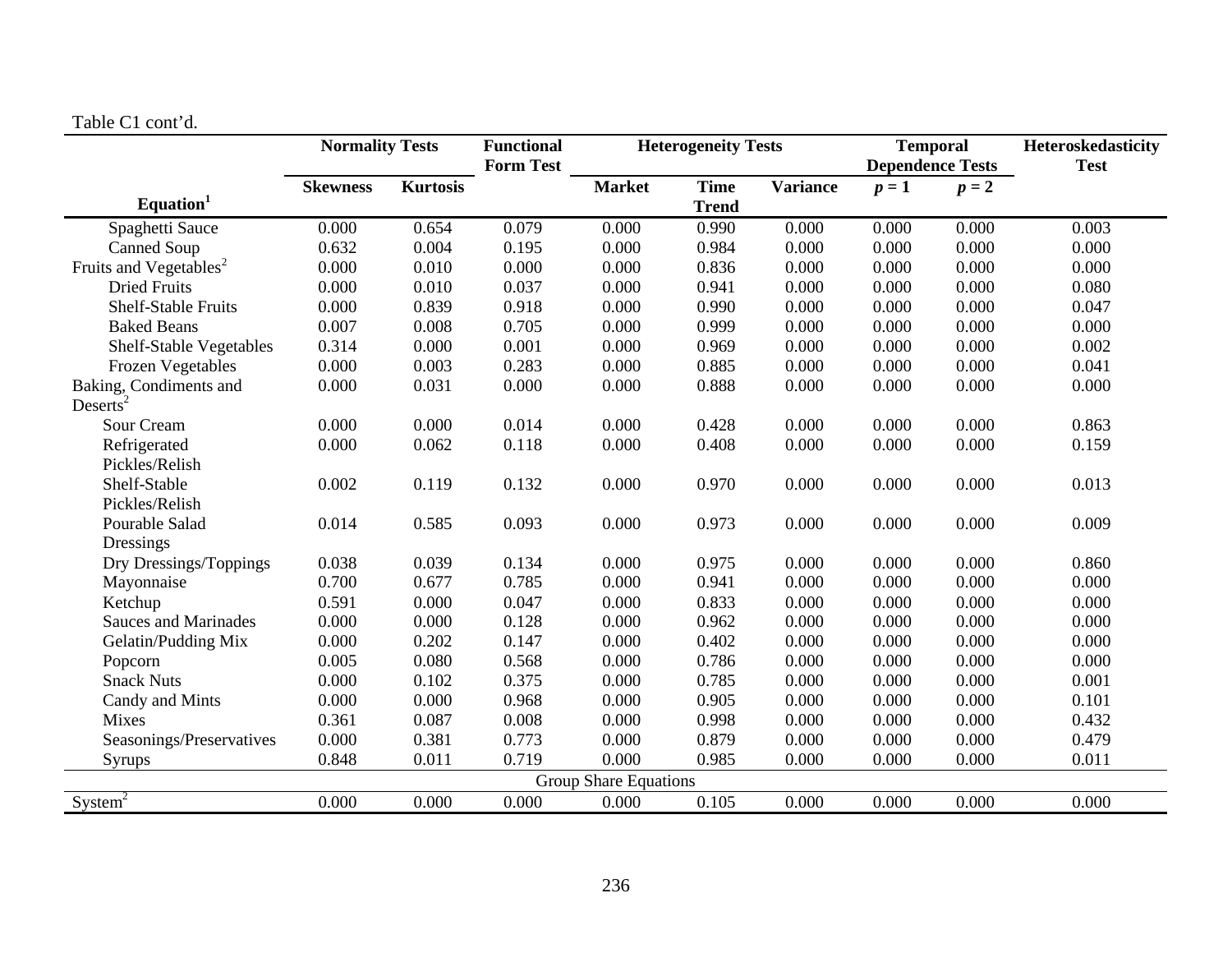Table C1 cont'd.

| Equation[1] | Normality Tests | | Functional Form Test | Heterogeneity Tests | | | Temporal Dependence Tests | | Heteroskedasticity Test |
|---|---|---|---|---|---|---|---|---|---|
| | Skewness | Kurtosis | | Market | Time Trend | Variance | $p = 1$ | $p = 2$ | |
| Spaghetti Sauce | 0.000 | 0.654 | 0.079 | 0.000 | 0.990 | 0.000 | 0.000 | 0.000 | 0.003 |
| Canned Soup | 0.632 | 0.004 | 0.195 | 0.000 | 0.984 | 0.000 | 0.000 | 0.000 | 0.000 |
| Fruits and Vegetables[2] | 0.000 | 0.010 | 0.000 | 0.000 | 0.836 | 0.000 | 0.000 | 0.000 | 0.000 |
| Dried Fruits | 0.000 | 0.010 | 0.037 | 0.000 | 0.941 | 0.000 | 0.000 | 0.000 | 0.080 |
| Shelf-Stable Fruits | 0.000 | 0.839 | 0.918 | 0.000 | 0.990 | 0.000 | 0.000 | 0.000 | 0.047 |
| Baked Beans | 0.007 | 0.008 | 0.705 | 0.000 | 0.999 | 0.000 | 0.000 | 0.000 | 0.000 |
| Shelf-Stable Vegetables | 0.314 | 0.000 | 0.001 | 0.000 | 0.969 | 0.000 | 0.000 | 0.000 | 0.002 |
| Frozen Vegetables | 0.000 | 0.003 | 0.283 | 0.000 | 0.885 | 0.000 | 0.000 | 0.000 | 0.041 |
| Baking, Condiments and Deserts[2] | 0.000 | 0.031 | 0.000 | 0.000 | 0.888 | 0.000 | 0.000 | 0.000 | 0.000 |
| Sour Cream | 0.000 | 0.000 | 0.014 | 0.000 | 0.428 | 0.000 | 0.000 | 0.000 | 0.863 |
| Refrigerated Pickles/Relish | 0.000 | 0.062 | 0.118 | 0.000 | 0.408 | 0.000 | 0.000 | 0.000 | 0.159 |
| Shelf-Stable Pickles/Relish | 0.002 | 0.119 | 0.132 | 0.000 | 0.970 | 0.000 | 0.000 | 0.000 | 0.013 |
| Pourable Salad Dressings | 0.014 | 0.585 | 0.093 | 0.000 | 0.973 | 0.000 | 0.000 | 0.000 | 0.009 |
| Dry Dressings/Toppings | 0.038 | 0.039 | 0.134 | 0.000 | 0.975 | 0.000 | 0.000 | 0.000 | 0.860 |
| Mayonnaise | 0.700 | 0.677 | 0.785 | 0.000 | 0.941 | 0.000 | 0.000 | 0.000 | 0.000 |
| Ketchup | 0.591 | 0.000 | 0.047 | 0.000 | 0.833 | 0.000 | 0.000 | 0.000 | 0.000 |
| Sauces and Marinades | 0.000 | 0.000 | 0.128 | 0.000 | 0.962 | 0.000 | 0.000 | 0.000 | 0.000 |
| Gelatin/Pudding Mix | 0.000 | 0.202 | 0.147 | 0.000 | 0.402 | 0.000 | 0.000 | 0.000 | 0.000 |
| Popcorn | 0.005 | 0.080 | 0.568 | 0.000 | 0.786 | 0.000 | 0.000 | 0.000 | 0.000 |
| Snack Nuts | 0.000 | 0.102 | 0.375 | 0.000 | 0.785 | 0.000 | 0.000 | 0.000 | 0.001 |
| Candy and Mints | 0.000 | 0.000 | 0.968 | 0.000 | 0.905 | 0.000 | 0.000 | 0.000 | 0.101 |
| Mixes | 0.361 | 0.087 | 0.008 | 0.000 | 0.998 | 0.000 | 0.000 | 0.000 | 0.432 |
| Seasonings/Preservatives | 0.000 | 0.381 | 0.773 | 0.000 | 0.879 | 0.000 | 0.000 | 0.000 | 0.479 |
| Syrups | 0.848 | 0.011 | 0.719 | 0.000 | 0.985 | 0.000 | 0.000 | 0.000 | 0.011 |
| Group Share Equations | | | | | | | | | |
| System[2] | 0.000 | 0.000 | 0.000 | 0.000 | 0.105 | 0.000 | 0.000 | 0.000 | 0.000 |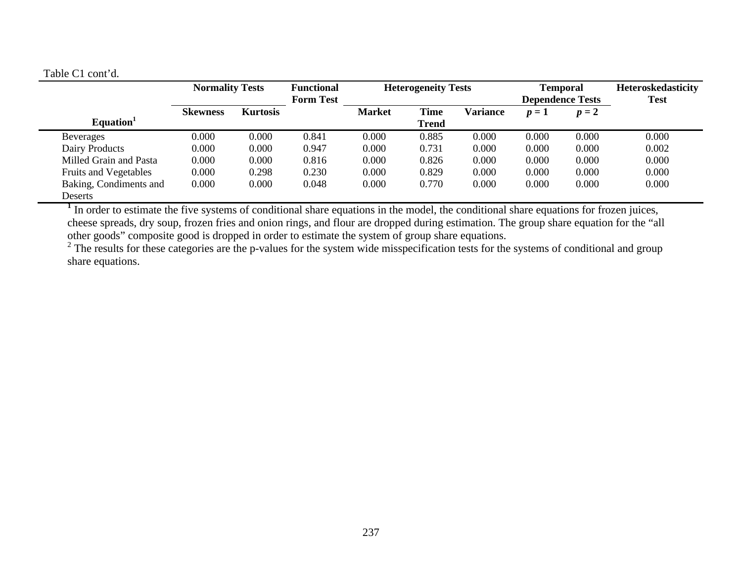Table C1 cont'd.

| Equation[1] | Normality Tests | | Functional Form Test | Heterogeneity Tests | | | Temporal Dependence Tests | | Heteroskedasticity Test |
|---|---|---|---|---|---|---|---|---|---|
| | Skewness | Kurtosis | | Market | Time Trend | Variance | $p = 1$ | $p = 2$ | |
| Beverages | 0.000 | 0.000 | 0.841 | 0.000 | 0.885 | 0.000 | 0.000 | 0.000 | 0.000 |
| Dairy Products | 0.000 | 0.000 | 0.947 | 0.000 | 0.731 | 0.000 | 0.000 | 0.000 | 0.002 |
| Milled Grain and Pasta | 0.000 | 0.000 | 0.816 | 0.000 | 0.826 | 0.000 | 0.000 | 0.000 | 0.000 |
| Fruits and Vegetables | 0.000 | 0.298 | 0.230 | 0.000 | 0.829 | 0.000 | 0.000 | 0.000 | 0.000 |
| Baking, Condiments and Deserts | 0.000 | 0.000 | 0.048 | 0.000 | 0.770 | 0.000 | 0.000 | 0.000 | 0.000 |

[1] In order to estimate the five systems of conditional share equations in the model, the conditional share equations for frozen juices, cheese spreads, dry soup, frozen fries and onion rings, and flour are dropped during estimation. The group share equation for the "all other goods" composite good is dropped in order to estimate the system of group share equations.

[2] The results for these categories are the p-values for the system wide misspecification tests for the systems of conditional and group share equations.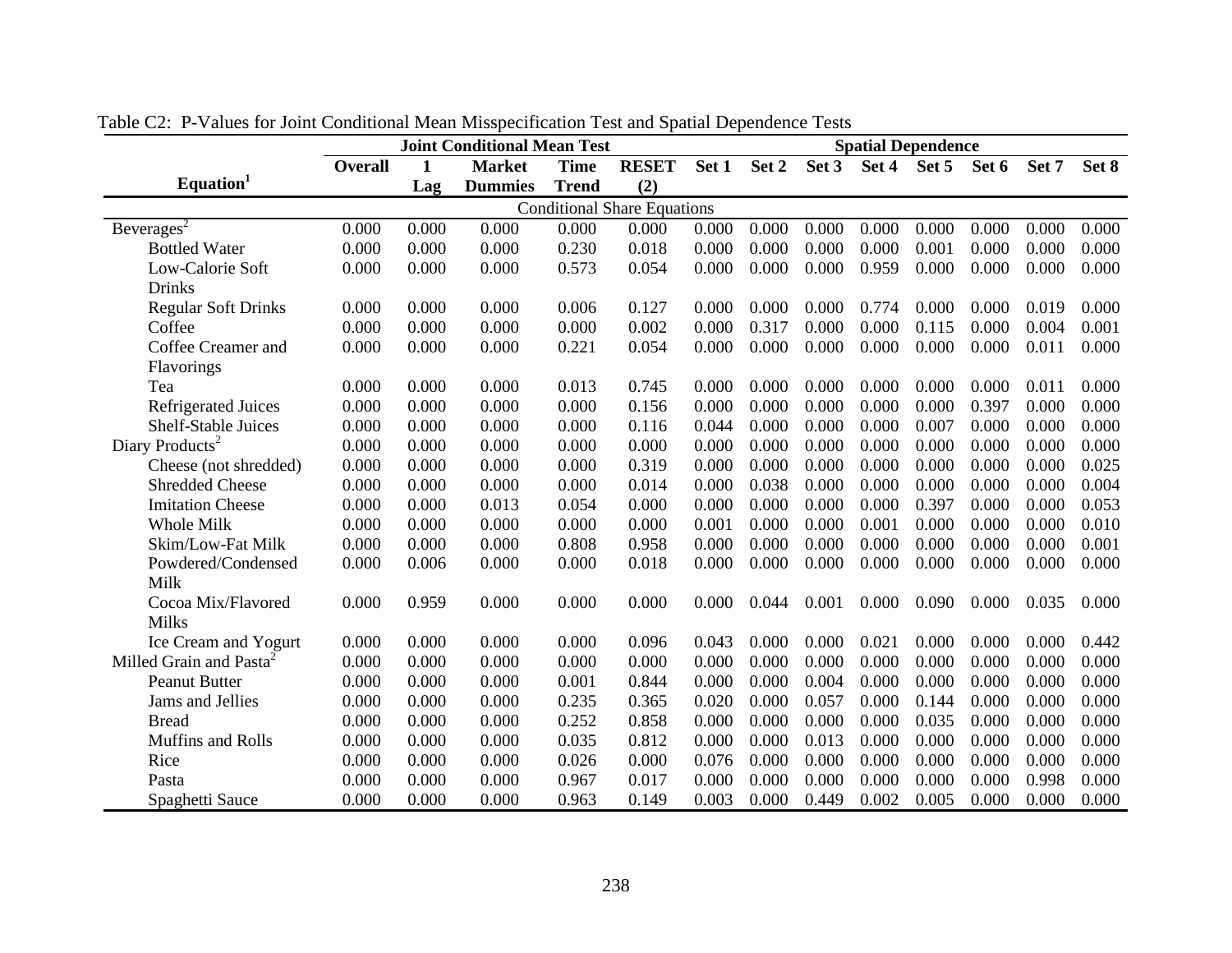Table C2: P-Values for Joint Conditional Mean Misspecification Test and Spatial Dependence Tests

| Equation[1] | Joint Conditional Mean Test | | | | | Spatial Dependence | | | | | | | |
|---|---|---|---|---|---|---|---|---|---|---|---|---|---|
| | Overall | 1 Lag | Market Dummies | Time Trend | RESET (2) | Set 1 | Set 2 | Set 3 | Set 4 | Set 5 | Set 6 | Set 7 | Set 8 |
| **Conditional Share Equations** | | | | | | | | | | | | | |
| Beverages[2] | 0.000 | 0.000 | 0.000 | 0.000 | 0.000 | 0.000 | 0.000 | 0.000 | 0.000 | 0.000 | 0.000 | 0.000 | 0.000 |
| Bottled Water | 0.000 | 0.000 | 0.000 | 0.230 | 0.018 | 0.000 | 0.000 | 0.000 | 0.000 | 0.001 | 0.000 | 0.000 | 0.000 |
| Low-Calorie Soft Drinks | 0.000 | 0.000 | 0.000 | 0.573 | 0.054 | 0.000 | 0.000 | 0.000 | 0.959 | 0.000 | 0.000 | 0.000 | 0.000 |
| Regular Soft Drinks | 0.000 | 0.000 | 0.000 | 0.006 | 0.127 | 0.000 | 0.000 | 0.000 | 0.774 | 0.000 | 0.000 | 0.019 | 0.000 |
| Coffee | 0.000 | 0.000 | 0.000 | 0.000 | 0.002 | 0.000 | 0.317 | 0.000 | 0.000 | 0.115 | 0.000 | 0.004 | 0.001 |
| Coffee Creamer and Flavorings | 0.000 | 0.000 | 0.000 | 0.221 | 0.054 | 0.000 | 0.000 | 0.000 | 0.000 | 0.000 | 0.000 | 0.011 | 0.000 |
| Tea | 0.000 | 0.000 | 0.000 | 0.013 | 0.745 | 0.000 | 0.000 | 0.000 | 0.000 | 0.000 | 0.000 | 0.011 | 0.000 |
| Refrigerated Juices | 0.000 | 0.000 | 0.000 | 0.000 | 0.156 | 0.000 | 0.000 | 0.000 | 0.000 | 0.000 | 0.397 | 0.000 | 0.000 |
| Shelf-Stable Juices | 0.000 | 0.000 | 0.000 | 0.000 | 0.116 | 0.044 | 0.000 | 0.000 | 0.000 | 0.007 | 0.000 | 0.000 | 0.000 |
| Diary Products[2] | 0.000 | 0.000 | 0.000 | 0.000 | 0.000 | 0.000 | 0.000 | 0.000 | 0.000 | 0.000 | 0.000 | 0.000 | 0.000 |
| Cheese (not shredded) | 0.000 | 0.000 | 0.000 | 0.000 | 0.319 | 0.000 | 0.000 | 0.000 | 0.000 | 0.000 | 0.000 | 0.000 | 0.025 |
| Shredded Cheese | 0.000 | 0.000 | 0.000 | 0.000 | 0.014 | 0.000 | 0.038 | 0.000 | 0.000 | 0.000 | 0.000 | 0.000 | 0.004 |
| Imitation Cheese | 0.000 | 0.000 | 0.013 | 0.054 | 0.000 | 0.000 | 0.000 | 0.000 | 0.000 | 0.397 | 0.000 | 0.000 | 0.053 |
| Whole Milk | 0.000 | 0.000 | 0.000 | 0.000 | 0.000 | 0.001 | 0.000 | 0.000 | 0.001 | 0.000 | 0.000 | 0.000 | 0.010 |
| Skim/Low-Fat Milk | 0.000 | 0.000 | 0.000 | 0.808 | 0.958 | 0.000 | 0.000 | 0.000 | 0.000 | 0.000 | 0.000 | 0.000 | 0.001 |
| Powdered/Condensed Milk | 0.000 | 0.006 | 0.000 | 0.000 | 0.018 | 0.000 | 0.000 | 0.000 | 0.000 | 0.000 | 0.000 | 0.000 | 0.000 |
| Cocoa Mix/Flavored Milks | 0.000 | 0.959 | 0.000 | 0.000 | 0.000 | 0.000 | 0.044 | 0.001 | 0.000 | 0.090 | 0.000 | 0.035 | 0.000 |
| Ice Cream and Yogurt | 0.000 | 0.000 | 0.000 | 0.000 | 0.096 | 0.043 | 0.000 | 0.000 | 0.021 | 0.000 | 0.000 | 0.000 | 0.442 |
| Milled Grain and Pasta[2] | 0.000 | 0.000 | 0.000 | 0.000 | 0.000 | 0.000 | 0.000 | 0.000 | 0.000 | 0.000 | 0.000 | 0.000 | 0.000 |
| Peanut Butter | 0.000 | 0.000 | 0.000 | 0.001 | 0.844 | 0.000 | 0.000 | 0.004 | 0.000 | 0.000 | 0.000 | 0.000 | 0.000 |
| Jams and Jellies | 0.000 | 0.000 | 0.000 | 0.235 | 0.365 | 0.020 | 0.000 | 0.057 | 0.000 | 0.144 | 0.000 | 0.000 | 0.000 |
| Bread | 0.000 | 0.000 | 0.000 | 0.252 | 0.858 | 0.000 | 0.000 | 0.000 | 0.000 | 0.035 | 0.000 | 0.000 | 0.000 |
| Muffins and Rolls | 0.000 | 0.000 | 0.000 | 0.035 | 0.812 | 0.000 | 0.000 | 0.013 | 0.000 | 0.000 | 0.000 | 0.000 | 0.000 |
| Rice | 0.000 | 0.000 | 0.000 | 0.026 | 0.000 | 0.076 | 0.000 | 0.000 | 0.000 | 0.000 | 0.000 | 0.000 | 0.000 |
| Pasta | 0.000 | 0.000 | 0.000 | 0.967 | 0.017 | 0.000 | 0.000 | 0.000 | 0.000 | 0.000 | 0.000 | 0.998 | 0.000 |
| Spaghetti Sauce | 0.000 | 0.000 | 0.000 | 0.963 | 0.149 | 0.003 | 0.000 | 0.449 | 0.002 | 0.005 | 0.000 | 0.000 | 0.000 |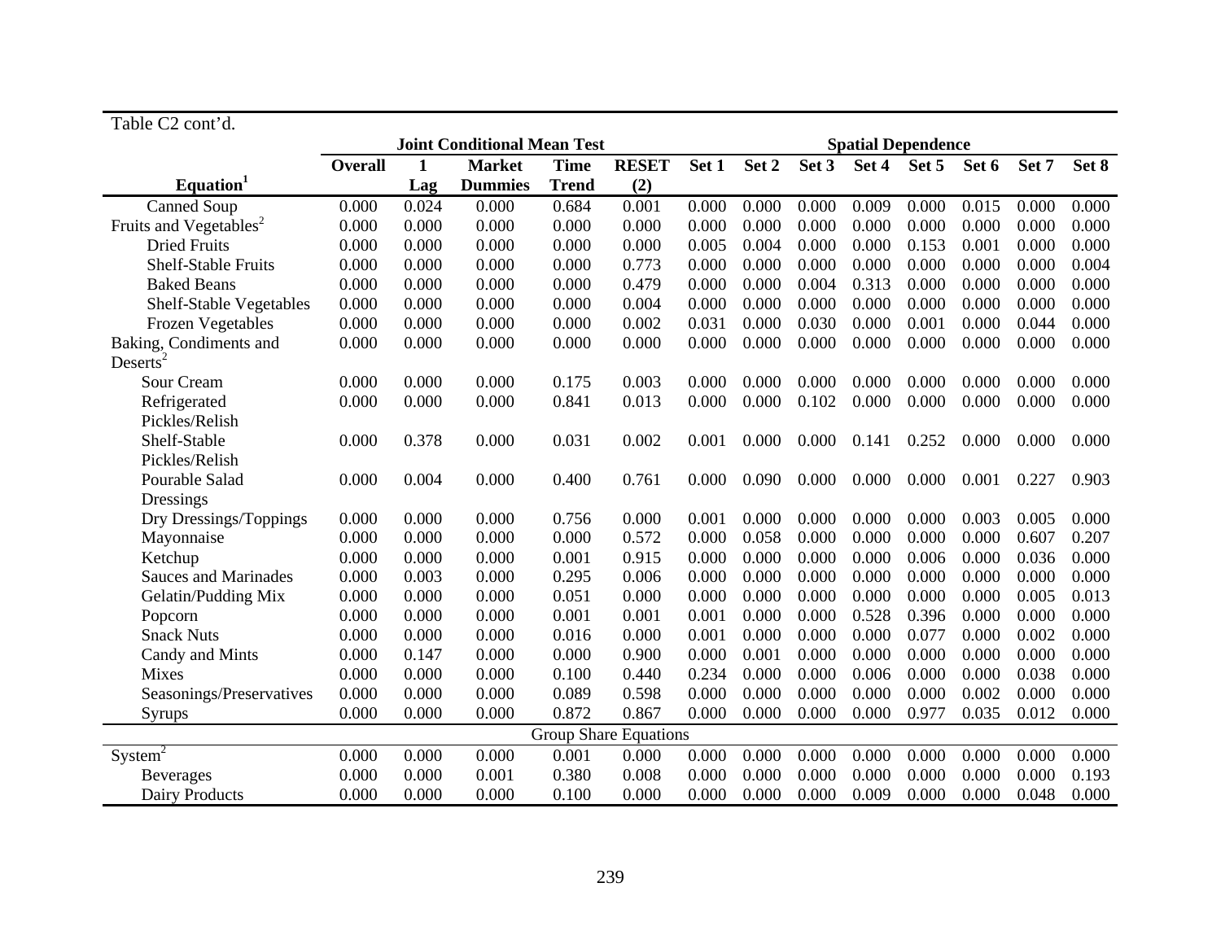Table C2 cont'd.

| Equation[1] | Joint Conditional Mean Test | | | | | Spatial Dependence | | | | | | | |
|---|---|---|---|---|---|---|---|---|---|---|---|---|---|
| | Overall | 1 Lag | Market Dummies | Time Trend | RESET (2) | Set 1 | Set 2 | Set 3 | Set 4 | Set 5 | Set 6 | Set 7 | Set 8 |
| Canned Soup | 0.000 | 0.024 | 0.000 | 0.684 | 0.001 | 0.000 | 0.000 | 0.000 | 0.009 | 0.000 | 0.015 | 0.000 | 0.000 |
| Fruits and Vegetables[2] | 0.000 | 0.000 | 0.000 | 0.000 | 0.000 | 0.000 | 0.000 | 0.000 | 0.000 | 0.000 | 0.000 | 0.000 | 0.000 |
| Dried Fruits | 0.000 | 0.000 | 0.000 | 0.000 | 0.000 | 0.005 | 0.004 | 0.000 | 0.000 | 0.153 | 0.001 | 0.000 | 0.000 |
| Shelf-Stable Fruits | 0.000 | 0.000 | 0.000 | 0.000 | 0.773 | 0.000 | 0.000 | 0.000 | 0.000 | 0.000 | 0.000 | 0.000 | 0.004 |
| Baked Beans | 0.000 | 0.000 | 0.000 | 0.000 | 0.479 | 0.000 | 0.000 | 0.004 | 0.313 | 0.000 | 0.000 | 0.000 | 0.000 |
| Shelf-Stable Vegetables | 0.000 | 0.000 | 0.000 | 0.000 | 0.004 | 0.000 | 0.000 | 0.000 | 0.000 | 0.000 | 0.000 | 0.000 | 0.000 |
| Frozen Vegetables | 0.000 | 0.000 | 0.000 | 0.000 | 0.002 | 0.031 | 0.000 | 0.030 | 0.000 | 0.001 | 0.000 | 0.044 | 0.000 |
| Baking, Condiments and Deserts[2] | 0.000 | 0.000 | 0.000 | 0.000 | 0.000 | 0.000 | 0.000 | 0.000 | 0.000 | 0.000 | 0.000 | 0.000 | 0.000 |
| Sour Cream | 0.000 | 0.000 | 0.000 | 0.175 | 0.003 | 0.000 | 0.000 | 0.000 | 0.000 | 0.000 | 0.000 | 0.000 | 0.000 |
| Refrigerated Pickles/Relish | 0.000 | 0.000 | 0.000 | 0.841 | 0.013 | 0.000 | 0.000 | 0.102 | 0.000 | 0.000 | 0.000 | 0.000 | 0.000 |
| Shelf-Stable Pickles/Relish | 0.000 | 0.378 | 0.000 | 0.031 | 0.002 | 0.001 | 0.000 | 0.000 | 0.141 | 0.252 | 0.000 | 0.000 | 0.000 |
| Pourable Salad Dressings | 0.000 | 0.004 | 0.000 | 0.400 | 0.761 | 0.000 | 0.090 | 0.000 | 0.000 | 0.000 | 0.001 | 0.227 | 0.903 |
| Dry Dressings/Toppings | 0.000 | 0.000 | 0.000 | 0.756 | 0.000 | 0.001 | 0.000 | 0.000 | 0.000 | 0.000 | 0.003 | 0.005 | 0.000 |
| Mayonnaise | 0.000 | 0.000 | 0.000 | 0.000 | 0.572 | 0.000 | 0.058 | 0.000 | 0.000 | 0.000 | 0.000 | 0.607 | 0.207 |
| Ketchup | 0.000 | 0.000 | 0.000 | 0.001 | 0.915 | 0.000 | 0.000 | 0.000 | 0.000 | 0.006 | 0.000 | 0.036 | 0.000 |
| Sauces and Marinades | 0.000 | 0.003 | 0.000 | 0.295 | 0.006 | 0.000 | 0.000 | 0.000 | 0.000 | 0.000 | 0.000 | 0.000 | 0.000 |
| Gelatin/Pudding Mix | 0.000 | 0.000 | 0.000 | 0.051 | 0.000 | 0.000 | 0.000 | 0.000 | 0.000 | 0.000 | 0.000 | 0.005 | 0.013 |
| Popcorn | 0.000 | 0.000 | 0.000 | 0.001 | 0.001 | 0.001 | 0.000 | 0.000 | 0.528 | 0.396 | 0.000 | 0.000 | 0.000 |
| Snack Nuts | 0.000 | 0.000 | 0.000 | 0.016 | 0.000 | 0.001 | 0.000 | 0.000 | 0.000 | 0.077 | 0.000 | 0.002 | 0.000 |
| Candy and Mints | 0.000 | 0.147 | 0.000 | 0.000 | 0.900 | 0.000 | 0.001 | 0.000 | 0.000 | 0.000 | 0.000 | 0.000 | 0.000 |
| Mixes | 0.000 | 0.000 | 0.000 | 0.100 | 0.440 | 0.234 | 0.000 | 0.000 | 0.006 | 0.000 | 0.000 | 0.038 | 0.000 |
| Seasonings/Preservatives | 0.000 | 0.000 | 0.000 | 0.089 | 0.598 | 0.000 | 0.000 | 0.000 | 0.000 | 0.000 | 0.002 | 0.000 | 0.000 |
| Syrups | 0.000 | 0.000 | 0.000 | 0.872 | 0.867 | 0.000 | 0.000 | 0.000 | 0.000 | 0.977 | 0.035 | 0.012 | 0.000 |
| Group Share Equations | | | | | | | | | | | | | |
| System[2] | 0.000 | 0.000 | 0.000 | 0.001 | 0.000 | 0.000 | 0.000 | 0.000 | 0.000 | 0.000 | 0.000 | 0.000 | 0.000 |
| Beverages | 0.000 | 0.000 | 0.001 | 0.380 | 0.008 | 0.000 | 0.000 | 0.000 | 0.000 | 0.000 | 0.000 | 0.000 | 0.193 |
| Dairy Products | 0.000 | 0.000 | 0.000 | 0.100 | 0.000 | 0.000 | 0.000 | 0.000 | 0.009 | 0.000 | 0.000 | 0.048 | 0.000 |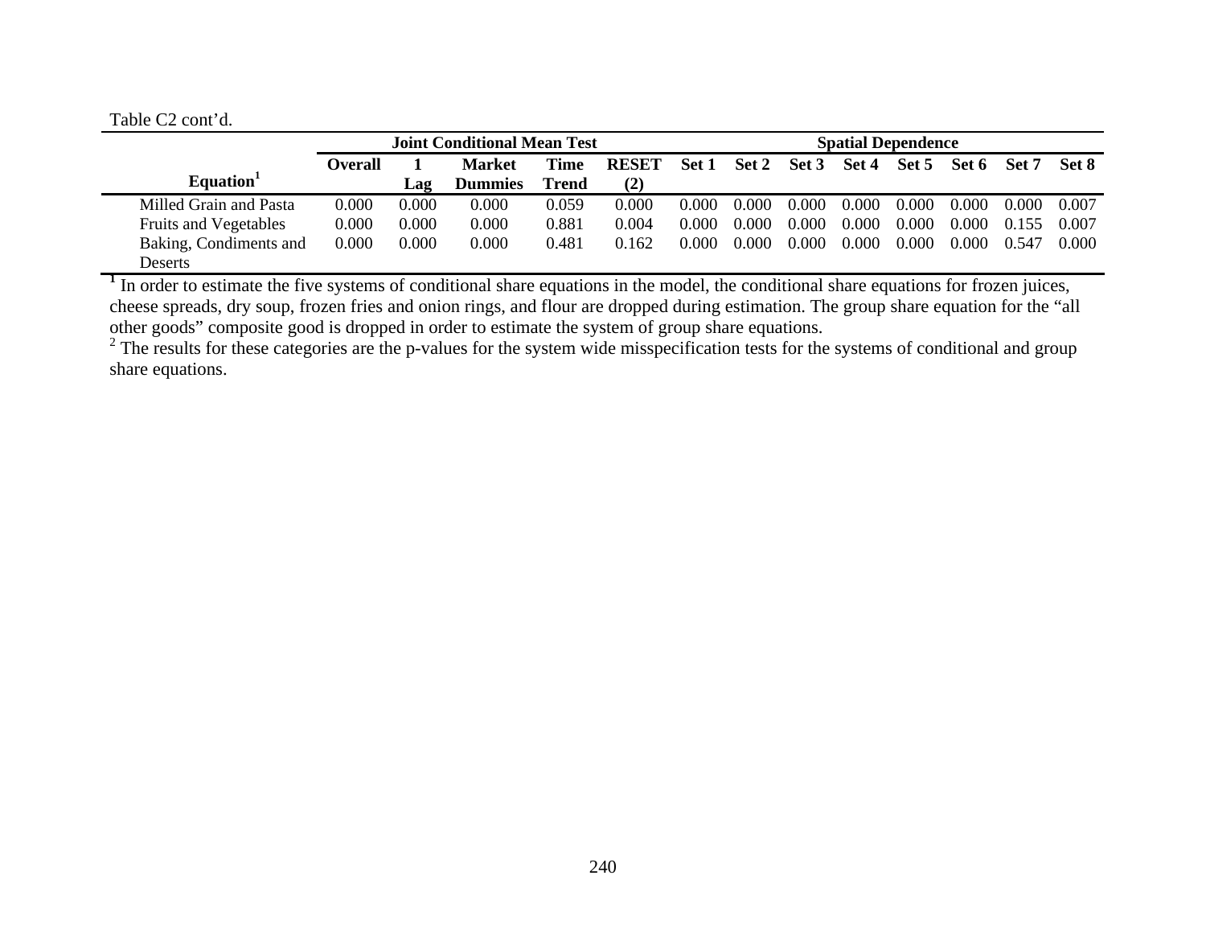Table C2 cont'd.

| Equation[1] | Joint Conditional Mean Test | | | | | Spatial Dependence | | | | | | | |
|---|---|---|---|---|---|---|---|---|---|---|---|---|---|
| | Overall | 1 Lag | Market Dummies | Time Trend | RESET (2) | Set 1 | Set 2 | Set 3 | Set 4 | Set 5 | Set 6 | Set 7 | Set 8 |
| Milled Grain and Pasta | 0.000 | 0.000 | 0.000 | 0.059 | 0.000 | 0.000 | 0.000 | 0.000 | 0.000 | 0.000 | 0.000 | 0.000 | 0.007 |
| Fruits and Vegetables | 0.000 | 0.000 | 0.000 | 0.881 | 0.004 | 0.000 | 0.000 | 0.000 | 0.000 | 0.000 | 0.000 | 0.155 | 0.007 |
| Baking, Condiments and Deserts | 0.000 | 0.000 | 0.000 | 0.481 | 0.162 | 0.000 | 0.000 | 0.000 | 0.000 | 0.000 | 0.000 | 0.547 | 0.000 |

[1] In order to estimate the five systems of conditional share equations in the model, the conditional share equations for frozen juices, cheese spreads, dry soup, frozen fries and onion rings, and flour are dropped during estimation. The group share equation for the "all other goods" composite good is dropped in order to estimate the system of group share equations.

[2] The results for these categories are the p-values for the system wide misspecification tests for the systems of conditional and group share equations.